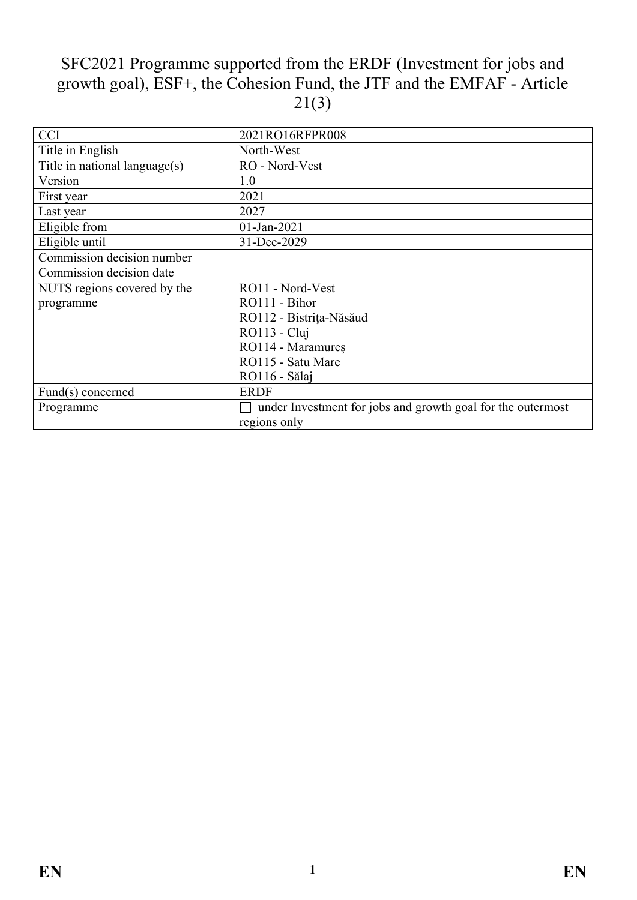# SFC2021 Programme supported from the ERDF (Investment for jobs and growth goal), ESF+, the Cohesion Fund, the JTF and the EMFAF - Article 21(3)

| CCI | 2021RO16RFPR008 |
|---|---|
| Title in English | North-West |
| Title in national language(s) | RO - Nord-Vest |
| Version | 1.0 |
| First year | 2021 |
| Last year | 2027 |
| Eligible from | 01-Jan-2021 |
| Eligible until | 31-Dec-2029 |
| Commission decision number | |
| Commission decision date | |
| NUTS regions covered by the programme | RO11 - Nord-Vest<br>RO111 - Bihor<br>RO112 - Bistriţa-Năsăud<br>RO113 - Cluj<br>RO114 - Maramureş<br>RO115 - Satu Mare<br>RO116 - Sălaj |
| Fund(s) concerned | ERDF |
| Programme | ☐ under Investment for jobs and growth goal for the outermost regions only |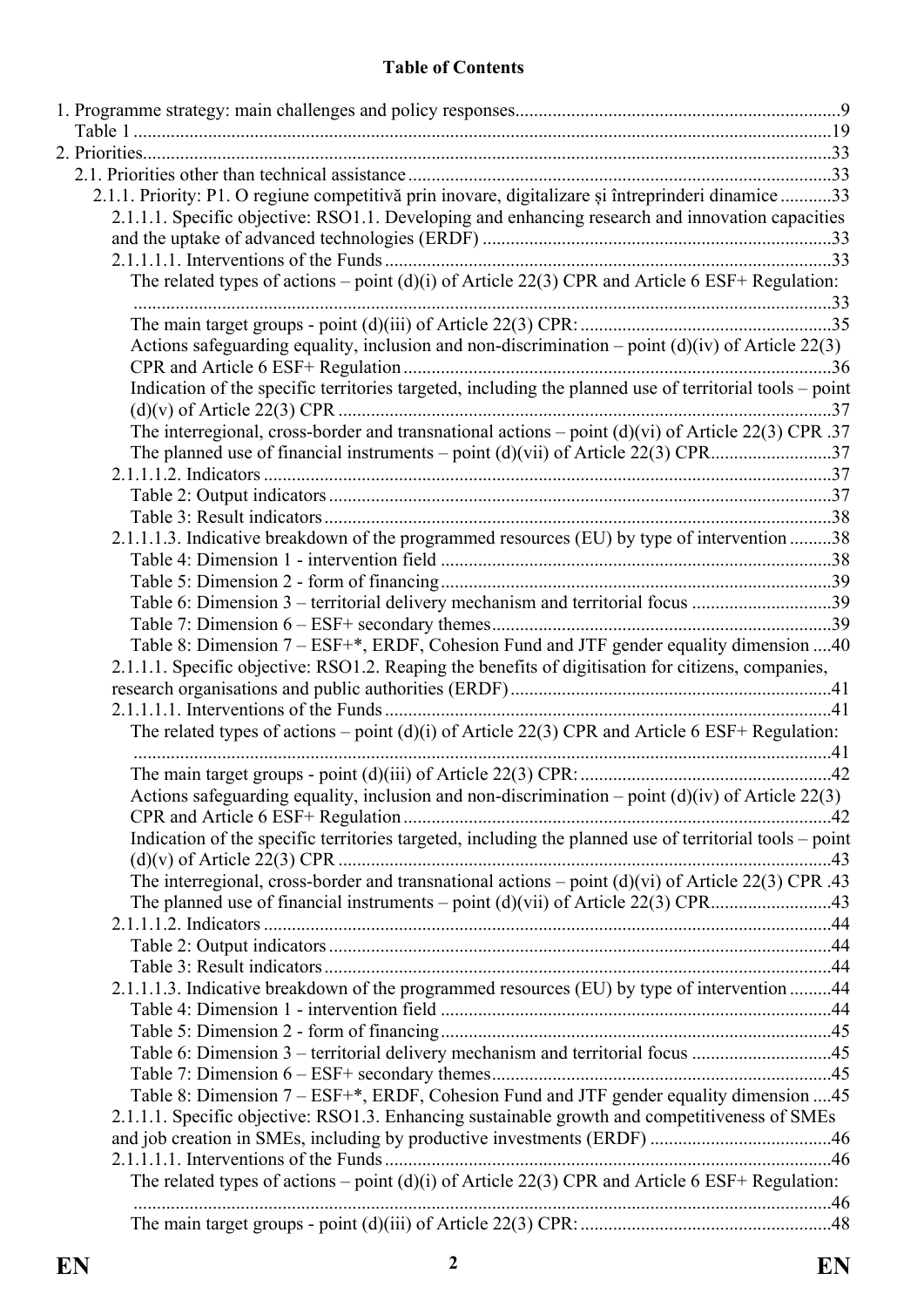**Table of Contents**

1. Programme strategy: main challenges and policy responses....................................................................9
   Table 1 ....................................................................................................................................19
2. Priorities...................................................................................................................................33
   2.1. Priorities other than technical assistance ..........................................................................33
      2.1.1. Priority: P1. O regiune competitivă prin inovare, digitalizare şi întreprinderi dinamice ...........33
         2.1.1.1. Specific objective: RSO1.1. Developing and enhancing research and innovation capacities and the uptake of advanced technologies (ERDF) ..........................................................................33
         2.1.1.1.1. Interventions of the Funds ...............................................................................................33
            The related types of actions – point (d)(i) of Article 22(3) CPR and Article 6 ESF+ Regulation: ....................................................................................................................................33
            The main target groups - point (d)(iii) of Article 22(3) CPR: .....................................................35
            Actions safeguarding equality, inclusion and non-discrimination – point (d)(iv) of Article 22(3) CPR and Article 6 ESF+ Regulation ...........................................................................................36
            Indication of the specific territories targeted, including the planned use of territorial tools – point (d)(v) of Article 22(3) CPR .........................................................................................................37
            The interregional, cross-border and transnational actions – point (d)(vi) of Article 22(3) CPR .37
            The planned use of financial instruments – point (d)(vii) of Article 22(3) CPR..........................37
         2.1.1.1.2. Indicators .........................................................................................................................37
            Table 2: Output indicators ...........................................................................................................37
            Table 3: Result indicators ............................................................................................................38
         2.1.1.1.3. Indicative breakdown of the programmed resources (EU) by type of intervention .........38
            Table 4: Dimension 1 - intervention field ...................................................................................38
            Table 5: Dimension 2 - form of financing...................................................................................39
            Table 6: Dimension 3 – territorial delivery mechanism and territorial focus .............................39
            Table 7: Dimension 6 – ESF+ secondary themes........................................................................39
            Table 8: Dimension 7 – ESF+*, ERDF, Cohesion Fund and JTF gender equality dimension ....40
         2.1.1.1. Specific objective: RSO1.2. Reaping the benefits of digitisation for citizens, companies, research organisations and public authorities (ERDF) ....................................................................41
         2.1.1.1.1. Interventions of the Funds ...............................................................................................41
            The related types of actions – point (d)(i) of Article 22(3) CPR and Article 6 ESF+ Regulation: ....................................................................................................................................41
            The main target groups - point (d)(iii) of Article 22(3) CPR: .....................................................42
            Actions safeguarding equality, inclusion and non-discrimination – point (d)(iv) of Article 22(3) CPR and Article 6 ESF+ Regulation ...........................................................................................42
            Indication of the specific territories targeted, including the planned use of territorial tools – point (d)(v) of Article 22(3) CPR .........................................................................................................43
            The interregional, cross-border and transnational actions – point (d)(vi) of Article 22(3) CPR .43
            The planned use of financial instruments – point (d)(vii) of Article 22(3) CPR..........................43
         2.1.1.1.2. Indicators .........................................................................................................................44
            Table 2: Output indicators ...........................................................................................................44
            Table 3: Result indicators ............................................................................................................44
         2.1.1.1.3. Indicative breakdown of the programmed resources (EU) by type of intervention .........44
            Table 4: Dimension 1 - intervention field ...................................................................................44
            Table 5: Dimension 2 - form of financing...................................................................................45
            Table 6: Dimension 3 – territorial delivery mechanism and territorial focus .............................45
            Table 7: Dimension 6 – ESF+ secondary themes........................................................................45
            Table 8: Dimension 7 – ESF+*, ERDF, Cohesion Fund and JTF gender equality dimension ....45
         2.1.1.1. Specific objective: RSO1.3. Enhancing sustainable growth and competitiveness of SMEs and job creation in SMEs, including by productive investments (ERDF) .......................................46
         2.1.1.1.1. Interventions of the Funds ...............................................................................................46
            The related types of actions – point (d)(i) of Article 22(3) CPR and Article 6 ESF+ Regulation: ....................................................................................................................................46
            The main target groups - point (d)(iii) of Article 22(3) CPR: .....................................................48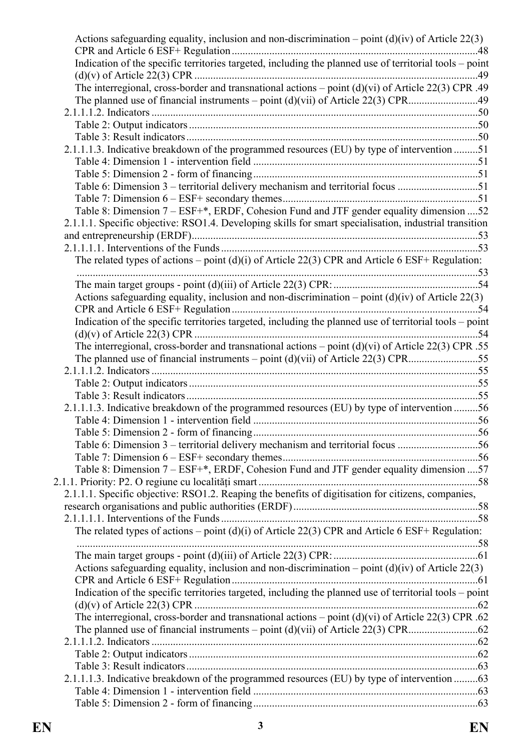Actions safeguarding equality, inclusion and non-discrimination – point (d)(iv) of Article 22(3) CPR and Article 6 ESF+ Regulation ........................................................................................... 48
Indication of the specific territories targeted, including the planned use of territorial tools – point (d)(v) of Article 22(3) CPR ........................................................................................................... 49
The interregional, cross-border and transnational actions – point (d)(vi) of Article 22(3) CPR . 49
The planned use of financial instruments – point (d)(vii) of Article 22(3) CPR .......................... 49
2.1.1.1.2. Indicators ........................................................................................................................ 50
Table 2: Output indicators .......................................................................................................... 50
Table 3: Result indicators ........................................................................................................... 50
2.1.1.1.3. Indicative breakdown of the programmed resources (EU) by type of intervention ......... 51
Table 4: Dimension 1 - intervention field .................................................................................. 51
Table 5: Dimension 2 - form of financing .................................................................................. 51
Table 6: Dimension 3 – territorial delivery mechanism and territorial focus .............................. 51
Table 7: Dimension 6 – ESF+ secondary themes ........................................................................ 51
Table 8: Dimension 7 – ESF+*, ERDF, Cohesion Fund and JTF gender equality dimension .... 52
2.1.1.1. Specific objective: RSO1.4. Developing skills for smart specialisation, industrial transition and entrepreneurship (ERDF) .......................................................................................................... 53
2.1.1.1.1. Interventions of the Funds ............................................................................................... 53
The related types of actions – point (d)(i) of Article 22(3) CPR and Article 6 ESF+ Regulation: ..................................................................................................................................................... 53
The main target groups - point (d)(iii) of Article 22(3) CPR: ...................................................... 54
Actions safeguarding equality, inclusion and non-discrimination – point (d)(iv) of Article 22(3) CPR and Article 6 ESF+ Regulation ........................................................................................... 54
Indication of the specific territories targeted, including the planned use of territorial tools – point (d)(v) of Article 22(3) CPR ........................................................................................................... 54
The interregional, cross-border and transnational actions – point (d)(vi) of Article 22(3) CPR . 55
The planned use of financial instruments – point (d)(vii) of Article 22(3) CPR .......................... 55
2.1.1.1.2. Indicators ........................................................................................................................ 55
Table 2: Output indicators .......................................................................................................... 55
Table 3: Result indicators ........................................................................................................... 55
2.1.1.1.3. Indicative breakdown of the programmed resources (EU) by type of intervention ......... 56
Table 4: Dimension 1 - intervention field .................................................................................. 56
Table 5: Dimension 2 - form of financing .................................................................................. 56
Table 6: Dimension 3 – territorial delivery mechanism and territorial focus .............................. 56
Table 7: Dimension 6 – ESF+ secondary themes ........................................................................ 56
Table 8: Dimension 7 – ESF+*, ERDF, Cohesion Fund and JTF gender equality dimension .... 57
2.1.1. Priority: P2. O regiune cu localități smart ................................................................................. 58
2.1.1.1. Specific objective: RSO1.2. Reaping the benefits of digitisation for citizens, companies, research organisations and public authorities (ERDF) .................................................................... 58
2.1.1.1.1. Interventions of the Funds ............................................................................................... 58
The related types of actions – point (d)(i) of Article 22(3) CPR and Article 6 ESF+ Regulation: ..................................................................................................................................................... 58
The main target groups - point (d)(iii) of Article 22(3) CPR: ...................................................... 61
Actions safeguarding equality, inclusion and non-discrimination – point (d)(iv) of Article 22(3) CPR and Article 6 ESF+ Regulation ........................................................................................... 61
Indication of the specific territories targeted, including the planned use of territorial tools – point (d)(v) of Article 22(3) CPR ........................................................................................................... 62
The interregional, cross-border and transnational actions – point (d)(vi) of Article 22(3) CPR . 62
The planned use of financial instruments – point (d)(vii) of Article 22(3) CPR .......................... 62
2.1.1.1.2. Indicators ........................................................................................................................ 62
Table 2: Output indicators .......................................................................................................... 62
Table 3: Result indicators ........................................................................................................... 63
2.1.1.1.3. Indicative breakdown of the programmed resources (EU) by type of intervention ......... 63
Table 4: Dimension 1 - intervention field .................................................................................. 63
Table 5: Dimension 2 - form of financing .................................................................................. 63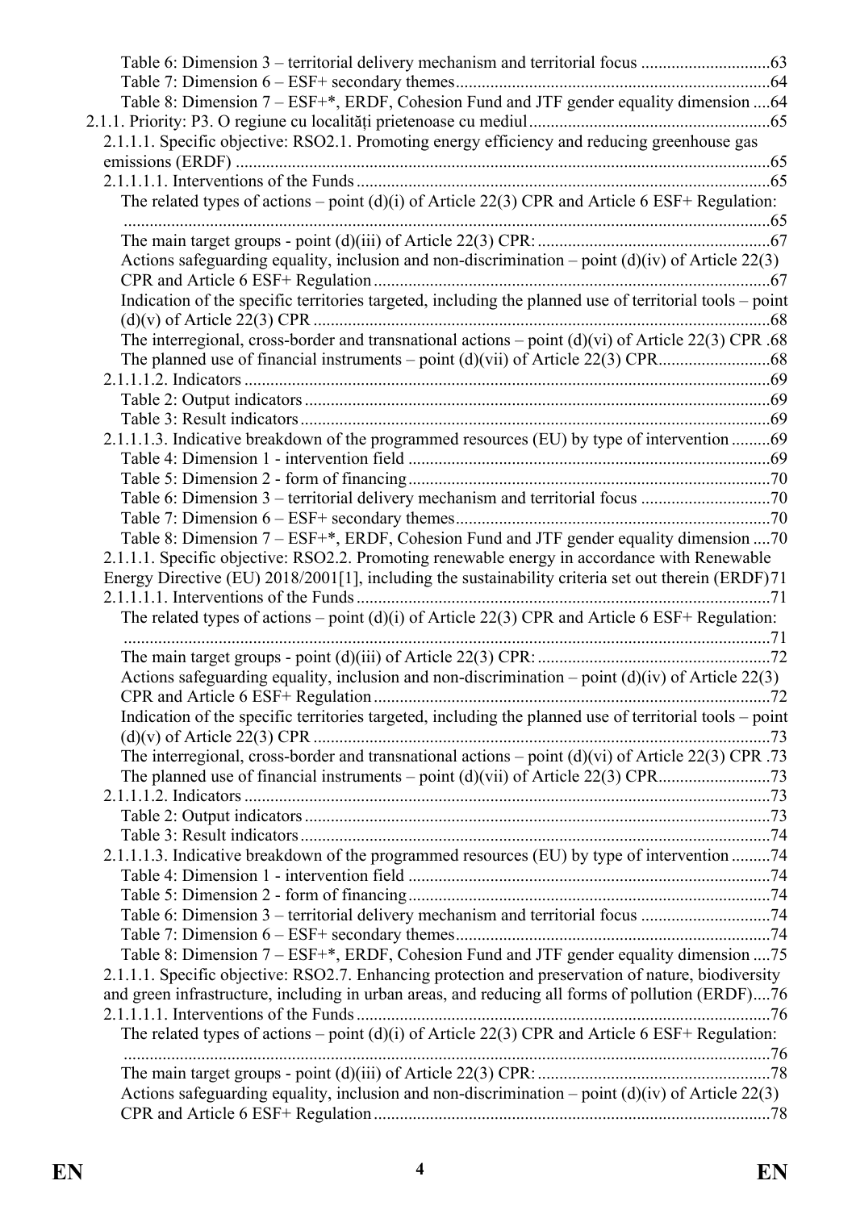Table 6: Dimension 3 – territorial delivery mechanism and territorial focus ..............................63
Table 7: Dimension 6 – ESF+ secondary themes........................................................................64
Table 8: Dimension 7 – ESF+*, ERDF, Cohesion Fund and JTF gender equality dimension ....64
2.1.1. Priority: P3. O regiune cu localități prietenoase cu mediul.......................................................65
2.1.1.1. Specific objective: RSO2.1. Promoting energy efficiency and reducing greenhouse gas emissions (ERDF) ...........................................................................................................................65
2.1.1.1.1. Interventions of the Funds..............................................................................................65
The related types of actions – point (d)(i) of Article 22(3) CPR and Article 6 ESF+ Regulation: ......................................................................................................................................................65
The main target groups - point (d)(iii) of Article 22(3) CPR: ......................................................67
Actions safeguarding equality, inclusion and non-discrimination – point (d)(iv) of Article 22(3) CPR and Article 6 ESF+ Regulation...........................................................................................67
Indication of the specific territories targeted, including the planned use of territorial tools – point (d)(v) of Article 22(3) CPR .........................................................................................................68
The interregional, cross-border and transnational actions – point (d)(vi) of Article 22(3) CPR .68
The planned use of financial instruments – point (d)(vii) of Article 22(3) CPR..........................68
2.1.1.1.2. Indicators .........................................................................................................................69
Table 2: Output indicators ...........................................................................................................69
Table 3: Result indicators............................................................................................................69
2.1.1.1.3. Indicative breakdown of the programmed resources (EU) by type of intervention .........69
Table 4: Dimension 1 - intervention field ...................................................................................69
Table 5: Dimension 2 - form of financing...................................................................................70
Table 6: Dimension 3 – territorial delivery mechanism and territorial focus ..............................70
Table 7: Dimension 6 – ESF+ secondary themes........................................................................70
Table 8: Dimension 7 – ESF+*, ERDF, Cohesion Fund and JTF gender equality dimension ....70
2.1.1.1. Specific objective: RSO2.2. Promoting renewable energy in accordance with Renewable Energy Directive (EU) 2018/2001[1], including the sustainability criteria set out therein (ERDF)71
2.1.1.1.1. Interventions of the Funds..............................................................................................71
The related types of actions – point (d)(i) of Article 22(3) CPR and Article 6 ESF+ Regulation: ......................................................................................................................................................71
The main target groups - point (d)(iii) of Article 22(3) CPR: ......................................................72
Actions safeguarding equality, inclusion and non-discrimination – point (d)(iv) of Article 22(3) CPR and Article 6 ESF+ Regulation...........................................................................................72
Indication of the specific territories targeted, including the planned use of territorial tools – point (d)(v) of Article 22(3) CPR .........................................................................................................73
The interregional, cross-border and transnational actions – point (d)(vi) of Article 22(3) CPR .73
The planned use of financial instruments – point (d)(vii) of Article 22(3) CPR..........................73
2.1.1.1.2. Indicators .........................................................................................................................73
Table 2: Output indicators ...........................................................................................................73
Table 3: Result indicators............................................................................................................74
2.1.1.1.3. Indicative breakdown of the programmed resources (EU) by type of intervention .........74
Table 4: Dimension 1 - intervention field ...................................................................................74
Table 5: Dimension 2 - form of financing...................................................................................74
Table 6: Dimension 3 – territorial delivery mechanism and territorial focus ..............................74
Table 7: Dimension 6 – ESF+ secondary themes........................................................................74
Table 8: Dimension 7 – ESF+*, ERDF, Cohesion Fund and JTF gender equality dimension ....75
2.1.1.1. Specific objective: RSO2.7. Enhancing protection and preservation of nature, biodiversity and green infrastructure, including in urban areas, and reducing all forms of pollution (ERDF)....76
2.1.1.1.1. Interventions of the Funds..............................................................................................76
The related types of actions – point (d)(i) of Article 22(3) CPR and Article 6 ESF+ Regulation: ......................................................................................................................................................76
The main target groups - point (d)(iii) of Article 22(3) CPR: ......................................................78
Actions safeguarding equality, inclusion and non-discrimination – point (d)(iv) of Article 22(3) CPR and Article 6 ESF+ Regulation...........................................................................................78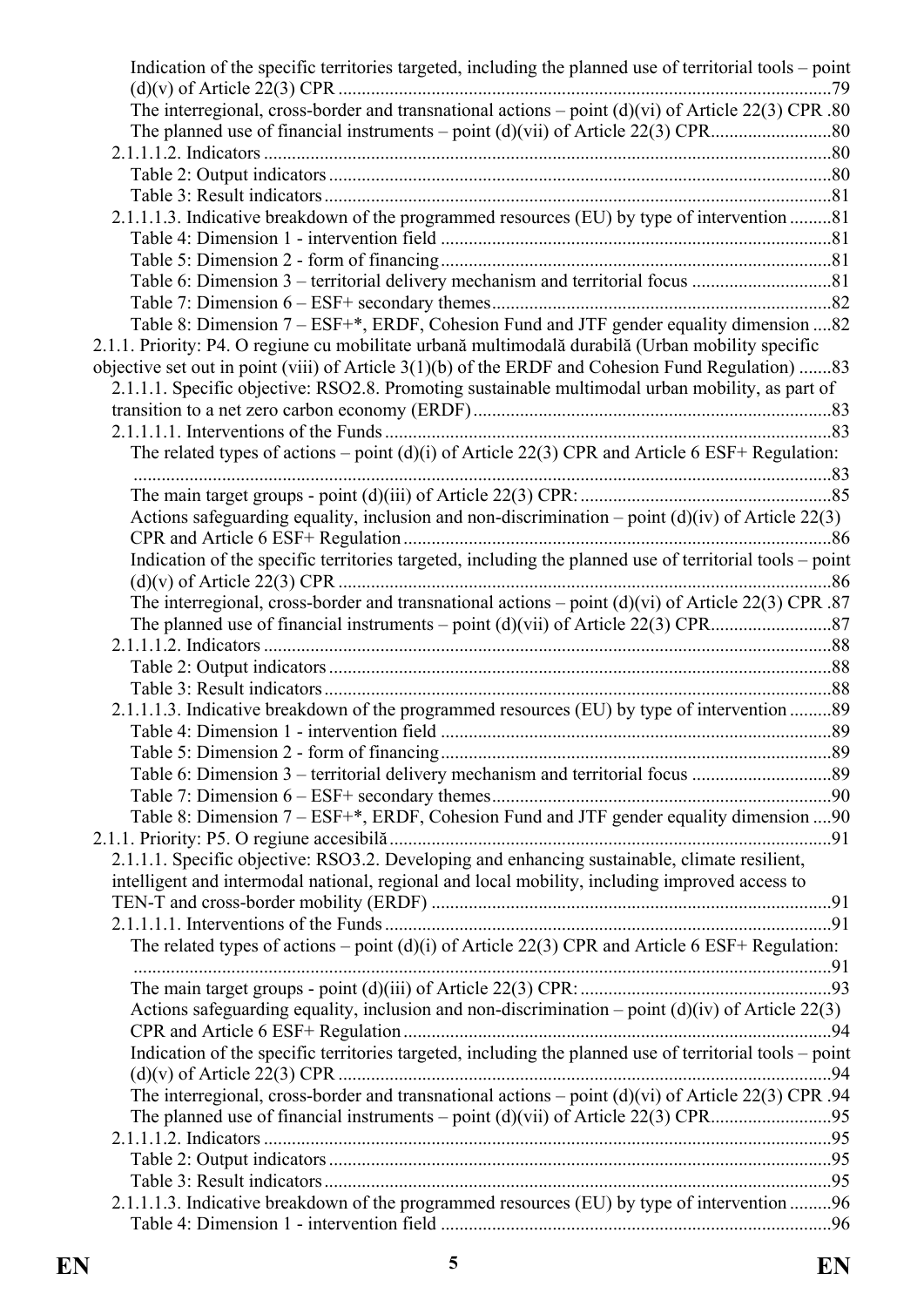Indication of the specific territories targeted, including the planned use of territorial tools – point (d)(v) of Article 22(3) CPR ........................................................................................................79
The interregional, cross-border and transnational actions – point (d)(vi) of Article 22(3) CPR .80
The planned use of financial instruments – point (d)(vii) of Article 22(3) CPR..........................80
2.1.1.1.2. Indicators ..........................................................................................................................80
Table 2: Output indicators ...........................................................................................................80
Table 3: Result indicators ............................................................................................................81
2.1.1.1.3. Indicative breakdown of the programmed resources (EU) by type of intervention .........81
Table 4: Dimension 1 - intervention field ...................................................................................81
Table 5: Dimension 2 - form of financing...................................................................................81
Table 6: Dimension 3 – territorial delivery mechanism and territorial focus ..............................81
Table 7: Dimension 6 – ESF+ secondary themes........................................................................82
Table 8: Dimension 7 – ESF+*, ERDF, Cohesion Fund and JTF gender equality dimension ....82
2.1.1. Priority: P4. O regiune cu mobilitate urbană multimodală durabilă (Urban mobility specific objective set out in point (viii) of Article 3(1)(b) of the ERDF and Cohesion Fund Regulation) .......83
2.1.1.1. Specific objective: RSO2.8. Promoting sustainable multimodal urban mobility, as part of transition to a net zero carbon economy (ERDF) ............................................................................83
2.1.1.1.1. Interventions of the Funds ...............................................................................................83
The related types of actions – point (d)(i) of Article 22(3) CPR and Article 6 ESF+ Regulation: ....................................................................................................................................................83
The main target groups - point (d)(iii) of Article 22(3) CPR: ......................................................85
Actions safeguarding equality, inclusion and non-discrimination – point (d)(iv) of Article 22(3) CPR and Article 6 ESF+ Regulation ...........................................................................................86
Indication of the specific territories targeted, including the planned use of territorial tools – point (d)(v) of Article 22(3) CPR .........................................................................................................86
The interregional, cross-border and transnational actions – point (d)(vi) of Article 22(3) CPR .87
The planned use of financial instruments – point (d)(vii) of Article 22(3) CPR..........................87
2.1.1.1.2. Indicators ..........................................................................................................................88
Table 2: Output indicators ...........................................................................................................88
Table 3: Result indicators ............................................................................................................88
2.1.1.1.3. Indicative breakdown of the programmed resources (EU) by type of intervention .........89
Table 4: Dimension 1 - intervention field ...................................................................................89
Table 5: Dimension 2 - form of financing...................................................................................89
Table 6: Dimension 3 – territorial delivery mechanism and territorial focus ..............................89
Table 7: Dimension 6 – ESF+ secondary themes........................................................................90
Table 8: Dimension 7 – ESF+*, ERDF, Cohesion Fund and JTF gender equality dimension ....90
2.1.1. Priority: P5. O regiune accesibilă ...............................................................................................91
2.1.1.1. Specific objective: RSO3.2. Developing and enhancing sustainable, climate resilient, intelligent and intermodal national, regional and local mobility, including improved access to TEN-T and cross-border mobility (ERDF) .....................................................................................91
2.1.1.1.1. Interventions of the Funds ...............................................................................................91
The related types of actions – point (d)(i) of Article 22(3) CPR and Article 6 ESF+ Regulation: ....................................................................................................................................................91
The main target groups - point (d)(iii) of Article 22(3) CPR: ......................................................93
Actions safeguarding equality, inclusion and non-discrimination – point (d)(iv) of Article 22(3) CPR and Article 6 ESF+ Regulation ...........................................................................................94
Indication of the specific territories targeted, including the planned use of territorial tools – point (d)(v) of Article 22(3) CPR .........................................................................................................94
The interregional, cross-border and transnational actions – point (d)(vi) of Article 22(3) CPR .94
The planned use of financial instruments – point (d)(vii) of Article 22(3) CPR..........................95
2.1.1.1.2. Indicators ..........................................................................................................................95
Table 2: Output indicators ...........................................................................................................95
Table 3: Result indicators ............................................................................................................95
2.1.1.1.3. Indicative breakdown of the programmed resources (EU) by type of intervention .........96
Table 4: Dimension 1 - intervention field ...................................................................................96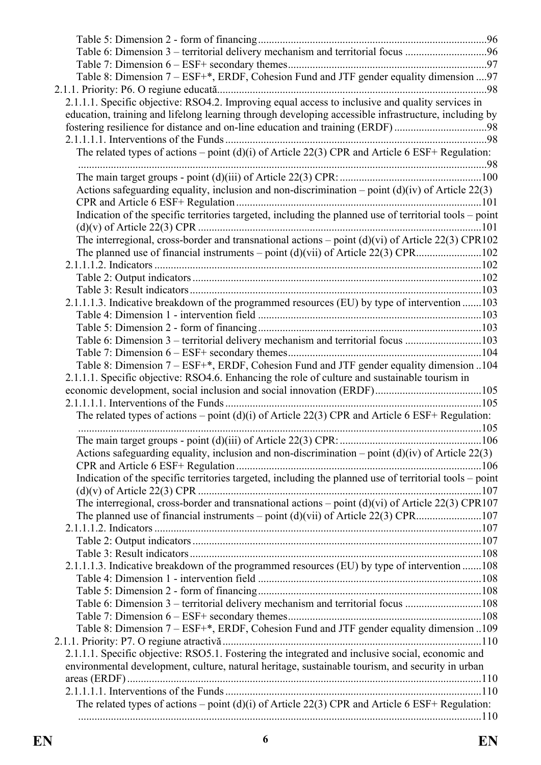Table 5: Dimension 2 - form of financing ....................................................................................96
Table 6: Dimension 3 – territorial delivery mechanism and territorial focus ..............................96
Table 7: Dimension 6 – ESF+ secondary themes.........................................................................97
Table 8: Dimension 7 – ESF+*, ERDF, Cohesion Fund and JTF gender equality dimension ....97

2.1.1. Priority: P6. O regiune educată..................................................................................................98

2.1.1.1. Specific objective: RSO4.2. Improving equal access to inclusive and quality services in education, training and lifelong learning through developing accessible infrastructure, including by fostering resilience for distance and on-line education and training (ERDF) ..................................98

2.1.1.1.1. Interventions of the Funds ...............................................................................................98

The related types of actions – point (d)(i) of Article 22(3) CPR and Article 6 ESF+ Regulation: ....................................................................................................................................................98
The main target groups - point (d)(iii) of Article 22(3) CPR: ....................................................100
Actions safeguarding equality, inclusion and non-discrimination – point (d)(iv) of Article 22(3) CPR and Article 6 ESF+ Regulation ..........................................................................................101
Indication of the specific territories targeted, including the planned use of territorial tools – point (d)(v) of Article 22(3) CPR .......................................................................................................101
The interregional, cross-border and transnational actions – point (d)(vi) of Article 22(3) CPR102
The planned use of financial instruments – point (d)(vii) of Article 22(3) CPR........................102

2.1.1.1.2. Indicators .......................................................................................................................102

Table 2: Output indicators .........................................................................................................102
Table 3: Result indicators ..........................................................................................................103

2.1.1.1.3. Indicative breakdown of the programmed resources (EU) by type of intervention .......103

Table 4: Dimension 1 - intervention field .................................................................................103
Table 5: Dimension 2 - form of financing .................................................................................103
Table 6: Dimension 3 – territorial delivery mechanism and territorial focus ............................103
Table 7: Dimension 6 – ESF+ secondary themes.......................................................................104
Table 8: Dimension 7 – ESF+*, ERDF, Cohesion Fund and JTF gender equality dimension ..104

2.1.1.1. Specific objective: RSO4.6. Enhancing the role of culture and sustainable tourism in economic development, social inclusion and social innovation (ERDF).......................................105

2.1.1.1.1. Interventions of the Funds .............................................................................................105

The related types of actions – point (d)(i) of Article 22(3) CPR and Article 6 ESF+ Regulation: ..................................................................................................................................................105
The main target groups - point (d)(iii) of Article 22(3) CPR: ....................................................106
Actions safeguarding equality, inclusion and non-discrimination – point (d)(iv) of Article 22(3) CPR and Article 6 ESF+ Regulation ..........................................................................................106
Indication of the specific territories targeted, including the planned use of territorial tools – point (d)(v) of Article 22(3) CPR .......................................................................................................107
The interregional, cross-border and transnational actions – point (d)(vi) of Article 22(3) CPR107
The planned use of financial instruments – point (d)(vii) of Article 22(3) CPR........................107

2.1.1.1.2. Indicators .......................................................................................................................107

Table 2: Output indicators .........................................................................................................107
Table 3: Result indicators ..........................................................................................................108

2.1.1.1.3. Indicative breakdown of the programmed resources (EU) by type of intervention .......108

Table 4: Dimension 1 - intervention field .................................................................................108
Table 5: Dimension 2 - form of financing .................................................................................108
Table 6: Dimension 3 – territorial delivery mechanism and territorial focus ............................108
Table 7: Dimension 6 – ESF+ secondary themes.......................................................................108
Table 8: Dimension 7 – ESF+*, ERDF, Cohesion Fund and JTF gender equality dimension ..109

2.1.1. Priority: P7. O regiune atractivă..............................................................................................110

2.1.1.1. Specific objective: RSO5.1. Fostering the integrated and inclusive social, economic and environmental development, culture, natural heritage, sustainable tourism, and security in urban areas (ERDF) ................................................................................................................................110

2.1.1.1.1. Interventions of the Funds .............................................................................................110

The related types of actions – point (d)(i) of Article 22(3) CPR and Article 6 ESF+ Regulation: ..................................................................................................................................................110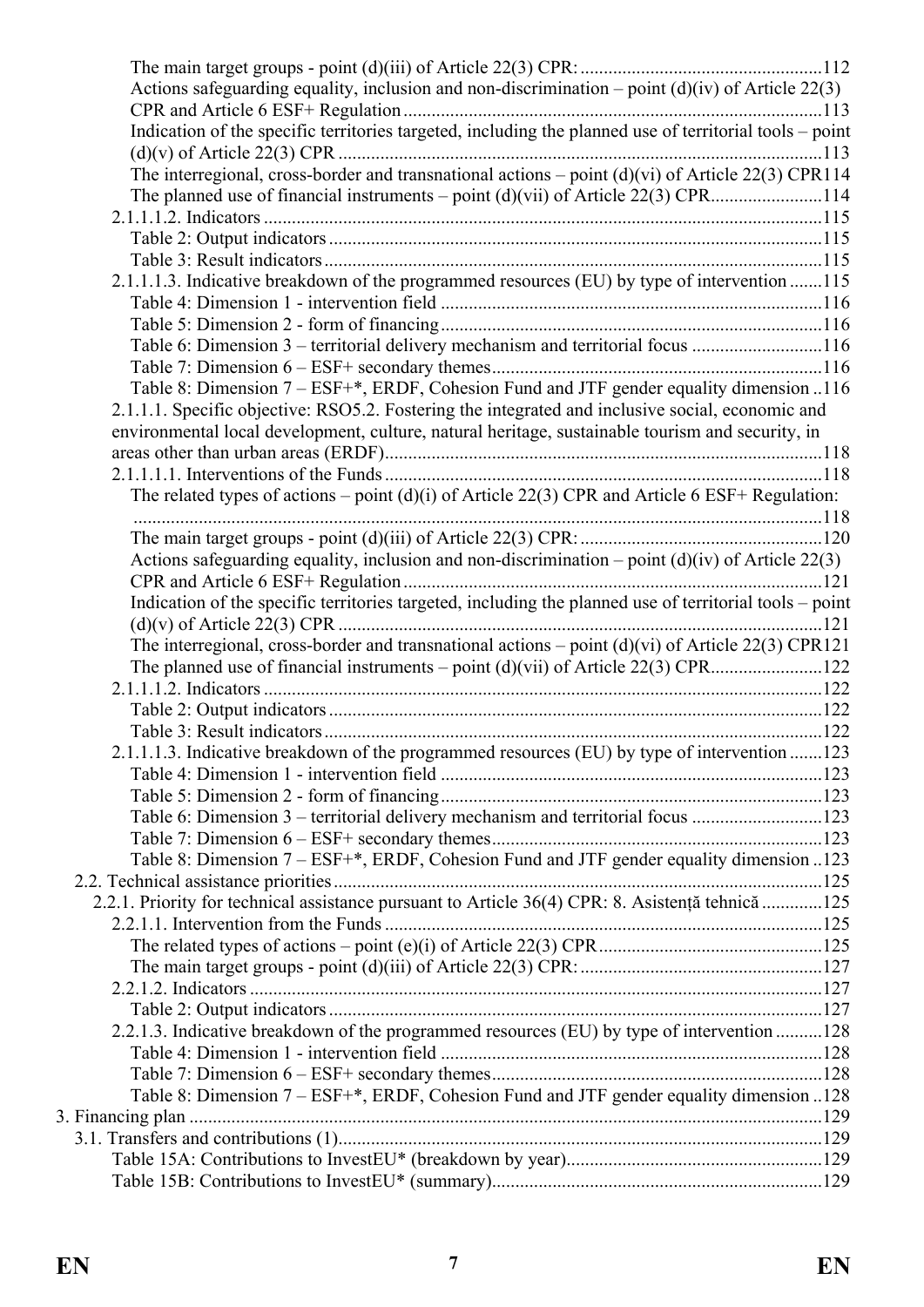The main target groups - point (d)(iii) of Article 22(3) CPR: ....................................................112
Actions safeguarding equality, inclusion and non-discrimination – point (d)(iv) of Article 22(3) CPR and Article 6 ESF+ Regulation .........................................................................................113
Indication of the specific territories targeted, including the planned use of territorial tools – point (d)(v) of Article 22(3) CPR .......................................................................................................113
The interregional, cross-border and transnational actions – point (d)(vi) of Article 22(3) CPR114
The planned use of financial instruments – point (d)(vii) of Article 22(3) CPR........................114
2.1.1.1.2. Indicators .......................................................................................................................115
Table 2: Output indicators .........................................................................................................115
Table 3: Result indicators ..........................................................................................................115
2.1.1.1.3. Indicative breakdown of the programmed resources (EU) by type of intervention .......115
Table 4: Dimension 1 - intervention field .................................................................................116
Table 5: Dimension 2 - form of financing .................................................................................116
Table 6: Dimension 3 – territorial delivery mechanism and territorial focus ............................116
Table 7: Dimension 6 – ESF+ secondary themes......................................................................116
Table 8: Dimension 7 – ESF+*, ERDF, Cohesion Fund and JTF gender equality dimension ..116
2.1.1.1. Specific objective: RSO5.2. Fostering the integrated and inclusive social, economic and environmental local development, culture, natural heritage, sustainable tourism and security, in areas other than urban areas (ERDF).............................................................................................118
2.1.1.1.1. Interventions of the Funds .............................................................................................118
The related types of actions – point (d)(i) of Article 22(3) CPR and Article 6 ESF+ Regulation: ...................................................................................................................................................118
The main target groups - point (d)(iii) of Article 22(3) CPR: ....................................................120
Actions safeguarding equality, inclusion and non-discrimination – point (d)(iv) of Article 22(3) CPR and Article 6 ESF+ Regulation .........................................................................................121
Indication of the specific territories targeted, including the planned use of territorial tools – point (d)(v) of Article 22(3) CPR .......................................................................................................121
The interregional, cross-border and transnational actions – point (d)(vi) of Article 22(3) CPR121
The planned use of financial instruments – point (d)(vii) of Article 22(3) CPR........................122
2.1.1.1.2. Indicators .......................................................................................................................122
Table 2: Output indicators .........................................................................................................122
Table 3: Result indicators ..........................................................................................................122
2.1.1.1.3. Indicative breakdown of the programmed resources (EU) by type of intervention .......123
Table 4: Dimension 1 - intervention field .................................................................................123
Table 5: Dimension 2 - form of financing .................................................................................123
Table 6: Dimension 3 – territorial delivery mechanism and territorial focus ............................123
Table 7: Dimension 6 – ESF+ secondary themes......................................................................123
Table 8: Dimension 7 – ESF+*, ERDF, Cohesion Fund and JTF gender equality dimension ..123
2.2. Technical assistance priorities ........................................................................................................125
2.2.1. Priority for technical assistance pursuant to Article 36(4) CPR: 8. Asistență tehnică .............125
2.2.1.1. Intervention from the Funds .............................................................................................125
The related types of actions – point (e)(i) of Article 22(3) CPR................................................125
The main target groups - point (d)(iii) of Article 22(3) CPR: ....................................................127
2.2.1.2. Indicators .........................................................................................................................127
Table 2: Output indicators .........................................................................................................127
2.2.1.3. Indicative breakdown of the programmed resources (EU) by type of intervention ..........128
Table 4: Dimension 1 - intervention field .................................................................................128
Table 7: Dimension 6 – ESF+ secondary themes......................................................................128
Table 8: Dimension 7 – ESF+*, ERDF, Cohesion Fund and JTF gender equality dimension ..128
3. Financing plan .......................................................................................................................................129
3.1. Transfers and contributions (1).......................................................................................................129
Table 15A: Contributions to InvestEU* (breakdown by year).......................................................129
Table 15B: Contributions to InvestEU* (summary)......................................................................129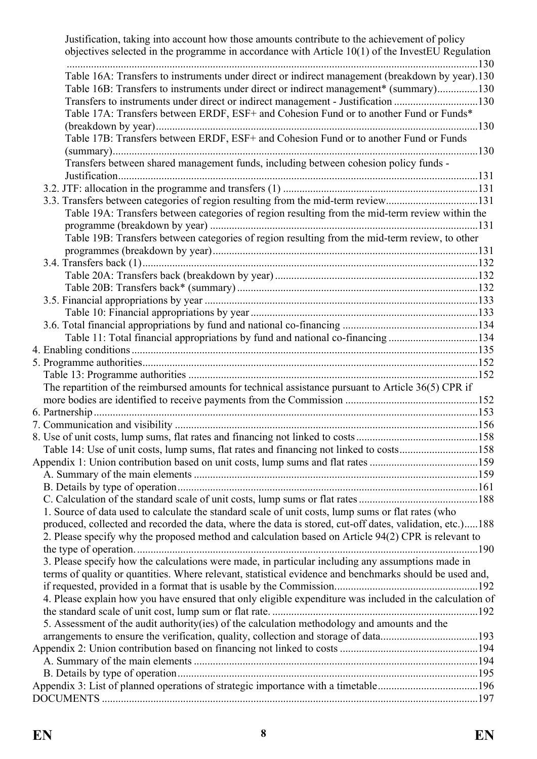Justification, taking into account how those amounts contribute to the achievement of policy objectives selected in the programme in accordance with Article 10(1) of the InvestEU Regulation ....130
Table 16A: Transfers to instruments under direct or indirect management (breakdown by year).130
Table 16B: Transfers to instruments under direct or indirect management* (summary)...............130
Transfers to instruments under direct or indirect management - Justification ...............................130
Table 17A: Transfers between ERDF, ESF+ and Cohesion Fund or to another Fund or Funds* (breakdown by year)....130
Table 17B: Transfers between ERDF, ESF+ and Cohesion Fund or to another Fund or Funds (summary)....130
Transfers between shared management funds, including between cohesion policy funds - Justification....131

3.2. JTF: allocation in the programme and transfers (1) ....131
3.3. Transfers between categories of region resulting from the mid-term review....131
Table 19A: Transfers between categories of region resulting from the mid-term review within the programme (breakdown by year) ....131
Table 19B: Transfers between categories of region resulting from the mid-term review, to other programmes (breakdown by year)....131
3.4. Transfers back (1)....132
Table 20A: Transfers back (breakdown by year) ....132
Table 20B: Transfers back* (summary) ....132
3.5. Financial appropriations by year ....133
Table 10: Financial appropriations by year ....133
3.6. Total financial appropriations by fund and national co-financing ....134
Table 11: Total financial appropriations by fund and national co-financing ....134
4. Enabling conditions ....135
5. Programme authorities....152
Table 13: Programme authorities ....152
The repartition of the reimbursed amounts for technical assistance pursuant to Article 36(5) CPR if more bodies are identified to receive payments from the Commission ....152
6. Partnership....153
7. Communication and visibility ....156
8. Use of unit costs, lump sums, flat rates and financing not linked to costs....158
Table 14: Use of unit costs, lump sums, flat rates and financing not linked to costs....158
Appendix 1: Union contribution based on unit costs, lump sums and flat rates ....159
A. Summary of the main elements ....159
B. Details by type of operation....161
C. Calculation of the standard scale of unit costs, lump sums or flat rates ....188
1. Source of data used to calculate the standard scale of unit costs, lump sums or flat rates (who produced, collected and recorded the data, where the data is stored, cut-off dates, validation, etc.).....188
2. Please specify why the proposed method and calculation based on Article 94(2) CPR is relevant to the type of operation. ....190
3. Please specify how the calculations were made, in particular including any assumptions made in terms of quality or quantities. Where relevant, statistical evidence and benchmarks should be used and, if requested, provided in a format that is usable by the Commission....192
4. Please explain how you have ensured that only eligible expenditure was included in the calculation of the standard scale of unit cost, lump sum or flat rate. ....192
5. Assessment of the audit authority(ies) of the calculation methodology and amounts and the arrangements to ensure the verification, quality, collection and storage of data....193
Appendix 2: Union contribution based on financing not linked to costs ....194
A. Summary of the main elements ....194
B. Details by type of operation....195
Appendix 3: List of planned operations of strategic importance with a timetable....196
DOCUMENTS ....197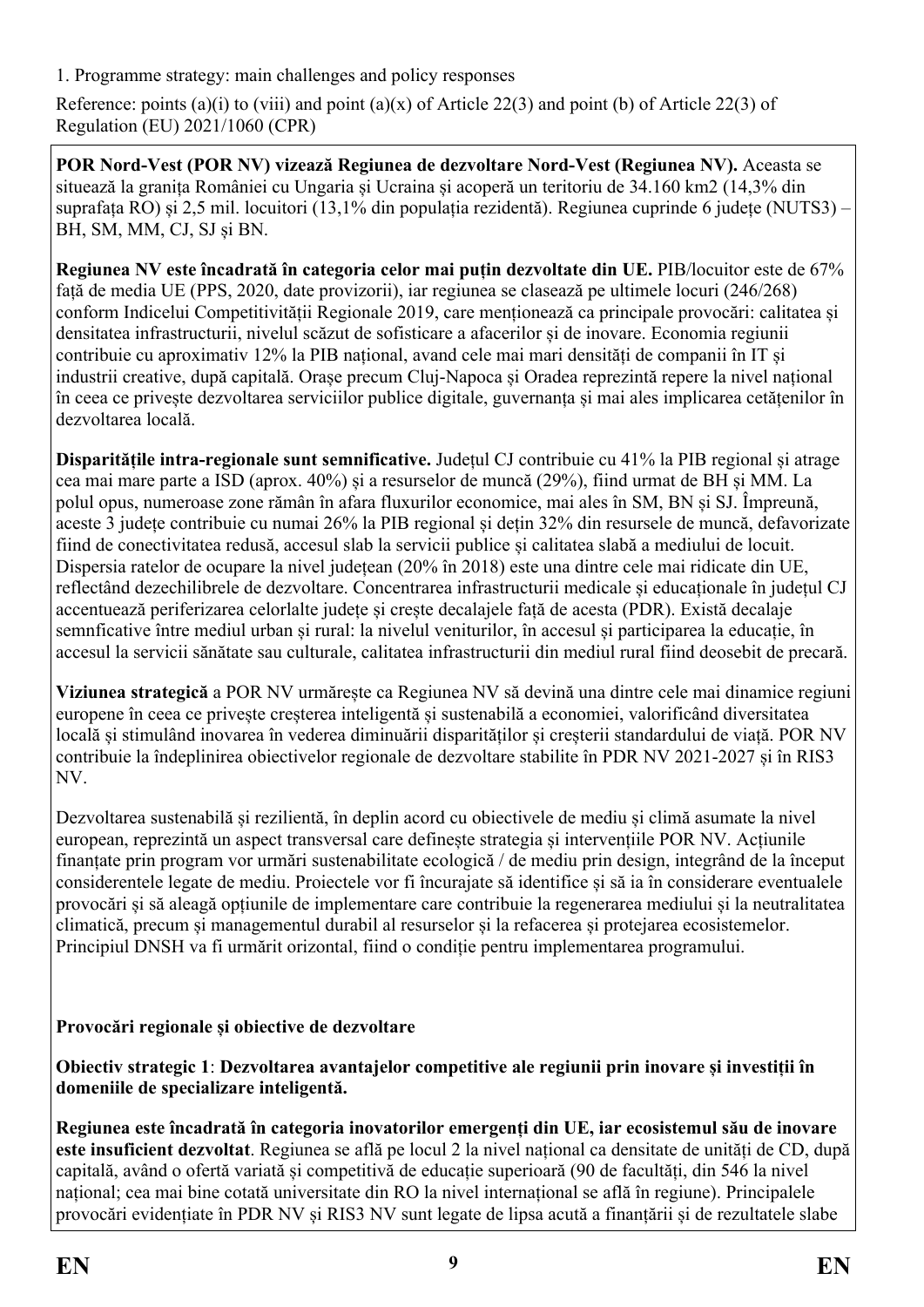1. Programme strategy: main challenges and policy responses

Reference: points (a)(i) to (viii) and point (a)(x) of Article 22(3) and point (b) of Article 22(3) of Regulation (EU) 2021/1060 (CPR)

**POR Nord-Vest (POR NV) vizează Regiunea de dezvoltare Nord-Vest (Regiunea NV).** Aceasta se situează la granița României cu Ungaria și Ucraina și acoperă un teritoriu de 34.160 km2 (14,3% din suprafața RO) și 2,5 mil. locuitori (13,1% din populația rezidentă). Regiunea cuprinde 6 județe (NUTS3) – BH, SM, MM, CJ, SJ și BN.

**Regiunea NV este încadrată în categoria celor mai puțin dezvoltate din UE.** PIB/locuitor este de 67% față de media UE (PPS, 2020, date provizorii), iar regiunea se clasează pe ultimele locuri (246/268) conform Indicelui Competitivității Regionale 2019, care menționează ca principale provocări: calitatea și densitatea infrastructurii, nivelul scăzut de sofisticare a afacerilor și de inovare. Economia regiunii contribuie cu aproximativ 12% la PIB național, avand cele mai mari densități de companii în IT și industrii creative, după capitală. Orașe precum Cluj-Napoca și Oradea reprezintă repere la nivel național în ceea ce privește dezvoltarea serviciilor publice digitale, guvernanța și mai ales implicarea cetățenilor în dezvoltarea locală.

**Disparitățile intra-regionale sunt semnificative.** Județul CJ contribuie cu 41% la PIB regional și atrage cea mai mare parte a ISD (aprox. 40%) și a resurselor de muncă (29%), fiind urmat de BH și MM. La polul opus, numeroase zone rămân în afara fluxurilor economice, mai ales în SM, BN și SJ. Împreună, aceste 3 județe contribuie cu numai 26% la PIB regional și dețin 32% din resursele de muncă, defavorizate fiind de conectivitatea redusă, accesul slab la servicii publice și calitatea slabă a mediului de locuit. Dispersia ratelor de ocupare la nivel județean (20% în 2018) este una dintre cele mai ridicate din UE, reflectând dezechilibrele de dezvoltare. Concentrarea infrastructurii medicale și educaționale în județul CJ accentuează periferizarea celorlalte județe și crește decalajele față de acesta (PDR). Există decalaje semnficative între mediul urban și rural: la nivelul veniturilor, în accesul și participarea la educație, în accesul la servicii sănătate sau culturale, calitatea infrastructurii din mediul rural fiind deosebit de precară.

**Viziunea strategică** a POR NV urmărește ca Regiunea NV să devină una dintre cele mai dinamice regiuni europene în ceea ce privește creșterea inteligentă și sustenabilă a economiei, valorificând diversitatea locală și stimulând inovarea în vederea diminuării disparităților și creșterii standardului de viață. POR NV contribuie la îndeplinirea obiectivelor regionale de dezvoltare stabilite în PDR NV 2021-2027 și în RIS3 NV.

Dezvoltarea sustenabilă și rezilientă, în deplin acord cu obiectivele de mediu și climă asumate la nivel european, reprezintă un aspect transversal care definește strategia și intervențiile POR NV. Acțiunile finanțate prin program vor urmări sustenabilitate ecologică / de mediu prin design, integrând de la început considerentele legate de mediu. Proiectele vor fi încurajate să identifice și să ia în considerare eventualele provocări și să aleagă opțiunile de implementare care contribuie la regenerarea mediului și la neutralitatea climatică, precum și managementul durabil al resurselor și la refacerea și protejarea ecosistemelor. Principiul DNSH va fi urmărit orizontal, fiind o condiție pentru implementarea programului.

**Provocări regionale și obiective de dezvoltare**

**Obiectiv strategic 1**: **Dezvoltarea avantajelor competitive ale regiunii prin inovare și investiții în domeniile de specializare inteligentă.**

**Regiunea este încadrată în categoria inovatorilor emergenți din UE, iar ecosistemul său de inovare este insuficient dezvoltat**. Regiunea se află pe locul 2 la nivel național ca densitate de unități de CD, după capitală, având o ofertă variată și competitivă de educație superioară (90 de facultăți, din 546 la nivel național; cea mai bine cotată universitate din RO la nivel internațional se află în regiune). Principalele provocări evidențiate în PDR NV și RIS3 NV sunt legate de lipsa acută a finanțării și de rezultatele slabe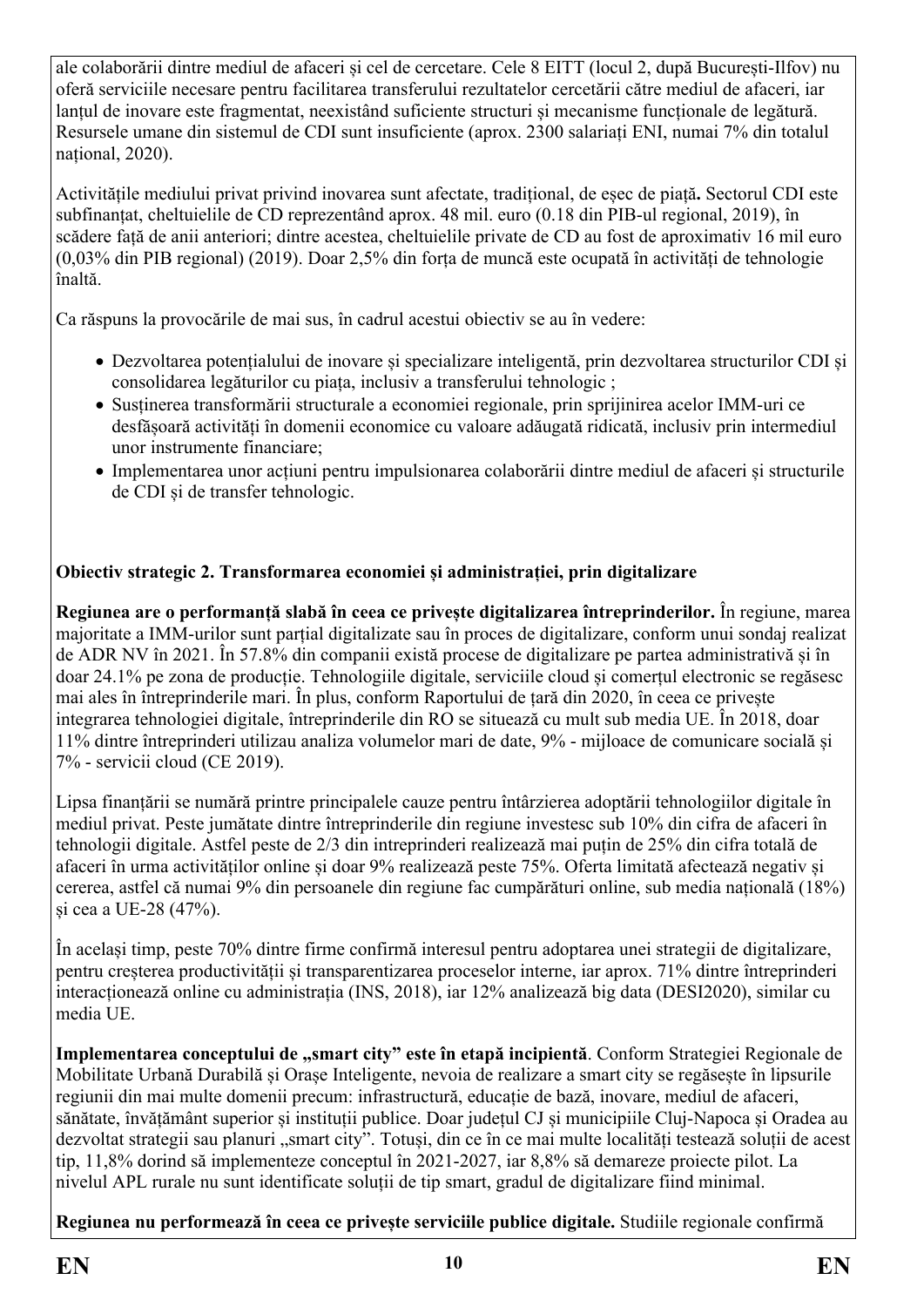ale colaborării dintre mediul de afaceri și cel de cercetare. Cele 8 EITT (locul 2, după București-Ilfov) nu oferă serviciile necesare pentru facilitarea transferului rezultatelor cercetării către mediul de afaceri, iar lanțul de inovare este fragmentat, neexistând suficiente structuri și mecanisme funcționale de legătură. Resursele umane din sistemul de CDI sunt insuficiente (aprox. 2300 salariați ENI, numai 7% din totalul național, 2020).

Activitățile mediului privat privind inovarea sunt afectate, tradițional, de eșec de piață**.** Sectorul CDI este subfinanțat, cheltuielile de CD reprezentând aprox. 48 mil. euro (0.18 din PIB-ul regional, 2019), în scădere față de anii anteriori; dintre acestea, cheltuielile private de CD au fost de aproximativ 16 mil euro (0,03% din PIB regional) (2019). Doar 2,5% din forța de muncă este ocupată în activități de tehnologie înaltă.

Ca răspuns la provocările de mai sus, în cadrul acestui obiectiv se au în vedere:

- Dezvoltarea potențialului de inovare și specializare inteligentă, prin dezvoltarea structurilor CDI și consolidarea legăturilor cu piața, inclusiv a transferului tehnologic ;
- Susținerea transformării structurale a economiei regionale, prin sprijinirea acelor IMM-uri ce desfășoară activități în domenii economice cu valoare adăugată ridicată, inclusiv prin intermediul unor instrumente financiare;
- Implementarea unor acțiuni pentru impulsionarea colaborării dintre mediul de afaceri și structurile de CDI și de transfer tehnologic.

**Obiectiv strategic 2. Transformarea economiei și administrației, prin digitalizare**

**Regiunea are o performanță slabă în ceea ce privește digitalizarea întreprinderilor.** În regiune, marea majoritate a IMM-urilor sunt parțial digitalizate sau în proces de digitalizare, conform unui sondaj realizat de ADR NV în 2021. În 57.8% din companii există procese de digitalizare pe partea administrativă și în doar 24.1% pe zona de producție. Tehnologiile digitale, serviciile cloud și comerțul electronic se regăsesc mai ales în întreprinderile mari. În plus, conform Raportului de țară din 2020, în ceea ce privește integrarea tehnologiei digitale, întreprinderile din RO se situează cu mult sub media UE. În 2018, doar 11% dintre întreprinderi utilizau analiza volumelor mari de date, 9% - mijloace de comunicare socială și 7% - servicii cloud (CE 2019).

Lipsa finanțării se numără printre principalele cauze pentru întârzierea adoptării tehnologiilor digitale în mediul privat. Peste jumătate dintre întreprinderile din regiune investesc sub 10% din cifra de afaceri în tehnologii digitale. Astfel peste de 2/3 din intreprinderi realizează mai puțin de 25% din cifra totală de afaceri în urma activităților online și doar 9% realizează peste 75%. Oferta limitată afectează negativ și cererea, astfel că numai 9% din persoanele din regiune fac cumpărături online, sub media națională (18%) și cea a UE-28 (47%).

În același timp, peste 70% dintre firme confirmă interesul pentru adoptarea unei strategii de digitalizare, pentru creșterea productivității și transparentizarea proceselor interne, iar aprox. 71% dintre întreprinderi interacționează online cu administrația (INS, 2018), iar 12% analizează big data (DESI2020), similar cu media UE.

**Implementarea conceptului de „smart city" este în etapă incipientă**. Conform Strategiei Regionale de Mobilitate Urbană Durabilă și Orașe Inteligente, nevoia de realizare a smart city se regăsește în lipsurile regiunii din mai multe domenii precum: infrastructură, educație de bază, inovare, mediul de afaceri, sănătate, învățământ superior și instituții publice. Doar județul CJ și municipiile Cluj-Napoca și Oradea au dezvoltat strategii sau planuri „smart city". Totuși, din ce în ce mai multe localități testează soluții de acest tip, 11,8% dorind să implementeze conceptul în 2021-2027, iar 8,8% să demareze proiecte pilot. La nivelul APL rurale nu sunt identificate soluții de tip smart, gradul de digitalizare fiind minimal.

**Regiunea nu performează în ceea ce privește serviciile publice digitale.** Studiile regionale confirmă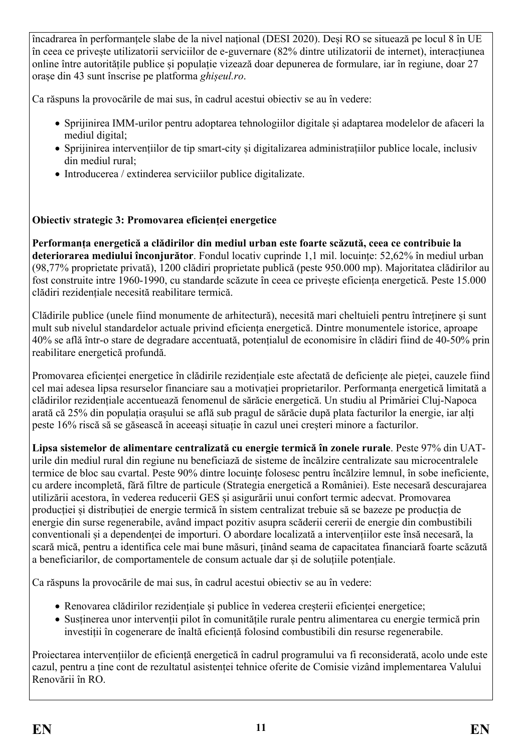încadrarea în performanțele slabe de la nivel național (DESI 2020). Deși RO se situează pe locul 8 în UE în ceea ce privește utilizatorii serviciilor de e-guvernare (82% dintre utilizatorii de internet), interacțiunea online între autoritățile publice și populație vizează doar depunerea de formulare, iar în regiune, doar 27 orașe din 43 sunt înscrise pe platforma *ghișeul.ro*.

Ca răspuns la provocările de mai sus, în cadrul acestui obiectiv se au în vedere:

- Sprijinirea IMM-urilor pentru adoptarea tehnologiilor digitale și adaptarea modelelor de afaceri la mediul digital;
- Sprijinirea intervențiilor de tip smart-city și digitalizarea administrațiilor publice locale, inclusiv din mediul rural;
- Introducerea / extinderea serviciilor publice digitalizate.

**Obiectiv strategic 3: Promovarea eficienței energetice**

**Performanța energetică a clădirilor din mediul urban este foarte scăzută, ceea ce contribuie la deteriorarea mediului înconjurător**. Fondul locativ cuprinde 1,1 mil. locuințe: 52,62% în mediul urban (98,77% proprietate privată), 1200 clădiri proprietate publică (peste 950.000 mp). Majoritatea clădirilor au fost construite intre 1960-1990, cu standarde scăzute în ceea ce privește eficiența energetică. Peste 15.000 clădiri rezidențiale necesită reabilitare termică.

Clădirile publice (unele fiind monumente de arhitectură), necesită mari cheltuieli pentru întreținere și sunt mult sub nivelul standardelor actuale privind eficiența energetică. Dintre monumentele istorice, aproape 40% se află într-o stare de degradare accentuată, potențialul de economisire în clădiri fiind de 40-50% prin reabilitare energetică profundă.

Promovarea eficienței energetice în clădirile rezidențiale este afectată de deficiențe ale pieței, cauzele fiind cel mai adesea lipsa resurselor financiare sau a motivației proprietarilor. Performanța energetică limitată a clădirilor rezidențiale accentuează fenomenul de sărăcie energetică. Un studiu al Primăriei Cluj-Napoca arată că 25% din populația orașului se află sub pragul de sărăcie după plata facturilor la energie, iar alți peste 16% riscă să se găsească în aceeași situație în cazul unei creșteri minore a facturilor.

**Lipsa sistemelor de alimentare centralizată cu energie termică în zonele rurale**. Peste 97% din UAT-urile din mediul rural din regiune nu beneficiază de sisteme de încălzire centralizate sau microcentralele termice de bloc sau cvartal. Peste 90% dintre locuințe folosesc pentru încălzire lemnul, în sobe ineficiente, cu ardere incompletă, fără filtre de particule (Strategia energetică a României). Este necesară descurajarea utilizării acestora, în vederea reducerii GES și asigurării unui confort termic adecvat. Promovarea producției și distribuției de energie termică în sistem centralizat trebuie să se bazeze pe producția de energie din surse regenerabile, având impact pozitiv asupra scăderii cererii de energie din combustibili conventionali și a dependenței de importuri. O abordare localizată a intervențiilor este însă necesară, la scară mică, pentru a identifica cele mai bune măsuri, ținând seama de capacitatea financiară foarte scăzută a beneficiarilor, de comportamentele de consum actuale dar și de soluțiile potențiale.

Ca răspuns la provocările de mai sus, în cadrul acestui obiectiv se au în vedere:

- Renovarea clădirilor rezidențiale și publice în vederea creșterii eficienței energetice;
- Susținerea unor intervenții pilot în comunitățile rurale pentru alimentarea cu energie termică prin investiții în cogenerare de înaltă eficiență folosind combustibili din resurse regenerabile.

Proiectarea intervențiilor de eficiență energetică în cadrul programului va fi reconsiderată, acolo unde este cazul, pentru a ține cont de rezultatul asistenței tehnice oferite de Comisie vizând implementarea Valului Renovării în RO.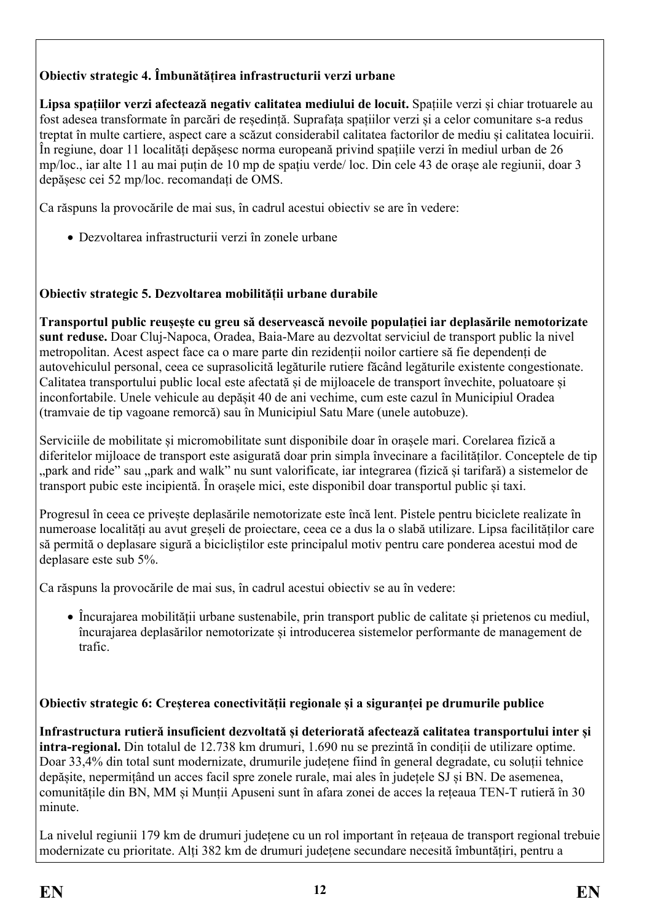**Obiectiv strategic 4. Îmbunătățirea infrastructurii verzi urbane**

**Lipsa spațiilor verzi afectează negativ calitatea mediului de locuit.** Spațiile verzi și chiar trotuarele au fost adesea transformate în parcări de reședință. Suprafața spațiilor verzi și a celor comunitare s-a redus treptat în multe cartiere, aspect care a scăzut considerabil calitatea factorilor de mediu și calitatea locuirii. În regiune, doar 11 localități depășesc norma europeană privind spațiile verzi în mediul urban de 26 mp/loc., iar alte 11 au mai puțin de 10 mp de spațiu verde/ loc. Din cele 43 de orașe ale regiunii, doar 3 depășesc cei 52 mp/loc. recomandați de OMS.

Ca răspuns la provocările de mai sus, în cadrul acestui obiectiv se are în vedere:

- Dezvoltarea infrastructurii verzi în zonele urbane

**Obiectiv strategic 5. Dezvoltarea mobilității urbane durabile**

**Transportul public reușește cu greu să deservească nevoile populației iar deplasările nemotorizate sunt reduse.** Doar Cluj-Napoca, Oradea, Baia-Mare au dezvoltat serviciul de transport public la nivel metropolitan. Acest aspect face ca o mare parte din rezidenții noilor cartiere să fie dependenți de autovehiculul personal, ceea ce suprasolicită legăturile rutiere făcând legăturile existente congestionate. Calitatea transportului public local este afectată și de mijloacele de transport învechite, poluatoare și inconfortabile. Unele vehicule au depășit 40 de ani vechime, cum este cazul în Municipiul Oradea (tramvaie de tip vagoane remorcă) sau în Municipiul Satu Mare (unele autobuze).

Serviciile de mobilitate și micromobilitate sunt disponibile doar în orașele mari. Corelarea fizică a diferitelor mijloace de transport este asigurată doar prin simpla învecinare a facilităților. Conceptele de tip „park and ride" sau „park and walk" nu sunt valorificate, iar integrarea (fizică și tarifară) a sistemelor de transport pubic este incipientă. În orașele mici, este disponibil doar transportul public și taxi.

Progresul în ceea ce privește deplasările nemotorizate este încă lent. Pistele pentru biciclete realizate în numeroase localități au avut greșeli de proiectare, ceea ce a dus la o slabă utilizare. Lipsa facilităților care să permită o deplasare sigură a bicicliștilor este principalul motiv pentru care ponderea acestui mod de deplasare este sub 5%.

Ca răspuns la provocările de mai sus, în cadrul acestui obiectiv se au în vedere:

- Încurajarea mobilității urbane sustenabile, prin transport public de calitate și prietenos cu mediul, încurajarea deplasărilor nemotorizate și introducerea sistemelor performante de management de trafic.

**Obiectiv strategic 6: Creșterea conectivității regionale și a siguranței pe drumurile publice**

**Infrastructura rutieră insuficient dezvoltată și deteriorată afectează calitatea transportului inter și intra-regional.** Din totalul de 12.738 km drumuri, 1.690 nu se prezintă în condiții de utilizare optime. Doar 33,4% din total sunt modernizate, drumurile județene fiind în general degradate, cu soluții tehnice depășite, nepermițând un acces facil spre zonele rurale, mai ales în județele SJ și BN. De asemenea, comunitățile din BN, MM și Munții Apuseni sunt în afara zonei de acces la rețeaua TEN-T rutieră în 30 minute.

La nivelul regiunii 179 km de drumuri județene cu un rol important în rețeaua de transport regional trebuie modernizate cu prioritate. Alți 382 km de drumuri județene secundare necesită îmbunătățiri, pentru a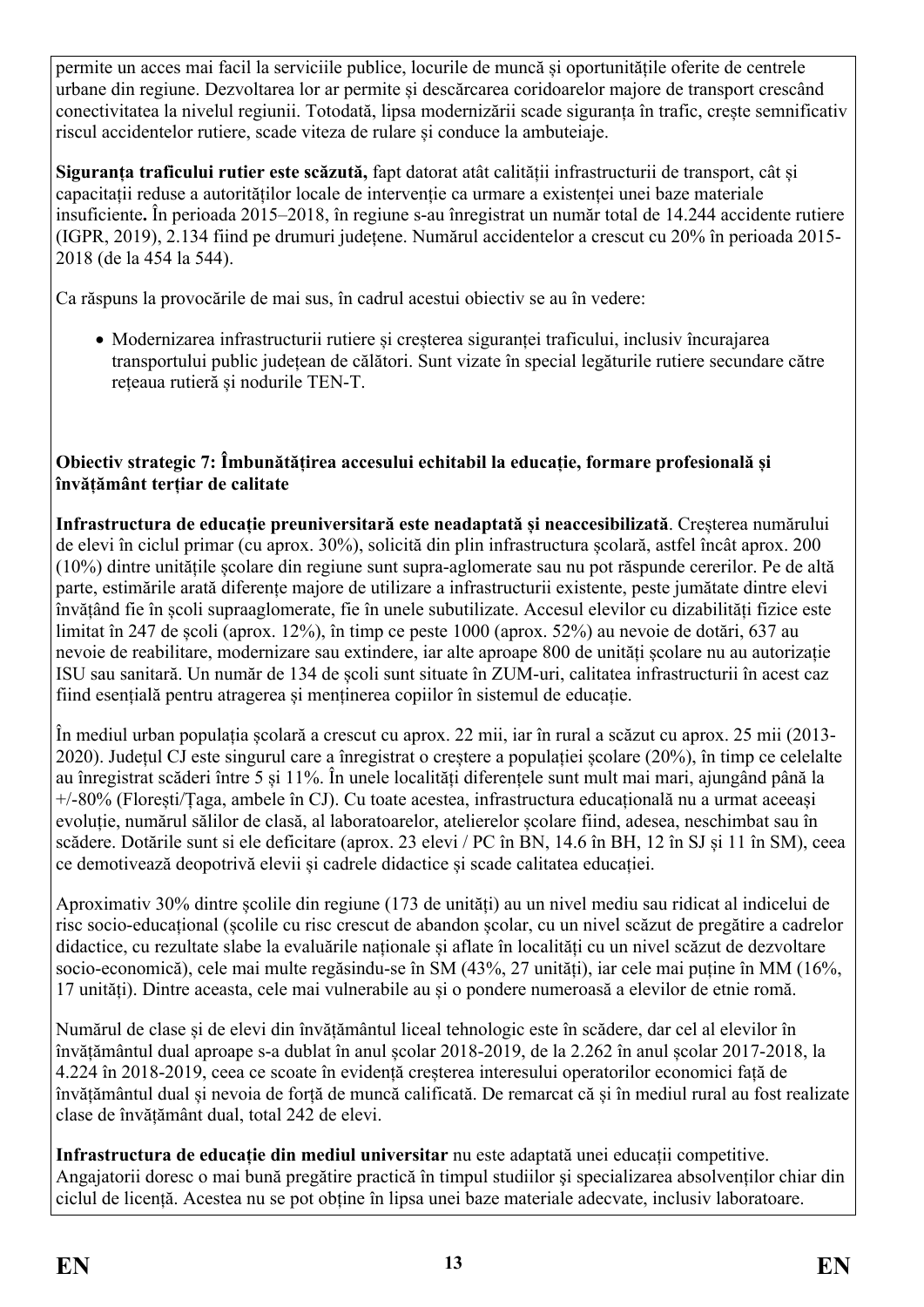permite un acces mai facil la serviciile publice, locurile de muncă și oportunitățile oferite de centrele urbane din regiune. Dezvoltarea lor ar permite și descărcarea coridoarelor majore de transport crescând conectivitatea la nivelul regiunii. Totodată, lipsa modernizării scade siguranța în trafic, crește semnificativ riscul accidentelor rutiere, scade viteza de rulare și conduce la ambuteiaje.

**Siguranța traficului rutier este scăzută,** fapt datorat atât calității infrastructurii de transport, cât și capacității reduse a autorităților locale de intervenție ca urmare a existenței unei baze materiale insuficiente**.** În perioada 2015–2018, în regiune s-au înregistrat un număr total de 14.244 accidente rutiere (IGPR, 2019), 2.134 fiind pe drumuri județene. Numărul accidentelor a crescut cu 20% în perioada 2015-2018 (de la 454 la 544).

Ca răspuns la provocările de mai sus, în cadrul acestui obiectiv se au în vedere:

- Modernizarea infrastructurii rutiere și creșterea siguranței traficului, inclusiv încurajarea transportului public județean de călători. Sunt vizate în special legăturile rutiere secundare către rețeaua rutieră și nodurile TEN-T.

**Obiectiv strategic 7: Îmbunătățirea accesului echitabil la educație, formare profesională și învățământ terțiar de calitate**

**Infrastructura de educație preuniversitară este neadaptată și neaccesibilizată**. Creșterea numărului de elevi în ciclul primar (cu aprox. 30%), solicită din plin infrastructura școlară, astfel încât aprox. 200 (10%) dintre unitățile școlare din regiune sunt supra-aglomerate sau nu pot răspunde cererilor. Pe de altă parte, estimările arată diferențe majore de utilizare a infrastructurii existente, peste jumătate dintre elevi învățând fie în școli supraaglomerate, fie în unele subutilizate. Accesul elevilor cu dizabilități fizice este limitat în 247 de școli (aprox. 12%), în timp ce peste 1000 (aprox. 52%) au nevoie de dotări, 637 au nevoie de reabilitare, modernizare sau extindere, iar alte aproape 800 de unități școlare nu au autorizație ISU sau sanitară. Un număr de 134 de școli sunt situate în ZUM-uri, calitatea infrastructurii în acest caz fiind esențială pentru atragerea și menținerea copiilor în sistemul de educație.

În mediul urban populația școlară a crescut cu aprox. 22 mii, iar în rural a scăzut cu aprox. 25 mii (2013-2020). Județul CJ este singurul care a înregistrat o creștere a populației școlare (20%), în timp ce celelalte au înregistrat scăderi între 5 și 11%. În unele localități diferențele sunt mult mai mari, ajungând până la +/-80% (Florești/Țaga, ambele în CJ). Cu toate acestea, infrastructura educațională nu a urmat aceeași evoluție, numărul sălilor de clasă, al laboratoarelor, atelierelor școlare fiind, adesea, neschimbat sau în scădere. Dotările sunt si ele deficitare (aprox. 23 elevi / PC în BN, 14.6 în BH, 12 în SJ și 11 în SM), ceea ce demotivează deopotrivă elevii și cadrele didactice și scade calitatea educației.

Aproximativ 30% dintre școlile din regiune (173 de unități) au un nivel mediu sau ridicat al indicelui de risc socio-educațional (școlile cu risc crescut de abandon școlar, cu un nivel scăzut de pregătire a cadrelor didactice, cu rezultate slabe la evaluările naționale și aflate în localități cu un nivel scăzut de dezvoltare socio-economică), cele mai multe regăsindu-se în SM (43%, 27 unități), iar cele mai puține în MM (16%, 17 unități). Dintre aceasta, cele mai vulnerabile au și o pondere numeroasă a elevilor de etnie romă.

Numărul de clase și de elevi din învățământul liceal tehnologic este în scădere, dar cel al elevilor în învățământul dual aproape s-a dublat în anul școlar 2018-2019, de la 2.262 în anul școlar 2017-2018, la 4.224 în 2018-2019, ceea ce scoate în evidență creșterea interesului operatorilor economici față de învățământul dual și nevoia de forță de muncă calificată. De remarcat că și în mediul rural au fost realizate clase de învățământ dual, total 242 de elevi.

**Infrastructura de educație din mediul universitar** nu este adaptată unei educații competitive. Angajatorii doresc o mai bună pregătire practică în timpul studiilor și specializarea absolvenților chiar din ciclul de licență. Acestea nu se pot obține în lipsa unei baze materiale adecvate, inclusiv laboratoare.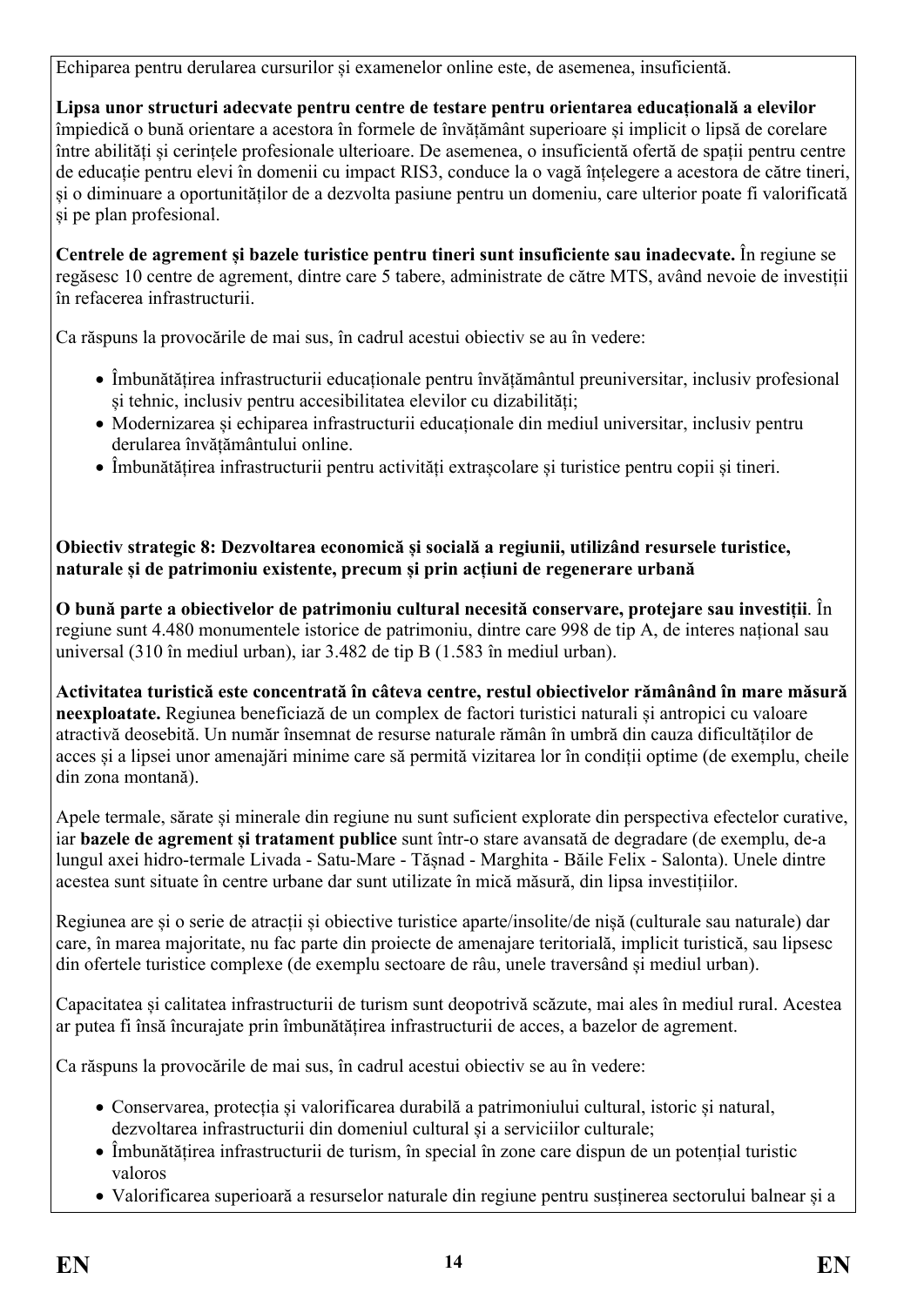Echiparea pentru derularea cursurilor și examenelor online este, de asemenea, insuficientă.

**Lipsa unor structuri adecvate pentru centre de testare pentru orientarea educațională a elevilor** împiedică o bună orientare a acestora în formele de învățământ superioare și implicit o lipsă de corelare între abilități și cerințele profesionale ulterioare. De asemenea, o insuficientă ofertă de spații pentru centre de educație pentru elevi în domenii cu impact RIS3, conduce la o vagă înțelegere a acestora de către tineri, și o diminuare a oportunităților de a dezvolta pasiune pentru un domeniu, care ulterior poate fi valorificată și pe plan profesional.

**Centrele de agrement și bazele turistice pentru tineri sunt insuficiente sau inadecvate.** În regiune se regăsesc 10 centre de agrement, dintre care 5 tabere, administrate de către MTS, având nevoie de investiții în refacerea infrastructurii.

Ca răspuns la provocările de mai sus, în cadrul acestui obiectiv se au în vedere:

- Îmbunătățirea infrastructurii educaționale pentru învățământul preuniversitar, inclusiv profesional și tehnic, inclusiv pentru accesibilitatea elevilor cu dizabilități;
- Modernizarea și echiparea infrastructurii educaționale din mediul universitar, inclusiv pentru derularea învățământului online.
- Îmbunătățirea infrastructurii pentru activități extrașcolare și turistice pentru copii și tineri.

**Obiectiv strategic 8: Dezvoltarea economică și socială a regiunii, utilizând resursele turistice, naturale și de patrimoniu existente, precum și prin acțiuni de regenerare urbană**

**O bună parte a obiectivelor de patrimoniu cultural necesită conservare, protejare sau investiții**. În regiune sunt 4.480 monumentele istorice de patrimoniu, dintre care 998 de tip A, de interes național sau universal (310 în mediul urban), iar 3.482 de tip B (1.583 în mediul urban).

**Activitatea turistică este concentrată în câteva centre, restul obiectivelor rămânând în mare măsură neexploatate.** Regiunea beneficiază de un complex de factori turistici naturali și antropici cu valoare atractivă deosebită. Un număr însemnat de resurse naturale rămân în umbră din cauza dificultăților de acces și a lipsei unor amenajări minime care să permită vizitarea lor în condiții optime (de exemplu, cheile din zona montană).

Apele termale, sărate și minerale din regiune nu sunt suficient explorate din perspectiva efectelor curative, iar **bazele de agrement și tratament publice** sunt într-o stare avansată de degradare (de exemplu, de-a lungul axei hidro-termale Livada - Satu-Mare - Tășnad - Marghita - Băile Felix - Salonta). Unele dintre acestea sunt situate în centre urbane dar sunt utilizate în mică măsură, din lipsa investițiilor.

Regiunea are și o serie de atracții și obiective turistice aparte/insolite/de nișă (culturale sau naturale) dar care, în marea majoritate, nu fac parte din proiecte de amenajare teritorială, implicit turistică, sau lipsesc din ofertele turistice complexe (de exemplu sectoare de râu, unele traversând și mediul urban).

Capacitatea și calitatea infrastructurii de turism sunt deopotrivă scăzute, mai ales în mediul rural. Acestea ar putea fi însă încurajate prin îmbunătățirea infrastructurii de acces, a bazelor de agrement.

Ca răspuns la provocările de mai sus, în cadrul acestui obiectiv se au în vedere:

- Conservarea, protecția și valorificarea durabilă a patrimoniului cultural, istoric și natural, dezvoltarea infrastructurii din domeniul cultural și a serviciilor culturale;
- Îmbunătățirea infrastructurii de turism, în special în zone care dispun de un potențial turistic valoros
- Valorificarea superioară a resurselor naturale din regiune pentru susținerea sectorului balnear și a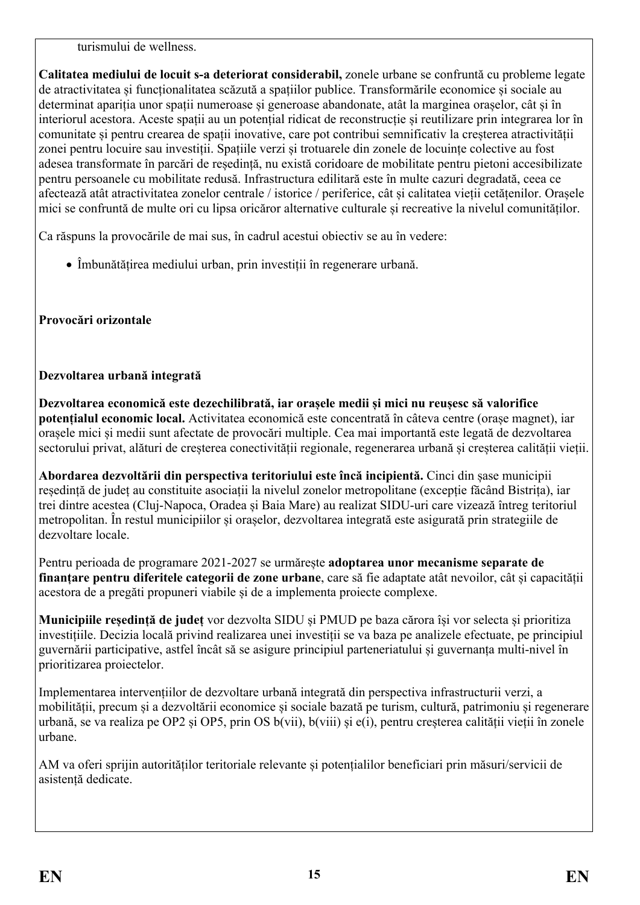turismului de wellness.

**Calitatea mediului de locuit s-a deteriorat considerabil,** zonele urbane se confruntă cu probleme legate de atractivitatea și funcționalitatea scăzută a spațiilor publice. Transformările economice și sociale au determinat apariția unor spații numeroase și generoase abandonate, atât la marginea orașelor, cât și în interiorul acestora. Aceste spații au un potențial ridicat de reconstrucție și reutilizare prin integrarea lor în comunitate și pentru crearea de spații inovative, care pot contribui semnificativ la creșterea atractivității zonei pentru locuire sau investiții. Spațiile verzi și trotuarele din zonele de locuințe colective au fost adesea transformate în parcări de reședință, nu există coridoare de mobilitate pentru pietoni accesibilizate pentru persoanele cu mobilitate redusă. Infrastructura edilitară este în multe cazuri degradată, ceea ce afectează atât atractivitatea zonelor centrale / istorice / periferice, cât și calitatea vieții cetățenilor. Orașele mici se confruntă de multe ori cu lipsa oricăror alternative culturale și recreative la nivelul comunităților.

Ca răspuns la provocările de mai sus, în cadrul acestui obiectiv se au în vedere:

- Îmbunătățirea mediului urban, prin investiții în regenerare urbană.

**Provocări orizontale**

**Dezvoltarea urbană integrată**

**Dezvoltarea economică este dezechilibrată, iar orașele medii și mici nu reușesc să valorifice potențialul economic local.** Activitatea economică este concentrată în câteva centre (orașe magnet), iar orașele mici și medii sunt afectate de provocări multiple. Cea mai importantă este legată de dezvoltarea sectorului privat, alături de creșterea conectivității regionale, regenerarea urbană și creșterea calității vieții.

**Abordarea dezvoltării din perspectiva teritoriului este încă incipientă.** Cinci din șase municipii reședință de județ au constituite asociații la nivelul zonelor metropolitane (excepție făcând Bistrița), iar trei dintre acestea (Cluj-Napoca, Oradea și Baia Mare) au realizat SIDU-uri care vizează întreg teritoriul metropolitan. În restul municipiilor și orașelor, dezvoltarea integrată este asigurată prin strategiile de dezvoltare locale.

Pentru perioada de programare 2021-2027 se urmărește **adoptarea unor mecanisme separate de finanțare pentru diferitele categorii de zone urbane**, care să fie adaptate atât nevoilor, cât și capacității acestora de a pregăti propuneri viabile și de a implementa proiecte complexe.

**Municipiile reședință de județ** vor dezvolta SIDU și PMUD pe baza cărora își vor selecta și prioritiza investițiile. Decizia locală privind realizarea unei investiții se va baza pe analizele efectuate, pe principiul guvernării participative, astfel încât să se asigure principiul parteneriatului și guvernanța multi-nivel în prioritizarea proiectelor.

Implementarea intervențiilor de dezvoltare urbană integrată din perspectiva infrastructurii verzi, a mobilității, precum și a dezvoltării economice și sociale bazată pe turism, cultură, patrimoniu și regenerare urbană, se va realiza pe OP2 și OP5, prin OS b(vii), b(viii) și e(i), pentru creșterea calității vieții în zonele urbane.

AM va oferi sprijin autorităților teritoriale relevante și potențialilor beneficiari prin măsuri/servicii de asistență dedicate.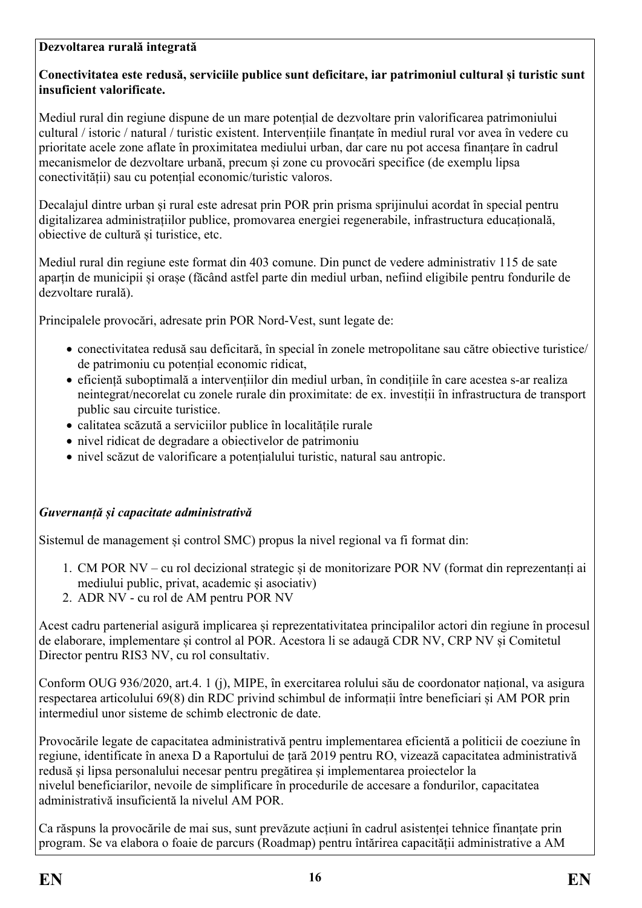**Dezvoltarea rurală integrată**

**Conectivitatea este redusă, serviciile publice sunt deficitare, iar patrimoniul cultural și turistic sunt insuficient valorificate.**

Mediul rural din regiune dispune de un mare potențial de dezvoltare prin valorificarea patrimoniului cultural / istoric / natural / turistic existent. Intervențiile finanțate în mediul rural vor avea în vedere cu prioritate acele zone aflate în proximitatea mediului urban, dar care nu pot accesa finanțare în cadrul mecanismelor de dezvoltare urbană, precum și zone cu provocări specifice (de exemplu lipsa conectivității) sau cu potențial economic/turistic valoros.

Decalajul dintre urban și rural este adresat prin POR prin prisma sprijinului acordat în special pentru digitalizarea administrațiilor publice, promovarea energiei regenerabile, infrastructura educațională, obiective de cultură și turistice, etc.

Mediul rural din regiune este format din 403 comune. Din punct de vedere administrativ 115 de sate aparțin de municipii și orașe (făcând astfel parte din mediul urban, nefiind eligibile pentru fondurile de dezvoltare rurală).

Principalele provocări, adresate prin POR Nord-Vest, sunt legate de:

- conectivitatea redusă sau deficitară, în special în zonele metropolitane sau către obiective turistice/ de patrimoniu cu potențial economic ridicat,
- eficiență suboptimală a intervențiilor din mediul urban, în condițiile în care acestea s-ar realiza neintegrat/necorelat cu zonele rurale din proximitate: de ex. investiții în infrastructura de transport public sau circuite turistice.
- calitatea scăzută a serviciilor publice în localitățile rurale
- nivel ridicat de degradare a obiectivelor de patrimoniu
- nivel scăzut de valorificare a potențialului turistic, natural sau antropic.

***Guvernanță și capacitate administrativă***

Sistemul de management și control SMC) propus la nivel regional va fi format din:

1. CM POR NV – cu rol decizional strategic și de monitorizare POR NV (format din reprezentanți ai mediului public, privat, academic și asociativ)
2. ADR NV - cu rol de AM pentru POR NV

Acest cadru partenerial asigură implicarea și reprezentativitatea principalilor actori din regiune în procesul de elaborare, implementare și control al POR. Acestora li se adaugă CDR NV, CRP NV și Comitetul Director pentru RIS3 NV, cu rol consultativ.

Conform OUG 936/2020, art.4. 1 (j), MIPE, în exercitarea rolului său de coordonator național, va asigura respectarea articolului 69(8) din RDC privind schimbul de informații între beneficiari și AM POR prin intermediul unor sisteme de schimb electronic de date.

Provocările legate de capacitatea administrativă pentru implementarea eficientă a politicii de coeziune în regiune, identificate în anexa D a Raportului de țară 2019 pentru RO, vizează capacitatea administrativă redusă și lipsa personalului necesar pentru pregătirea și implementarea proiectelor la nivelul beneficiarilor, nevoile de simplificare în procedurile de accesare a fondurilor, capacitatea administrativă insuficientă la nivelul AM POR.

Ca răspuns la provocările de mai sus, sunt prevăzute acțiuni în cadrul asistenței tehnice finanțate prin program. Se va elabora o foaie de parcurs (Roadmap) pentru întărirea capacității administrative a AM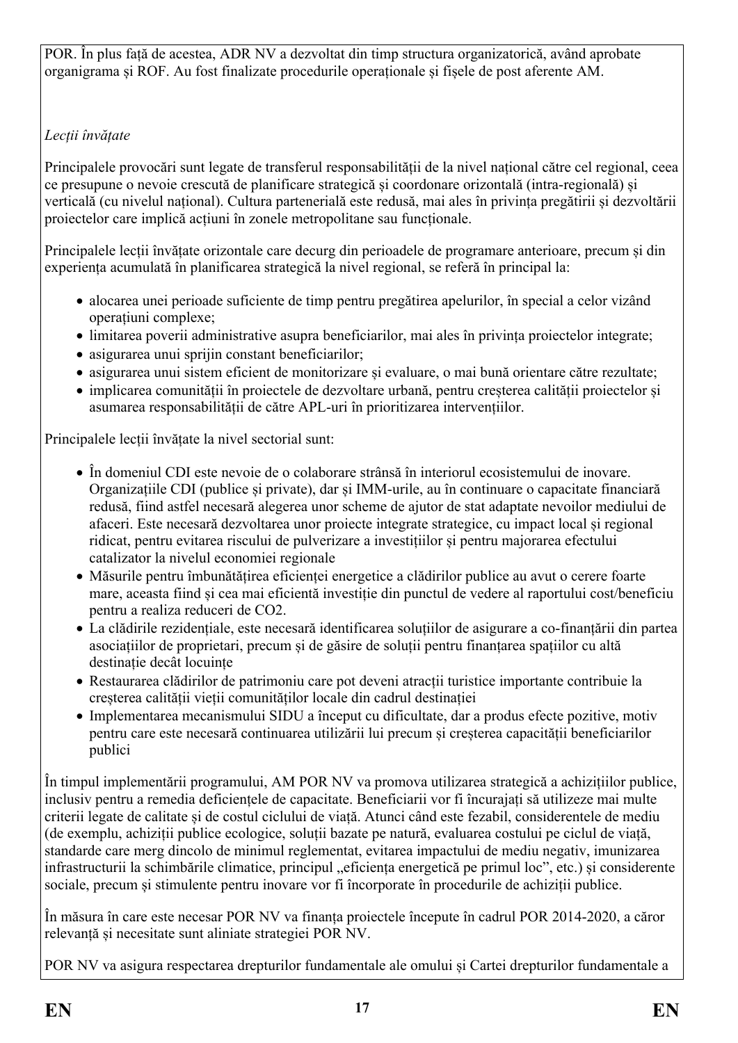POR. În plus față de acestea, ADR NV a dezvoltat din timp structura organizatorică, având aprobate organigrama și ROF. Au fost finalizate procedurile operaționale și fișele de post aferente AM.

*Lecții învățate*

Principalele provocări sunt legate de transferul responsabilității de la nivel național către cel regional, ceea ce presupune o nevoie crescută de planificare strategică și coordonare orizontală (intra-regională) și verticală (cu nivelul național). Cultura partenerială este redusă, mai ales în privința pregătirii și dezvoltării proiectelor care implică acțiuni în zonele metropolitane sau funcționale.

Principalele lecții învățate orizontale care decurg din perioadele de programare anterioare, precum și din experiența acumulată în planificarea strategică la nivel regional, se referă în principal la:

- alocarea unei perioade suficiente de timp pentru pregătirea apelurilor, în special a celor vizând operațiuni complexe;
- limitarea poverii administrative asupra beneficiarilor, mai ales în privința proiectelor integrate;
- asigurarea unui sprijin constant beneficiarilor;
- asigurarea unui sistem eficient de monitorizare și evaluare, o mai bună orientare către rezultate;
- implicarea comunității în proiectele de dezvoltare urbană, pentru creșterea calității proiectelor și asumarea responsabilității de către APL-uri în prioritizarea intervențiilor.

Principalele lecții învățate la nivel sectorial sunt:

- În domeniul CDI este nevoie de o colaborare strânsă în interiorul ecosistemului de inovare. Organizațiile CDI (publice și private), dar și IMM-urile, au în continuare o capacitate financiară redusă, fiind astfel necesară alegerea unor scheme de ajutor de stat adaptate nevoilor mediului de afaceri. Este necesară dezvoltarea unor proiecte integrate strategice, cu impact local și regional ridicat, pentru evitarea riscului de pulverizare a investițiilor și pentru majorarea efectului catalizator la nivelul economiei regionale
- Măsurile pentru îmbunătățirea eficienței energetice a clădirilor publice au avut o cerere foarte mare, aceasta fiind și cea mai eficientă investiție din punctul de vedere al raportului cost/beneficiu pentru a realiza reduceri de $CO_2$.
- La clădirile rezidențiale, este necesară identificarea soluțiilor de asigurare a co-finanțării din partea asociațiilor de proprietari, precum și de găsire de soluții pentru finanțarea spațiilor cu altă destinație decât locuințe
- Restaurarea clădirilor de patrimoniu care pot deveni atracții turistice importante contribuie la creșterea calității vieții comunităților locale din cadrul destinației
- Implementarea mecanismului SIDU a început cu dificultate, dar a produs efecte pozitive, motiv pentru care este necesară continuarea utilizării lui precum și creșterea capacității beneficiarilor publici

În timpul implementării programului, AM POR NV va promova utilizarea strategică a achizițiilor publice, inclusiv pentru a remedia deficiențele de capacitate. Beneficiarii vor fi încurajați să utilizeze mai multe criterii legate de calitate și de costul ciclului de viață. Atunci când este fezabil, considerentele de mediu (de exemplu, achiziții publice ecologice, soluții bazate pe natură, evaluarea costului pe ciclul de viață, standarde care merg dincolo de minimul reglementat, evitarea impactului de mediu negativ, imunizarea infrastructurii la schimbările climatice, principul „eficiența energetică pe primul loc”, etc.) și considerente sociale, precum și stimulente pentru inovare vor fi încorporate în procedurile de achiziții publice.

În măsura în care este necesar POR NV va finanța proiectele începute în cadrul POR 2014-2020, a căror relevanță și necesitate sunt aliniate strategiei POR NV.

POR NV va asigura respectarea drepturilor fundamentale ale omului și Cartei drepturilor fundamentale a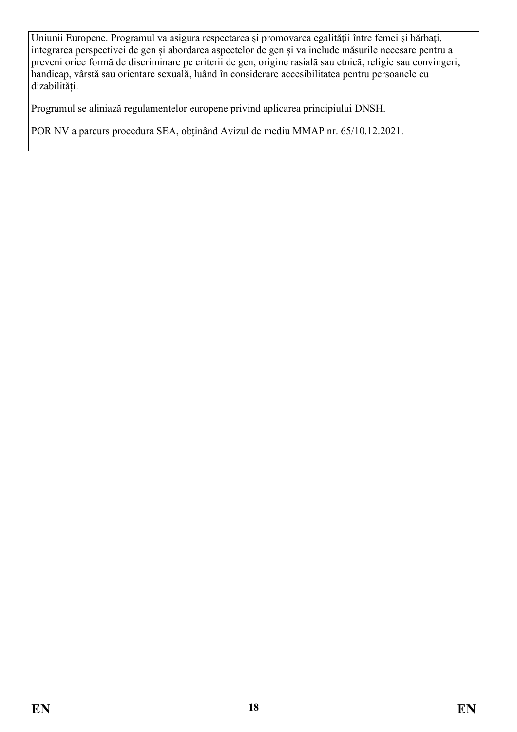Uniunii Europene. Programul va asigura respectarea și promovarea egalității între femei și bărbați, integrarea perspectivei de gen și abordarea aspectelor de gen și va include măsurile necesare pentru a preveni orice formă de discriminare pe criterii de gen, origine rasială sau etnică, religie sau convingeri, handicap, vârstă sau orientare sexuală, luând în considerare accesibilitatea pentru persoanele cu dizabilități.

Programul se aliniază regulamentelor europene privind aplicarea principiului DNSH.

POR NV a parcurs procedura SEA, obținând Avizul de mediu MMAP nr. 65/10.12.2021.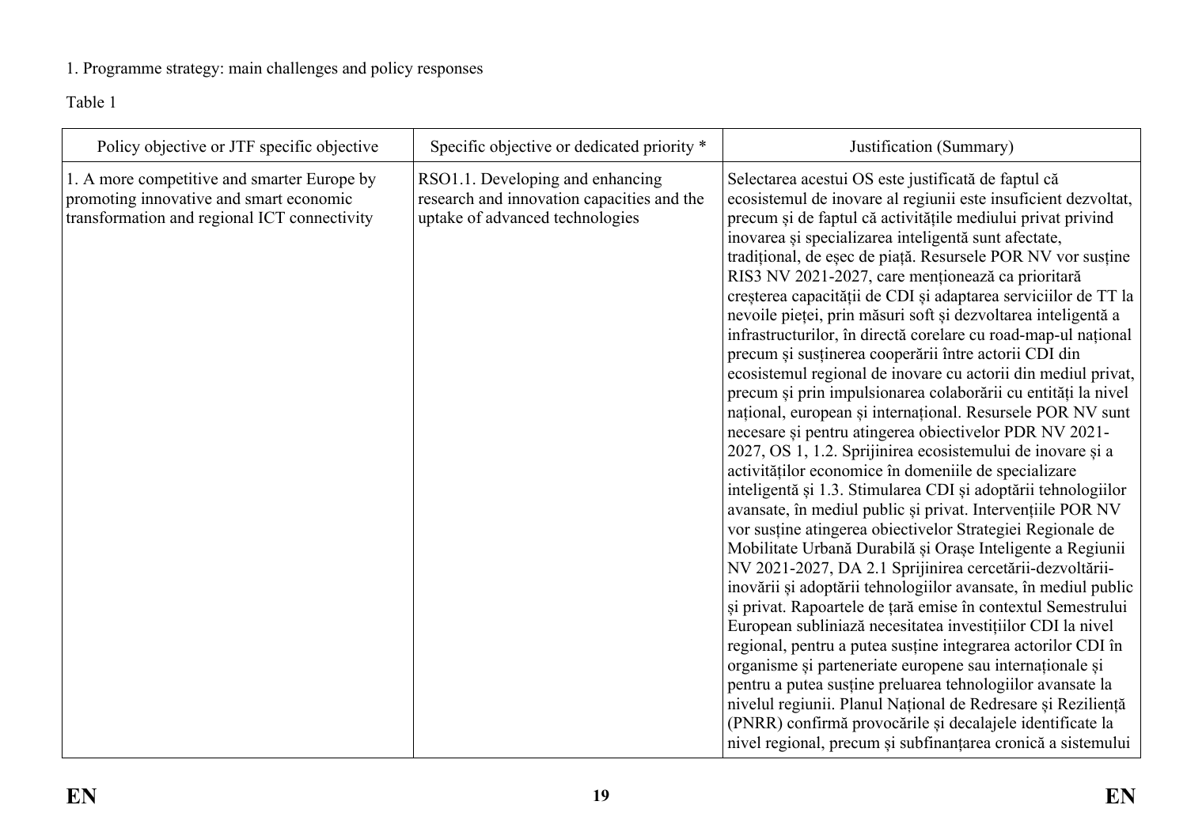1. Programme strategy: main challenges and policy responses

Table 1

| Policy objective or JTF specific objective | Specific objective or dedicated priority * | Justification (Summary) |
|---|---|---|
| 1. A more competitive and smarter Europe by promoting innovative and smart economic transformation and regional ICT connectivity | RSO1.1. Developing and enhancing research and innovation capacities and the uptake of advanced technologies | Selectarea acestui OS este justificată de faptul că ecosistemul de inovare al regiunii este insuficient dezvoltat, precum și de faptul că activitățile mediului privat privind inovarea și specializarea inteligentă sunt afectate, tradițional, de eșec de piață. Resursele POR NV vor susține RIS3 NV 2021-2027, care menționează ca prioritară creșterea capacității de CDI și adaptarea serviciilor de TT la nevoile pieței, prin măsuri soft și dezvoltarea inteligentă a infrastructurilor, în directă corelare cu road-map-ul național precum și susținerea cooperării între actorii CDI din ecosistemul regional de inovare cu actorii din mediul privat, precum și prin impulsionarea colaborării cu entități la nivel național, european și internațional. Resursele POR NV sunt necesare și pentru atingerea obiectivelor PDR NV 2021-2027, OS 1, 1.2. Sprijinirea ecosistemului de inovare și a activităților economice în domeniile de specializare inteligentă și 1.3. Stimularea CDI și adoptării tehnologiilor avansate, în mediul public și privat. Intervențiile POR NV vor susține atingerea obiectivelor Strategiei Regionale de Mobilitate Urbană Durabilă și Orașe Inteligente a Regiunii NV 2021-2027, DA 2.1 Sprijinirea cercetării-dezvoltării-inovării și adoptării tehnologiilor avansate, în mediul public și privat. Rapoartele de țară emise în contextul Semestrului European subliniază necesitatea investițiilor CDI la nivel regional, pentru a putea susține integrarea actorilor CDI în organisme și parteneriate europene sau internaționale și pentru a putea susține preluarea tehnologiilor avansate la nivelul regiunii. Planul Național de Redresare și Reziliență (PNRR) confirmă provocările și decalajele identificate la nivel regional, precum și subfinanțarea cronică a sistemului |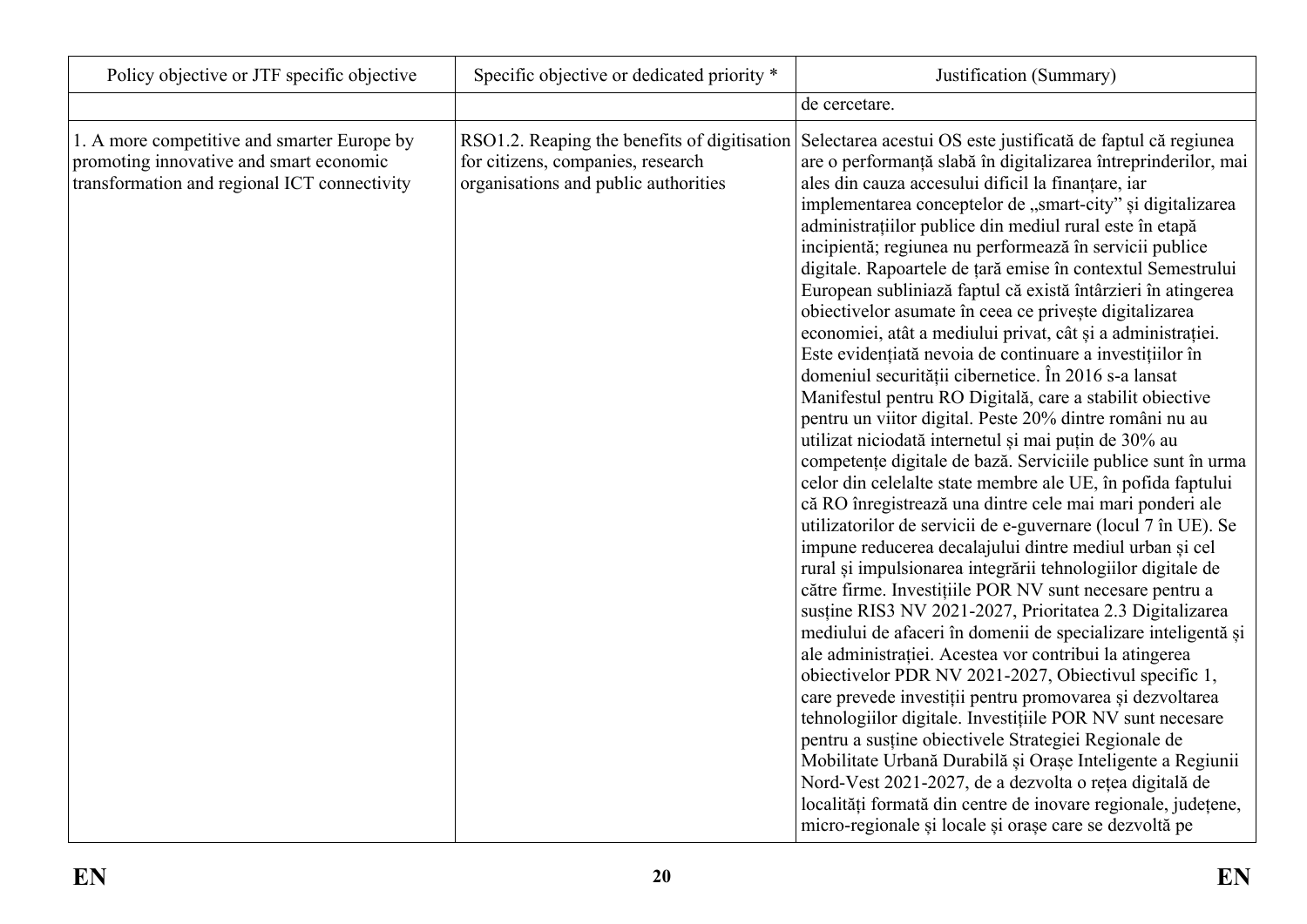| Policy objective or JTF specific objective | Specific objective or dedicated priority * | Justification (Summary) |
|---|---|---|
| | | de cercetare. |
| 1. A more competitive and smarter Europe by promoting innovative and smart economic transformation and regional ICT connectivity | RSO1.2. Reaping the benefits of digitisation for citizens, companies, research organisations and public authorities | Selectarea acestui OS este justificată de faptul că regiunea are o performanță slabă în digitalizarea întreprinderilor, mai ales din cauza accesului dificil la finanțare, iar implementarea conceptelor de „smart-city" și digitalizarea administrațiilor publice din mediul rural este în etapă incipientă; regiunea nu performează în servicii publice digitale. Rapoartele de țară emise în contextul Semestrului European subliniază faptul că există întârzieri în atingerea obiectivelor asumate în ceea ce privește digitalizarea economiei, atât a mediului privat, cât și a administrației. Este evidențiată nevoia de continuare a investițiilor în domeniul securității cibernetice. În 2016 s-a lansat Manifestul pentru RO Digitală, care a stabilit obiective pentru un viitor digital. Peste 20% dintre români nu au utilizat niciodată internetul și mai puțin de 30% au competențe digitale de bază. Serviciile publice sunt în urma celor din celelalte state membre ale UE, în pofida faptului că RO înregistrează una dintre cele mai mari ponderi ale utilizatorilor de servicii de e-guvernare (locul 7 în UE). Se impune reducerea decalajului dintre mediul urban și cel rural și impulsionarea integrării tehnologiilor digitale de către firme. Investițiile POR NV sunt necesare pentru a susține RIS3 NV 2021-2027, Prioritatea 2.3 Digitalizarea mediului de afaceri în domenii de specializare inteligentă și ale administrației. Acestea vor contribui la atingerea obiectivelor PDR NV 2021-2027, Obiectivul specific 1, care prevede investiții pentru promovarea și dezvoltarea tehnologiilor digitale. Investițiile POR NV sunt necesare pentru a susține obiectivele Strategiei Regionale de Mobilitate Urbană Durabilă și Orașe Inteligente a Regiunii Nord-Vest 2021-2027, de a dezvolta o rețea digitală de localități formată din centre de inovare regionale, județene, micro-regionale și locale și orașe care se dezvoltă pe |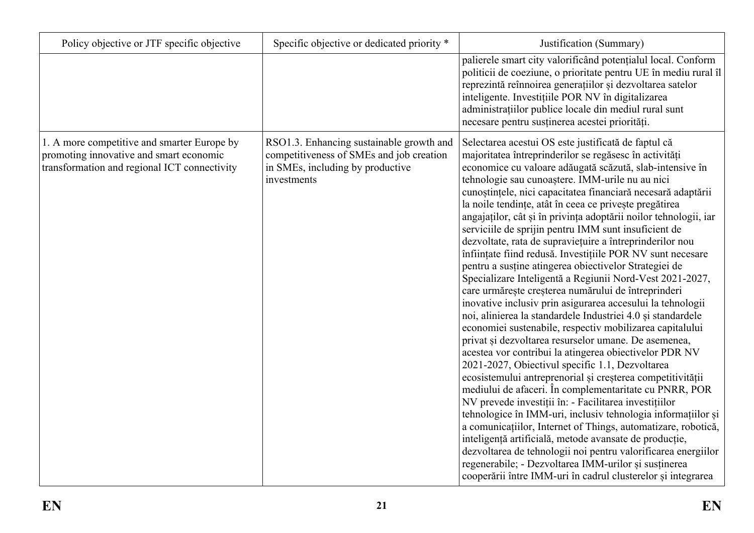| Policy objective or JTF specific objective | Specific objective or dedicated priority * | Justification (Summary) |
|---|---|---|
| | | palierele smart city valorificând potențialul local. Conform politicii de coeziune, o prioritate pentru UE în mediu rural îl reprezintă reînnoirea generațiilor și dezvoltarea satelor inteligente. Investițiile POR NV în digitalizarea administrațiilor publice locale din mediul rural sunt necesare pentru susținerea acestei priorități. |
| 1. A more competitive and smarter Europe by promoting innovative and smart economic transformation and regional ICT connectivity | RSO1.3. Enhancing sustainable growth and competitiveness of SMEs and job creation in SMEs, including by productive investments | Selectarea acestui OS este justificată de faptul că majoritatea întreprinderilor se regăsesc în activități economice cu valoare adăugată scăzută, slab-intensive în tehnologie sau cunoaștere. IMM-urile nu au nici cunoștințele, nici capacitatea financiară necesară adaptării la noile tendințe, atât în ceea ce privește pregătirea angajaților, cât și în privința adoptării noilor tehnologii, iar serviciile de sprijin pentru IMM sunt insuficient de dezvoltate, rata de supraviețuire a întreprinderilor nou înființate fiind redusă. Investițiile POR NV sunt necesare pentru a susține atingerea obiectivelor Strategiei de Specializare Inteligentă a Regiunii Nord-Vest 2021-2027, care urmărește creșterea numărului de întreprinderi inovative inclusiv prin asigurarea accesului la tehnologii noi, alinierea la standardele Industriei 4.0 și standardele economiei sustenabile, respectiv mobilizarea capitalului privat și dezvoltarea resurselor umane. De asemenea, acestea vor contribui la atingerea obiectivelor PDR NV 2021-2027, Obiectivul specific 1.1, Dezvoltarea ecosistemului antreprenorial și creșterea competitivității mediului de afaceri. În complementaritate cu PNRR, POR NV prevede investiții în: - Facilitarea investițiilor tehnologice în IMM-uri, inclusiv tehnologia informațiilor și a comunicațiilor, Internet of Things, automatizare, robotică, inteligență artificială, metode avansate de producție, dezvoltarea de tehnologii noi pentru valorificarea energiilor regenerabile; - Dezvoltarea IMM-urilor și susținerea cooperării între IMM-uri în cadrul clusterelor și integrarea |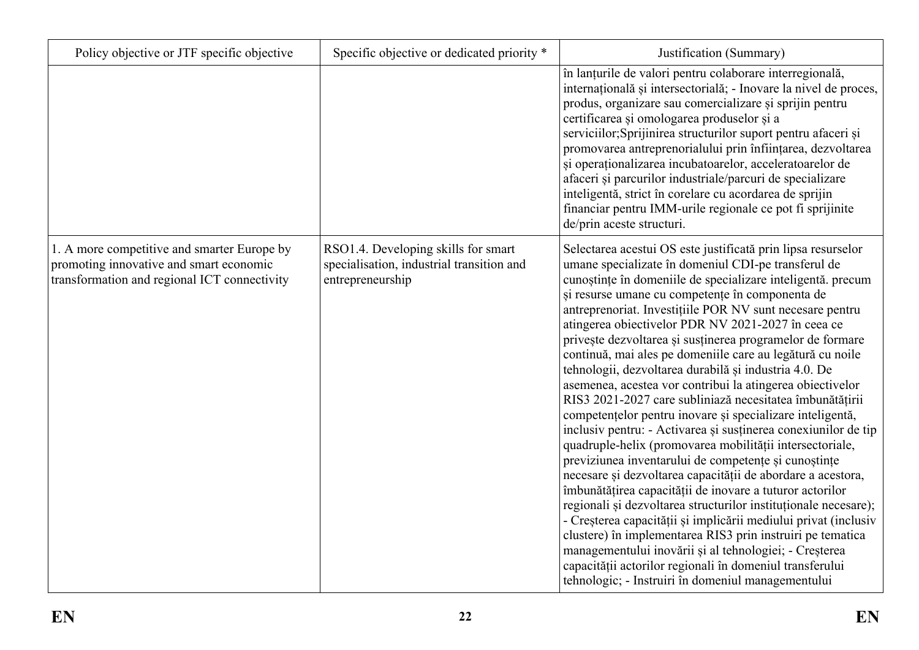| Policy objective or JTF specific objective | Specific objective or dedicated priority * | Justification (Summary) |
|---|---|---|
| | | în lanțurile de valori pentru colaborare interregională, internațională și intersectorială; - Inovare la nivel de proces, produs, organizare sau comercializare și sprijin pentru certificarea și omologarea produselor și a serviciilor;Sprijinirea structurilor suport pentru afaceri și promovarea antreprenorialului prin înființarea, dezvoltarea și operaționalizarea incubatoarelor, acceleratoarelor de afaceri și parcurilor industriale/parcuri de specializare inteligentă, strict în corelare cu acordarea de sprijin financiar pentru IMM-urile regionale ce pot fi sprijinite de/prin aceste structuri. |
| 1. A more competitive and smarter Europe by promoting innovative and smart economic transformation and regional ICT connectivity | RSO1.4. Developing skills for smart specialisation, industrial transition and entrepreneurship | Selectarea acestui OS este justificată prin lipsa resurselor umane specializate în domeniul CDI-pe transferul de cunoștințe în domeniile de specializare inteligentă. precum și resurse umane cu competențe în componenta de antreprenoriat. Investițiile POR NV sunt necesare pentru atingerea obiectivelor PDR NV 2021-2027 în ceea ce privește dezvoltarea și susținerea programelor de formare continuă, mai ales pe domeniile care au legătură cu noile tehnologii, dezvoltarea durabilă și industria 4.0. De asemenea, acestea vor contribui la atingerea obiectivelor RIS3 2021-2027 care subliniază necesitatea îmbunătățirii competențelor pentru inovare și specializare inteligentă, inclusiv pentru: - Activarea și susținerea conexiunilor de tip quadruple-helix (promovarea mobilității intersectoriale, previziunea inventarului de competențe și cunoștințe necesare și dezvoltarea capacității de abordare a acestora, îmbunătățirea capacității de inovare a tuturor actorilor regionali și dezvoltarea structurilor instituționale necesare); - Creșterea capacității și implicării mediului privat (inclusiv clustere) în implementarea RIS3 prin instruiri pe tematica managementului inovării și al tehnologiei; - Creșterea capacității actorilor regionali în domeniul transferului tehnologic; - Instruiri în domeniul managementului |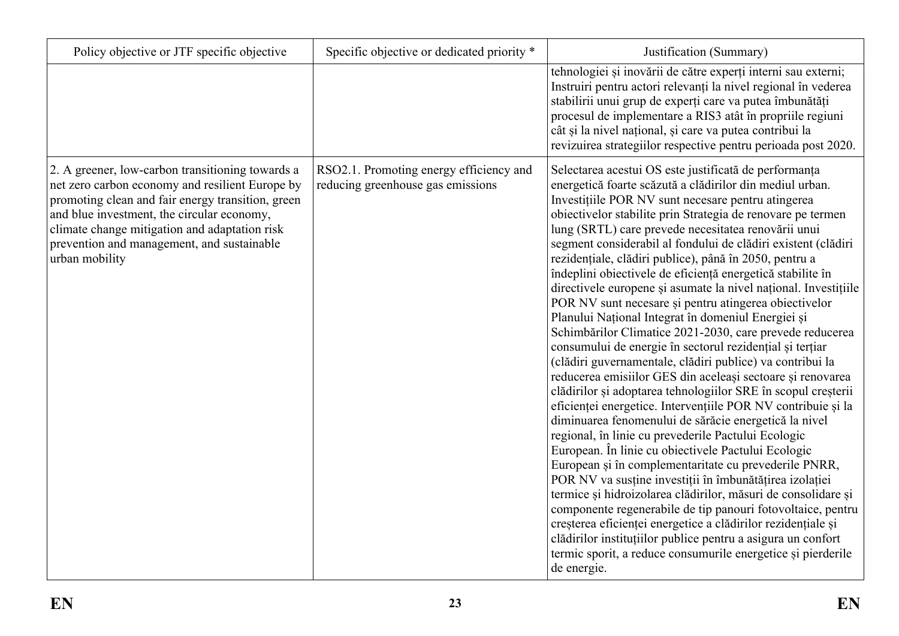| Policy objective or JTF specific objective | Specific objective or dedicated priority * | Justification (Summary) |
|---|---|---|
| | | tehnologiei și inovării de către experți interni sau externi; Instruiri pentru actori relevanți la nivel regional în vederea stabilirii unui grup de experți care va putea îmbunătăți procesul de implementare a RIS3 atât în propriile regiuni cât și la nivel național, și care va putea contribui la revizuirea strategiilor respective pentru perioada post 2020. |
| 2. A greener, low-carbon transitioning towards a net zero carbon economy and resilient Europe by promoting clean and fair energy transition, green and blue investment, the circular economy, climate change mitigation and adaptation risk prevention and management, and sustainable urban mobility | RSO2.1. Promoting energy efficiency and reducing greenhouse gas emissions | Selectarea acestui OS este justificată de performanța energetică foarte scăzută a clădirilor din mediul urban. Investițiile POR NV sunt necesare pentru atingerea obiectivelor stabilite prin Strategia de renovare pe termen lung (SRTL) care prevede necesitatea renovării unui segment considerabil al fondului de clădiri existent (clădiri rezidențiale, clădiri publice), până în 2050, pentru a îndeplini obiectivele de eficiență energetică stabilite în directivele europene și asumate la nivel național. Investițiile POR NV sunt necesare și pentru atingerea obiectivelor Planului Național Integrat în domeniul Energiei și Schimbărilor Climatice 2021-2030, care prevede reducerea consumului de energie în sectorul rezidențial și terțiar (clădiri guvernamentale, clădiri publice) va contribui la reducerea emisiilor GES din aceleași sectoare și renovarea clădirilor și adoptarea tehnologiilor SRE în scopul creșterii eficienței energetice. Intervențiile POR NV contribuie și la diminuarea fenomenului de sărăcie energetică la nivel regional, în linie cu prevederile Pactului Ecologic European. În linie cu obiectivele Pactului Ecologic European și în complementaritate cu prevederile PNRR, POR NV va susține investiții în îmbunătățirea izolației termice și hidroizolarea clădirilor, măsuri de consolidare și componente regenerabile de tip panouri fotovoltaice, pentru creșterea eficienței energetice a clădirilor rezidențiale și clădirilor instituțiilor publice pentru a asigura un confort termic sporit, a reduce consumurile energetice și pierderile de energie. |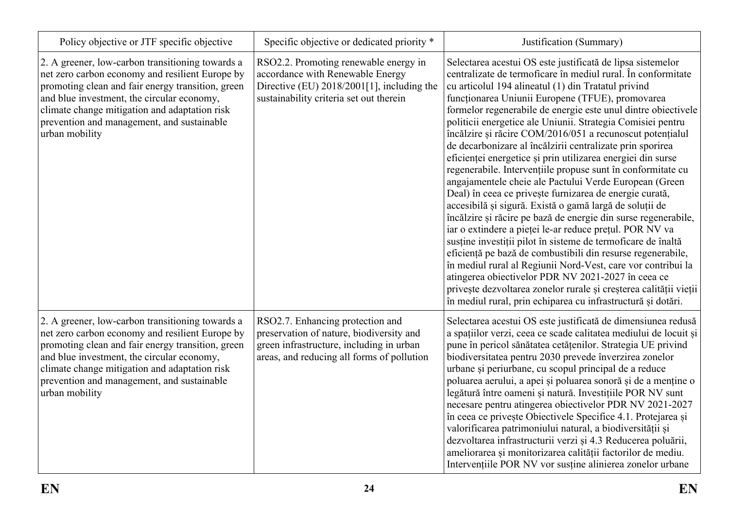| Policy objective or JTF specific objective | Specific objective or dedicated priority * | Justification (Summary) |
|---|---|---|
| 2. A greener, low-carbon transitioning towards a net zero carbon economy and resilient Europe by promoting clean and fair energy transition, green and blue investment, the circular economy, climate change mitigation and adaptation risk prevention and management, and sustainable urban mobility | RSO2.2. Promoting renewable energy in accordance with Renewable Energy Directive (EU) 2018/2001[1], including the sustainability criteria set out therein | Selectarea acestui OS este justificată de lipsa sistemelor centralizate de termoficare în mediul rural. În conformitate cu articolul 194 alineatul (1) din Tratatul privind funcționarea Uniunii Europene (TFUE), promovarea formelor regenerabile de energie este unul dintre obiectivele politicii energetice ale Uniunii. Strategia Comisiei pentru încălzire și răcire COM/2016/051 a recunoscut potențialul de decarbonizare al încălzirii centralizate prin sporirea eficienței energetice și prin utilizarea energiei din surse regenerabile. Intervențiile propuse sunt în conformitate cu angajamentele cheie ale Pactului Verde European (Green Deal) în ceea ce privește furnizarea de energie curată, accesibilă și sigură. Există o gamă largă de soluții de încălzire și răcire pe bază de energie din surse regenerabile, iar o extindere a pieței le-ar reduce prețul. POR NV va susține investiții pilot în sisteme de termoficare de înaltă eficiență pe bază de combustibili din resurse regenerabile, în mediul rural al Regiunii Nord-Vest, care vor contribui la atingerea obiectivelor PDR NV 2021-2027 în ceea ce privește dezvoltarea zonelor rurale și creșterea calității vieții în mediul rural, prin echiparea cu infrastructură și dotări. |
| 2. A greener, low-carbon transitioning towards a net zero carbon economy and resilient Europe by promoting clean and fair energy transition, green and blue investment, the circular economy, climate change mitigation and adaptation risk prevention and management, and sustainable urban mobility | RSO2.7. Enhancing protection and preservation of nature, biodiversity and green infrastructure, including in urban areas, and reducing all forms of pollution | Selectarea acestui OS este justificată de dimensiunea redusă a spațiilor verzi, ceea ce scade calitatea mediului de locuit și pune în pericol sănătatea cetățenilor. Strategia UE privind biodiversitatea pentru 2030 prevede înverzirea zonelor urbane și periurbane, cu scopul principal de a reduce poluarea aerului, a apei și poluarea sonoră și de a menține o legătură între oameni și natură. Investițiile POR NV sunt necesare pentru atingerea obiectivelor PDR NV 2021-2027 în ceea ce privește Obiectivele Specifice 4.1. Protejarea și valorificarea patrimoniului natural, a biodiversității și dezvoltarea infrastructurii verzi și 4.3 Reducerea poluării, ameliorarea și monitorizarea calității factorilor de mediu. Intervențiile POR NV vor susține alinierea zonelor urbane |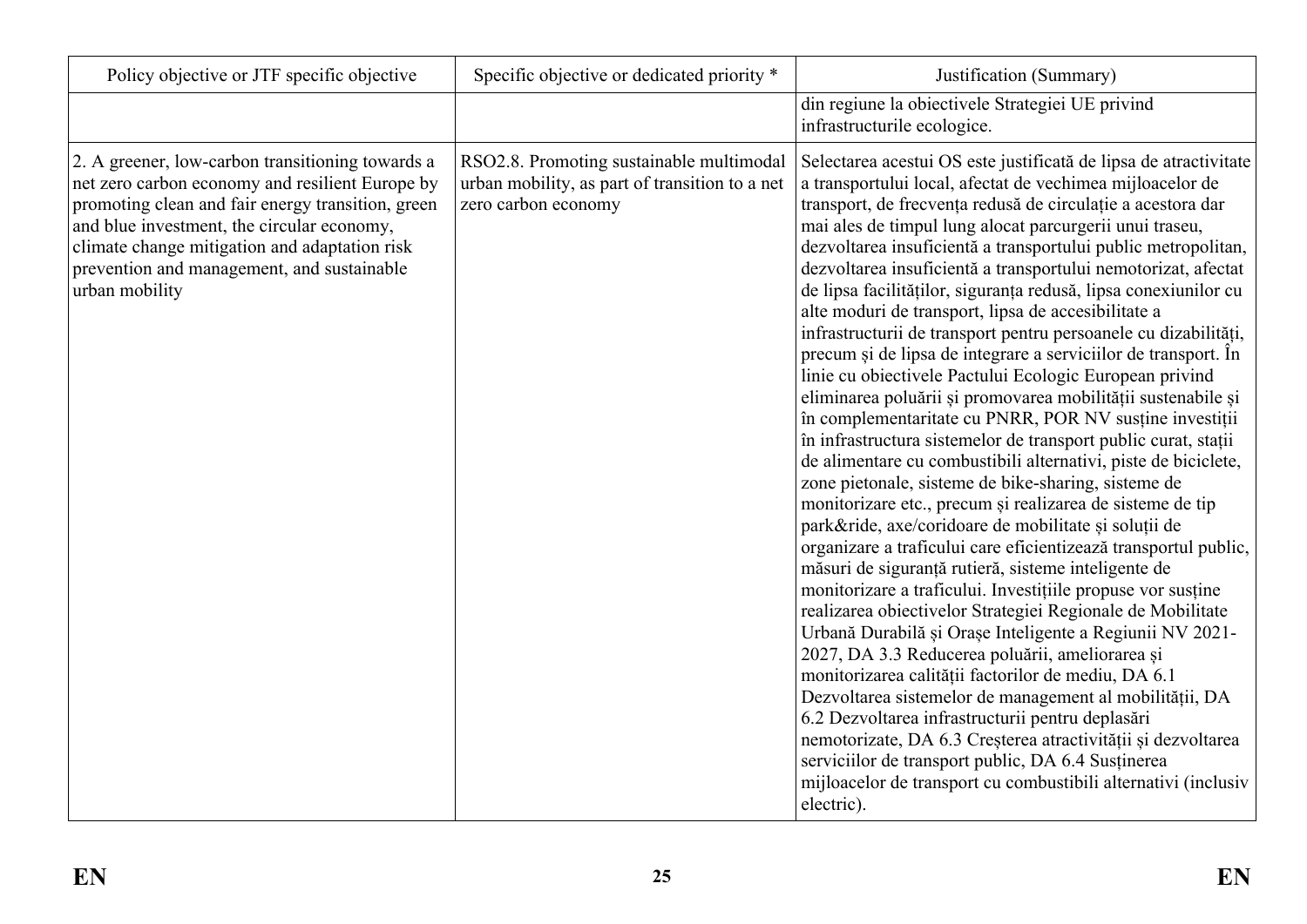| Policy objective or JTF specific objective | Specific objective or dedicated priority * | Justification (Summary) |
|---|---|---|
| | | din regiune la obiectivele Strategiei UE privind infrastructurile ecologice. |
| 2. A greener, low-carbon transitioning towards a net zero carbon economy and resilient Europe by promoting clean and fair energy transition, green and blue investment, the circular economy, climate change mitigation and adaptation risk prevention and management, and sustainable urban mobility | RSO2.8. Promoting sustainable multimodal urban mobility, as part of transition to a net zero carbon economy | Selectarea acestui OS este justificată de lipsa de atractivitate a transportului local, afectat de vechimea mijloacelor de transport, de frecvența redusă de circulație a acestora dar mai ales de timpul lung alocat parcurgerii unui traseu, dezvoltarea insuficientă a transportului public metropolitan, dezvoltarea insuficientă a transportului nemotorizat, afectat de lipsa facilităților, siguranța redusă, lipsa conexiunilor cu alte moduri de transport, lipsa de accesibilitate a infrastructurii de transport pentru persoanele cu dizabilități, precum și de lipsa de integrare a serviciilor de transport. În linie cu obiectivele Pactului Ecologic European privind eliminarea poluării și promovarea mobilității sustenabile și în complementaritate cu PNRR, POR NV susține investiții în infrastructura sistemelor de transport public curat, stații de alimentare cu combustibili alternativi, piste de biciclete, zone pietonale, sisteme de bike-sharing, sisteme de monitorizare etc., precum și realizarea de sisteme de tip park&ride, axe/coridoare de mobilitate și soluții de organizare a traficului care eficientizează transportul public, măsuri de siguranță rutieră, sisteme inteligente de monitorizare a traficului. Investițiile propuse vor susține realizarea obiectivelor Strategiei Regionale de Mobilitate Urbană Durabilă și Orașe Inteligente a Regiunii NV 2021-2027, DA 3.3 Reducerea poluării, ameliorarea și monitorizarea calității factorilor de mediu, DA 6.1 Dezvoltarea sistemelor de management al mobilității, DA 6.2 Dezvoltarea infrastructurii pentru deplasări nemotorizate, DA 6.3 Creșterea atractivității și dezvoltarea serviciilor de transport public, DA 6.4 Susținerea mijloacelor de transport cu combustibili alternativi (inclusiv electric). |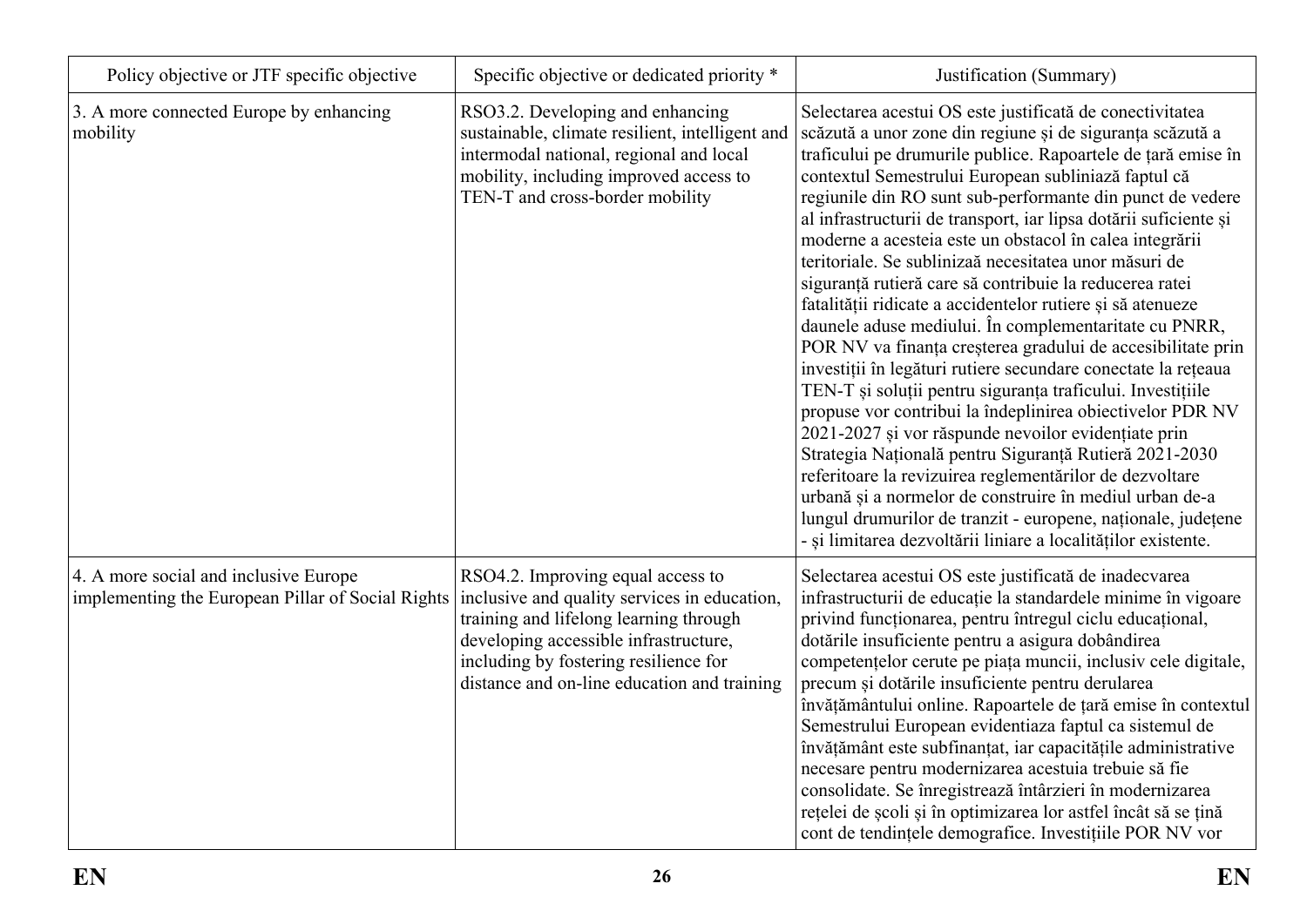| Policy objective or JTF specific objective | Specific objective or dedicated priority * | Justification (Summary) |
| --- | --- | --- |
| 3. A more connected Europe by enhancing mobility | RSO3.2. Developing and enhancing sustainable, climate resilient, intelligent and intermodal national, regional and local mobility, including improved access to TEN-T and cross-border mobility | Selectarea acestui OS este justificată de conectivitatea scăzută a unor zone din regiune și de siguranța scăzută a traficului pe drumurile publice. Rapoartele de țară emise în contextul Semestrului European subliniază faptul că regiunile din RO sunt sub-performante din punct de vedere al infrastructurii de transport, iar lipsa dotării suficiente și moderne a acesteia este un obstacol în calea integrării teritoriale. Se sublinizaă necesitatea unor măsuri de siguranță rutieră care să contribuie la reducerea ratei fatalității ridicate a accidentelor rutiere și să atenueze daunele aduse mediului. În complementaritate cu PNRR, POR NV va finanța creșterea gradului de accesibilitate prin investiții în legături rutiere secundare conectate la rețeaua TEN-T și soluții pentru siguranța traficului. Investițiile propuse vor contribui la îndeplinirea obiectivelor PDR NV 2021-2027 și vor răspunde nevoilor evidențiate prin Strategia Națională pentru Siguranță Rutieră 2021-2030 referitoare la revizuirea reglementărilor de dezvoltare urbană și a normelor de construire în mediul urban de-a lungul drumurilor de tranzit - europene, naționale, județene - și limitarea dezvoltării liniare a localităților existente. |
| 4. A more social and inclusive Europe implementing the European Pillar of Social Rights | RSO4.2. Improving equal access to inclusive and quality services in education, training and lifelong learning through developing accessible infrastructure, including by fostering resilience for distance and on-line education and training | Selectarea acestui OS este justificată de inadecvarea infrastructurii de educație la standardele minime în vigoare privind funcționarea, pentru întregul ciclu educațional, dotările insuficiente pentru a asigura dobândirea competențelor cerute pe piața muncii, inclusiv cele digitale, precum și dotările insuficiente pentru derularea învățământului online. Rapoartele de țară emise în contextul Semestrului European evidentiaza faptul ca sistemul de învățământ este subfinanțat, iar capacitățile administrative necesare pentru modernizarea acestuia trebuie să fie consolidate. Se înregistrează întârzieri în modernizarea rețelei de școli și în optimizarea lor astfel încât să se țină cont de tendințele demografice. Investițiile POR NV vor |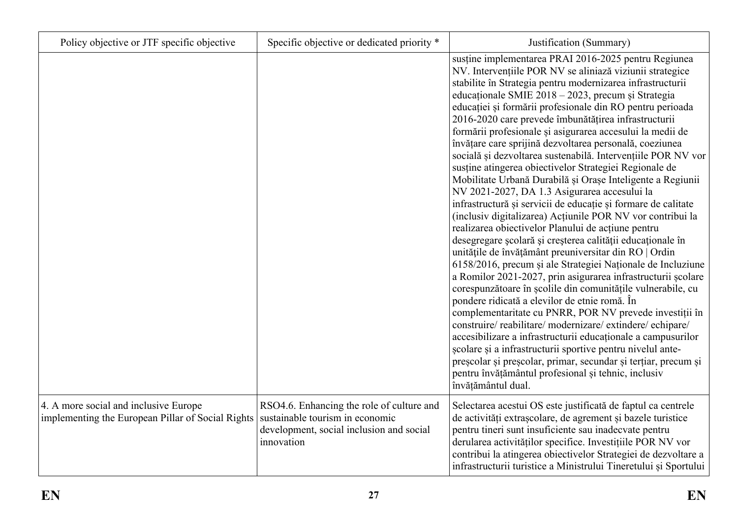| Policy objective or JTF specific objective | Specific objective or dedicated priority * | Justification (Summary) |
|---|---|---|
| | | susține implementarea PRAI 2016-2025 pentru Regiunea NV. Intervențiile POR NV se aliniază viziunii strategice stabilite în Strategia pentru modernizarea infrastructurii educaționale SMIE 2018 – 2023, precum și Strategia educației și formării profesionale din RO pentru perioada 2016-2020 care prevede îmbunătățirea infrastructurii formării profesionale și asigurarea accesului la medii de învățare care sprijină dezvoltarea personală, coeziunea socială și dezvoltarea sustenabilă. Intervențiile POR NV vor susține atingerea obiectivelor Strategiei Regionale de Mobilitate Urbană Durabilă și Orașe Inteligente a Regiunii NV 2021-2027, DA 1.3 Asigurarea accesului la infrastructură și servicii de educație și formare de calitate (inclusiv digitalizarea) Acțiunile POR NV vor contribui la realizarea obiectivelor Planului de acțiune pentru desegregare şcolară şi creşterea calităţii educaţionale în unităţile de învăţământ preuniversitar din RO \| Ordin 6158/2016, precum și ale Strategiei Naționale de Incluziune a Romilor 2021-2027, prin asigurarea infrastructurii școlare corespunzătoare în școlile din comunitățile vulnerabile, cu pondere ridicată a elevilor de etnie romă. În complementaritate cu PNRR, POR NV prevede investiții în construire/ reabilitare/ modernizare/ extindere/ echipare/ accesibilizare a infrastructurii educaționale a campusurilor școlare și a infrastructurii sportive pentru nivelul ante-preșcolar și preșcolar, primar, secundar și terțiar, precum și pentru învățământul profesional și tehnic, inclusiv învățământul dual. |
| 4. A more social and inclusive Europe implementing the European Pillar of Social Rights | RSO4.6. Enhancing the role of culture and sustainable tourism in economic development, social inclusion and social innovation | Selectarea acestui OS este justificată de faptul ca centrele de activități extrașcolare, de agrement și bazele turistice pentru tineri sunt insuficiente sau inadecvate pentru derularea activităților specifice. Investițiile POR NV vor contribui la atingerea obiectivelor Strategiei de dezvoltare a infrastructurii turistice a Ministrului Tineretului și Sportului |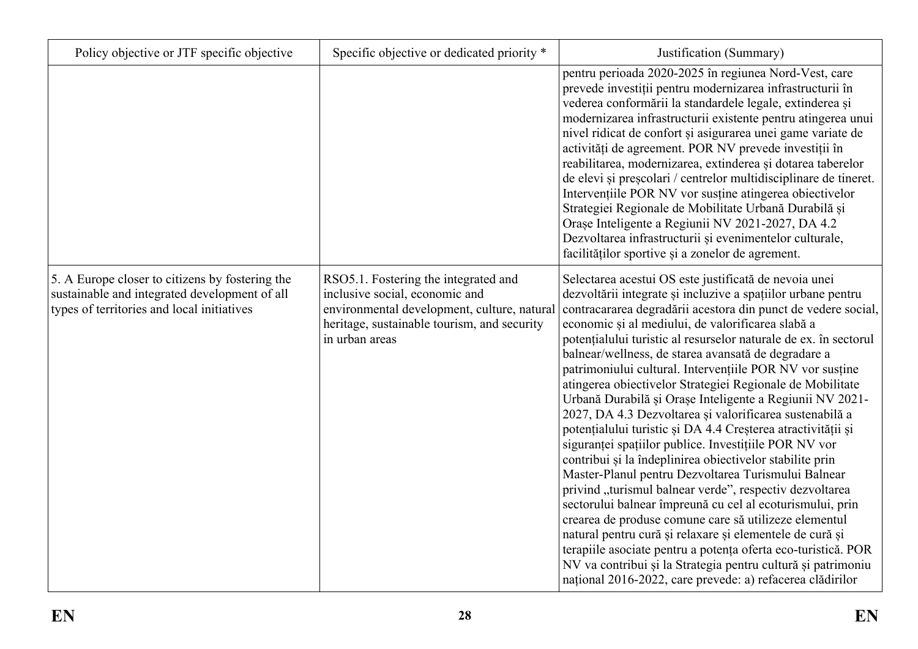| Policy objective or JTF specific objective | Specific objective or dedicated priority * | Justification (Summary) |
|---|---|---|
| | | pentru perioada 2020-2025 în regiunea Nord-Vest, care prevede investiții pentru modernizarea infrastructurii în vederea conformării la standardele legale, extinderea și modernizarea infrastructurii existente pentru atingerea unui nivel ridicat de confort și asigurarea unei game variate de activități de agreement. POR NV prevede investiții în reabilitarea, modernizarea, extinderea și dotarea taberelor de elevi și preșcolari / centrelor multidisciplinare de tineret. Intervențiile POR NV vor susține atingerea obiectivelor Strategiei Regionale de Mobilitate Urbană Durabilă și Orașe Inteligente a Regiunii NV 2021-2027, DA 4.2 Dezvoltarea infrastructurii și evenimentelor culturale, facilităților sportive și a zonelor de agrement. |
| 5. A Europe closer to citizens by fostering the sustainable and integrated development of all types of territories and local initiatives | RSO5.1. Fostering the integrated and inclusive social, economic and environmental development, culture, natural heritage, sustainable tourism, and security in urban areas | Selectarea acestui OS este justificată de nevoia unei dezvoltării integrate și incluzive a spațiilor urbane pentru contracararea degradării acestora din punct de vedere social, economic și al mediului, de valorificarea slabă a potențialului turistic al resurselor naturale de ex. în sectorul balnear/wellness, de starea avansată de degradare a patrimoniului cultural. Intervențiile POR NV vor susține atingerea obiectivelor Strategiei Regionale de Mobilitate Urbană Durabilă și Orașe Inteligente a Regiunii NV 2021-2027, DA 4.3 Dezvoltarea și valorificarea sustenabilă a potențialului turistic și DA 4.4 Creșterea atractivității și siguranței spațiilor publice. Investițiile POR NV vor contribui și la îndeplinirea obiectivelor stabilite prin Master-Planul pentru Dezvoltarea Turismului Balnear privind „turismul balnear verde", respectiv dezvoltarea sectorului balnear împreună cu cel al ecoturismului, prin crearea de produse comune care să utilizeze elementul natural pentru cură și relaxare și elementele de cură și terapiile asociate pentru a potența oferta eco-turistică. POR NV va contribui și la Strategia pentru cultură și patrimoniu național 2016-2022, care prevede: a) refacerea clădirilor |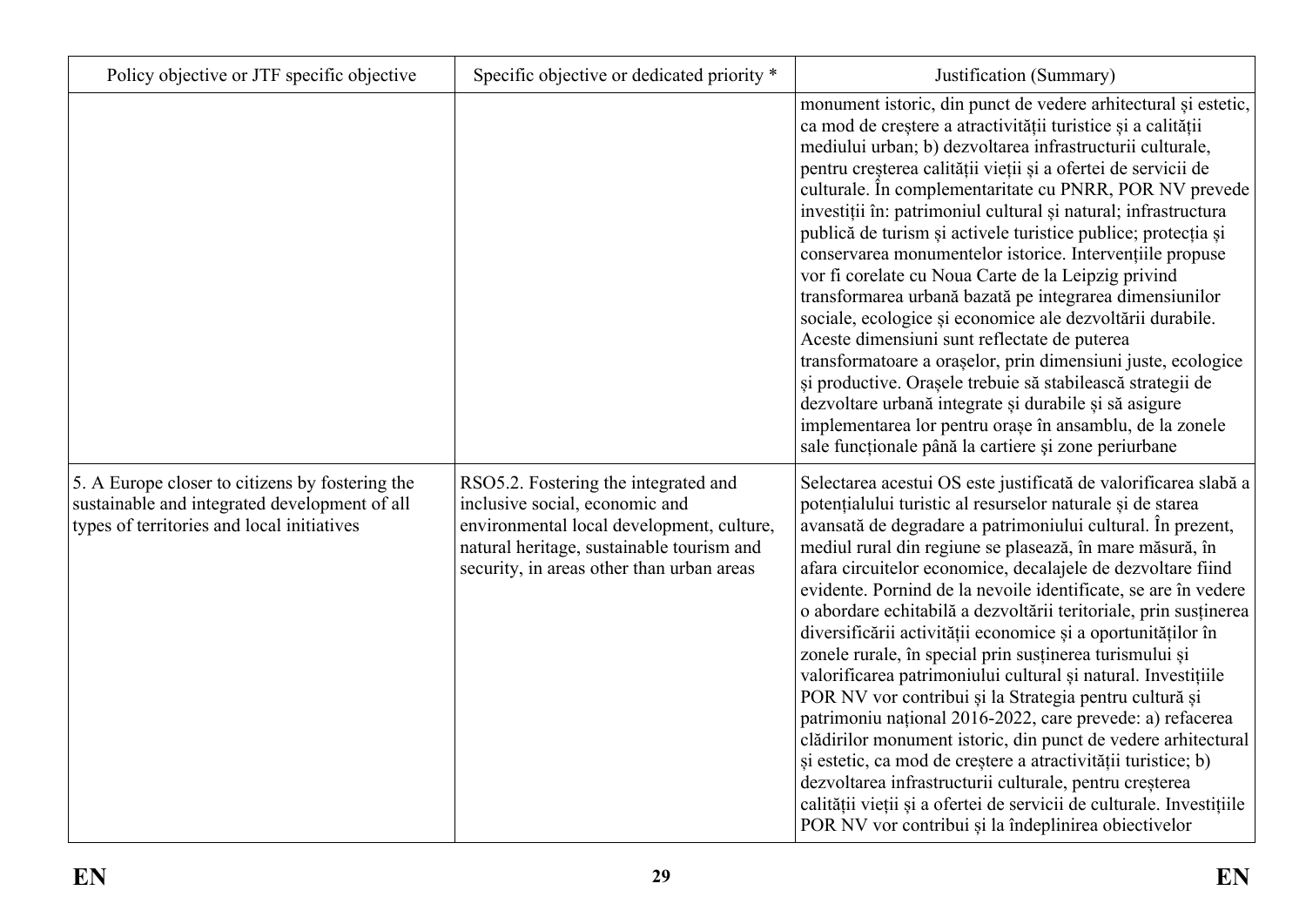| Policy objective or JTF specific objective | Specific objective or dedicated priority * | Justification (Summary) |
|---|---|---|
| | | monument istoric, din punct de vedere arhitectural și estetic, ca mod de creștere a atractivității turistice și a calității mediului urban; b) dezvoltarea infrastructurii culturale, pentru creșterea calității vieții și a ofertei de servicii de culturale. În complementaritate cu PNRR, POR NV prevede investiții în: patrimoniul cultural și natural; infrastructura publică de turism și activele turistice publice; protecția și conservarea monumentelor istorice. Intervențiile propuse vor fi corelate cu Noua Carte de la Leipzig privind transformarea urbană bazată pe integrarea dimensiunilor sociale, ecologice și economice ale dezvoltării durabile. Aceste dimensiuni sunt reflectate de puterea transformatoare a orașelor, prin dimensiuni juste, ecologice și productive. Orașele trebuie să stabilească strategii de dezvoltare urbană integrate și durabile și să asigure implementarea lor pentru orașe în ansamblu, de la zonele sale funcționale până la cartiere şi zone periurbane |
| 5. A Europe closer to citizens by fostering the sustainable and integrated development of all types of territories and local initiatives | RSO5.2. Fostering the integrated and inclusive social, economic and environmental local development, culture, natural heritage, sustainable tourism and security, in areas other than urban areas | Selectarea acestui OS este justificată de valorificarea slabă a potențialului turistic al resurselor naturale și de starea avansată de degradare a patrimoniului cultural. În prezent, mediul rural din regiune se plasează, în mare măsură, în afara circuitelor economice, decalajele de dezvoltare fiind evidente. Pornind de la nevoile identificate, se are în vedere o abordare echitabilă a dezvoltării teritoriale, prin susținerea diversificării activității economice și a oportunităților în zonele rurale, în special prin susținerea turismului și valorificarea patrimoniului cultural și natural. Investițiile POR NV vor contribui și la Strategia pentru cultură și patrimoniu național 2016-2022, care prevede: a) refacerea clădirilor monument istoric, din punct de vedere arhitectural și estetic, ca mod de creștere a atractivității turistice; b) dezvoltarea infrastructurii culturale, pentru creșterea calității vieții și a ofertei de servicii de culturale. Investițiile POR NV vor contribui și la îndeplinirea obiectivelor |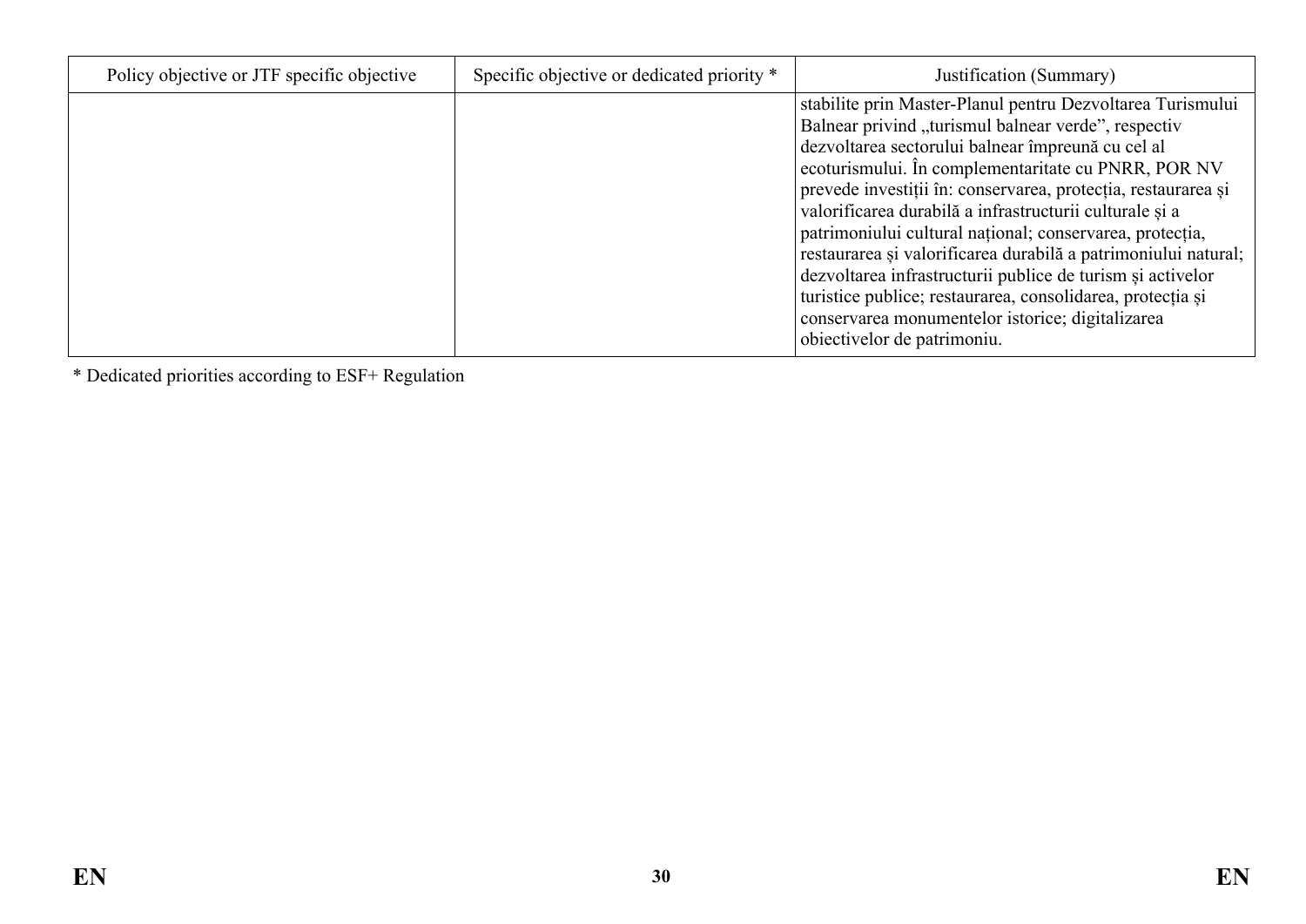| Policy objective or JTF specific objective | Specific objective or dedicated priority * | Justification (Summary) |
| --- | --- | --- |
| | | stabilite prin Master-Planul pentru Dezvoltarea Turismului Balnear privind „turismul balnear verde", respectiv dezvoltarea sectorului balnear împreună cu cel al ecoturismului. În complementaritate cu PNRR, POR NV prevede investiții în: conservarea, protecția, restaurarea și valorificarea durabilă a infrastructurii culturale și a patrimoniului cultural național; conservarea, protecția, restaurarea și valorificarea durabilă a patrimoniului natural; dezvoltarea infrastructurii publice de turism și activelor turistice publice; restaurarea, consolidarea, protecția și conservarea monumentelor istorice; digitalizarea obiectivelor de patrimoniu. |

* Dedicated priorities according to ESF+ Regulation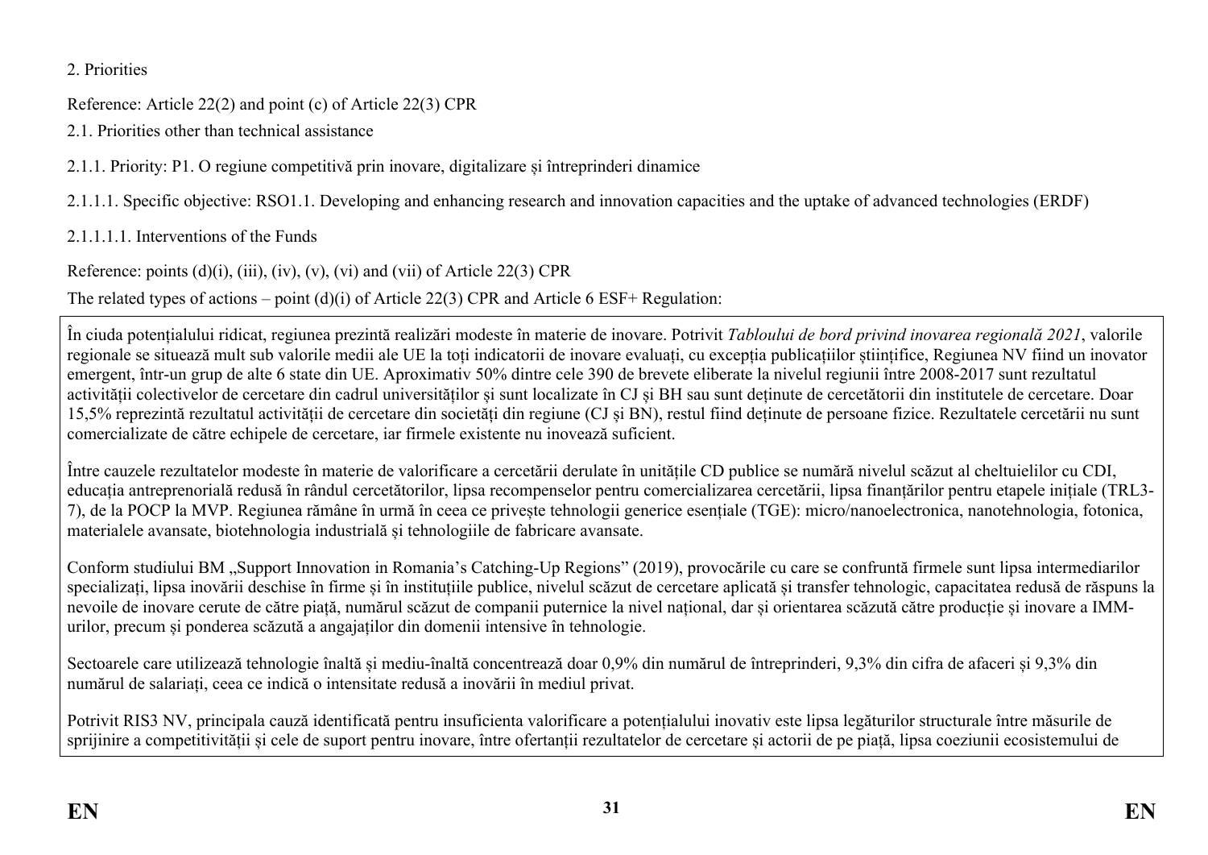2. Priorities

Reference: Article 22(2) and point (c) of Article 22(3) CPR

2.1. Priorities other than technical assistance

2.1.1. Priority: P1. O regiune competitivă prin inovare, digitalizare și întreprinderi dinamice

2.1.1.1. Specific objective: RSO1.1. Developing and enhancing research and innovation capacities and the uptake of advanced technologies (ERDF)

2.1.1.1.1. Interventions of the Funds

Reference: points (d)(i), (iii), (iv), (v), (vi) and (vii) of Article 22(3) CPR

The related types of actions – point (d)(i) of Article 22(3) CPR and Article 6 ESF+ Regulation:

În ciuda potențialului ridicat, regiunea prezintă realizări modeste în materie de inovare. Potrivit *Tabloului de bord privind inovarea regională 2021*, valorile regionale se situează mult sub valorile medii ale UE la toți indicatorii de inovare evaluați, cu excepția publicațiilor științifice, Regiunea NV fiind un inovator emergent, într-un grup de alte 6 state din UE. Aproximativ 50% dintre cele 390 de brevete eliberate la nivelul regiunii între 2008-2017 sunt rezultatul activității colectivelor de cercetare din cadrul universităților și sunt localizate în CJ și BH sau sunt deținute de cercetătorii din institutele de cercetare. Doar 15,5% reprezintă rezultatul activității de cercetare din societăți din regiune (CJ și BN), restul fiind deținute de persoane fizice. Rezultatele cercetării nu sunt comercializate de către echipele de cercetare, iar firmele existente nu inovează suficient.

Între cauzele rezultatelor modeste în materie de valorificare a cercetării derulate în unitățile CD publice se numără nivelul scăzut al cheltuielilor cu CDI, educația antreprenorială redusă în rândul cercetătorilor, lipsa recompenselor pentru comercializarea cercetării, lipsa finanțărilor pentru etapele inițiale (TRL3-7), de la POCP la MVP. Regiunea rămâne în urmă în ceea ce privește tehnologii generice esențiale (TGE): micro/nanoelectronica, nanotehnologia, fotonica, materialele avansate, biotehnologia industrială și tehnologiile de fabricare avansate.

Conform studiului BM „Support Innovation in Romania's Catching-Up Regions" (2019), provocările cu care se confruntă firmele sunt lipsa intermediarilor specializați, lipsa inovării deschise în firme și în instituțiile publice, nivelul scăzut de cercetare aplicată și transfer tehnologic, capacitatea redusă de răspuns la nevoile de inovare cerute de către piață, numărul scăzut de companii puternice la nivel național, dar și orientarea scăzută către producție și inovare a IMM-urilor, precum și ponderea scăzută a angajaților din domenii intensive în tehnologie.

Sectoarele care utilizează tehnologie înaltă și mediu-înaltă concentrează doar 0,9% din numărul de întreprinderi, 9,3% din cifra de afaceri și 9,3% din numărul de salariați, ceea ce indică o intensitate redusă a inovării în mediul privat.

Potrivit RIS3 NV, principala cauză identificată pentru insuficienta valorificare a potențialului inovativ este lipsa legăturilor structurale între măsurile de sprijinire a competitivității și cele de suport pentru inovare, între ofertanții rezultatelor de cercetare și actorii de pe piață, lipsa coeziunii ecosistemului de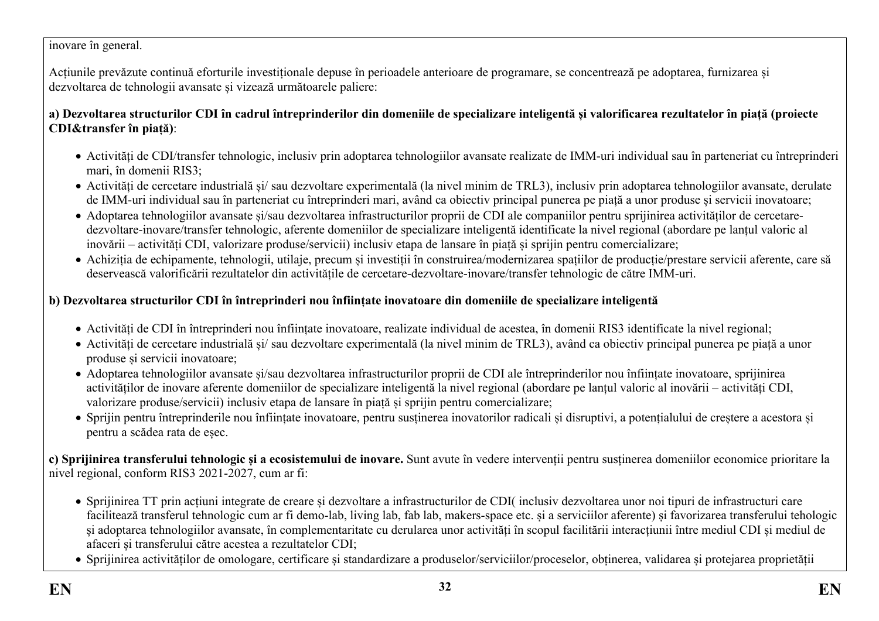inovare în general.

Acțiunile prevăzute continuă eforturile investiționale depuse în perioadele anterioare de programare, se concentrează pe adoptarea, furnizarea și dezvoltarea de tehnologii avansate și vizează următoarele paliere:

**a) Dezvoltarea structurilor CDI în cadrul întreprinderilor din domeniile de specializare inteligentă și valorificarea rezultatelor în piață (proiecte CDI&transfer în piață)**:

- Activități de CDI/transfer tehnologic, inclusiv prin adoptarea tehnologiilor avansate realizate de IMM-uri individual sau în parteneriat cu întreprinderi mari, în domenii RIS3;
- Activități de cercetare industrială și/ sau dezvoltare experimentală (la nivel minim de TRL3), inclusiv prin adoptarea tehnologiilor avansate, derulate de IMM-uri individual sau în parteneriat cu întreprinderi mari, având ca obiectiv principal punerea pe piață a unor produse și servicii inovatoare;
- Adoptarea tehnologiilor avansate și/sau dezvoltarea infrastructurilor proprii de CDI ale companiilor pentru sprijinirea activităților de cercetare-dezvoltare-inovare/transfer tehnologic, aferente domeniilor de specializare inteligentă identificate la nivel regional (abordare pe lanțul valoric al inovării – activități CDI, valorizare produse/servicii) inclusiv etapa de lansare în piață și sprijin pentru comercializare;
- Achiziția de echipamente, tehnologii, utilaje, precum și investiții în construirea/modernizarea spațiilor de producție/prestare servicii aferente, care să deservească valorificării rezultatelor din activitățile de cercetare-dezvoltare-inovare/transfer tehnologic de către IMM-uri.

**b) Dezvoltarea structurilor CDI în întreprinderi nou înființate inovatoare din domeniile de specializare inteligentă**

- Activități de CDI în întreprinderi nou înființate inovatoare, realizate individual de acestea, în domenii RIS3 identificate la nivel regional;
- Activități de cercetare industrială și/ sau dezvoltare experimentală (la nivel minim de TRL3), având ca obiectiv principal punerea pe piață a unor produse și servicii inovatoare;
- Adoptarea tehnologiilor avansate și/sau dezvoltarea infrastructurilor proprii de CDI ale întreprinderilor nou înființate inovatoare, sprijinirea activităților de inovare aferente domeniilor de specializare inteligentă la nivel regional (abordare pe lanțul valoric al inovării – activități CDI, valorizare produse/servicii) inclusiv etapa de lansare în piață și sprijin pentru comercializare;
- Sprijin pentru întreprinderile nou înființate inovatoare, pentru susținerea inovatorilor radicali și disruptivi, a potențialului de creștere a acestora și pentru a scădea rata de eșec.

**c) Sprijinirea transferului tehnologic și a ecosistemului de inovare.** Sunt avute în vedere intervenții pentru susținerea domeniilor economice prioritare la nivel regional, conform RIS3 2021-2027, cum ar fi:

- Sprijinirea TT prin acțiuni integrate de creare și dezvoltare a infrastructurilor de CDI( inclusiv dezvoltarea unor noi tipuri de infrastructuri care facilitează transferul tehnologic cum ar fi demo-lab, living lab, fab lab, makers-space etc. și a serviciilor aferente) și favorizarea transferului tehologic și adoptarea tehnologiilor avansate, în complementaritate cu derularea unor activități în scopul facilitării interacțiunii între mediul CDI și mediul de afaceri și transferului către acestea a rezultatelor CDI;
- Sprijinirea activităților de omologare, certificare și standardizare a produselor/serviciilor/proceselor, obținerea, validarea și protejarea proprietății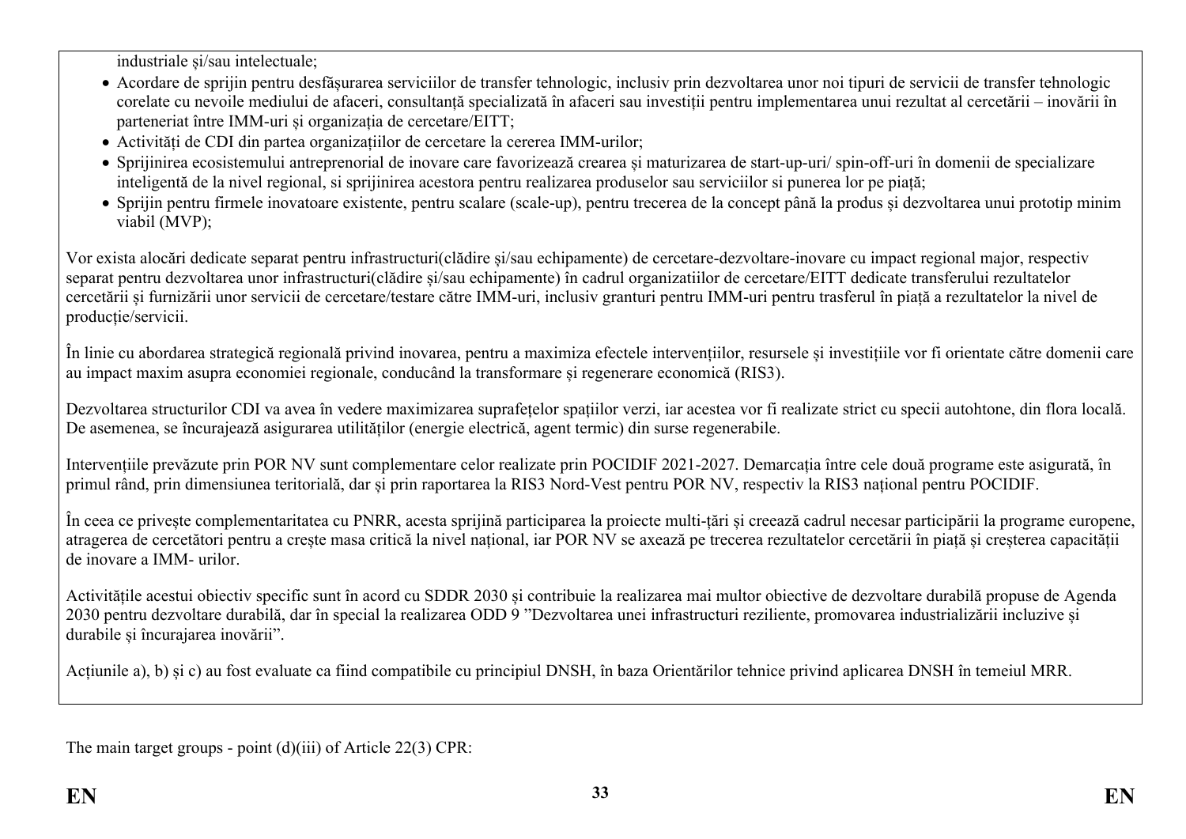industriale și/sau intelectuale;

- Acordare de sprijin pentru desfășurarea serviciilor de transfer tehnologic, inclusiv prin dezvoltarea unor noi tipuri de servicii de transfer tehnologic corelate cu nevoile mediului de afaceri, consultanță specializată în afaceri sau investiții pentru implementarea unui rezultat al cercetării – inovării în parteneriat între IMM-uri și organizația de cercetare/EITT;
- Activități de CDI din partea organizațiilor de cercetare la cererea IMM-urilor;
- Sprijinirea ecosistemului antreprenorial de inovare care favorizează crearea și maturizarea de start-up-uri/ spin-off-uri în domenii de specializare inteligentă de la nivel regional, si sprijinirea acestora pentru realizarea produselor sau serviciilor si punerea lor pe piață;
- Sprijin pentru firmele inovatoare existente, pentru scalare (scale-up), pentru trecerea de la concept până la produs și dezvoltarea unui prototip minim viabil (MVP);

Vor exista alocări dedicate separat pentru infrastructuri(clădire și/sau echipamente) de cercetare-dezvoltare-inovare cu impact regional major, respectiv separat pentru dezvoltarea unor infrastructuri(clădire și/sau echipamente) în cadrul organizatiilor de cercetare/EITT dedicate transferului rezultatelor cercetării și furnizării unor servicii de cercetare/testare către IMM-uri, inclusiv granturi pentru IMM-uri pentru trasferul în piață a rezultatelor la nivel de producție/servicii.

În linie cu abordarea strategică regională privind inovarea, pentru a maximiza efectele intervențiilor, resursele și investițiile vor fi orientate către domenii care au impact maxim asupra economiei regionale, conducând la transformare și regenerare economică (RIS3).

Dezvoltarea structurilor CDI va avea în vedere maximizarea suprafețelor spațiilor verzi, iar acestea vor fi realizate strict cu specii autohtone, din flora locală. De asemenea, se încurajează asigurarea utilităților (energie electrică, agent termic) din surse regenerabile.

Intervențiile prevăzute prin POR NV sunt complementare celor realizate prin POCIDIF 2021-2027. Demarcația între cele două programe este asigurată, în primul rând, prin dimensiunea teritorială, dar și prin raportarea la RIS3 Nord-Vest pentru POR NV, respectiv la RIS3 național pentru POCIDIF.

În ceea ce privește complementaritatea cu PNRR, acesta sprijină participarea la proiecte multi-țări și creează cadrul necesar participării la programe europene, atragerea de cercetători pentru a crește masa critică la nivel național, iar POR NV se axează pe trecerea rezultatelor cercetării în piață și creșterea capacității de inovare a IMM- urilor.

Activitățile acestui obiectiv specific sunt în acord cu SDDR 2030 și contribuie la realizarea mai multor obiective de dezvoltare durabilă propuse de Agenda 2030 pentru dezvoltare durabilă, dar în special la realizarea ODD 9 ”Dezvoltarea unei infrastructuri reziliente, promovarea industrializării incluzive și durabile și încurajarea inovării”.

Acțiunile a), b) și c) au fost evaluate ca fiind compatibile cu principiul DNSH, în baza Orientărilor tehnice privind aplicarea DNSH în temeiul MRR.

The main target groups - point (d)(iii) of Article 22(3) CPR: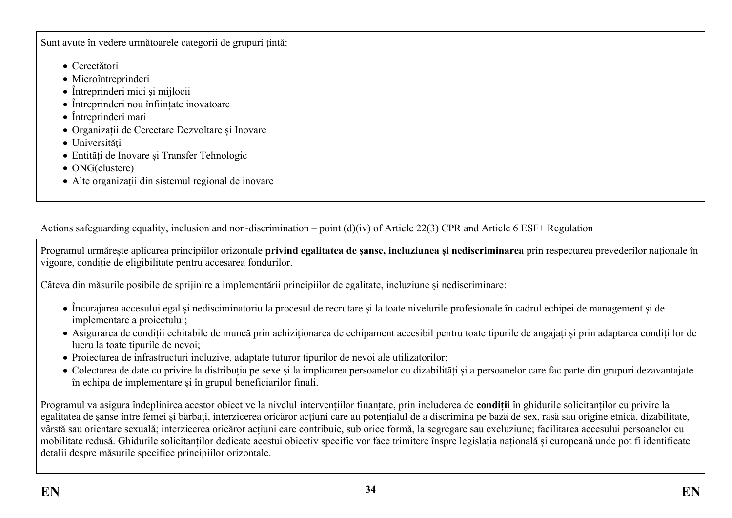Sunt avute în vedere următoarele categorii de grupuri țintă:

- Cercetători
- Microîntreprinderi
- Întreprinderi mici și mijlocii
- Întreprinderi nou înființate inovatoare
- Întreprinderi mari
- Organizații de Cercetare Dezvoltare și Inovare
- Universități
- Entități de Inovare și Transfer Tehnologic
- ONG(clustere)
- Alte organizații din sistemul regional de inovare

Actions safeguarding equality, inclusion and non-discrimination – point (d)(iv) of Article 22(3) CPR and Article 6 ESF+ Regulation

Programul urmărește aplicarea principiilor orizontale **privind egalitatea de șanse, incluziunea și nediscriminarea** prin respectarea prevederilor naționale în vigoare, condiție de eligibilitate pentru accesarea fondurilor.

Câteva din măsurile posibile de sprijinire a implementării principiilor de egalitate, incluziune și nediscriminare:

- Încurajarea accesului egal și nediscriminatoriu la procesul de recrutare și la toate nivelurile profesionale în cadrul echipei de management și de implementare a proiectului;
- Asigurarea de condiții echitabile de muncă prin achiziționarea de echipament accesibil pentru toate tipurile de angajați și prin adaptarea condițiilor de lucru la toate tipurile de nevoi;
- Proiectarea de infrastructuri incluzive, adaptate tuturor tipurilor de nevoi ale utilizatorilor;
- Colectarea de date cu privire la distribuția pe sexe și la implicarea persoanelor cu dizabilități și a persoanelor care fac parte din grupuri dezavantajate în echipa de implementare și în grupul beneficiarilor finali.

Programul va asigura îndeplinirea acestor obiective la nivelul intervențiilor finanțate, prin includerea de **condiții** în ghidurile solicitanților cu privire la egalitatea de șanse între femei și bărbați, interzicerea oricăror acțiuni care au potențialul de a discrimina pe bază de sex, rasă sau origine etnică, dizabilitate, vârstă sau orientare sexuală; interzicerea oricăror acțiuni care contribuie, sub orice formă, la segregare sau excluziune; facilitarea accesului persoanelor cu mobilitate redusă. Ghidurile solicitanților dedicate acestui obiectiv specific vor face trimitere înspre legislația națională și europeană unde pot fi identificate detalii despre măsurile specifice principiilor orizontale.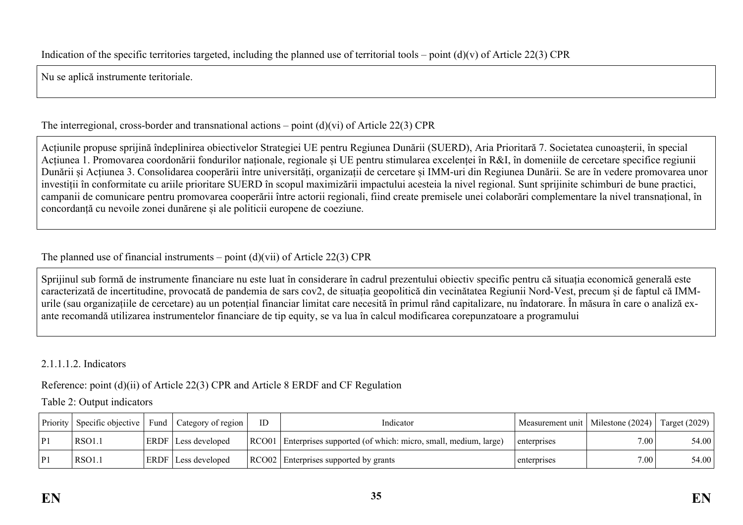Indication of the specific territories targeted, including the planned use of territorial tools – point (d)(v) of Article 22(3) CPR

Nu se aplică instrumente teritoriale.

The interregional, cross-border and transnational actions – point (d)(vi) of Article 22(3) CPR

Acțiunile propuse sprijină îndeplinirea obiectivelor Strategiei UE pentru Regiunea Dunării (SUERD), Aria Prioritară 7. Societatea cunoașterii, în special Acțiunea 1. Promovarea coordonării fondurilor naționale, regionale și UE pentru stimularea excelenței în R&I, în domeniile de cercetare specifice regiunii Dunării și Acțiunea 3. Consolidarea cooperării între universități, organizații de cercetare și IMM-uri din Regiunea Dunării. Se are în vedere promovarea unor investiții în conformitate cu ariile prioritare SUERD în scopul maximizării impactului acesteia la nivel regional. Sunt sprijinite schimburi de bune practici, campanii de comunicare pentru promovarea cooperării între actorii regionali, fiind create premisele unei colaborări complementare la nivel transnațional, în concordanță cu nevoile zonei dunărene și ale politicii europene de coeziune.

The planned use of financial instruments – point (d)(vii) of Article 22(3) CPR

Sprijinul sub formă de instrumente financiare nu este luat în considerare în cadrul prezentului obiectiv specific pentru că situația economică generală este caracterizată de incertitudine, provocată de pandemia de sars cov2, de situația geopolitică din vecinătatea Regiunii Nord-Vest, precum și de faptul că IMM-urile (sau organizațiile de cercetare) au un potențial financiar limitat care necesită în primul rând capitalizare, nu îndatorare. În măsura în care o analiză ex-ante recomandă utilizarea instrumentelor financiare de tip equity, se va lua în calcul modificarea corepunzatoare a programului

2.1.1.1.2. Indicators

Reference: point (d)(ii) of Article 22(3) CPR and Article 8 ERDF and CF Regulation

Table 2: Output indicators

| Priority | Specific objective | Fund | Category of region | ID | Indicator | Measurement unit | Milestone (2024) | Target (2029) |
|---|---|---|---|---|---|---|---|---|
| P1 | RSO1.1 | ERDF | Less developed | RCO01 | Enterprises supported (of which: micro, small, medium, large) | enterprises | 7.00 | 54.00 |
| P1 | RSO1.1 | ERDF | Less developed | RCO02 | Enterprises supported by grants | enterprises | 7.00 | 54.00 |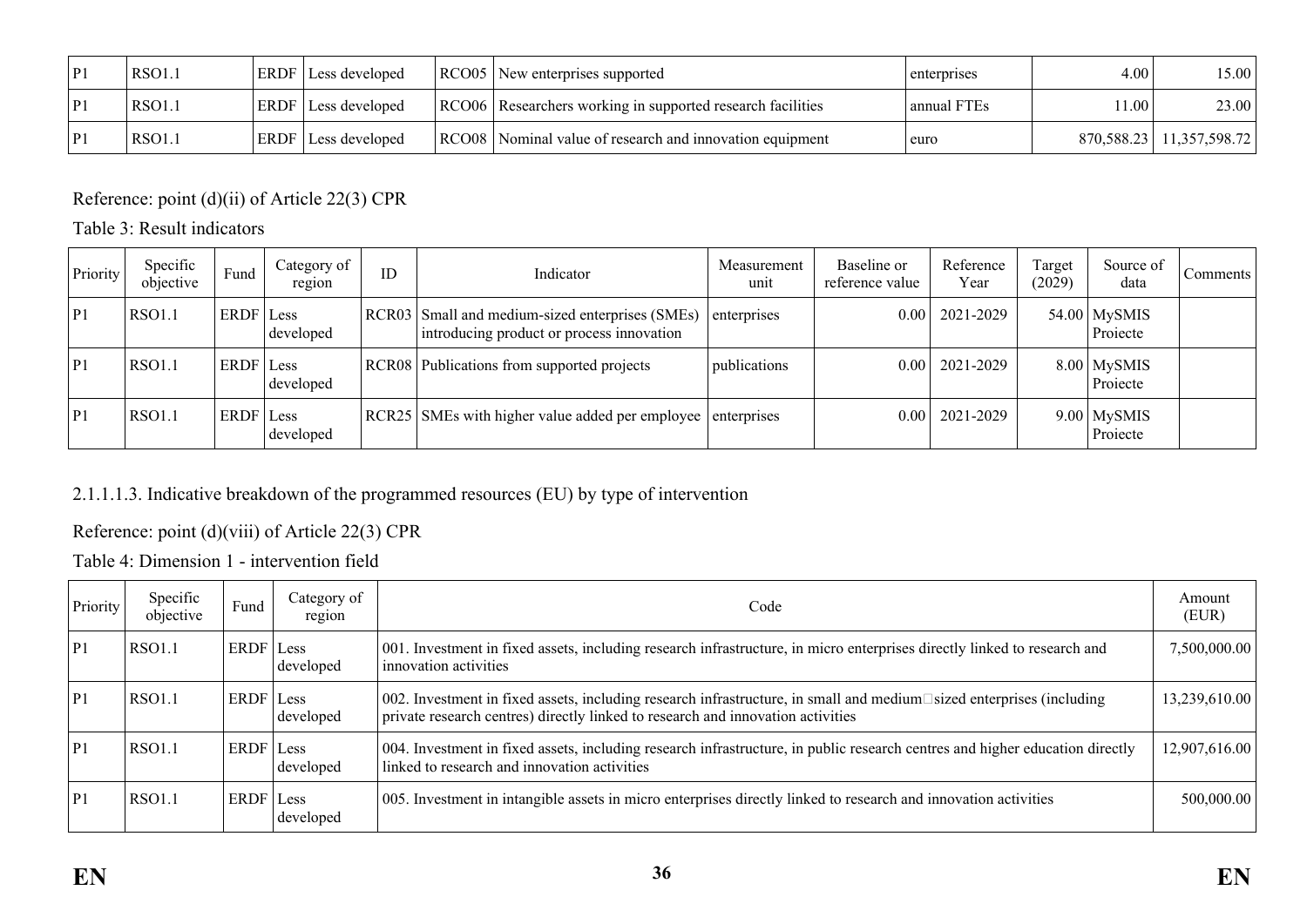| P1 | RSO1.1 | ERDF | Less developed | RCO05 | New enterprises supported | enterprises | 4.00 | 15.00 |
|---|---|---|---|---|---|---|---|---|
| P1 | RSO1.1 | ERDF | Less developed | RCO06 | Researchers working in supported research facilities | annual FTEs | 11.00 | 23.00 |
| P1 | RSO1.1 | ERDF | Less developed | RCO08 | Nominal value of research and innovation equipment | euro | 870,588.23 | 11,357,598.72 |

Reference: point (d)(ii) of Article 22(3) CPR

Table 3: Result indicators

| Priority | Specific objective | Fund | Category of region | ID | Indicator | Measurement unit | Baseline or reference value | Reference Year | Target (2029) | Source of data | Comments |
|---|---|---|---|---|---|---|---|---|---|---|---|
| P1 | RSO1.1 | ERDF | Less developed | RCR03 | Small and medium-sized enterprises (SMEs) introducing product or process innovation | enterprises | 0.00 | 2021-2029 | 54.00 | MySMIS Proiecte | |
| P1 | RSO1.1 | ERDF | Less developed | RCR08 | Publications from supported projects | publications | 0.00 | 2021-2029 | 8.00 | MySMIS Proiecte | |
| P1 | RSO1.1 | ERDF | Less developed | RCR25 | SMEs with higher value added per employee | enterprises | 0.00 | 2021-2029 | 9.00 | MySMIS Proiecte | |

2.1.1.1.3. Indicative breakdown of the programmed resources (EU) by type of intervention

Reference: point (d)(viii) of Article 22(3) CPR

Table 4: Dimension 1 - intervention field

| Priority | Specific objective | Fund | Category of region | Code | Amount (EUR) |
|---|---|---|---|---|---|
| P1 | RSO1.1 | ERDF | Less developed | 001. Investment in fixed assets, including research infrastructure, in micro enterprises directly linked to research and innovation activities | 7,500,000.00 |
| P1 | RSO1.1 | ERDF | Less developed | 002. Investment in fixed assets, including research infrastructure, in small and medium□sized enterprises (including private research centres) directly linked to research and innovation activities | 13,239,610.00 |
| P1 | RSO1.1 | ERDF | Less developed | 004. Investment in fixed assets, including research infrastructure, in public research centres and higher education directly linked to research and innovation activities | 12,907,616.00 |
| P1 | RSO1.1 | ERDF | Less developed | 005. Investment in intangible assets in micro enterprises directly linked to research and innovation activities | 500,000.00 |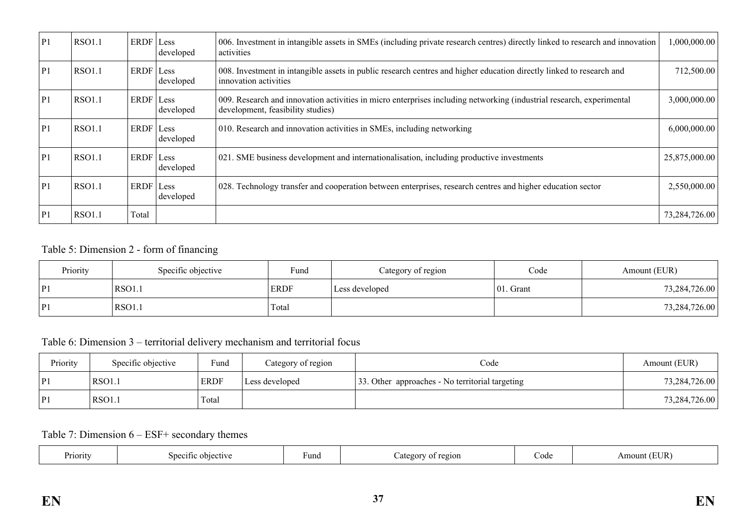| P1 | RSO1.1 | ERDF | Less developed | 006. Investment in intangible assets in SMEs (including private research centres) directly linked to research and innovation activities | 1,000,000.00 |
|---|---|---|---|---|---|
| P1 | RSO1.1 | ERDF | Less developed | 008. Investment in intangible assets in public research centres and higher education directly linked to research and innovation activities | 712,500.00 |
| P1 | RSO1.1 | ERDF | Less developed | 009. Research and innovation activities in micro enterprises including networking (industrial research, experimental development, feasibility studies) | 3,000,000.00 |
| P1 | RSO1.1 | ERDF | Less developed | 010. Research and innovation activities in SMEs, including networking | 6,000,000.00 |
| P1 | RSO1.1 | ERDF | Less developed | 021. SME business development and internationalisation, including productive investments | 25,875,000.00 |
| P1 | RSO1.1 | ERDF | Less developed | 028. Technology transfer and cooperation between enterprises, research centres and higher education sector | 2,550,000.00 |
| P1 | RSO1.1 | Total | | | 73,284,726.00 |

Table 5: Dimension 2 - form of financing

| Priority | Specific objective | Fund | Category of region | Code | Amount (EUR) |
|---|---|---|---|---|---|
| P1 | RSO1.1 | ERDF | Less developed | 01. Grant | 73,284,726.00 |
| P1 | RSO1.1 | Total | | | 73,284,726.00 |

Table 6: Dimension 3 – territorial delivery mechanism and territorial focus

| Priority | Specific objective | Fund | Category of region | Code | Amount (EUR) |
|---|---|---|---|---|---|
| P1 | RSO1.1 | ERDF | Less developed | 33. Other approaches - No territorial targeting | 73,284,726.00 |
| P1 | RSO1.1 | Total | | | 73,284,726.00 |

Table 7: Dimension 6 – ESF+ secondary themes

| Priority | Specific objective | Fund | Category of region | Code | Amount (EUR) |
|---|---|---|---|---|---|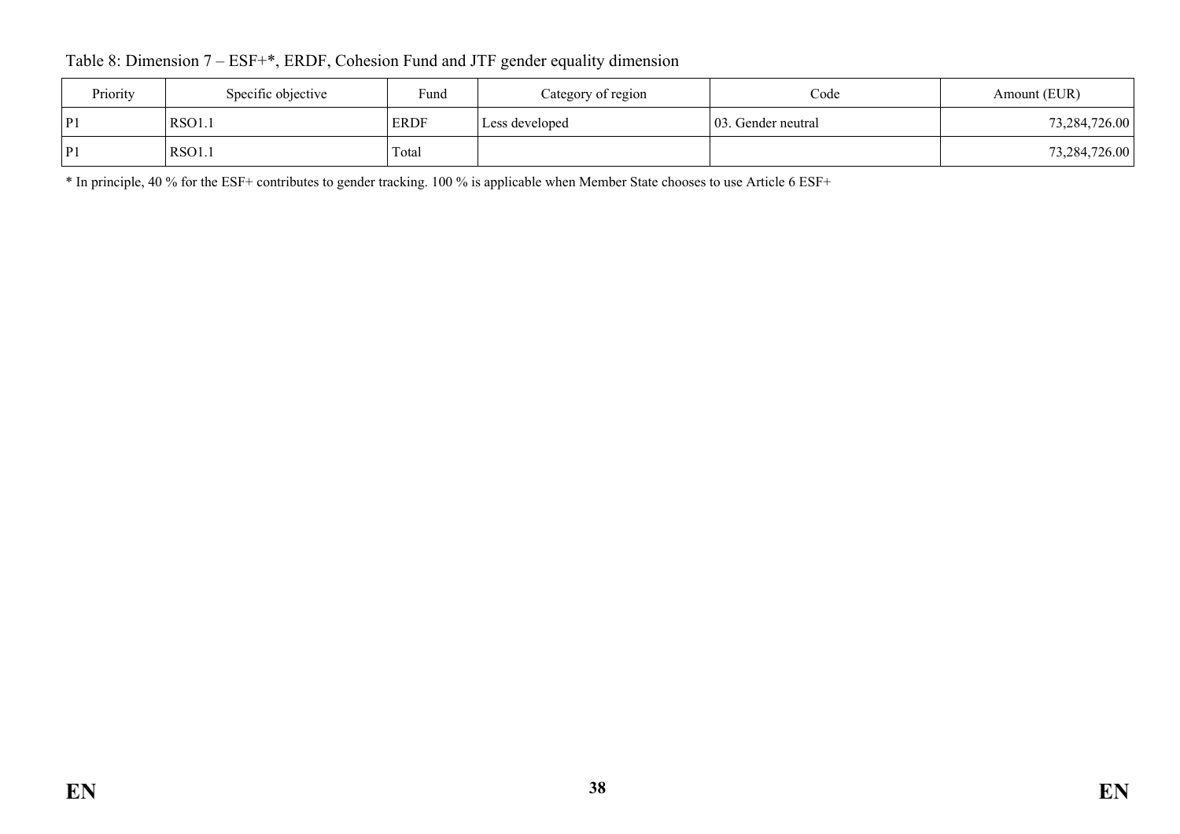Table 8: Dimension 7 – ESF+*, ERDF, Cohesion Fund and JTF gender equality dimension

| Priority | Specific objective | Fund | Category of region | Code | Amount (EUR) |
| --- | --- | --- | --- | --- | --- |
| P1 | RSO1.1 | ERDF | Less developed | 03. Gender neutral | 73,284,726.00 |
| P1 | RSO1.1 | Total | | | 73,284,726.00 |

* In principle, 40 % for the ESF+ contributes to gender tracking. 100 % is applicable when Member State chooses to use Article 6 ESF+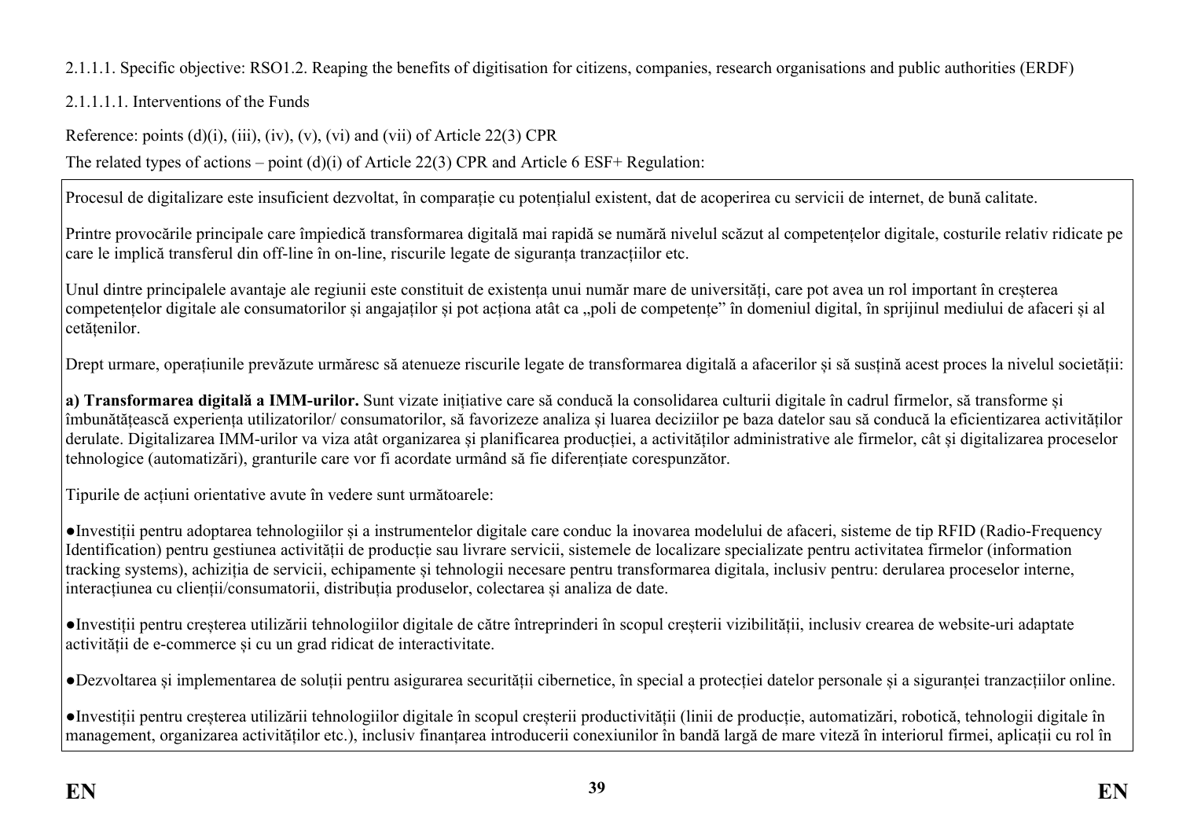2.1.1.1. Specific objective: RSO1.2. Reaping the benefits of digitisation for citizens, companies, research organisations and public authorities (ERDF)

2.1.1.1.1. Interventions of the Funds

Reference: points (d)(i), (iii), (iv), (v), (vi) and (vii) of Article 22(3) CPR

The related types of actions – point (d)(i) of Article 22(3) CPR and Article 6 ESF+ Regulation:

Procesul de digitalizare este insuficient dezvoltat, în comparație cu potențialul existent, dat de acoperirea cu servicii de internet, de bună calitate.

Printre provocările principale care împiedică transformarea digitală mai rapidă se numără nivelul scăzut al competențelor digitale, costurile relativ ridicate pe care le implică transferul din off-line în on-line, riscurile legate de siguranța tranzacțiilor etc.

Unul dintre principalele avantaje ale regiunii este constituit de existența unui număr mare de universități, care pot avea un rol important în creșterea competențelor digitale ale consumatorilor și angajaților și pot acționa atât ca „poli de competențe" în domeniul digital, în sprijinul mediului de afaceri și al cetățenilor.

Drept urmare, operațiunile prevăzute urmăresc să atenueze riscurile legate de transformarea digitală a afacerilor și să susțină acest proces la nivelul societății:

**a) Transformarea digitală a IMM-urilor.** Sunt vizate inițiative care să conducă la consolidarea culturii digitale în cadrul firmelor, să transforme și îmbunătățească experiența utilizatorilor/ consumatorilor, să favorizeze analiza și luarea deciziilor pe baza datelor sau să conducă la eficientizarea activităților derulate. Digitalizarea IMM-urilor va viza atât organizarea și planificarea producției, a activităților administrative ale firmelor, cât și digitalizarea proceselor tehnologice (automatizări), granturile care vor fi acordate urmând să fie diferențiate corespunzător.

Tipurile de acțiuni orientative avute în vedere sunt următoarele:

●Investiții pentru adoptarea tehnologiilor și a instrumentelor digitale care conduc la inovarea modelului de afaceri, sisteme de tip RFID (Radio-Frequency Identification) pentru gestiunea activității de producție sau livrare servicii, sistemele de localizare specializate pentru activitatea firmelor (information tracking systems), achiziția de servicii, echipamente și tehnologii necesare pentru transformarea digitala, inclusiv pentru: derularea proceselor interne, interacțiunea cu clienții/consumatorii, distribuția produselor, colectarea și analiza de date.

●Investiții pentru creșterea utilizării tehnologiilor digitale de către întreprinderi în scopul creșterii vizibilității, inclusiv crearea de website-uri adaptate activității de e-commerce și cu un grad ridicat de interactivitate.

●Dezvoltarea și implementarea de soluții pentru asigurarea securității cibernetice, în special a protecției datelor personale și a siguranței tranzacțiilor online.

●Investiții pentru creșterea utilizării tehnologiilor digitale în scopul creșterii productivității (linii de producție, automatizări, robotică, tehnologii digitale în management, organizarea activităților etc.), inclusiv finanțarea introducerii conexiunilor în bandă largă de mare viteză în interiorul firmei, aplicații cu rol în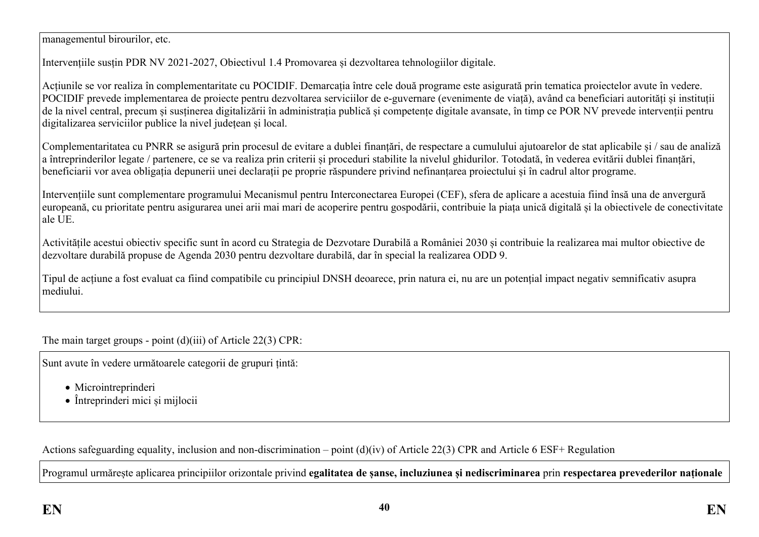managementul birourilor, etc.

Intervențiile susțin PDR NV 2021-2027, Obiectivul 1.4 Promovarea și dezvoltarea tehnologiilor digitale.

Acțiunile se vor realiza în complementaritate cu POCIDIF. Demarcația între cele două programe este asigurată prin tematica proiectelor avute în vedere. POCIDIF prevede implementarea de proiecte pentru dezvoltarea serviciilor de e-guvernare (evenimente de viață), având ca beneficiari autorități și instituții de la nivel central, precum și susținerea digitalizării în administrația publică și competențe digitale avansate, în timp ce POR NV prevede intervenții pentru digitalizarea serviciilor publice la nivel județean și local.

Complementaritatea cu PNRR se asigură prin procesul de evitare a dublei finanțări, de respectare a cumulului ajutoarelor de stat aplicabile și / sau de analiză a întreprinderilor legate / partenere, ce se va realiza prin criterii și proceduri stabilite la nivelul ghidurilor. Totodată, în vederea evitării dublei finanțări, beneficiarii vor avea obligația depunerii unei declarații pe proprie răspundere privind nefinanțarea proiectului și în cadrul altor programe.

Intervențiile sunt complementare programului Mecanismul pentru Interconectarea Europei (CEF), sfera de aplicare a acestuia fiind însă una de anvergură europeană, cu prioritate pentru asigurarea unei arii mai mari de acoperire pentru gospodării, contribuie la piața unică digitală și la obiectivele de conectivitate ale UE.

Activitățile acestui obiectiv specific sunt în acord cu Strategia de Dezvoltare Durabilă a României 2030 și contribuie la realizarea mai multor obiective de dezvoltare durabilă propuse de Agenda 2030 pentru dezvoltare durabilă, dar în special la realizarea ODD 9.

Tipul de acțiune a fost evaluat ca fiind compatibile cu principiul DNSH deoarece, prin natura ei, nu are un potențial impact negativ semnificativ asupra mediului.

The main target groups - point (d)(iii) of Article 22(3) CPR:

Sunt avute în vedere următoarele categorii de grupuri țintă:

- Microintreprinderi
- Întreprinderi mici și mijlocii

Actions safeguarding equality, inclusion and non-discrimination – point (d)(iv) of Article 22(3) CPR and Article 6 ESF+ Regulation

Programul urmărește aplicarea principiilor orizontale privind **egalitatea de șanse, incluziunea și nediscriminarea** prin **respectarea prevederilor naționale**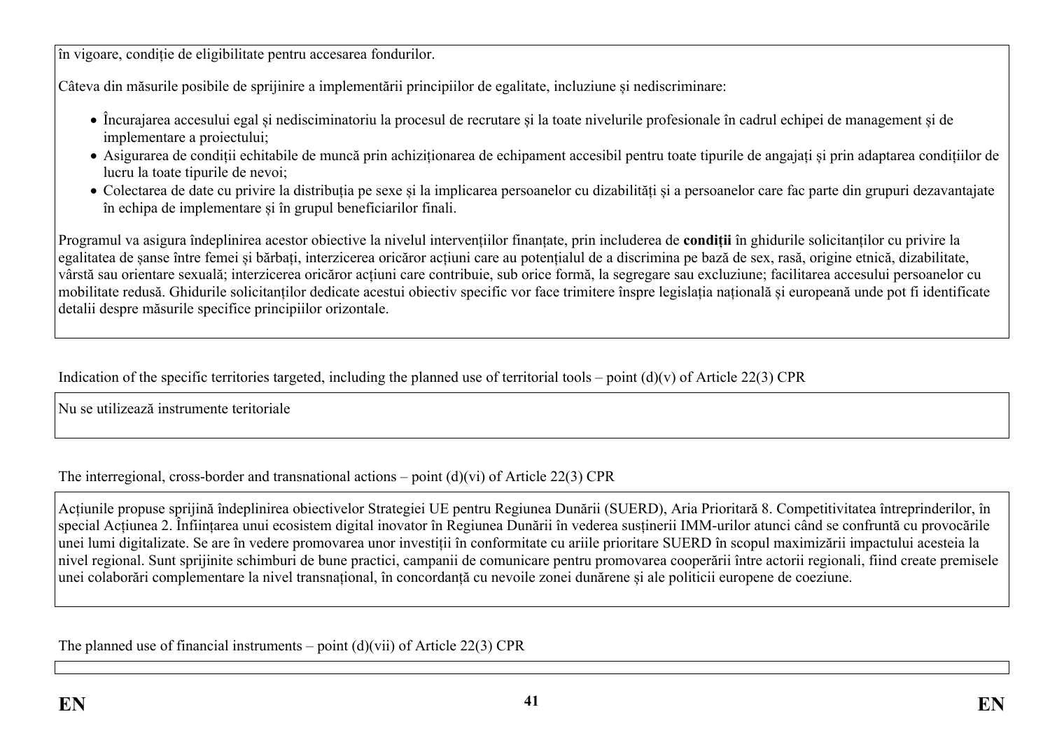în vigoare, condiție de eligibilitate pentru accesarea fondurilor.

Câteva din măsurile posibile de sprijinire a implementării principiilor de egalitate, incluziune și nediscriminare:

- Încurajarea accesului egal și nediscriminatoriu la procesul de recrutare și la toate nivelurile profesionale în cadrul echipei de management și de implementare a proiectului;
- Asigurarea de condiții echitabile de muncă prin achiziționarea de echipament accesibil pentru toate tipurile de angajați și prin adaptarea condițiilor de lucru la toate tipurile de nevoi;
- Colectarea de date cu privire la distribuția pe sexe și la implicarea persoanelor cu dizabilități și a persoanelor care fac parte din grupuri dezavantajate în echipa de implementare și în grupul beneficiarilor finali.

Programul va asigura îndeplinirea acestor obiective la nivelul intervențiilor finanțate, prin includerea de **condiții** în ghidurile solicitanților cu privire la egalitatea de șanse între femei și bărbați, interzicerea oricăror acțiuni care au potențialul de a discrimina pe bază de sex, rasă, origine etnică, dizabilitate, vârstă sau orientare sexuală; interzicerea oricăror acțiuni care contribuie, sub orice formă, la segregare sau excluziune; facilitarea accesului persoanelor cu mobilitate redusă. Ghidurile solicitanților dedicate acestui obiectiv specific vor face trimitere înspre legislația națională și europeană unde pot fi identificate detalii despre măsurile specifice principiilor orizontale.

Indication of the specific territories targeted, including the planned use of territorial tools – point (d)(v) of Article 22(3) CPR

Nu se utilizează instrumente teritoriale

The interregional, cross-border and transnational actions – point (d)(vi) of Article 22(3) CPR

Acțiunile propuse sprijină îndeplinirea obiectivelor Strategiei UE pentru Regiunea Dunării (SUERD), Aria Prioritară 8. Competitivitatea întreprinderilor, în special Acțiunea 2. Înființarea unui ecosistem digital inovator în Regiunea Dunării în vederea susținerii IMM-urilor atunci când se confruntă cu provocările unei lumi digitalizate. Se are în vedere promovarea unor investiții în conformitate cu ariile prioritare SUERD în scopul maximizării impactului acesteia la nivel regional. Sunt sprijinite schimburi de bune practici, campanii de comunicare pentru promovarea cooperării între actorii regionali, fiind create premisele unei colaborări complementare la nivel transnațional, în concordanță cu nevoile zonei dunărene și ale politicii europene de coeziune.

The planned use of financial instruments – point (d)(vii) of Article 22(3) CPR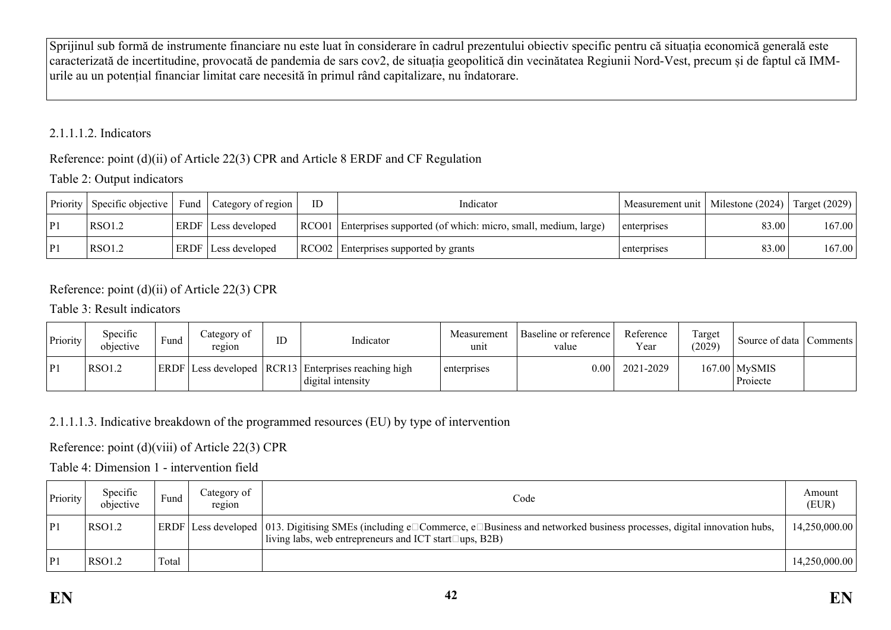Sprijinul sub formă de instrumente financiare nu este luat în considerare în cadrul prezentului obiectiv specific pentru că situația economică generală este caracterizată de incertitudine, provocată de pandemia de sars cov2, de situația geopolitică din vecinătatea Regiunii Nord-Vest, precum și de faptul că IMM-urile au un potențial financiar limitat care necesită în primul rând capitalizare, nu îndatorare.

#### 2.1.1.1.2. Indicators

Reference: point (d)(ii) of Article 22(3) CPR and Article 8 ERDF and CF Regulation

Table 2: Output indicators

| Priority | Specific objective | Fund | Category of region | ID | Indicator | Measurement unit | Milestone (2024) | Target (2029) |
|---|---|---|---|---|---|---|---|---|
| P1 | RSO1.2 | ERDF | Less developed | RCO01 | Enterprises supported (of which: micro, small, medium, large) | enterprises | 83.00 | 167.00 |
| P1 | RSO1.2 | ERDF | Less developed | RCO02 | Enterprises supported by grants | enterprises | 83.00 | 167.00 |

Reference: point (d)(ii) of Article 22(3) CPR

Table 3: Result indicators

| Priority | Specific objective | Fund | Category of region | ID | Indicator | Measurement unit | Baseline or reference value | Reference Year | Target (2029) | Source of data | Comments |
|---|---|---|---|---|---|---|---|---|---|---|---|
| P1 | RSO1.2 | ERDF | Less developed | RCR13 | Enterprises reaching high digital intensity | enterprises | 0.00 | 2021-2029 | 167.00 | MySMIS Proiecte | |

#### 2.1.1.1.3. Indicative breakdown of the programmed resources (EU) by type of intervention

Reference: point (d)(viii) of Article 22(3) CPR

Table 4: Dimension 1 - intervention field

| Priority | Specific objective | Fund | Category of region | Code | Amount (EUR) |
|---|---|---|---|---|---|
| P1 | RSO1.2 | ERDF | Less developed | 013. Digitising SMEs (including e□Commerce, e□Business and networked business processes, digital innovation hubs, living labs, web entrepreneurs and ICT start□ups, B2B) | 14,250,000.00 |
| P1 | RSO1.2 | Total | | | 14,250,000.00 |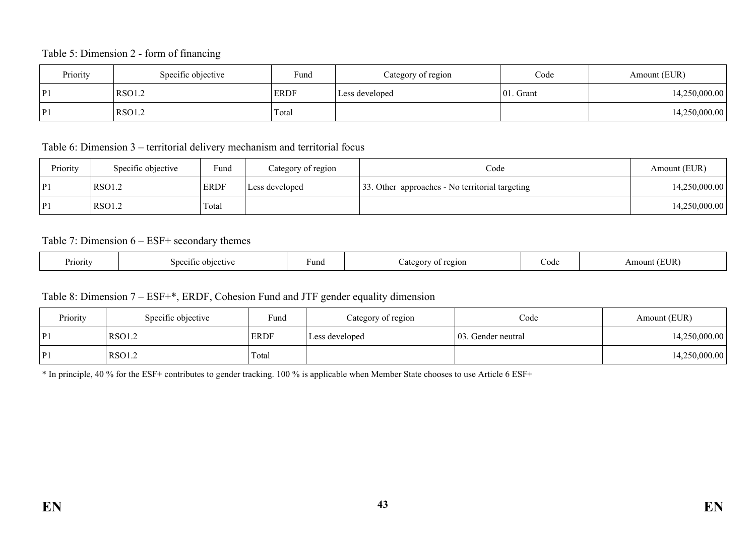Table 5: Dimension 2 - form of financing

| Priority | Specific objective | Fund | Category of region | Code | Amount (EUR) |
|---|---|---|---|---|---|
| P1 | RSO1.2 | ERDF | Less developed | 01. Grant | 14,250,000.00 |
| P1 | RSO1.2 | Total | | | 14,250,000.00 |

Table 6: Dimension 3 – territorial delivery mechanism and territorial focus

| Priority | Specific objective | Fund | Category of region | Code | Amount (EUR) |
|---|---|---|---|---|---|
| P1 | RSO1.2 | ERDF | Less developed | 33. Other approaches - No territorial targeting | 14,250,000.00 |
| P1 | RSO1.2 | Total | | | 14,250,000.00 |

Table 7: Dimension 6 – ESF+ secondary themes

| Priority | Specific objective | Fund | Category of region | Code | Amount (EUR) |
|---|---|---|---|---|---|

Table 8: Dimension 7 – ESF+*, ERDF, Cohesion Fund and JTF gender equality dimension

| Priority | Specific objective | Fund | Category of region | Code | Amount (EUR) |
|---|---|---|---|---|---|
| P1 | RSO1.2 | ERDF | Less developed | 03. Gender neutral | 14,250,000.00 |
| P1 | RSO1.2 | Total | | | 14,250,000.00 |

* In principle, 40 % for the ESF+ contributes to gender tracking. 100 % is applicable when Member State chooses to use Article 6 ESF+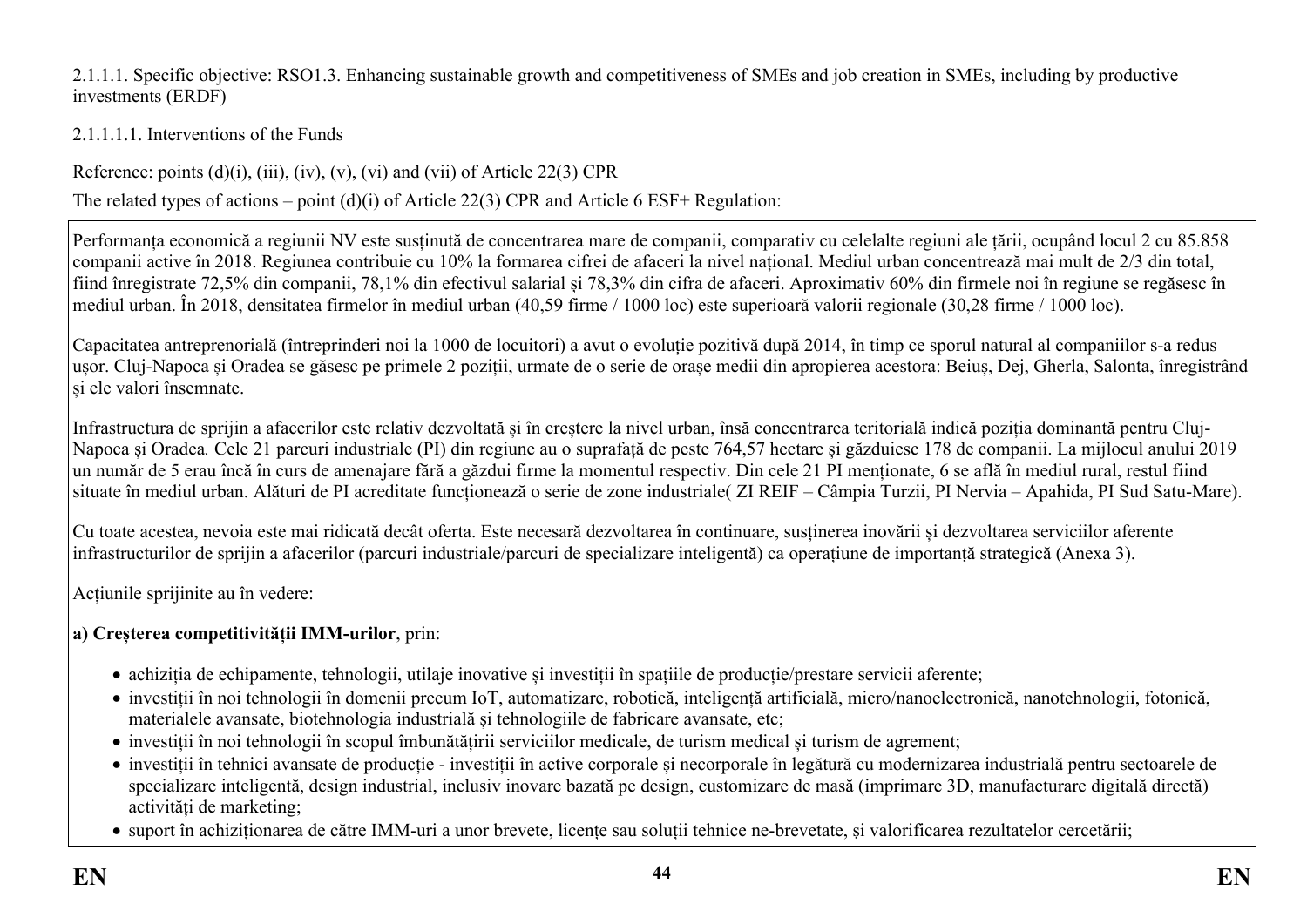2.1.1.1. Specific objective: RSO1.3. Enhancing sustainable growth and competitiveness of SMEs and job creation in SMEs, including by productive investments (ERDF)

2.1.1.1.1. Interventions of the Funds

Reference: points (d)(i), (iii), (iv), (v), (vi) and (vii) of Article 22(3) CPR

The related types of actions – point (d)(i) of Article 22(3) CPR and Article 6 ESF+ Regulation:

Performanța economică a regiunii NV este susținută de concentrarea mare de companii, comparativ cu celelalte regiuni ale țării, ocupând locul 2 cu 85.858 companii active în 2018. Regiunea contribuie cu 10% la formarea cifrei de afaceri la nivel național. Mediul urban concentrează mai mult de 2/3 din total, fiind înregistrate 72,5% din companii, 78,1% din efectivul salarial și 78,3% din cifra de afaceri. Aproximativ 60% din firmele noi în regiune se regăsesc în mediul urban. În 2018, densitatea firmelor în mediul urban (40,59 firme / 1000 loc) este superioară valorii regionale (30,28 firme / 1000 loc).

Capacitatea antreprenorială (întreprinderi noi la 1000 de locuitori) a avut o evoluție pozitivă după 2014, în timp ce sporul natural al companiilor s-a redus ușor. Cluj-Napoca și Oradea se găsesc pe primele 2 poziții, urmate de o serie de orașe medii din apropierea acestora: Beiuș, Dej, Gherla, Salonta, înregistrând și ele valori însemnate.

Infrastructura de sprijin a afacerilor este relativ dezvoltată și în creștere la nivel urban, însă concentrarea teritorială indică poziția dominantă pentru Cluj-Napoca și Oradea. Cele 21 parcuri industriale (PI) din regiune au o suprafață de peste 764,57 hectare și găzduiesc 178 de companii. La mijlocul anului 2019 un număr de 5 erau încă în curs de amenajare fără a găzdui firme la momentul respectiv. Din cele 21 PI menționate, 6 se află în mediul rural, restul fiind situate în mediul urban. Alături de PI acreditate funcționează o serie de zone industriale( ZI REIF – Câmpia Turzii, PI Nervia – Apahida, PI Sud Satu-Mare).

Cu toate acestea, nevoia este mai ridicată decât oferta. Este necesară dezvoltarea în continuare, susținerea inovării și dezvoltarea serviciilor aferente infrastructurilor de sprijin a afacerilor (parcuri industriale/parcuri de specializare inteligentă) ca operațiune de importanță strategică (Anexa 3).

Acțiunile sprijinite au în vedere:

**a) Creșterea competitivității IMM-urilor**, prin:

- achiziția de echipamente, tehnologii, utilaje inovative și investiții în spațiile de producție/prestare servicii aferente;
- investiții în noi tehnologii în domenii precum IoT, automatizare, robotică, inteligență artificială, micro/nanoelectronică, nanotehnologii, fotonică, materialele avansate, biotehnologia industrială și tehnologiile de fabricare avansate, etc;
- investiții în noi tehnologii în scopul îmbunătățirii serviciilor medicale, de turism medical și turism de agrement;
- investiții în tehnici avansate de producție - investiții în active corporale și necorporale în legătură cu modernizarea industrială pentru sectoarele de specializare inteligentă, design industrial, inclusiv inovare bazată pe design, customizare de masă (imprimare 3D, manufacturare digitală directă) activități de marketing;
- suport în achiziționarea de către IMM-uri a unor brevete, licențe sau soluții tehnice ne-brevetate, și valorificarea rezultatelor cercetării;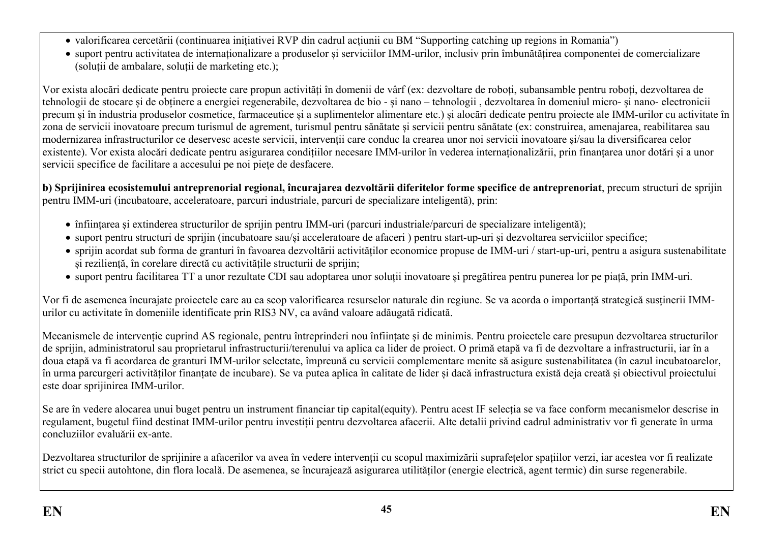- valorificarea cercetării (continuarea inițiativei RVP din cadrul acțiunii cu BM "Supporting catching up regions in Romania")
- suport pentru activitatea de internaționalizare a produselor și serviciilor IMM-urilor, inclusiv prin îmbunătățirea componentei de comercializare (soluții de ambalare, soluții de marketing etc.);

Vor exista alocări dedicate pentru proiecte care propun activități în domenii de vârf (ex: dezvoltare de roboți, subansamble pentru roboți, dezvoltarea de tehnologii de stocare și de obținere a energiei regenerabile, dezvoltarea de bio - și nano – tehnologii , dezvoltarea în domeniul micro- și nano- electronicii precum și în industria produselor cosmetice, farmaceutice și a suplimentelor alimentare etc.) și alocări dedicate pentru proiecte ale IMM-urilor cu activitate în zona de servicii inovatoare precum turismul de agrement, turismul pentru sănătate și servicii pentru sănătate (ex: construirea, amenajarea, reabilitarea sau modernizarea infrastructurilor ce deservesc aceste servicii, intervenții care conduc la crearea unor noi servicii inovatoare și/sau la diversificarea celor existente). Vor exista alocări dedicate pentru asigurarea condițiilor necesare IMM-urilor în vederea internaționalizării, prin finanțarea unor dotări și a unor servicii specifice de facilitare a accesului pe noi piețe de desfacere.

**b) Sprijinirea ecosistemului antreprenorial regional, încurajarea dezvoltării diferitelor forme specifice de antreprenoriat**, precum structuri de sprijin pentru IMM-uri (incubatoare, acceleratoare, parcuri industriale, parcuri de specializare inteligentă), prin:

- înființarea și extinderea structurilor de sprijin pentru IMM-uri (parcuri industriale/parcuri de specializare inteligentă);
- suport pentru structuri de sprijin (incubatoare sau/și acceleratoare de afaceri ) pentru start-up-uri și dezvoltarea serviciilor specifice;
- sprijin acordat sub forma de granturi în favoarea dezvoltării activităților economice propuse de IMM-uri / start-up-uri, pentru a asigura sustenabilitate și reziliență, în corelare directă cu activitățile structurii de sprijin;
- suport pentru facilitarea TT a unor rezultate CDI sau adoptarea unor soluții inovatoare și pregătirea pentru punerea lor pe piață, prin IMM-uri.

Vor fi de asemenea încurajate proiectele care au ca scop valorificarea resurselor naturale din regiune. Se va acorda o importanță strategică susținerii IMM-urilor cu activitate în domeniile identificate prin RIS3 NV, ca având valoare adăugată ridicată.

Mecanismele de intervenție cuprind AS regionale, pentru întreprinderi nou înființate și de minimis. Pentru proiectele care presupun dezvoltarea structurilor de sprijin, administratorul sau proprietarul infrastructurii/terenului va aplica ca lider de proiect. O primă etapă va fi de dezvoltare a infrastructurii, iar în a doua etapă va fi acordarea de granturi IMM-urilor selectate, împreună cu servicii complementare menite să asigure sustenabilitatea (în cazul incubatoarelor, în urma parcurgeri activităților finanțate de incubare). Se va putea aplica în calitate de lider și dacă infrastructura există deja creată și obiectivul proiectului este doar sprijinirea IMM-urilor.

Se are în vedere alocarea unui buget pentru un instrument financiar tip capital(equity). Pentru acest IF selecția se va face conform mecanismelor descrise in regulament, bugetul fiind destinat IMM-urilor pentru investiții pentru dezvoltarea afacerii. Alte detalii privind cadrul administrativ vor fi generate în urma concluziilor evaluării ex-ante.

Dezvoltarea structurilor de sprijinire a afacerilor va avea în vedere intervenții cu scopul maximizării suprafețelor spațiilor verzi, iar acestea vor fi realizate strict cu specii autohtone, din flora locală. De asemenea, se încurajează asigurarea utilităților (energie electrică, agent termic) din surse regenerabile.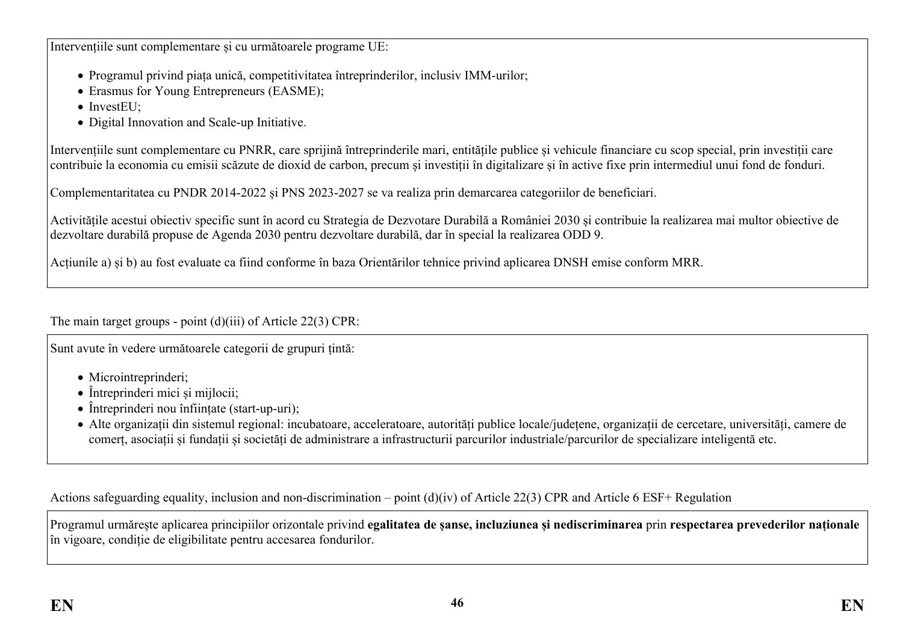Intervențiile sunt complementare și cu următoarele programe UE:

- Programul privind piața unică, competitivitatea întreprinderilor, inclusiv IMM-urilor;
- Erasmus for Young Entrepreneurs (EASME);
- InvestEU;
- Digital Innovation and Scale-up Initiative.

Intervențiile sunt complementare cu PNRR, care sprijină întreprinderile mari, entitățile publice și vehicule financiare cu scop special, prin investiții care contribuie la economia cu emisii scăzute de dioxid de carbon, precum și investiții în digitalizare și în active fixe prin intermediul unui fond de fonduri.

Complementaritatea cu PNDR 2014-2022 și PNS 2023-2027 se va realiza prin demarcarea categoriilor de beneficiari.

Activitățile acestui obiectiv specific sunt în acord cu Strategia de Dezvoltare Durabilă a României 2030 și contribuie la realizarea mai multor obiective de dezvoltare durabilă propuse de Agenda 2030 pentru dezvoltare durabilă, dar în special la realizarea ODD 9.

Acțiunile a) și b) au fost evaluate ca fiind conforme în baza Orientărilor tehnice privind aplicarea DNSH emise conform MRR.

The main target groups - point (d)(iii) of Article 22(3) CPR:

Sunt avute în vedere următoarele categorii de grupuri țintă:

- Microintreprinderi;
- Întreprinderi mici și mijlocii;
- Întreprinderi nou înființate (start-up-uri);
- Alte organizații din sistemul regional: incubatoare, acceleratoare, autorități publice locale/județene, organizații de cercetare, universități, camere de comerț, asociații și fundații și societăți de administrare a infrastructurii parcurilor industriale/parcurilor de specializare inteligentă etc.

Actions safeguarding equality, inclusion and non-discrimination – point (d)(iv) of Article 22(3) CPR and Article 6 ESF+ Regulation

Programul urmărește aplicarea principiilor orizontale privind **egalitatea de șanse, incluziunea și nediscriminarea** prin **respectarea prevederilor naționale** în vigoare, condiție de eligibilitate pentru accesarea fondurilor.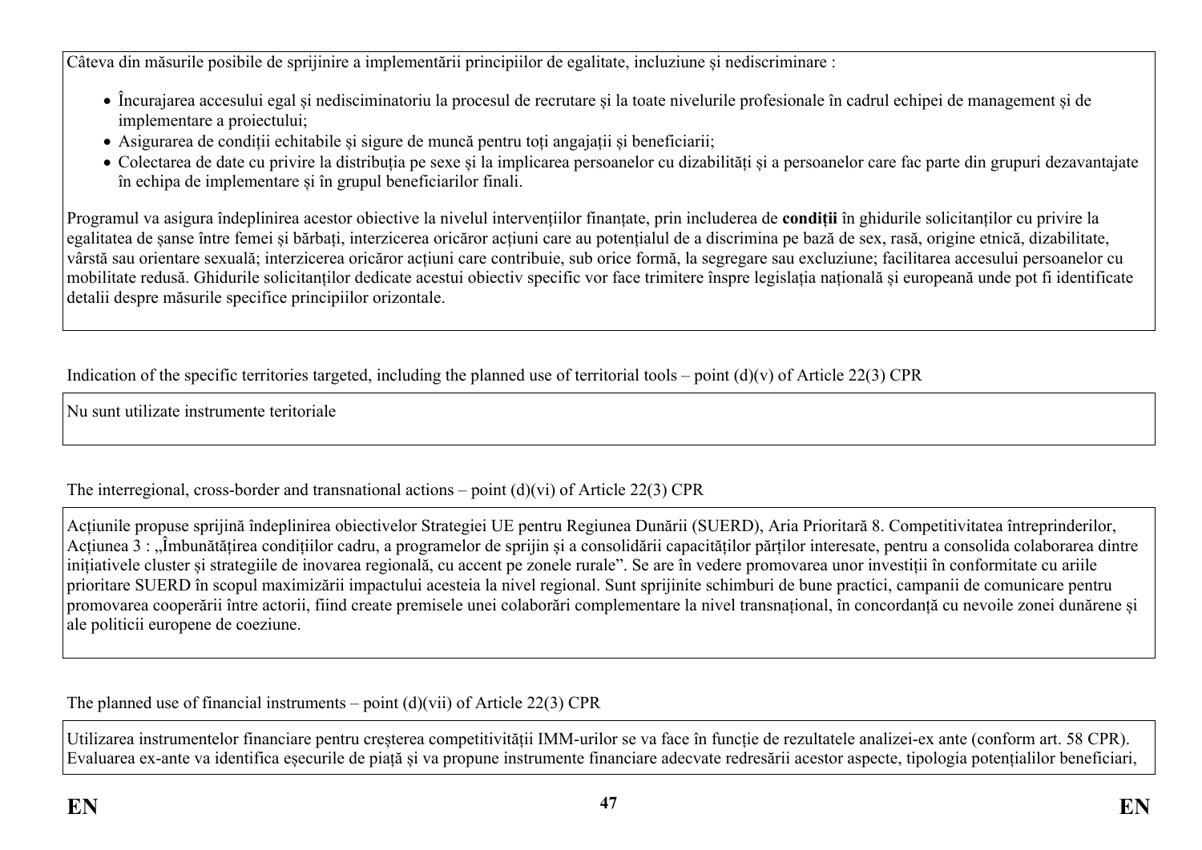Câteva din măsurile posibile de sprijinire a implementării principiilor de egalitate, incluziune și nediscriminare :

- Încurajarea accesului egal și nediscriminatoriu la procesul de recrutare și la toate nivelurile profesionale în cadrul echipei de management și de implementare a proiectului;
- Asigurarea de condiții echitabile și sigure de muncă pentru toți angajații și beneficiarii;
- Colectarea de date cu privire la distribuția pe sexe și la implicarea persoanelor cu dizabilități și a persoanelor care fac parte din grupuri dezavantajate în echipa de implementare și în grupul beneficiarilor finali.

Programul va asigura îndeplinirea acestor obiective la nivelul intervențiilor finanțate, prin includerea de **condiții** în ghidurile solicitanților cu privire la egalitatea de șanse între femei și bărbați, interzicerea oricăror acțiuni care au potențialul de a discrimina pe bază de sex, rasă, origine etnică, dizabilitate, vârstă sau orientare sexuală; interzicerea oricăror acțiuni care contribuie, sub orice formă, la segregare sau excluziune; facilitarea accesului persoanelor cu mobilitate redusă. Ghidurile solicitanților dedicate acestui obiectiv specific vor face trimitere înspre legislația națională și europeană unde pot fi identificate detalii despre măsurile specifice principiilor orizontale.

Indication of the specific territories targeted, including the planned use of territorial tools – point (d)(v) of Article 22(3) CPR

Nu sunt utilizate instrumente teritoriale

The interregional, cross-border and transnational actions – point (d)(vi) of Article 22(3) CPR

Acțiunile propuse sprijină îndeplinirea obiectivelor Strategiei UE pentru Regiunea Dunării (SUERD), Aria Prioritară 8. Competitivitatea întreprinderilor, Acțiunea 3 : „Îmbunătățirea condițiilor cadru, a programelor de sprijin și a consolidării capacităților părților interesate, pentru a consolida colaborarea dintre inițiativele cluster și strategiile de inovarea regională, cu accent pe zonele rurale". Se are în vedere promovarea unor investiții în conformitate cu ariile prioritare SUERD în scopul maximizării impactului acesteia la nivel regional. Sunt sprijinite schimburi de bune practici, campanii de comunicare pentru promovarea cooperării între actorii, fiind create premisele unei colaborări complementare la nivel transnațional, în concordanță cu nevoile zonei dunărene și ale politicii europene de coeziune.

The planned use of financial instruments – point (d)(vii) of Article 22(3) CPR

Utilizarea instrumentelor financiare pentru creșterea competitivității IMM-urilor se va face în funcție de rezultatele analizei-ex ante (conform art. 58 CPR). Evaluarea ex-ante va identifica eșecurile de piață și va propune instrumente financiare adecvate redresării acestor aspecte, tipologia potențialilor beneficiari,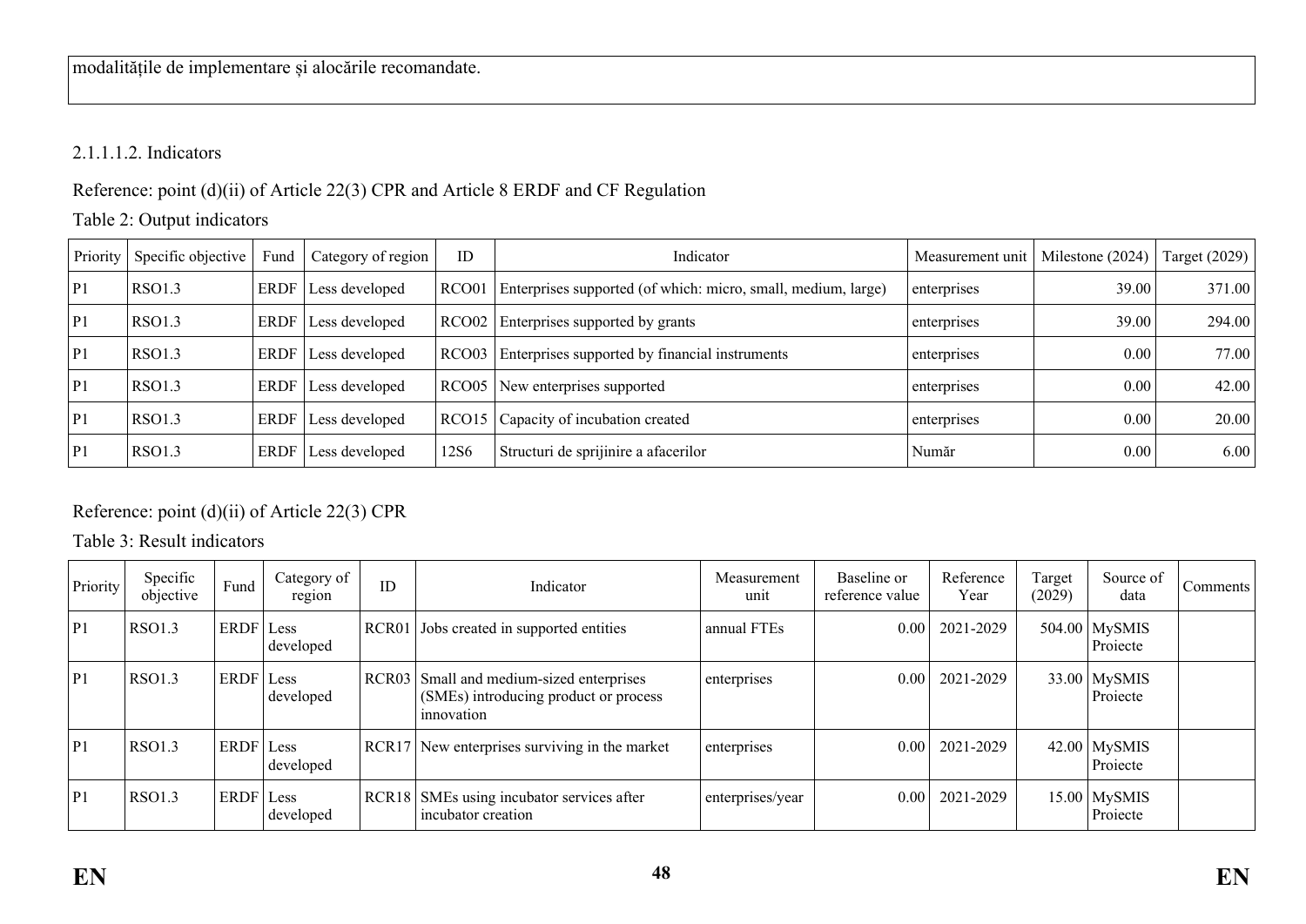modalitățile de implementare și alocările recomandate.

2.1.1.1.2. Indicators

Reference: point (d)(ii) of Article 22(3) CPR and Article 8 ERDF and CF Regulation

Table 2: Output indicators

| Priority | Specific objective | Fund | Category of region | ID | Indicator | Measurement unit | Milestone (2024) | Target (2029) |
|---|---|---|---|---|---|---|---|---|
| P1 | RSO1.3 | ERDF | Less developed | RCO01 | Enterprises supported (of which: micro, small, medium, large) | enterprises | 39.00 | 371.00 |
| P1 | RSO1.3 | ERDF | Less developed | RCO02 | Enterprises supported by grants | enterprises | 39.00 | 294.00 |
| P1 | RSO1.3 | ERDF | Less developed | RCO03 | Enterprises supported by financial instruments | enterprises | 0.00 | 77.00 |
| P1 | RSO1.3 | ERDF | Less developed | RCO05 | New enterprises supported | enterprises | 0.00 | 42.00 |
| P1 | RSO1.3 | ERDF | Less developed | RCO15 | Capacity of incubation created | enterprises | 0.00 | 20.00 |
| P1 | RSO1.3 | ERDF | Less developed | 12S6 | Structuri de sprijinire a afacerilor | Număr | 0.00 | 6.00 |

Reference: point (d)(ii) of Article 22(3) CPR

Table 3: Result indicators

| Priority | Specific objective | Fund | Category of region | ID | Indicator | Measurement unit | Baseline or reference value | Reference Year | Target (2029) | Source of data | Comments |
|---|---|---|---|---|---|---|---|---|---|---|---|
| P1 | RSO1.3 | ERDF | Less developed | RCR01 | Jobs created in supported entities | annual FTEs | 0.00 | 2021-2029 | 504.00 | MySMIS Proiecte | |
| P1 | RSO1.3 | ERDF | Less developed | RCR03 | Small and medium-sized enterprises (SMEs) introducing product or process innovation | enterprises | 0.00 | 2021-2029 | 33.00 | MySMIS Proiecte | |
| P1 | RSO1.3 | ERDF | Less developed | RCR17 | New enterprises surviving in the market | enterprises | 0.00 | 2021-2029 | 42.00 | MySMIS Proiecte | |
| P1 | RSO1.3 | ERDF | Less developed | RCR18 | SMEs using incubator services after incubator creation | enterprises/year | 0.00 | 2021-2029 | 15.00 | MySMIS Proiecte | |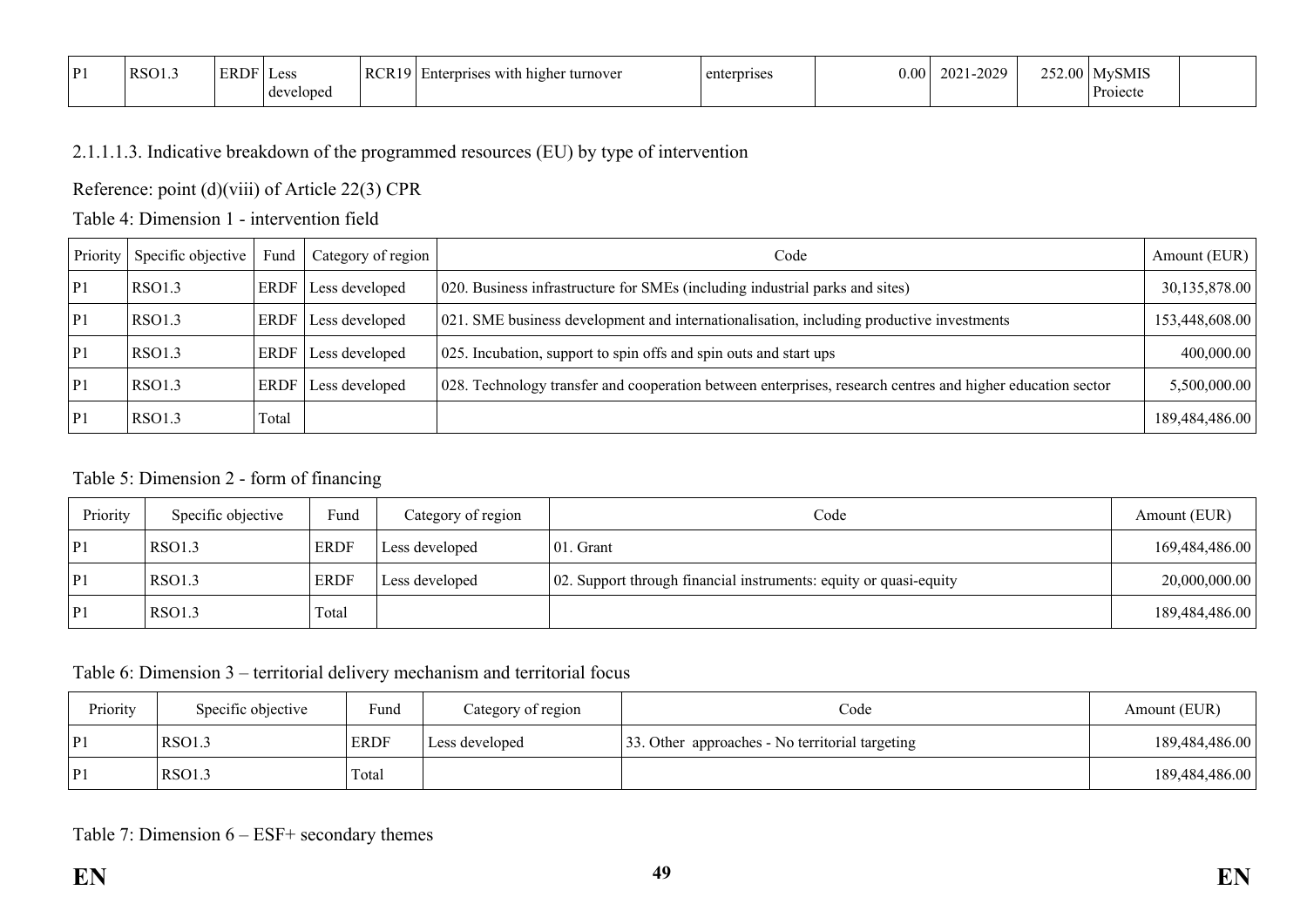| P1 | RSO1.3 | ERDF | Less developed | RCR19 | Enterprises with higher turnover | enterprises | 0.00 | 2021-2029 | 252.00 | MySMIS Proiecte | |
|---|---|---|---|---|---|---|---|---|---|---|---|

2.1.1.1.3. Indicative breakdown of the programmed resources (EU) by type of intervention

Reference: point (d)(viii) of Article 22(3) CPR

Table 4: Dimension 1 - intervention field

| Priority | Specific objective | Fund | Category of region | Code | Amount (EUR) |
|---|---|---|---|---|---|
| P1 | RSO1.3 | ERDF | Less developed | 020. Business infrastructure for SMEs (including industrial parks and sites) | 30,135,878.00 |
| P1 | RSO1.3 | ERDF | Less developed | 021. SME business development and internationalisation, including productive investments | 153,448,608.00 |
| P1 | RSO1.3 | ERDF | Less developed | 025. Incubation, support to spin offs and spin outs and start ups | 400,000.00 |
| P1 | RSO1.3 | ERDF | Less developed | 028. Technology transfer and cooperation between enterprises, research centres and higher education sector | 5,500,000.00 |
| P1 | RSO1.3 | Total | | | 189,484,486.00 |

Table 5: Dimension 2 - form of financing

| Priority | Specific objective | Fund | Category of region | Code | Amount (EUR) |
|---|---|---|---|---|---|
| P1 | RSO1.3 | ERDF | Less developed | 01. Grant | 169,484,486.00 |
| P1 | RSO1.3 | ERDF | Less developed | 02. Support through financial instruments: equity or quasi-equity | 20,000,000.00 |
| P1 | RSO1.3 | Total | | | 189,484,486.00 |

Table 6: Dimension 3 – territorial delivery mechanism and territorial focus

| Priority | Specific objective | Fund | Category of region | Code | Amount (EUR) |
|---|---|---|---|---|---|
| P1 | RSO1.3 | ERDF | Less developed | 33. Other approaches - No territorial targeting | 189,484,486.00 |
| P1 | RSO1.3 | Total | | | 189,484,486.00 |

Table 7: Dimension 6 – ESF+ secondary themes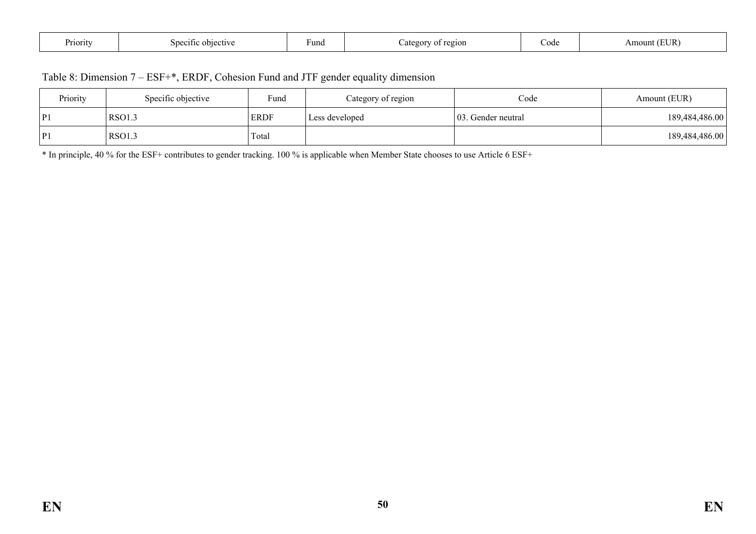| Priority | Specific objective | Fund | Category of region | Code | Amount (EUR) |
|---|---|---|---|---|---|

Table 8: Dimension 7 – ESF+*, ERDF, Cohesion Fund and JTF gender equality dimension

| Priority | Specific objective | Fund | Category of region | Code | Amount (EUR) |
|---|---|---|---|---|---|
| P1 | RSO1.3 | ERDF | Less developed | 03. Gender neutral | 189,484,486.00 |
| P1 | RSO1.3 | Total | | | 189,484,486.00 |

* In principle, 40 % for the ESF+ contributes to gender tracking. 100 % is applicable when Member State chooses to use Article 6 ESF+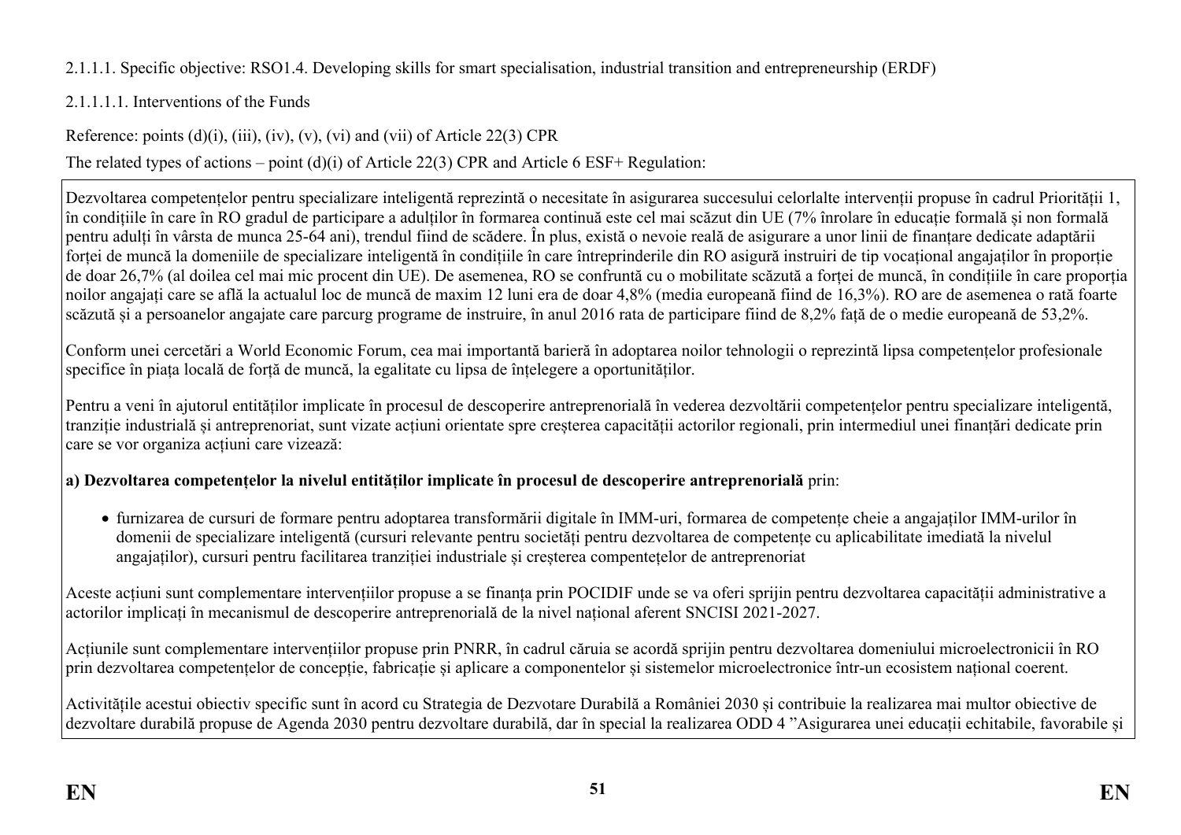2.1.1.1. Specific objective: RSO1.4. Developing skills for smart specialisation, industrial transition and entrepreneurship (ERDF)

2.1.1.1.1. Interventions of the Funds

Reference: points (d)(i), (iii), (iv), (v), (vi) and (vii) of Article 22(3) CPR

The related types of actions – point (d)(i) of Article 22(3) CPR and Article 6 ESF+ Regulation:

Dezvoltarea competențelor pentru specializare inteligentă reprezintă o necesitate în asigurarea succesului celorlalte intervenții propuse în cadrul Priorității 1, în condițiile în care în RO gradul de participare a adulților în formarea continuă este cel mai scăzut din UE (7% înrolare în educație formală și non formală pentru adulți în vârsta de munca 25-64 ani), trendul fiind de scădere. În plus, există o nevoie reală de asigurare a unor linii de finanțare dedicate adaptării forței de muncă la domeniile de specializare inteligentă în condițiile în care întreprinderile din RO asigură instruiri de tip vocațional angajaților în proporție de doar 26,7% (al doilea cel mai mic procent din UE). De asemenea, RO se confruntă cu o mobilitate scăzută a forței de muncă, în condițiile în care proporția noilor angajați care se află la actualul loc de muncă de maxim 12 luni era de doar 4,8% (media europeană fiind de 16,3%). RO are de asemenea o rată foarte scăzută și a persoanelor angajate care parcurg programe de instruire, în anul 2016 rata de participare fiind de 8,2% față de o medie europeană de 53,2%.

Conform unei cercetări a World Economic Forum, cea mai importantă barieră în adoptarea noilor tehnologii o reprezintă lipsa competențelor profesionale specifice în piața locală de forță de muncă, la egalitate cu lipsa de înțelegere a oportunităților.

Pentru a veni în ajutorul entităților implicate în procesul de descoperire antreprenorială în vederea dezvoltării competențelor pentru specializare inteligentă, tranziție industrială și antreprenoriat, sunt vizate acțiuni orientate spre creșterea capacității actorilor regionali, prin intermediul unei finanțări dedicate prin care se vor organiza acțiuni care vizează:

**a) Dezvoltarea competențelor la nivelul entităților implicate în procesul de descoperire antreprenorială** prin:

- furnizarea de cursuri de formare pentru adoptarea transformării digitale în IMM-uri, formarea de competențe cheie a angajaților IMM-urilor în domenii de specializare inteligentă (cursuri relevante pentru societăți pentru dezvoltarea de competențe cu aplicabilitate imediată la nivelul angajaților), cursuri pentru facilitarea tranziției industriale și creșterea compentețelor de antreprenoriat

Aceste acțiuni sunt complementare intervențiilor propuse a se finanța prin POCIDIF unde se va oferi sprijin pentru dezvoltarea capacității administrative a actorilor implicați în mecanismul de descoperire antreprenorială de la nivel național aferent SNCISI 2021-2027.

Acțiunile sunt complementare intervențiilor propuse prin PNRR, în cadrul căruia se acordă sprijin pentru dezvoltarea domeniului microelectronicii în RO prin dezvoltarea competențelor de concepție, fabricație și aplicare a componentelor și sistemelor microelectronice într-un ecosistem național coerent.

Activitățile acestui obiectiv specific sunt în acord cu Strategia de Dezvoltare Durabilă a României 2030 și contribuie la realizarea mai multor obiective de dezvoltare durabilă propuse de Agenda 2030 pentru dezvoltare durabilă, dar în special la realizarea ODD 4 ”Asigurarea unei educații echitabile, favorabile și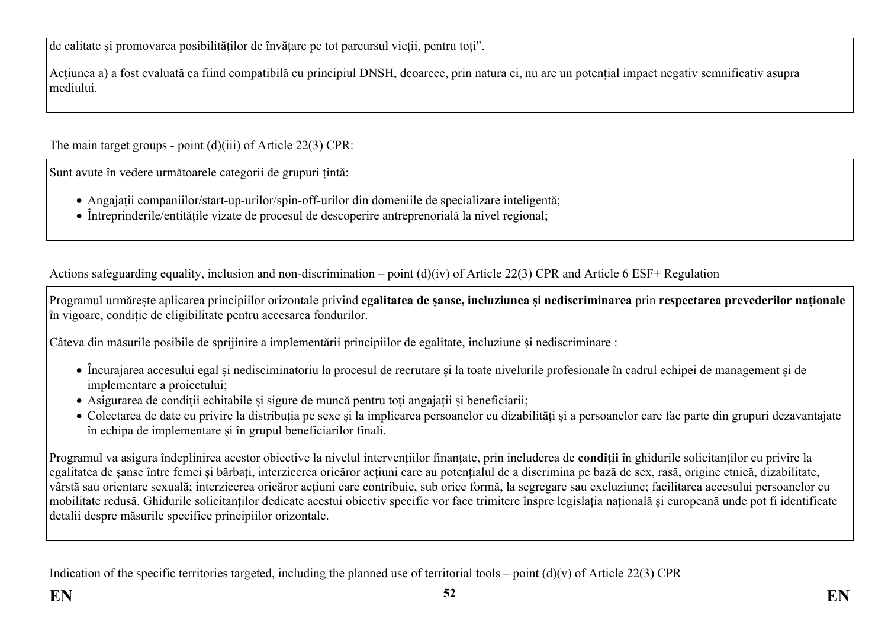de calitate și promovarea posibilităților de învățare pe tot parcursul vieții, pentru toți".

Acțiunea a) a fost evaluată ca fiind compatibilă cu principiul DNSH, deoarece, prin natura ei, nu are un potențial impact negativ semnificativ asupra mediului.

The main target groups - point (d)(iii) of Article 22(3) CPR:

Sunt avute în vedere următoarele categorii de grupuri țintă:

- Angajații companiilor/start-up-urilor/spin-off-urilor din domeniile de specializare inteligentă;
- Întreprinderile/entitățile vizate de procesul de descoperire antreprenorială la nivel regional;

Actions safeguarding equality, inclusion and non-discrimination – point (d)(iv) of Article 22(3) CPR and Article 6 ESF+ Regulation

Programul urmărește aplicarea principiilor orizontale privind **egalitatea de șanse, incluziunea și nediscriminarea** prin **respectarea prevederilor naționale** în vigoare, condiție de eligibilitate pentru accesarea fondurilor.

Câteva din măsurile posibile de sprijinire a implementării principiilor de egalitate, incluziune și nediscriminare :

- Încurajarea accesului egal și nedisciminatoriu la procesul de recrutare și la toate nivelurile profesionale în cadrul echipei de management și de implementare a proiectului;
- Asigurarea de condiții echitabile și sigure de muncă pentru toți angajații și beneficiarii;
- Colectarea de date cu privire la distribuția pe sexe și la implicarea persoanelor cu dizabilități și a persoanelor care fac parte din grupuri dezavantajate în echipa de implementare și în grupul beneficiarilor finali.

Programul va asigura îndeplinirea acestor obiective la nivelul intervențiilor finanțate, prin includerea de **condiții** în ghidurile solicitanților cu privire la egalitatea de șanse între femei și bărbați, interzicerea oricăror acțiuni care au potențialul de a discrimina pe bază de sex, rasă, origine etnică, dizabilitate, vârstă sau orientare sexuală; interzicerea oricăror acțiuni care contribuie, sub orice formă, la segregare sau excluziune; facilitarea accesului persoanelor cu mobilitate redusă. Ghidurile solicitanților dedicate acestui obiectiv specific vor face trimitere înspre legislația națională și europeană unde pot fi identificate detalii despre măsurile specifice principiilor orizontale.

Indication of the specific territories targeted, including the planned use of territorial tools – point (d)(v) of Article 22(3) CPR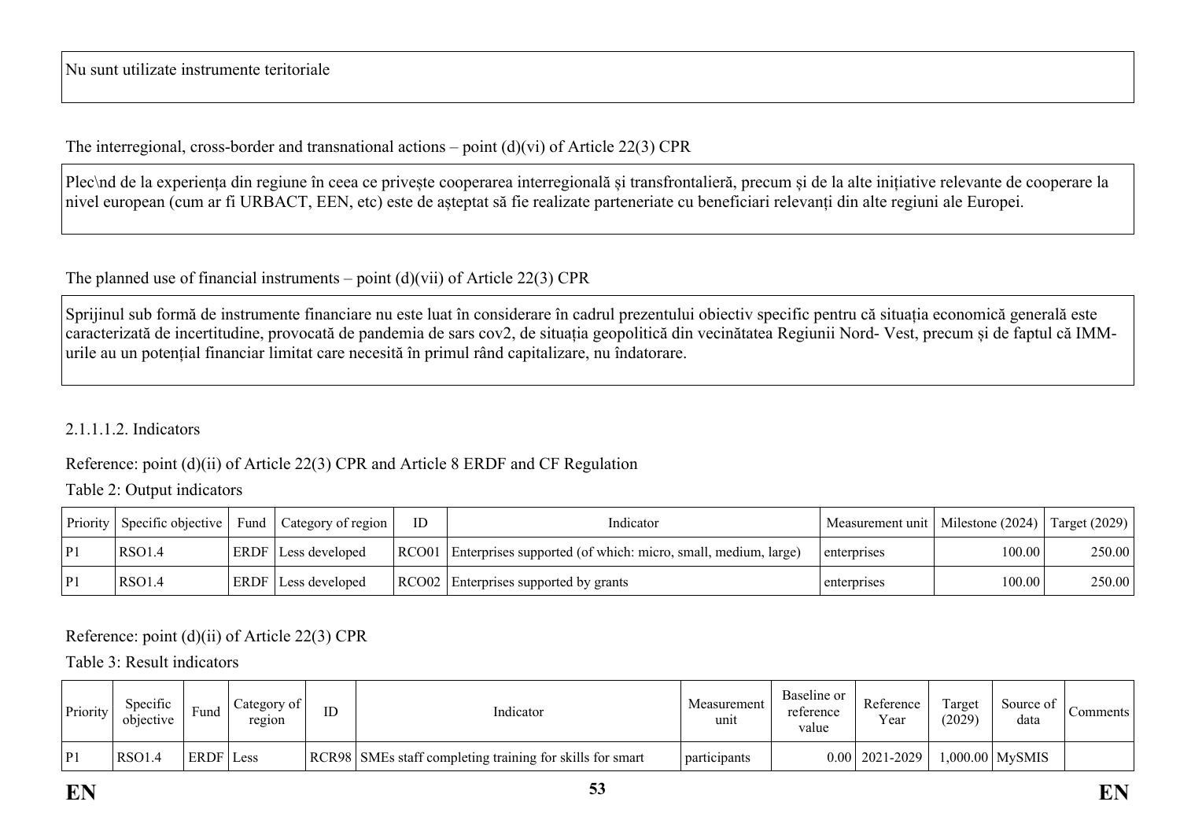Nu sunt utilizate instrumente teritoriale

The interregional, cross-border and transnational actions – point (d)(vi) of Article 22(3) CPR

Plec\nd de la experiența din regiune în ceea ce privește cooperarea interregională și transfrontalieră, precum și de la alte inițiative relevante de cooperare la nivel european (cum ar fi URBACT, EEN, etc) este de așteptat să fie realizate parteneriate cu beneficiari relevanți din alte regiuni ale Europei.

The planned use of financial instruments – point (d)(vii) of Article 22(3) CPR

Sprijinul sub formă de instrumente financiare nu este luat în considerare în cadrul prezentului obiectiv specific pentru că situația economică generală este caracterizată de incertitudine, provocată de pandemia de sars cov2, de situația geopolitică din vecinătatea Regiunii Nord- Vest, precum și de faptul că IMM-urile au un potențial financiar limitat care necesită în primul rând capitalizare, nu îndatorare.

2.1.1.1.2. Indicators

Reference: point (d)(ii) of Article 22(3) CPR and Article 8 ERDF and CF Regulation

Table 2: Output indicators

| Priority | Specific objective | Fund | Category of region | ID | Indicator | Measurement unit | Milestone (2024) | Target (2029) |
|---|---|---|---|---|---|---|---|---|
| P1 | RSO1.4 | ERDF | Less developed | RCO01 | Enterprises supported (of which: micro, small, medium, large) | enterprises | 100.00 | 250.00 |
| P1 | RSO1.4 | ERDF | Less developed | RCO02 | Enterprises supported by grants | enterprises | 100.00 | 250.00 |

Reference: point (d)(ii) of Article 22(3) CPR

Table 3: Result indicators

| Priority | Specific objective | Fund | Category of region | ID | Indicator | Measurement unit | Baseline or reference value | Reference Year | Target (2029) | Source of data | Comments |
|---|---|---|---|---|---|---|---|---|---|---|---|
| P1 | RSO1.4 | ERDF | Less | RCR98 | SMEs staff completing training for skills for smart | participants | 0.00 | 2021-2029 | 1,000.00 | MySMIS | |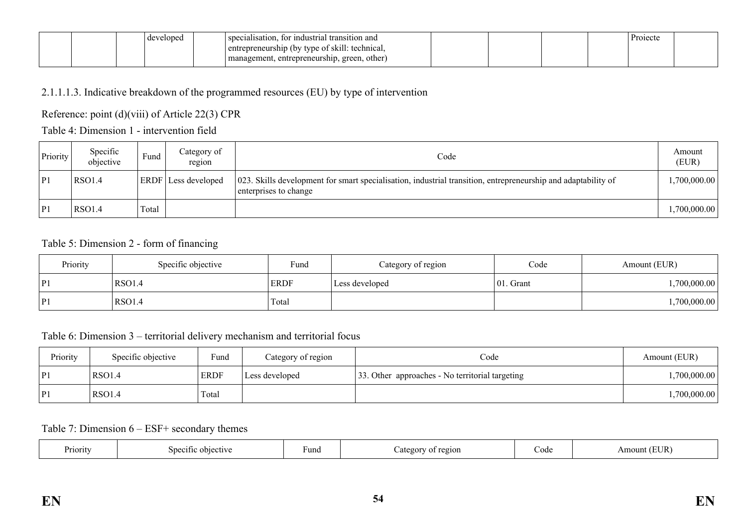| | | | developed | | specialisation, for industrial transition and entrepreneurship (by type of skill: technical, management, entrepreneurship, green, other) | | | | | Proiecte | |
|---|---|---|---|---|---|---|---|---|---|---|---|

2.1.1.1.3. Indicative breakdown of the programmed resources (EU) by type of intervention

Reference: point (d)(viii) of Article 22(3) CPR

Table 4: Dimension 1 - intervention field

| Priority | Specific objective | Fund | Category of region | Code | Amount (EUR) |
|---|---|---|---|---|---|
| P1 | RSO1.4 | ERDF | Less developed | 023. Skills development for smart specialisation, industrial transition, entrepreneurship and adaptability of enterprises to change | 1,700,000.00 |
| P1 | RSO1.4 | Total | | | 1,700,000.00 |

Table 5: Dimension 2 - form of financing

| Priority | Specific objective | Fund | Category of region | Code | Amount (EUR) |
|---|---|---|---|---|---|
| P1 | RSO1.4 | ERDF | Less developed | 01. Grant | 1,700,000.00 |
| P1 | RSO1.4 | Total | | | 1,700,000.00 |

Table 6: Dimension 3 – territorial delivery mechanism and territorial focus

| Priority | Specific objective | Fund | Category of region | Code | Amount (EUR) |
|---|---|---|---|---|---|
| P1 | RSO1.4 | ERDF | Less developed | 33. Other approaches - No territorial targeting | 1,700,000.00 |
| P1 | RSO1.4 | Total | | | 1,700,000.00 |

Table 7: Dimension 6 – ESF+ secondary themes

| Priority | Specific objective | Fund | Category of region | Code | Amount (EUR) |
|---|---|---|---|---|---|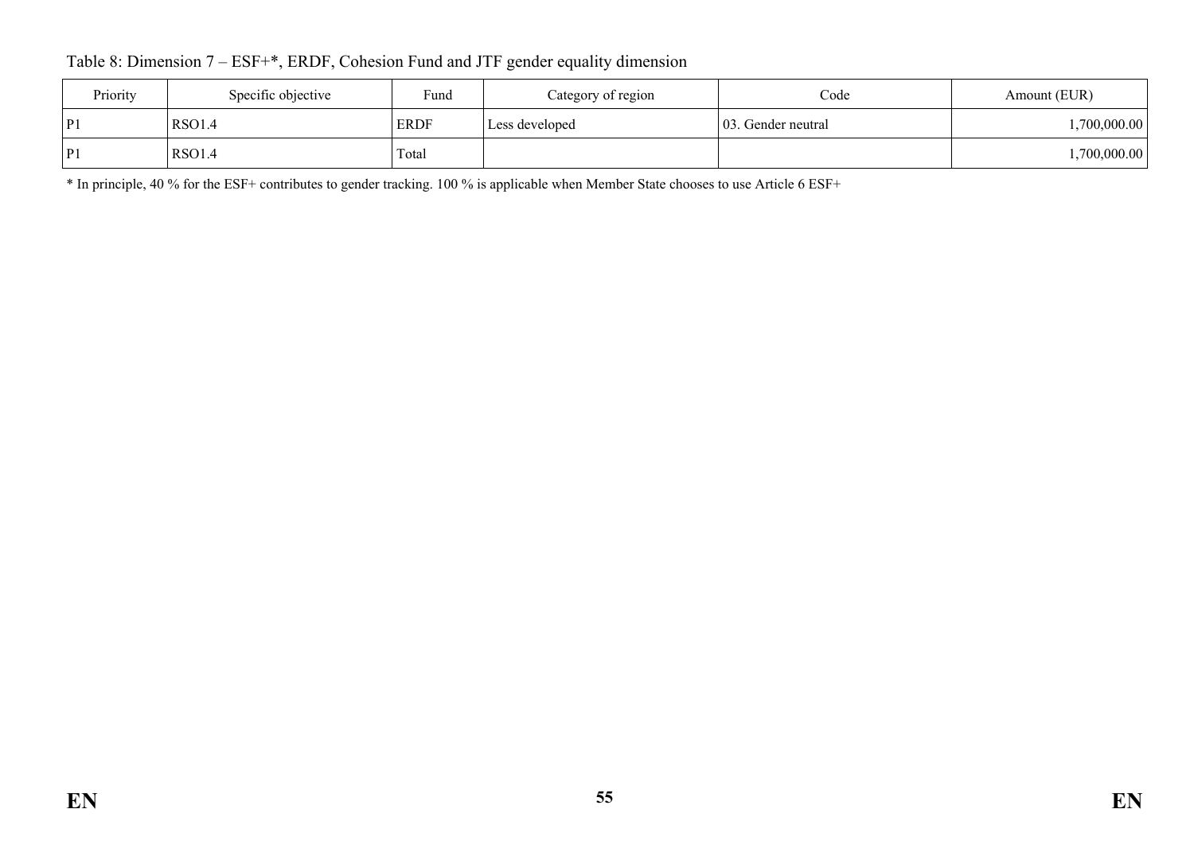Table 8: Dimension 7 – ESF+*, ERDF, Cohesion Fund and JTF gender equality dimension

| Priority | Specific objective | Fund | Category of region | Code | Amount (EUR) |
|---|---|---|---|---|---|
| P1 | RSO1.4 | ERDF | Less developed | 03. Gender neutral | 1,700,000.00 |
| P1 | RSO1.4 | Total | | | 1,700,000.00 |

* In principle, 40 % for the ESF+ contributes to gender tracking. 100 % is applicable when Member State chooses to use Article 6 ESF+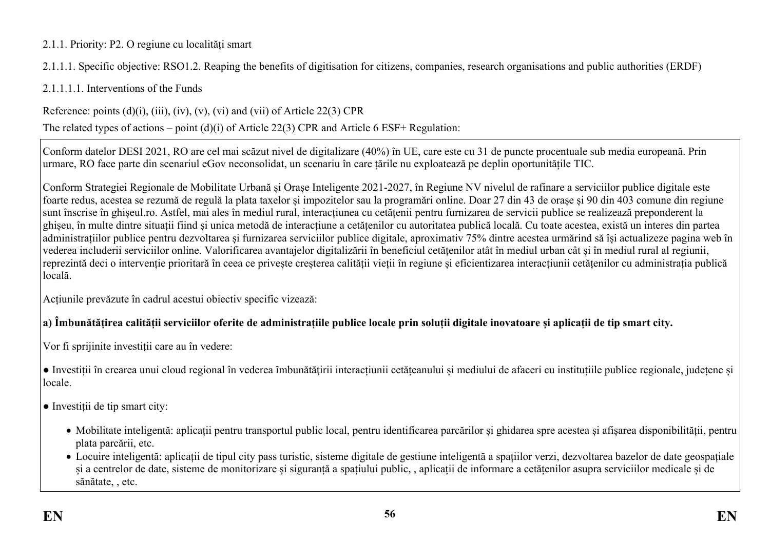2.1.1. Priority: P2. O regiune cu localități smart

2.1.1.1. Specific objective: RSO1.2. Reaping the benefits of digitisation for citizens, companies, research organisations and public authorities (ERDF)

2.1.1.1.1. Interventions of the Funds

Reference: points (d)(i), (iii), (iv), (v), (vi) and (vii) of Article 22(3) CPR

The related types of actions – point (d)(i) of Article 22(3) CPR and Article 6 ESF+ Regulation:

Conform datelor DESI 2021, RO are cel mai scăzut nivel de digitalizare (40%) în UE, care este cu 31 de puncte procentuale sub media europeană. Prin urmare, RO face parte din scenariul eGov neconsolidat, un scenariu în care țările nu exploatează pe deplin oportunitățile TIC.

Conform Strategiei Regionale de Mobilitate Urbană și Orașe Inteligente 2021-2027, în Regiune NV nivelul de rafinare a serviciilor publice digitale este foarte redus, acestea se rezumă de regulă la plata taxelor și impozitelor sau la programări online. Doar 27 din 43 de orașe și 90 din 403 comune din regiune sunt înscrise în ghișeul.ro. Astfel, mai ales în mediul rural, interacțiunea cu cetățenii pentru furnizarea de servicii publice se realizează preponderent la ghișeu, în multe dintre situații fiind și unica metodă de interacțiune a cetățenilor cu autoritatea publică locală. Cu toate acestea, există un interes din partea administrațiilor publice pentru dezvoltarea și furnizarea serviciilor publice digitale, aproximativ 75% dintre acestea urmărind să își actualizeze pagina web în vederea includerii serviciilor online. Valorificarea avantajelor digitalizării în beneficiul cetățenilor atât în mediul urban cât și în mediul rural al regiunii, reprezintă deci o intervenție prioritară în ceea ce privește creșterea calității vieții în regiune și eficientizarea interacțiunii cetățenilor cu administrația publică locală.

Acțiunile prevăzute în cadrul acestui obiectiv specific vizează:

**a) Îmbunătățirea calității serviciilor oferite de administrațiile publice locale prin soluții digitale inovatoare și aplicații de tip smart city.**

Vor fi sprijinite investiții care au în vedere:

● Investiții în crearea unui cloud regional în vederea îmbunătățirii interacțiunii cetățeanului și mediului de afaceri cu instituțiile publice regionale, județene și locale.

● Investiții de tip smart city:

- Mobilitate inteligentă: aplicații pentru transportul public local, pentru identificarea parcărilor și ghidarea spre acestea și afișarea disponibilității, pentru plata parcării, etc.
- Locuire inteligentă: aplicații de tipul city pass turistic, sisteme digitale de gestiune inteligentă a spațiilor verzi, dezvoltarea bazelor de date geospațiale și a centrelor de date, sisteme de monitorizare și siguranță a spațiului public, , aplicații de informare a cetățenilor asupra serviciilor medicale și de sănătate, , etc.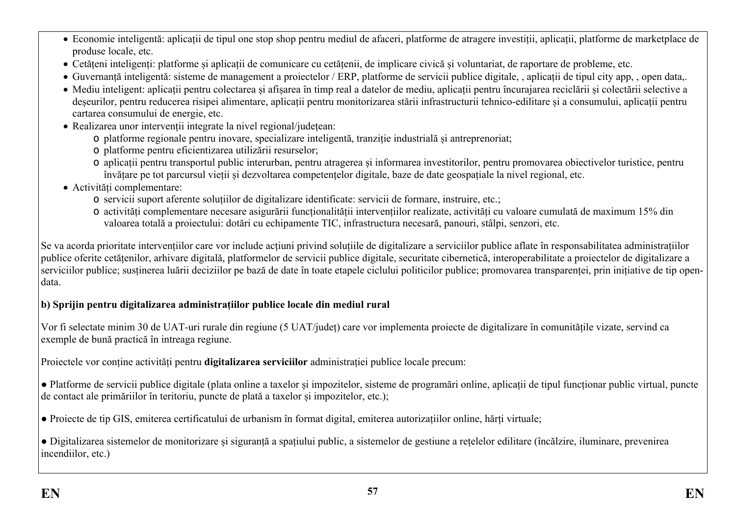- Economie inteligentă: aplicații de tipul one stop shop pentru mediul de afaceri, platforme de atragere investiții, aplicații, platforme de marketplace de produse locale, etc.
- Cetățeni inteligenți: platforme și aplicații de comunicare cu cetățenii, de implicare civică și voluntariat, de raportare de probleme, etc.
- Guvernanță inteligentă: sisteme de management a proiectelor / ERP, platforme de servicii publice digitale, , aplicații de tipul city app, , open data,.
- Mediu inteligent: aplicații pentru colectarea și afișarea în timp real a datelor de mediu, aplicații pentru încurajarea reciclării și colectării selective a deșeurilor, pentru reducerea risipei alimentare, aplicații pentru monitorizarea stării infrastructurii tehnico-edilitare și a consumului, aplicații pentru cartarea consumului de energie, etc.
- Realizarea unor intervenții integrate la nivel regional/județean:
    - platforme regionale pentru inovare, specializare inteligentă, tranziție industrială și antreprenoriat;
    - platforme pentru eficientizarea utilizării resurselor;
    - aplicații pentru transportul public interurban, pentru atragerea și informarea investitorilor, pentru promovarea obiectivelor turistice, pentru învățare pe tot parcursul vieții și dezvoltarea competențelor digitale, baze de date geospațiale la nivel regional, etc.
- Activități complementare:
    - servicii suport aferente soluțiilor de digitalizare identificate: servicii de formare, instruire, etc.;
    - activități complementare necesare asigurării funcționalității intervențiilor realizate, activități cu valoare cumulată de maximum 15% din valoarea totală a proiectului: dotări cu echipamente TIC, infrastructura necesară, panouri, stâlpi, senzori, etc.

Se va acorda prioritate intervențiilor care vor include acțiuni privind soluțiile de digitalizare a serviciilor publice aflate în responsabilitatea administrațiilor publice oferite cetățenilor, arhivare digitală, platformelor de servicii publice digitale, securitate cibernetică, interoperabilitate a proiectelor de digitalizare a serviciilor publice; susținerea luării deciziilor pe bază de date în toate etapele ciclului politicilor publice; promovarea transparenței, prin inițiative de tip open-data.

**b) Sprijin pentru digitalizarea administrațiilor publice locale din mediul rural**

Vor fi selectate minim 30 de UAT-uri rurale din regiune (5 UAT/județ) care vor implementa proiecte de digitalizare în comunitățile vizate, servind ca exemple de bună practică în intreaga regiune.

Proiectele vor conține activități pentru **digitalizarea serviciilor** administrației publice locale precum:

● Platforme de servicii publice digitale (plata online a taxelor și impozitelor, sisteme de programări online, aplicații de tipul funcționar public virtual, puncte de contact ale primăriilor în teritoriu, puncte de plată a taxelor și impozitelor, etc.);

● Proiecte de tip GIS, emiterea certificatului de urbanism în format digital, emiterea autorizațiilor online, hărți virtuale;

● Digitalizarea sistemelor de monitorizare și siguranță a spațiului public, a sistemelor de gestiune a rețelelor edilitare (încălzire, iluminare, prevenirea incendiilor, etc.)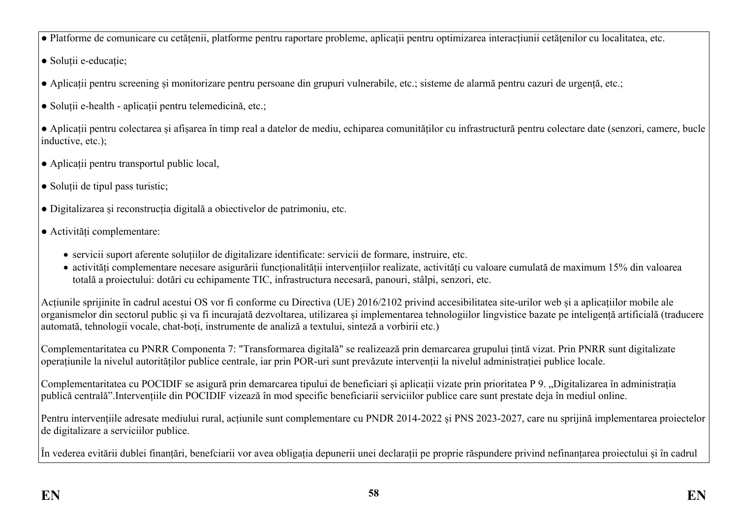- Platforme de comunicare cu cetățenii, platforme pentru raportare probleme, aplicații pentru optimizarea interacțiunii cetățenilor cu localitatea, etc.

- Soluții e-educație;

- Aplicații pentru screening și monitorizare pentru persoane din grupuri vulnerabile, etc.; sisteme de alarmă pentru cazuri de urgență, etc.;

- Soluții e-health - aplicații pentru telemedicină, etc.;

- Aplicații pentru colectarea și afișarea în timp real a datelor de mediu, echiparea comunităților cu infrastructură pentru colectare date (senzori, camere, bucle inductive, etc.);

- Aplicații pentru transportul public local,

- Soluții de tipul pass turistic;

- Digitalizarea și reconstrucția digitală a obiectivelor de patrimoniu, etc.

- Activități complementare:

  - servicii suport aferente soluțiilor de digitalizare identificate: servicii de formare, instruire, etc.
  - activități complementare necesare asigurării funcționalității intervențiilor realizate, activități cu valoare cumulată de maximum 15% din valoarea totală a proiectului: dotări cu echipamente TIC, infrastructura necesară, panouri, stâlpi, senzori, etc.

Acțiunile sprijinite în cadrul acestui OS vor fi conforme cu Directiva (UE) 2016/2102 privind accesibilitatea site-urilor web și a aplicațiilor mobile ale organismelor din sectorul public și va fi incurajată dezvoltarea, utilizarea și implementarea tehnologiilor lingvistice bazate pe inteligență artificială (traducere automată, tehnologii vocale, chat-boți, instrumente de analiză a textului, sinteză a vorbirii etc.)

Complementaritatea cu PNRR Componenta 7: "Transformarea digitală" se realizează prin demarcarea grupului țintă vizat. Prin PNRR sunt digitalizate operațiunile la nivelul autorităților publice centrale, iar prin POR-uri sunt prevăzute intervenții la nivelul administrației publice locale.

Complementaritatea cu POCIDIF se asigură prin demarcarea tipului de beneficiari și aplicații vizate prin prioritatea P 9. „Digitalizarea în administrația publică centrală".Intervențiile din POCIDIF vizează în mod specific beneficiarii serviciilor publice care sunt prestate deja în mediul online.

Pentru intervențiile adresate mediului rural, acțiunile sunt complementare cu PNDR 2014-2022 și PNS 2023-2027, care nu sprijină implementarea proiectelor de digitalizare a serviciilor publice.

În vederea evitării dublei finanțări, benefciarii vor avea obligația depunerii unei declarații pe proprie răspundere privind nefinanțarea proiectului și în cadrul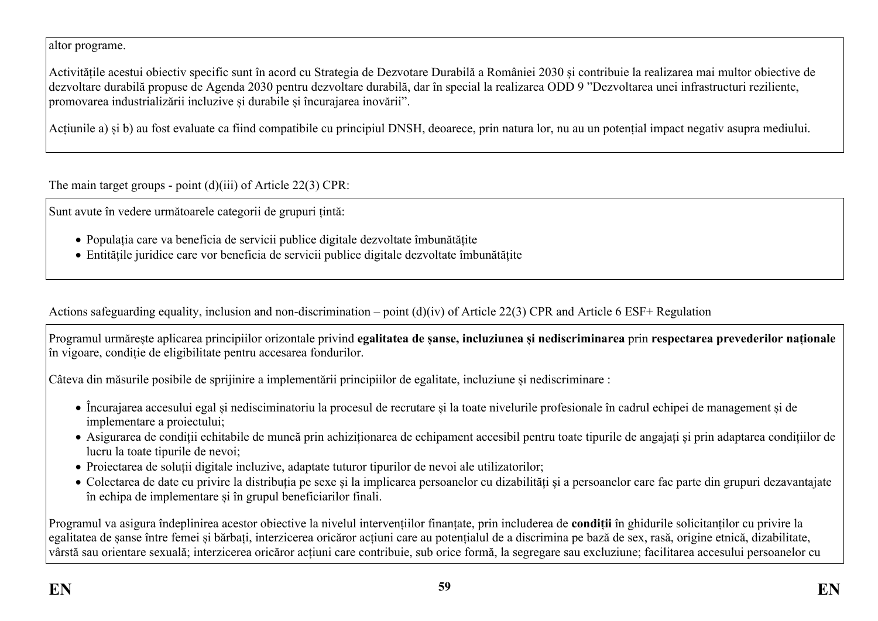altor programe.

Activitățile acestui obiectiv specific sunt în acord cu Strategia de Dezvotare Durabilă a României 2030 și contribuie la realizarea mai multor obiective de dezvoltare durabilă propuse de Agenda 2030 pentru dezvoltare durabilă, dar în special la realizarea ODD 9 ”Dezvoltarea unei infrastructuri reziliente, promovarea industrializării incluzive și durabile și încurajarea inovării”.

Acțiunile a) și b) au fost evaluate ca fiind compatibile cu principiul DNSH, deoarece, prin natura lor, nu au un potențial impact negativ asupra mediului.

The main target groups - point (d)(iii) of Article 22(3) CPR:

Sunt avute în vedere următoarele categorii de grupuri țintă:

- Populația care va beneficia de servicii publice digitale dezvoltate îmbunătățite
- Entitățile juridice care vor beneficia de servicii publice digitale dezvoltate îmbunătățite

Actions safeguarding equality, inclusion and non-discrimination – point (d)(iv) of Article 22(3) CPR and Article 6 ESF+ Regulation

Programul urmărește aplicarea principiilor orizontale privind **egalitatea de șanse, incluziunea și nediscriminarea** prin **respectarea prevederilor naționale** în vigoare, condiție de eligibilitate pentru accesarea fondurilor.

Câteva din măsurile posibile de sprijinire a implementării principiilor de egalitate, incluziune și nediscriminare :

- Încurajarea accesului egal și nedisciminatoriu la procesul de recrutare și la toate nivelurile profesionale în cadrul echipei de management și de implementare a proiectului;
- Asigurarea de condiții echitabile de muncă prin achiziționarea de echipament accesibil pentru toate tipurile de angajați și prin adaptarea condițiilor de lucru la toate tipurile de nevoi;
- Proiectarea de soluții digitale incluzive, adaptate tuturor tipurilor de nevoi ale utilizatorilor;
- Colectarea de date cu privire la distribuția pe sexe și la implicarea persoanelor cu dizabilități și a persoanelor care fac parte din grupuri dezavantajate în echipa de implementare și în grupul beneficiarilor finali.

Programul va asigura îndeplinirea acestor obiective la nivelul intervențiilor finanțate, prin includerea de **condiții** în ghidurile solicitanților cu privire la egalitatea de șanse între femei și bărbați, interzicerea oricăror acțiuni care au potențialul de a discrimina pe bază de sex, rasă, origine etnică, dizabilitate, vârstă sau orientare sexuală; interzicerea oricăror acțiuni care contribuie, sub orice formă, la segregare sau excluziune; facilitarea accesului persoanelor cu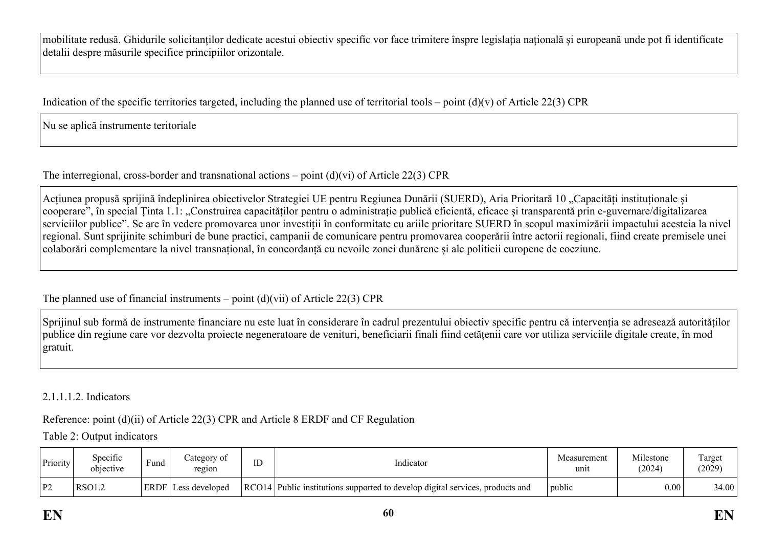mobilitate redusă. Ghidurile solicitanților dedicate acestui obiectiv specific vor face trimitere înspre legislația națională și europeană unde pot fi identificate detalii despre măsurile specifice principiilor orizontale.

Indication of the specific territories targeted, including the planned use of territorial tools – point (d)(v) of Article 22(3) CPR

Nu se aplică instrumente teritoriale

The interregional, cross-border and transnational actions – point (d)(vi) of Article 22(3) CPR

Acțiunea propusă sprijină îndeplinirea obiectivelor Strategiei UE pentru Regiunea Dunării (SUERD), Aria Prioritară 10 „Capacități instituționale și cooperare", în special Ținta 1.1: „Construirea capacităților pentru o administrație publică eficientă, eficace și transparentă prin e-guvernare/digitalizarea serviciilor publice". Se are în vedere promovarea unor investiții în conformitate cu ariile prioritare SUERD în scopul maximizării impactului acesteia la nivel regional. Sunt sprijinite schimburi de bune practici, campanii de comunicare pentru promovarea cooperării între actorii regionali, fiind create premisele unei colaborări complementare la nivel transnațional, în concordanță cu nevoile zonei dunărene și ale politicii europene de coeziune.

The planned use of financial instruments – point (d)(vii) of Article 22(3) CPR

Sprijinul sub formă de instrumente financiare nu este luat în considerare în cadrul prezentului obiectiv specific pentru că intervenția se adresează autorităților publice din regiune care vor dezvolta proiecte negeneratoare de venituri, beneficiarii finali fiind cetățenii care vor utiliza serviciile digitale create, în mod gratuit.

2.1.1.1.2. Indicators

Reference: point (d)(ii) of Article 22(3) CPR and Article 8 ERDF and CF Regulation

Table 2: Output indicators

| Priority | Specific objective | Fund | Category of region | ID | Indicator | Measurement unit | Milestone (2024) | Target (2029) |
|---|---|---|---|---|---|---|---|---|
| P2 | RSO1.2 | ERDF | Less developed | RCO14 | Public institutions supported to develop digital services, products and | public | 0.00 | 34.00 |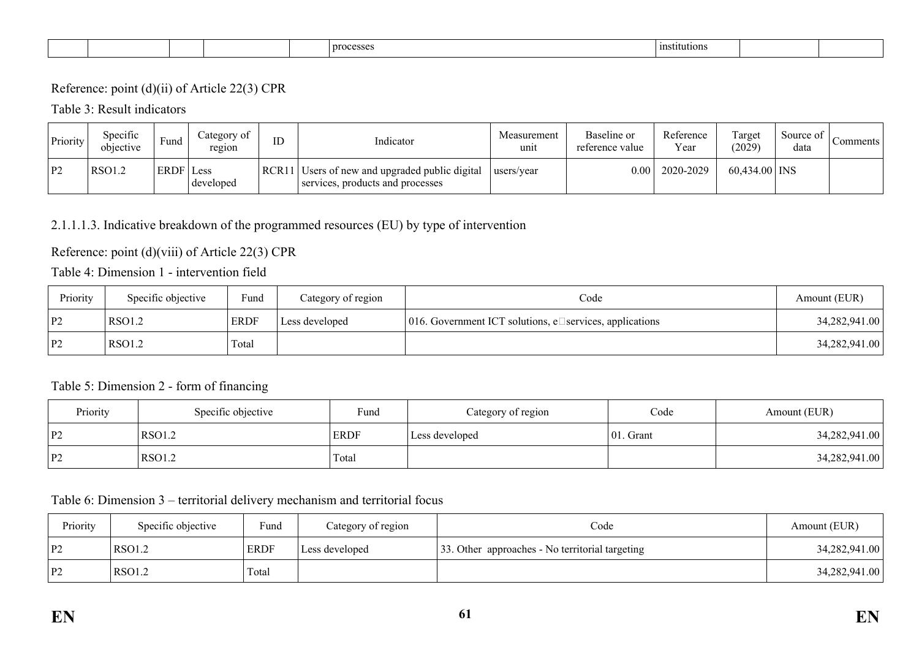|  |  |  |  |  | processes |  | institutions |  |  |

Reference: point (d)(ii) of Article 22(3) CPR

Table 3: Result indicators

| Priority | Specific objective | Fund | Category of region | ID | Indicator | Measurement unit | Baseline or reference value | Reference Year | Target (2029) | Source of data | Comments |
|---|---|---|---|---|---|---|---|---|---|---|---|
| P2 | RSO1.2 | ERDF | Less developed | RCR11 | Users of new and upgraded public digital services, products and processes | users/year | 0.00 | 2020-2029 | 60,434.00 | INS |  |

2.1.1.1.3. Indicative breakdown of the programmed resources (EU) by type of intervention

Reference: point (d)(viii) of Article 22(3) CPR

Table 4: Dimension 1 - intervention field

| Priority | Specific objective | Fund | Category of region | Code | Amount (EUR) |
|---|---|---|---|---|---|
| P2 | RSO1.2 | ERDF | Less developed | 016. Government ICT solutions, e□services, applications | 34,282,941.00 |
| P2 | RSO1.2 | Total |  |  | 34,282,941.00 |

Table 5: Dimension 2 - form of financing

| Priority | Specific objective | Fund | Category of region | Code | Amount (EUR) |
|---|---|---|---|---|---|
| P2 | RSO1.2 | ERDF | Less developed | 01. Grant | 34,282,941.00 |
| P2 | RSO1.2 | Total |  |  | 34,282,941.00 |

Table 6: Dimension 3 – territorial delivery mechanism and territorial focus

| Priority | Specific objective | Fund | Category of region | Code | Amount (EUR) |
|---|---|---|---|---|---|
| P2 | RSO1.2 | ERDF | Less developed | 33. Other approaches - No territorial targeting | 34,282,941.00 |
| P2 | RSO1.2 | Total |  |  | 34,282,941.00 |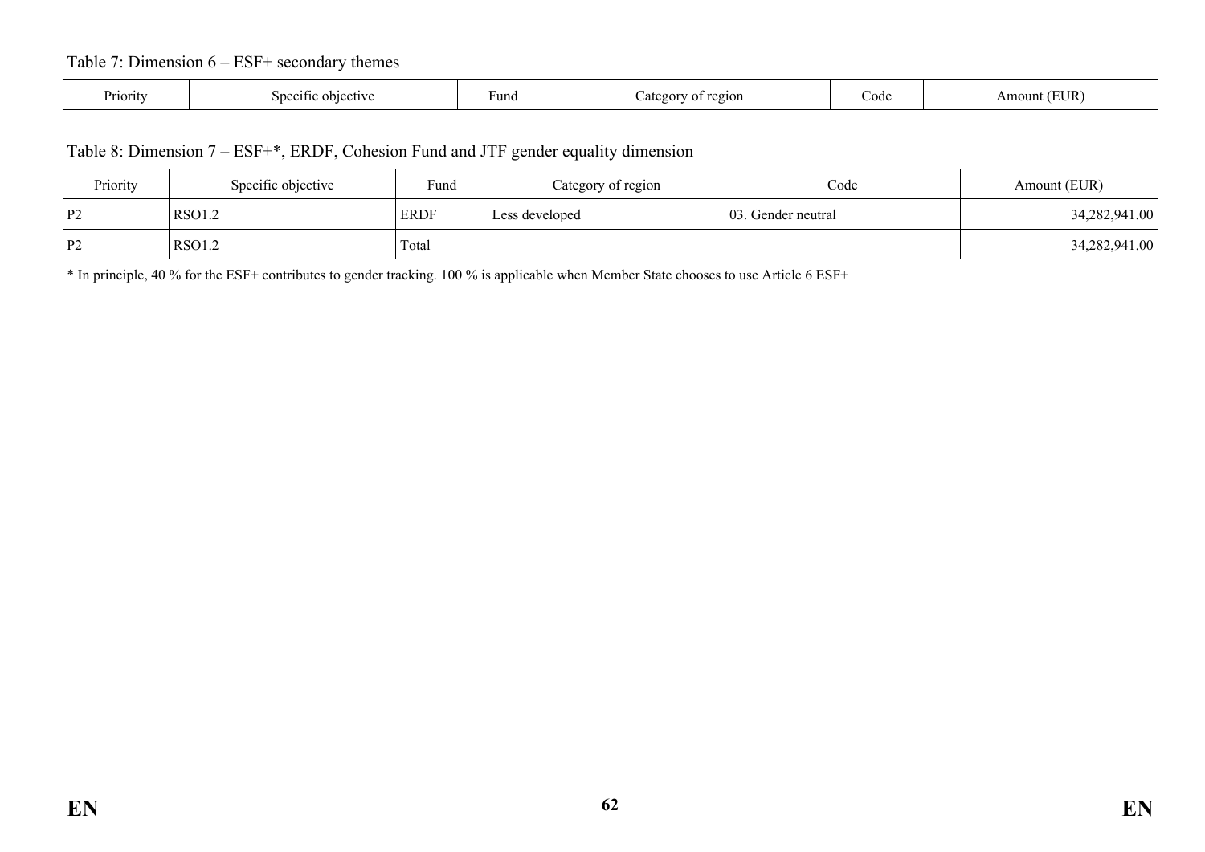Table 7: Dimension 6 – ESF+ secondary themes

| Priority | Specific objective | Fund | Category of region | Code | Amount (EUR) |
|---|---|---|---|---|---|

Table 8: Dimension 7 – ESF+*, ERDF, Cohesion Fund and JTF gender equality dimension

| Priority | Specific objective | Fund | Category of region | Code | Amount (EUR) |
|---|---|---|---|---|---|
| P2 | RSO1.2 | ERDF | Less developed | 03. Gender neutral | 34,282,941.00 |
| P2 | RSO1.2 | Total | | | 34,282,941.00 |

* In principle, 40 % for the ESF+ contributes to gender tracking. 100 % is applicable when Member State chooses to use Article 6 ESF+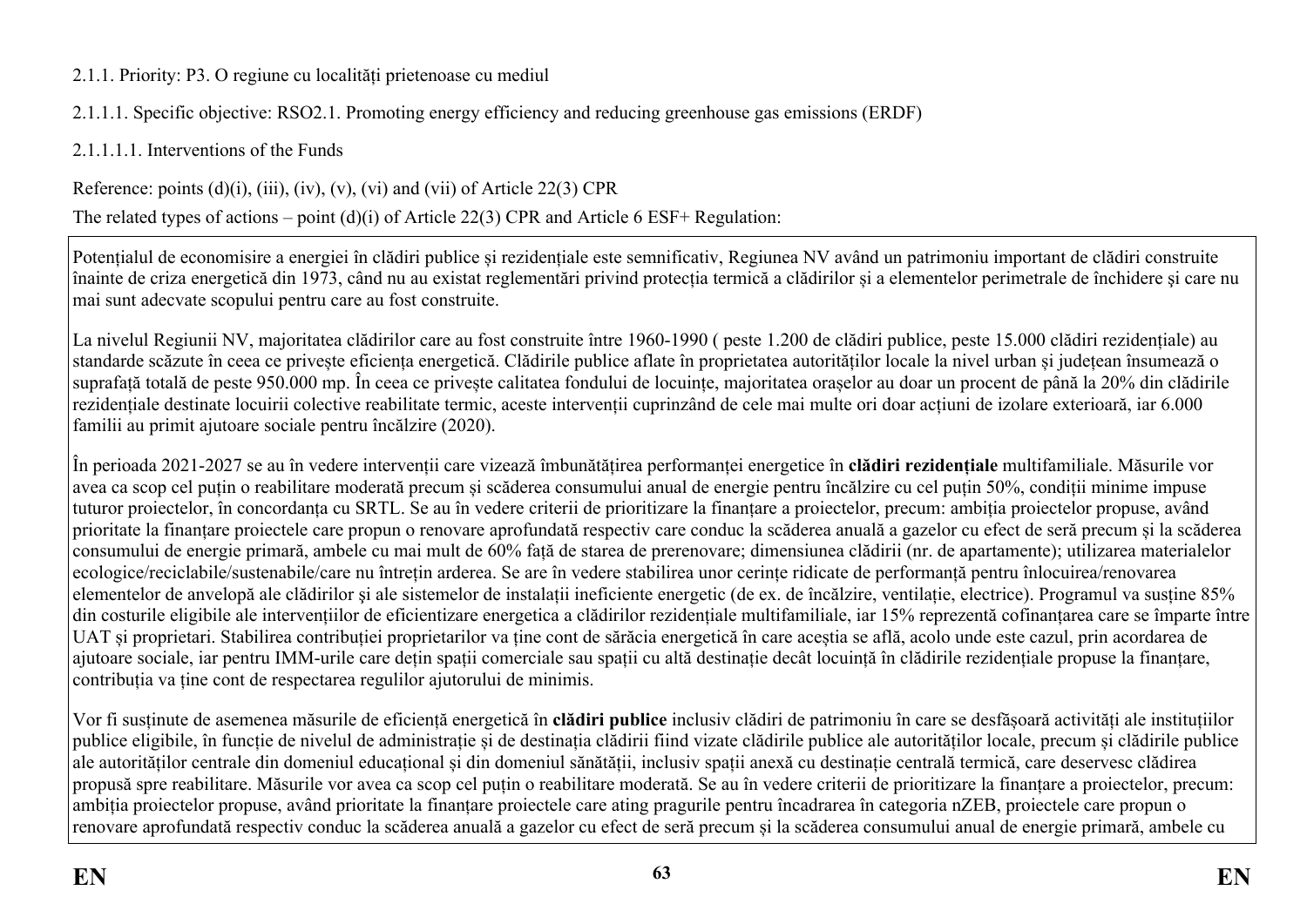2.1.1. Priority: P3. O regiune cu localități prietenoase cu mediul

2.1.1.1. Specific objective: RSO2.1. Promoting energy efficiency and reducing greenhouse gas emissions (ERDF)

2.1.1.1.1. Interventions of the Funds

Reference: points (d)(i), (iii), (iv), (v), (vi) and (vii) of Article 22(3) CPR

The related types of actions – point (d)(i) of Article 22(3) CPR and Article 6 ESF+ Regulation:

Potențialul de economisire a energiei în clădiri publice și rezidențiale este semnificativ, Regiunea NV având un patrimoniu important de clădiri construite înainte de criza energetică din 1973, când nu au existat reglementări privind protecția termică a clădirilor și a elementelor perimetrale de închidere și care nu mai sunt adecvate scopului pentru care au fost construite.

La nivelul Regiunii NV, majoritatea clădirilor care au fost construite între 1960-1990 ( peste 1.200 de clădiri publice, peste 15.000 clădiri rezidențiale) au standarde scăzute în ceea ce privește eficiența energetică. Clădirile publice aflate în proprietatea autorităților locale la nivel urban și județean însumează o suprafață totală de peste 950.000 mp. În ceea ce privește calitatea fondului de locuințe, majoritatea orașelor au doar un procent de până la 20% din clădirile rezidențiale destinate locuirii colective reabilitate termic, aceste intervenții cuprinzând de cele mai multe ori doar acțiuni de izolare exterioară, iar 6.000 familii au primit ajutoare sociale pentru încălzire (2020).

În perioada 2021-2027 se au în vedere intervenții care vizează îmbunătățirea performanței energetice în **clădiri rezidențiale** multifamiliale. Măsurile vor avea ca scop cel puțin o reabilitare moderată precum și scăderea consumului anual de energie pentru încălzire cu cel puțin 50%, condiții minime impuse tuturor proiectelor, în concordanța cu SRTL. Se au în vedere criterii de prioritizare la finanțare a proiectelor, precum: ambiția proiectelor propuse, având prioritate la finanțare proiectele care propun o renovare aprofundată respectiv care conduc la scăderea anuală a gazelor cu efect de seră precum și la scăderea consumului de energie primară, ambele cu mai mult de 60% față de starea de prerenovare; dimensiunea clădirii (nr. de apartamente); utilizarea materialelor ecologice/reciclabile/sustenabile/care nu întrețin arderea. Se are în vedere stabilirea unor cerințe ridicate de performanță pentru înlocuirea/renovarea elementelor de anvelopă ale clădirilor şi ale sistemelor de instalații ineficiente energetic (de ex. de încălzire, ventilație, electrice). Programul va susține 85% din costurile eligibile ale intervențiilor de eficientizare energetica a clădirilor rezidențiale multifamiliale, iar 15% reprezentă cofinanțarea care se împarte între UAT și proprietari. Stabilirea contribuției proprietarilor va ține cont de sărăcia energetică în care aceștia se află, acolo unde este cazul, prin acordarea de ajutoare sociale, iar pentru IMM-urile care dețin spații comerciale sau spații cu altă destinație decât locuință în clădirile rezidențiale propuse la finanțare, contribuția va ține cont de respectarea regulilor ajutorului de minimis.

Vor fi susținute de asemenea măsurile de eficiență energetică în **clădiri publice** inclusiv clădiri de patrimoniu în care se desfășoară activități ale instituțiilor publice eligibile, în funcție de nivelul de administrație și de destinația clădirii fiind vizate clădirile publice ale autorităților locale, precum și clădirile publice ale autorităților centrale din domeniul educațional și din domeniul sănătății, inclusiv spații anexă cu destinație centrală termică, care deservesc clădirea propusă spre reabilitare. Măsurile vor avea ca scop cel puțin o reabilitare moderată. Se au în vedere criterii de prioritizare la finanțare a proiectelor, precum: ambiția proiectelor propuse, având prioritate la finanțare proiectele care ating pragurile pentru încadrarea în categoria nZEB, proiectele care propun o renovare aprofundată respectiv conduc la scăderea anuală a gazelor cu efect de seră precum și la scăderea consumului anual de energie primară, ambele cu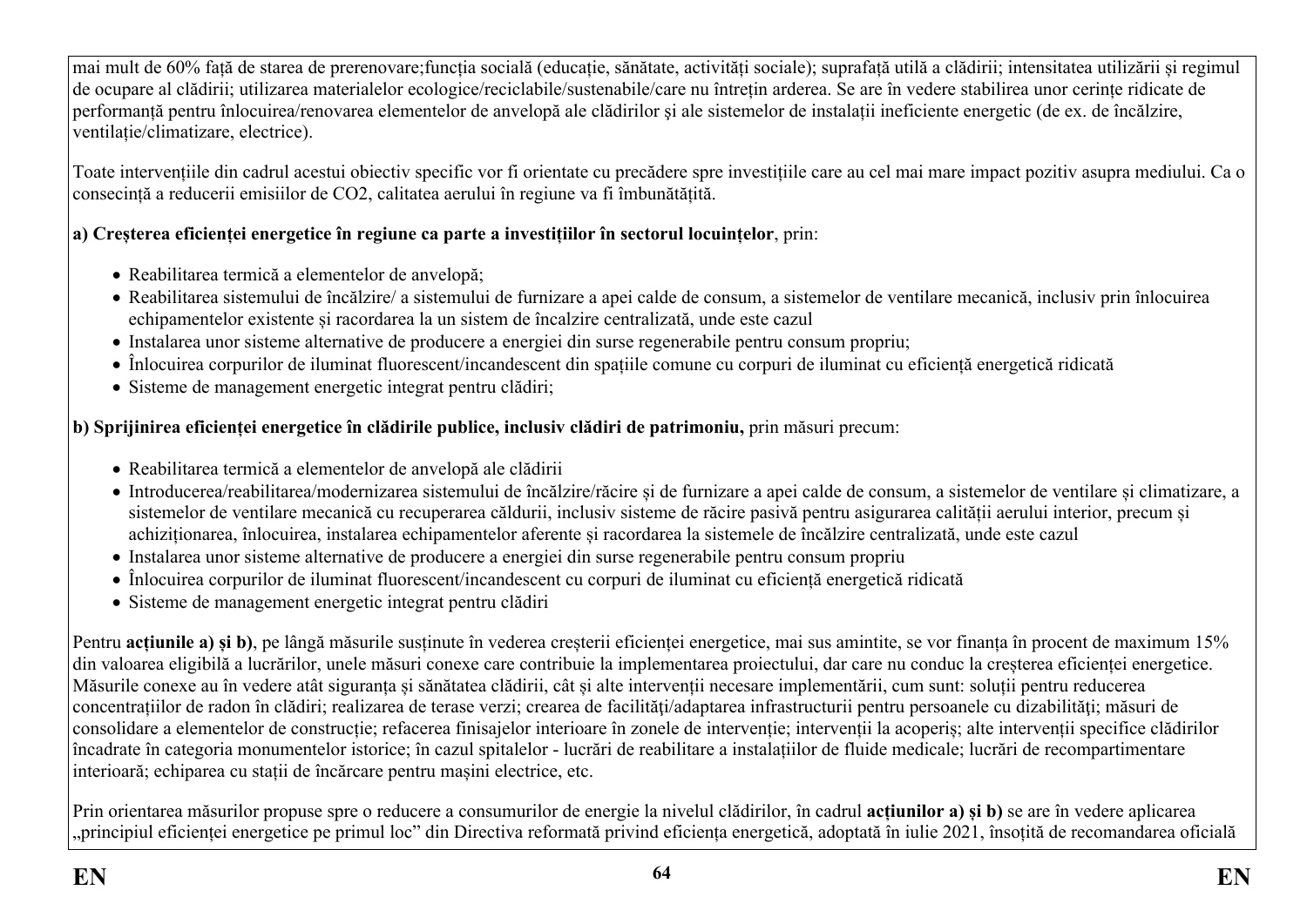mai mult de 60% față de starea de prerenovare;funcția socială (educație, sănătate, activități sociale); suprafață utilă a clădirii; intensitatea utilizării și regimul de ocupare al clădirii; utilizarea materialelor ecologice/reciclabile/sustenabile/care nu întrețin arderea. Se are în vedere stabilirea unor cerințe ridicate de performanță pentru înlocuirea/renovarea elementelor de anvelopă ale clădirilor şi ale sistemelor de instalații ineficiente energetic (de ex. de încălzire, ventilație/climatizare, electrice).

Toate intervențiile din cadrul acestui obiectiv specific vor fi orientate cu precădere spre investițiile care au cel mai mare impact pozitiv asupra mediului. Ca o consecință a reducerii emisiilor de $CO_2$, calitatea aerului în regiune va fi îmbunătățită.

**a) Creșterea eficienței energetice în regiune ca parte a investițiilor în sectorul locuințelor**, prin:

- Reabilitarea termică a elementelor de anvelopă;
- Reabilitarea sistemului de încălzire/ a sistemului de furnizare a apei calde de consum, a sistemelor de ventilare mecanică, inclusiv prin înlocuirea echipamentelor existente și racordarea la un sistem de încalzire centralizată, unde este cazul
- Instalarea unor sisteme alternative de producere a energiei din surse regenerabile pentru consum propriu;
- Înlocuirea corpurilor de iluminat fluorescent/incandescent din spațiile comune cu corpuri de iluminat cu eficiență energetică ridicată
- Sisteme de management energetic integrat pentru clădiri;

**b) Sprijinirea eficienței energetice în clădirile publice, inclusiv clădiri de patrimoniu,** prin măsuri precum:

- Reabilitarea termică a elementelor de anvelopă ale clădirii
- Introducerea/reabilitarea/modernizarea sistemului de încălzire/răcire și de furnizare a apei calde de consum, a sistemelor de ventilare și climatizare, a sistemelor de ventilare mecanică cu recuperarea căldurii, inclusiv sisteme de răcire pasivă pentru asigurarea calității aerului interior, precum și achiziționarea, înlocuirea, instalarea echipamentelor aferente și racordarea la sistemele de încălzire centralizată, unde este cazul
- Instalarea unor sisteme alternative de producere a energiei din surse regenerabile pentru consum propriu
- Înlocuirea corpurilor de iluminat fluorescent/incandescent cu corpuri de iluminat cu eficiență energetică ridicată
- Sisteme de management energetic integrat pentru clădiri

Pentru **acțiunile a) și b)**, pe lângă măsurile susținute în vederea creșterii eficienței energetice, mai sus amintite, se vor finanța în procent de maximum 15% din valoarea eligibilă a lucrărilor, unele măsuri conexe care contribuie la implementarea proiectului, dar care nu conduc la creșterea eficienței energetice. Măsurile conexe au în vedere atât siguranța și sănătatea clădirii, cât și alte intervenții necesare implementării, cum sunt: soluții pentru reducerea concentrațiilor de radon în clădiri; realizarea de terase verzi; crearea de facilități/adaptarea infrastructurii pentru persoanele cu dizabilități; măsuri de consolidare a elementelor de construcție; refacerea finisajelor interioare în zonele de intervenție; intervenții la acoperiș; alte intervenții specifice clădirilor încadrate în categoria monumentelor istorice; în cazul spitalelor - lucrări de reabilitare a instalațiilor de fluide medicale; lucrări de recompartimentare interioară; echiparea cu stații de încărcare pentru mașini electrice, etc.

Prin orientarea măsurilor propuse spre o reducere a consumurilor de energie la nivelul clădirilor, în cadrul **acțiunilor a) și b)** se are în vedere aplicarea „principiul eficienței energetice pe primul loc" din Directiva reformată privind eficiența energetică, adoptată în iulie 2021, însoțită de recomandarea oficială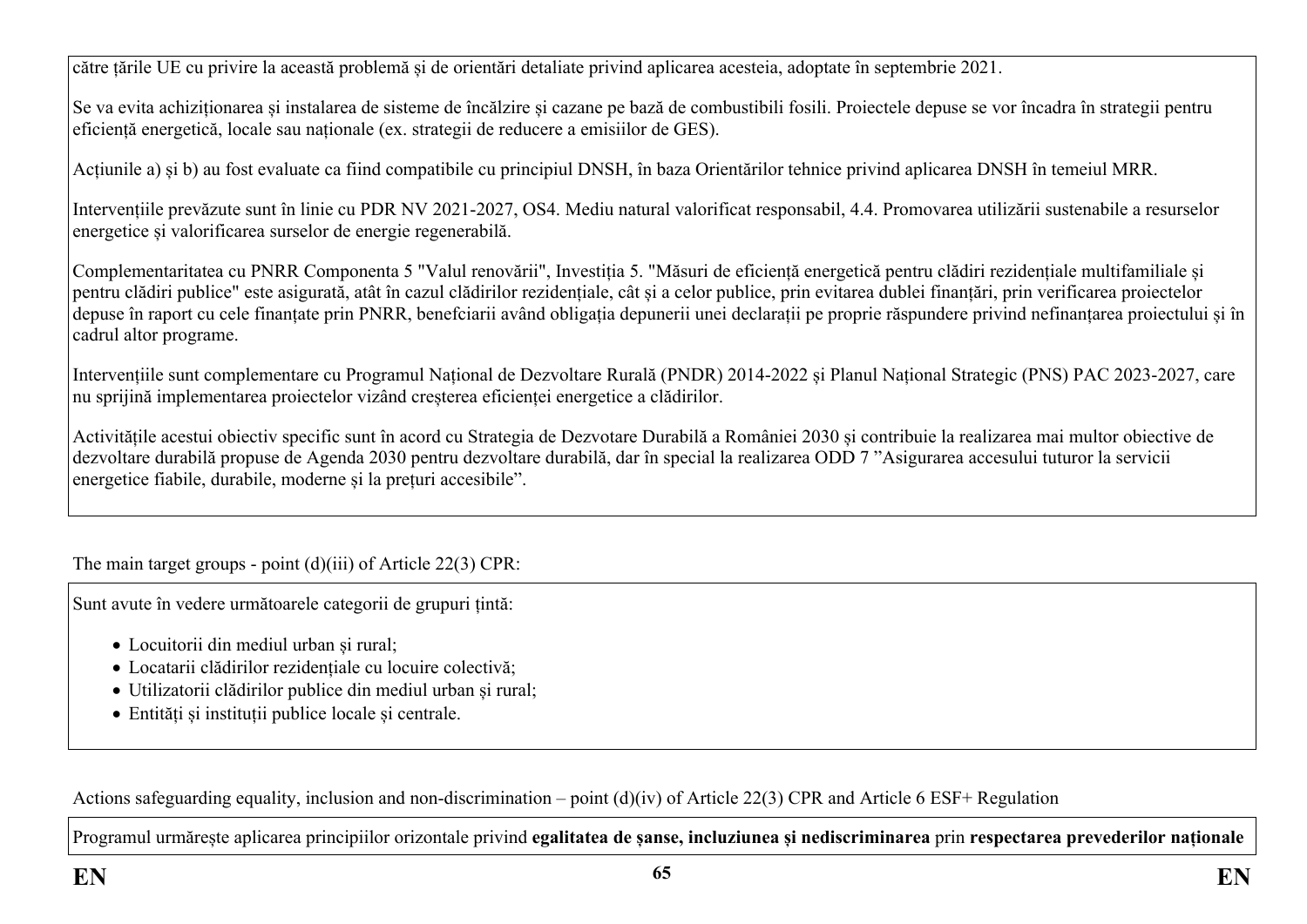către țările UE cu privire la această problemă și de orientări detaliate privind aplicarea acesteia, adoptate în septembrie 2021.

Se va evita achiziționarea și instalarea de sisteme de încălzire și cazane pe bază de combustibili fosili. Proiectele depuse se vor încadra în strategii pentru eficiență energetică, locale sau naționale (ex. strategii de reducere a emisiilor de GES).

Acțiunile a) și b) au fost evaluate ca fiind compatibile cu principiul DNSH, în baza Orientărilor tehnice privind aplicarea DNSH în temeiul MRR.

Intervențiile prevăzute sunt în linie cu PDR NV 2021-2027, OS4. Mediu natural valorificat responsabil, 4.4. Promovarea utilizării sustenabile a resurselor energetice și valorificarea surselor de energie regenerabilă.

Complementaritatea cu PNRR Componenta 5 "Valul renovării", Investiția 5. "Măsuri de eficiență energetică pentru clădiri rezidențiale multifamiliale și pentru clădiri publice" este asigurată, atât în cazul clădirilor rezidențiale, cât și a celor publice, prin evitarea dublei finanțări, prin verificarea proiectelor depuse în raport cu cele finanțate prin PNRR, benefciarii având obligația depunerii unei declarații pe proprie răspundere privind nefinanțarea proiectului și în cadrul altor programe.

Intervențiile sunt complementare cu Programul Național de Dezvoltare Rurală (PNDR) 2014-2022 și Planul Național Strategic (PNS) PAC 2023-2027, care nu sprijină implementarea proiectelor vizând creșterea eficienței energetice a clădirilor.

Activitățile acestui obiectiv specific sunt în acord cu Strategia de Dezvoltare Durabilă a României 2030 și contribuie la realizarea mai multor obiective de dezvoltare durabilă propuse de Agenda 2030 pentru dezvoltare durabilă, dar în special la realizarea ODD 7 ”Asigurarea accesului tuturor la servicii energetice fiabile, durabile, moderne și la prețuri accesibile”.

The main target groups - point (d)(iii) of Article 22(3) CPR:

Sunt avute în vedere următoarele categorii de grupuri țintă:

- Locuitorii din mediul urban și rural;
- Locatarii clădirilor rezidențiale cu locuire colectivă;
- Utilizatorii clădirilor publice din mediul urban și rural;
- Entități și instituții publice locale și centrale.

Actions safeguarding equality, inclusion and non-discrimination – point (d)(iv) of Article 22(3) CPR and Article 6 ESF+ Regulation

Programul urmărește aplicarea principiilor orizontale privind **egalitatea de șanse, incluziunea și nediscriminarea** prin **respectarea prevederilor naționale**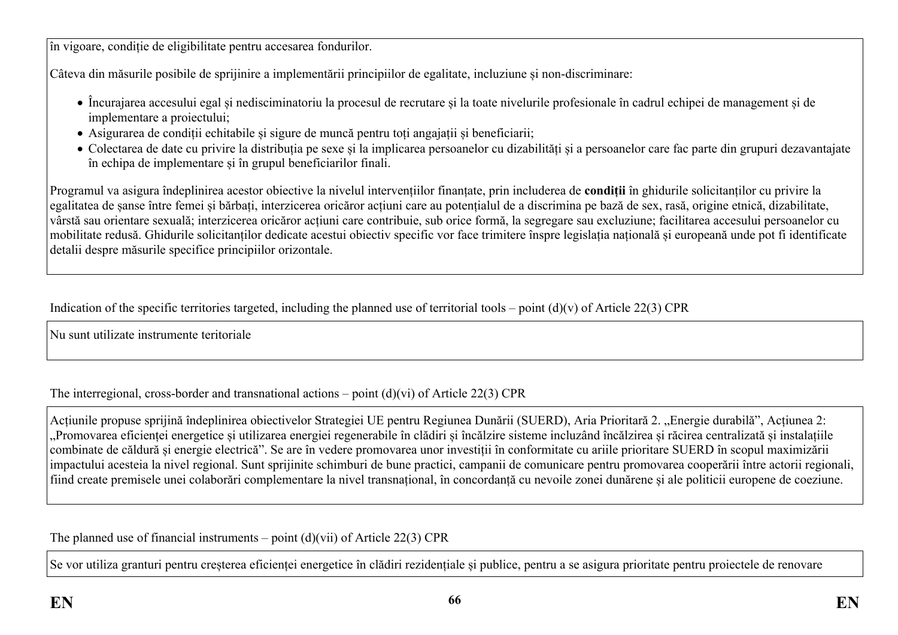în vigoare, condiție de eligibilitate pentru accesarea fondurilor.

Câteva din măsurile posibile de sprijinire a implementării principiilor de egalitate, incluziune și non-discriminare:

- Încurajarea accesului egal și nediscriminatoriu la procesul de recrutare și la toate nivelurile profesionale în cadrul echipei de management și de implementare a proiectului;
- Asigurarea de condiții echitabile și sigure de muncă pentru toți angajații și beneficiarii;
- Colectarea de date cu privire la distribuția pe sexe și la implicarea persoanelor cu dizabilități și a persoanelor care fac parte din grupuri dezavantajate în echipa de implementare și în grupul beneficiarilor finali.

Programul va asigura îndeplinirea acestor obiective la nivelul intervențiilor finanțate, prin includerea de **condiții** în ghidurile solicitanților cu privire la egalitatea de șanse între femei și bărbați, interzicerea oricăror acțiuni care au potențialul de a discrimina pe bază de sex, rasă, origine etnică, dizabilitate, vârstă sau orientare sexuală; interzicerea oricăror acțiuni care contribuie, sub orice formă, la segregare sau excluziune; facilitarea accesului persoanelor cu mobilitate redusă. Ghidurile solicitanților dedicate acestui obiectiv specific vor face trimitere înspre legislația națională și europeană unde pot fi identificate detalii despre măsurile specifice principiilor orizontale.

Indication of the specific territories targeted, including the planned use of territorial tools – point (d)(v) of Article 22(3) CPR

Nu sunt utilizate instrumente teritoriale

The interregional, cross-border and transnational actions – point (d)(vi) of Article 22(3) CPR

Acțiunile propuse sprijină îndeplinirea obiectivelor Strategiei UE pentru Regiunea Dunării (SUERD), Aria Prioritară 2. „Energie durabilă", Acțiunea 2: „Promovarea eficienței energetice și utilizarea energiei regenerabile în clădiri și încălzire sisteme incluzând încălzirea și răcirea centralizată și instalațiile combinate de căldură și energie electrică". Se are în vedere promovarea unor investiții în conformitate cu ariile prioritare SUERD în scopul maximizării impactului acesteia la nivel regional. Sunt sprijinite schimburi de bune practici, campanii de comunicare pentru promovarea cooperării între actorii regionali, fiind create premisele unei colaborări complementare la nivel transnațional, în concordanță cu nevoile zonei dunărene și ale politicii europene de coeziune.

The planned use of financial instruments – point (d)(vii) of Article 22(3) CPR

Se vor utiliza granturi pentru creșterea eficienței energetice în clădiri rezidențiale și publice, pentru a se asigura prioritate pentru proiectele de renovare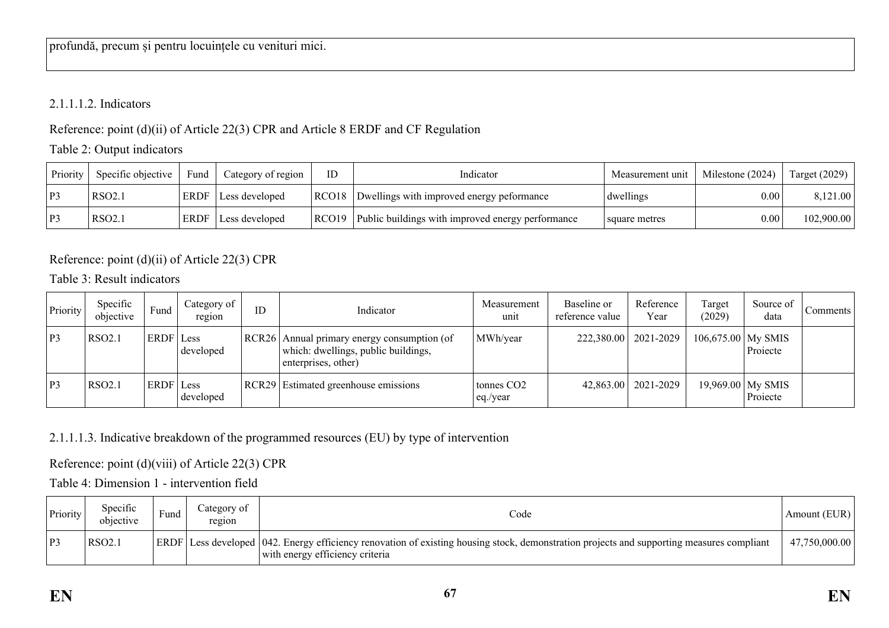| profundă, precum și pentru locuințele cu venituri mici. |
| --- |

2.1.1.1.2. Indicators

Reference: point (d)(ii) of Article 22(3) CPR and Article 8 ERDF and CF Regulation

Table 2: Output indicators

| Priority | Specific objective | Fund | Category of region | ID | Indicator | Measurement unit | Milestone (2024) | Target (2029) |
| --- | --- | --- | --- | --- | --- | --- | --- | --- |
| P3 | RSO2.1 | ERDF | Less developed | RCO18 | Dwellings with improved energy peformance | dwellings | 0.00 | 8,121.00 |
| P3 | RSO2.1 | ERDF | Less developed | RCO19 | Public buildings with improved energy performance | square metres | 0.00 | 102,900.00 |

Reference: point (d)(ii) of Article 22(3) CPR

Table 3: Result indicators

| Priority | Specific objective | Fund | Category of region | ID | Indicator | Measurement unit | Baseline or reference value | Reference Year | Target (2029) | Source of data | Comments |
| --- | --- | --- | --- | --- | --- | --- | --- | --- | --- | --- | --- |
| P3 | RSO2.1 | ERDF | Less developed | RCR26 | Annual primary energy consumption (of which: dwellings, public buildings, enterprises, other) | MWh/year | 222,380.00 | 2021-2029 | 106,675.00 | My SMIS Proiecte | |
| P3 | RSO2.1 | ERDF | Less developed | RCR29 | Estimated greenhouse emissions | tonnes $CO_2$ eq./year | 42,863.00 | 2021-2029 | 19,969.00 | My SMIS Proiecte | |

2.1.1.1.3. Indicative breakdown of the programmed resources (EU) by type of intervention

Reference: point (d)(viii) of Article 22(3) CPR

Table 4: Dimension 1 - intervention field

| Priority | Specific objective | Fund | Category of region | Code | Amount (EUR) |
| --- | --- | --- | --- | --- | --- |
| P3 | RSO2.1 | ERDF | Less developed | 042. Energy efficiency renovation of existing housing stock, demonstration projects and supporting measures compliant with energy efficiency criteria | 47,750,000.00 |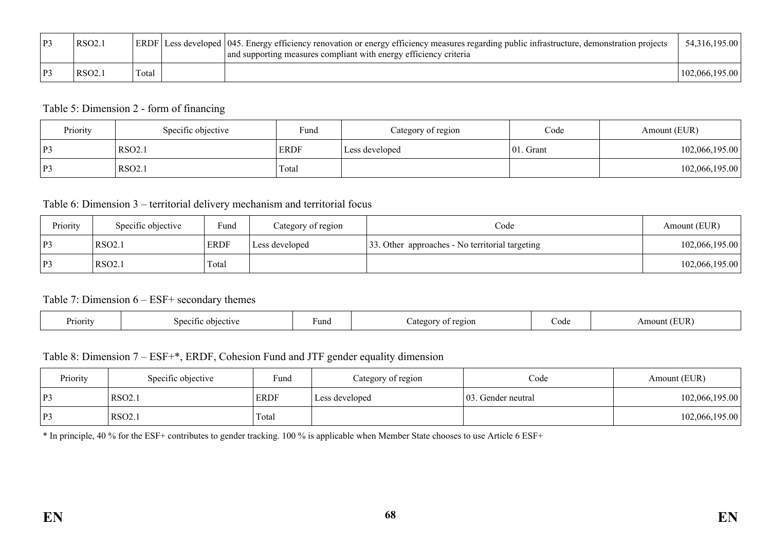| P3 | RSO2.1 | ERDF | Less developed | 045. Energy efficiency renovation or energy efficiency measures regarding public infrastructure, demonstration projects and supporting measures compliant with energy efficiency criteria | 54,316,195.00 |
|---|---|---|---|---|---|
| P3 | RSO2.1 | Total | | | 102,066,195.00 |

Table 5: Dimension 2 - form of financing

| Priority | Specific objective | Fund | Category of region | Code | Amount (EUR) |
|---|---|---|---|---|---|
| P3 | RSO2.1 | ERDF | Less developed | 01. Grant | 102,066,195.00 |
| P3 | RSO2.1 | Total | | | 102,066,195.00 |

Table 6: Dimension 3 – territorial delivery mechanism and territorial focus

| Priority | Specific objective | Fund | Category of region | Code | Amount (EUR) |
|---|---|---|---|---|---|
| P3 | RSO2.1 | ERDF | Less developed | 33. Other approaches - No territorial targeting | 102,066,195.00 |
| P3 | RSO2.1 | Total | | | 102,066,195.00 |

Table 7: Dimension 6 – ESF+ secondary themes

| Priority | Specific objective | Fund | Category of region | Code | Amount (EUR) |
|---|---|---|---|---|---|

Table 8: Dimension 7 – ESF+*, ERDF, Cohesion Fund and JTF gender equality dimension

| Priority | Specific objective | Fund | Category of region | Code | Amount (EUR) |
|---|---|---|---|---|---|
| P3 | RSO2.1 | ERDF | Less developed | 03. Gender neutral | 102,066,195.00 |
| P3 | RSO2.1 | Total | | | 102,066,195.00 |

* In principle, 40 % for the ESF+ contributes to gender tracking. 100 % is applicable when Member State chooses to use Article 6 ESF+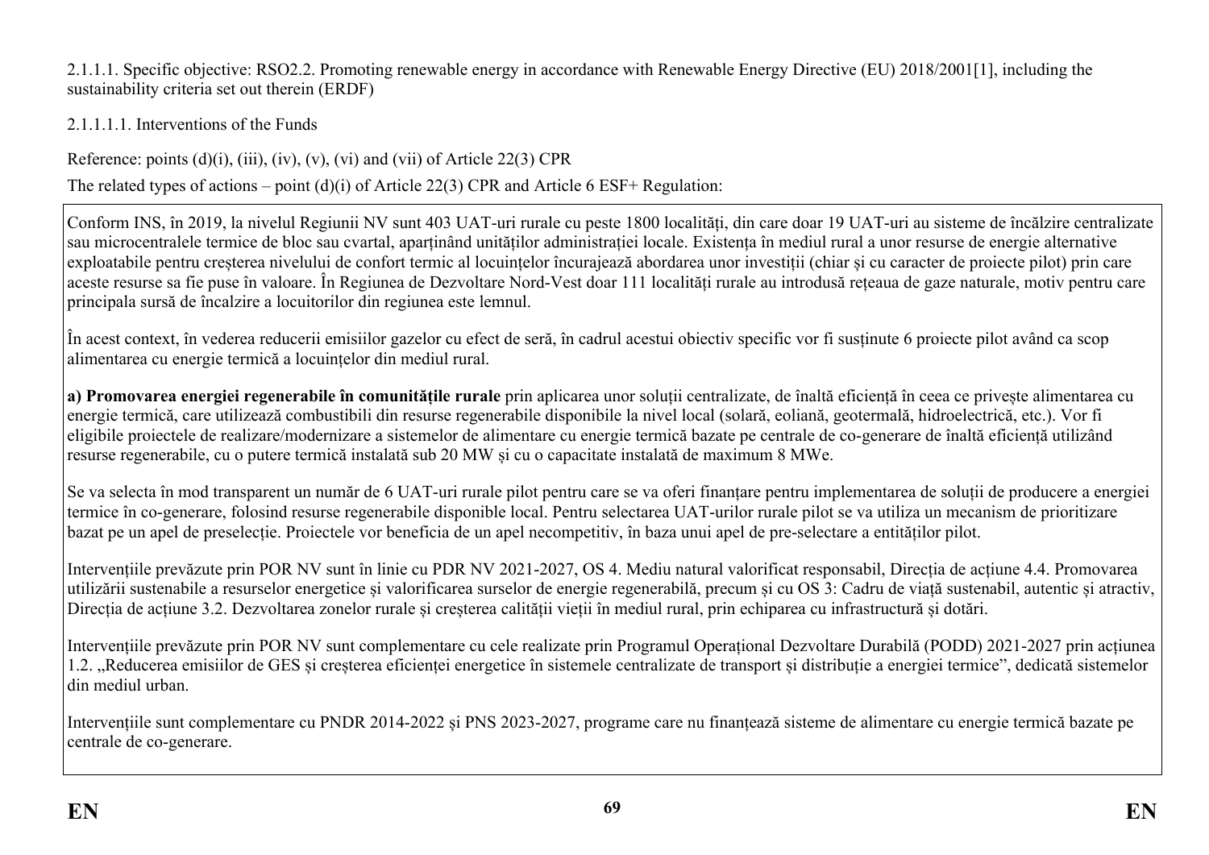2.1.1.1. Specific objective: RSO2.2. Promoting renewable energy in accordance with Renewable Energy Directive (EU) 2018/2001[1], including the sustainability criteria set out therein (ERDF)

2.1.1.1.1. Interventions of the Funds

Reference: points (d)(i), (iii), (iv), (v), (vi) and (vii) of Article 22(3) CPR

The related types of actions – point (d)(i) of Article 22(3) CPR and Article 6 ESF+ Regulation:

Conform INS, în 2019, la nivelul Regiunii NV sunt 403 UAT-uri rurale cu peste 1800 localități, din care doar 19 UAT-uri au sisteme de încălzire centralizate sau microcentralele termice de bloc sau cvartal, aparținând unităților administrației locale. Existența în mediul rural a unor resurse de energie alternative exploatabile pentru creșterea nivelului de confort termic al locuințelor încurajează abordarea unor investiții (chiar și cu caracter de proiecte pilot) prin care aceste resurse sa fie puse în valoare. În Regiunea de Dezvoltare Nord-Vest doar 111 localități rurale au introdusă rețeaua de gaze naturale, motiv pentru care principala sursă de încalzire a locuitorilor din regiunea este lemnul.

În acest context, în vederea reducerii emisiilor gazelor cu efect de seră, în cadrul acestui obiectiv specific vor fi susținute 6 proiecte pilot având ca scop alimentarea cu energie termică a locuințelor din mediul rural.

**a) Promovarea energiei regenerabile în comunitățile rurale** prin aplicarea unor soluții centralizate, de înaltă eficiență în ceea ce privește alimentarea cu energie termică, care utilizează combustibili din resurse regenerabile disponibile la nivel local (solară, eoliană, geotermală, hidroelectrică, etc.). Vor fi eligibile proiectele de realizare/modernizare a sistemelor de alimentare cu energie termică bazate pe centrale de co-generare de înaltă eficiență utilizând resurse regenerabile, cu o putere termică instalată sub 20 MW și cu o capacitate instalată de maximum 8 MWe.

Se va selecta în mod transparent un număr de 6 UAT-uri rurale pilot pentru care se va oferi finanțare pentru implementarea de soluții de producere a energiei termice în co-generare, folosind resurse regenerabile disponible local. Pentru selectarea UAT-urilor rurale pilot se va utiliza un mecanism de prioritizare bazat pe un apel de preselecție. Proiectele vor beneficia de un apel necompetitiv, în baza unui apel de pre-selectare a entităților pilot.

Intervențiile prevăzute prin POR NV sunt în linie cu PDR NV 2021-2027, OS 4. Mediu natural valorificat responsabil, Direcția de acțiune 4.4. Promovarea utilizării sustenabile a resurselor energetice și valorificarea surselor de energie regenerabilă, precum și cu OS 3: Cadru de viață sustenabil, autentic și atractiv, Direcția de acțiune 3.2. Dezvoltarea zonelor rurale și creșterea calității vieții în mediul rural, prin echiparea cu infrastructură și dotări.

Intervențiile prevăzute prin POR NV sunt complementare cu cele realizate prin Programul Operațional Dezvoltare Durabilă (PODD) 2021-2027 prin acțiunea 1.2. „Reducerea emisiilor de GES și creșterea eficienței energetice în sistemele centralizate de transport și distribuție a energiei termice", dedicată sistemelor din mediul urban.

Intervențiile sunt complementare cu PNDR 2014-2022 și PNS 2023-2027, programe care nu finanțează sisteme de alimentare cu energie termică bazate pe centrale de co-generare.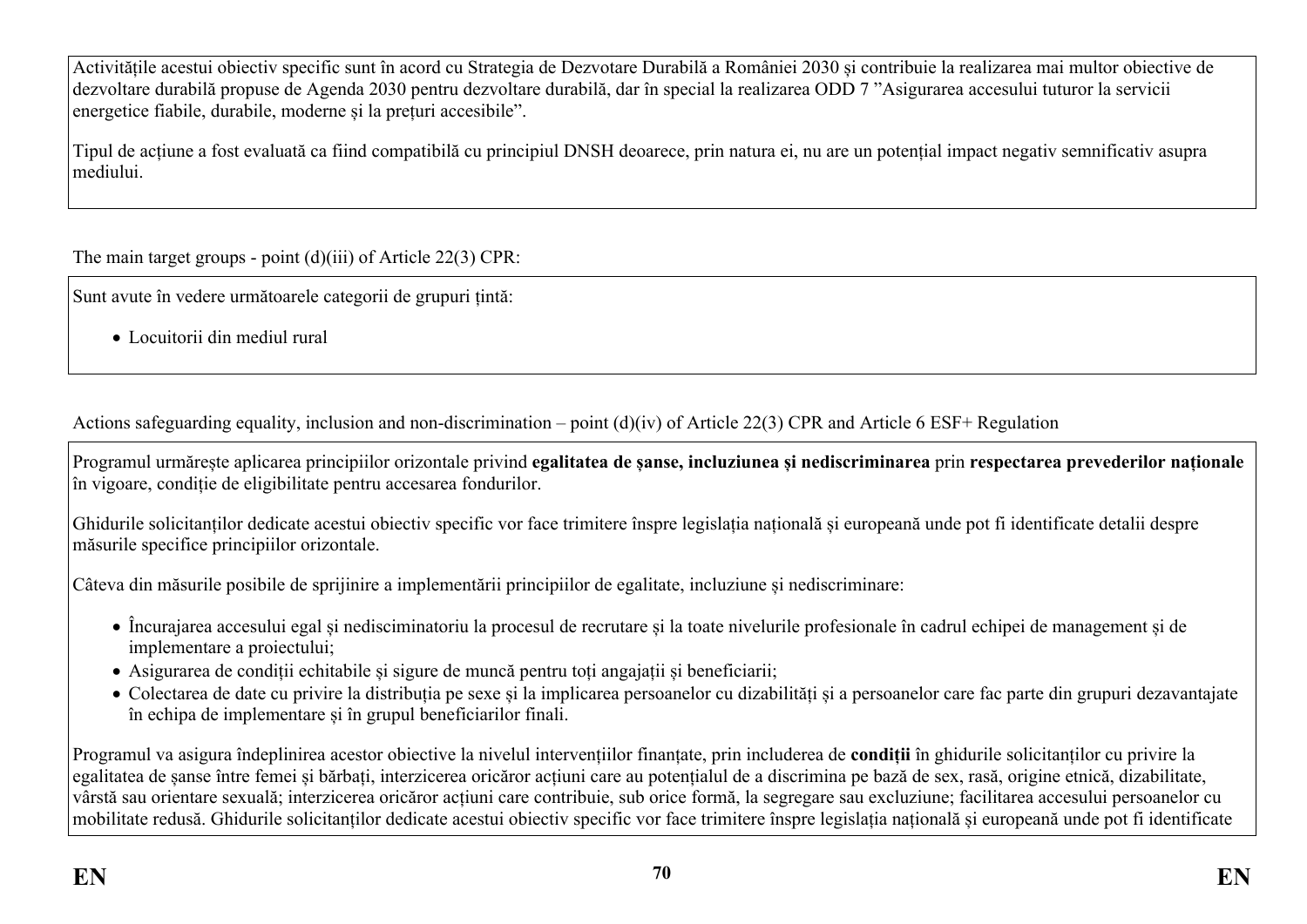Activitățile acestui obiectiv specific sunt în acord cu Strategia de Dezvotare Durabilă a României 2030 și contribuie la realizarea mai multor obiective de dezvoltare durabilă propuse de Agenda 2030 pentru dezvoltare durabilă, dar în special la realizarea ODD 7 ”Asigurarea accesului tuturor la servicii energetice fiabile, durabile, moderne și la prețuri accesibile”.

Tipul de acțiune a fost evaluată ca fiind compatibilă cu principiul DNSH deoarece, prin natura ei, nu are un potențial impact negativ semnificativ asupra mediului.

The main target groups - point (d)(iii) of Article 22(3) CPR:

Sunt avute în vedere următoarele categorii de grupuri țintă:

- Locuitorii din mediul rural

Actions safeguarding equality, inclusion and non-discrimination – point (d)(iv) of Article 22(3) CPR and Article 6 ESF+ Regulation

Programul urmărește aplicarea principiilor orizontale privind **egalitatea de șanse, incluziunea și nediscriminarea** prin **respectarea prevederilor naționale** în vigoare, condiție de eligibilitate pentru accesarea fondurilor.

Ghidurile solicitanților dedicate acestui obiectiv specific vor face trimitere înspre legislația națională și europeană unde pot fi identificate detalii despre măsurile specifice principiilor orizontale.

Câteva din măsurile posibile de sprijinire a implementării principiilor de egalitate, incluziune și nediscriminare:

- Încurajarea accesului egal și nediscriminatoriu la procesul de recrutare și la toate nivelurile profesionale în cadrul echipei de management și de implementare a proiectului;
- Asigurarea de condiții echitabile și sigure de muncă pentru toți angajații și beneficiarii;
- Colectarea de date cu privire la distribuția pe sexe și la implicarea persoanelor cu dizabilități și a persoanelor care fac parte din grupuri dezavantajate în echipa de implementare și în grupul beneficiarilor finali.

Programul va asigura îndeplinirea acestor obiective la nivelul intervențiilor finanțate, prin includerea de **condiții** în ghidurile solicitanților cu privire la egalitatea de șanse între femei și bărbați, interzicerea oricăror acțiuni care au potențialul de a discrimina pe bază de sex, rasă, origine etnică, dizabilitate, vârstă sau orientare sexuală; interzicerea oricăror acțiuni care contribuie, sub orice formă, la segregare sau excluziune; facilitarea accesului persoanelor cu mobilitate redusă. Ghidurile solicitanților dedicate acestui obiectiv specific vor face trimitere înspre legislația națională și europeană unde pot fi identificate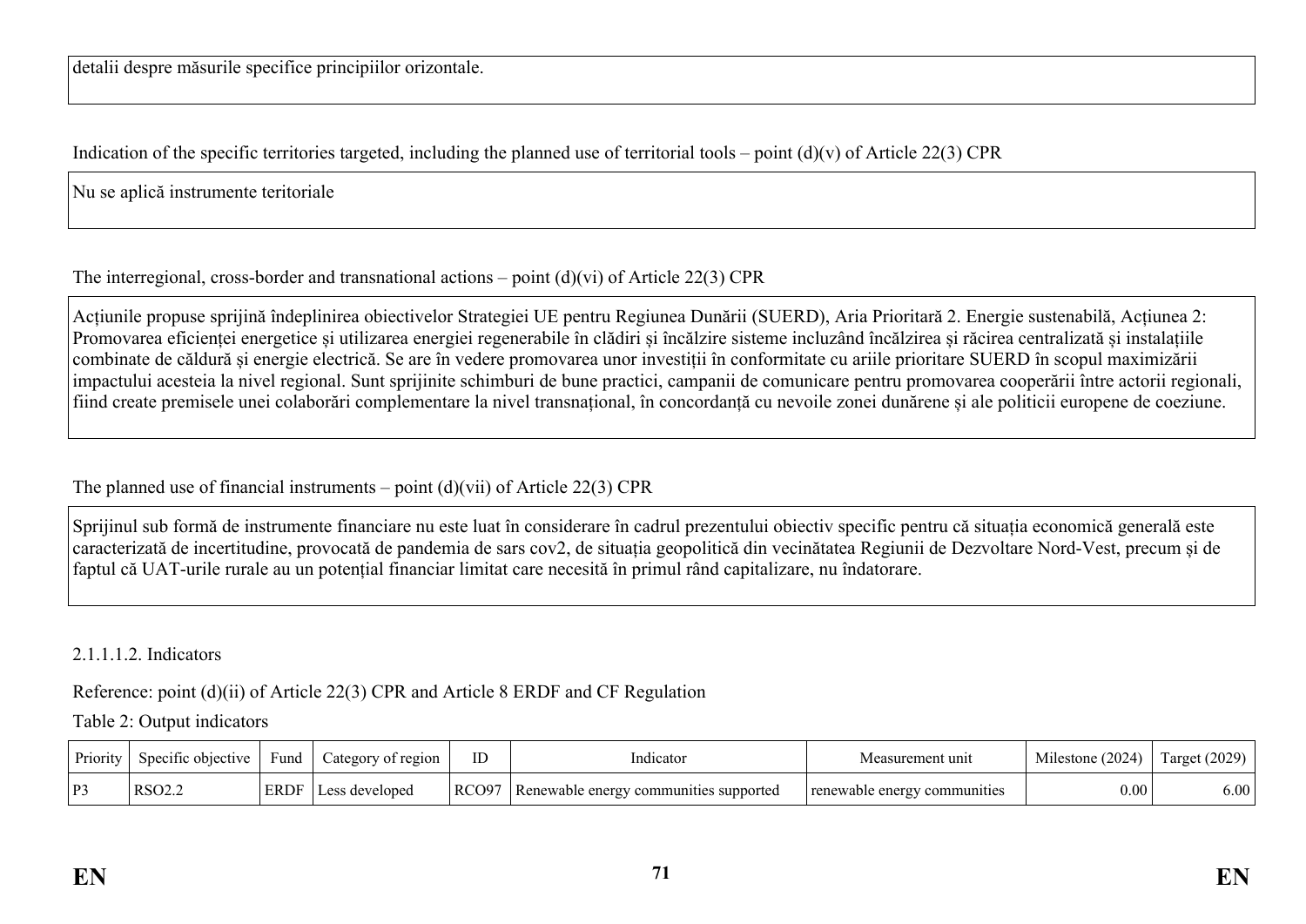detalii despre măsurile specifice principiilor orizontale.

Indication of the specific territories targeted, including the planned use of territorial tools – point (d)(v) of Article 22(3) CPR

Nu se aplică instrumente teritoriale

The interregional, cross-border and transnational actions – point (d)(vi) of Article 22(3) CPR

Acțiunile propuse sprijină îndeplinirea obiectivelor Strategiei UE pentru Regiunea Dunării (SUERD), Aria Prioritară 2. Energie sustenabilă, Acțiunea 2: Promovarea eficienței energetice și utilizarea energiei regenerabile în clădiri și încălzire sisteme incluzând încălzirea și răcirea centralizată și instalațiile combinate de căldură și energie electrică. Se are în vedere promovarea unor investiții în conformitate cu ariile prioritare SUERD în scopul maximizării impactului acesteia la nivel regional. Sunt sprijinite schimburi de bune practici, campanii de comunicare pentru promovarea cooperării între actorii regionali, fiind create premisele unei colaborări complementare la nivel transnațional, în concordanță cu nevoile zonei dunărene și ale politicii europene de coeziune.

The planned use of financial instruments – point (d)(vii) of Article 22(3) CPR

Sprijinul sub formă de instrumente financiare nu este luat în considerare în cadrul prezentului obiectiv specific pentru că situația economică generală este caracterizată de incertitudine, provocată de pandemia de sars cov2, de situația geopolitică din vecinătatea Regiunii de Dezvoltare Nord-Vest, precum și de faptul că UAT-urile rurale au un potențial financiar limitat care necesită în primul rând capitalizare, nu îndatorare.

2.1.1.1.2. Indicators

Reference: point (d)(ii) of Article 22(3) CPR and Article 8 ERDF and CF Regulation

Table 2: Output indicators

| Priority | Specific objective | Fund | Category of region | ID | Indicator | Measurement unit | Milestone (2024) | Target (2029) |
|---|---|---|---|---|---|---|---|---|
| P3 | RSO2.2 | ERDF | Less developed | RCO97 | Renewable energy communities supported | renewable energy communities | 0.00 | 6.00 |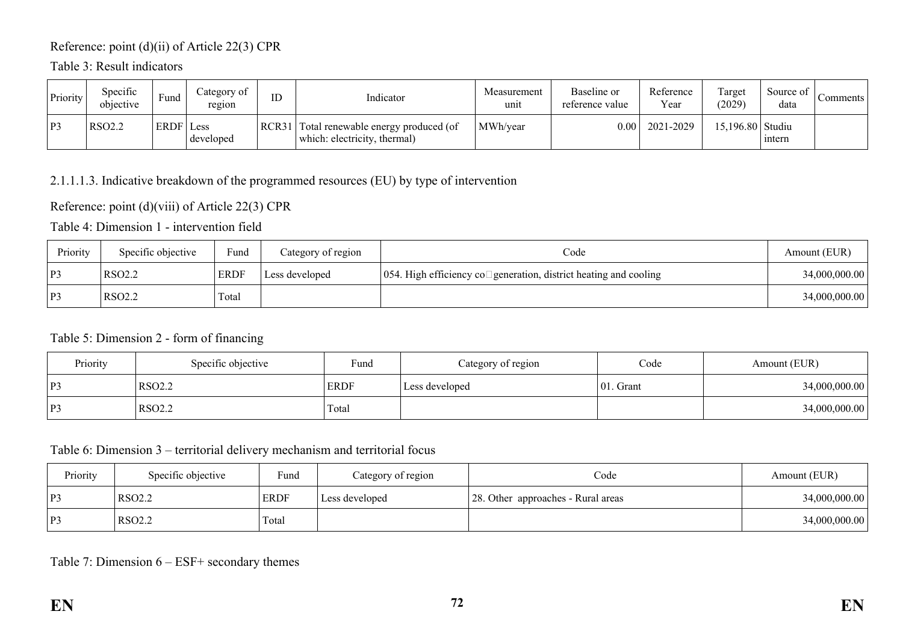Reference: point (d)(ii) of Article 22(3) CPR

Table 3: Result indicators

| Priority | Specific objective | Fund | Category of region | ID | Indicator | Measurement unit | Baseline or reference value | Reference Year | Target (2029) | Source of data | Comments |
|---|---|---|---|---|---|---|---|---|---|---|---|
| P3 | RSO2.2 | ERDF | Less developed | RCR31 | Total renewable energy produced (of which: electricity, thermal) | MWh/year | 0.00 | 2021-2029 | 15,196.80 | Studiu intern | |

2.1.1.1.3. Indicative breakdown of the programmed resources (EU) by type of intervention

Reference: point (d)(viii) of Article 22(3) CPR

Table 4: Dimension 1 - intervention field

| Priority | Specific objective | Fund | Category of region | Code | Amount (EUR) |
|---|---|---|---|---|---|
| P3 | RSO2.2 | ERDF | Less developed | 054. High efficiency co generation, district heating and cooling | 34,000,000.00 |
| P3 | RSO2.2 | Total | | | 34,000,000.00 |

Table 5: Dimension 2 - form of financing

| Priority | Specific objective | Fund | Category of region | Code | Amount (EUR) |
|---|---|---|---|---|---|
| P3 | RSO2.2 | ERDF | Less developed | 01. Grant | 34,000,000.00 |
| P3 | RSO2.2 | Total | | | 34,000,000.00 |

Table 6: Dimension 3 – territorial delivery mechanism and territorial focus

| Priority | Specific objective | Fund | Category of region | Code | Amount (EUR) |
|---|---|---|---|---|---|
| P3 | RSO2.2 | ERDF | Less developed | 28. Other approaches - Rural areas | 34,000,000.00 |
| P3 | RSO2.2 | Total | | | 34,000,000.00 |

Table 7: Dimension 6 – ESF+ secondary themes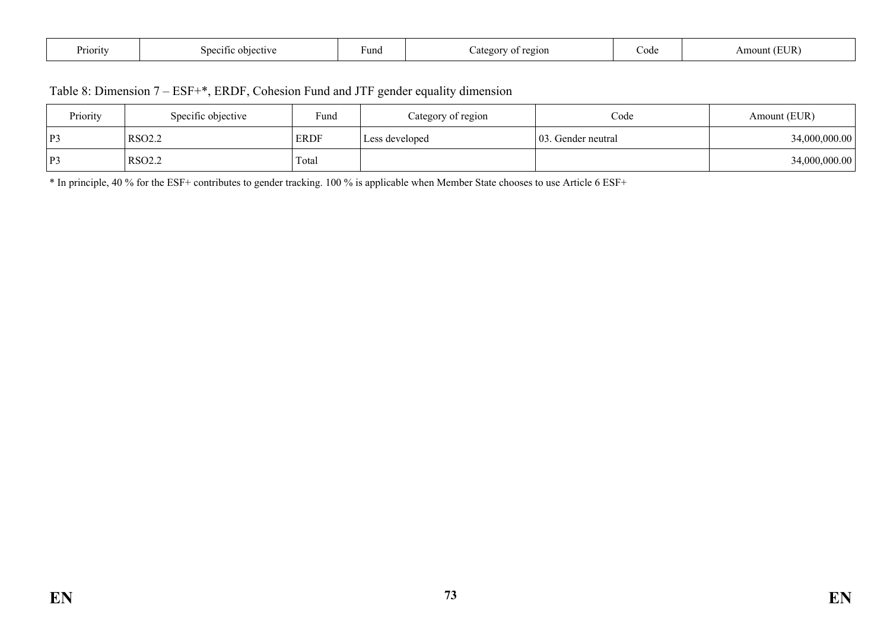| Priority | Specific objective | Fund | Category of region | Code | Amount (EUR) |
|---|---|---|---|---|---|

Table 8: Dimension 7 – ESF+*, ERDF, Cohesion Fund and JTF gender equality dimension

| Priority | Specific objective | Fund | Category of region | Code | Amount (EUR) |
|---|---|---|---|---|---|
| P3 | RSO2.2 | ERDF | Less developed | 03. Gender neutral | 34,000,000.00 |
| P3 | RSO2.2 | Total | | | 34,000,000.00 |

* In principle, 40 % for the ESF+ contributes to gender tracking. 100 % is applicable when Member State chooses to use Article 6 ESF+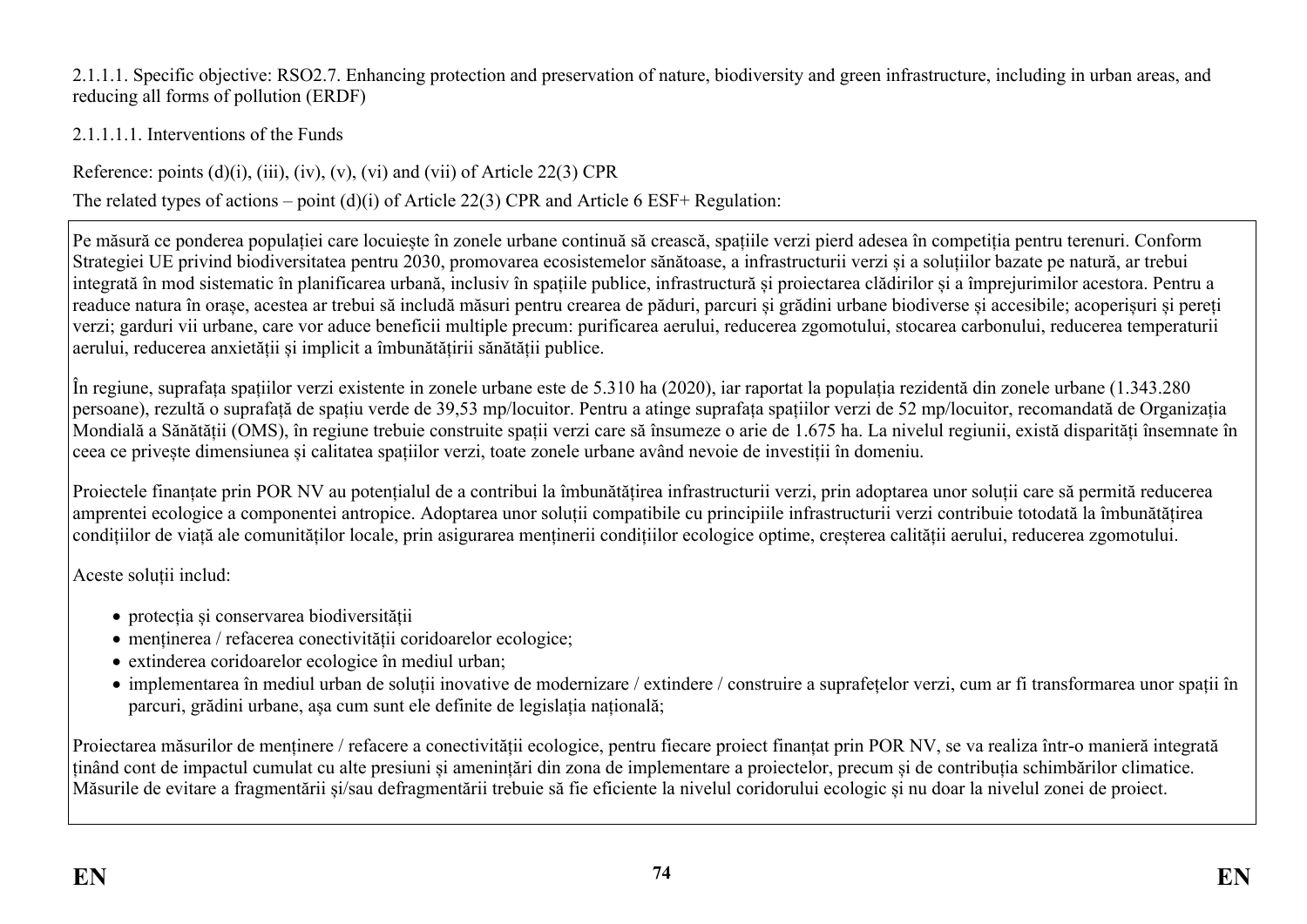2.1.1.1. Specific objective: RSO2.7. Enhancing protection and preservation of nature, biodiversity and green infrastructure, including in urban areas, and reducing all forms of pollution (ERDF)

2.1.1.1.1. Interventions of the Funds

Reference: points (d)(i), (iii), (iv), (v), (vi) and (vii) of Article 22(3) CPR

The related types of actions – point (d)(i) of Article 22(3) CPR and Article 6 ESF+ Regulation:

Pe măsură ce ponderea populației care locuiește în zonele urbane continuă să crească, spațiile verzi pierd adesea în competiția pentru terenuri. Conform Strategiei UE privind biodiversitatea pentru 2030, promovarea ecosistemelor sănătoase, a infrastructurii verzi și a soluțiilor bazate pe natură, ar trebui integrată în mod sistematic în planificarea urbană, inclusiv în spațiile publice, infrastructură și proiectarea clădirilor și a împrejurimilor acestora. Pentru a readuce natura în orașe, acestea ar trebui să includă măsuri pentru crearea de păduri, parcuri și grădini urbane biodiverse și accesibile; acoperișuri și pereți verzi; garduri vii urbane, care vor aduce beneficii multiple precum: purificarea aerului, reducerea zgomotului, stocarea carbonului, reducerea temperaturii aerului, reducerea anxietății și implicit a îmbunătățirii sănătății publice.

În regiune, suprafața spațiilor verzi existente in zonele urbane este de 5.310 ha (2020), iar raportat la populația rezidentă din zonele urbane (1.343.280 persoane), rezultă o suprafață de spațiu verde de 39,53 mp/locuitor. Pentru a atinge suprafața spațiilor verzi de 52 mp/locuitor, recomandată de Organizația Mondială a Sănătății (OMS), în regiune trebuie construite spații verzi care să însumeze o arie de 1.675 ha. La nivelul regiunii, există disparități însemnate în ceea ce privește dimensiunea și calitatea spațiilor verzi, toate zonele urbane având nevoie de investiții în domeniu.

Proiectele finanțate prin POR NV au potențialul de a contribui la îmbunătățirea infrastructurii verzi, prin adoptarea unor soluții care să permită reducerea amprentei ecologice a componentei antropice. Adoptarea unor soluții compatibile cu principiile infrastructurii verzi contribuie totodată la îmbunătățirea condițiilor de viață ale comunităților locale, prin asigurarea menținerii condițiilor ecologice optime, creșterea calității aerului, reducerea zgomotului.

Aceste soluții includ:

- protecția și conservarea biodiversității
- menținerea / refacerea conectivității coridoarelor ecologice;
- extinderea coridoarelor ecologice în mediul urban;
- implementarea în mediul urban de soluții inovative de modernizare / extindere / construire a suprafețelor verzi, cum ar fi transformarea unor spații în parcuri, grădini urbane, așa cum sunt ele definite de legislația națională;

Proiectarea măsurilor de menținere / refacere a conectivității ecologice, pentru fiecare proiect finanțat prin POR NV, se va realiza într-o manieră integrată ținând cont de impactul cumulat cu alte presiuni și amenințări din zona de implementare a proiectelor, precum și de contribuția schimbărilor climatice. Măsurile de evitare a fragmentării și/sau defragmentării trebuie să fie eficiente la nivelul coridorului ecologic și nu doar la nivelul zonei de proiect.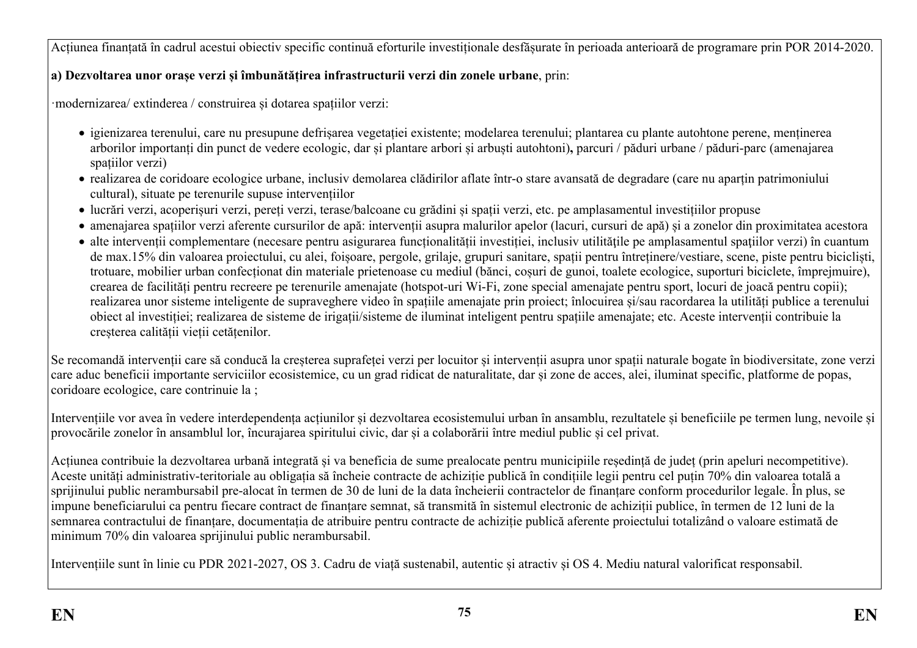Acțiunea finanțată în cadrul acestui obiectiv specific continuă eforturile investiționale desfășurate în perioada anterioară de programare prin POR 2014-2020.

**a) Dezvoltarea unor orașe verzi și îmbunătățirea infrastructurii verzi din zonele urbane**, prin:

·modernizarea/ extinderea / construirea și dotarea spațiilor verzi:

- igienizarea terenului, care nu presupune defrișarea vegetației existente; modelarea terenului; plantarea cu plante autohtone perene, menținerea arborilor importanți din punct de vedere ecologic, dar și plantare arbori și arbuști autohtoni)**,** parcuri / păduri urbane / păduri-parc (amenajarea spațiilor verzi)
- realizarea de coridoare ecologice urbane, inclusiv demolarea clădirilor aflate într-o stare avansată de degradare (care nu aparțin patrimoniului cultural), situate pe terenurile supuse intervențiilor
- lucrări verzi, acoperișuri verzi, pereți verzi, terase/balcoane cu grădini și spații verzi, etc. pe amplasamentul investițiilor propuse
- amenajarea spațiilor verzi aferente cursurilor de apă: intervenții asupra malurilor apelor (lacuri, cursuri de apă) și a zonelor din proximitatea acestora
- alte intervenții complementare (necesare pentru asigurarea funcționalității investiției, inclusiv utilitățile pe amplasamentul spațiilor verzi) în cuantum de max.15% din valoarea proiectului, cu alei, foișoare, pergole, grilaje, grupuri sanitare, spații pentru întreținere/vestiare, scene, piste pentru bicicliști, trotuare, mobilier urban confecționat din materiale prietenoase cu mediul (bănci, coșuri de gunoi, toalete ecologice, suporturi biciclete, împrejmuire), crearea de facilități pentru recreere pe terenurile amenajate (hotspot-uri Wi-Fi, zone special amenajate pentru sport, locuri de joacă pentru copii); realizarea unor sisteme inteligente de supraveghere video în spațiile amenajate prin proiect; înlocuirea și/sau racordarea la utilități publice a terenului obiect al investiției; realizarea de sisteme de irigații/sisteme de iluminat inteligent pentru spațiile amenajate; etc. Aceste intervenții contribuie la creșterea calității vieții cetățenilor.

Se recomandă intervenții care să conducă la creșterea suprafeței verzi per locuitor și intervenții asupra unor spații naturale bogate în biodiversitate, zone verzi care aduc beneficii importante serviciilor ecosistemice, cu un grad ridicat de naturalitate, dar și zone de acces, alei, iluminat specific, platforme de popas, coridoare ecologice, care contrinuie la ;

Intervențiile vor avea în vedere interdependența acțiunilor și dezvoltarea ecosistemului urban în ansamblu, rezultatele și beneficiile pe termen lung, nevoile și provocările zonelor în ansamblul lor, încurajarea spiritului civic, dar și a colaborării între mediul public și cel privat.

Acțiunea contribuie la dezvoltarea urbană integrată și va beneficia de sume prealocate pentru municipiile reședință de județ (prin apeluri necompetitive). Aceste unități administrativ-teritoriale au obligația să încheie contracte de achiziție publică în condițiile legii pentru cel puțin 70% din valoarea totală a sprijinului public nerambursabil pre-alocat în termen de 30 de luni de la data încheierii contractelor de finanțare conform procedurilor legale. În plus, se impune beneficiarului ca pentru fiecare contract de finanțare semnat, să transmită în sistemul electronic de achiziții publice, în termen de 12 luni de la semnarea contractului de finanțare, documentația de atribuire pentru contracte de achiziție publică aferente proiectului totalizând o valoare estimată de minimum 70% din valoarea sprijinului public nerambursabil.

Intervențiile sunt în linie cu PDR 2021-2027, OS 3. Cadru de viață sustenabil, autentic și atractiv și OS 4. Mediu natural valorificat responsabil.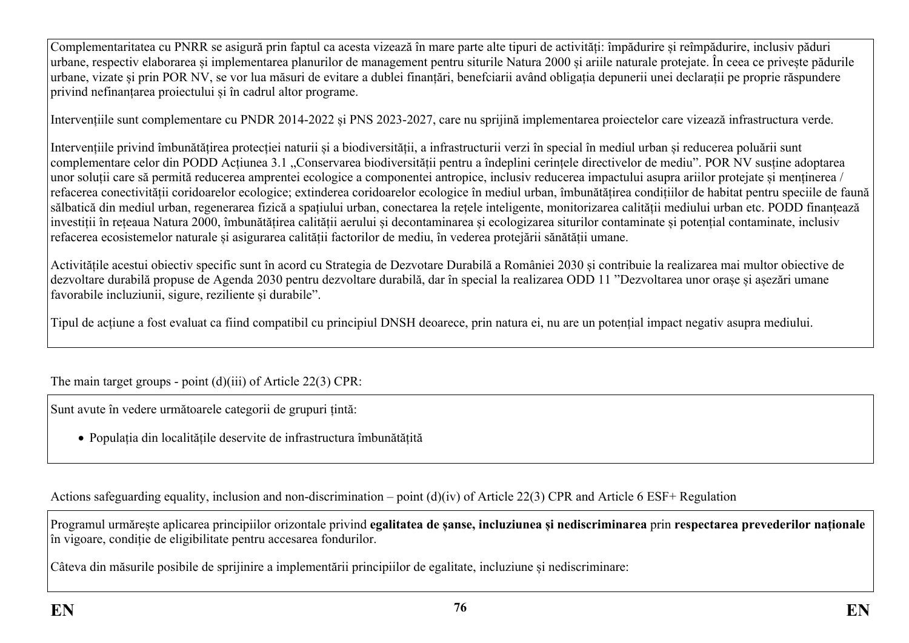Complementaritatea cu PNRR se asigură prin faptul ca acesta vizează în mare parte alte tipuri de activități: împădurire și reîmpădurire, inclusiv păduri urbane, respectiv elaborarea și implementarea planurilor de management pentru siturile Natura 2000 și ariile naturale protejate. În ceea ce privește pădurile urbane, vizate și prin POR NV, se vor lua măsuri de evitare a dublei finanțări, benefciarii având obligația depunerii unei declarații pe proprie răspundere privind nefinanțarea proiectului și în cadrul altor programe.

Intervențiile sunt complementare cu PNDR 2014-2022 și PNS 2023-2027, care nu sprijină implementarea proiectelor care vizează infrastructura verde.

Intervențiile privind îmbunătățirea protecției naturii și a biodiversității, a infrastructurii verzi în special în mediul urban și reducerea poluării sunt complementare celor din PODD Acțiunea 3.1 „Conservarea biodiversității pentru a îndeplini cerințele directivelor de mediu". POR NV susține adoptarea unor soluții care să permită reducerea amprentei ecologice a componentei antropice, inclusiv reducerea impactului asupra ariilor protejate și menținerea / refacerea conectivității coridoarelor ecologice; extinderea coridoarelor ecologice în mediul urban, îmbunătățirea condițiilor de habitat pentru speciile de faună sălbatică din mediul urban, regenerarea fizică a spațiului urban, conectarea la rețele inteligente, monitorizarea calității mediului urban etc. PODD finanțează investiții în rețeaua Natura 2000, îmbunătățirea calității aerului și decontaminarea și ecologizarea siturilor contaminate și potențial contaminate, inclusiv refacerea ecosistemelor naturale și asigurarea calității factorilor de mediu, în vederea protejării sănătății umane.

Activitățile acestui obiectiv specific sunt în acord cu Strategia de Dezvoltare Durabilă a României 2030 și contribuie la realizarea mai multor obiective de dezvoltare durabilă propuse de Agenda 2030 pentru dezvoltare durabilă, dar în special la realizarea ODD 11 "Dezvoltarea unor orașe și așezări umane favorabile incluziunii, sigure, reziliente și durabile".

Tipul de acțiune a fost evaluat ca fiind compatibil cu principiul DNSH deoarece, prin natura ei, nu are un potențial impact negativ asupra mediului.

The main target groups - point (d)(iii) of Article 22(3) CPR:

Sunt avute în vedere următoarele categorii de grupuri țintă:

- Populația din localitățile deservite de infrastructura îmbunătățită

Actions safeguarding equality, inclusion and non-discrimination – point (d)(iv) of Article 22(3) CPR and Article 6 ESF+ Regulation

Programul urmărește aplicarea principiilor orizontale privind **egalitatea de șanse, incluziunea și nediscriminarea** prin **respectarea prevederilor naționale** în vigoare, condiție de eligibilitate pentru accesarea fondurilor.

Câteva din măsurile posibile de sprijinire a implementării principiilor de egalitate, incluziune și nediscriminare: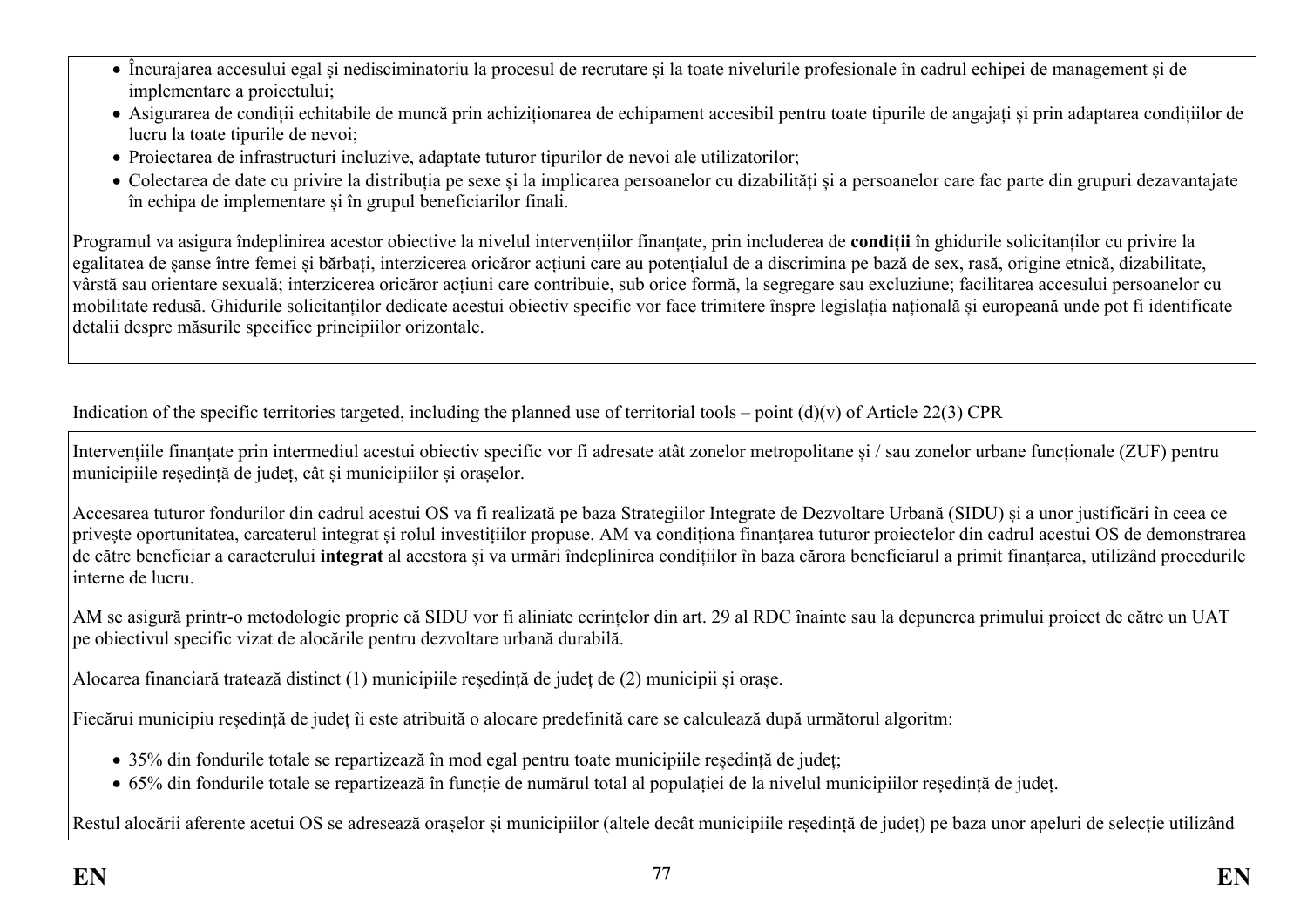- Încurajarea accesului egal și nediscriminatoriu la procesul de recrutare și la toate nivelurile profesionale în cadrul echipei de management și de implementare a proiectului;
- Asigurarea de condiții echitabile de muncă prin achiziționarea de echipament accesibil pentru toate tipurile de angajați și prin adaptarea condițiilor de lucru la toate tipurile de nevoi;
- Proiectarea de infrastructuri incluzive, adaptate tuturor tipurilor de nevoi ale utilizatorilor;
- Colectarea de date cu privire la distribuția pe sexe și la implicarea persoanelor cu dizabilități și a persoanelor care fac parte din grupuri dezavantajate în echipa de implementare și în grupul beneficiarilor finali.

Programul va asigura îndeplinirea acestor obiective la nivelul intervențiilor finanțate, prin includerea de **condiții** în ghidurile solicitanților cu privire la egalitatea de șanse între femei și bărbați, interzicerea oricăror acțiuni care au potențialul de a discrimina pe bază de sex, rasă, origine etnică, dizabilitate, vârstă sau orientare sexuală; interzicerea oricăror acțiuni care contribuie, sub orice formă, la segregare sau excluziune; facilitarea accesului persoanelor cu mobilitate redusă. Ghidurile solicitanților dedicate acestui obiectiv specific vor face trimitere înspre legislația națională și europeană unde pot fi identificate detalii despre măsurile specifice principiilor orizontale.

Indication of the specific territories targeted, including the planned use of territorial tools – point (d)(v) of Article 22(3) CPR

Intervențiile finanțate prin intermediul acestui obiectiv specific vor fi adresate atât zonelor metropolitane și / sau zonelor urbane funcționale (ZUF) pentru municipiile reședință de județ, cât și municipiilor și orașelor.

Accesarea tuturor fondurilor din cadrul acestui OS va fi realizată pe baza Strategiilor Integrate de Dezvoltare Urbană (SIDU) și a unor justificări în ceea ce privește oportunitatea, carcaterul integrat și rolul investițiilor propuse. AM va condiționa finanțarea tuturor proiectelor din cadrul acestui OS de demonstrarea de către beneficiar a caracterului **integrat** al acestora și va urmări îndeplinirea condițiilor în baza cărora beneficiarul a primit finanțarea, utilizând procedurile interne de lucru.

AM se asigură printr-o metodologie proprie că SIDU vor fi aliniate cerințelor din art. 29 al RDC înainte sau la depunerea primului proiect de către un UAT pe obiectivul specific vizat de alocările pentru dezvoltare urbană durabilă.

Alocarea financiară tratează distinct (1) municipiile reședință de județ de (2) municipii și orașe.

Fiecărui municipiu reședință de județ îi este atribuită o alocare predefinită care se calculează după următorul algoritm:

- 35% din fondurile totale se repartizează în mod egal pentru toate municipiile reședință de județ;
- 65% din fondurile totale se repartizează în funcție de numărul total al populației de la nivelul municipiilor reședință de județ.

Restul alocării aferente acetui OS se adresează orașelor și municipiilor (altele decât municipiile reședință de județ) pe baza unor apeluri de selecție utilizând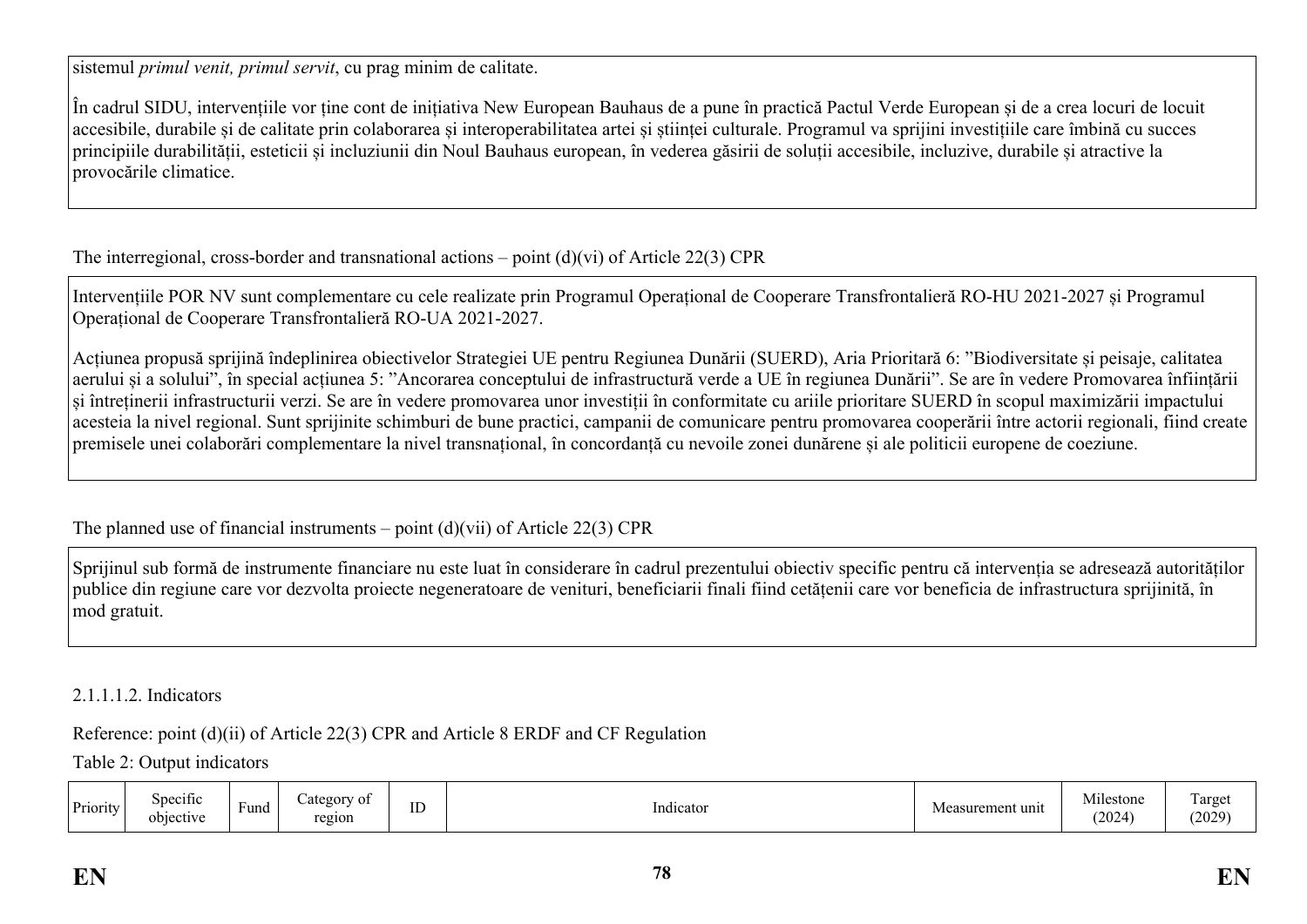sistemul *primul venit, primul servit*, cu prag minim de calitate.

În cadrul SIDU, intervențiile vor ține cont de inițiativa New European Bauhaus de a pune în practică Pactul Verde European și de a crea locuri de locuit accesibile, durabile și de calitate prin colaborarea și interoperabilitatea artei și științei culturale. Programul va sprijini investițiile care îmbină cu succes principiile durabilității, esteticii și incluziunii din Noul Bauhaus european, în vederea găsirii de soluții accesibile, incluzive, durabile și atractive la provocările climatice.

The interregional, cross-border and transnational actions – point (d)(vi) of Article 22(3) CPR

Intervențiile POR NV sunt complementare cu cele realizate prin Programul Operațional de Cooperare Transfrontalieră RO-HU 2021-2027 și Programul Operațional de Cooperare Transfrontalieră RO-UA 2021-2027.

Acțiunea propusă sprijină îndeplinirea obiectivelor Strategiei UE pentru Regiunea Dunării (SUERD), Aria Prioritară 6: ”Biodiversitate și peisaje, calitatea aerului și a solului”, în special acțiunea 5: ”Ancorarea conceptului de infrastructură verde a UE în regiunea Dunării”. Se are în vedere Promovarea înființării și întreținerii infrastructurii verzi. Se are în vedere promovarea unor investiții în conformitate cu ariile prioritare SUERD în scopul maximizării impactului acesteia la nivel regional. Sunt sprijinite schimburi de bune practici, campanii de comunicare pentru promovarea cooperării între actorii regionali, fiind create premisele unei colaborări complementare la nivel transnațional, în concordanță cu nevoile zonei dunărene și ale politicii europene de coeziune.

The planned use of financial instruments – point (d)(vii) of Article 22(3) CPR

Sprijinul sub formă de instrumente financiare nu este luat în considerare în cadrul prezentului obiectiv specific pentru că intervenția se adresează autorităților publice din regiune care vor dezvolta proiecte negeneratoare de venituri, beneficiarii finali fiind cetățenii care vor beneficia de infrastructura sprijinită, în mod gratuit.

2.1.1.1.2. Indicators

Reference: point (d)(ii) of Article 22(3) CPR and Article 8 ERDF and CF Regulation

Table 2: Output indicators

| Priority | Specific objective | Fund | Category of region | ID | Indicator | Measurement unit | Milestone (2024) | Target (2029) |
|---|---|---|---|---|---|---|---|---|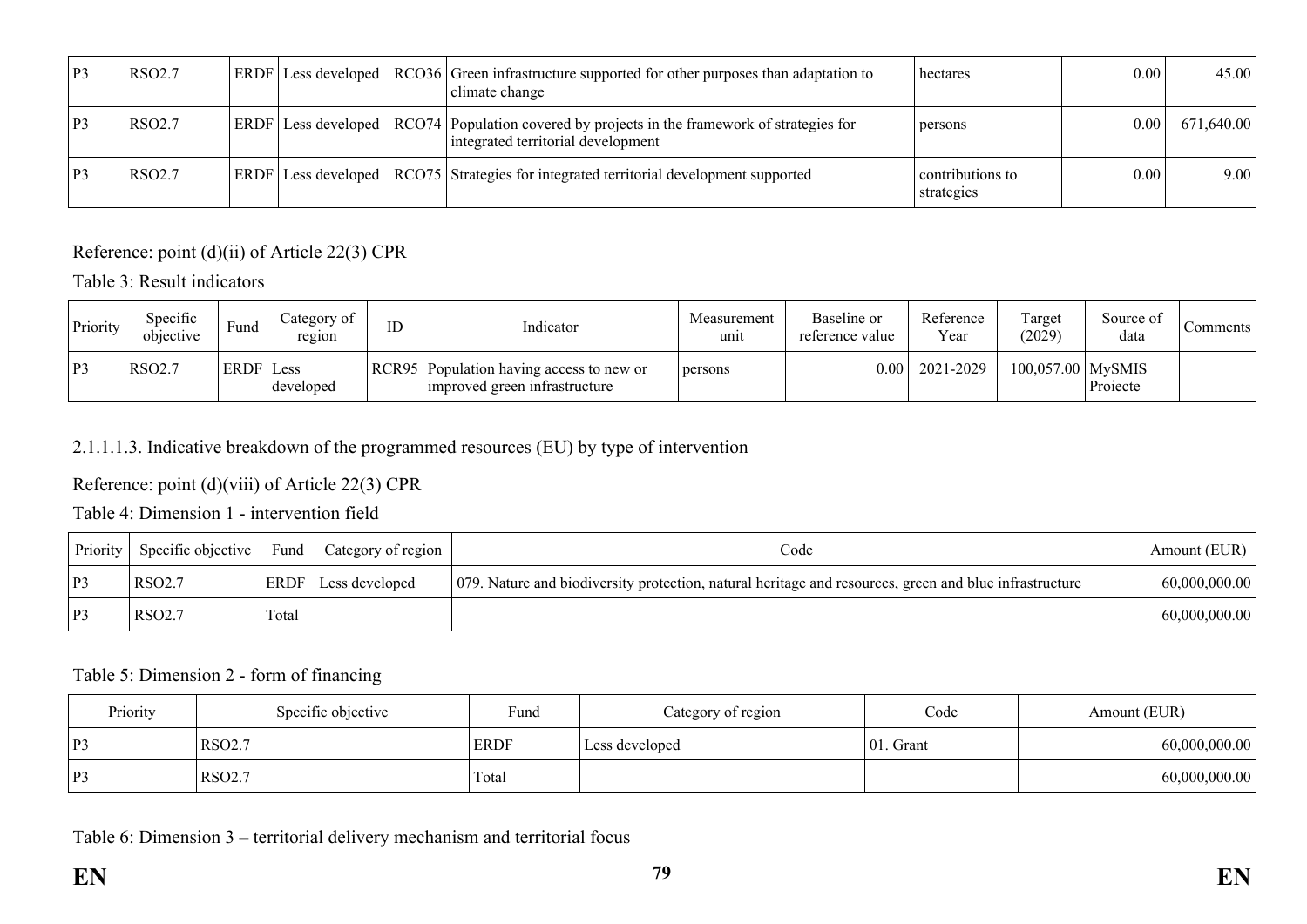| P3 | RSO2.7 | ERDF | Less developed | RCO36 | Green infrastructure supported for other purposes than adaptation to climate change | hectares | 0.00 | 45.00 |
|---|---|---|---|---|---|---|---|---|
| P3 | RSO2.7 | ERDF | Less developed | RCO74 | Population covered by projects in the framework of strategies for integrated territorial development | persons | 0.00 | 671,640.00 |
| P3 | RSO2.7 | ERDF | Less developed | RCO75 | Strategies for integrated territorial development supported | contributions to strategies | 0.00 | 9.00 |

Reference: point (d)(ii) of Article 22(3) CPR

Table 3: Result indicators

| Priority | Specific objective | Fund | Category of region | ID | Indicator | Measurement unit | Baseline or reference value | Reference Year | Target (2029) | Source of data | Comments |
|---|---|---|---|---|---|---|---|---|---|---|---|
| P3 | RSO2.7 | ERDF | Less developed | RCR95 | Population having access to new or improved green infrastructure | persons | 0.00 | 2021-2029 | 100,057.00 | MySMIS Proiecte | |

2.1.1.1.3. Indicative breakdown of the programmed resources (EU) by type of intervention

Reference: point (d)(viii) of Article 22(3) CPR

Table 4: Dimension 1 - intervention field

| Priority | Specific objective | Fund | Category of region | Code | Amount (EUR) |
|---|---|---|---|---|---|
| P3 | RSO2.7 | ERDF | Less developed | 079. Nature and biodiversity protection, natural heritage and resources, green and blue infrastructure | 60,000,000.00 |
| P3 | RSO2.7 | Total | | | 60,000,000.00 |

Table 5: Dimension 2 - form of financing

| Priority | Specific objective | Fund | Category of region | Code | Amount (EUR) |
|---|---|---|---|---|---|
| P3 | RSO2.7 | ERDF | Less developed | 01. Grant | 60,000,000.00 |
| P3 | RSO2.7 | Total | | | 60,000,000.00 |

Table 6: Dimension 3 – territorial delivery mechanism and territorial focus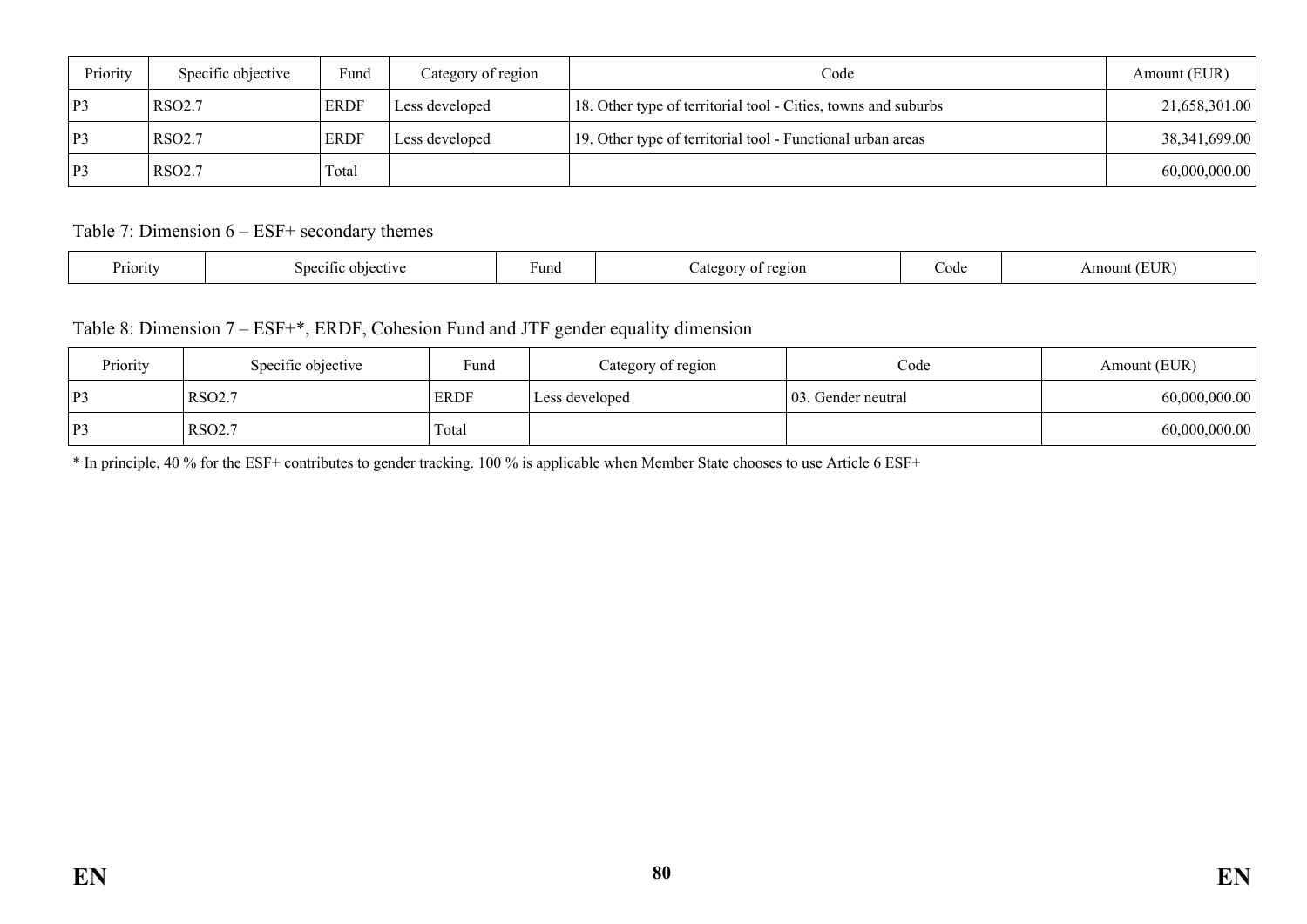| Priority | Specific objective | Fund | Category of region | Code | Amount (EUR) |
|---|---|---|---|---|---|
| P3 | RSO2.7 | ERDF | Less developed | 18. Other type of territorial tool - Cities, towns and suburbs | 21,658,301.00 |
| P3 | RSO2.7 | ERDF | Less developed | 19. Other type of territorial tool - Functional urban areas | 38,341,699.00 |
| P3 | RSO2.7 | Total | | | 60,000,000.00 |

Table 7: Dimension 6 – ESF+ secondary themes

| Priority | Specific objective | Fund | Category of region | Code | Amount (EUR) |
|---|---|---|---|---|---|

Table 8: Dimension 7 – ESF+*, ERDF, Cohesion Fund and JTF gender equality dimension

| Priority | Specific objective | Fund | Category of region | Code | Amount (EUR) |
|---|---|---|---|---|---|
| P3 | RSO2.7 | ERDF | Less developed | 03. Gender neutral | 60,000,000.00 |
| P3 | RSO2.7 | Total | | | 60,000,000.00 |

* In principle, 40 % for the ESF+ contributes to gender tracking. 100 % is applicable when Member State chooses to use Article 6 ESF+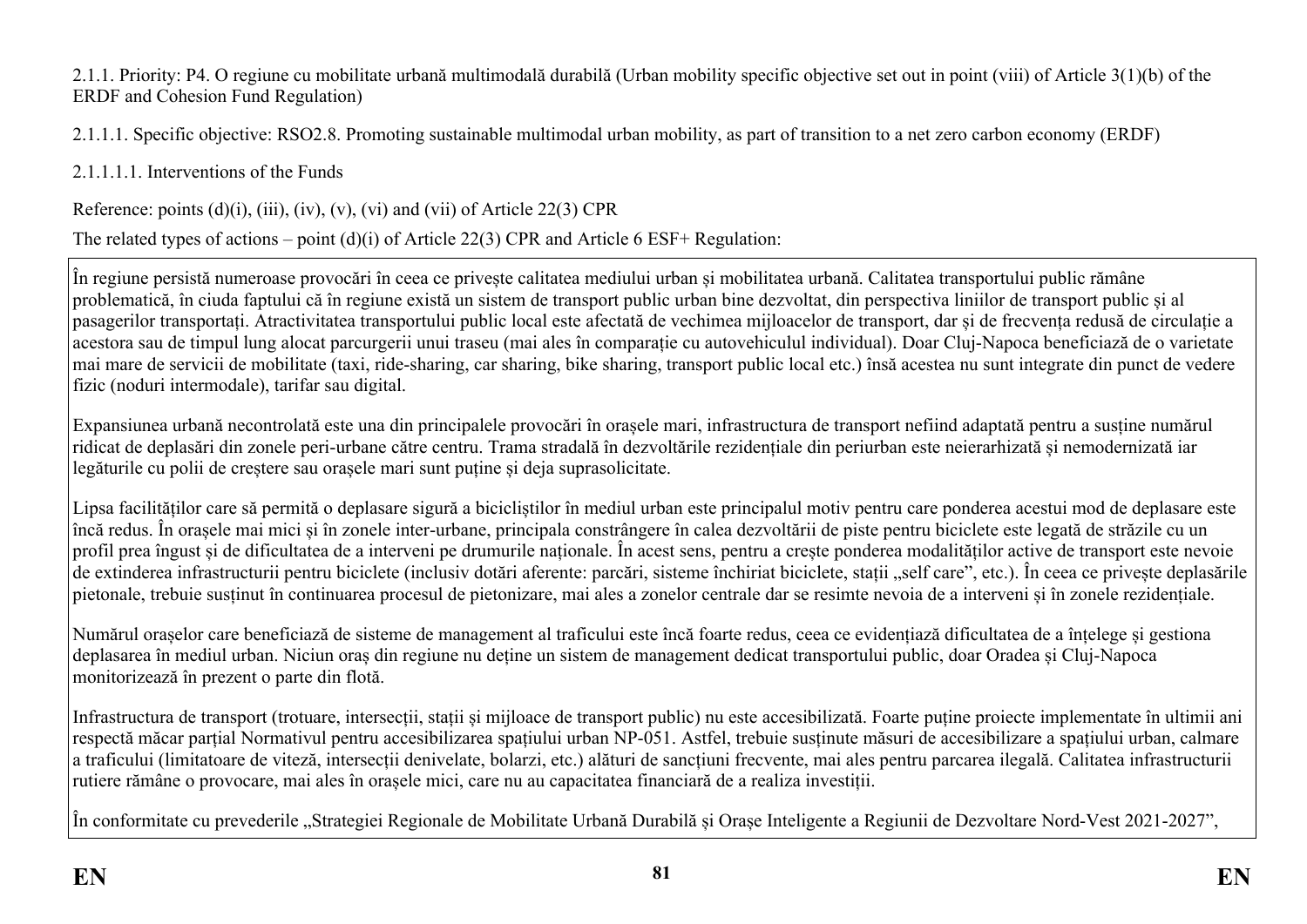2.1.1. Priority: P4. O regiune cu mobilitate urbană multimodală durabilă (Urban mobility specific objective set out in point (viii) of Article 3(1)(b) of the ERDF and Cohesion Fund Regulation)

2.1.1.1. Specific objective: RSO2.8. Promoting sustainable multimodal urban mobility, as part of transition to a net zero carbon economy (ERDF)

2.1.1.1.1. Interventions of the Funds

Reference: points (d)(i), (iii), (iv), (v), (vi) and (vii) of Article 22(3) CPR

The related types of actions – point (d)(i) of Article 22(3) CPR and Article 6 ESF+ Regulation:

În regiune persistă numeroase provocări în ceea ce privește calitatea mediului urban și mobilitatea urbană. Calitatea transportului public rămâne problematică, în ciuda faptului că în regiune există un sistem de transport public urban bine dezvoltat, din perspectiva liniilor de transport public și al pasagerilor transportați. Atractivitatea transportului public local este afectată de vechimea mijloacelor de transport, dar și de frecvența redusă de circulație a acestora sau de timpul lung alocat parcurgerii unui traseu (mai ales în comparație cu autovehiculul individual). Doar Cluj-Napoca beneficiază de o varietate mai mare de servicii de mobilitate (taxi, ride-sharing, car sharing, bike sharing, transport public local etc.) însă acestea nu sunt integrate din punct de vedere fizic (noduri intermodale), tarifar sau digital.

Expansiunea urbană necontrolată este una din principalele provocări în orașele mari, infrastructura de transport nefiind adaptată pentru a susține numărul ridicat de deplasări din zonele peri-urbane către centru. Trama stradală în dezvoltările rezidențiale din periurban este neierarhizată și nemodernizată iar legăturile cu polii de creștere sau orașele mari sunt puține și deja suprasolicitate.

Lipsa facilităților care să permită o deplasare sigură a bicicliștilor în mediul urban este principalul motiv pentru care ponderea acestui mod de deplasare este încă redus. În orașele mai mici și în zonele inter-urbane, principala constrângere în calea dezvoltării de piste pentru biciclete este legată de străzile cu un profil prea îngust și de dificultatea de a interveni pe drumurile naționale. În acest sens, pentru a crește ponderea modalităților active de transport este nevoie de extinderea infrastructurii pentru biciclete (inclusiv dotări aferente: parcări, sisteme închiriat biciclete, stații „self care", etc.). În ceea ce privește deplasările pietonale, trebuie susținut în continuarea procesul de pietonizare, mai ales a zonelor centrale dar se resimte nevoia de a interveni și în zonele rezidențiale.

Numărul orașelor care beneficiază de sisteme de management al traficului este încă foarte redus, ceea ce evidențiază dificultatea de a înțelege și gestiona deplasarea în mediul urban. Niciun oraș din regiune nu deține un sistem de management dedicat transportului public, doar Oradea și Cluj-Napoca monitorizează în prezent o parte din flotă.

Infrastructura de transport (trotuare, intersecții, stații și mijloace de transport public) nu este accesibilizată. Foarte puține proiecte implementate în ultimii ani respectă măcar parțial Normativul pentru accesibilizarea spațiului urban NP-051. Astfel, trebuie susținute măsuri de accesibilizare a spațiului urban, calmare a traficului (limitatoare de viteză, intersecții denivelate, bolarzi, etc.) alături de sancțiuni frecvente, mai ales pentru parcarea ilegală. Calitatea infrastructurii rutiere rămâne o provocare, mai ales în orașele mici, care nu au capacitatea financiară de a realiza investiții.

În conformitate cu prevederile „Strategiei Regionale de Mobilitate Urbană Durabilă și Orașe Inteligente a Regiunii de Dezvoltare Nord-Vest 2021-2027",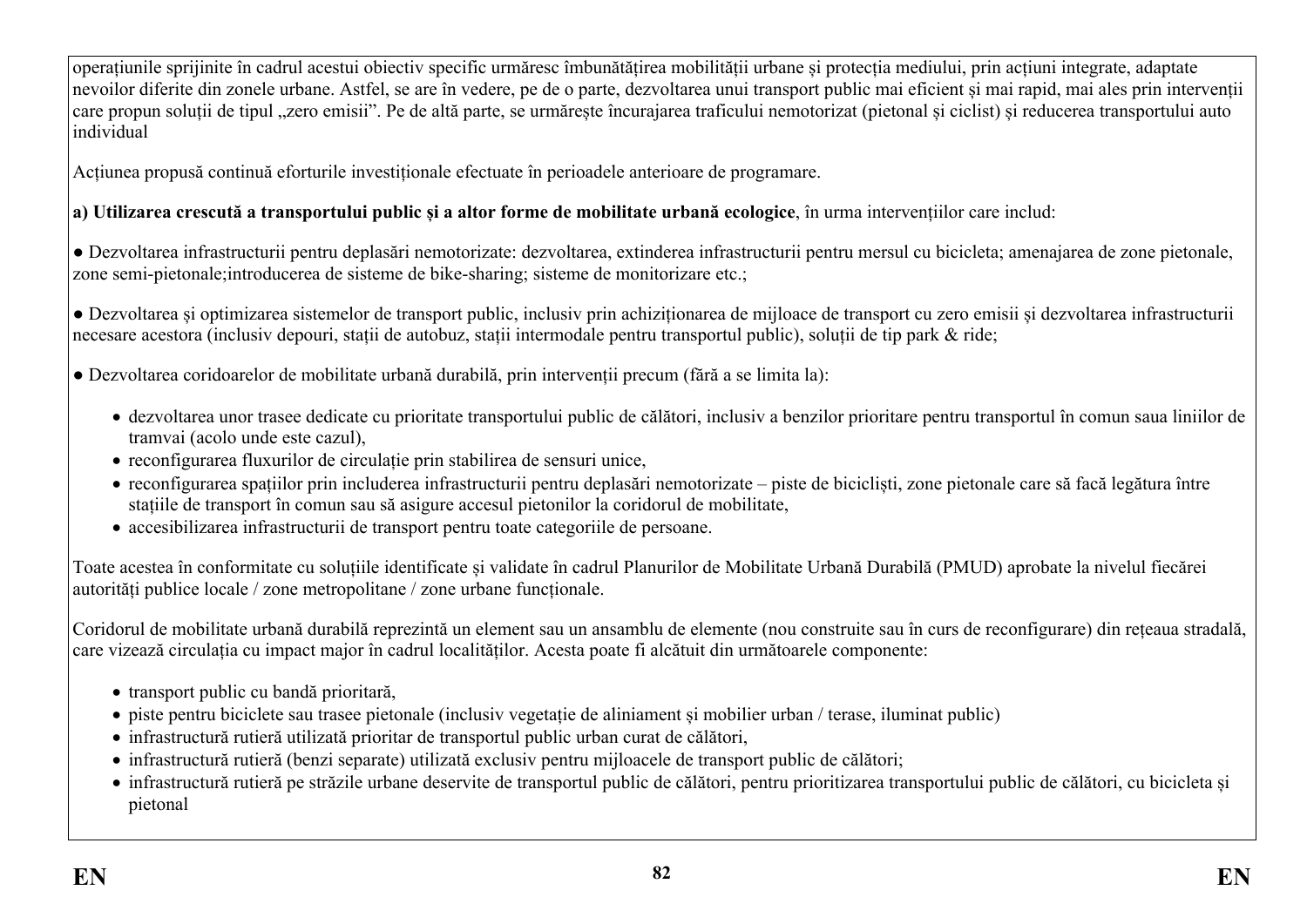operațiunile sprijinite în cadrul acestui obiectiv specific urmăresc îmbunătățirea mobilității urbane și protecția mediului, prin acțiuni integrate, adaptate nevoilor diferite din zonele urbane. Astfel, se are în vedere, pe de o parte, dezvoltarea unui transport public mai eficient și mai rapid, mai ales prin intervenții care propun soluții de tipul „zero emisii". Pe de altă parte, se urmărește încurajarea traficului nemotorizat (pietonal și ciclist) și reducerea transportului auto individual

Acțiunea propusă continuă eforturile investiționale efectuate în perioadele anterioare de programare.

**a) Utilizarea crescută a transportului public și a altor forme de mobilitate urbană ecologice**, în urma intervențiilor care includ:

● Dezvoltarea infrastructurii pentru deplasări nemotorizate: dezvoltarea, extinderea infrastructurii pentru mersul cu bicicleta; amenajarea de zone pietonale, zone semi-pietonale;introducerea de sisteme de bike-sharing; sisteme de monitorizare etc.;

● Dezvoltarea și optimizarea sistemelor de transport public, inclusiv prin achiziționarea de mijloace de transport cu zero emisii și dezvoltarea infrastructurii necesare acestora (inclusiv depouri, stații de autobuz, stații intermodale pentru transportul public), soluții de tip park & ride;

● Dezvoltarea coridoarelor de mobilitate urbană durabilă, prin intervenții precum (fără a se limita la):

- dezvoltarea unor trasee dedicate cu prioritate transportului public de călători, inclusiv a benzilor prioritare pentru transportul în comun saua liniilor de tramvai (acolo unde este cazul),
- reconfigurarea fluxurilor de circulație prin stabilirea de sensuri unice,
- reconfigurarea spațiilor prin includerea infrastructurii pentru deplasări nemotorizate – piste de bicicliști, zone pietonale care să facă legătura între stațiile de transport în comun sau să asigure accesul pietonilor la coridorul de mobilitate,
- accesibilizarea infrastructurii de transport pentru toate categoriile de persoane.

Toate acestea în conformitate cu soluțiile identificate și validate în cadrul Planurilor de Mobilitate Urbană Durabilă (PMUD) aprobate la nivelul fiecărei autorități publice locale / zone metropolitane / zone urbane funcționale.

Coridorul de mobilitate urbană durabilă reprezintă un element sau un ansamblu de elemente (nou construite sau în curs de reconfigurare) din rețeaua stradală, care vizează circulația cu impact major în cadrul localităților. Acesta poate fi alcătuit din următoarele componente:

- transport public cu bandă prioritară,
- piste pentru biciclete sau trasee pietonale (inclusiv vegetație de aliniament și mobilier urban / terase, iluminat public)
- infrastructură rutieră utilizată prioritar de transportul public urban curat de călători,
- infrastructură rutieră (benzi separate) utilizată exclusiv pentru mijloacele de transport public de călători;
- infrastructură rutieră pe străzile urbane deservite de transportul public de călători, pentru prioritizarea transportului public de călători, cu bicicleta și pietonal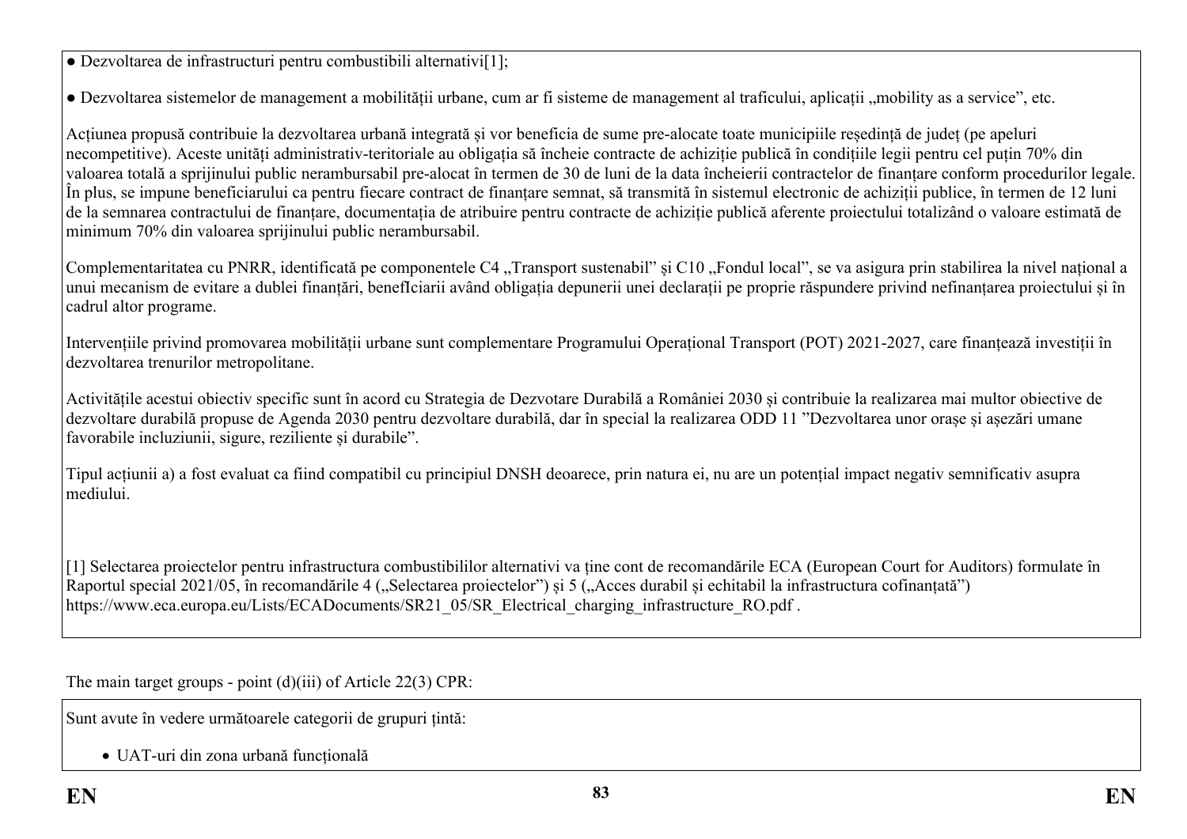● Dezvoltarea de infrastructuri pentru combustibili alternativi[1];

● Dezvoltarea sistemelor de management a mobilității urbane, cum ar fi sisteme de management al traficului, aplicații „mobility as a service", etc.

Acțiunea propusă contribuie la dezvoltarea urbană integrată și vor beneficia de sume pre-alocate toate municipiile reședință de județ (pe apeluri necompetitive). Aceste unități administrativ-teritoriale au obligația să încheie contracte de achiziție publică în condițiile legii pentru cel puțin 70% din valoarea totală a sprijinului public nerambursabil pre-alocat în termen de 30 de luni de la data încheierii contractelor de finanțare conform procedurilor legale. În plus, se impune beneficiarului ca pentru fiecare contract de finanțare semnat, să transmită în sistemul electronic de achiziții publice, în termen de 12 luni de la semnarea contractului de finanțare, documentația de atribuire pentru contracte de achiziție publică aferente proiectului totalizând o valoare estimată de minimum 70% din valoarea sprijinului public nerambursabil.

Complementaritatea cu PNRR, identificată pe componentele C4 „Transport sustenabil" și C10 „Fondul local", se va asigura prin stabilirea la nivel național a unui mecanism de evitare a dublei finanțări, benefIciarii având obligația depunerii unei declarații pe proprie răspundere privind nefinanțarea proiectului și în cadrul altor programe.

Intervențiile privind promovarea mobilității urbane sunt complementare Programului Operațional Transport (POT) 2021-2027, care finanțează investiții în dezvoltarea trenurilor metropolitane.

Activitățile acestui obiectiv specific sunt în acord cu Strategia de Dezvotare Durabilă a României 2030 și contribuie la realizarea mai multor obiective de dezvoltare durabilă propuse de Agenda 2030 pentru dezvoltare durabilă, dar în special la realizarea ODD 11 "Dezvoltarea unor orașe și așezări umane favorabile incluziunii, sigure, reziliente și durabile".

Tipul acțiunii a) a fost evaluat ca fiind compatibil cu principiul DNSH deoarece, prin natura ei, nu are un potențial impact negativ semnificativ asupra mediului.

[1] Selectarea proiectelor pentru infrastructura combustibililor alternativi va ține cont de recomandările ECA (European Court for Auditors) formulate în Raportul special 2021/05, în recomandările 4 („Selectarea proiectelor") și 5 („Acces durabil și echitabil la infrastructura cofinanțată") https://www.eca.europa.eu/Lists/ECADocuments/SR21_05/SR_Electrical_charging_infrastructure_RO.pdf .

The main target groups - point (d)(iii) of Article 22(3) CPR:

Sunt avute în vedere următoarele categorii de grupuri țintă:

- UAT-uri din zona urbană funcțională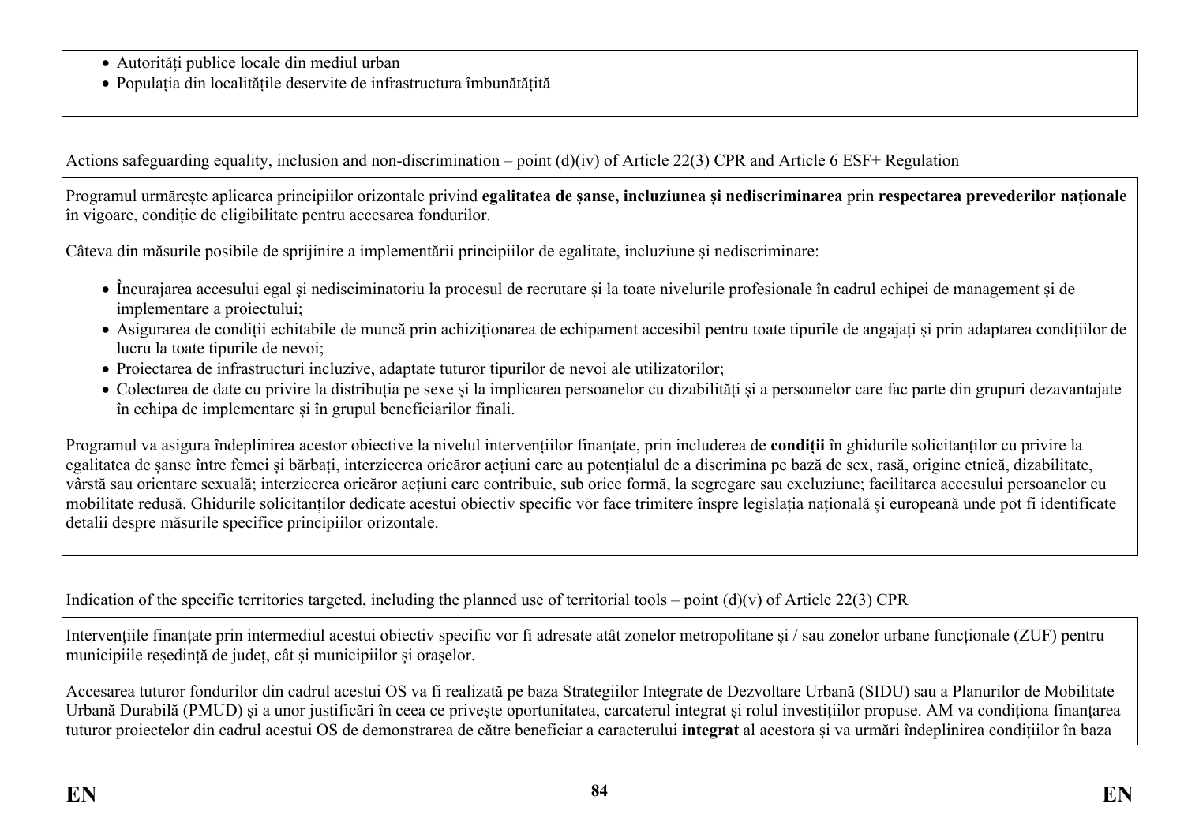- Autorități publice locale din mediul urban
- Populația din localitățile deservite de infrastructura îmbunătățită

Actions safeguarding equality, inclusion and non-discrimination – point (d)(iv) of Article 22(3) CPR and Article 6 ESF+ Regulation

Programul urmărește aplicarea principiilor orizontale privind **egalitatea de șanse, incluziunea și nediscriminarea** prin **respectarea prevederilor naționale** în vigoare, condiție de eligibilitate pentru accesarea fondurilor.

Câteva din măsurile posibile de sprijinire a implementării principiilor de egalitate, incluziune și nediscriminare:

- Încurajarea accesului egal și nediscriminatoriu la procesul de recrutare și la toate nivelurile profesionale în cadrul echipei de management și de implementare a proiectului;
- Asigurarea de condiții echitabile de muncă prin achiziționarea de echipament accesibil pentru toate tipurile de angajați și prin adaptarea condițiilor de lucru la toate tipurile de nevoi;
- Proiectarea de infrastructuri incluzive, adaptate tuturor tipurilor de nevoi ale utilizatorilor;
- Colectarea de date cu privire la distribuția pe sexe și la implicarea persoanelor cu dizabilități și a persoanelor care fac parte din grupuri dezavantajate în echipa de implementare și în grupul beneficiarilor finali.

Programul va asigura îndeplinirea acestor obiective la nivelul intervențiilor finanțate, prin includerea de **condiții** în ghidurile solicitanților cu privire la egalitatea de șanse între femei și bărbați, interzicerea oricăror acțiuni care au potențialul de a discrimina pe bază de sex, rasă, origine etnică, dizabilitate, vârstă sau orientare sexuală; interzicerea oricăror acțiuni care contribuie, sub orice formă, la segregare sau excluziune; facilitarea accesului persoanelor cu mobilitate redusă. Ghidurile solicitanților dedicate acestui obiectiv specific vor face trimitere înspre legislația națională și europeană unde pot fi identificate detalii despre măsurile specifice principiilor orizontale.

Indication of the specific territories targeted, including the planned use of territorial tools – point (d)(v) of Article 22(3) CPR

Intervențiile finanțate prin intermediul acestui obiectiv specific vor fi adresate atât zonelor metropolitane și / sau zonelor urbane funcționale (ZUF) pentru municipiile reședință de județ, cât și municipiilor și orașelor.

Accesarea tuturor fondurilor din cadrul acestui OS va fi realizată pe baza Strategiilor Integrate de Dezvoltare Urbană (SIDU) sau a Planurilor de Mobilitate Urbană Durabilă (PMUD) și a unor justificări în ceea ce privește oportunitatea, carcaterul integrat și rolul investițiilor propuse. AM va condiționa finanțarea tuturor proiectelor din cadrul acestui OS de demonstrarea de către beneficiar a caracterului **integrat** al acestora și va urmări îndeplinirea condițiilor în baza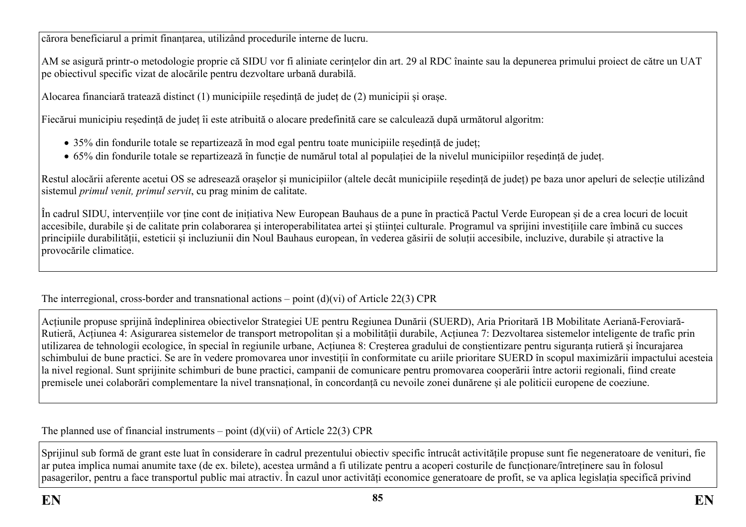cărora beneficiarul a primit finanțarea, utilizând procedurile interne de lucru.

AM se asigură printr-o metodologie proprie că SIDU vor fi aliniate cerințelor din art. 29 al RDC înainte sau la depunerea primului proiect de către un UAT pe obiectivul specific vizat de alocările pentru dezvoltare urbană durabilă.

Alocarea financiară tratează distinct (1) municipiile reședință de județ de (2) municipii și orașe.

Fiecărui municipiu reședință de județ îi este atribuită o alocare predefinită care se calculează după următorul algoritm:

- 35% din fondurile totale se repartizează în mod egal pentru toate municipiile reședință de județ;
- 65% din fondurile totale se repartizează în funcție de numărul total al populației de la nivelul municipiilor reședință de județ.

Restul alocării aferente acetui OS se adresează orașelor și municipiilor (altele decât municipiile reședință de județ) pe baza unor apeluri de selecție utilizând sistemul *primul venit, primul servit*, cu prag minim de calitate.

În cadrul SIDU, intervențiile vor ține cont de inițiativa New European Bauhaus de a pune în practică Pactul Verde European și de a crea locuri de locuit accesibile, durabile și de calitate prin colaborarea și interoperabilitatea artei și științei culturale. Programul va sprijini investițiile care îmbină cu succes principiile durabilității, esteticii și incluziunii din Noul Bauhaus european, în vederea găsirii de soluții accesibile, incluzive, durabile și atractive la provocările climatice.

The interregional, cross-border and transnational actions – point (d)(vi) of Article 22(3) CPR

Acțiunile propuse sprijină îndeplinirea obiectivelor Strategiei UE pentru Regiunea Dunării (SUERD), Aria Prioritară 1B Mobilitate Aeriană-Feroviară-Rutieră, Acțiunea 4: Asigurarea sistemelor de transport metropolitan și a mobilității durabile, Acțiunea 7: Dezvoltarea sistemelor inteligente de trafic prin utilizarea de tehnologii ecologice, în special în regiunile urbane, Acțiunea 8: Creșterea gradului de conștientizare pentru siguranța rutieră și încurajarea schimbului de bune practici. Se are în vedere promovarea unor investiții în conformitate cu ariile prioritare SUERD în scopul maximizării impactului acesteia la nivel regional. Sunt sprijinite schimburi de bune practici, campanii de comunicare pentru promovarea cooperării între actorii regionali, fiind create premisele unei colaborări complementare la nivel transnațional, în concordanță cu nevoile zonei dunărene și ale politicii europene de coeziune.

The planned use of financial instruments – point (d)(vii) of Article 22(3) CPR

Sprijinul sub formă de grant este luat în considerare în cadrul prezentului obiectiv specific întrucât activitățile propuse sunt fie negeneratoare de venituri, fie ar putea implica numai anumite taxe (de ex. bilete), acestea urmând a fi utilizate pentru a acoperi costurile de funcționare/întreținere sau în folosul pasagerilor, pentru a face transportul public mai atractiv. În cazul unor activități economice generatoare de profit, se va aplica legislația specifică privind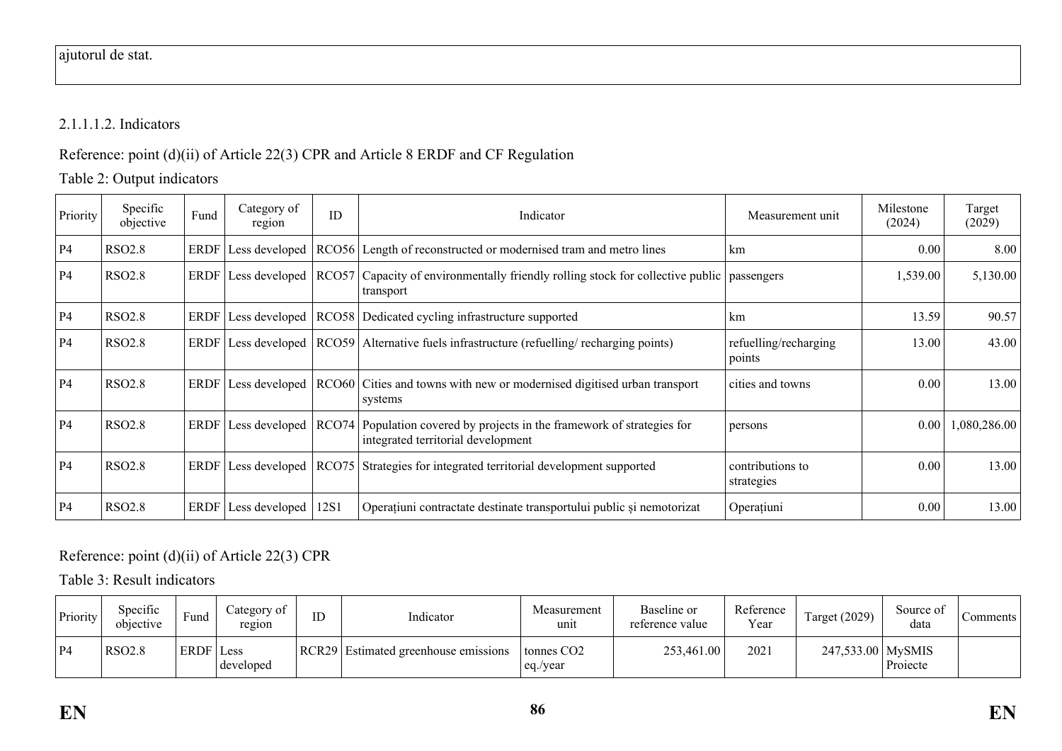ajutorul de stat.

2.1.1.1.2. Indicators

Reference: point (d)(ii) of Article 22(3) CPR and Article 8 ERDF and CF Regulation

Table 2: Output indicators

| Priority | Specific objective | Fund | Category of region | ID | Indicator | Measurement unit | Milestone (2024) | Target (2029) |
|---|---|---|---|---|---|---|---|---|
| P4 | RSO2.8 | ERDF | Less developed | RCO56 | Length of reconstructed or modernised tram and metro lines | km | 0.00 | 8.00 |
| P4 | RSO2.8 | ERDF | Less developed | RCO57 | Capacity of environmentally friendly rolling stock for collective public transport | passengers | 1,539.00 | 5,130.00 |
| P4 | RSO2.8 | ERDF | Less developed | RCO58 | Dedicated cycling infrastructure supported | km | 13.59 | 90.57 |
| P4 | RSO2.8 | ERDF | Less developed | RCO59 | Alternative fuels infrastructure (refuelling/ recharging points) | refuelling/recharging points | 13.00 | 43.00 |
| P4 | RSO2.8 | ERDF | Less developed | RCO60 | Cities and towns with new or modernised digitised urban transport systems | cities and towns | 0.00 | 13.00 |
| P4 | RSO2.8 | ERDF | Less developed | RCO74 | Population covered by projects in the framework of strategies for integrated territorial development | persons | 0.00 | 1,080,286.00 |
| P4 | RSO2.8 | ERDF | Less developed | RCO75 | Strategies for integrated territorial development supported | contributions to strategies | 0.00 | 13.00 |
| P4 | RSO2.8 | ERDF | Less developed | 12S1 | Operațiuni contractate destinate transportului public și nemotorizat | Operațiuni | 0.00 | 13.00 |

Reference: point (d)(ii) of Article 22(3) CPR

Table 3: Result indicators

| Priority | Specific objective | Fund | Category of region | ID | Indicator | Measurement unit | Baseline or reference value | Reference Year | Target (2029) | Source of data | Comments |
|---|---|---|---|---|---|---|---|---|---|---|---|
| P4 | RSO2.8 | ERDF | Less developed | RCR29 | Estimated greenhouse emissions | tonnes CO2 eq./year | 253,461.00 | 2021 | 247,533.00 | MySMIS Proiecte | |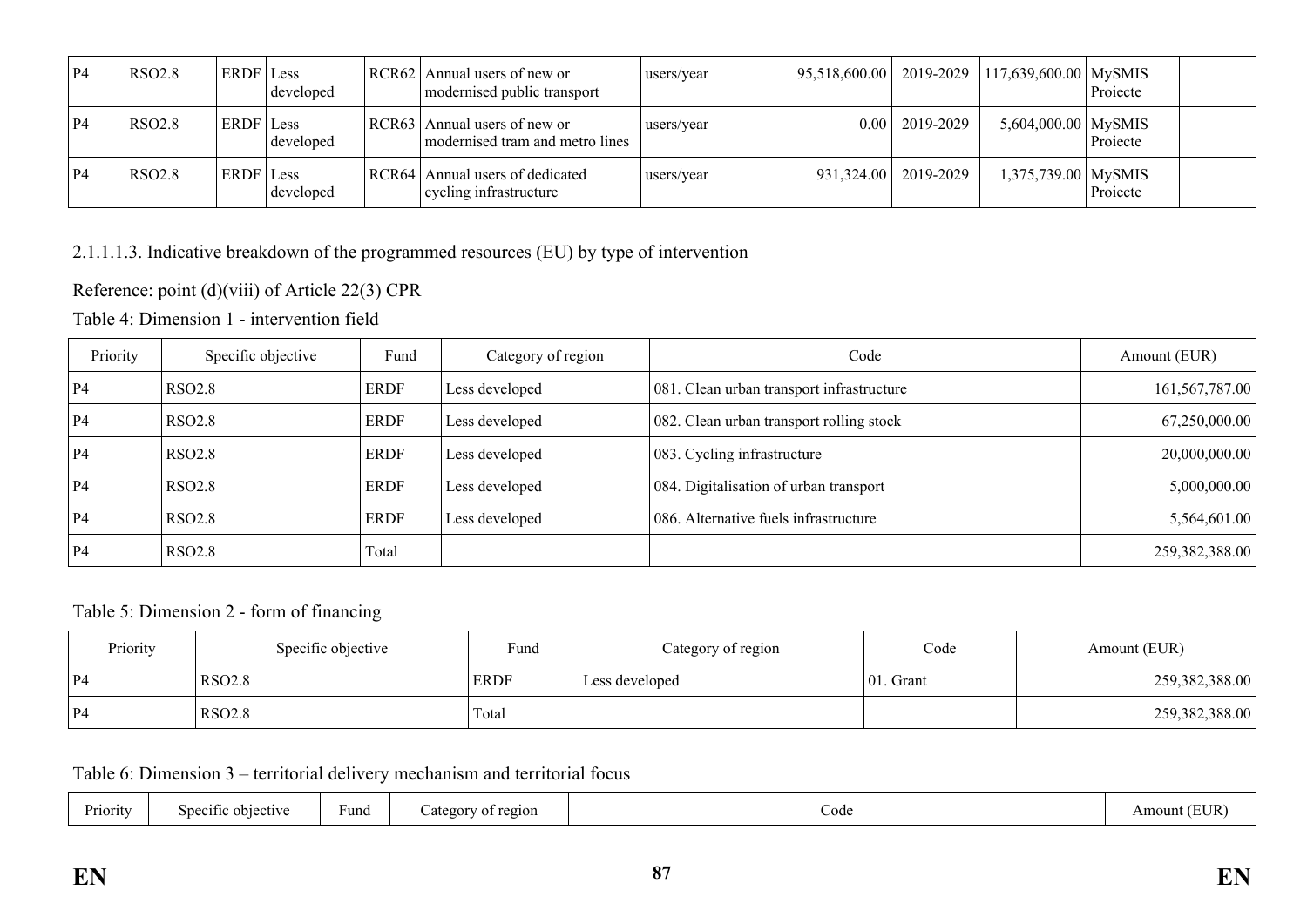| P4 | RSO2.8 | ERDF | Less developed | RCR62 | Annual users of new or modernised public transport | users/year | 95,518,600.00 | 2019-2029 | 117,639,600.00 | MySMIS Proiecte | |
|---|---|---|---|---|---|---|---|---|---|---|---|
| P4 | RSO2.8 | ERDF | Less developed | RCR63 | Annual users of new or modernised tram and metro lines | users/year | 0.00 | 2019-2029 | 5,604,000.00 | MySMIS Proiecte | |
| P4 | RSO2.8 | ERDF | Less developed | RCR64 | Annual users of dedicated cycling infrastructure | users/year | 931,324.00 | 2019-2029 | 1,375,739.00 | MySMIS Proiecte | |

2.1.1.1.3. Indicative breakdown of the programmed resources (EU) by type of intervention

Reference: point (d)(viii) of Article 22(3) CPR

Table 4: Dimension 1 - intervention field

| Priority | Specific objective | Fund | Category of region | Code | Amount (EUR) |
|---|---|---|---|---|---|
| P4 | RSO2.8 | ERDF | Less developed | 081. Clean urban transport infrastructure | 161,567,787.00 |
| P4 | RSO2.8 | ERDF | Less developed | 082. Clean urban transport rolling stock | 67,250,000.00 |
| P4 | RSO2.8 | ERDF | Less developed | 083. Cycling infrastructure | 20,000,000.00 |
| P4 | RSO2.8 | ERDF | Less developed | 084. Digitalisation of urban transport | 5,000,000.00 |
| P4 | RSO2.8 | ERDF | Less developed | 086. Alternative fuels infrastructure | 5,564,601.00 |
| P4 | RSO2.8 | Total | | | 259,382,388.00 |

Table 5: Dimension 2 - form of financing

| Priority | Specific objective | Fund | Category of region | Code | Amount (EUR) |
|---|---|---|---|---|---|
| P4 | RSO2.8 | ERDF | Less developed | 01. Grant | 259,382,388.00 |
| P4 | RSO2.8 | Total | | | 259,382,388.00 |

Table 6: Dimension 3 – territorial delivery mechanism and territorial focus

| Priority | Specific objective | Fund | Category of region | Code | Amount (EUR) |
|---|---|---|---|---|---|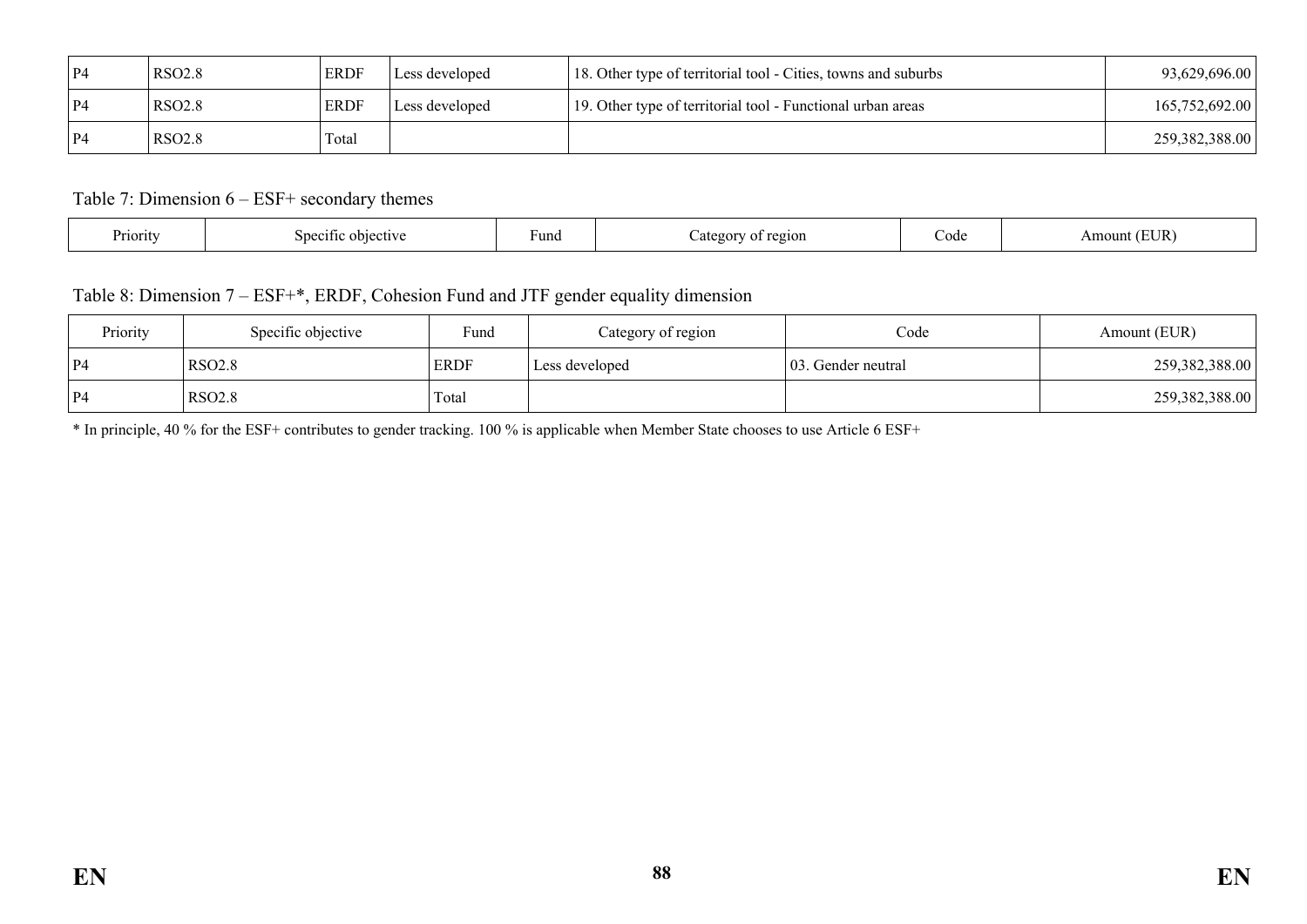| P4 | RSO2.8 | ERDF | Less developed | 18. Other type of territorial tool - Cities, towns and suburbs | 93,629,696.00 |
|---|---|---|---|---|---|
| P4 | RSO2.8 | ERDF | Less developed | 19. Other type of territorial tool - Functional urban areas | 165,752,692.00 |
| P4 | RSO2.8 | Total | | | 259,382,388.00 |

Table 7: Dimension 6 – ESF+ secondary themes

| Priority | Specific objective | Fund | Category of region | Code | Amount (EUR) |
|---|---|---|---|---|---|

Table 8: Dimension 7 – ESF+*, ERDF, Cohesion Fund and JTF gender equality dimension

| Priority | Specific objective | Fund | Category of region | Code | Amount (EUR) |
|---|---|---|---|---|---|
| P4 | RSO2.8 | ERDF | Less developed | 03. Gender neutral | 259,382,388.00 |
| P4 | RSO2.8 | Total | | | 259,382,388.00 |

* In principle, 40 % for the ESF+ contributes to gender tracking. 100 % is applicable when Member State chooses to use Article 6 ESF+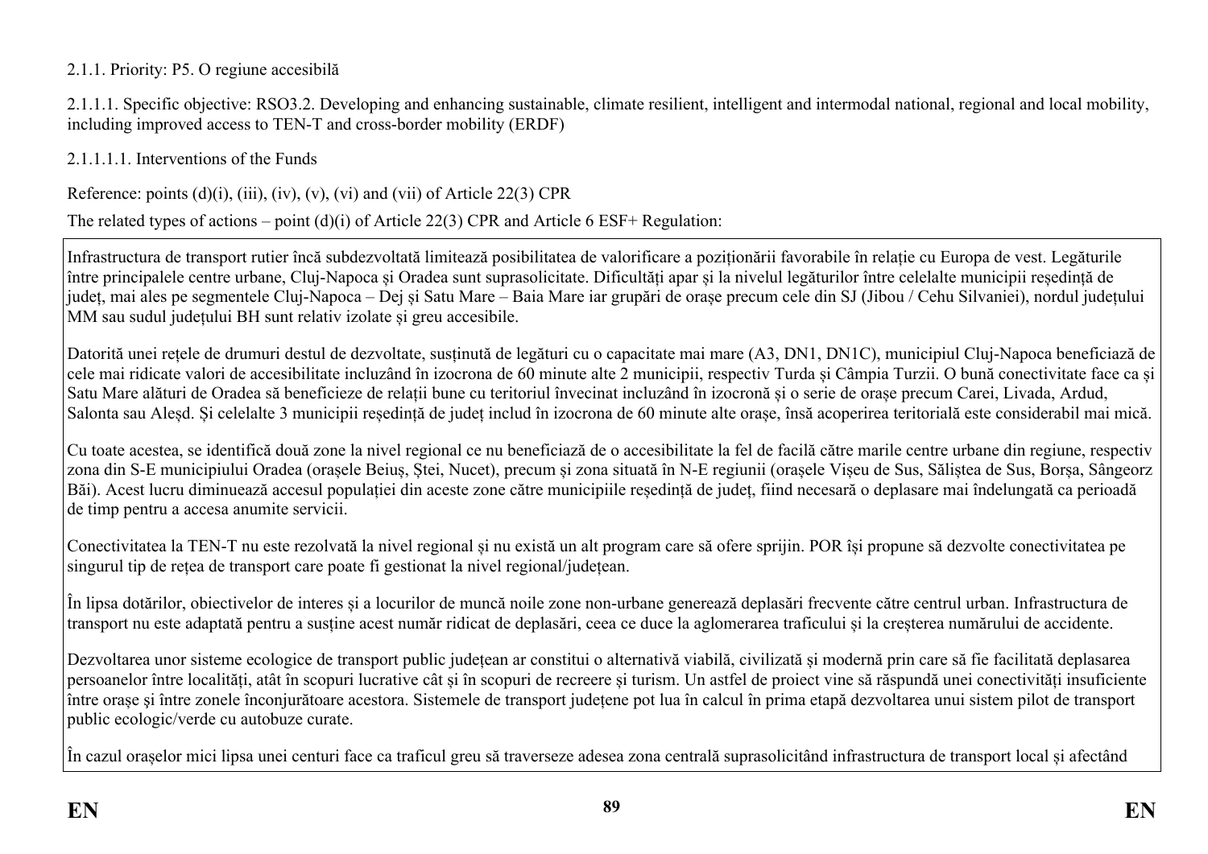2.1.1. Priority: P5. O regiune accesibilă

2.1.1.1. Specific objective: RSO3.2. Developing and enhancing sustainable, climate resilient, intelligent and intermodal national, regional and local mobility, including improved access to TEN-T and cross-border mobility (ERDF)

2.1.1.1.1. Interventions of the Funds

Reference: points (d)(i), (iii), (iv), (v), (vi) and (vii) of Article 22(3) CPR

The related types of actions – point (d)(i) of Article 22(3) CPR and Article 6 ESF+ Regulation:

Infrastructura de transport rutier încă subdezvoltată limitează posibilitatea de valorificare a poziționării favorabile în relație cu Europa de vest. Legăturile între principalele centre urbane, Cluj-Napoca și Oradea sunt suprasolicitate. Dificultăți apar și la nivelul legăturilor între celelalte municipii reședință de județ, mai ales pe segmentele Cluj-Napoca – Dej și Satu Mare – Baia Mare iar grupări de orașe precum cele din SJ (Jibou / Cehu Silvaniei), nordul județului MM sau sudul județului BH sunt relativ izolate și greu accesibile.

Datorită unei rețele de drumuri destul de dezvoltate, susținută de legături cu o capacitate mai mare (A3, DN1, DN1C), municipiul Cluj-Napoca beneficiază de cele mai ridicate valori de accesibilitate incluzând în izocrona de 60 minute alte 2 municipii, respectiv Turda și Câmpia Turzii. O bună conectivitate face ca și Satu Mare alături de Oradea să beneficieze de relații bune cu teritoriul învecinat incluzând în izocronă și o serie de orașe precum Carei, Livada, Ardud, Salonta sau Aleșd. Și celelalte 3 municipii reședință de județ includ în izocrona de 60 minute alte orașe, însă acoperirea teritorială este considerabil mai mică.

Cu toate acestea, se identifică două zone la nivel regional ce nu beneficiază de o accesibilitate la fel de facilă către marile centre urbane din regiune, respectiv zona din S-E municipiului Oradea (orașele Beiuș, Ștei, Nucet), precum și zona situată în N-E regiunii (orașele Vișeu de Sus, Săliștea de Sus, Borșa, Sângeorz Băi). Acest lucru diminuează accesul populației din aceste zone către municipiile reședință de județ, fiind necesară o deplasare mai îndelungată ca perioadă de timp pentru a accesa anumite servicii.

Conectivitatea la TEN-T nu este rezolvată la nivel regional și nu există un alt program care să ofere sprijin. POR își propune să dezvolte conectivitatea pe singurul tip de rețea de transport care poate fi gestionat la nivel regional/județean.

În lipsa dotărilor, obiectivelor de interes și a locurilor de muncă noile zone non-urbane generează deplasări frecvente către centrul urban. Infrastructura de transport nu este adaptată pentru a susține acest număr ridicat de deplasări, ceea ce duce la aglomerarea traficului și la creșterea numărului de accidente.

Dezvoltarea unor sisteme ecologice de transport public județean ar constitui o alternativă viabilă, civilizată și modernă prin care să fie facilitată deplasarea persoanelor între localități, atât în scopuri lucrative cât și în scopuri de recreere și turism. Un astfel de proiect vine să răspundă unei conectivități insuficiente între orașe și între zonele înconjurătoare acestora. Sistemele de transport județene pot lua în calcul în prima etapă dezvoltarea unui sistem pilot de transport public ecologic/verde cu autobuze curate.

În cazul orașelor mici lipsa unei centuri face ca traficul greu să traverseze adesea zona centrală suprasolicitând infrastructura de transport local și afectând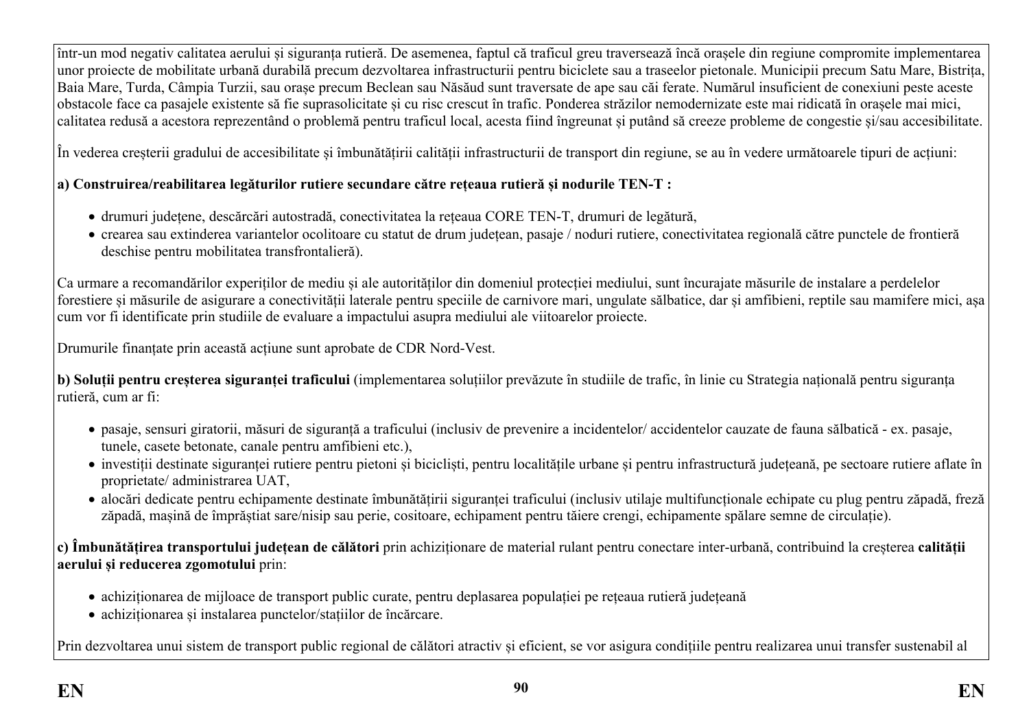într-un mod negativ calitatea aerului și siguranța rutieră. De asemenea, faptul că traficul greu traversează încă orașele din regiune compromite implementarea unor proiecte de mobilitate urbană durabilă precum dezvoltarea infrastructurii pentru biciclete sau a traseelor pietonale. Municipii precum Satu Mare, Bistrița, Baia Mare, Turda, Câmpia Turzii, sau orașe precum Beclean sau Năsăud sunt traversate de ape sau căi ferate. Numărul insuficient de conexiuni peste aceste obstacole face ca pasajele existente să fie suprasolicitate și cu risc crescut în trafic. Ponderea străzilor nemodernizate este mai ridicată în orașele mai mici, calitatea redusă a acestora reprezentând o problemă pentru traficul local, acesta fiind îngreunat și putând să creeze probleme de congestie și/sau accesibilitate.

În vederea creșterii gradului de accesibilitate și îmbunătățirii calității infrastructurii de transport din regiune, se au în vedere următoarele tipuri de acțiuni:

**a) Construirea/reabilitarea legăturilor rutiere secundare către rețeaua rutieră și nodurile TEN-T :**

- drumuri județene, descărcări autostradă, conectivitatea la rețeaua CORE TEN-T, drumuri de legătură,
- crearea sau extinderea variantelor ocolitoare cu statut de drum județean, pasaje / noduri rutiere, conectivitatea regională către punctele de frontieră deschise pentru mobilitatea transfrontalieră).

Ca urmare a recomandărilor experiților de mediu și ale autorităților din domeniul protecției mediului, sunt încurajate măsurile de instalare a perdelelor forestiere și măsurile de asigurare a conectivității laterale pentru speciile de carnivore mari, ungulate sălbatice, dar și amfibieni, reptile sau mamifere mici, așa cum vor fi identificate prin studiile de evaluare a impactului asupra mediului ale viitoarelor proiecte.

Drumurile finanțate prin această acțiune sunt aprobate de CDR Nord-Vest.

**b) Soluții pentru creșterea siguranței traficului** (implementarea soluțiilor prevăzute în studiile de trafic, în linie cu Strategia națională pentru siguranța rutieră, cum ar fi:

- pasaje, sensuri giratorii, măsuri de siguranță a traficului (inclusiv de prevenire a incidentelor/ accidentelor cauzate de fauna sălbatică - ex. pasaje, tunele, casete betonate, canale pentru amfibieni etc.),
- investiții destinate siguranței rutiere pentru pietoni și bicicliști, pentru localitățile urbane și pentru infrastructură județeană, pe sectoare rutiere aflate în proprietate/ administrarea UAT,
- alocări dedicate pentru echipamente destinate îmbunătățirii siguranței traficului (inclusiv utilaje multifuncționale echipate cu plug pentru zăpadă, freză zăpadă, mașină de împrăștiat sare/nisip sau perie, cositoare, echipament pentru tăiere crengi, echipamente spălare semne de circulație).

**c) Îmbunătățirea transportului județean de călători** prin achiziționare de material rulant pentru conectare inter-urbană, contribuind la creșterea **calității aerului și reducerea zgomotului** prin:

- achiziționarea de mijloace de transport public curate, pentru deplasarea populației pe rețeaua rutieră județeană
- achiziționarea și instalarea punctelor/stațiilor de încărcare.

Prin dezvoltarea unui sistem de transport public regional de călători atractiv și eficient, se vor asigura condițiile pentru realizarea unui transfer sustenabil al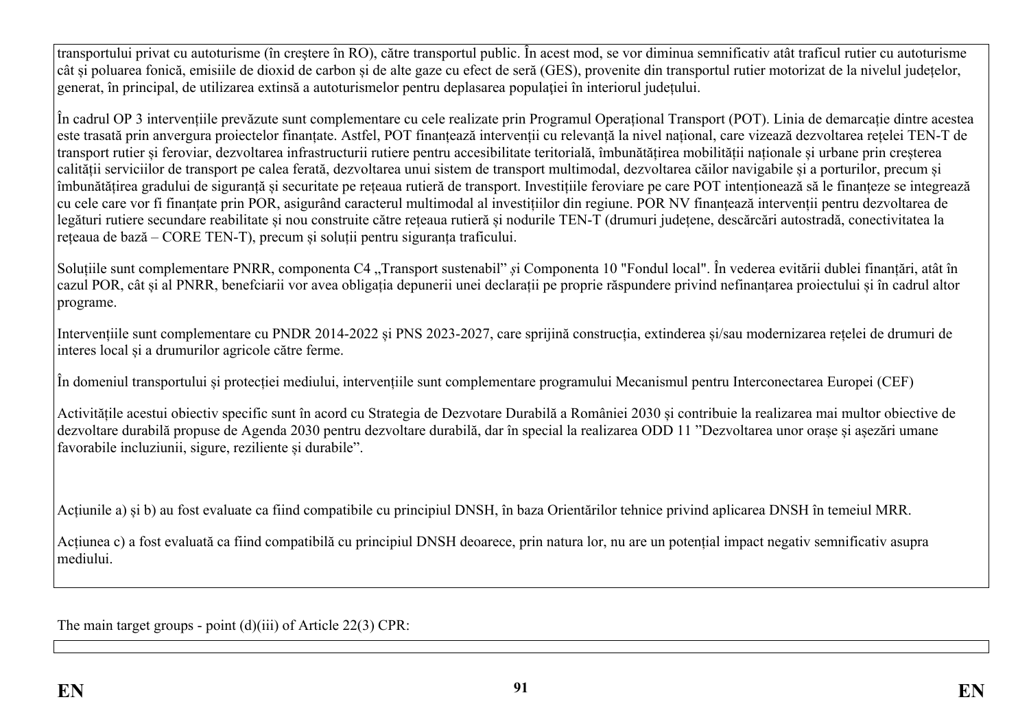transportului privat cu autoturisme (în creştere în RO), către transportul public. În acest mod, se vor diminua semnificativ atât traficul rutier cu autoturisme cât și poluarea fonică, emisiile de dioxid de carbon și de alte gaze cu efect de seră (GES), provenite din transportul rutier motorizat de la nivelul județelor, generat, în principal, de utilizarea extinsă a autoturismelor pentru deplasarea populației în interiorul județului.

În cadrul OP 3 intervențiile prevăzute sunt complementare cu cele realizate prin Programul Operațional Transport (POT). Linia de demarcație dintre acestea este trasată prin anvergura proiectelor finanțate. Astfel, POT finanțează intervenții cu relevanță la nivel național, care vizează dezvoltarea rețelei TEN-T de transport rutier și feroviar, dezvoltarea infrastructurii rutiere pentru accesibilitate teritorială, îmbunătățirea mobilității naționale și urbane prin creșterea calității serviciilor de transport pe calea ferată, dezvoltarea unui sistem de transport multimodal, dezvoltarea căilor navigabile și a porturilor, precum și îmbunătățirea gradului de siguranță și securitate pe rețeaua rutieră de transport. Investițiile feroviare pe care POT intenționează să le finanțeze se integrează cu cele care vor fi finanțate prin POR, asigurând caracterul multimodal al investițiilor din regiune. POR NV finanțează intervenții pentru dezvoltarea de legături rutiere secundare reabilitate și nou construite către rețeaua rutieră și nodurile TEN-T (drumuri județene, descărcări autostradă, conectivitatea la rețeaua de bază – CORE TEN-T), precum și soluții pentru siguranța traficului.

Soluțiile sunt complementare PNRR, componenta C4 „Transport sustenabil" *și* Componenta 10 "Fondul local". În vederea evitării dublei finanțări, atât în cazul POR, cât și al PNRR, benefciarii vor avea obligația depunerii unei declarații pe proprie răspundere privind nefinanțarea proiectului și în cadrul altor programe.

Intervențiile sunt complementare cu PNDR 2014-2022 și PNS 2023-2027, care sprijină construcția, extinderea și/sau modernizarea rețelei de drumuri de interes local și a drumurilor agricole către ferme.

În domeniul transportului și protecției mediului, intervențiile sunt complementare programului Mecanismul pentru Interconectarea Europei (CEF)

Activitățile acestui obiectiv specific sunt în acord cu Strategia de Dezvotare Durabilă a României 2030 și contribuie la realizarea mai multor obiective de dezvoltare durabilă propuse de Agenda 2030 pentru dezvoltare durabilă, dar în special la realizarea ODD 11 "Dezvoltarea unor orașe și așezări umane favorabile incluziunii, sigure, reziliente și durabile".

Acțiunile a) și b) au fost evaluate ca fiind compatibile cu principiul DNSH, în baza Orientărilor tehnice privind aplicarea DNSH în temeiul MRR.

Acțiunea c) a fost evaluată ca fiind compatibilă cu principiul DNSH deoarece, prin natura lor, nu are un potențial impact negativ semnificativ asupra mediului.

The main target groups - point (d)(iii) of Article 22(3) CPR: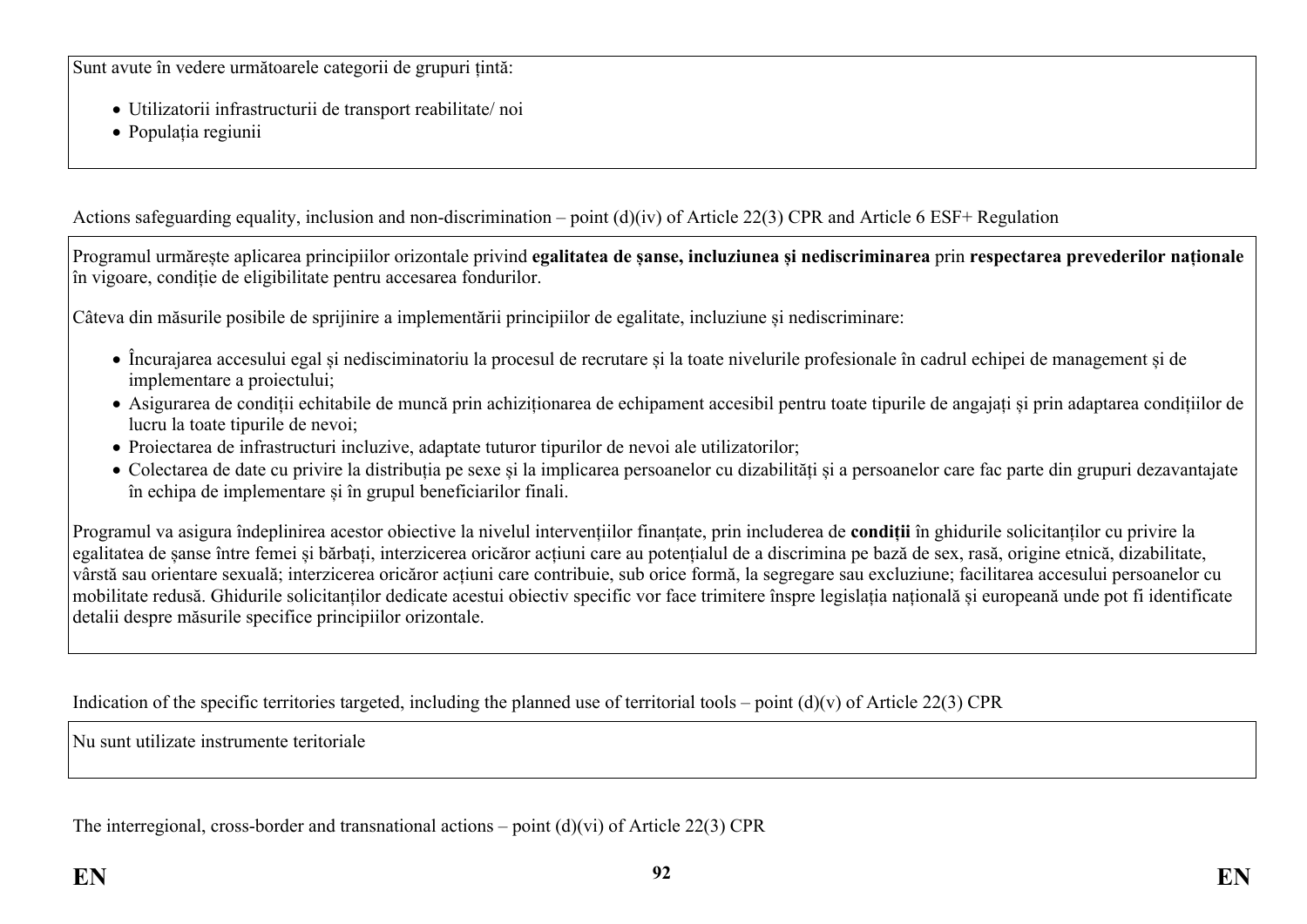Sunt avute în vedere următoarele categorii de grupuri țintă:

- Utilizatorii infrastructurii de transport reabilitate/ noi
- Populația regiunii

Actions safeguarding equality, inclusion and non-discrimination – point (d)(iv) of Article 22(3) CPR and Article 6 ESF+ Regulation

Programul urmărește aplicarea principiilor orizontale privind **egalitatea de șanse, incluziunea și nediscriminarea** prin **respectarea prevederilor naționale** în vigoare, condiție de eligibilitate pentru accesarea fondurilor.

Câteva din măsurile posibile de sprijinire a implementării principiilor de egalitate, incluziune și nediscriminare:

- Încurajarea accesului egal și nediscriminatoriu la procesul de recrutare și la toate nivelurile profesionale în cadrul echipei de management și de implementare a proiectului;
- Asigurarea de condiții echitabile de muncă prin achiziționarea de echipament accesibil pentru toate tipurile de angajați și prin adaptarea condițiilor de lucru la toate tipurile de nevoi;
- Proiectarea de infrastructuri incluzive, adaptate tuturor tipurilor de nevoi ale utilizatorilor;
- Colectarea de date cu privire la distribuția pe sexe și la implicarea persoanelor cu dizabilități și a persoanelor care fac parte din grupuri dezavantajate în echipa de implementare și în grupul beneficiarilor finali.

Programul va asigura îndeplinirea acestor obiective la nivelul intervențiilor finanțate, prin includerea de **condiții** în ghidurile solicitanților cu privire la egalitatea de șanse între femei și bărbați, interzicerea oricăror acțiuni care au potențialul de a discrimina pe bază de sex, rasă, origine etnică, dizabilitate, vârstă sau orientare sexuală; interzicerea oricăror acțiuni care contribuie, sub orice formă, la segregare sau excluziune; facilitarea accesului persoanelor cu mobilitate redusă. Ghidurile solicitanților dedicate acestui obiectiv specific vor face trimitere înspre legislația națională și europeană unde pot fi identificate detalii despre măsurile specifice principiilor orizontale.

Indication of the specific territories targeted, including the planned use of territorial tools – point (d)(v) of Article 22(3) CPR

Nu sunt utilizate instrumente teritoriale

The interregional, cross-border and transnational actions – point (d)(vi) of Article 22(3) CPR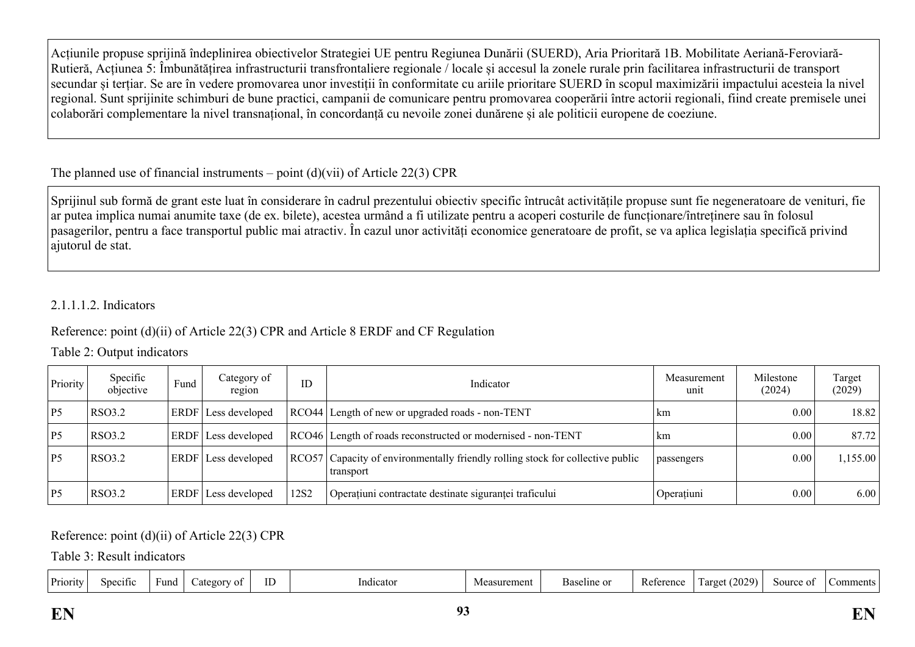Acțiunile propuse sprijină îndeplinirea obiectivelor Strategiei UE pentru Regiunea Dunării (SUERD), Aria Prioritară 1B. Mobilitate Aeriană-Feroviară-Rutieră, Acțiunea 5: Îmbunătățirea infrastructurii transfrontaliere regionale / locale și accesul la zonele rurale prin facilitarea infrastructurii de transport secundar și terțiar. Se are în vedere promovarea unor investiții în conformitate cu ariile prioritare SUERD în scopul maximizării impactului acesteia la nivel regional. Sunt sprijinite schimburi de bune practici, campanii de comunicare pentru promovarea cooperării între actorii regionali, fiind create premisele unei colaborări complementare la nivel transnațional, în concordanță cu nevoile zonei dunărene și ale politicii europene de coeziune.

The planned use of financial instruments – point (d)(vii) of Article 22(3) CPR

Sprijinul sub formă de grant este luat în considerare în cadrul prezentului obiectiv specific întrucât activitățile propuse sunt fie negeneratoare de venituri, fie ar putea implica numai anumite taxe (de ex. bilete), acestea urmând a fi utilizate pentru a acoperi costurile de funcționare/întreținere sau în folosul pasagerilor, pentru a face transportul public mai atractiv. În cazul unor activități economice generatoare de profit, se va aplica legislația specifică privind ajutorul de stat.

2.1.1.1.2. Indicators

Reference: point (d)(ii) of Article 22(3) CPR and Article 8 ERDF and CF Regulation

Table 2: Output indicators

| Priority | Specific objective | Fund | Category of region | ID | Indicator | Measurement unit | Milestone (2024) | Target (2029) |
|---|---|---|---|---|---|---|---|---|
| P5 | RSO3.2 | ERDF | Less developed | RCO44 | Length of new or upgraded roads - non-TENT | km | 0.00 | 18.82 |
| P5 | RSO3.2 | ERDF | Less developed | RCO46 | Length of roads reconstructed or modernised - non-TENT | km | 0.00 | 87.72 |
| P5 | RSO3.2 | ERDF | Less developed | RCO57 | Capacity of environmentally friendly rolling stock for collective public transport | passengers | 0.00 | 1,155.00 |
| P5 | RSO3.2 | ERDF | Less developed | 12S2 | Operațiuni contractate destinate siguranței traficului | Operațiuni | 0.00 | 6.00 |

Reference: point (d)(ii) of Article 22(3) CPR

Table 3: Result indicators

| Priority | Specific | Fund | Category of | ID | Indicator | Measurement | Baseline or | Reference | Target (2029) | Source of | Comments |
|---|---|---|---|---|---|---|---|---|---|---|---|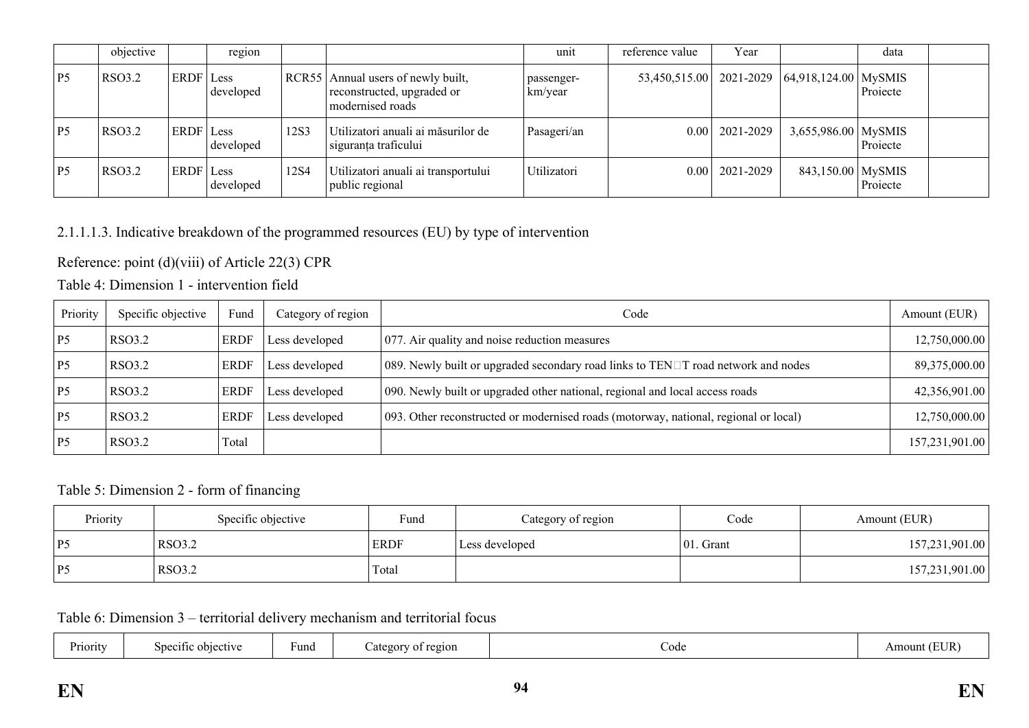| | objective | | region | | | unit | reference value | Year | | data | |
|---|---|---|---|---|---|---|---|---|---|---|---|
| P5 | RSO3.2 | ERDF | Less developed | RCR55 | Annual users of newly built, reconstructed, upgraded or modernised roads | passenger-km/year | 53,450,515.00 | 2021-2029 | 64,918,124.00 | MySMIS Proiecte | |
| P5 | RSO3.2 | ERDF | Less developed | 12S3 | Utilizatori anuali ai măsurilor de siguranța traficului | Pasageri/an | 0.00 | 2021-2029 | 3,655,986.00 | MySMIS Proiecte | |
| P5 | RSO3.2 | ERDF | Less developed | 12S4 | Utilizatori anuali ai transportului public regional | Utilizatori | 0.00 | 2021-2029 | 843,150.00 | MySMIS Proiecte | |

2.1.1.1.3. Indicative breakdown of the programmed resources (EU) by type of intervention

Reference: point (d)(viii) of Article 22(3) CPR

Table 4: Dimension 1 - intervention field

| Priority | Specific objective | Fund | Category of region | Code | Amount (EUR) |
|---|---|---|---|---|---|
| P5 | RSO3.2 | ERDF | Less developed | 077. Air quality and noise reduction measures | 12,750,000.00 |
| P5 | RSO3.2 | ERDF | Less developed | 089. Newly built or upgraded secondary road links to TEN□T road network and nodes | 89,375,000.00 |
| P5 | RSO3.2 | ERDF | Less developed | 090. Newly built or upgraded other national, regional and local access roads | 42,356,901.00 |
| P5 | RSO3.2 | ERDF | Less developed | 093. Other reconstructed or modernised roads (motorway, national, regional or local) | 12,750,000.00 |
| P5 | RSO3.2 | Total | | | 157,231,901.00 |

Table 5: Dimension 2 - form of financing

| Priority | Specific objective | Fund | Category of region | Code | Amount (EUR) |
|---|---|---|---|---|---|
| P5 | RSO3.2 | ERDF | Less developed | 01. Grant | 157,231,901.00 |
| P5 | RSO3.2 | Total | | | 157,231,901.00 |

Table 6: Dimension 3 – territorial delivery mechanism and territorial focus

| Priority | Specific objective | Fund | Category of region | Code | Amount (EUR) |
|---|---|---|---|---|---|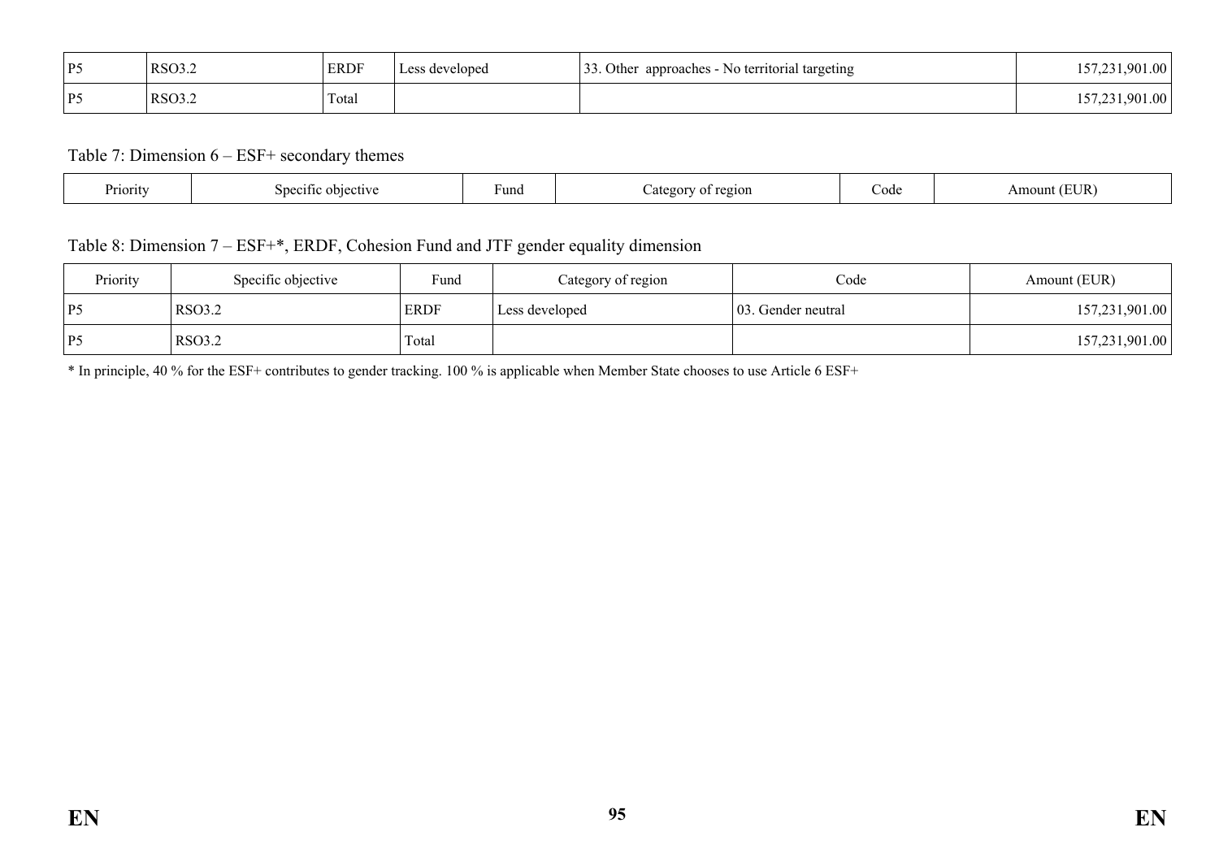| P5 | RSO3.2 | ERDF | Less developed | 33. Other approaches - No territorial targeting | 157,231,901.00 |
|---|---|---|---|---|---|
| P5 | RSO3.2 | Total | | | 157,231,901.00 |

Table 7: Dimension 6 – ESF+ secondary themes

| Priority | Specific objective | Fund | Category of region | Code | Amount (EUR) |
|---|---|---|---|---|---|

Table 8: Dimension 7 – ESF+*, ERDF, Cohesion Fund and JTF gender equality dimension

| Priority | Specific objective | Fund | Category of region | Code | Amount (EUR) |
|---|---|---|---|---|---|
| P5 | RSO3.2 | ERDF | Less developed | 03. Gender neutral | 157,231,901.00 |
| P5 | RSO3.2 | Total | | | 157,231,901.00 |

* In principle, 40 % for the ESF+ contributes to gender tracking. 100 % is applicable when Member State chooses to use Article 6 ESF+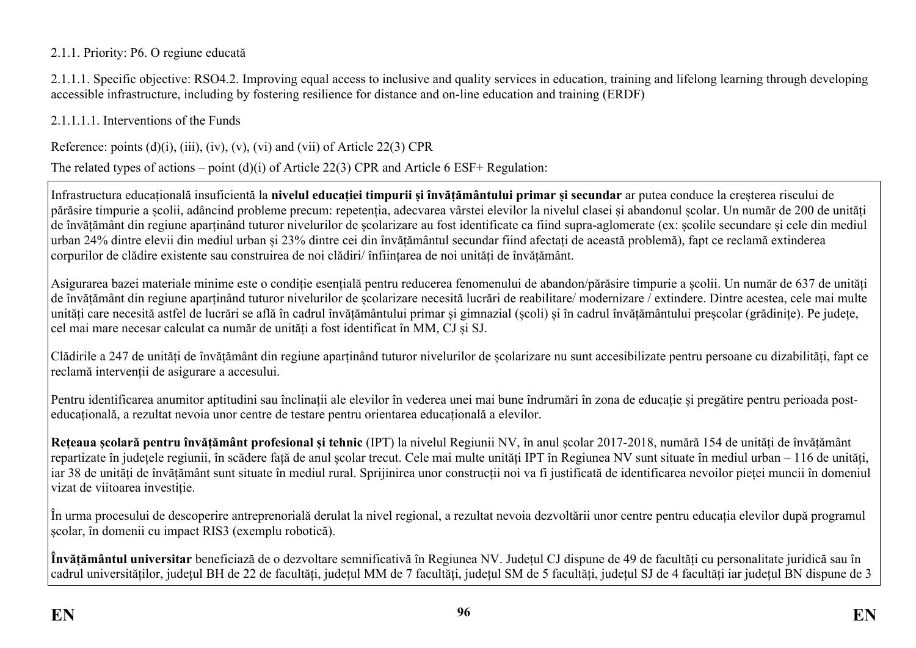2.1.1. Priority: P6. O regiune educată

2.1.1.1. Specific objective: RSO4.2. Improving equal access to inclusive and quality services in education, training and lifelong learning through developing accessible infrastructure, including by fostering resilience for distance and on-line education and training (ERDF)

2.1.1.1.1. Interventions of the Funds

Reference: points (d)(i), (iii), (iv), (v), (vi) and (vii) of Article 22(3) CPR

The related types of actions – point (d)(i) of Article 22(3) CPR and Article 6 ESF+ Regulation:

Infrastructura educațională insuficientă la **nivelul educației timpurii și învățământului primar și secundar** ar putea conduce la creșterea riscului de părăsire timpurie a școlii, adâncind probleme precum: repetenția, adecvarea vârstei elevilor la nivelul clasei și abandonul școlar. Un număr de 200 de unități de învățământ din regiune aparținând tuturor nivelurilor de școlarizare au fost identificate ca fiind supra-aglomerate (ex: școlile secundare și cele din mediul urban 24% dintre elevii din mediul urban și 23% dintre cei din învățământul secundar fiind afectați de această problemă), fapt ce reclamă extinderea corpurilor de clădire existente sau construirea de noi clădiri/ înființarea de noi unități de învățământ.

Asigurarea bazei materiale minime este o condiție esențială pentru reducerea fenomenului de abandon/părăsire timpurie a școlii. Un număr de 637 de unități de învățământ din regiune aparținând tuturor nivelurilor de școlarizare necesită lucrări de reabilitare/ modernizare / extindere. Dintre acestea, cele mai multe unități care necesită astfel de lucrări se află în cadrul învățământului primar și gimnazial (școli) și în cadrul învățământului preșcolar (grădinițe). Pe județe, cel mai mare necesar calculat ca număr de unități a fost identificat în MM, CJ și SJ.

Clădirile a 247 de unități de învățământ din regiune aparținând tuturor nivelurilor de școlarizare nu sunt accesibilizate pentru persoane cu dizabilități, fapt ce reclamă intervenții de asigurare a accesului.

Pentru identificarea anumitor aptitudini sau înclinații ale elevilor în vederea unei mai bune îndrumări în zona de educație și pregătire pentru perioada post-educațională, a rezultat nevoia unor centre de testare pentru orientarea educațională a elevilor.

**Rețeaua școlară pentru învățământ profesional și tehnic** (IPT) la nivelul Regiunii NV, în anul școlar 2017-2018, numără 154 de unități de învățământ repartizate în județele regiunii, în scădere față de anul școlar trecut. Cele mai multe unități IPT în Regiunea NV sunt situate în mediul urban – 116 de unități, iar 38 de unități de învățământ sunt situate în mediul rural. Sprijinirea unor construcții noi va fi justificată de identificarea nevoilor pieței muncii în domeniul vizat de viitoarea investiție.

În urma procesului de descoperire antreprenorială derulat la nivel regional, a rezultat nevoia dezvoltării unor centre pentru educația elevilor după programul școlar, în domenii cu impact RIS3 (exemplu robotică).

**Învățământul universitar** beneficiază de o dezvoltare semnificativă în Regiunea NV. Județul CJ dispune de 49 de facultăți cu personalitate juridică sau în cadrul universităților, județul BH de 22 de facultăți, județul MM de 7 facultăți, județul SM de 5 facultăți, județul SJ de 4 facultăți iar județul BN dispune de 3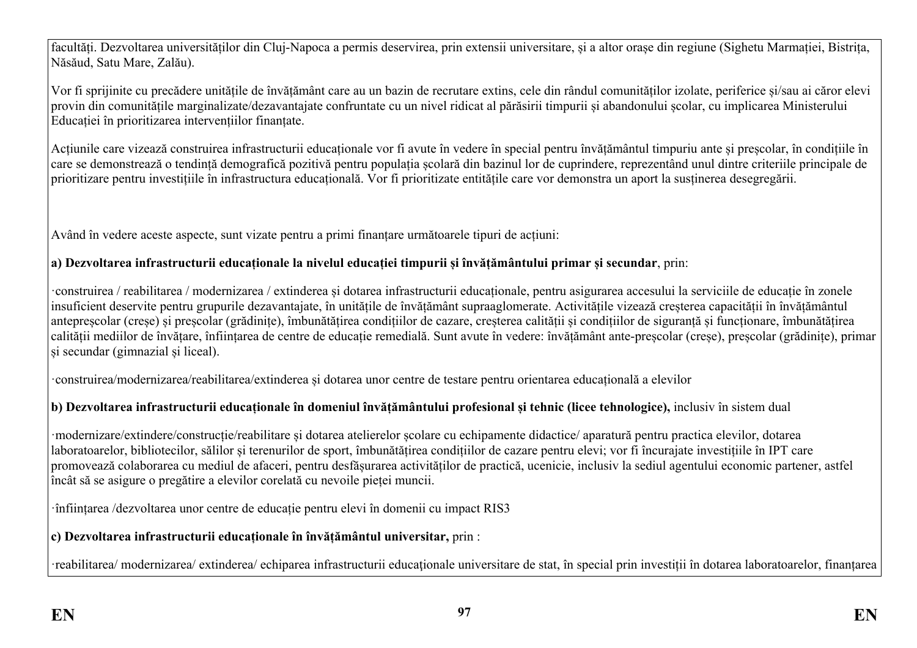facultăți. Dezvoltarea universităților din Cluj-Napoca a permis deservirea, prin extensii universitare, și a altor orașe din regiune (Sighetu Marmației, Bistrița, Năsăud, Satu Mare, Zalău).

Vor fi sprijinite cu precădere unitățile de învățământ care au un bazin de recrutare extins, cele din rândul comunităților izolate, periferice și/sau ai căror elevi provin din comunitățile marginalizate/dezavantajate confruntate cu un nivel ridicat al părăsirii timpurii și abandonului școlar, cu implicarea Ministerului Educației în prioritizarea intervențiilor finanțate.

Acțiunile care vizează construirea infrastructurii educaționale vor fi avute în vedere în special pentru învățământul timpuriu ante și preșcolar, în condițiile în care se demonstrează o tendință demografică pozitivă pentru populația școlară din bazinul lor de cuprindere, reprezentând unul dintre criteriile principale de prioritizare pentru investițiile în infrastructura educațională. Vor fi prioritizate entitățile care vor demonstra un aport la susținerea desegregării.

Având în vedere aceste aspecte, sunt vizate pentru a primi finanțare următoarele tipuri de acțiuni:

**a) Dezvoltarea infrastructurii educaționale la nivelul educației timpurii și învățământului primar și secundar**, prin:

·construirea / reabilitarea / modernizarea / extinderea și dotarea infrastructurii educaționale, pentru asigurarea accesului la serviciile de educație în zonele insuficient deservite pentru grupurile dezavantajate, în unitățile de învățământ supraaglomerate. Activitățile vizează creșterea capacității în învățământul antepreșcolar (creșe) și preșcolar (grădinițe), îmbunătățirea condițiilor de cazare, creșterea calității și condițiilor de siguranță și funcționare, îmbunătățirea calității mediilor de învățare, înființarea de centre de educație remedială. Sunt avute în vedere: învățământ ante-preșcolar (creșe), preșcolar (grădinițe), primar și secundar (gimnazial și liceal).

·construirea/modernizarea/reabilitarea/extinderea și dotarea unor centre de testare pentru orientarea educațională a elevilor

**b) Dezvoltarea infrastructurii educaționale în domeniul învățământului profesional și tehnic (licee tehnologice),** inclusiv în sistem dual

·modernizare/extindere/construcție/reabilitare și dotarea atelierelor școlare cu echipamente didactice/ aparatură pentru practica elevilor, dotarea laboratoarelor, bibliotecilor, sălilor și terenurilor de sport, îmbunătățirea condițiilor de cazare pentru elevi; vor fi încurajate investițiile în IPT care promovează colaborarea cu mediul de afaceri, pentru desfășurarea activităților de practică, ucenicie, inclusiv la sediul agentului economic partener, astfel încât să se asigure o pregătire a elevilor corelată cu nevoile pieței muncii.

·înființarea /dezvoltarea unor centre de educație pentru elevi în domenii cu impact RIS3

**c) Dezvoltarea infrastructurii educaționale în învățământul universitar,** prin :

·reabilitarea/ modernizarea/ extinderea/ echiparea infrastructurii educaționale universitare de stat, în special prin investiții în dotarea laboratoarelor, finanțarea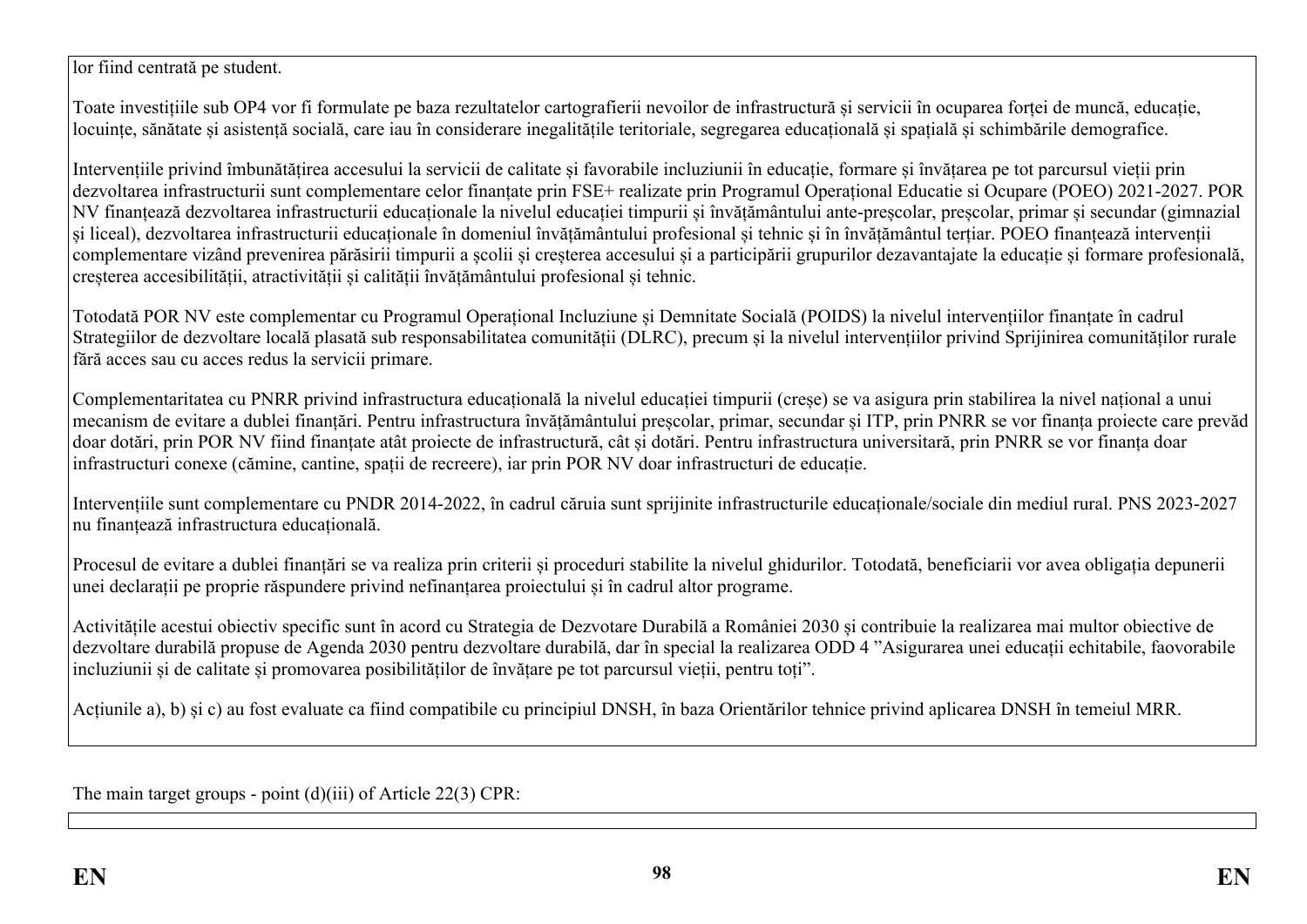lor fiind centrată pe student.

Toate investițiile sub OP4 vor fi formulate pe baza rezultatelor cartografierii nevoilor de infrastructură și servicii în ocuparea forței de muncă, educație, locuințe, sănătate și asistență socială, care iau în considerare inegalitățile teritoriale, segregarea educațională și spațială și schimbările demografice.

Intervențiile privind îmbunătățirea accesului la servicii de calitate și favorabile incluziunii în educație, formare și învățarea pe tot parcursul vieții prin dezvoltarea infrastructurii sunt complementare celor finanțate prin FSE+ realizate prin Programul Operațional Educatie si Ocupare (POEO) 2021-2027. POR NV finanțează dezvoltarea infrastructurii educaționale la nivelul educației timpurii și învățământului ante-preșcolar, preșcolar, primar și secundar (gimnazial și liceal), dezvoltarea infrastructurii educaționale în domeniul învățământului profesional și tehnic și în învățământul terțiar. POEO finanțează intervenții complementare vizând prevenirea părăsirii timpurii a școlii și creșterea accesului și a participării grupurilor dezavantajate la educație și formare profesională, creșterea accesibilității, atractivității și calității învățământului profesional și tehnic.

Totodată POR NV este complementar cu Programul Operațional Incluziune și Demnitate Socială (POIDS) la nivelul intervențiilor finanțate în cadrul Strategiilor de dezvoltare locală plasată sub responsabilitatea comunității (DLRC), precum și la nivelul intervențiilor privind Sprijinirea comunităților rurale fără acces sau cu acces redus la servicii primare.

Complementaritatea cu PNRR privind infrastructura educațională la nivelul educației timpurii (creșe) se va asigura prin stabilirea la nivel național a unui mecanism de evitare a dublei finanțări. Pentru infrastructura învățământului preșcolar, primar, secundar și ITP, prin PNRR se vor finanța proiecte care prevăd doar dotări, prin POR NV fiind finanțate atât proiecte de infrastructură, cât și dotări. Pentru infrastructura universitară, prin PNRR se vor finanța doar infrastructuri conexe (cămine, cantine, spații de recreere), iar prin POR NV doar infrastructuri de educație.

Intervențiile sunt complementare cu PNDR 2014-2022, în cadrul căruia sunt sprijinite infrastructurile educaționale/sociale din mediul rural. PNS 2023-2027 nu finanțează infrastructura educațională.

Procesul de evitare a dublei finanțări se va realiza prin criterii și proceduri stabilite la nivelul ghidurilor. Totodată, beneficiarii vor avea obligația depunerii unei declarații pe proprie răspundere privind nefinanțarea proiectului și în cadrul altor programe.

Activitățile acestui obiectiv specific sunt în acord cu Strategia de Dezvoltare Durabilă a României 2030 și contribuie la realizarea mai multor obiective de dezvoltare durabilă propuse de Agenda 2030 pentru dezvoltare durabilă, dar în special la realizarea ODD 4 ”Asigurarea unei educații echitabile, faovorabile incluziunii și de calitate și promovarea posibilităților de învățare pe tot parcursul vieții, pentru toți”.

Acțiunile a), b) și c) au fost evaluate ca fiind compatibile cu principiul DNSH, în baza Orientărilor tehnice privind aplicarea DNSH în temeiul MRR.

The main target groups - point (d)(iii) of Article 22(3) CPR: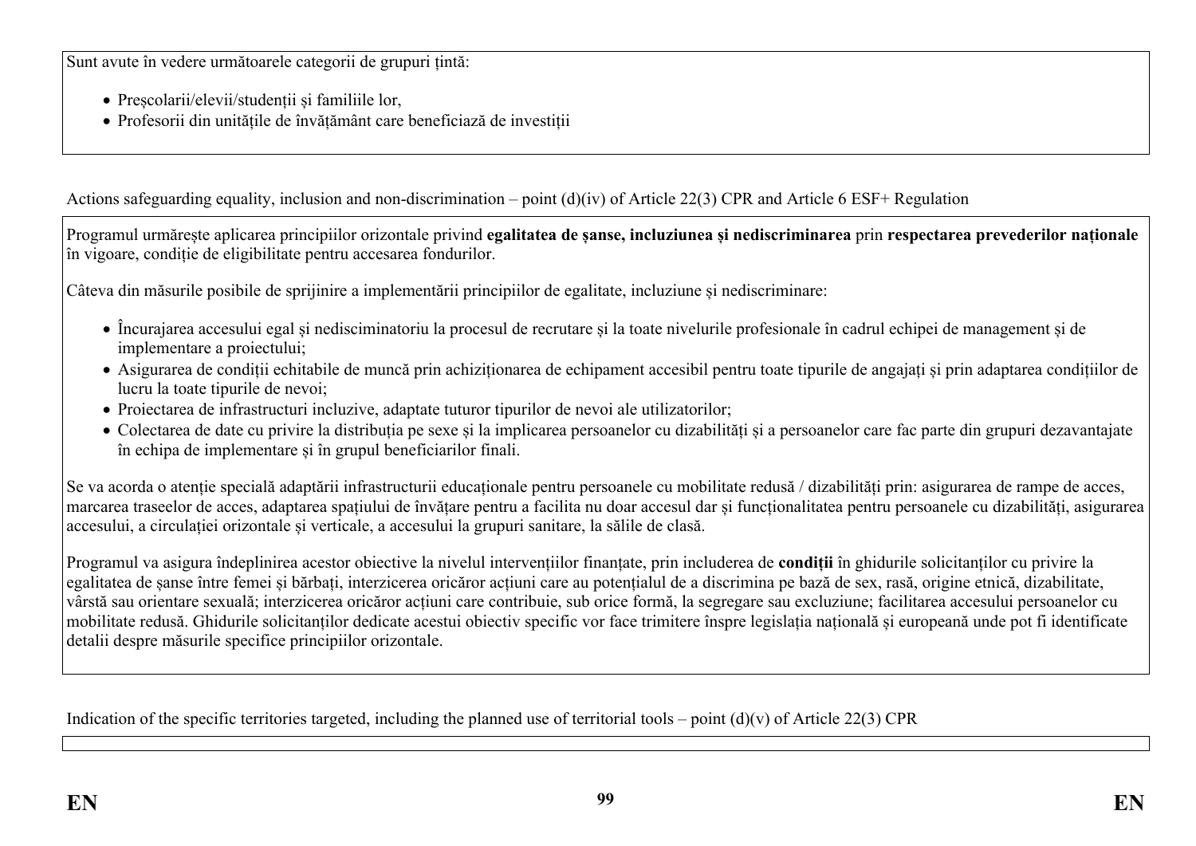Sunt avute în vedere următoarele categorii de grupuri țintă:

- Preșcolarii/elevii/studenții și familiile lor,
- Profesorii din unitățile de învățământ care beneficiază de investiții

Actions safeguarding equality, inclusion and non-discrimination – point (d)(iv) of Article 22(3) CPR and Article 6 ESF+ Regulation

Programul urmărește aplicarea principiilor orizontale privind **egalitatea de șanse, incluziunea și nediscriminarea** prin **respectarea prevederilor naționale** în vigoare, condiție de eligibilitate pentru accesarea fondurilor.

Câteva din măsurile posibile de sprijinire a implementării principiilor de egalitate, incluziune și nediscriminare:

- Încurajarea accesului egal și nedisciminatoriu la procesul de recrutare și la toate nivelurile profesionale în cadrul echipei de management și de implementare a proiectului;
- Asigurarea de condiții echitabile de muncă prin achiziționarea de echipament accesibil pentru toate tipurile de angajați și prin adaptarea condițiilor de lucru la toate tipurile de nevoi;
- Proiectarea de infrastructuri incluzive, adaptate tuturor tipurilor de nevoi ale utilizatorilor;
- Colectarea de date cu privire la distribuția pe sexe și la implicarea persoanelor cu dizabilități și a persoanelor care fac parte din grupuri dezavantajate în echipa de implementare și în grupul beneficiarilor finali.

Se va acorda o atenție specială adaptării infrastructurii educaționale pentru persoanele cu mobilitate redusă / dizabilități prin: asigurarea de rampe de acces, marcarea traseelor de acces, adaptarea spațiului de învățare pentru a facilita nu doar accesul dar și funcționalitatea pentru persoanele cu dizabilități, asigurarea accesului, a circulației orizontale și verticale, a accesului la grupuri sanitare, la sălile de clasă.

Programul va asigura îndeplinirea acestor obiective la nivelul intervențiilor finanțate, prin includerea de **condiții** în ghidurile solicitanților cu privire la egalitatea de șanse între femei și bărbați, interzicerea oricăror acțiuni care au potențialul de a discrimina pe bază de sex, rasă, origine etnică, dizabilitate, vârstă sau orientare sexuală; interzicerea oricăror acțiuni care contribuie, sub orice formă, la segregare sau excluziune; facilitarea accesului persoanelor cu mobilitate redusă. Ghidurile solicitanților dedicate acestui obiectiv specific vor face trimitere înspre legislația națională și europeană unde pot fi identificate detalii despre măsurile specifice principiilor orizontale.

Indication of the specific territories targeted, including the planned use of territorial tools – point (d)(v) of Article 22(3) CPR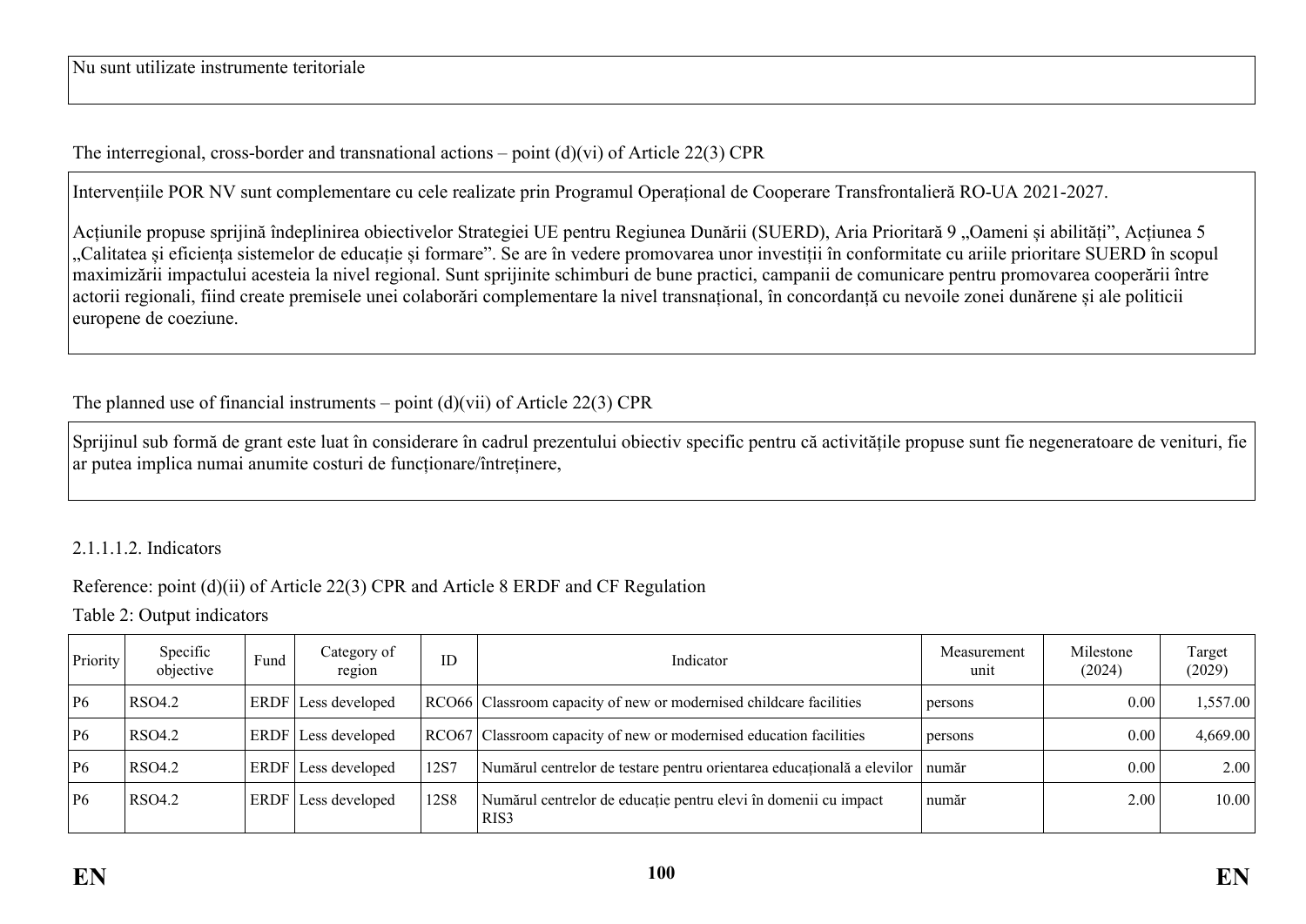Nu sunt utilizate instrumente teritoriale

The interregional, cross-border and transnational actions – point (d)(vi) of Article 22(3) CPR

Intervențiile POR NV sunt complementare cu cele realizate prin Programul Operațional de Cooperare Transfrontalieră RO-UA 2021-2027.

Acțiunile propuse sprijină îndeplinirea obiectivelor Strategiei UE pentru Regiunea Dunării (SUERD), Aria Prioritară 9 „Oameni și abilități", Acțiunea 5 „Calitatea și eficiența sistemelor de educație și formare". Se are în vedere promovarea unor investiții în conformitate cu ariile prioritare SUERD în scopul maximizării impactului acesteia la nivel regional. Sunt sprijinite schimburi de bune practici, campanii de comunicare pentru promovarea cooperării între actorii regionali, fiind create premisele unei colaborări complementare la nivel transnațional, în concordanță cu nevoile zonei dunărene și ale politicii europene de coeziune.

The planned use of financial instruments – point (d)(vii) of Article 22(3) CPR

Sprijinul sub formă de grant este luat în considerare în cadrul prezentului obiectiv specific pentru că activitățile propuse sunt fie negeneratoare de venituri, fie ar putea implica numai anumite costuri de funcționare/întreținere,

2.1.1.1.2. Indicators

Reference: point (d)(ii) of Article 22(3) CPR and Article 8 ERDF and CF Regulation

Table 2: Output indicators

| Priority | Specific objective | Fund | Category of region | ID | Indicator | Measurement unit | Milestone (2024) | Target (2029) |
|---|---|---|---|---|---|---|---|---|
| P6 | RSO4.2 | ERDF | Less developed | RCO66 | Classroom capacity of new or modernised childcare facilities | persons | 0.00 | 1,557.00 |
| P6 | RSO4.2 | ERDF | Less developed | RCO67 | Classroom capacity of new or modernised education facilities | persons | 0.00 | 4,669.00 |
| P6 | RSO4.2 | ERDF | Less developed | 12S7 | Numărul centrelor de testare pentru orientarea educațională a elevilor | număr | 0.00 | 2.00 |
| P6 | RSO4.2 | ERDF | Less developed | 12S8 | Numărul centrelor de educație pentru elevi în domenii cu impact RIS3 | număr | 2.00 | 10.00 |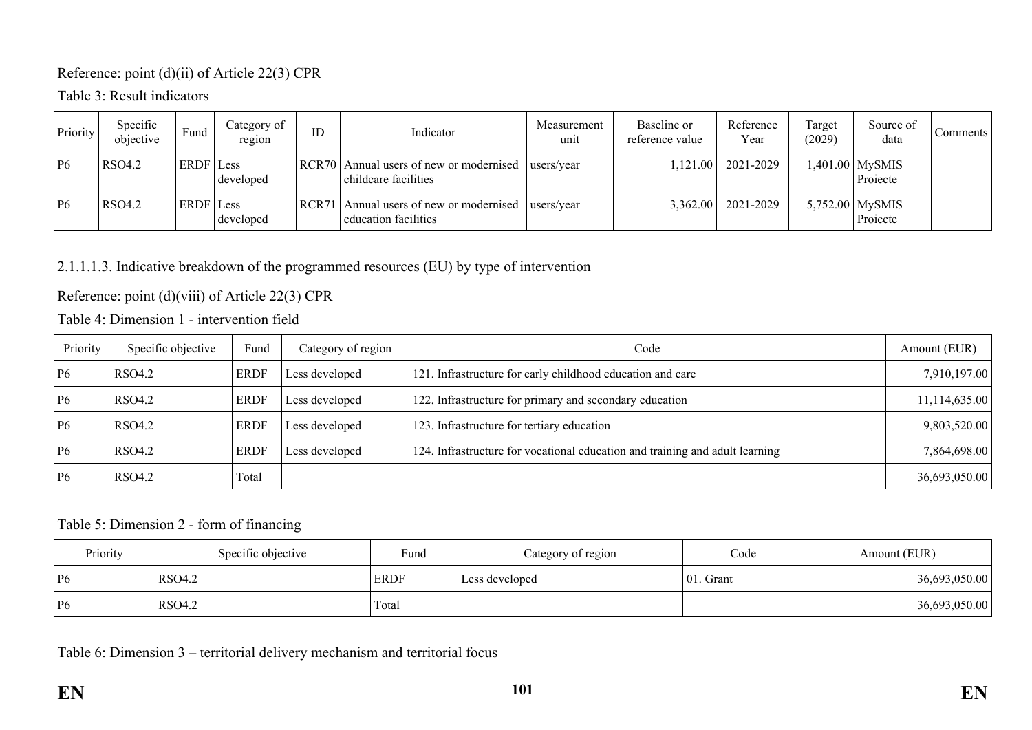Reference: point (d)(ii) of Article 22(3) CPR

Table 3: Result indicators

| Priority | Specific objective | Fund | Category of region | ID | Indicator | Measurement unit | Baseline or reference value | Reference Year | Target (2029) | Source of data | Comments |
|---|---|---|---|---|---|---|---|---|---|---|---|
| P6 | RSO4.2 | ERDF | Less developed | RCR70 | Annual users of new or modernised childcare facilities | users/year | 1,121.00 | 2021-2029 | 1,401.00 | MySMIS Proiecte | |
| P6 | RSO4.2 | ERDF | Less developed | RCR71 | Annual users of new or modernised education facilities | users/year | 3,362.00 | 2021-2029 | 5,752.00 | MySMIS Proiecte | |

2.1.1.1.3. Indicative breakdown of the programmed resources (EU) by type of intervention

Reference: point (d)(viii) of Article 22(3) CPR

Table 4: Dimension 1 - intervention field

| Priority | Specific objective | Fund | Category of region | Code | Amount (EUR) |
|---|---|---|---|---|---|
| P6 | RSO4.2 | ERDF | Less developed | 121. Infrastructure for early childhood education and care | 7,910,197.00 |
| P6 | RSO4.2 | ERDF | Less developed | 122. Infrastructure for primary and secondary education | 11,114,635.00 |
| P6 | RSO4.2 | ERDF | Less developed | 123. Infrastructure for tertiary education | 9,803,520.00 |
| P6 | RSO4.2 | ERDF | Less developed | 124. Infrastructure for vocational education and training and adult learning | 7,864,698.00 |
| P6 | RSO4.2 | Total | | | 36,693,050.00 |

Table 5: Dimension 2 - form of financing

| Priority | Specific objective | Fund | Category of region | Code | Amount (EUR) |
|---|---|---|---|---|---|
| P6 | RSO4.2 | ERDF | Less developed | 01. Grant | 36,693,050.00 |
| P6 | RSO4.2 | Total | | | 36,693,050.00 |

Table 6: Dimension 3 – territorial delivery mechanism and territorial focus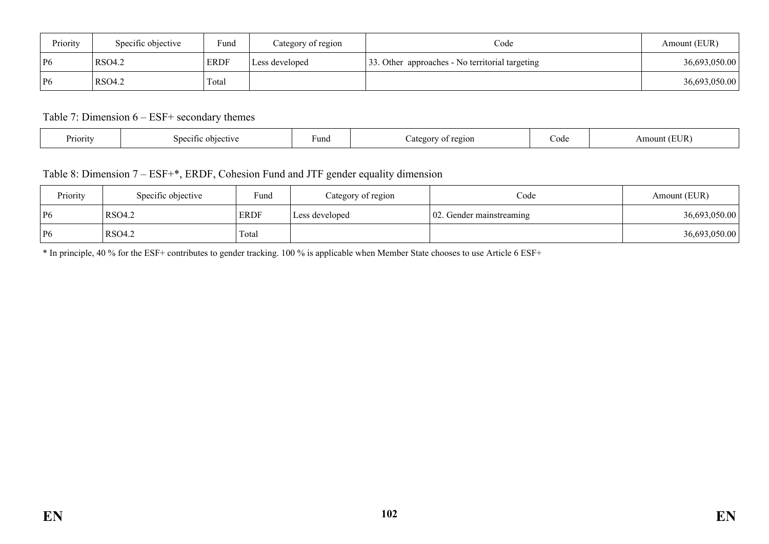| Priority | Specific objective | Fund | Category of region | Code | Amount (EUR) |
|---|---|---|---|---|---|
| P6 | RSO4.2 | ERDF | Less developed | 33. Other approaches - No territorial targeting | 36,693,050.00 |
| P6 | RSO4.2 | Total | | | 36,693,050.00 |

Table 7: Dimension 6 – ESF+ secondary themes

| Priority | Specific objective | Fund | Category of region | Code | Amount (EUR) |
|---|---|---|---|---|---|

Table 8: Dimension 7 – ESF+*, ERDF, Cohesion Fund and JTF gender equality dimension

| Priority | Specific objective | Fund | Category of region | Code | Amount (EUR) |
|---|---|---|---|---|---|
| P6 | RSO4.2 | ERDF | Less developed | 02. Gender mainstreaming | 36,693,050.00 |
| P6 | RSO4.2 | Total | | | 36,693,050.00 |

* In principle, 40 % for the ESF+ contributes to gender tracking. 100 % is applicable when Member State chooses to use Article 6 ESF+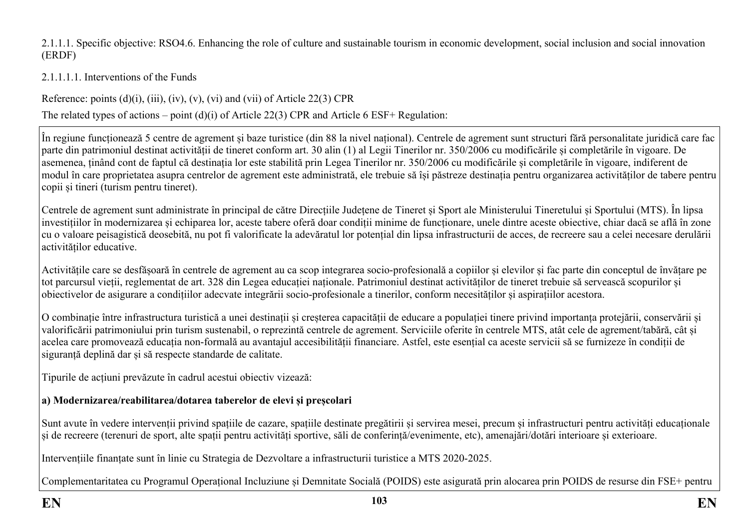2.1.1.1. Specific objective: RSO4.6. Enhancing the role of culture and sustainable tourism in economic development, social inclusion and social innovation (ERDF)

2.1.1.1.1. Interventions of the Funds

Reference: points (d)(i), (iii), (iv), (v), (vi) and (vii) of Article 22(3) CPR

The related types of actions – point (d)(i) of Article 22(3) CPR and Article 6 ESF+ Regulation:

În regiune funcționează 5 centre de agrement și baze turistice (din 88 la nivel național). Centrele de agrement sunt structuri fără personalitate juridică care fac parte din patrimoniul destinat activității de tineret conform art. 30 alin (1) al Legii Tinerilor nr. 350/2006 cu modificările și completările în vigoare. De asemenea, ținând cont de faptul că destinația lor este stabilită prin Legea Tinerilor nr. 350/2006 cu modificările și completările în vigoare, indiferent de modul în care proprietatea asupra centrelor de agrement este administrată, ele trebuie să își păstreze destinația pentru organizarea activităților de tabere pentru copii și tineri (turism pentru tineret).

Centrele de agrement sunt administrate în principal de către Direcțiile Județene de Tineret și Sport ale Ministerului Tineretului și Sportului (MTS). În lipsa investițiilor în modernizarea și echiparea lor, aceste tabere oferă doar condiții minime de funcționare, unele dintre aceste obiective, chiar dacă se află în zone cu o valoare peisagistică deosebită, nu pot fi valorificate la adevăratul lor potențial din lipsa infrastructurii de acces, de recreere sau a celei necesare derulării activităților educative.

Activitățile care se desfășoară în centrele de agrement au ca scop integrarea socio-profesională a copiilor și elevilor și fac parte din conceptul de învățare pe tot parcursul vieții, reglementat de art. 328 din Legea educației naționale. Patrimoniul destinat activităților de tineret trebuie să servească scopurilor și obiectivelor de asigurare a condițiilor adecvate integrării socio-profesionale a tinerilor, conform necesităților și aspirațiilor acestora.

O combinație între infrastructura turistică a unei destinații și creșterea capacității de educare a populației tinere privind importanța protejării, conservării și valorificării patrimoniului prin turism sustenabil, o reprezintă centrele de agrement. Serviciile oferite în centrele MTS, atât cele de agrement/tabără, cât și acelea care promovează educația non-formală au avantajul accesibilității financiare. Astfel, este esențial ca aceste servicii să se furnizeze în condiții de siguranță deplină dar și să respecte standarde de calitate.

Tipurile de acțiuni prevăzute în cadrul acestui obiectiv vizează:

**a) Modernizarea/reabilitarea/dotarea taberelor de elevi și preșcolari**

Sunt avute în vedere intervenții privind spațiile de cazare, spațiile destinate pregătirii și servirea mesei, precum și infrastructuri pentru activități educaționale și de recreere (terenuri de sport, alte spații pentru activități sportive, săli de conferință/evenimente, etc), amenajări/dotări interioare și exterioare.

Intervențiile finanțate sunt în linie cu Strategia de Dezvoltare a infrastructurii turistice a MTS 2020-2025.

Complementaritatea cu Programul Operațional Incluziune și Demnitate Socială (POIDS) este asigurată prin alocarea prin POIDS de resurse din FSE+ pentru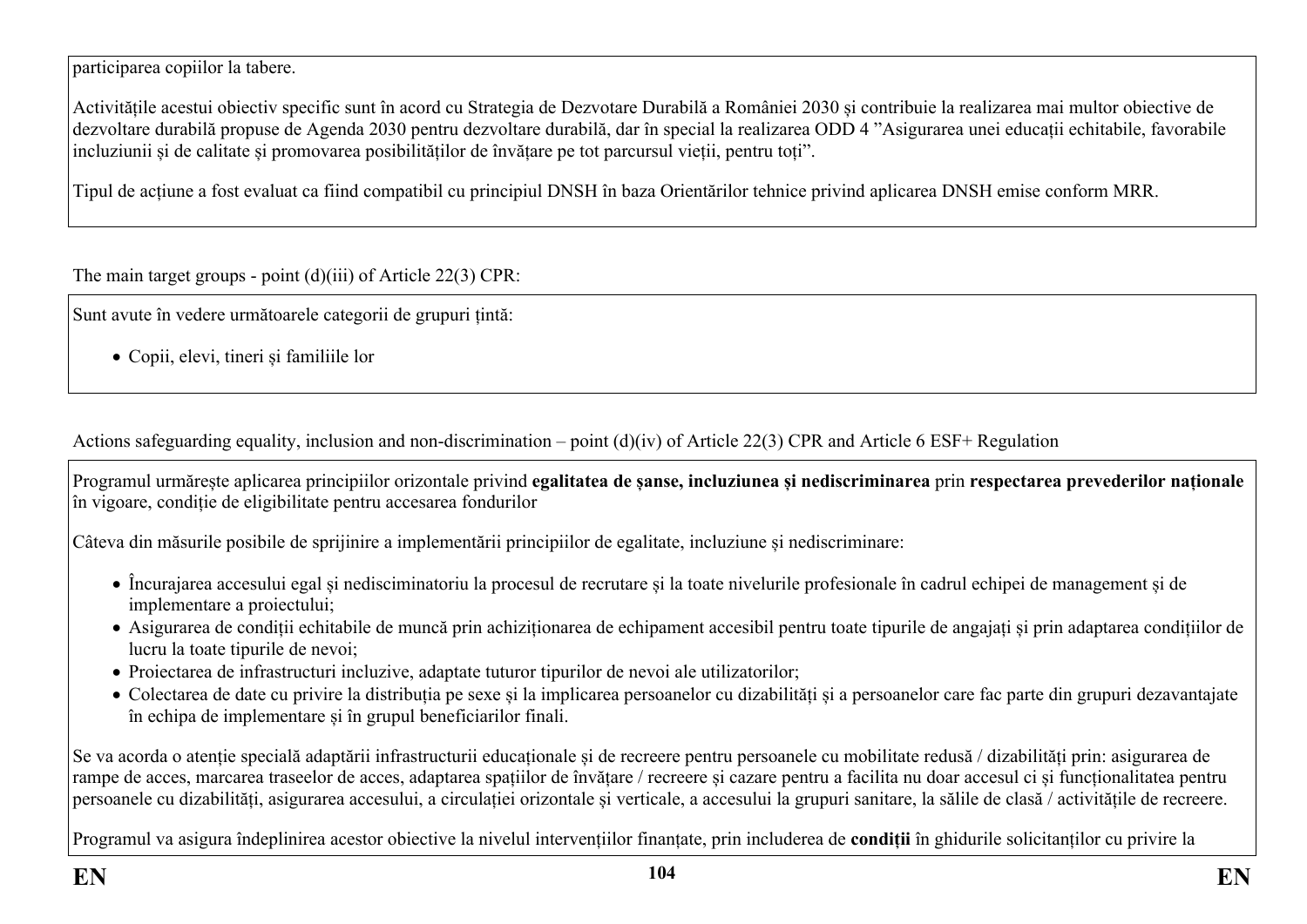participarea copiilor la tabere.

Activitățile acestui obiectiv specific sunt în acord cu Strategia de Dezvotare Durabilă a României 2030 și contribuie la realizarea mai multor obiective de dezvoltare durabilă propuse de Agenda 2030 pentru dezvoltare durabilă, dar în special la realizarea ODD 4 ”Asigurarea unei educații echitabile, favorabile incluziunii și de calitate și promovarea posibilităților de învățare pe tot parcursul vieții, pentru toți”.

Tipul de acțiune a fost evaluat ca fiind compatibil cu principiul DNSH în baza Orientărilor tehnice privind aplicarea DNSH emise conform MRR.

The main target groups - point (d)(iii) of Article 22(3) CPR:

Sunt avute în vedere următoarele categorii de grupuri țintă:

- Copii, elevi, tineri și familiile lor

Actions safeguarding equality, inclusion and non-discrimination – point (d)(iv) of Article 22(3) CPR and Article 6 ESF+ Regulation

Programul urmărește aplicarea principiilor orizontale privind **egalitatea de șanse, incluziunea și nediscriminarea** prin **respectarea prevederilor naționale** în vigoare, condiție de eligibilitate pentru accesarea fondurilor

Câteva din măsurile posibile de sprijinire a implementării principiilor de egalitate, incluziune și nediscriminare:

- Încurajarea accesului egal și nedisciminatoriu la procesul de recrutare și la toate nivelurile profesionale în cadrul echipei de management și de implementare a proiectului;
- Asigurarea de condiții echitabile de muncă prin achiziționarea de echipament accesibil pentru toate tipurile de angajați și prin adaptarea condițiilor de lucru la toate tipurile de nevoi;
- Proiectarea de infrastructuri incluzive, adaptate tuturor tipurilor de nevoi ale utilizatorilor;
- Colectarea de date cu privire la distribuția pe sexe și la implicarea persoanelor cu dizabilități și a persoanelor care fac parte din grupuri dezavantajate în echipa de implementare și în grupul beneficiarilor finali.

Se va acorda o atenție specială adaptării infrastructurii educaționale și de recreere pentru persoanele cu mobilitate redusă / dizabilități prin: asigurarea de rampe de acces, marcarea traseelor de acces, adaptarea spațiilor de învățare / recreere și cazare pentru a facilita nu doar accesul ci și funcționalitatea pentru persoanele cu dizabilități, asigurarea accesului, a circulației orizontale și verticale, a accesului la grupuri sanitare, la sălile de clasă / activitățile de recreere.

Programul va asigura îndeplinirea acestor obiective la nivelul intervențiilor finanțate, prin includerea de **condiții** în ghidurile solicitanților cu privire la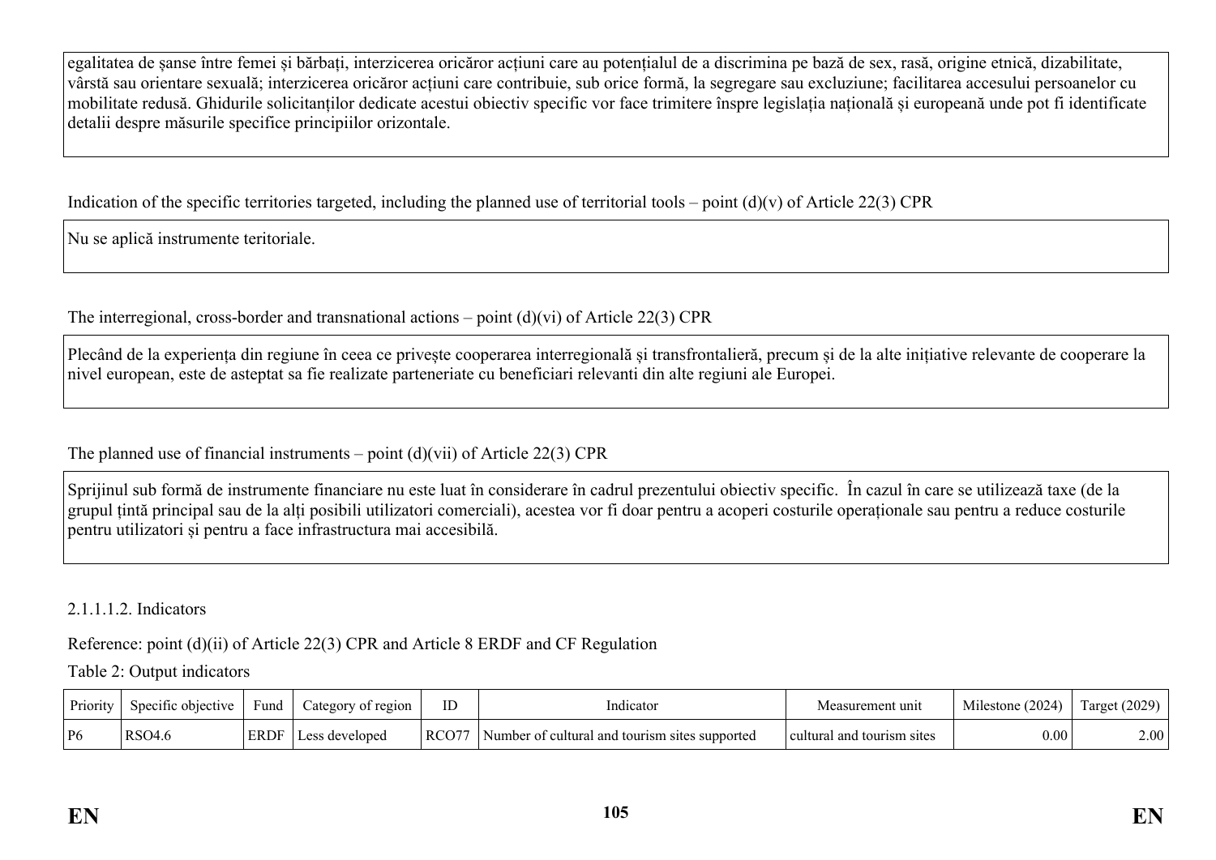egalitatea de șanse între femei și bărbați, interzicerea oricăror acțiuni care au potențialul de a discrimina pe bază de sex, rasă, origine etnică, dizabilitate, vârstă sau orientare sexuală; interzicerea oricăror acțiuni care contribuie, sub orice formă, la segregare sau excluziune; facilitarea accesului persoanelor cu mobilitate redusă. Ghidurile solicitanților dedicate acestui obiectiv specific vor face trimitere înspre legislația națională și europeană unde pot fi identificate detalii despre măsurile specifice principiilor orizontale.

Indication of the specific territories targeted, including the planned use of territorial tools – point (d)(v) of Article 22(3) CPR

Nu se aplică instrumente teritoriale.

The interregional, cross-border and transnational actions – point (d)(vi) of Article 22(3) CPR

Plecând de la experiența din regiune în ceea ce privește cooperarea interregională și transfrontalieră, precum și de la alte inițiative relevante de cooperare la nivel european, este de asteptat sa fie realizate parteneriate cu beneficiari relevanti din alte regiuni ale Europei.

The planned use of financial instruments – point (d)(vii) of Article 22(3) CPR

Sprijinul sub formă de instrumente financiare nu este luat în considerare în cadrul prezentului obiectiv specific. În cazul în care se utilizează taxe (de la grupul țintă principal sau de la alți posibili utilizatori comerciali), acestea vor fi doar pentru a acoperi costurile operaționale sau pentru a reduce costurile pentru utilizatori și pentru a face infrastructura mai accesibilă.

#### 2.1.1.1.2. Indicators

Reference: point (d)(ii) of Article 22(3) CPR and Article 8 ERDF and CF Regulation

Table 2: Output indicators

| Priority | Specific objective | Fund | Category of region | ID | Indicator | Measurement unit | Milestone (2024) | Target (2029) |
|---|---|---|---|---|---|---|---|---|
| P6 | RSO4.6 | ERDF | Less developed | RCO77 | Number of cultural and tourism sites supported | cultural and tourism sites | 0.00 | 2.00 |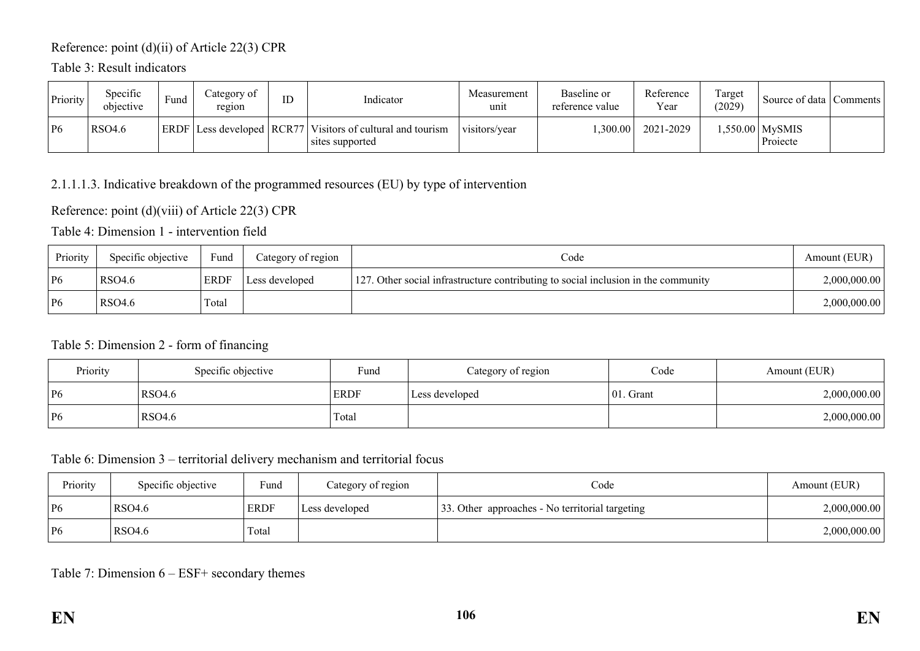Reference: point (d)(ii) of Article 22(3) CPR

Table 3: Result indicators

| Priority | Specific objective | Fund | Category of region | ID | Indicator | Measurement unit | Baseline or reference value | Reference Year | Target (2029) | Source of data | Comments |
|---|---|---|---|---|---|---|---|---|---|---|---|
| P6 | RSO4.6 | ERDF | Less developed | RCR77 | Visitors of cultural and tourism sites supported | visitors/year | 1,300.00 | 2021-2029 | 1,550.00 | MySMIS Proiecte | |

2.1.1.1.3. Indicative breakdown of the programmed resources (EU) by type of intervention

Reference: point (d)(viii) of Article 22(3) CPR

Table 4: Dimension 1 - intervention field

| Priority | Specific objective | Fund | Category of region | Code | Amount (EUR) |
|---|---|---|---|---|---|
| P6 | RSO4.6 | ERDF | Less developed | 127. Other social infrastructure contributing to social inclusion in the community | 2,000,000.00 |
| P6 | RSO4.6 | Total | | | 2,000,000.00 |

Table 5: Dimension 2 - form of financing

| Priority | Specific objective | Fund | Category of region | Code | Amount (EUR) |
|---|---|---|---|---|---|
| P6 | RSO4.6 | ERDF | Less developed | 01. Grant | 2,000,000.00 |
| P6 | RSO4.6 | Total | | | 2,000,000.00 |

Table 6: Dimension 3 – territorial delivery mechanism and territorial focus

| Priority | Specific objective | Fund | Category of region | Code | Amount (EUR) |
|---|---|---|---|---|---|
| P6 | RSO4.6 | ERDF | Less developed | 33. Other approaches - No territorial targeting | 2,000,000.00 |
| P6 | RSO4.6 | Total | | | 2,000,000.00 |

Table 7: Dimension 6 – ESF+ secondary themes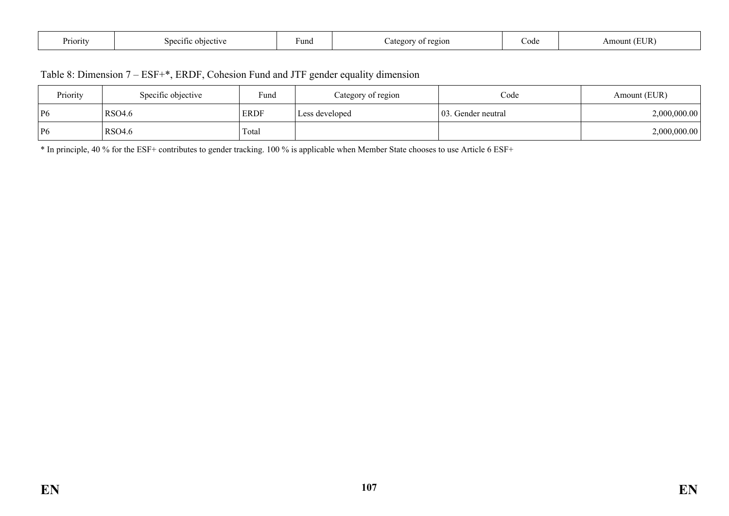| Priority | Specific objective | Fund | Category of region | Code | Amount (EUR) |
|---|---|---|---|---|---|

Table 8: Dimension 7 – ESF+*, ERDF, Cohesion Fund and JTF gender equality dimension

| Priority | Specific objective | Fund | Category of region | Code | Amount (EUR) |
|---|---|---|---|---|---|
| P6 | RSO4.6 | ERDF | Less developed | 03. Gender neutral | 2,000,000.00 |
| P6 | RSO4.6 | Total | | | 2,000,000.00 |

* In principle, 40 % for the ESF+ contributes to gender tracking. 100 % is applicable when Member State chooses to use Article 6 ESF+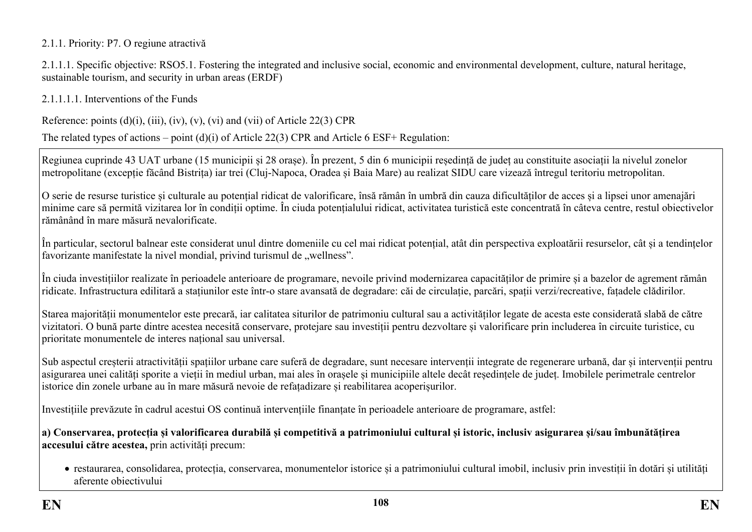2.1.1. Priority: P7. O regiune atractivă

2.1.1.1. Specific objective: RSO5.1. Fostering the integrated and inclusive social, economic and environmental development, culture, natural heritage, sustainable tourism, and security in urban areas (ERDF)

2.1.1.1.1. Interventions of the Funds

Reference: points (d)(i), (iii), (iv), (v), (vi) and (vii) of Article 22(3) CPR

The related types of actions – point (d)(i) of Article 22(3) CPR and Article 6 ESF+ Regulation:

Regiunea cuprinde 43 UAT urbane (15 municipii și 28 orașe). În prezent, 5 din 6 municipii reședință de județ au constituite asociații la nivelul zonelor metropolitane (excepție făcând Bistrița) iar trei (Cluj-Napoca, Oradea și Baia Mare) au realizat SIDU care vizează întregul teritoriu metropolitan.

O serie de resurse turistice și culturale au potențial ridicat de valorificare, însă rămân în umbră din cauza dificultăților de acces și a lipsei unor amenajări minime care să permită vizitarea lor în condiții optime. În ciuda potențialului ridicat, activitatea turistică este concentrată în câteva centre, restul obiectivelor rămânând în mare măsură nevalorificate.

În particular, sectorul balnear este considerat unul dintre domeniile cu cel mai ridicat potențial, atât din perspectiva exploatării resurselor, cât și a tendințelor favorizante manifestate la nivel mondial, privind turismul de „wellness".

În ciuda investițiilor realizate în perioadele anterioare de programare, nevoile privind modernizarea capacităților de primire și a bazelor de agrement rămân ridicate. Infrastructura edilitară a stațiunilor este într-o stare avansată de degradare: căi de circulație, parcări, spații verzi/recreative, fațadele clădirilor.

Starea majorității monumentelor este precară, iar calitatea siturilor de patrimoniu cultural sau a activităților legate de acesta este considerată slabă de către vizitatori. O bună parte dintre acestea necesită conservare, protejare sau investiții pentru dezvoltare și valorificare prin includerea în circuite turistice, cu prioritate monumentele de interes național sau universal.

Sub aspectul creșterii atractivității spațiilor urbane care suferă de degradare, sunt necesare intervenții integrate de regenerare urbană, dar și intervenții pentru asigurarea unei calități sporite a vieții în mediul urban, mai ales în orașele și municipiile altele decât reședințele de județ. Imobilele perimetrale centrelor istorice din zonele urbane au în mare măsură nevoie de refațadizare și reabilitarea acoperișurilor.

Investițiile prevăzute în cadrul acestui OS continuă intervențiile finanțate în perioadele anterioare de programare, astfel:

**a) Conservarea, protecția și valorificarea durabilă și competitivă a patrimoniului cultural și istoric, inclusiv asigurarea și/sau îmbunătățirea accesului către acestea,** prin activități precum:

- restaurarea, consolidarea, protecția, conservarea, monumentelor istorice și a patrimoniului cultural imobil, inclusiv prin investiții în dotări și utilități aferente obiectivului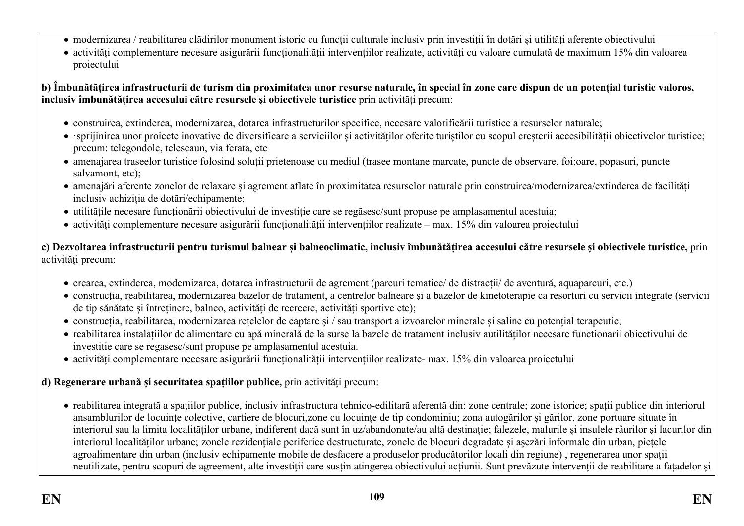- modernizarea / reabilitarea clădirilor monument istoric cu funcții culturale inclusiv prin investiții în dotări și utilități aferente obiectivului
- activități complementare necesare asigurării funcționalității intervențiilor realizate, activități cu valoare cumulată de maximum 15% din valoarea proiectului

**b) Îmbunătățirea infrastructurii de turism din proximitatea unor resurse naturale, în special în zone care dispun de un potențial turistic valoros, inclusiv îmbunătățirea accesului către resursele și obiectivele turistice** prin activități precum:

- construirea, extinderea, modernizarea, dotarea infrastructurilor specifice, necesare valorificării turistice a resurselor naturale;
- ·sprijinirea unor proiecte inovative de diversificare a serviciilor și activităților oferite turiștilor cu scopul creșterii accesibilității obiectivelor turistice; precum: telegondole, telescaun, via ferata, etc
- amenajarea traseelor turistice folosind soluții prietenoase cu mediul (trasee montane marcate, puncte de observare, foi;oare, popasuri, puncte salvamont, etc);
- amenajări aferente zonelor de relaxare și agrement aflate în proximitatea resurselor naturale prin construirea/modernizarea/extinderea de facilități inclusiv achiziția de dotări/echipamente;
- utilitățile necesare funcționării obiectivului de investiție care se regăsesc/sunt propuse pe amplasamentul acestuia;
- activități complementare necesare asigurării funcționalității intervențiilor realizate – max. 15% din valoarea proiectului

**c) Dezvoltarea infrastructurii pentru turismul balnear și balneoclimatic, inclusiv îmbunătățirea accesului către resursele și obiectivele turistice,** prin activități precum:

- crearea, extinderea, modernizarea, dotarea infrastructurii de agrement (parcuri tematice/ de distracții/ de aventură, aquaparcuri, etc.)
- construcția, reabilitarea, modernizarea bazelor de tratament, a centrelor balneare și a bazelor de kinetoterapie ca resorturi cu servicii integrate (servicii de tip sănătate și întreținere, balneo, activități de recreere, activități sportive etc);
- construcția, reabilitarea, modernizarea rețelelor de captare și / sau transport a izvoarelor minerale și saline cu potențial terapeutic;
- reabilitarea instalațiilor de alimentare cu apă minerală de la surse la bazele de tratament inclusiv autilităților necesare functionarii obiectivului de investitie care se regasesc/sunt propuse pe amplasamentul acestuia.
- activități complementare necesare asigurării funcționalității intervențiilor realizate- max. 15% din valoarea proiectului

**d) Regenerare urbană și securitatea spațiilor publice,** prin activități precum:

- reabilitarea integrată a spațiilor publice, inclusiv infrastructura tehnico-edilitară aferentă din: zone centrale; zone istorice; spații publice din interiorul ansamblurilor de locuințe colective, cartiere de blocuri,zone cu locuințe de tip condominiu; zona autogărilor și gărilor, zone portuare situate în interiorul sau la limita localităților urbane, indiferent dacă sunt în uz/abandonate/au altă destinație; falezele, malurile și insulele râurilor și lacurilor din interiorul localităților urbane; zonele rezidențiale periferice destructurate, zonele de blocuri degradate și așezări informale din urban, piețele agroalimentare din urban (inclusiv echipamente mobile de desfacere a produselor producătorilor locali din regiune) , regenerarea unor spații neutilizate, pentru scopuri de agreement, alte investiții care susțin atingerea obiectivului acțiunii. Sunt prevăzute intervenții de reabilitare a fațadelor și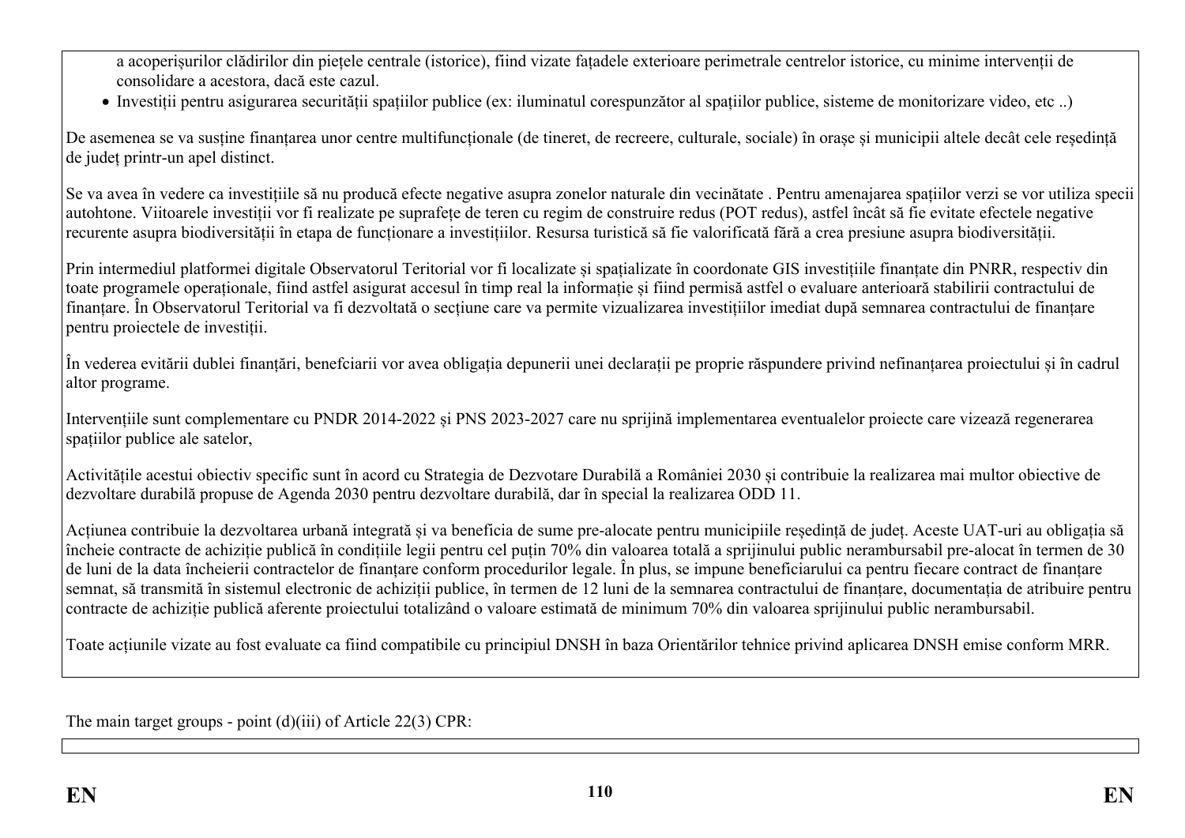a acoperișurilor clădirilor din piețele centrale (istorice), fiind vizate fațadele exterioare perimetrale centrelor istorice, cu minime intervenții de consolidare a acestora, dacă este cazul.

- Investiții pentru asigurarea securității spațiilor publice (ex: iluminatul corespunzător al spațiilor publice, sisteme de monitorizare video, etc ..)

De asemenea se va susține finanțarea unor centre multifuncționale (de tineret, de recreere, culturale, sociale) în orașe și municipii altele decât cele reședință de județ printr-un apel distinct.

Se va avea în vedere ca investițiile să nu producă efecte negative asupra zonelor naturale din vecinătate . Pentru amenajarea spațiilor verzi se vor utiliza specii autohtone. Viitoarele investiții vor fi realizate pe suprafețe de teren cu regim de construire redus (POT redus), astfel încât să fie evitate efectele negative recurente asupra biodiversității în etapa de funcționare a investițiilor. Resursa turistică să fie valorificată fără a crea presiune asupra biodiversității.

Prin intermediul platformei digitale Observatorul Teritorial vor fi localizate și spațializate în coordonate GIS investițiile finanțate din PNRR, respectiv din toate programele operaționale, fiind astfel asigurat accesul în timp real la informație și fiind permisă astfel o evaluare anterioară stabilirii contractului de finanțare. În Observatorul Teritorial va fi dezvoltată o secțiune care va permite vizualizarea investițiilor imediat după semnarea contractului de finanțare pentru proiectele de investiții.

În vederea evitării dublei finanțări, benefciarii vor avea obligația depunerii unei declarații pe proprie răspundere privind nefinanțarea proiectului și în cadrul altor programe.

Intervențiile sunt complementare cu PNDR 2014-2022 și PNS 2023-2027 care nu sprijină implementarea eventualelor proiecte care vizează regenerarea spațiilor publice ale satelor,

Activitățile acestui obiectiv specific sunt în acord cu Strategia de Dezvotare Durabilă a României 2030 și contribuie la realizarea mai multor obiective de dezvoltare durabilă propuse de Agenda 2030 pentru dezvoltare durabilă, dar în special la realizarea ODD 11.

Acțiunea contribuie la dezvoltarea urbană integrată și va beneficia de sume pre-alocate pentru municipiile reședință de județ. Aceste UAT-uri au obligația să încheie contracte de achiziție publică în condițiile legii pentru cel puțin 70% din valoarea totală a sprijinului public nerambursabil pre-alocat în termen de 30 de luni de la data încheierii contractelor de finanțare conform procedurilor legale. În plus, se impune beneficiarului ca pentru fiecare contract de finanțare semnat, să transmită în sistemul electronic de achiziții publice, în termen de 12 luni de la semnarea contractului de finanțare, documentația de atribuire pentru contracte de achiziție publică aferente proiectului totalizând o valoare estimată de minimum 70% din valoarea sprijinului public nerambursabil.

Toate acțiunile vizate au fost evaluate ca fiind compatibile cu principiul DNSH în baza Orientărilor tehnice privind aplicarea DNSH emise conform MRR.

The main target groups - point (d)(iii) of Article 22(3) CPR: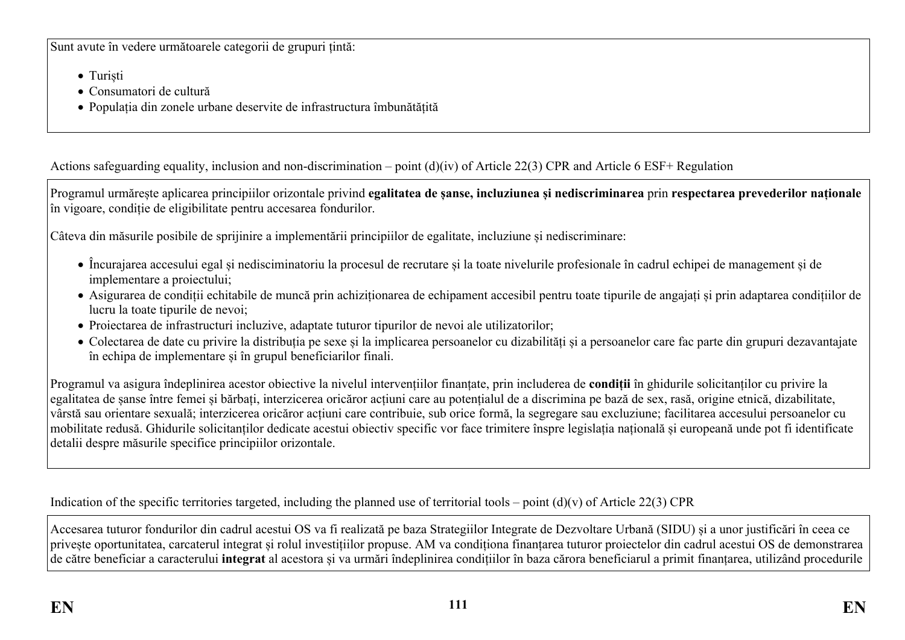Sunt avute în vedere următoarele categorii de grupuri țintă:

- Turiști
- Consumatori de cultură
- Populația din zonele urbane deservite de infrastructura îmbunătățită

Actions safeguarding equality, inclusion and non-discrimination – point (d)(iv) of Article 22(3) CPR and Article 6 ESF+ Regulation

Programul urmărește aplicarea principiilor orizontale privind **egalitatea de șanse, incluziunea și nediscriminarea** prin **respectarea prevederilor naționale** în vigoare, condiție de eligibilitate pentru accesarea fondurilor.

Câteva din măsurile posibile de sprijinire a implementării principiilor de egalitate, incluziune și nediscriminare:

- Încurajarea accesului egal și nedisciminatoriu la procesul de recrutare și la toate nivelurile profesionale în cadrul echipei de management și de implementare a proiectului;
- Asigurarea de condiții echitabile de muncă prin achiziționarea de echipament accesibil pentru toate tipurile de angajați și prin adaptarea condițiilor de lucru la toate tipurile de nevoi;
- Proiectarea de infrastructuri incluzive, adaptate tuturor tipurilor de nevoi ale utilizatorilor;
- Colectarea de date cu privire la distribuția pe sexe și la implicarea persoanelor cu dizabilități și a persoanelor care fac parte din grupuri dezavantajate în echipa de implementare și în grupul beneficiarilor finali.

Programul va asigura îndeplinirea acestor obiective la nivelul intervențiilor finanțate, prin includerea de **condiții** în ghidurile solicitanților cu privire la egalitatea de șanse între femei și bărbați, interzicerea oricăror acțiuni care au potențialul de a discrimina pe bază de sex, rasă, origine etnică, dizabilitate, vârstă sau orientare sexuală; interzicerea oricăror acțiuni care contribuie, sub orice formă, la segregare sau excluziune; facilitarea accesului persoanelor cu mobilitate redusă. Ghidurile solicitanților dedicate acestui obiectiv specific vor face trimitere înspre legislația națională și europeană unde pot fi identificate detalii despre măsurile specifice principiilor orizontale.

Indication of the specific territories targeted, including the planned use of territorial tools – point (d)(v) of Article 22(3) CPR

Accesarea tuturor fondurilor din cadrul acestui OS va fi realizată pe baza Strategiilor Integrate de Dezvoltare Urbană (SIDU) și a unor justificări în ceea ce privește oportunitatea, carcaterul integrat și rolul investițiilor propuse. AM va condiționa finanțarea tuturor proiectelor din cadrul acestui OS de demonstrarea de către beneficiar a caracterului **integrat** al acestora și va urmări îndeplinirea condițiilor în baza cărora beneficiarul a primit finanțarea, utilizând procedurile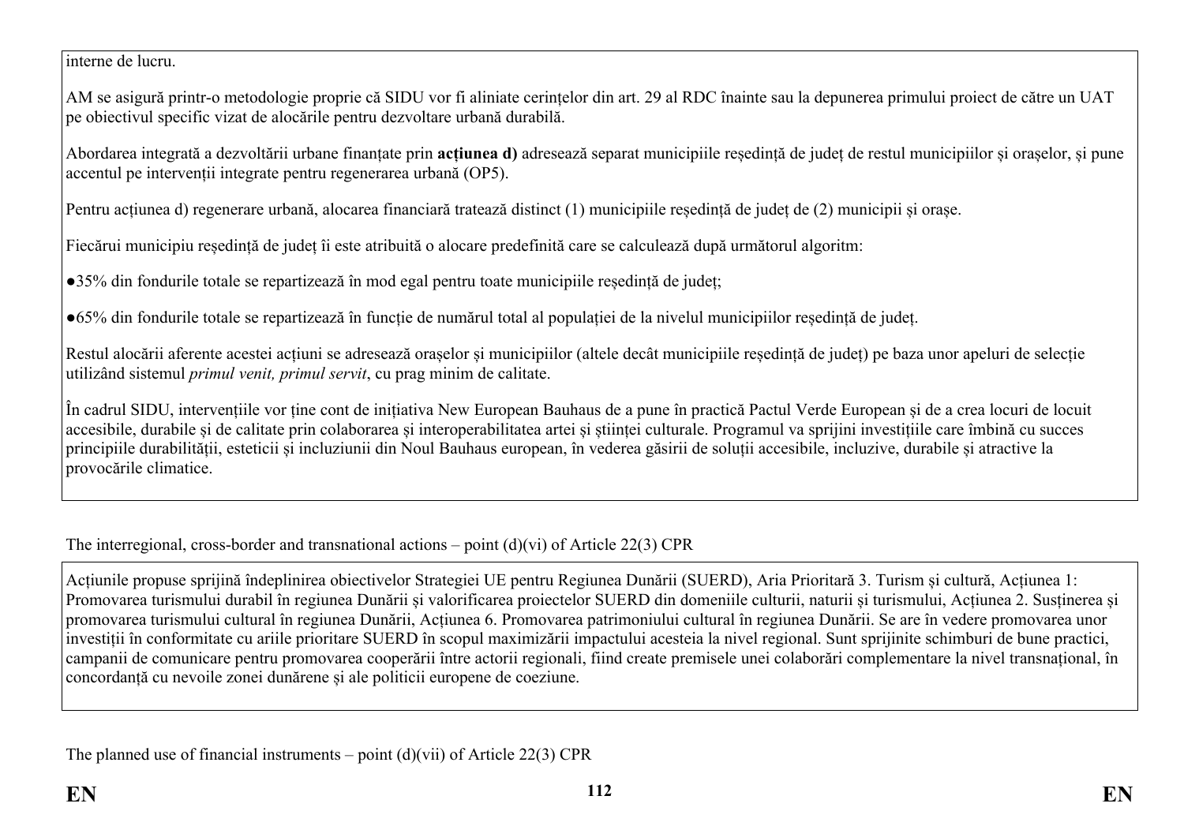interne de lucru.

AM se asigură printr-o metodologie proprie că SIDU vor fi aliniate cerințelor din art. 29 al RDC înainte sau la depunerea primului proiect de către un UAT pe obiectivul specific vizat de alocările pentru dezvoltare urbană durabilă.

Abordarea integrată a dezvoltării urbane finanțate prin **acțiunea d)** adresează separat municipiile reședință de județ de restul municipiilor și orașelor, și pune accentul pe intervenții integrate pentru regenerarea urbană (OP5).

Pentru acțiunea d) regenerare urbană, alocarea financiară tratează distinct (1) municipiile reședință de județ de (2) municipii și orașe.

Fiecărui municipiu reședință de județ îi este atribuită o alocare predefinită care se calculează după următorul algoritm:

●35% din fondurile totale se repartizează în mod egal pentru toate municipiile reședință de județ;

●65% din fondurile totale se repartizează în funcție de numărul total al populației de la nivelul municipiilor reședință de județ.

Restul alocării aferente acestei acțiuni se adresează orașelor și municipiilor (altele decât municipiile reședință de județ) pe baza unor apeluri de selecție utilizând sistemul *primul venit, primul servit*, cu prag minim de calitate.

În cadrul SIDU, intervențiile vor ține cont de inițiativa New European Bauhaus de a pune în practică Pactul Verde European și de a crea locuri de locuit accesibile, durabile și de calitate prin colaborarea și interoperabilitatea artei și științei culturale. Programul va sprijini investițiile care îmbină cu succes principiile durabilității, esteticii și incluziunii din Noul Bauhaus european, în vederea găsirii de soluții accesibile, incluzive, durabile și atractive la provocările climatice.

The interregional, cross-border and transnational actions – point (d)(vi) of Article 22(3) CPR

Acțiunile propuse sprijină îndeplinirea obiectivelor Strategiei UE pentru Regiunea Dunării (SUERD), Aria Prioritară 3. Turism și cultură, Acțiunea 1: Promovarea turismului durabil în regiunea Dunării și valorificarea proiectelor SUERD din domeniile culturii, naturii și turismului, Acțiunea 2. Susținerea și promovarea turismului cultural în regiunea Dunării, Acțiunea 6. Promovarea patrimoniului cultural în regiunea Dunării. Se are în vedere promovarea unor investiții în conformitate cu ariile prioritare SUERD în scopul maximizării impactului acesteia la nivel regional. Sunt sprijinite schimburi de bune practici, campanii de comunicare pentru promovarea cooperării între actorii regionali, fiind create premisele unei colaborări complementare la nivel transnațional, în concordanță cu nevoile zonei dunărene și ale politicii europene de coeziune.

The planned use of financial instruments – point (d)(vii) of Article 22(3) CPR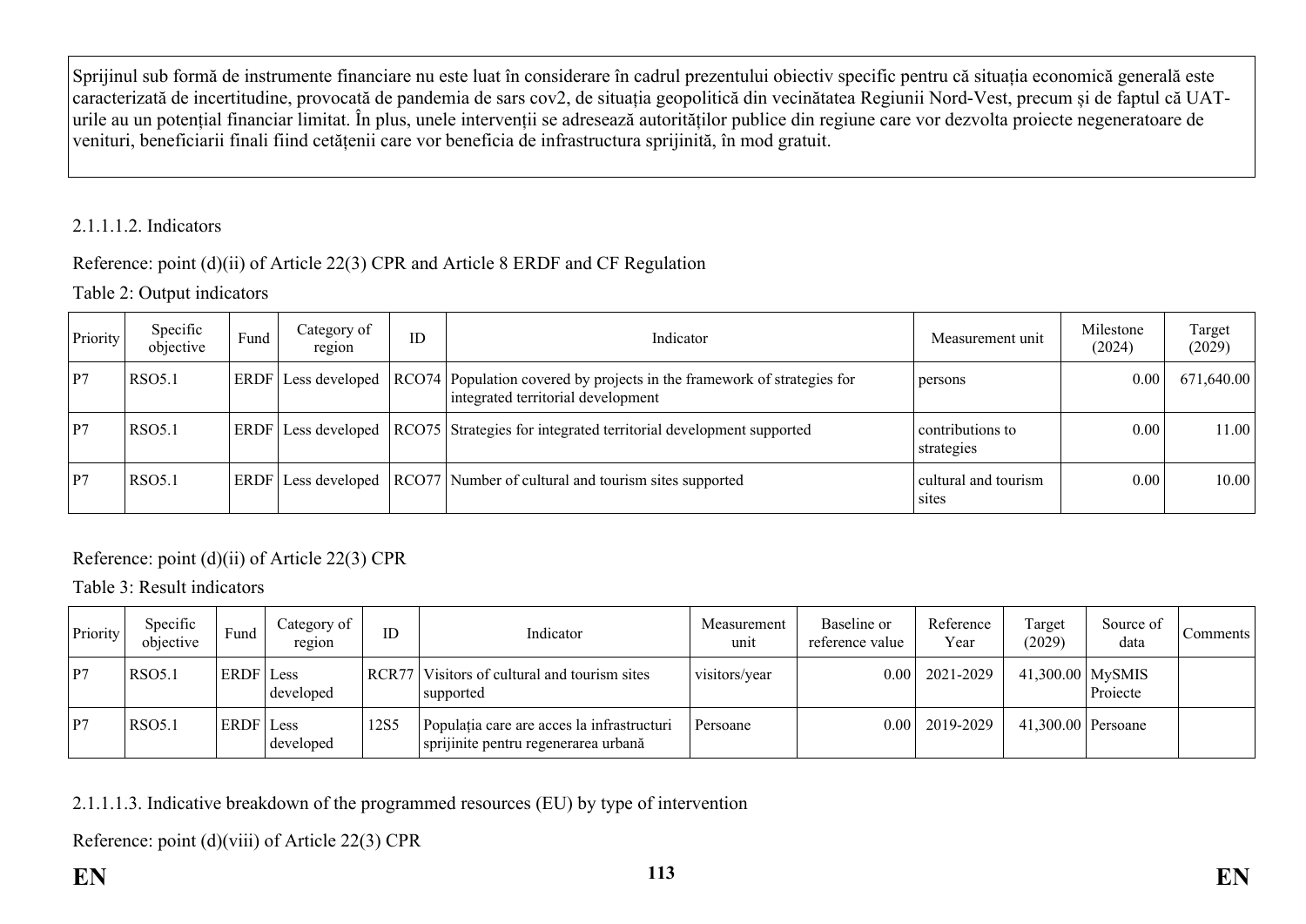Sprijinul sub formă de instrumente financiare nu este luat în considerare în cadrul prezentului obiectiv specific pentru că situația economică generală este caracterizată de incertitudine, provocată de pandemia de sars cov2, de situația geopolitică din vecinătatea Regiunii Nord-Vest, precum și de faptul că UAT-urile au un potențial financiar limitat. În plus, unele intervenții se adresează autorităților publice din regiune care vor dezvolta proiecte negeneratoare de venituri, beneficiarii finali fiind cetățenii care vor beneficia de infrastructura sprijinită, în mod gratuit.

2.1.1.1.2. Indicators

Reference: point (d)(ii) of Article 22(3) CPR and Article 8 ERDF and CF Regulation

Table 2: Output indicators

| Priority | Specific objective | Fund | Category of region | ID | Indicator | Measurement unit | Milestone (2024) | Target (2029) |
|---|---|---|---|---|---|---|---|---|
| P7 | RSO5.1 | ERDF | Less developed | RCO74 | Population covered by projects in the framework of strategies for integrated territorial development | persons | 0.00 | 671,640.00 |
| P7 | RSO5.1 | ERDF | Less developed | RCO75 | Strategies for integrated territorial development supported | contributions to strategies | 0.00 | 11.00 |
| P7 | RSO5.1 | ERDF | Less developed | RCO77 | Number of cultural and tourism sites supported | cultural and tourism sites | 0.00 | 10.00 |

Reference: point (d)(ii) of Article 22(3) CPR

Table 3: Result indicators

| Priority | Specific objective | Fund | Category of region | ID | Indicator | Measurement unit | Baseline or reference value | Reference Year | Target (2029) | Source of data | Comments |
|---|---|---|---|---|---|---|---|---|---|---|---|
| P7 | RSO5.1 | ERDF | Less developed | RCR77 | Visitors of cultural and tourism sites supported | visitors/year | 0.00 | 2021-2029 | 41,300.00 | MySMIS Proiecte | |
| P7 | RSO5.1 | ERDF | Less developed | 12S5 | Populația care are acces la infrastructuri sprijinite pentru regenerarea urbană | Persoane | 0.00 | 2019-2029 | 41,300.00 | Persoane | |

2.1.1.1.3. Indicative breakdown of the programmed resources (EU) by type of intervention

Reference: point (d)(viii) of Article 22(3) CPR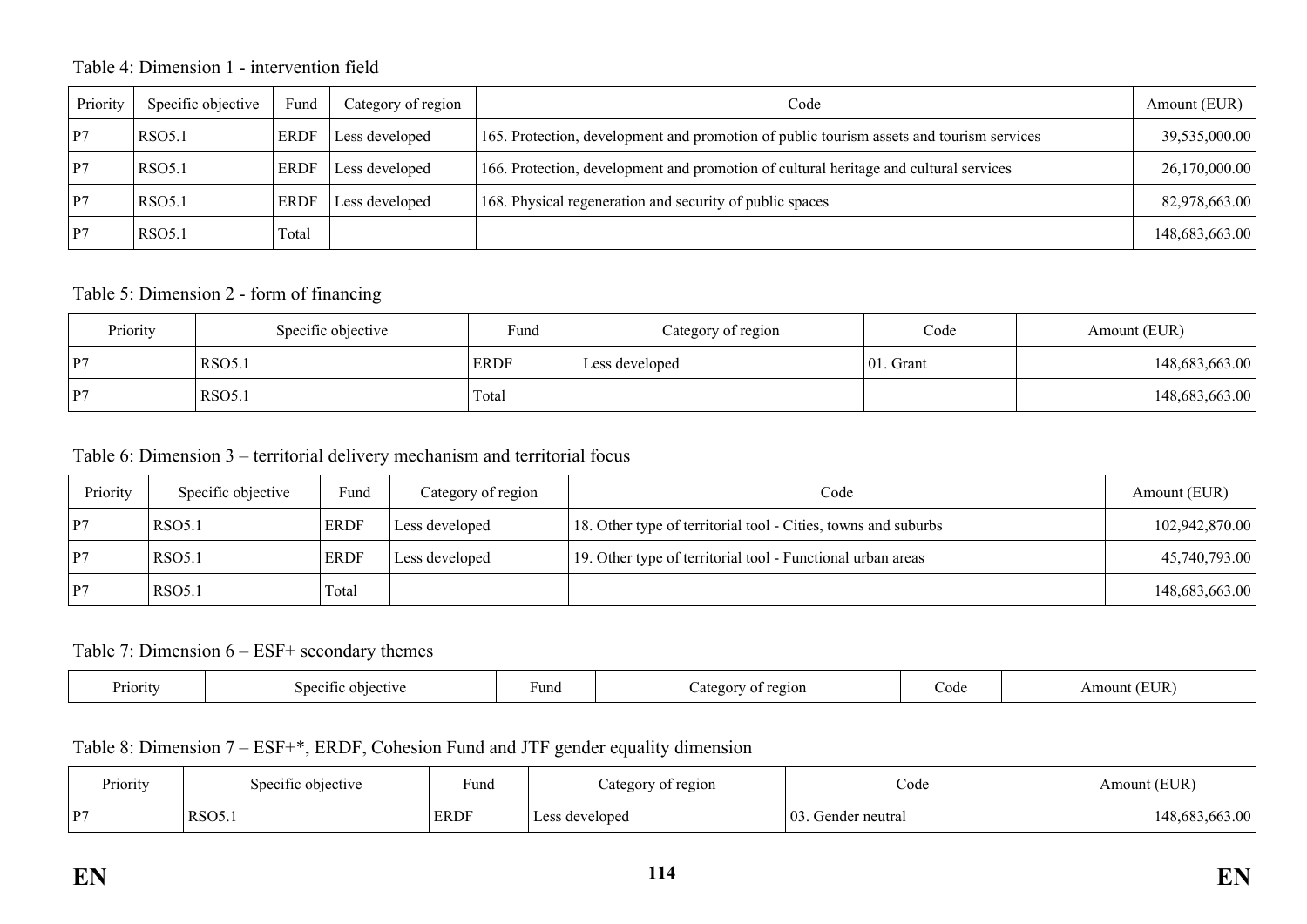Table 4: Dimension 1 - intervention field

| Priority | Specific objective | Fund | Category of region | Code | Amount (EUR) |
|---|---|---|---|---|---|
| P7 | RSO5.1 | ERDF | Less developed | 165. Protection, development and promotion of public tourism assets and tourism services | 39,535,000.00 |
| P7 | RSO5.1 | ERDF | Less developed | 166. Protection, development and promotion of cultural heritage and cultural services | 26,170,000.00 |
| P7 | RSO5.1 | ERDF | Less developed | 168. Physical regeneration and security of public spaces | 82,978,663.00 |
| P7 | RSO5.1 | Total | | | 148,683,663.00 |

Table 5: Dimension 2 - form of financing

| Priority | Specific objective | Fund | Category of region | Code | Amount (EUR) |
|---|---|---|---|---|---|
| P7 | RSO5.1 | ERDF | Less developed | 01. Grant | 148,683,663.00 |
| P7 | RSO5.1 | Total | | | 148,683,663.00 |

Table 6: Dimension 3 – territorial delivery mechanism and territorial focus

| Priority | Specific objective | Fund | Category of region | Code | Amount (EUR) |
|---|---|---|---|---|---|
| P7 | RSO5.1 | ERDF | Less developed | 18. Other type of territorial tool - Cities, towns and suburbs | 102,942,870.00 |
| P7 | RSO5.1 | ERDF | Less developed | 19. Other type of territorial tool - Functional urban areas | 45,740,793.00 |
| P7 | RSO5.1 | Total | | | 148,683,663.00 |

Table 7: Dimension 6 – ESF+ secondary themes

| Priority | Specific objective | Fund | Category of region | Code | Amount (EUR) |
|---|---|---|---|---|---|

Table 8: Dimension 7 – ESF+*, ERDF, Cohesion Fund and JTF gender equality dimension

| Priority | Specific objective | Fund | Category of region | Code | Amount (EUR) |
|---|---|---|---|---|---|
| P7 | RSO5.1 | ERDF | Less developed | 03. Gender neutral | 148,683,663.00 |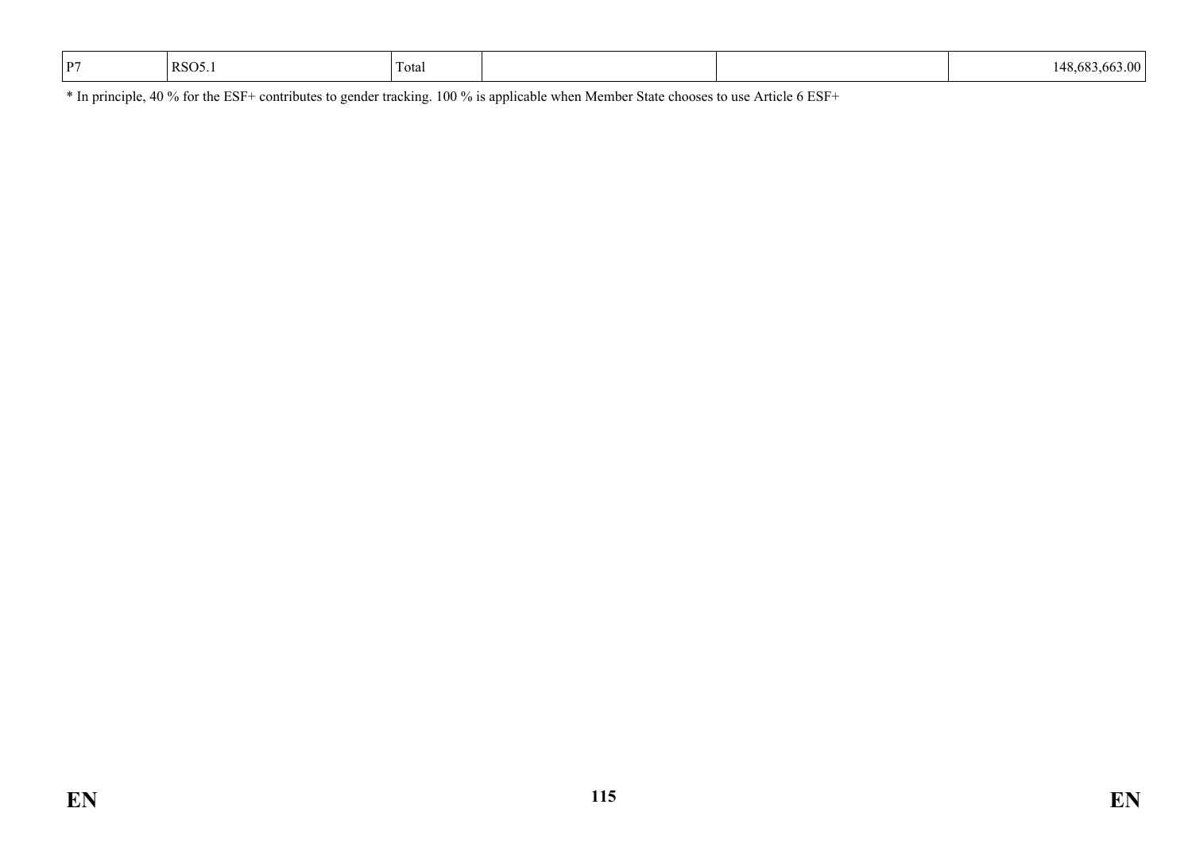| P7 | RSO5.1 | Total | | | 148,683,663.00 |
|---|---|---|---|---|---|

* In principle, 40 % for the ESF+ contributes to gender tracking. 100 % is applicable when Member State chooses to use Article 6 ESF+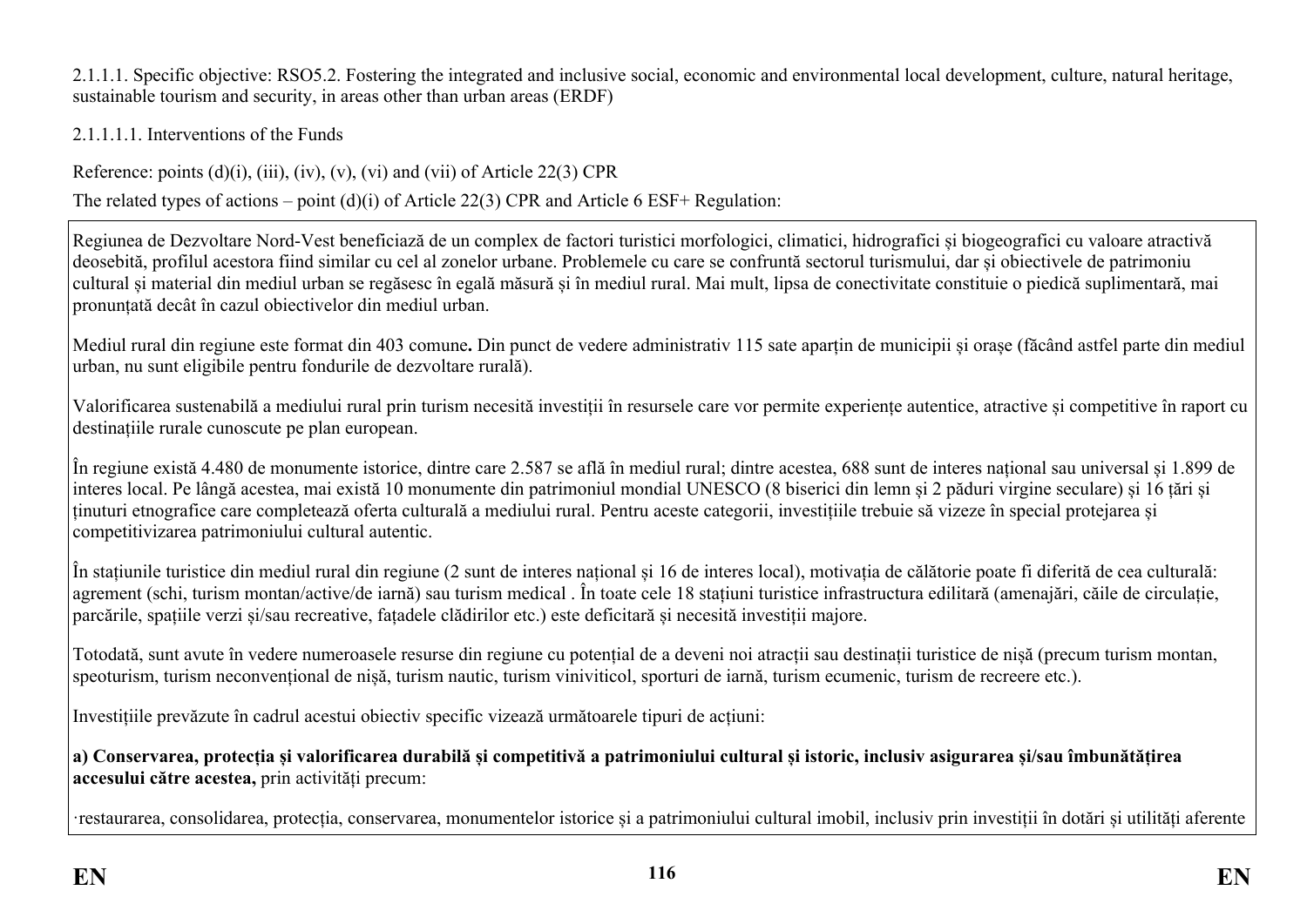2.1.1.1. Specific objective: RSO5.2. Fostering the integrated and inclusive social, economic and environmental local development, culture, natural heritage, sustainable tourism and security, in areas other than urban areas (ERDF)

2.1.1.1.1. Interventions of the Funds

Reference: points (d)(i), (iii), (iv), (v), (vi) and (vii) of Article 22(3) CPR

The related types of actions – point (d)(i) of Article 22(3) CPR and Article 6 ESF+ Regulation:

Regiunea de Dezvoltare Nord-Vest beneficiază de un complex de factori turistici morfologici, climatici, hidrografici și biogeografici cu valoare atractivă deosebită, profilul acestora fiind similar cu cel al zonelor urbane. Problemele cu care se confruntă sectorul turismului, dar și obiectivele de patrimoniu cultural și material din mediul urban se regăsesc în egală măsură și în mediul rural. Mai mult, lipsa de conectivitate constituie o piedică suplimentară, mai pronunțată decât în cazul obiectivelor din mediul urban.

Mediul rural din regiune este format din 403 comune**.** Din punct de vedere administrativ 115 sate aparțin de municipii și orașe (făcând astfel parte din mediul urban, nu sunt eligibile pentru fondurile de dezvoltare rurală).

Valorificarea sustenabilă a mediului rural prin turism necesită investiții în resursele care vor permite experiențe autentice, atractive și competitive în raport cu destinațiile rurale cunoscute pe plan european.

În regiune există 4.480 de monumente istorice, dintre care 2.587 se află în mediul rural; dintre acestea, 688 sunt de interes național sau universal și 1.899 de interes local. Pe lângă acestea, mai există 10 monumente din patrimoniul mondial UNESCO (8 biserici din lemn și 2 păduri virgine seculare) și 16 țări și ținuturi etnografice care completează oferta culturală a mediului rural. Pentru aceste categorii, investițiile trebuie să vizeze în special protejarea și competitivizarea patrimoniului cultural autentic.

În stațiunile turistice din mediul rural din regiune (2 sunt de interes național și 16 de interes local), motivația de călătorie poate fi diferită de cea culturală: agrement (schi, turism montan/active/de iarnă) sau turism medical . În toate cele 18 stațiuni turistice infrastructura edilitară (amenajări, căile de circulație, parcările, spațiile verzi și/sau recreative, fațadele clădirilor etc.) este deficitară și necesită investiții majore.

Totodată, sunt avute în vedere numeroasele resurse din regiune cu potențial de a deveni noi atracții sau destinații turistice de nișă (precum turism montan, speoturism, turism neconvențional de nișă, turism nautic, turism vinivinicol, sporturi de iarnă, turism ecumenic, turism de recreere etc.).

Investițiile prevăzute în cadrul acestui obiectiv specific vizează următoarele tipuri de acțiuni:

**a) Conservarea, protecția și valorificarea durabilă și competitivă a patrimoniului cultural și istoric, inclusiv asigurarea și/sau îmbunătățirea accesului către acestea,** prin activități precum:

·restaurarea, consolidarea, protecția, conservarea, monumentelor istorice și a patrimoniului cultural imobil, inclusiv prin investiții în dotări și utilități aferente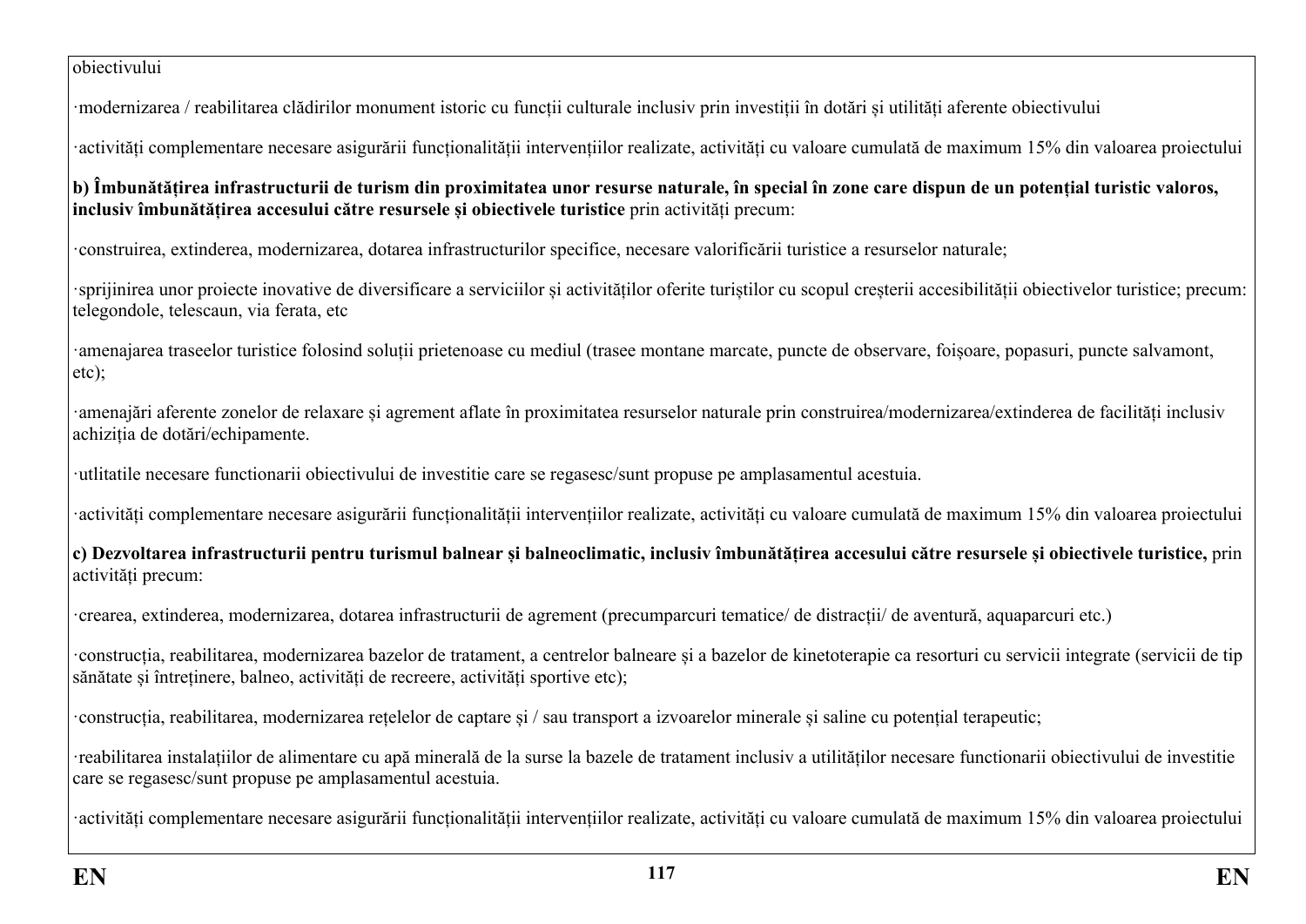obiectivului

·modernizarea / reabilitarea clădirilor monument istoric cu funcții culturale inclusiv prin investiții în dotări și utilități aferente obiectivului

·activități complementare necesare asigurării funcționalității intervențiilor realizate, activități cu valoare cumulată de maximum 15% din valoarea proiectului

**b) Îmbunătățirea infrastructurii de turism din proximitatea unor resurse naturale, în special în zone care dispun de un potențial turistic valoros, inclusiv îmbunătățirea accesului către resursele și obiectivele turistice** prin activități precum:

·construirea, extinderea, modernizarea, dotarea infrastructurilor specifice, necesare valorificării turistice a resurselor naturale;

·sprijinirea unor proiecte inovative de diversificare a serviciilor și activităților oferite turiștilor cu scopul creșterii accesibilității obiectivelor turistice; precum: telegondole, telescaun, via ferata, etc

·amenajarea traseelor turistice folosind soluții prietenoase cu mediul (trasee montane marcate, puncte de observare, foișoare, popasuri, puncte salvamont, etc);

·amenajări aferente zonelor de relaxare și agrement aflate în proximitatea resurselor naturale prin construirea/modernizarea/extinderea de facilități inclusiv achiziția de dotări/echipamente.

·utlitatile necesare functionarii obiectivului de investitie care se regasesc/sunt propuse pe amplasamentul acestuia.

·activități complementare necesare asigurării funcționalității intervențiilor realizate, activități cu valoare cumulată de maximum 15% din valoarea proiectului

**c) Dezvoltarea infrastructurii pentru turismul balnear și balneoclimatic, inclusiv îmbunătățirea accesului către resursele și obiectivele turistice,** prin activități precum:

·crearea, extinderea, modernizarea, dotarea infrastructurii de agrement (precumparcuri tematice/ de distracții/ de aventură, aquaparcuri etc.)

·construcția, reabilitarea, modernizarea bazelor de tratament, a centrelor balneare și a bazelor de kinetoterapie ca resorturi cu servicii integrate (servicii de tip sănătate și întreținere, balneo, activități de recreere, activități sportive etc);

·construcția, reabilitarea, modernizarea rețelelor de captare și / sau transport a izvoarelor minerale și saline cu potențial terapeutic;

·reabilitarea instalațiilor de alimentare cu apă minerală de la surse la bazele de tratament inclusiv a utilităților necesare functionarii obiectivului de investitie care se regasesc/sunt propuse pe amplasamentul acestuia.

·activități complementare necesare asigurării funcționalității intervențiilor realizate, activități cu valoare cumulată de maximum 15% din valoarea proiectului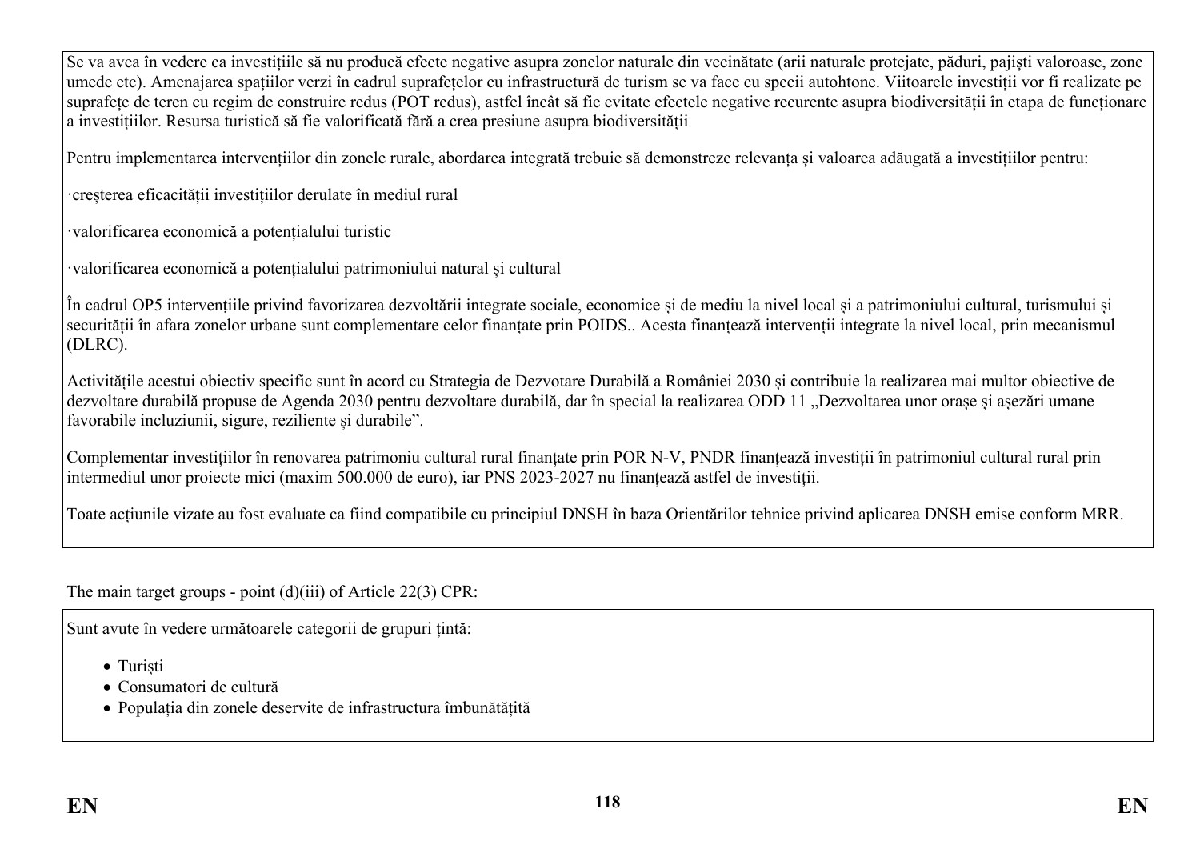Se va avea în vedere ca investițiile să nu producă efecte negative asupra zonelor naturale din vecinătate (arii naturale protejate, păduri, pajiști valoroase, zone umede etc). Amenajarea spațiilor verzi în cadrul suprafețelor cu infrastructură de turism se va face cu specii autohtone. Viitoarele investiții vor fi realizate pe suprafețe de teren cu regim de construire redus (POT redus), astfel încât să fie evitate efectele negative recurente asupra biodiversității în etapa de funcționare a investițiilor. Resursa turistică să fie valorificată fără a crea presiune asupra biodiversității

Pentru implementarea intervențiilor din zonele rurale, abordarea integrată trebuie să demonstreze relevanța și valoarea adăugată a investițiilor pentru:

·creșterea eficacității investițiilor derulate în mediul rural

·valorificarea economică a potențialului turistic

·valorificarea economică a potențialului patrimoniului natural și cultural

În cadrul OP5 intervențiile privind favorizarea dezvoltării integrate sociale, economice și de mediu la nivel local și a patrimoniului cultural, turismului și securității în afara zonelor urbane sunt complementare celor finanțate prin POIDS.. Acesta finanțează intervenții integrate la nivel local, prin mecanismul (DLRC).

Activitățile acestui obiectiv specific sunt în acord cu Strategia de Dezvotare Durabilă a României 2030 și contribuie la realizarea mai multor obiective de dezvoltare durabilă propuse de Agenda 2030 pentru dezvoltare durabilă, dar în special la realizarea ODD 11 „Dezvoltarea unor orașe și așezări umane favorabile incluziunii, sigure, reziliente și durabile".

Complementar investițiilor în renovarea patrimoniu cultural rural finanțate prin POR N-V, PNDR finanțează investiții în patrimoniul cultural rural prin intermediul unor proiecte mici (maxim 500.000 de euro), iar PNS 2023-2027 nu finanțează astfel de investiții.

Toate acțiunile vizate au fost evaluate ca fiind compatibile cu principiul DNSH în baza Orientărilor tehnice privind aplicarea DNSH emise conform MRR.

The main target groups - point (d)(iii) of Article 22(3) CPR:

Sunt avute în vedere următoarele categorii de grupuri țintă:

- Turiști
- Consumatori de cultură
- Populația din zonele deservite de infrastructura îmbunătățită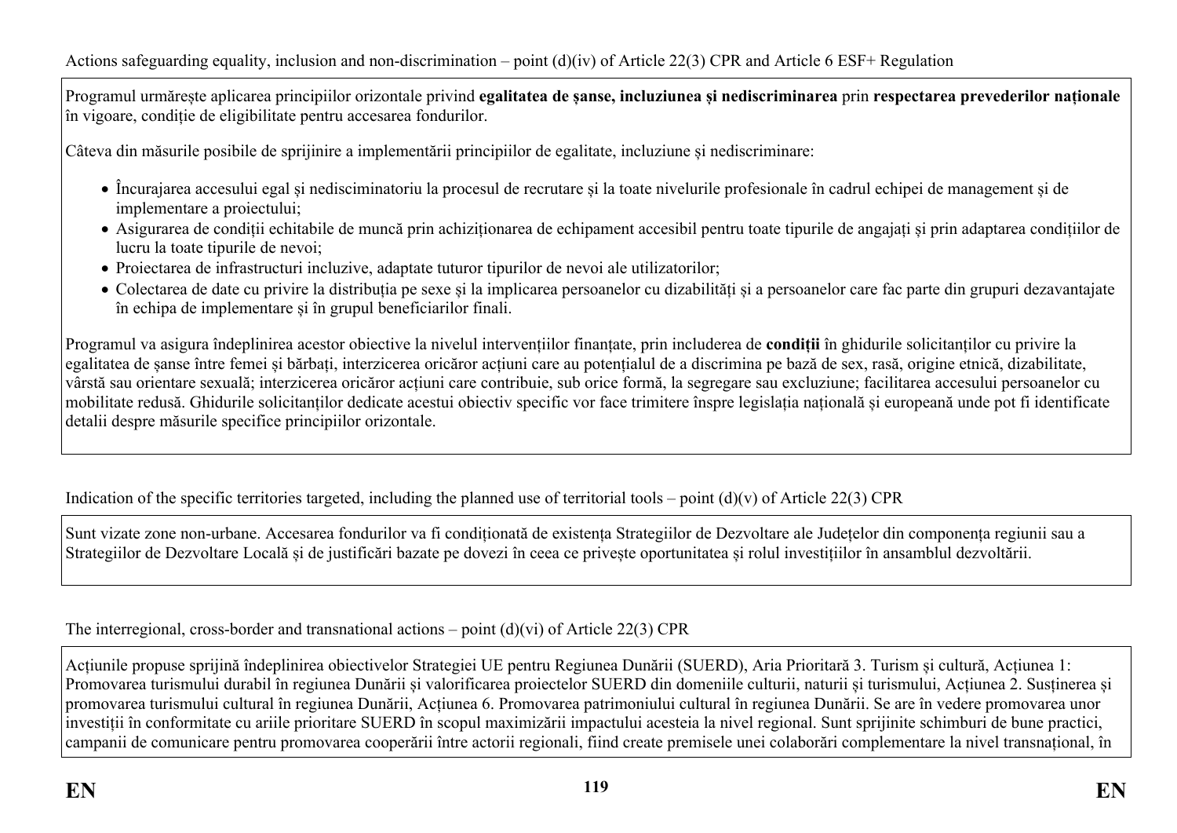Actions safeguarding equality, inclusion and non-discrimination – point (d)(iv) of Article 22(3) CPR and Article 6 ESF+ Regulation

Programul urmărește aplicarea principiilor orizontale privind **egalitatea de șanse, incluziunea și nediscriminarea** prin **respectarea prevederilor naționale** în vigoare, condiție de eligibilitate pentru accesarea fondurilor.

Câteva din măsurile posibile de sprijinire a implementării principiilor de egalitate, incluziune și nediscriminare:

- Încurajarea accesului egal și nedisciminatoriu la procesul de recrutare și la toate nivelurile profesionale în cadrul echipei de management și de implementare a proiectului;
- Asigurarea de condiții echitabile de muncă prin achiziționarea de echipament accesibil pentru toate tipurile de angajați și prin adaptarea condițiilor de lucru la toate tipurile de nevoi;
- Proiectarea de infrastructuri incluzive, adaptate tuturor tipurilor de nevoi ale utilizatorilor;
- Colectarea de date cu privire la distribuția pe sexe și la implicarea persoanelor cu dizabilități și a persoanelor care fac parte din grupuri dezavantajate în echipa de implementare și în grupul beneficiarilor finali.

Programul va asigura îndeplinirea acestor obiective la nivelul intervențiilor finanțate, prin includerea de **condiții** în ghidurile solicitanților cu privire la egalitatea de șanse între femei și bărbați, interzicerea oricăror acțiuni care au potențialul de a discrimina pe bază de sex, rasă, origine etnică, dizabilitate, vârstă sau orientare sexuală; interzicerea oricăror acțiuni care contribuie, sub orice formă, la segregare sau excluziune; facilitarea accesului persoanelor cu mobilitate redusă. Ghidurile solicitanților dedicate acestui obiectiv specific vor face trimitere înspre legislația națională și europeană unde pot fi identificate detalii despre măsurile specifice principiilor orizontale.

Indication of the specific territories targeted, including the planned use of territorial tools – point (d)(v) of Article 22(3) CPR

Sunt vizate zone non-urbane. Accesarea fondurilor va fi condiționată de existența Strategiilor de Dezvoltare ale Județelor din componența regiunii sau a Strategiilor de Dezvoltare Locală și de justificări bazate pe dovezi în ceea ce privește oportunitatea și rolul investițiilor în ansamblul dezvoltării.

The interregional, cross-border and transnational actions – point (d)(vi) of Article 22(3) CPR

Acțiunile propuse sprijină îndeplinirea obiectivelor Strategiei UE pentru Regiunea Dunării (SUERD), Aria Prioritară 3. Turism și cultură, Acțiunea 1: Promovarea turismului durabil în regiunea Dunării și valorificarea proiectelor SUERD din domeniile culturii, naturii și turismului, Acțiunea 2. Susținerea și promovarea turismului cultural în regiunea Dunării, Acțiunea 6. Promovarea patrimoniului cultural în regiunea Dunării. Se are în vedere promovarea unor investiții în conformitate cu ariile prioritare SUERD în scopul maximizării impactului acesteia la nivel regional. Sunt sprijinite schimburi de bune practici, campanii de comunicare pentru promovarea cooperării între actorii regionali, fiind create premisele unei colaborări complementare la nivel transnațional, în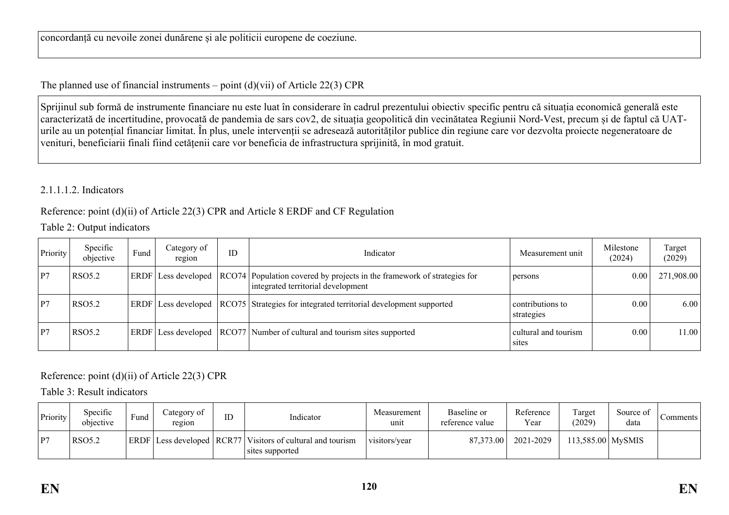concordanță cu nevoile zonei dunărene și ale politicii europene de coeziune.

The planned use of financial instruments – point (d)(vii) of Article 22(3) CPR

Sprijinul sub formă de instrumente financiare nu este luat în considerare în cadrul prezentului obiectiv specific pentru că situația economică generală este caracterizată de incertitudine, provocată de pandemia de sars cov2, de situația geopolitică din vecinătatea Regiunii Nord-Vest, precum și de faptul că UAT-urile au un potențial financiar limitat. În plus, unele intervenții se adresează autorităților publice din regiune care vor dezvolta proiecte negeneratoare de venituri, beneficiarii finali fiind cetățenii care vor beneficia de infrastructura sprijinită, în mod gratuit.

2.1.1.1.2. Indicators

Reference: point (d)(ii) of Article 22(3) CPR and Article 8 ERDF and CF Regulation

Table 2: Output indicators

| Priority | Specific objective | Fund | Category of region | ID | Indicator | Measurement unit | Milestone (2024) | Target (2029) |
|---|---|---|---|---|---|---|---|---|
| P7 | RSO5.2 | ERDF | Less developed | RCO74 | Population covered by projects in the framework of strategies for integrated territorial development | persons | 0.00 | 271,908.00 |
| P7 | RSO5.2 | ERDF | Less developed | RCO75 | Strategies for integrated territorial development supported | contributions to strategies | 0.00 | 6.00 |
| P7 | RSO5.2 | ERDF | Less developed | RCO77 | Number of cultural and tourism sites supported | cultural and tourism sites | 0.00 | 11.00 |

Reference: point (d)(ii) of Article 22(3) CPR

Table 3: Result indicators

| Priority | Specific objective | Fund | Category of region | ID | Indicator | Measurement unit | Baseline or reference value | Reference Year | Target (2029) | Source of data | Comments |
|---|---|---|---|---|---|---|---|---|---|---|---|
| P7 | RSO5.2 | ERDF | Less developed | RCR77 | Visitors of cultural and tourism sites supported | visitors/year | 87,373.00 | 2021-2029 | 113,585.00 | MySMIS | |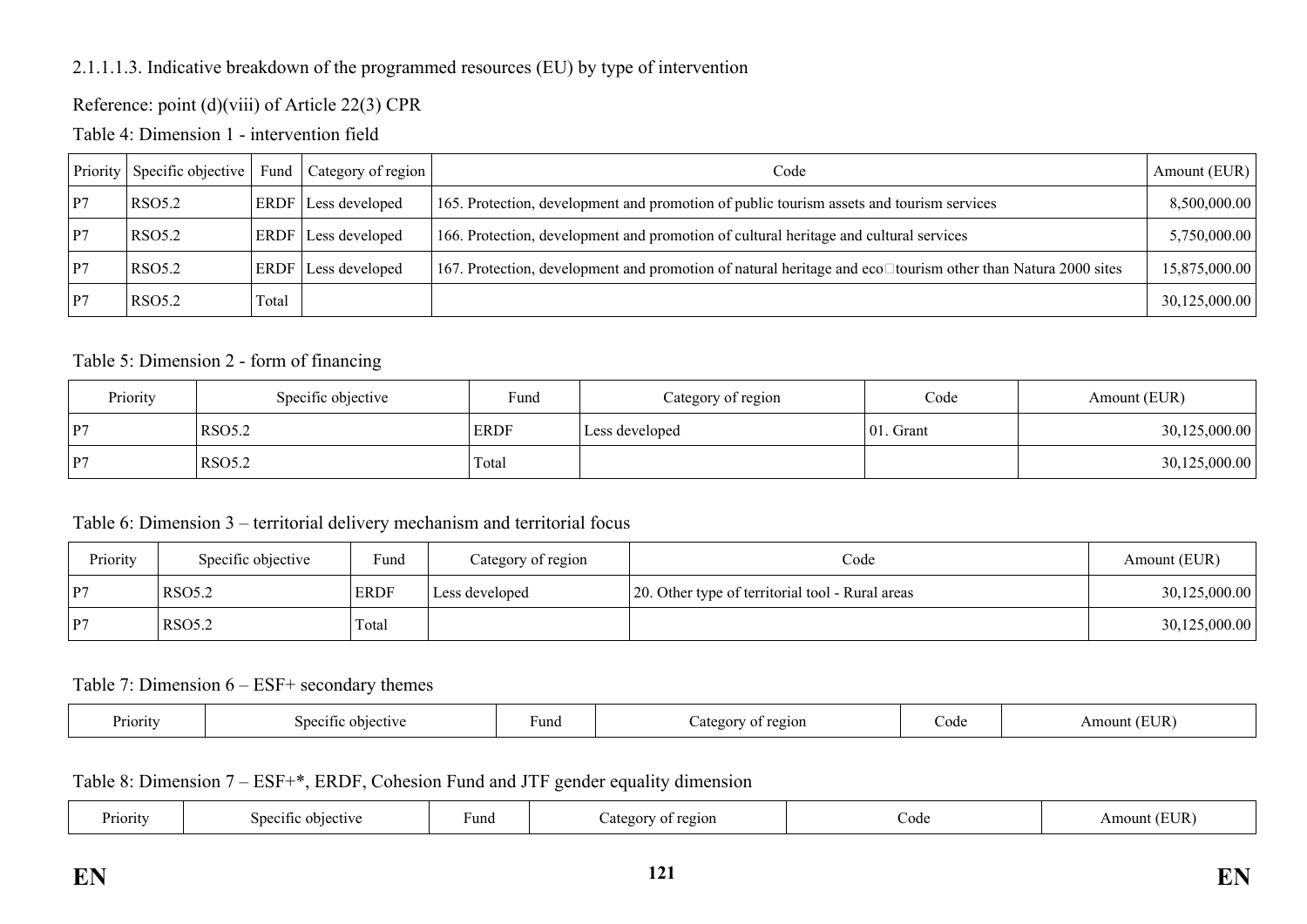2.1.1.1.3. Indicative breakdown of the programmed resources (EU) by type of intervention

Reference: point (d)(viii) of Article 22(3) CPR

Table 4: Dimension 1 - intervention field

| Priority | Specific objective | Fund | Category of region | Code | Amount (EUR) |
|---|---|---|---|---|---|
| P7 | RSO5.2 | ERDF | Less developed | 165. Protection, development and promotion of public tourism assets and tourism services | 8,500,000.00 |
| P7 | RSO5.2 | ERDF | Less developed | 166. Protection, development and promotion of cultural heritage and cultural services | 5,750,000.00 |
| P7 | RSO5.2 | ERDF | Less developed | 167. Protection, development and promotion of natural heritage and eco□tourism other than Natura 2000 sites | 15,875,000.00 |
| P7 | RSO5.2 | Total | | | 30,125,000.00 |

Table 5: Dimension 2 - form of financing

| Priority | Specific objective | Fund | Category of region | Code | Amount (EUR) |
|---|---|---|---|---|---|
| P7 | RSO5.2 | ERDF | Less developed | 01. Grant | 30,125,000.00 |
| P7 | RSO5.2 | Total | | | 30,125,000.00 |

Table 6: Dimension 3 – territorial delivery mechanism and territorial focus

| Priority | Specific objective | Fund | Category of region | Code | Amount (EUR) |
|---|---|---|---|---|---|
| P7 | RSO5.2 | ERDF | Less developed | 20. Other type of territorial tool - Rural areas | 30,125,000.00 |
| P7 | RSO5.2 | Total | | | 30,125,000.00 |

Table 7: Dimension 6 – ESF+ secondary themes

| Priority | Specific objective | Fund | Category of region | Code | Amount (EUR) |
|---|---|---|---|---|---|

Table 8: Dimension 7 – ESF+*, ERDF, Cohesion Fund and JTF gender equality dimension

| Priority | Specific objective | Fund | Category of region | Code | Amount (EUR) |
|---|---|---|---|---|---|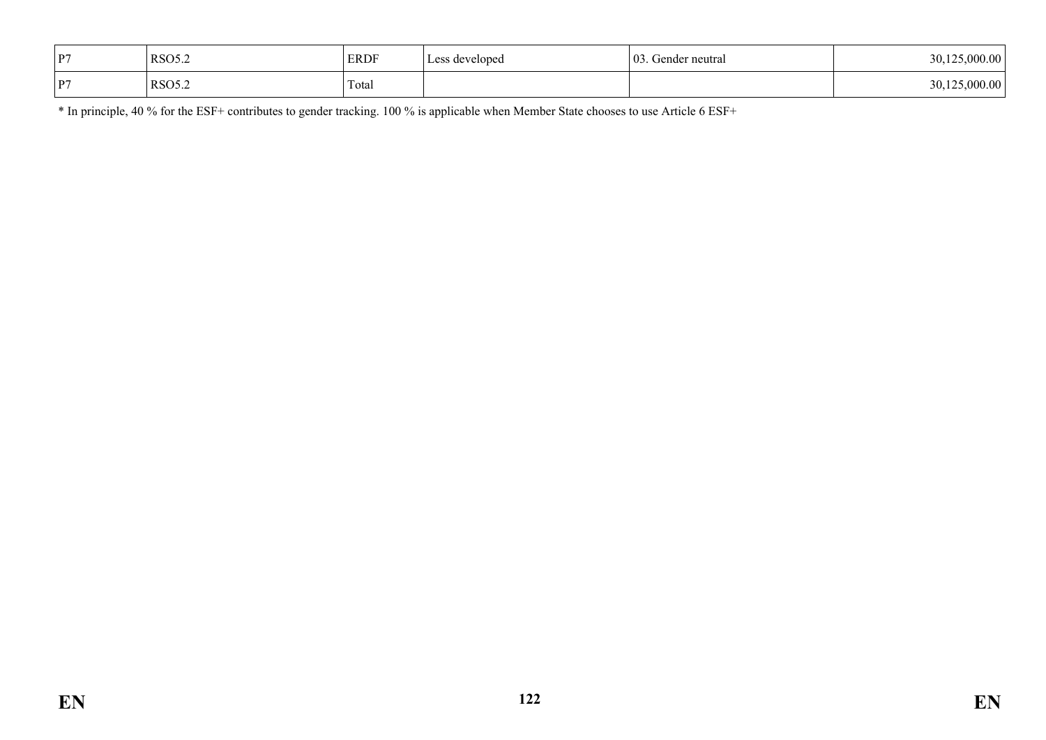| P7 | RSO5.2 | ERDF | Less developed | 03. Gender neutral | 30,125,000.00 |
|---|---|---|---|---|---|
| P7 | RSO5.2 | Total | | | 30,125,000.00 |

* In principle, 40 % for the ESF+ contributes to gender tracking. 100 % is applicable when Member State chooses to use Article 6 ESF+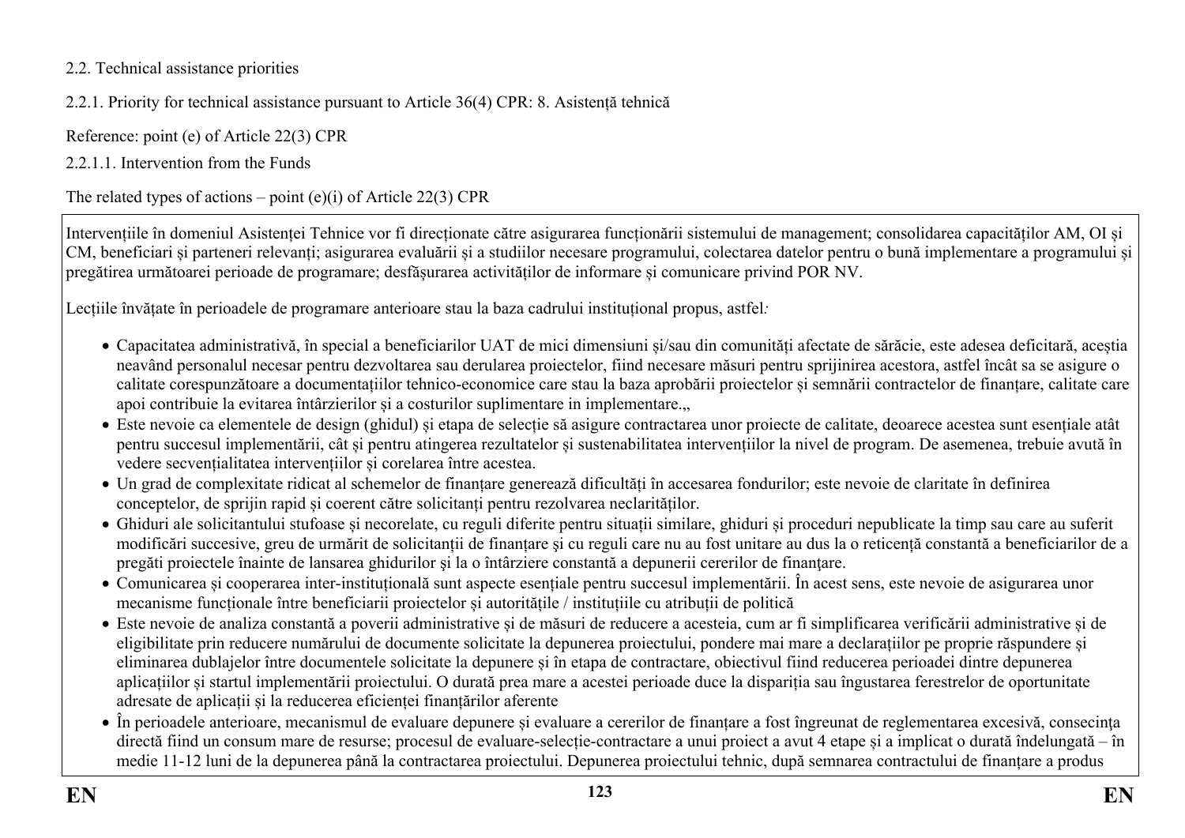2.2. Technical assistance priorities

2.2.1. Priority for technical assistance pursuant to Article 36(4) CPR: 8. Asistență tehnică

Reference: point (e) of Article 22(3) CPR

2.2.1.1. Intervention from the Funds

The related types of actions – point (e)(i) of Article 22(3) CPR

Intervențiile în domeniul Asistenței Tehnice vor fi direcționate către asigurarea funcționării sistemului de management; consolidarea capacităților AM, OI și CM, beneficiari și parteneri relevanți; asigurarea evaluării și a studiilor necesare programului, colectarea datelor pentru o bună implementare a programului și pregătirea următoarei perioade de programare; desfășurarea activităților de informare și comunicare privind POR NV.

Lecțiile învățate în perioadele de programare anterioare stau la baza cadrului instituțional propus, astfel*:*

- Capacitatea administrativă, în special a beneficiarilor UAT de mici dimensiuni și/sau din comunități afectate de sărăcie, este adesea deficitară, aceștia neavând personalul necesar pentru dezvoltarea sau derularea proiectelor, fiind necesare măsuri pentru sprijinirea acestora, astfel încât sa se asigure o calitate corespunzătoare a documentațiilor tehnico-economice care stau la baza aprobării proiectelor și semnării contractelor de finanțare, calitate care apoi contribuie la evitarea întârzierilor și a costurilor suplimentare in implementare.„
- Este nevoie ca elementele de design (ghidul) și etapa de selecție să asigure contractarea unor proiecte de calitate, deoarece acestea sunt esențiale atât pentru succesul implementării, cât și pentru atingerea rezultatelor și sustenabilitatea intervențiilor la nivel de program. De asemenea, trebuie avută în vedere secvențialitatea intervențiilor și corelarea între acestea.
- Un grad de complexitate ridicat al schemelor de finanțare generează dificultăți în accesarea fondurilor; este nevoie de claritate în definirea conceptelor, de sprijin rapid și coerent către solicitanți pentru rezolvarea neclarităților.
- Ghiduri ale solicitantului stufoase și necorelate, cu reguli diferite pentru situații similare, ghiduri și proceduri nepublicate la timp sau care au suferit modificări succesive, greu de urmărit de solicitanții de finanțare și cu reguli care nu au fost unitare au dus la o reticență constantă a beneficiarilor de a pregăti proiectele înainte de lansarea ghidurilor și la o întârziere constantă a depunerii cererilor de finanțare.
- Comunicarea și cooperarea inter-instituțională sunt aspecte esențiale pentru succesul implementării. În acest sens, este nevoie de asigurarea unor mecanisme funcționale între beneficiarii proiectelor și autoritățile / instituțiile cu atribuții de politică
- Este nevoie de analiza constantă a poverii administrative și de măsuri de reducere a acesteia, cum ar fi simplificarea verificării administrative și de eligibilitate prin reducere numărului de documente solicitate la depunerea proiectului, pondere mai mare a declarațiilor pe proprie răspundere și eliminarea dublajelor între documentele solicitate la depunere și în etapa de contractare, obiectivul fiind reducerea perioadei dintre depunerea aplicațiilor și startul implementării proiectului. O durată prea mare a acestei perioade duce la dispariția sau îngustarea ferestrelor de oportunitate adresate de aplicații și la reducerea eficienței finanțărilor aferente
- În perioadele anterioare, mecanismul de evaluare depunere și evaluare a cererilor de finanțare a fost îngreunat de reglementarea excesivă, consecința directă fiind un consum mare de resurse; procesul de evaluare-selecție-contractare a unui proiect a avut 4 etape și a implicat o durată îndelungată – în medie 11-12 luni de la depunerea până la contractarea proiectului. Depunerea proiectului tehnic, după semnarea contractului de finanțare a produs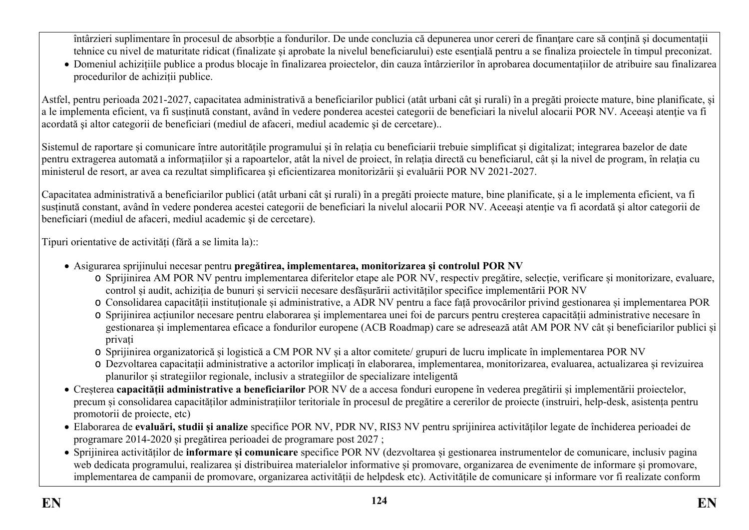întârzieri suplimentare în procesul de absorbție a fondurilor. De unde concluzia că depunerea unor cereri de finanțare care să conțină și documentații tehnice cu nivel de maturitate ridicat (finalizate și aprobate la nivelul beneficiarului) este esențială pentru a se finaliza proiectele în timpul preconizat.

- Domeniul achizițiile publice a produs blocaje în finalizarea proiectelor, din cauza întârzierilor în aprobarea documentațiilor de atribuire sau finalizarea procedurilor de achiziții publice.

Astfel, pentru perioada 2021-2027, capacitatea administrativă a beneficiarilor publici (atât urbani cât și rurali) în a pregăti proiecte mature, bine planificate, și a le implementa eficient, va fi susținută constant, având în vedere ponderea acestei categorii de beneficiari la nivelul alocarii POR NV. Aceeaşi atenţie va fi acordată şi altor categorii de beneficiari (mediul de afaceri, mediul academic şi de cercetare)..

Sistemul de raportare și comunicare între autoritățile programului și în relația cu beneficiarii trebuie simplificat și digitalizat; integrarea bazelor de date pentru extragerea automată a informațiilor și a rapoartelor, atât la nivel de proiect, în relația directă cu beneficiarul, cât și la nivel de program, în relația cu ministerul de resort, ar avea ca rezultat simplificarea și eficientizarea monitorizării și evaluării POR NV 2021-2027.

Capacitatea administrativă a beneficiarilor publici (atât urbani cât și rurali) în a pregăti proiecte mature, bine planificate, și a le implementa eficient, va fi susținută constant, având în vedere ponderea acestei categorii de beneficiari la nivelul alocarii POR NV. Aceeaşi atenţie va fi acordată şi altor categorii de beneficiari (mediul de afaceri, mediul academic şi de cercetare).

Tipuri orientative de activități (fără a se limita la)::

- Asigurarea sprijinului necesar pentru **pregătirea, implementarea, monitorizarea și controlul POR NV**
  - Sprijinirea AM POR NV pentru implementarea diferitelor etape ale POR NV, respectiv pregătire, selecție, verificare și monitorizare, evaluare, control și audit, achiziția de bunuri și servicii necesare desfășurării activităților specifice implementării POR NV
  - Consolidarea capacității instituționale și administrative, a ADR NV pentru a face față provocărilor privind gestionarea și implementarea POR
  - Sprijinirea acțiunilor necesare pentru elaborarea și implementarea unei foi de parcurs pentru creșterea capacității administrative necesare în gestionarea și implementarea eficace a fondurilor europene (ACB Roadmap) care se adresează atât AM POR NV cât și beneficiarilor publici și privați
  - Sprijinirea organizatorică și logistică a CM POR NV și a altor comitete/ grupuri de lucru implicate în implementarea POR NV
  - Dezvoltarea capacitații administrative a actorilor implicați în elaborarea, implementarea, monitorizarea, evaluarea, actualizarea și revizuirea planurilor și strategiilor regionale, inclusiv a strategiilor de specializare inteligentă
- Creșterea **capacității administrative a beneficiarilor** POR NV de a accesa fonduri europene în vederea pregătirii și implementării proiectelor, precum și consolidarea capacităților administrațiilor teritoriale în procesul de pregătire a cererilor de proiecte (instruiri, help-desk, asistența pentru promotorii de proiecte, etc)
- Elaborarea de **evaluări, studii și analize** specifice POR NV, PDR NV, RIS3 NV pentru sprijinirea activităților legate de închiderea perioadei de programare 2014-2020 și pregătirea perioadei de programare post 2027 ;
- Sprijinirea activităților de **informare și comunicare** specifice POR NV (dezvoltarea și gestionarea instrumentelor de comunicare, inclusiv pagina web dedicata programului, realizarea și distribuirea materialelor informative și promovare, organizarea de evenimente de informare și promovare, implementarea de campanii de promovare, organizarea activității de helpdesk etc). Activitățile de comunicare și informare vor fi realizate conform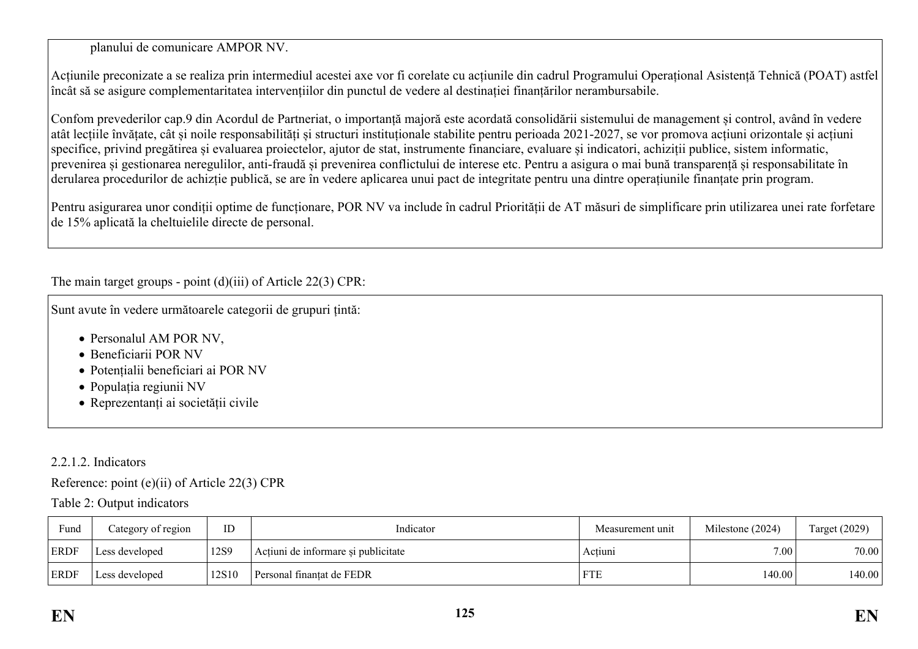planului de comunicare AMPOR NV.

Acțiunile preconizate a se realiza prin intermediul acestei axe vor fi corelate cu acțiunile din cadrul Programului Operațional Asistență Tehnică (POAT) astfel încât să se asigure complementaritatea intervențiilor din punctul de vedere al destinației finanțărilor nerambursabile.

Confom prevederilor cap.9 din Acordul de Partneriat, o importanță majoră este acordată consolidării sistemului de management și control, având în vedere atât lecțiile învățate, cât și noile responsabilități și structuri instituționale stabilite pentru perioada 2021-2027, se vor promova acțiuni orizontale și acțiuni specifice, privind pregătirea și evaluarea proiectelor, ajutor de stat, instrumente financiare, evaluare și indicatori, achiziții publice, sistem informatic, prevenirea și gestionarea neregulilor, anti-fraudă și prevenirea conflictului de interese etc. Pentru a asigura o mai bună transparență și responsabilitate în derularea procedurilor de achiziție publică, se are în vedere aplicarea unui pact de integritate pentru una dintre operațiunile finanțate prin program.

Pentru asigurarea unor condiții optime de funcționare, POR NV va include în cadrul Priorității de AT măsuri de simplificare prin utilizarea unei rate forfetare de 15% aplicată la cheltuielile directe de personal.

The main target groups - point (d)(iii) of Article 22(3) CPR:

Sunt avute în vedere următoarele categorii de grupuri țintă:

- Personalul AM POR NV,
- Beneficiarii POR NV
- Potențialii beneficiari ai POR NV
- Populația regiunii NV
- Reprezentanți ai societății civile

2.2.1.2. Indicators

Reference: point (e)(ii) of Article 22(3) CPR

Table 2: Output indicators

| Fund | Category of region | ID | Indicator | Measurement unit | Milestone (2024) | Target (2029) |
|---|---|---|---|---|---|---|
| ERDF | Less developed | 12S9 | Acțiuni de informare și publicitate | Acțiuni | 7.00 | 70.00 |
| ERDF | Less developed | 12S10 | Personal finanțat de FEDR | FTE | 140.00 | 140.00 |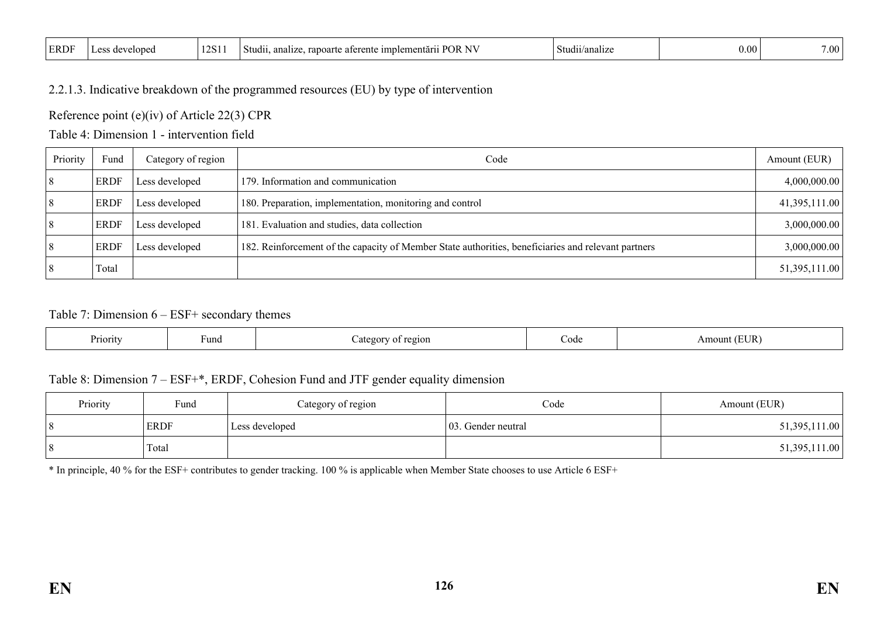| ERDF | Less developed | 12S11 | Studii, analize, rapoarte aferente implementării POR NV | Studii/analize | 0.00 | 7.00 |
|---|---|---|---|---|---|---|

2.2.1.3. Indicative breakdown of the programmed resources (EU) by type of intervention

Reference point (e)(iv) of Article 22(3) CPR

Table 4: Dimension 1 - intervention field

| Priority | Fund | Category of region | Code | Amount (EUR) |
|---|---|---|---|---|
| 8 | ERDF | Less developed | 179. Information and communication | 4,000,000.00 |
| 8 | ERDF | Less developed | 180. Preparation, implementation, monitoring and control | 41,395,111.00 |
| 8 | ERDF | Less developed | 181. Evaluation and studies, data collection | 3,000,000.00 |
| 8 | ERDF | Less developed | 182. Reinforcement of the capacity of Member State authorities, beneficiaries and relevant partners | 3,000,000.00 |
| 8 | Total | | | 51,395,111.00 |

Table 7: Dimension 6 – ESF+ secondary themes

| Priority | Fund | Category of region | Code | Amount (EUR) |
|---|---|---|---|---|

Table 8: Dimension 7 – ESF+*, ERDF, Cohesion Fund and JTF gender equality dimension

| Priority | Fund | Category of region | Code | Amount (EUR) |
|---|---|---|---|---|
| 8 | ERDF | Less developed | 03. Gender neutral | 51,395,111.00 |
| 8 | Total | | | 51,395,111.00 |

* In principle, 40 % for the ESF+ contributes to gender tracking. 100 % is applicable when Member State chooses to use Article 6 ESF+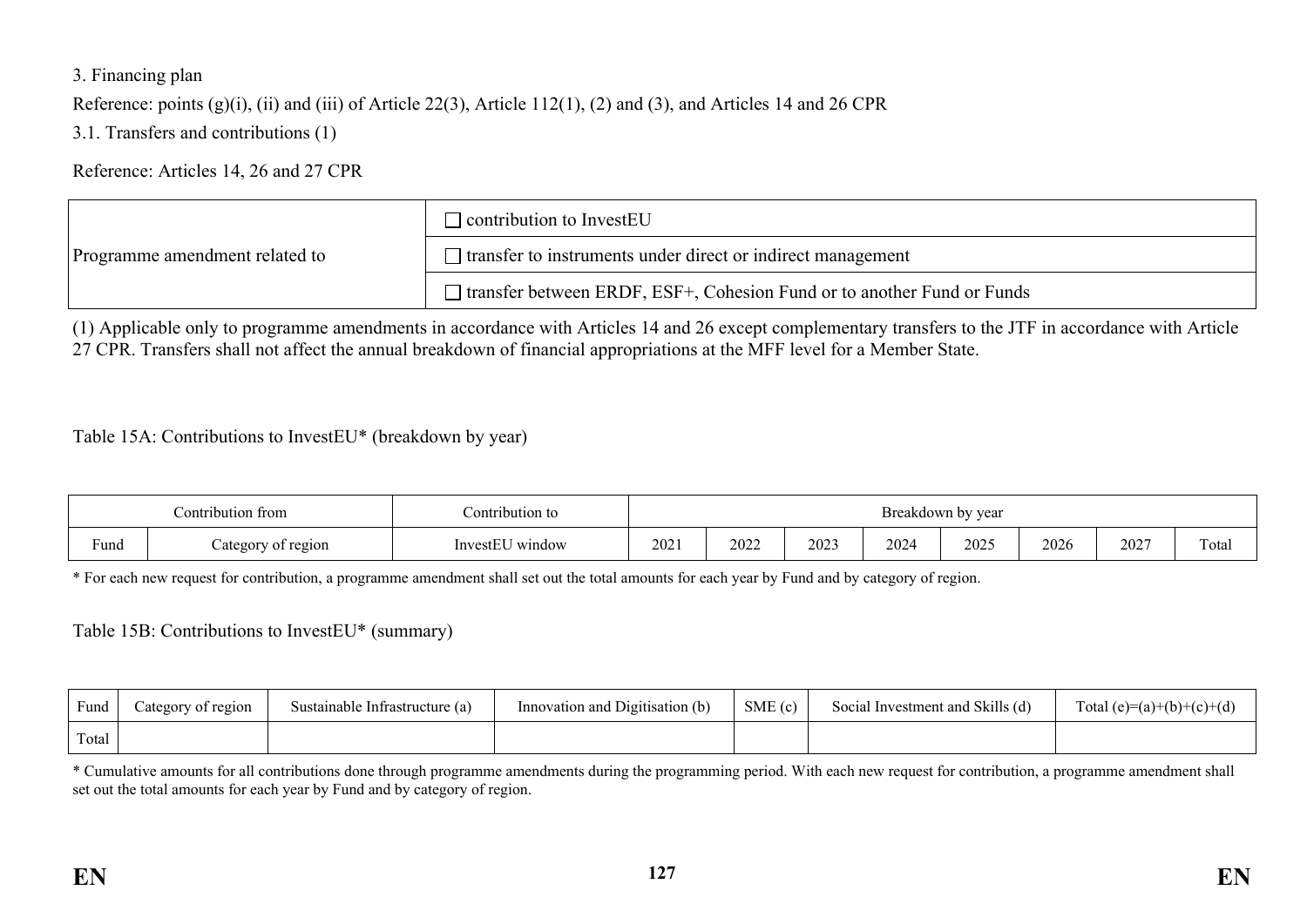3. Financing plan

Reference: points (g)(i), (ii) and (iii) of Article 22(3), Article 112(1), (2) and (3), and Articles 14 and 26 CPR

3.1. Transfers and contributions (1)

Reference: Articles 14, 26 and 27 CPR

| | |
|---|---|
| Programme amendment related to | ☐ contribution to InvestEU |
| | ☐ transfer to instruments under direct or indirect management |
| | ☐ transfer between ERDF, ESF+, Cohesion Fund or to another Fund or Funds |

(1) Applicable only to programme amendments in accordance with Articles 14 and 26 except complementary transfers to the JTF in accordance with Article 27 CPR. Transfers shall not affect the annual breakdown of financial appropriations at the MFF level for a Member State.

Table 15A: Contributions to InvestEU* (breakdown by year)

| Contribution from | | Contribution to | Breakdown by year | | | | | | | |
|---|---|---|---|---|---|---|---|---|---|---|
| Fund | Category of region | InvestEU window | 2021 | 2022 | 2023 | 2024 | 2025 | 2026 | 2027 | Total |

\* For each new request for contribution, a programme amendment shall set out the total amounts for each year by Fund and by category of region.

Table 15B: Contributions to InvestEU* (summary)

| Fund | Category of region | Sustainable Infrastructure (a) | Innovation and Digitisation (b) | SME (c) | Social Investment and Skills (d) | Total (e)=(a)+(b)+(c)+(d) |
|---|---|---|---|---|---|---|
| Total | | | | | | |

\* Cumulative amounts for all contributions done through programme amendments during the programming period. With each new request for contribution, a programme amendment shall set out the total amounts for each year by Fund and by category of region.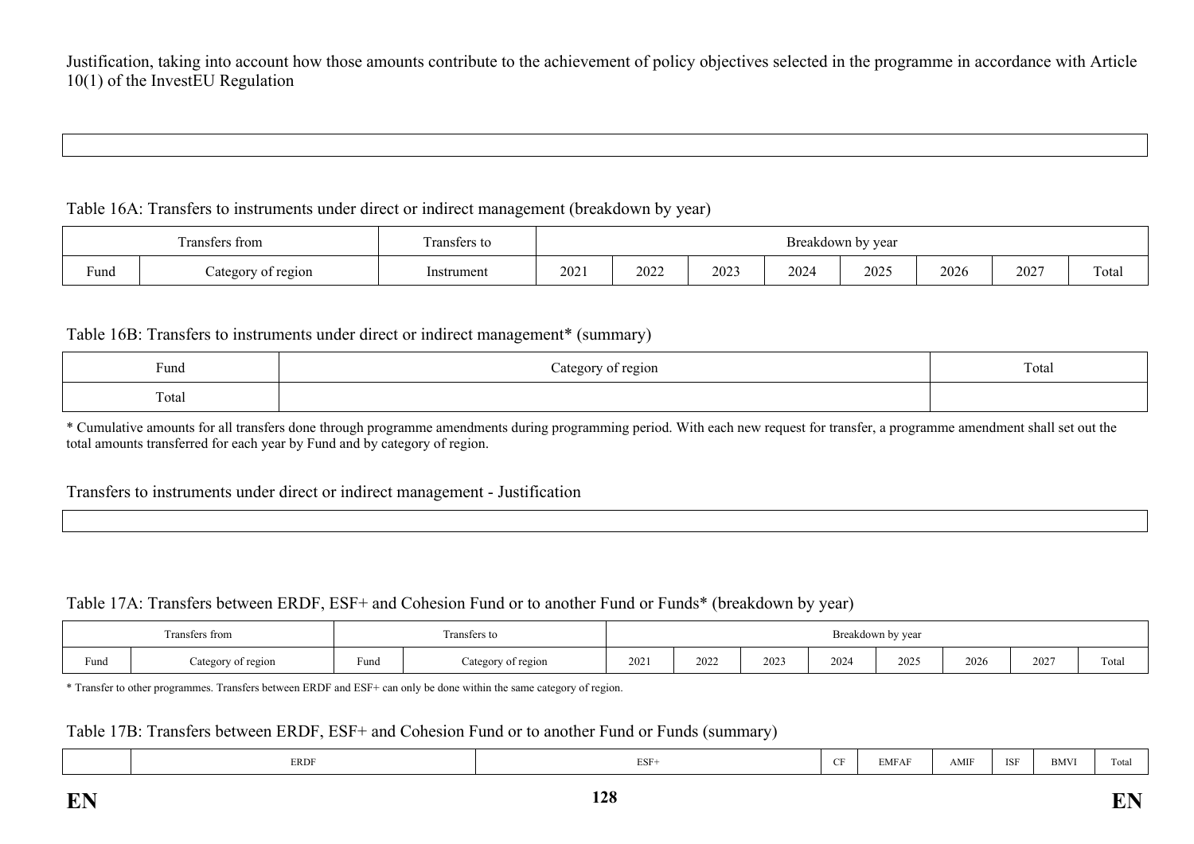Justification, taking into account how those amounts contribute to the achievement of policy objectives selected in the programme in accordance with Article 10(1) of the InvestEU Regulation

| |
|---|
| |

Table 16A: Transfers to instruments under direct or indirect management (breakdown by year)

| Transfers from | | Transfers to | Breakdown by year | | | | | | | |
|---|---|---|---|---|---|---|---|---|---|---|
| Fund | Category of region | Instrument | 2021 | 2022 | 2023 | 2024 | 2025 | 2026 | 2027 | Total |

Table 16B: Transfers to instruments under direct or indirect management* (summary)

| Fund | Category of region | Total |
|---|---|---|
| Total | | |

\* Cumulative amounts for all transfers done through programme amendments during programming period. With each new request for transfer, a programme amendment shall set out the total amounts transferred for each year by Fund and by category of region.

Transfers to instruments under direct or indirect management - Justification

| |
|---|
| |

Table 17A: Transfers between ERDF, ESF+ and Cohesion Fund or to another Fund or Funds* (breakdown by year)

| Transfers from | | Transfers to | | Breakdown by year | | | | | | | |
|---|---|---|---|---|---|---|---|---|---|---|---|
| Fund | Category of region | Fund | Category of region | 2021 | 2022 | 2023 | 2024 | 2025 | 2026 | 2027 | Total |

\* Transfer to other programmes. Transfers between ERDF and ESF+ can only be done within the same category of region.

Table 17B: Transfers between ERDF, ESF+ and Cohesion Fund or to another Fund or Funds (summary)

| | ERDF | ESF+ | CF | EMFAF | AMIF | ISF | BMVI | Total |
|---|---|---|---|---|---|---|---|---|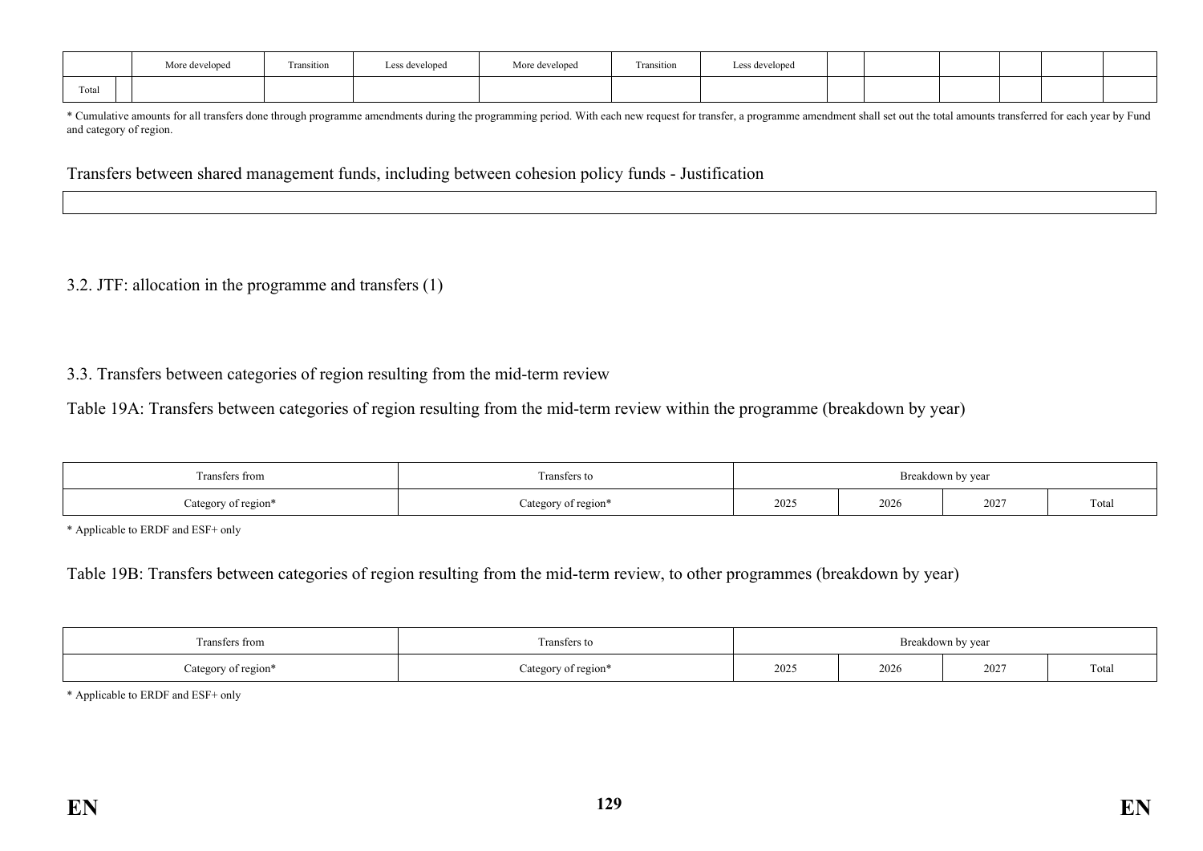|  | More developed | Transition | Less developed | More developed | Transition | Less developed |  |  |  |  |  |  |
|---|---|---|---|---|---|---|---|---|---|---|---|---|
| Total |  |  |  |  |  |  |  |  |  |  |  |  |

* Cumulative amounts for all transfers done through programme amendments during the programming period. With each new request for transfer, a programme amendment shall set out the total amounts transferred for each year by Fund and category of region.

Transfers between shared management funds, including between cohesion policy funds - Justification

|  |
|---|
|  |

3.2. JTF: allocation in the programme and transfers (1)

3.3. Transfers between categories of region resulting from the mid-term review

Table 19A: Transfers between categories of region resulting from the mid-term review within the programme (breakdown by year)

| Transfers from | Transfers to | Breakdown by year | | | |
|---|---|---|---|---|---|
| Category of region* | Category of region* | 2025 | 2026 | 2027 | Total |

* Applicable to ERDF and ESF+ only

Table 19B: Transfers between categories of region resulting from the mid-term review, to other programmes (breakdown by year)

| Transfers from | Transfers to | Breakdown by year | | | |
|---|---|---|---|---|---|
| Category of region* | Category of region* | 2025 | 2026 | 2027 | Total |

* Applicable to ERDF and ESF+ only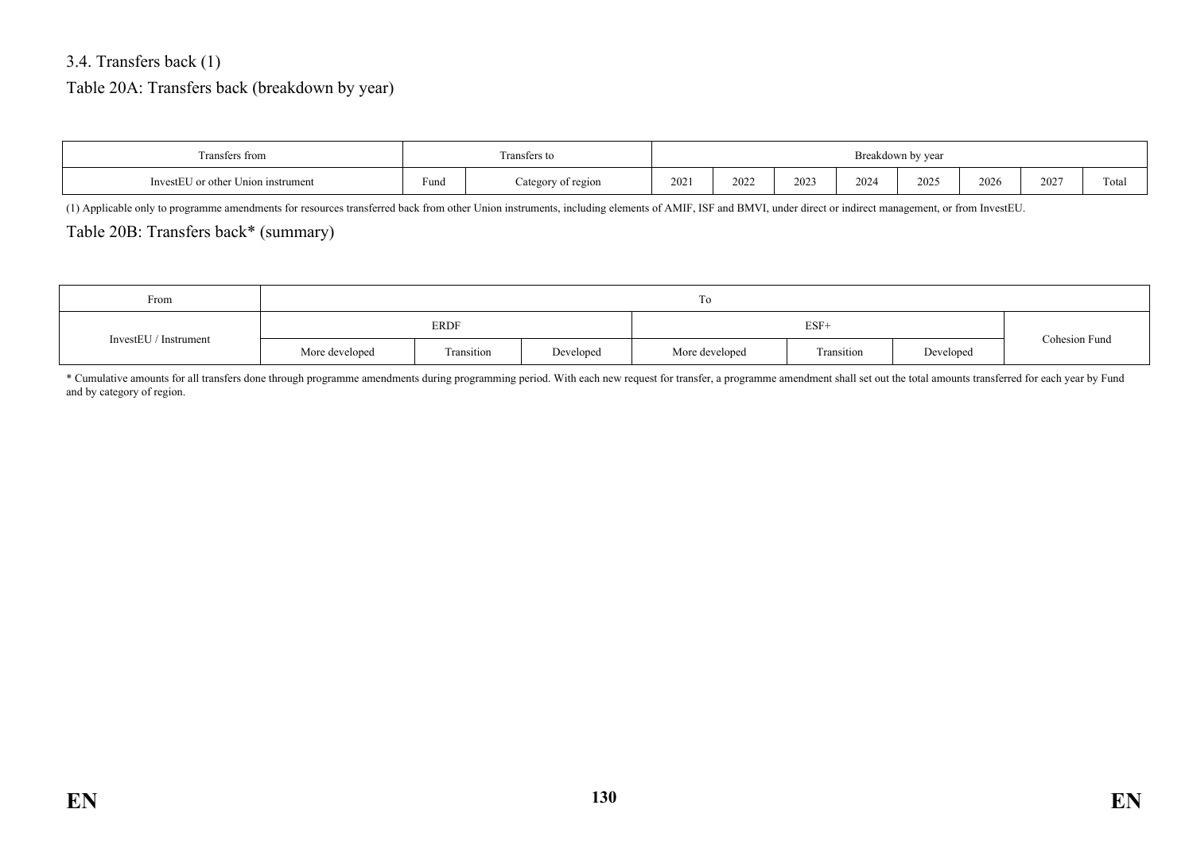### 3.4. Transfers back (1)

Table 20A: Transfers back (breakdown by year)

| Transfers from | Transfers to | | Breakdown by year | | | | | | | |
|---|---|---|---|---|---|---|---|---|---|---|
| InvestEU or other Union instrument | Fund | Category of region | 2021 | 2022 | 2023 | 2024 | 2025 | 2026 | 2027 | Total |

(1) Applicable only to programme amendments for resources transferred back from other Union instruments, including elements of AMIF, ISF and BMVI, under direct or indirect management, or from InvestEU.

Table 20B: Transfers back* (summary)

| From | To | | | | | | |
|---|---|---|---|---|---|---|---|
| InvestEU / Instrument | ERDF | | | ESF+ | | | Cohesion Fund |
| | More developed | Transition | Developed | More developed | Transition | Developed | |

* Cumulative amounts for all transfers done through programme amendments during programming period. With each new request for transfer, a programme amendment shall set out the total amounts transferred for each year by Fund and by category of region.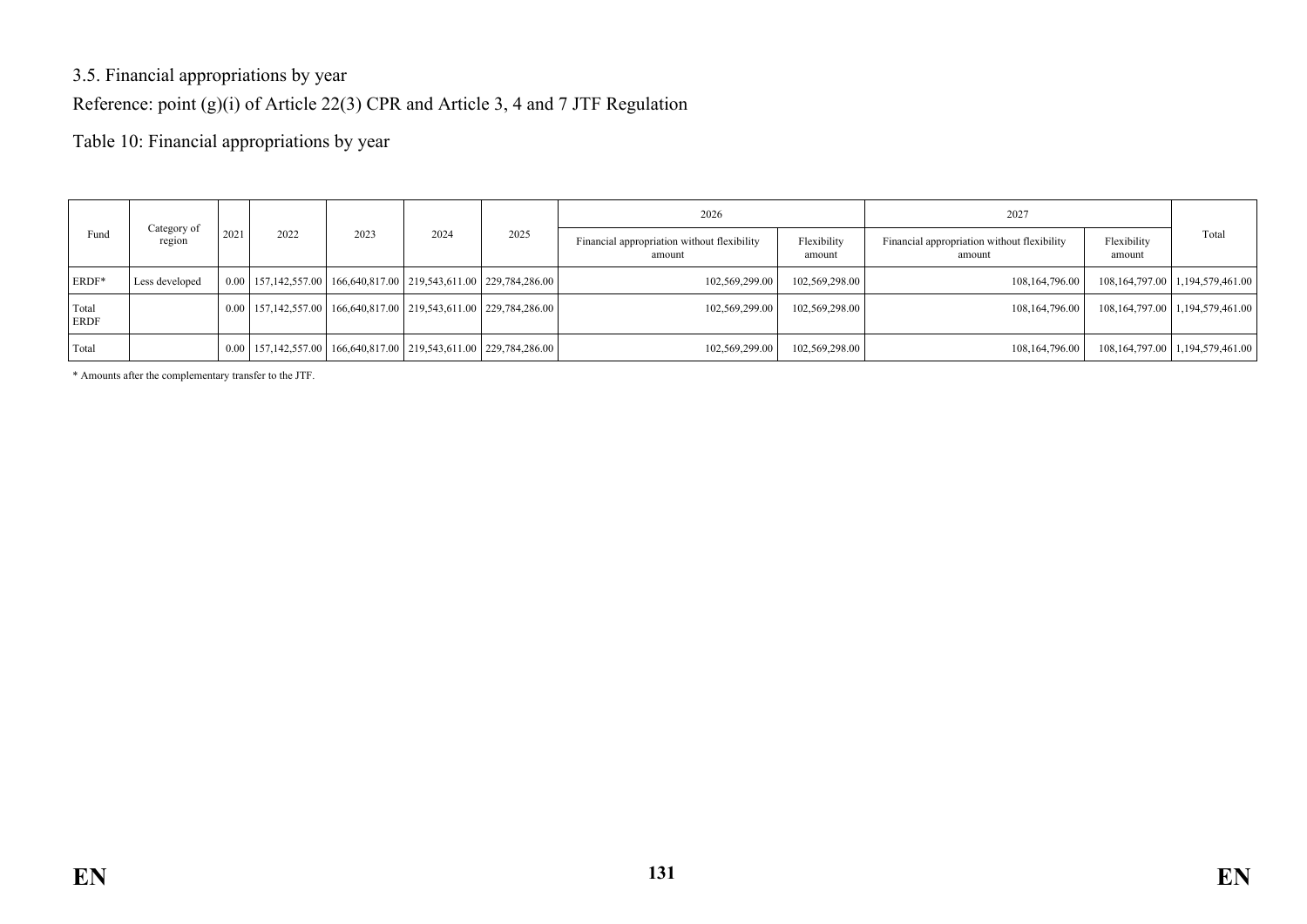3.5. Financial appropriations by year

Reference: point (g)(i) of Article 22(3) CPR and Article 3, 4 and 7 JTF Regulation

Table 10: Financial appropriations by year

| Fund | Category of region | 2021 | 2022 | 2023 | 2024 | 2025 | 2026 | | 2027 | | Total |
|---|---|---|---|---|---|---|---|---|---|---|---|
| | | | | | | | Financial appropriation without flexibility amount | Flexibility amount | Financial appropriation without flexibility amount | Flexibility amount | |
| ERDF* | Less developed | 0.00 | 157,142,557.00 | 166,640,817.00 | 219,543,611.00 | 229,784,286.00 | 102,569,299.00 | 102,569,298.00 | 108,164,796.00 | 108,164,797.00 | 1,194,579,461.00 |
| Total ERDF | | 0.00 | 157,142,557.00 | 166,640,817.00 | 219,543,611.00 | 229,784,286.00 | 102,569,299.00 | 102,569,298.00 | 108,164,796.00 | 108,164,797.00 | 1,194,579,461.00 |
| Total | | 0.00 | 157,142,557.00 | 166,640,817.00 | 219,543,611.00 | 229,784,286.00 | 102,569,299.00 | 102,569,298.00 | 108,164,796.00 | 108,164,797.00 | 1,194,579,461.00 |

* Amounts after the complementary transfer to the JTF.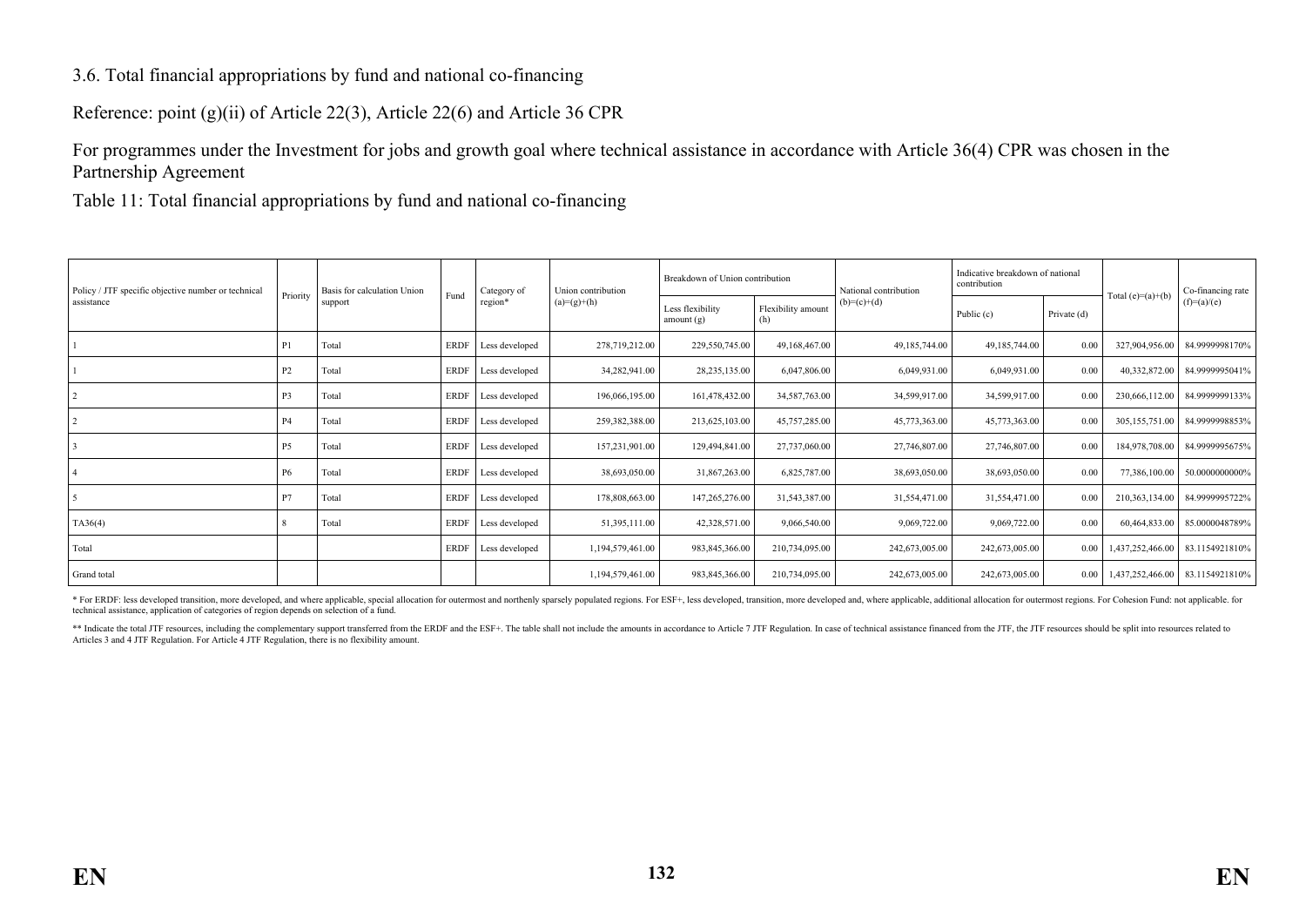3.6. Total financial appropriations by fund and national co-financing

Reference: point (g)(ii) of Article 22(3), Article 22(6) and Article 36 CPR

For programmes under the Investment for jobs and growth goal where technical assistance in accordance with Article 36(4) CPR was chosen in the Partnership Agreement

Table 11: Total financial appropriations by fund and national co-financing

| Policy / JTF specific objective number or technical assistance | Priority | Basis for calculation Union support | Fund | Category of region* | Union contribution (a)=(g)+(h) | Breakdown of Union contribution | | National contribution (b)=(c)+(d) | Indicative breakdown of national contribution | | Total (e)=(a)+(b) | Co-financing rate (f)=(a)/(e) |
|---|---|---|---|---|---|---|---|---|---|---|---|---|
| | | | | | | Less flexibility amount (g) | Flexibility amount (h) | | Public (c) | Private (d) | | |
| 1 | P1 | Total | ERDF | Less developed | 278,719,212.00 | 229,550,745.00 | 49,168,467.00 | 49,185,744.00 | 49,185,744.00 | 0.00 | 327,904,956.00 | 84.9999998170% |
| 1 | P2 | Total | ERDF | Less developed | 34,282,941.00 | 28,235,135.00 | 6,047,806.00 | 6,049,931.00 | 6,049,931.00 | 0.00 | 40,332,872.00 | 84.9999995041% |
| 2 | P3 | Total | ERDF | Less developed | 196,066,195.00 | 161,478,432.00 | 34,587,763.00 | 34,599,917.00 | 34,599,917.00 | 0.00 | 230,666,112.00 | 84.9999999133% |
| 2 | P4 | Total | ERDF | Less developed | 259,382,388.00 | 213,625,103.00 | 45,757,285.00 | 45,773,363.00 | 45,773,363.00 | 0.00 | 305,155,751.00 | 84.9999998853% |
| 3 | P5 | Total | ERDF | Less developed | 157,231,901.00 | 129,494,841.00 | 27,737,060.00 | 27,746,807.00 | 27,746,807.00 | 0.00 | 184,978,708.00 | 84.9999995675% |
| 4 | P6 | Total | ERDF | Less developed | 38,693,050.00 | 31,867,263.00 | 6,825,787.00 | 38,693,050.00 | 38,693,050.00 | 0.00 | 77,386,100.00 | 50.0000000000% |
| 5 | P7 | Total | ERDF | Less developed | 178,808,663.00 | 147,265,276.00 | 31,543,387.00 | 31,554,471.00 | 31,554,471.00 | 0.00 | 210,363,134.00 | 84.9999995722% |
| TA36(4) | 8 | Total | ERDF | Less developed | 51,395,111.00 | 42,328,571.00 | 9,066,540.00 | 9,069,722.00 | 9,069,722.00 | 0.00 | 60,464,833.00 | 85.0000048789% |
| Total | | | ERDF | Less developed | 1,194,579,461.00 | 983,845,366.00 | 210,734,095.00 | 242,673,005.00 | 242,673,005.00 | 0.00 | 1,437,252,466.00 | 83.1154921810% |
| Grand total | | | | | 1,194,579,461.00 | 983,845,366.00 | 210,734,095.00 | 242,673,005.00 | 242,673,005.00 | 0.00 | 1,437,252,466.00 | 83.1154921810% |

* For ERDF: less developed transition, more developed, and where applicable, special allocation for outermost and northenly sparsely populated regions. For ESF+, less developed, transition, more developed and, where applicable, additional allocation for outermost regions. For Cohesion Fund: not applicable. for technical assistance, application of categories of region depends on selection of a fund.

** Indicate the total JTF resources, including the complementary support transferred from the ERDF and the ESF+. The table shall not include the amounts in accordance to Article 7 JTF Regulation. In case of technical assistance financed from the JTF, the JTF resources should be split into resources related to Articles 3 and 4 JTF Regulation. For Article 4 JTF Regulation, there is no flexibility amount.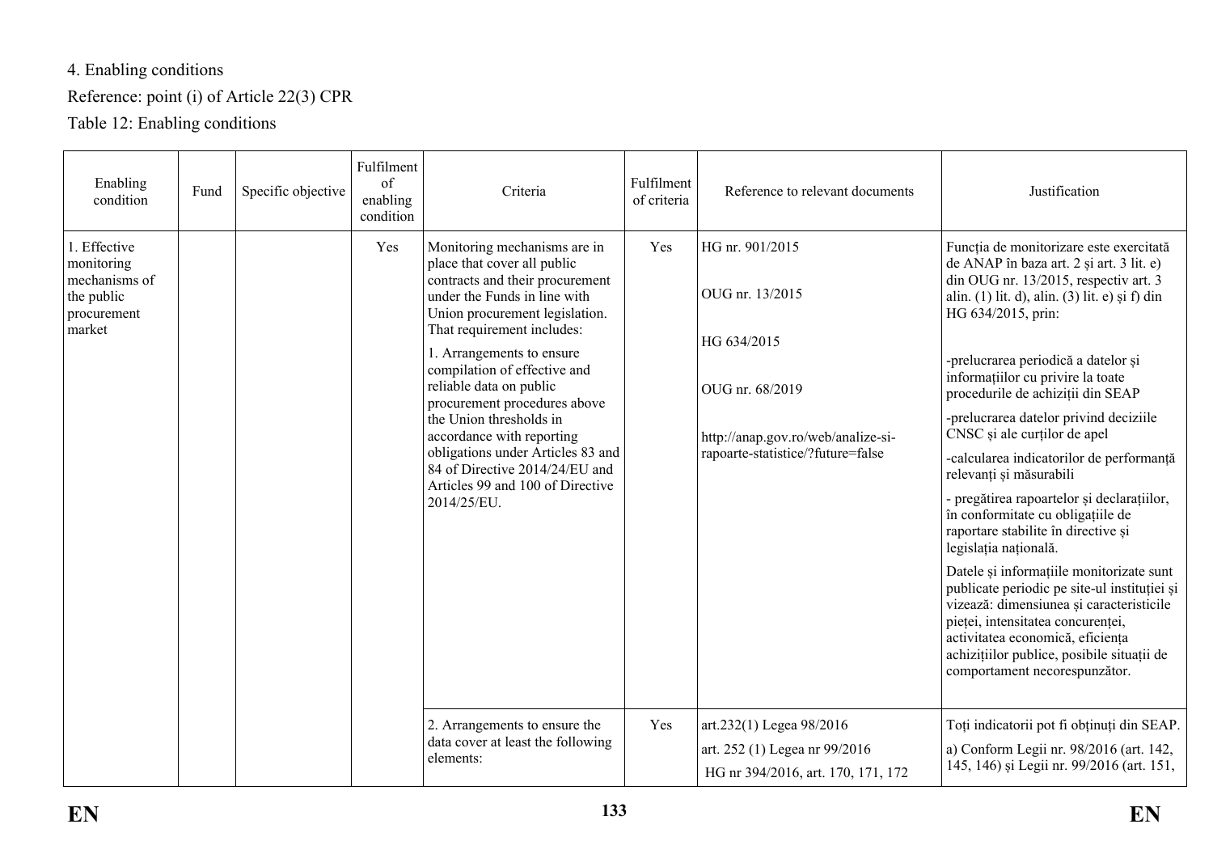4. Enabling conditions

Reference: point (i) of Article 22(3) CPR

Table 12: Enabling conditions

| Enabling condition | Fund | Specific objective | Fulfilment of enabling condition | Criteria | Fulfilment of criteria | Reference to relevant documents | Justification |
|---|---|---|---|---|---|---|---|
| 1. Effective monitoring mechanisms of the public procurement market | | | Yes | Monitoring mechanisms are in place that cover all public contracts and their procurement under the Funds in line with Union procurement legislation. That requirement includes:<br><br>1. Arrangements to ensure compilation of effective and reliable data on public procurement procedures above the Union thresholds in accordance with reporting obligations under Articles 83 and 84 of Directive 2014/24/EU and Articles 99 and 100 of Directive 2014/25/EU. | Yes | HG nr. 901/2015<br><br>OUG nr. 13/2015<br><br>HG 634/2015<br><br>OUG nr. 68/2019<br><br>http://anap.gov.ro/web/analize-si-rapoarte-statistice/?future=false | Funcția de monitorizare este exercitată de ANAP în baza art. 2 și art. 3 lit. e) din OUG nr. 13/2015, respectiv art. 3 alin. (1) lit. d), alin. (3) lit. e) și f) din HG 634/2015, prin:<br><br>-prelucrarea periodică a datelor și informațiilor cu privire la toate procedurile de achiziții din SEAP<br><br>-prelucrarea datelor privind deciziile CNSC și ale curților de apel<br><br>-calcularea indicatorilor de performanță relevanți și măsurabili<br><br>- pregătirea rapoartelor și declarațiilor, în conformitate cu obligațiile de raportare stabilite în directive și legislația națională.<br><br>Datele și informațiile monitorizate sunt publicate periodic pe site-ul instituției și vizează: dimensiunea și caracteristicile pieței, intensitatea concurenței, activitatea economică, eficiența achizițiilor publice, posibile situații de comportament necorespunzător. |
| | | | | 2. Arrangements to ensure the data cover at least the following elements: | Yes | art.232(1) Legea 98/2016<br><br>art. 252 (1) Legea nr 99/2016<br><br>HG nr 394/2016, art. 170, 171, 172 | Toți indicatorii pot fi obținuți din SEAP.<br><br>a) Conform Legii nr. 98/2016 (art. 142, 145, 146) și Legii nr. 99/2016 (art. 151, |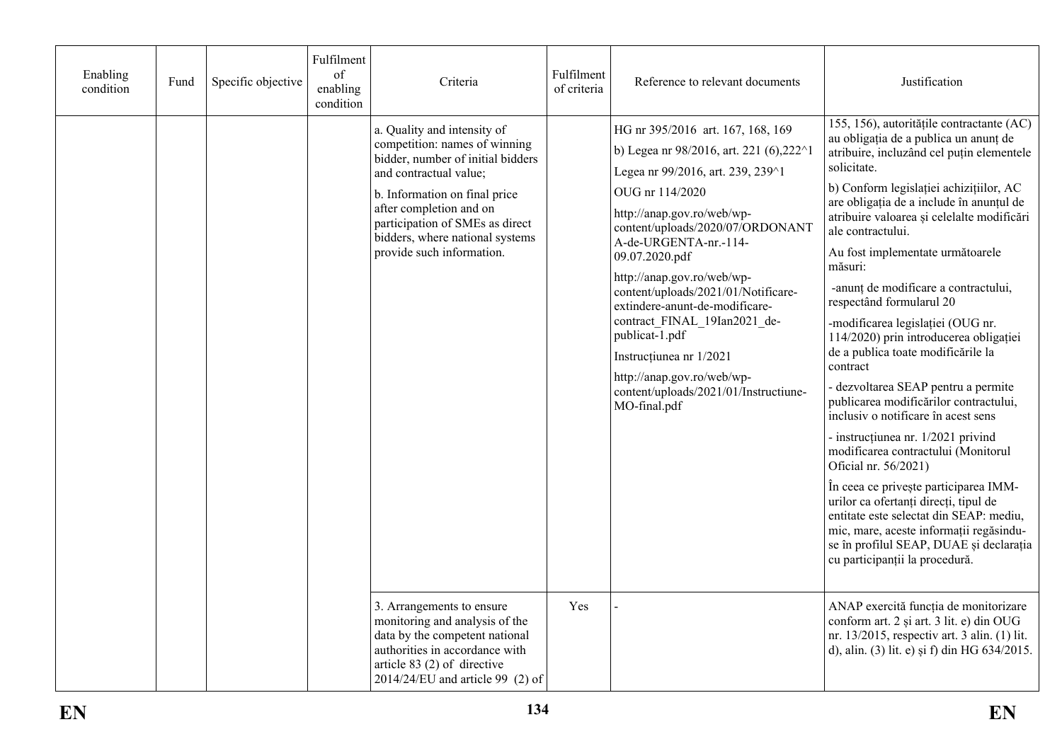| Enabling condition | Fund | Specific objective | Fulfilment of enabling condition | Criteria | Fulfilment of criteria | Reference to relevant documents | Justification |
|---|---|---|---|---|---|---|---|
| | | | | a. Quality and intensity of competition: names of winning bidder, number of initial bidders and contractual value;<br><br>b. Information on final price after completion and on participation of SMEs as direct bidders, where national systems provide such information. | | HG nr 395/2016 art. 167, 168, 169<br><br>b) Legea nr 98/2016, art. 221 (6),222^1<br><br>Legea nr 99/2016, art. 239, 239^1<br><br>OUG nr 114/2020<br><br>http://anap.gov.ro/web/wp-content/uploads/2020/07/ORDONANTA-de-URGENTA-nr.-114-09.07.2020.pdf<br><br>http://anap.gov.ro/web/wp-content/uploads/2021/01/Notificare-extindere-anunt-de-modificare-contract_FINAL_19Ian2021_de-publicat-1.pdf<br><br>Instrucțiunea nr 1/2021<br><br>http://anap.gov.ro/web/wp-content/uploads/2021/01/Instructiune-MO-final.pdf | 155, 156), autoritățile contractante (AC) au obligația de a publica un anunț de atribuire, incluzând cel puțin elementele solicitate.<br><br>b) Conform legislației achizițiilor, AC are obligația de a include în anunțul de atribuire valoarea și celelalte modificări ale contractului.<br><br>Au fost implementate următoarele măsuri:<br><br>-anunț de modificare a contractului, respectând formularul 20<br><br>-modificarea legislației (OUG nr. 114/2020) prin introducerea obligației de a publica toate modificările la contract<br><br>- dezvoltarea SEAP pentru a permite publicarea modificărilor contractului, inclusiv o notificare în acest sens<br><br>- instrucțiunea nr. 1/2021 privind modificarea contractului (Monitorul Oficial nr. 56/2021)<br><br>În ceea ce privește participarea IMM-urilor ca ofertanți direcți, tipul de entitate este selectat din SEAP: mediu, mic, mare, aceste informații regăsindu-se în profilul SEAP, DUAE și declarația cu participanții la procedură. |
| | | | | 3. Arrangements to ensure monitoring and analysis of the data by the competent national authorities in accordance with article 83 (2) of directive 2014/24/EU and article 99 (2) of | Yes | - | ANAP exercită funcția de monitorizare conform art. 2 și art. 3 lit. e) din OUG nr. 13/2015, respectiv art. 3 alin. (1) lit. d), alin. (3) lit. e) și f) din HG 634/2015. |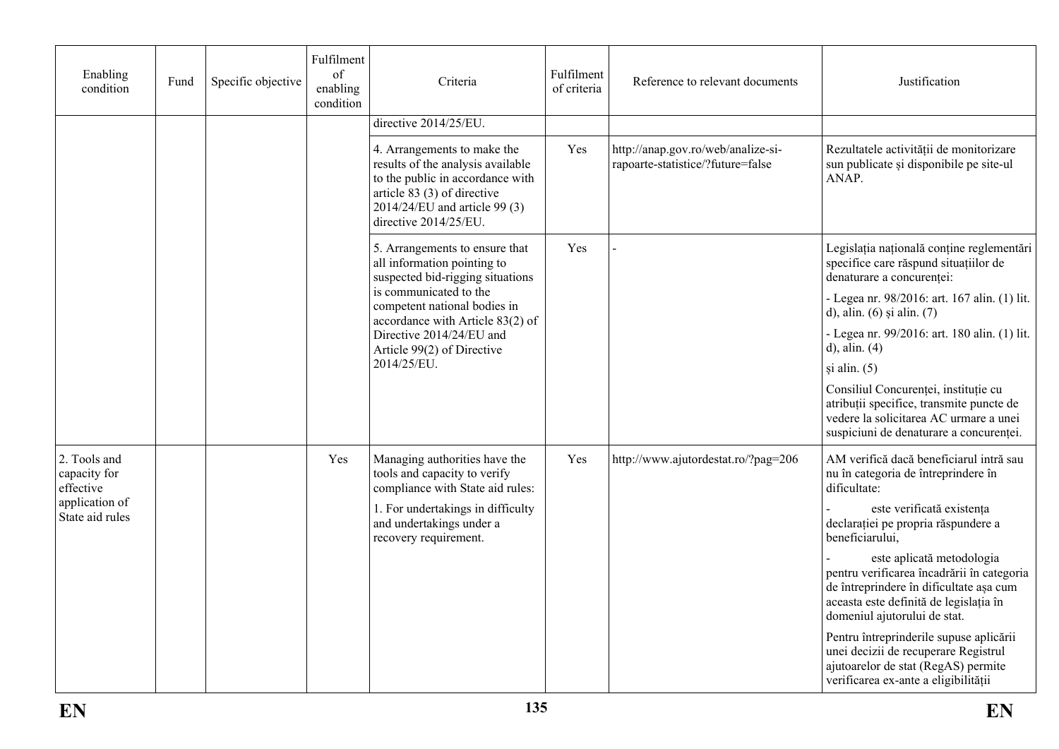| Enabling condition | Fund | Specific objective | Fulfilment of enabling condition | Criteria | Fulfilment of criteria | Reference to relevant documents | Justification |
|---|---|---|---|---|---|---|---|
| | | | | directive 2014/25/EU. | | | |
| | | | | 4. Arrangements to make the results of the analysis available to the public in accordance with article 83 (3) of directive 2014/24/EU and article 99 (3) directive 2014/25/EU. | Yes | http://anap.gov.ro/web/analize-si-rapoarte-statistice/?future=false | Rezultatele activității de monitorizare sun publicate și disponibile pe site-ul ANAP. |
| | | | | 5. Arrangements to ensure that all information pointing to suspected bid-rigging situations is communicated to the competent national bodies in accordance with Article 83(2) of Directive 2014/24/EU and Article 99(2) of Directive 2014/25/EU. | Yes | - | Legislația națională conține reglementări specifice care răspund situațiilor de denaturare a concurenței:<br>- Legea nr. 98/2016: art. 167 alin. (1) lit. d), alin. (6) și alin. (7)<br>- Legea nr. 99/2016: art. 180 alin. (1) lit. d), alin. (4)<br>și alin. (5)<br>Consiliul Concurenței, instituție cu atribuții specifice, transmite puncte de vedere la solicitarea AC urmare a unei suspiciuni de denaturare a concurenței. |
| 2. Tools and capacity for effective application of State aid rules | | | Yes | Managing authorities have the tools and capacity to verify compliance with State aid rules:<br>1. For undertakings in difficulty and undertakings under a recovery requirement. | Yes | http://www.ajutordestat.ro/?pag=206 | AM verifică dacă beneficiarul intră sau nu în categoria de întreprindere în dificultate:<br>- este verificată existența declarației pe propria răspundere a beneficiarului,<br>- este aplicată metodologia pentru verificarea încadrării în categoria de întreprindere în dificultate așa cum aceasta este definită de legislația în domeniul ajutorului de stat.<br>Pentru întreprinderile supuse aplicării unei decizii de recuperare Registrul ajutoarelor de stat (RegAS) permite verificarea ex-ante a eligibilității |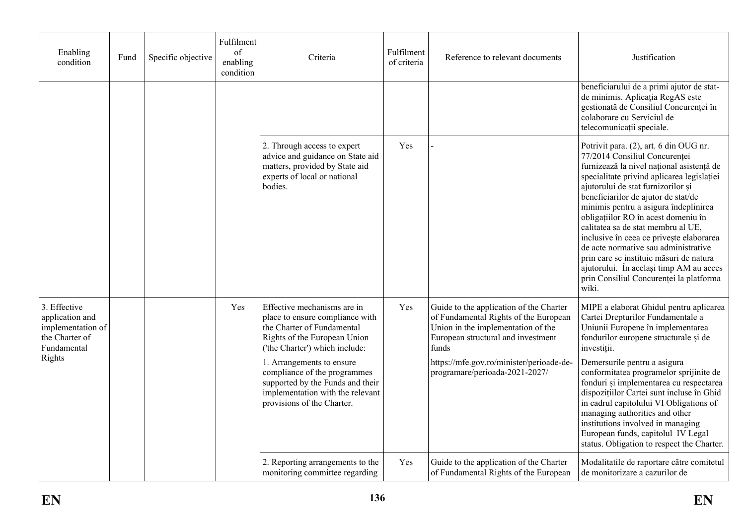| Enabling condition | Fund | Specific objective | Fulfilment of enabling condition | Criteria | Fulfilment of criteria | Reference to relevant documents | Justification |
|---|---|---|---|---|---|---|---|
| | | | | | | | beneficiarului de a primi ajutor de stat-de minimis. Aplicația RegAS este gestionată de Consiliul Concurenței în colaborare cu Serviciul de telecomunicații speciale. |
| | | | | 2. Through access to expert advice and guidance on State aid matters, provided by State aid experts of local or national bodies. | Yes | - | Potrivit para. (2), art. 6 din OUG nr. 77/2014 Consiliul Concurenței furnizează la nivel național asistență de specialitate privind aplicarea legislației ajutorului de stat furnizorilor și beneficiarilor de ajutor de stat/de minimis pentru a asigura îndeplinirea obligațiilor RO în acest domeniu în calitatea sa de stat membru al UE, inclusive în ceea ce privește elaborarea de acte normative sau administrative prin care se instituie măsuri de natura ajutorului. În același timp AM au acces prin Consiliul Concurenței la platforma wiki. |
| 3. Effective application and implementation of the Charter of Fundamental Rights | | | Yes | Effective mechanisms are in place to ensure compliance with the Charter of Fundamental Rights of the European Union ('the Charter') which include:<br><br>1. Arrangements to ensure compliance of the programmes supported by the Funds and their implementation with the relevant provisions of the Charter. | Yes | Guide to the application of the Charter of Fundamental Rights of the European Union in the implementation of the European structural and investment funds<br><br>https://mfe.gov.ro/minister/perioade-de-programare/perioada-2021-2027/ | MIPE a elaborat Ghidul pentru aplicarea Cartei Drepturilor Fundamentale a Uniunii Europene în implementarea fondurilor europene structurale și de investiții.<br><br>Demersurile pentru a asigura conformitatea programelor sprijinite de fonduri și implementarea cu respectarea dispozițiilor Cartei sunt incluse în Ghid in cadrul capitolului VI Obligations of managing authorities and other institutions involved in managing European funds, capitolul IV Legal status. Obligation to respect the Charter. |
| | | | | 2. Reporting arrangements to the monitoring committee regarding | Yes | Guide to the application of the Charter of Fundamental Rights of the European | Modalitatile de raportare către comitetul de monitorizare a cazurilor de |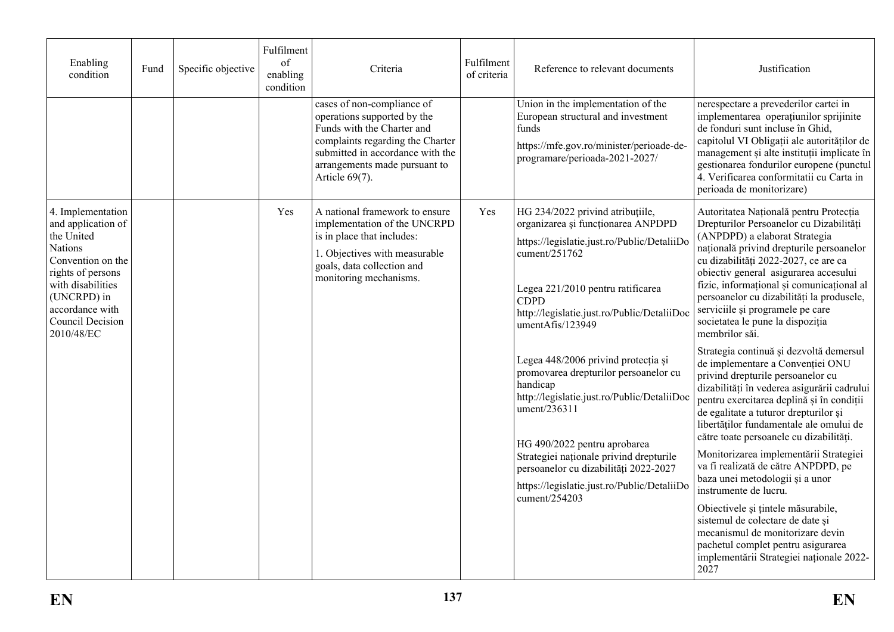| Enabling condition | Fund | Specific objective | Fulfilment of enabling condition | Criteria | Fulfilment of criteria | Reference to relevant documents | Justification |
|---|---|---|---|---|---|---|---|
| | | | | cases of non-compliance of operations supported by the Funds with the Charter and complaints regarding the Charter submitted in accordance with the arrangements made pursuant to Article 69(7). | | Union in the implementation of the European structural and investment funds<br>https://mfe.gov.ro/minister/perioade-de-programare/perioada-2021-2027/ | nerespectare a prevederilor cartei in implementarea operațiunilor sprijinite de fonduri sunt incluse în Ghid, capitolul VI Obligații ale autorităților de management și alte instituții implicate în gestionarea fondurilor europene (punctul 4. Verificarea conformitatii cu Carta in perioada de monitorizare) |
| 4. Implementation and application of the United Nations Convention on the rights of persons with disabilities (UNCRPD) in accordance with Council Decision 2010/48/EC | | | Yes | A national framework to ensure implementation of the UNCRPD is in place that includes:<br>1. Objectives with measurable goals, data collection and monitoring mechanisms. | Yes | HG 234/2022 privind atribuțiile, organizarea și funcționarea ANPDPD<br>https://legislatie.just.ro/Public/DetaliiDocument/251762<br><br>Legea 221/2010 pentru ratificarea CDPD<br>http://legislatie.just.ro/Public/DetaliiDocumentAfis/123949<br><br>Legea 448/2006 privind protecția și promovarea drepturilor persoanelor cu handicap<br>http://legislatie.just.ro/Public/DetaliiDocument/236311<br><br>HG 490/2022 pentru aprobarea Strategiei naționale privind drepturile persoanelor cu dizabilități 2022-2027<br>https://legislatie.just.ro/Public/DetaliiDocument/254203 | Autoritatea Națională pentru Protecția Drepturilor Persoanelor cu Dizabilități (ANPDPD) a elaborat Strategia națională privind drepturile persoanelor cu dizabilități 2022-2027, ce are ca obiectiv general asigurarea accesului fizic, informațional și comunicațional al persoanelor cu dizabilități la produsele, serviciile și programele pe care societatea le pune la dispoziția membrilor săi.<br>Strategia continuă și dezvoltă demersul de implementare a Convenției ONU privind drepturile persoanelor cu dizabilități în vederea asigurării cadrului pentru exercitarea deplină și în condiții de egalitate a tuturor drepturilor și libertăților fundamentale ale omului de către toate persoanele cu dizabilități.<br>Monitorizarea implementării Strategiei va fi realizată de către ANPDPD, pe baza unei metodologii și a unor instrumente de lucru.<br>Obiectivele și țintele măsurabile, sistemul de colectare de date și mecanismul de monitorizare devin pachetul complet pentru asigurarea implementării Strategiei naționale 2022-2027 |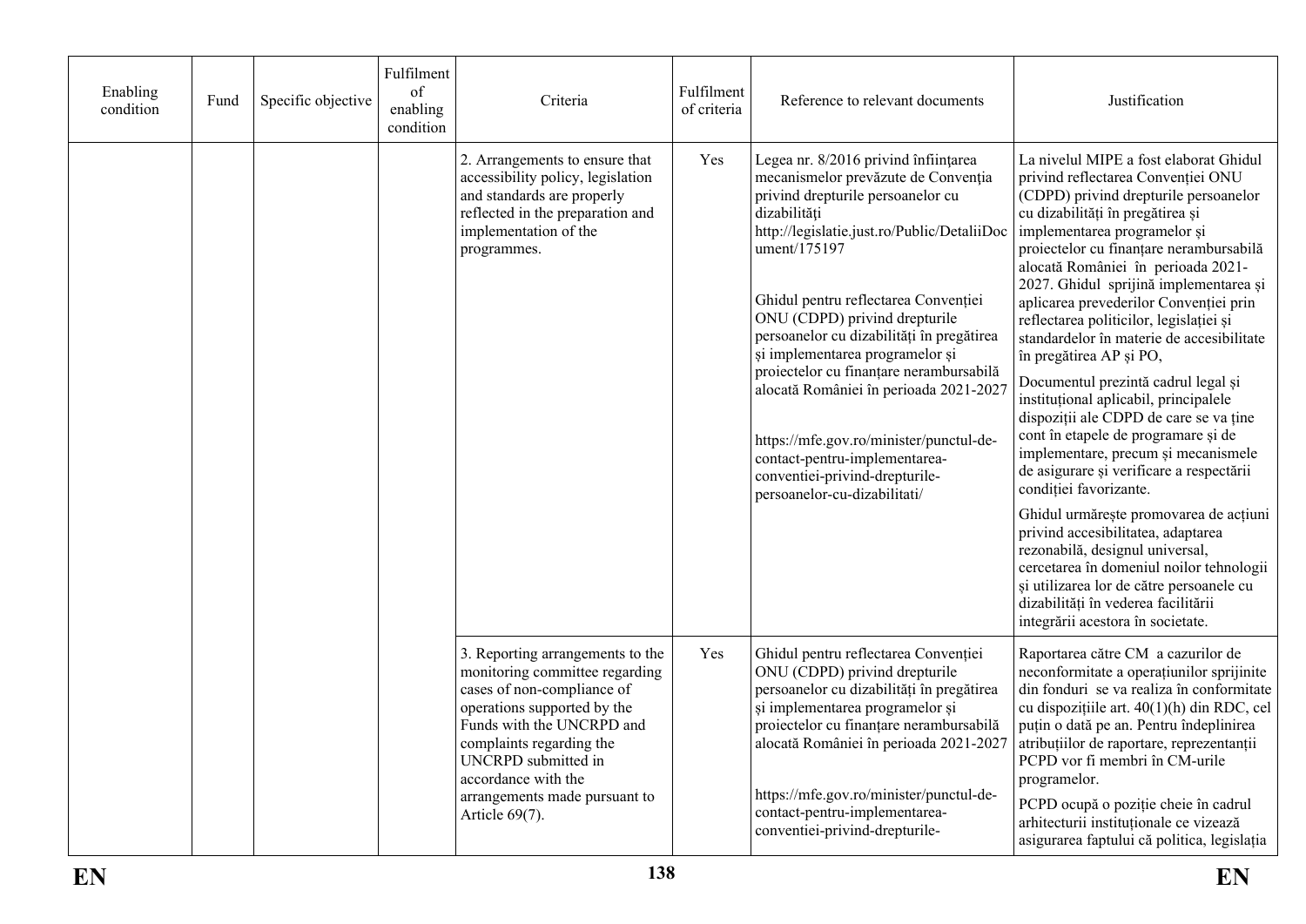| Enabling condition | Fund | Specific objective | Fulfilment of enabling condition | Criteria | Fulfilment of criteria | Reference to relevant documents | Justification |
|---|---|---|---|---|---|---|---|
| | | | | 2. Arrangements to ensure that accessibility policy, legislation and standards are properly reflected in the preparation and implementation of the programmes. | Yes | Legea nr. 8/2016 privind înființarea mecanismelor prevăzute de Convenția privind drepturile persoanelor cu dizabilități http://legislatie.just.ro/Public/DetaliiDocument/175197<br><br>Ghidul pentru reflectarea Convenției ONU (CDPD) privind drepturile persoanelor cu dizabilități în pregătirea și implementarea programelor și proiectelor cu finanțare nerambursabilă alocată României în perioada 2021-2027<br><br>https://mfe.gov.ro/minister/punctul-de-contact-pentru-implementarea-conventiei-privind-drepturile-persoanelor-cu-dizabilitati/ | La nivelul MIPE a fost elaborat Ghidul privind reflectarea Convenției ONU (CDPD) privind drepturile persoanelor cu dizabilități în pregătirea și implementarea programelor și proiectelor cu finanțare nerambursabilă alocată României în perioada 2021-2027. Ghidul sprijină implementarea și aplicarea prevederilor Convenției prin reflectarea politicilor, legislației și standardelor în materie de accesibilitate în pregătirea AP și PO,<br><br>Documentul prezintă cadrul legal și instituțional aplicabil, principalele dispoziții ale CDPD de care se va ține cont în etapele de programare și de implementare, precum și mecanismele de asigurare și verificare a respectării condiției favorizante.<br><br>Ghidul urmărește promovarea de acțiuni privind accesibilitatea, adaptarea rezonabilă, designul universal, cercetarea în domeniul noilor tehnologii și utilizarea lor de către persoanele cu dizabilități în vederea facilitării integrării acestora în societate. |
| | | | | 3. Reporting arrangements to the monitoring committee regarding cases of non-compliance of operations supported by the Funds with the UNCRPD and complaints regarding the UNCRPD submitted in accordance with the arrangements made pursuant to Article 69(7). | Yes | Ghidul pentru reflectarea Convenției ONU (CDPD) privind drepturile persoanelor cu dizabilități în pregătirea și implementarea programelor și proiectelor cu finanțare nerambursabilă alocată României în perioada 2021-2027<br><br>https://mfe.gov.ro/minister/punctul-de-contact-pentru-implementarea-conventiei-privind-drepturile- | Raportarea către CM a cazurilor de neconformitate a operațiunilor sprijinite din fonduri se va realiza în conformitate cu dispozițiile art. 40(1)(h) din RDC, cel puțin o dată pe an. Pentru îndeplinirea atribuțiilor de raportare, reprezentanții PCPD vor fi membri în CM-urile programelor.<br><br>PCPD ocupă o poziție cheie în cadrul arhitecturii instituționale ce vizează asigurarea faptului că politica, legislația |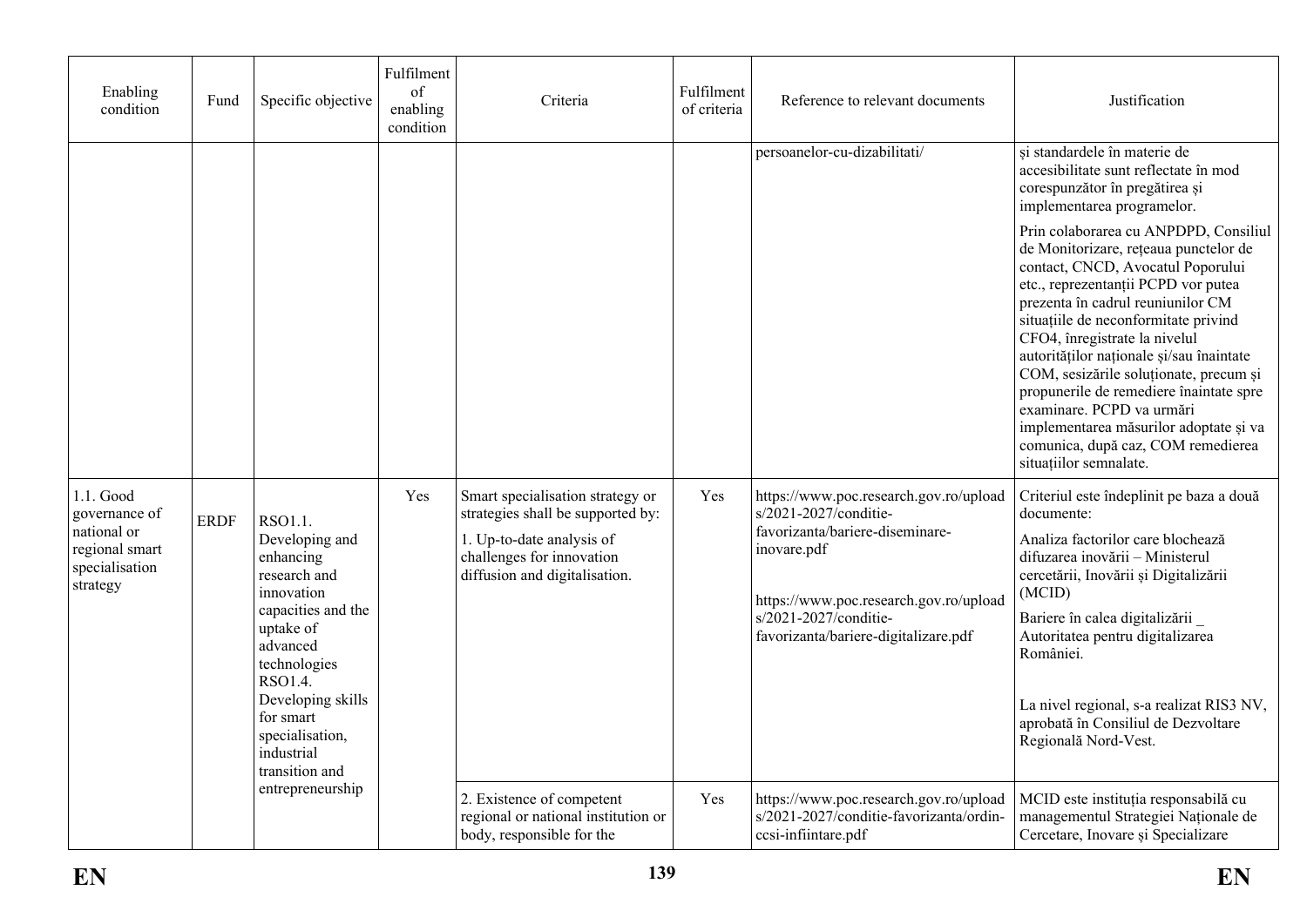| Enabling condition | Fund | Specific objective | Fulfilment of enabling condition | Criteria | Fulfilment of criteria | Reference to relevant documents | Justification |
|---|---|---|---|---|---|---|---|
| | | | | | | persoanelor-cu-dizabilitati/ | și standardele în materie de accesibilitate sunt reflectate în mod corespunzător în pregătirea și implementarea programelor.<br><br>Prin colaborarea cu ANPDPD, Consiliul de Monitorizare, rețeaua punctelor de contact, CNCD, Avocatul Poporului etc., reprezentanții PCPD vor putea prezenta în cadrul reuniunilor CM situațiile de neconformitate privind CFO4, înregistrate la nivelul autorităților naționale și/sau înaintate COM, sesizările soluționate, precum și propunerile de remediere înaintate spre examinare. PCPD va urmări implementarea măsurilor adoptate și va comunica, după caz, COM remedierea situațiilor semnalate. |
| 1.1. Good governance of national or regional smart specialisation strategy | ERDF | RSO1.1. Developing and enhancing research and innovation capacities and the uptake of advanced technologies<br>RSO1.4. Developing skills for smart specialisation, industrial transition and entrepreneurship | Yes | Smart specialisation strategy or strategies shall be supported by:<br><br>1. Up-to-date analysis of challenges for innovation diffusion and digitalisation. | Yes | https://www.poc.research.gov.ro/uploads/2021-2027/conditie-favorizanta/bariere-diseminare-inovare.pdf<br><br>https://www.poc.research.gov.ro/uploads/2021-2027/conditie-favorizanta/bariere-digitalizare.pdf | Criteriul este îndeplinit pe baza a două documente:<br><br>Analiza factorilor care blochează difuzarea inovării – Ministerul cercetării, Inovării și Digitalizării (MCID)<br><br>Bariere în calea digitalizării _ Autoritatea pentru digitalizarea României.<br><br>La nivel regional, s-a realizat RIS3 NV, aprobată în Consiliul de Dezvoltare Regională Nord-Vest. |
| | | | | 2. Existence of competent regional or national institution or body, responsible for the | Yes | https://www.poc.research.gov.ro/uploads/2021-2027/conditie-favorizanta/ordin-ccsi-infiintare.pdf | MCID este instituția responsabilă cu managementul Strategiei Naționale de Cercetare, Inovare și Specializare |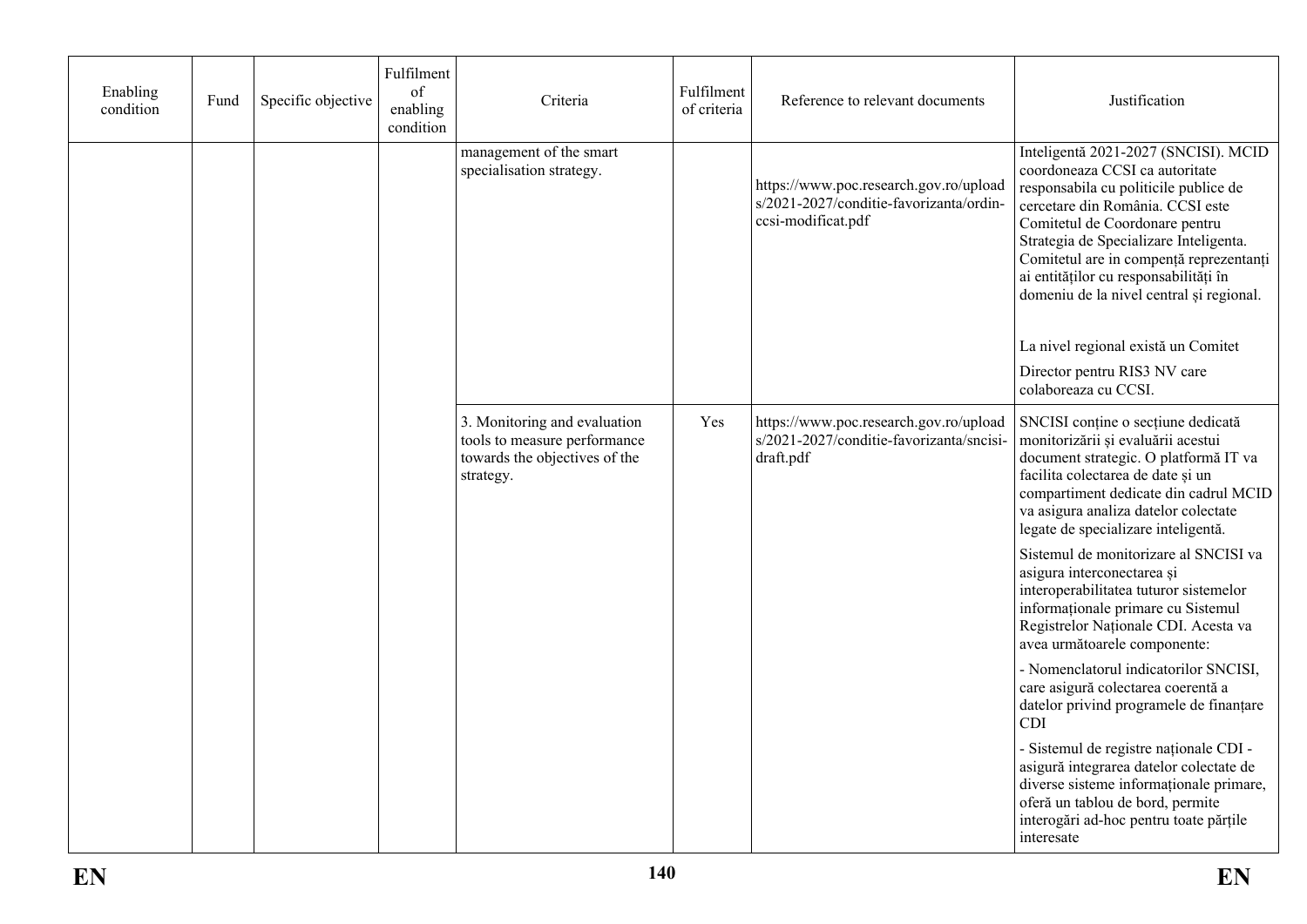| Enabling condition | Fund | Specific objective | Fulfilment of enabling condition | Criteria | Fulfilment of criteria | Reference to relevant documents | Justification |
|---|---|---|---|---|---|---|---|
| | | | | management of the smart specialisation strategy. | | https://www.poc.research.gov.ro/uploads/2021-2027/conditie-favorizanta/ordin-ccsi-modificat.pdf | Inteligentă 2021-2027 (SNCISI). MCID coordoneaza CCSI ca autoritate responsabila cu politicile publice de cercetare din România. CCSI este Comitetul de Coordonare pentru Strategia de Specializare Inteligenta. Comitetul are in compență reprezentanți ai entităților cu responsabilități în domeniu de la nivel central și regional.<br><br>La nivel regional există un Comitet<br><br>Director pentru RIS3 NV care colaboreaza cu CCSI. |
| | | | | 3. Monitoring and evaluation tools to measure performance towards the objectives of the strategy. | Yes | https://www.poc.research.gov.ro/uploads/2021-2027/conditie-favorizanta/sncisi-draft.pdf | SNCISI conține o secțiune dedicată monitorizării și evaluării acestui document strategic. O platformă IT va facilita colectarea de date și un compartiment dedicate din cadrul MCID va asigura analiza datelor colectate legate de specializare inteligentă.<br><br>Sistemul de monitorizare al SNCISI va asigura interconectarea și interoperabilitatea tuturor sistemelor informaționale primare cu Sistemul Registrelor Naționale CDI. Acesta va avea următoarele componente:<br><br>- Nomenclatorul indicatorilor SNCISI, care asigură colectarea coerentă a datelor privind programele de finanțare CDI<br><br>- Sistemul de registre naționale CDI - asigură integrarea datelor colectate de diverse sisteme informaționale primare, oferă un tablou de bord, permite interogări ad-hoc pentru toate părțile interesate |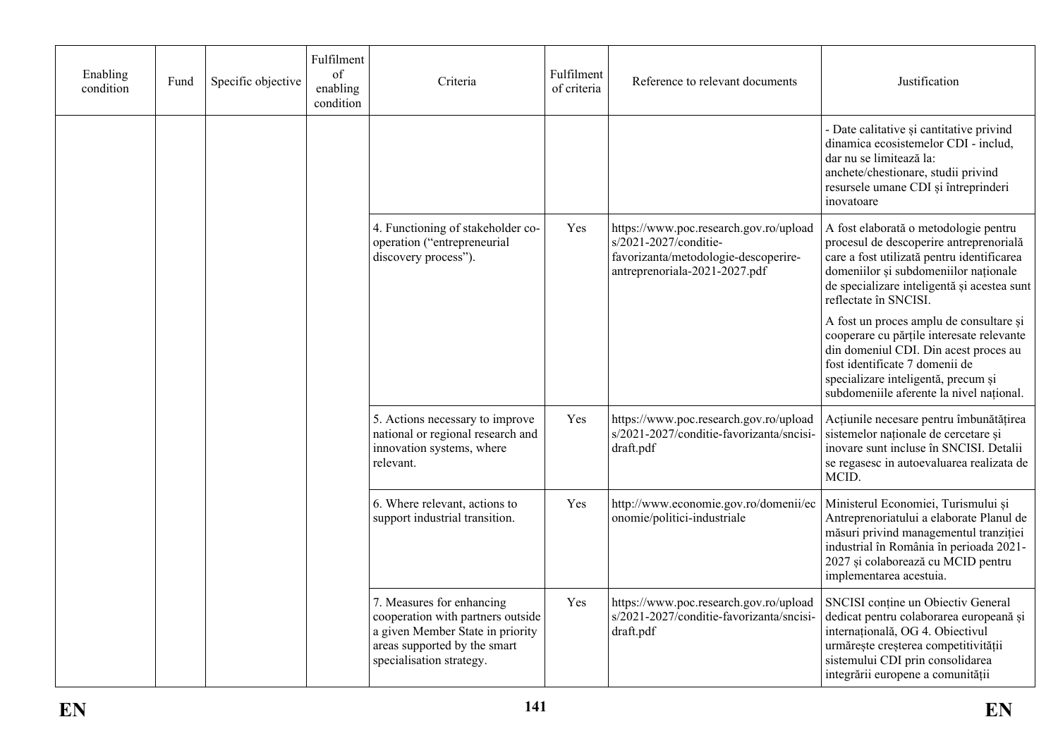| Enabling condition | Fund | Specific objective | Fulfilment of enabling condition | Criteria | Fulfilment of criteria | Reference to relevant documents | Justification |
|---|---|---|---|---|---|---|---|
| | | | | | | | - Date calitative și cantitative privind dinamica ecosistemelor CDI - includ, dar nu se limitează la: anchete/chestionare, studii privind resursele umane CDI și întreprinderi inovatoare |
| | | | | 4. Functioning of stakeholder co-operation ("entrepreneurial discovery process"). | Yes | https://www.poc.research.gov.ro/uploads/2021-2027/conditie-favorizanta/metodologie-descoperire-antreprenoriala-2021-2027.pdf | A fost elaborată o metodologie pentru procesul de descoperire antreprenorială care a fost utilizată pentru identificarea domeniilor și subdomeniilor naționale de specializare inteligentă și acestea sunt reflectate în SNCISI. A fost un proces amplu de consultare și cooperare cu părțile interesate relevante din domeniul CDI. Din acest proces au fost identificate 7 domenii de specializare inteligentă, precum și subdomeniile aferente la nivel național. |
| | | | | 5. Actions necessary to improve national or regional research and innovation systems, where relevant. | Yes | https://www.poc.research.gov.ro/uploads/2021-2027/conditie-favorizanta/sncisi-draft.pdf | Acțiunile necesare pentru îmbunătățirea sistemelor naționale de cercetare și inovare sunt incluse în SNCISI. Detalii se regasesc in autoevaluarea realizata de MCID. |
| | | | | 6. Where relevant, actions to support industrial transition. | Yes | http://www.economie.gov.ro/domenii/economie/politici-industriale | Ministerul Economiei, Turismului și Antreprenoriatului a elaborate Planul de măsuri privind managementul tranziției industrial în România în perioada 2021-2027 și colaborează cu MCID pentru implementarea acestuia. |
| | | | | 7. Measures for enhancing cooperation with partners outside a given Member State in priority areas supported by the smart specialisation strategy. | Yes | https://www.poc.research.gov.ro/uploads/2021-2027/conditie-favorizanta/sncisi-draft.pdf | SNCISI conține un Obiectiv General dedicat pentru colaborarea europeană și internațională, OG 4. Obiectivul urmărește creșterea competitivității sistemului CDI prin consolidarea integrării europene a comunității |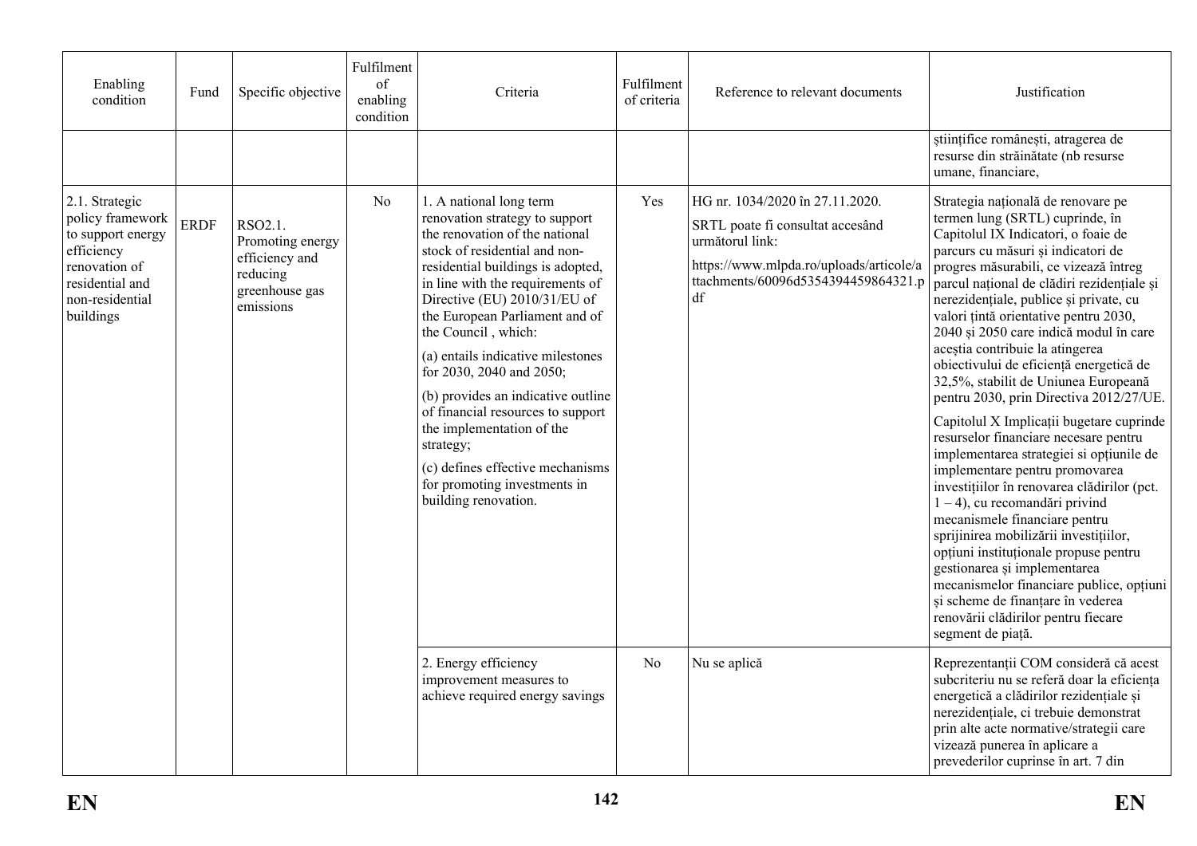| Enabling condition | Fund | Specific objective | Fulfilment of enabling condition | Criteria | Fulfilment of criteria | Reference to relevant documents | Justification |
|---|---|---|---|---|---|---|---|
| | | | | | | | științifice românești, atragerea de resurse din străinătate (nb resurse umane, financiare, |
| 2.1. Strategic policy framework to support energy efficiency renovation of residential and non-residential buildings | ERDF | RSO2.1. Promoting energy efficiency and reducing greenhouse gas emissions | No | 1. A national long term renovation strategy to support the renovation of the national stock of residential and non-residential buildings is adopted, in line with the requirements of Directive (EU) 2010/31/EU of the European Parliament and of the Council , which:<br><br>(a) entails indicative milestones for 2030, 2040 and 2050;<br><br>(b) provides an indicative outline of financial resources to support the implementation of the strategy;<br><br>(c) defines effective mechanisms for promoting investments in building renovation. | Yes | HG nr. 1034/2020 în 27.11.2020.<br><br>SRTL poate fi consultat accesând următorul link:<br><br>https://www.mlpda.ro/uploads/articole/attachments/60096d5354394459864321.pdf | Strategia națională de renovare pe termen lung (SRTL) cuprinde, în Capitolul IX Indicatori, o foaie de parcurs cu măsuri și indicatori de progres measurabili, ce vizează întreg parcul național de clădiri rezidențiale și nerezidențiale, publice și private, cu valori țintă orientative pentru 2030, 2040 și 2050 care indică modul în care aceștia contribuie la atingerea obiectivului de eficiență energetică de 32,5%, stabilit de Uniunea Europeană pentru 2030, prin Directiva 2012/27/UE.<br><br>Capitolul X Implicații bugetare cuprinde resurselor financiare necesare pentru implementarea strategiei si opțiunile de implementare pentru promovarea investițiilor în renovarea clădirilor (pct. 1 – 4), cu recomandări privind mecanismele financiare pentru sprijinirea mobilizării investițiilor, opțiuni instituționale propuse pentru gestionarea și implementarea mecanismelor financiare publice, opțiuni și scheme de finanțare în vederea renovării clădirilor pentru fiecare segment de piață. |
| | | | | 2. Energy efficiency improvement measures to achieve required energy savings | No | Nu se aplică | Reprezentanții COM consideră că acest subcriteriu nu se referă doar la eficiența energetică a clădirilor rezidențiale și nerezidențiale, ci trebuie demonstrat prin alte acte normative/strategii care vizează punerea în aplicare a prevederilor cuprinse în art. 7 din |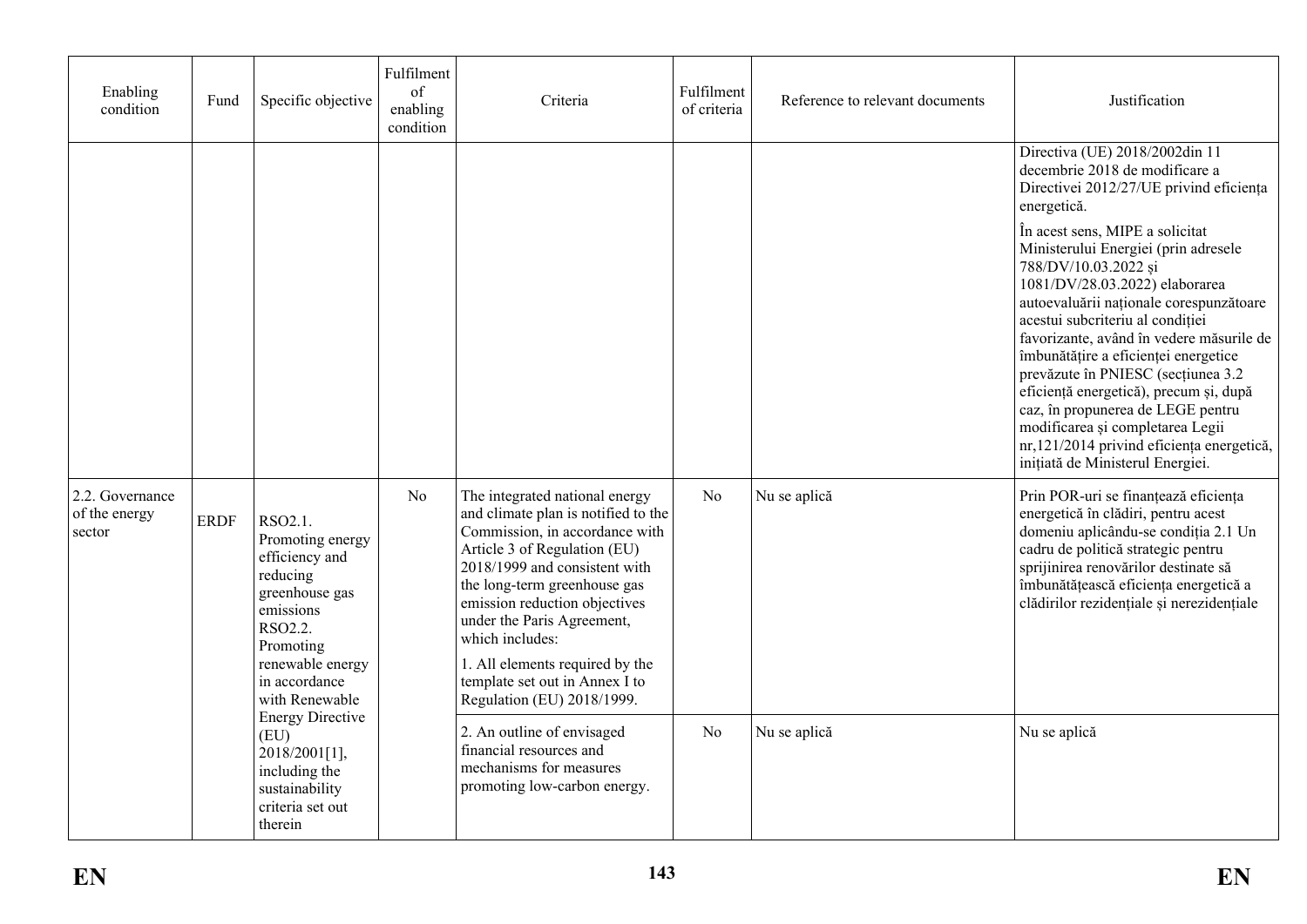| Enabling condition | Fund | Specific objective | Fulfilment of enabling condition | Criteria | Fulfilment of criteria | Reference to relevant documents | Justification |
|---|---|---|---|---|---|---|---|
| | | | | | | | Directiva (UE) 2018/2002din 11 decembrie 2018 de modificare a Directivei 2012/27/UE privind eficiența energetică.<br><br>În acest sens, MIPE a solicitat Ministerului Energiei (prin adresele 788/DV/10.03.2022 și 1081/DV/28.03.2022) elaborarea autoevaluării naționale corespunzătoare acestui subcriteriu al condiției favorizante, având în vedere măsurile de îmbunătățire a eficienței energetice prevăzute în PNIESC (secțiunea 3.2 eficiență energetică), precum și, după caz, în propunerea de LEGE pentru modificarea și completarea Legii nr,121/2014 privind eficiența energetică, inițiată de Ministerul Energiei. |
| 2.2. Governance of the energy sector | ERDF | RSO2.1. Promoting energy efficiency and reducing greenhouse gas emissions<br>RSO2.2. Promoting renewable energy in accordance with Renewable Energy Directive (EU) 2018/2001[1], including the sustainability criteria set out therein | No | The integrated national energy and climate plan is notified to the Commission, in accordance with Article 3 of Regulation (EU) 2018/1999 and consistent with the long-term greenhouse gas emission reduction objectives under the Paris Agreement, which includes:<br><br>1. All elements required by the template set out in Annex I to Regulation (EU) 2018/1999. | No | Nu se aplică | Prin POR-uri se finanțează eficiența energetică în clădiri, pentru acest domeniu aplicându-se condiția 2.1 Un cadru de politică strategic pentru sprijinirea renovărilor destinate să îmbunătățească eficiența energetică a clădirilor rezidențiale și nerezidențiale |
| | | | | 2. An outline of envisaged financial resources and mechanisms for measures promoting low-carbon energy. | No | Nu se aplică | Nu se aplică |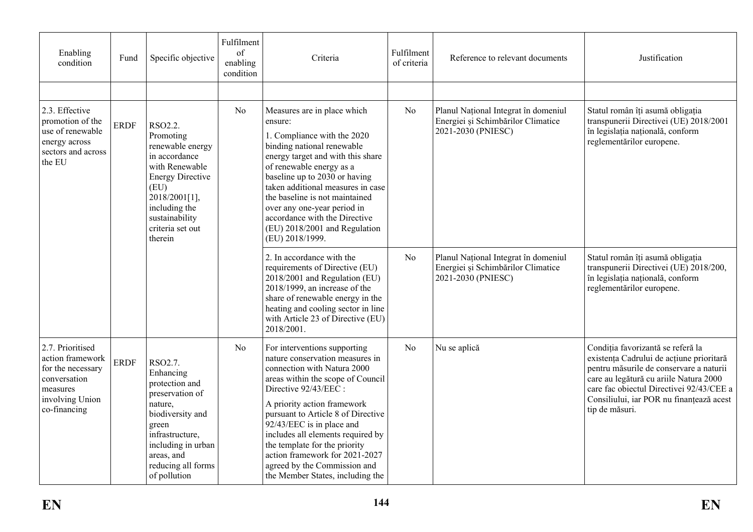| Enabling condition | Fund | Specific objective | Fulfilment of enabling condition | Criteria | Fulfilment of criteria | Reference to relevant documents | Justification |
|---|---|---|---|---|---|---|---|
| | | | | | | | |
| 2.3. Effective promotion of the use of renewable energy across sectors and across the EU | ERDF | RSO2.2. Promoting renewable energy in accordance with Renewable Energy Directive (EU) 2018/2001[1], including the sustainability criteria set out therein | No | Measures are in place which ensure:<br>1. Compliance with the 2020 binding national renewable energy target and with this share of renewable energy as a baseline up to 2030 or having taken additional measures in case the baseline is not maintained over any one-year period in accordance with the Directive (EU) 2018/2001 and Regulation (EU) 2018/1999. | No | Planul Național Integrat în domeniul Energiei și Schimbărilor Climatice 2021-2030 (PNIESC) | Statul român îți asumă obligația transpunerii Directivei (UE) 2018/2001 în legislația națională, conform reglementărilor europene. |
| | | | | 2. In accordance with the requirements of Directive (EU) 2018/2001 and Regulation (EU) 2018/1999, an increase of the share of renewable energy in the heating and cooling sector in line with Article 23 of Directive (EU) 2018/2001. | No | Planul Național Integrat în domeniul Energiei și Schimbărilor Climatice 2021-2030 (PNIESC) | Statul român îți asumă obligația transpunerii Directivei (UE) 2018/200, în legislația națională, conform reglementărilor europene. |
| 2.7. Prioritised action framework for the necessary conversation measures involving Union co-financing | ERDF | RSO2.7. Enhancing protection and preservation of nature, biodiversity and green infrastructure, including in urban areas, and reducing all forms of pollution | No | For interventions supporting nature conservation measures in connection with Natura 2000 areas within the scope of Council Directive 92/43/EEC :<br>A priority action framework pursuant to Article 8 of Directive 92/43/EEC is in place and includes all elements required by the template for the priority action framework for 2021-2027 agreed by the Commission and the Member States, including the | No | Nu se aplică | Condiția favorizantă se referă la existența Cadrului de acțiune prioritară pentru măsurile de conservare a naturii care au legătură cu ariile Natura 2000 care fac obiectul Directivei 92/43/CEE a Consiliului, iar POR nu finanțează acest tip de măsuri. |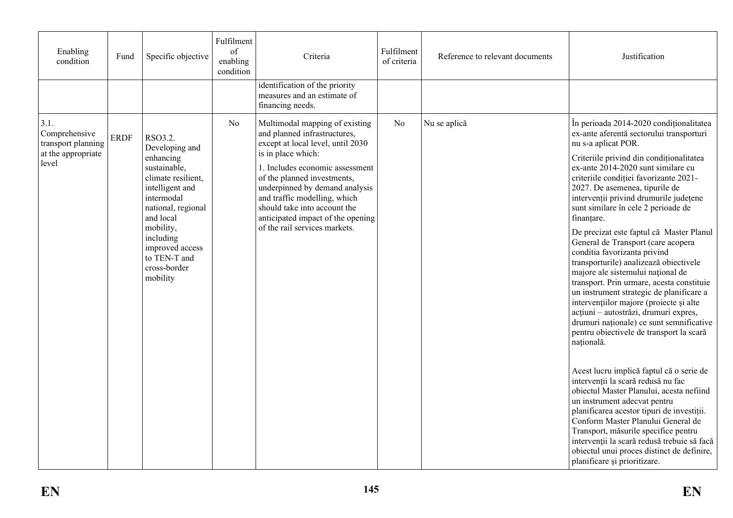| Enabling condition | Fund | Specific objective | Fulfilment of enabling condition | Criteria | Fulfilment of criteria | Reference to relevant documents | Justification |
|---|---|---|---|---|---|---|---|
| | | | | identification of the priority measures and an estimate of financing needs. | | | |
| 3.1. Comprehensive transport planning at the appropriate level | ERDF | RSO3.2. Developing and enhancing sustainable, climate resilient, intelligent and intermodal national, regional and local mobility, including improved access to TEN-T and cross-border mobility | No | Multimodal mapping of existing and planned infrastructures, except at local level, until 2030 is in place which:<br><br>1. Includes economic assessment of the planned investments, underpinned by demand analysis and traffic modelling, which should take into account the anticipated impact of the opening of the rail services markets. | No | Nu se aplică | În perioada 2014-2020 condiționalitatea ex-ante aferentă sectorului transporturi nu s-a aplicat POR.<br><br>Criteriile privind din condiționalitatea ex-ante 2014-2020 sunt similare cu criteriile condiției favorizante 2021-2027. De asemenea, tipurile de intervenții privind drumurile județene sunt similare în cele 2 perioade de finanțare.<br><br>De precizat este faptul că Master Planul General de Transport (care acopera conditia favorizanta privind transporturile) analizează obiectivele majore ale sistemului național de transport. Prin urmare, acesta constituie un instrument strategic de planificare a intervențiilor majore (proiecte și alte acțiuni – autostrăzi, drumuri expres, drumuri naționale) ce sunt semnificative pentru obiectivele de transport la scară națională.<br><br>Acest lucru implică faptul că o serie de intervenții la scară redusă nu fac obiectul Master Planului, acesta nefiind un instrument adecvat pentru planificarea acestor tipuri de investiții. Conform Master Planului General de Transport, măsurile specifice pentru intervenții la scară redusă trebuie să facă obiectul unui proces distinct de definire, planificare şi prioritizare. |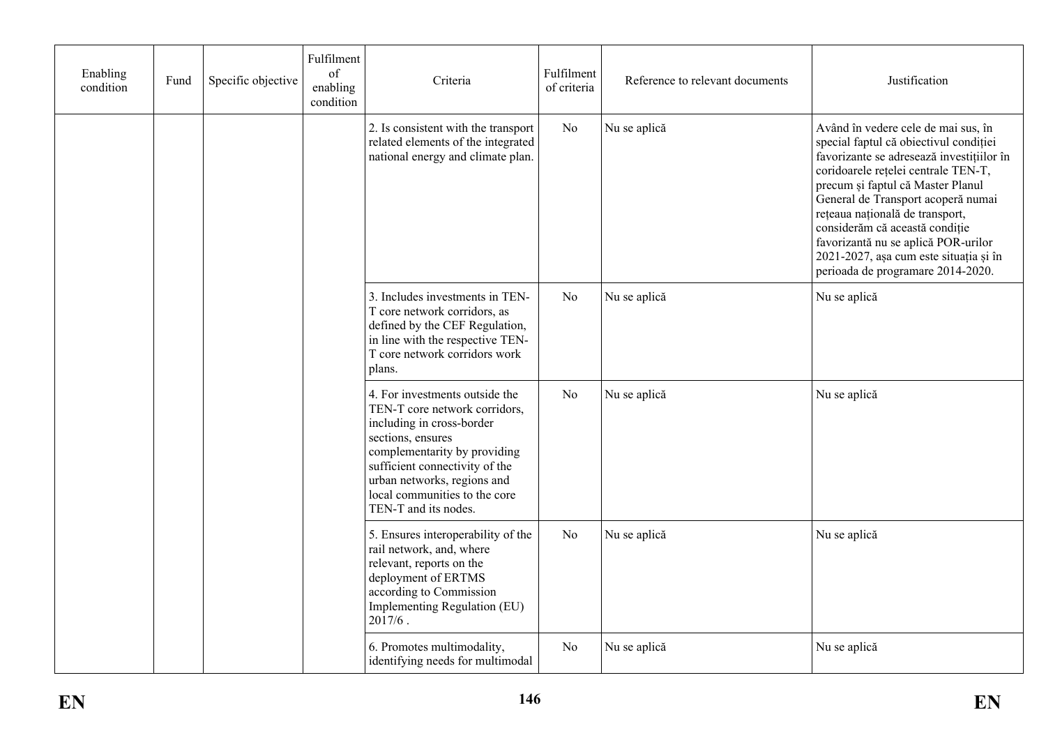| Enabling condition | Fund | Specific objective | Fulfilment of enabling condition | Criteria | Fulfilment of criteria | Reference to relevant documents | Justification |
|---|---|---|---|---|---|---|---|
| | | | | 2. Is consistent with the transport related elements of the integrated national energy and climate plan. | No | Nu se aplică | Având în vedere cele de mai sus, în special faptul că obiectivul condiției favorizante se adresează investițiilor în coridoarele rețelei centrale TEN-T, precum și faptul că Master Planul General de Transport acoperă numai rețeaua națională de transport, considerăm că această condiție favorizantă nu se aplică POR-urilor 2021-2027, așa cum este situația și în perioada de programare 2014-2020. |
| | | | | 3. Includes investments in TEN-T core network corridors, as defined by the CEF Regulation, in line with the respective TEN-T core network corridors work plans. | No | Nu se aplică | Nu se aplică |
| | | | | 4. For investments outside the TEN-T core network corridors, including in cross-border sections, ensures complementarity by providing sufficient connectivity of the urban networks, regions and local communities to the core TEN-T and its nodes. | No | Nu se aplică | Nu se aplică |
| | | | | 5. Ensures interoperability of the rail network, and, where relevant, reports on the deployment of ERTMS according to Commission Implementing Regulation (EU) 2017/6 . | No | Nu se aplică | Nu se aplică |
| | | | | 6. Promotes multimodality, identifying needs for multimodal | No | Nu se aplică | Nu se aplică |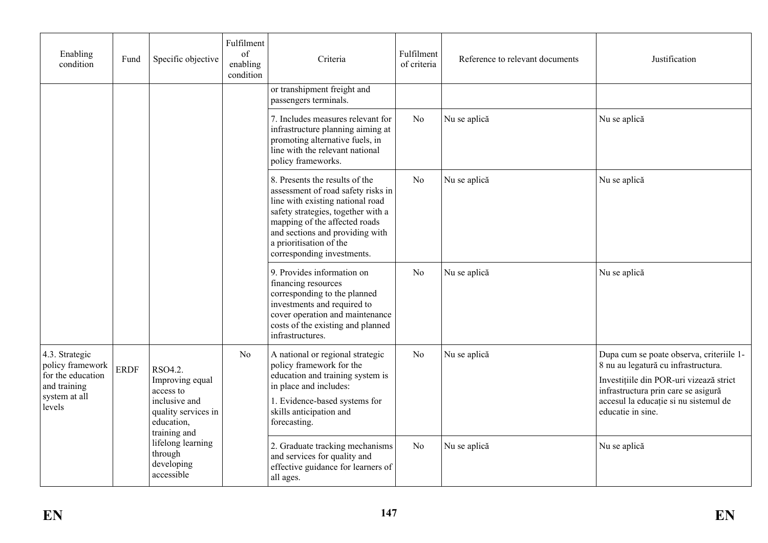| Enabling condition | Fund | Specific objective | Fulfilment of enabling condition | Criteria | Fulfilment of criteria | Reference to relevant documents | Justification |
|---|---|---|---|---|---|---|---|
| | | | | or transhipment freight and passengers terminals. | | | |
| | | | | 7. Includes measures relevant for infrastructure planning aiming at promoting alternative fuels, in line with the relevant national policy frameworks. | No | Nu se aplică | Nu se aplică |
| | | | | 8. Presents the results of the assessment of road safety risks in line with existing national road safety strategies, together with a mapping of the affected roads and sections and providing with a prioritisation of the corresponding investments. | No | Nu se aplică | Nu se aplică |
| | | | | 9. Provides information on financing resources corresponding to the planned investments and required to cover operation and maintenance costs of the existing and planned infrastructures. | No | Nu se aplică | Nu se aplică |
| 4.3. Strategic policy framework for the education and training system at all levels | ERDF | RSO4.2. Improving equal access to inclusive and quality services in education, training and lifelong learning through developing accessible | No | A national or regional strategic policy framework for the education and training system is in place and includes:<br><br>1. Evidence-based systems for skills anticipation and forecasting. | No | Nu se aplică | Dupa cum se poate observa, criteriile 1-8 nu au legatură cu infrastructura.<br><br>Investițiile din POR-uri vizează strict infrastructura prin care se asigură accesul la educație si nu sistemul de educatie in sine. |
| | | | | 2. Graduate tracking mechanisms and services for quality and effective guidance for learners of all ages. | No | Nu se aplică | Nu se aplică |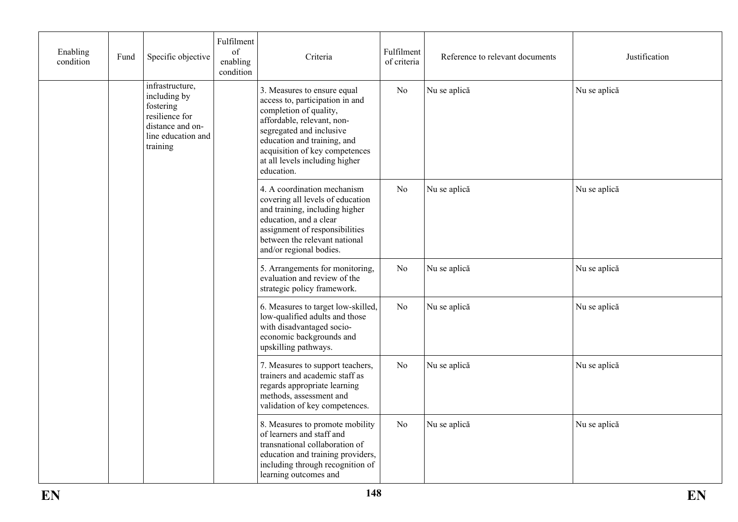| Enabling condition | Fund | Specific objective | Fulfilment of enabling condition | Criteria | Fulfilment of criteria | Reference to relevant documents | Justification |
|---|---|---|---|---|---|---|---|
| | | infrastructure, including by fostering resilience for distance and on-line education and training | | 3. Measures to ensure equal access to, participation in and completion of quality, affordable, relevant, non-segregated and inclusive education and training, and acquisition of key competences at all levels including higher education. | No | Nu se aplică | Nu se aplică |
| | | | | 4. A coordination mechanism covering all levels of education and training, including higher education, and a clear assignment of responsibilities between the relevant national and/or regional bodies. | No | Nu se aplică | Nu se aplică |
| | | | | 5. Arrangements for monitoring, evaluation and review of the strategic policy framework. | No | Nu se aplică | Nu se aplică |
| | | | | 6. Measures to target low-skilled, low-qualified adults and those with disadvantaged socio-economic backgrounds and upskilling pathways. | No | Nu se aplică | Nu se aplică |
| | | | | 7. Measures to support teachers, trainers and academic staff as regards appropriate learning methods, assessment and validation of key competences. | No | Nu se aplică | Nu se aplică |
| | | | | 8. Measures to promote mobility of learners and staff and transnational collaboration of education and training providers, including through recognition of learning outcomes and | No | Nu se aplică | Nu se aplică |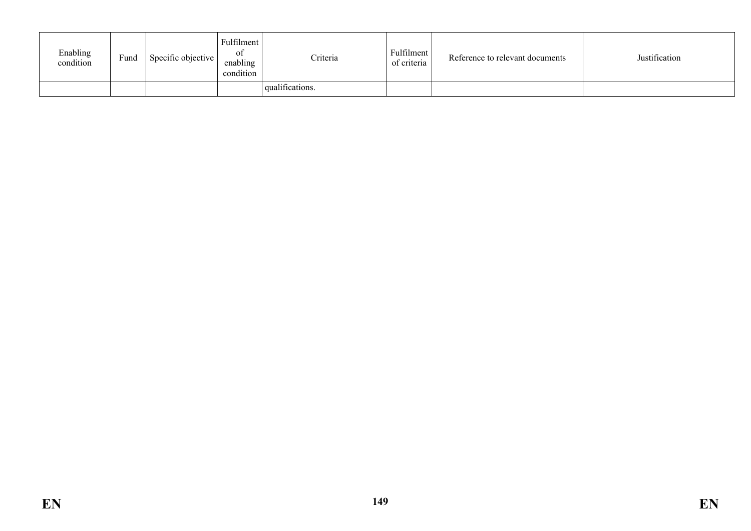| Enabling condition | Fund | Specific objective | Fulfilment of enabling condition | Criteria | Fulfilment of criteria | Reference to relevant documents | Justification |
|---|---|---|---|---|---|---|---|
| | | | | qualifications. | | | |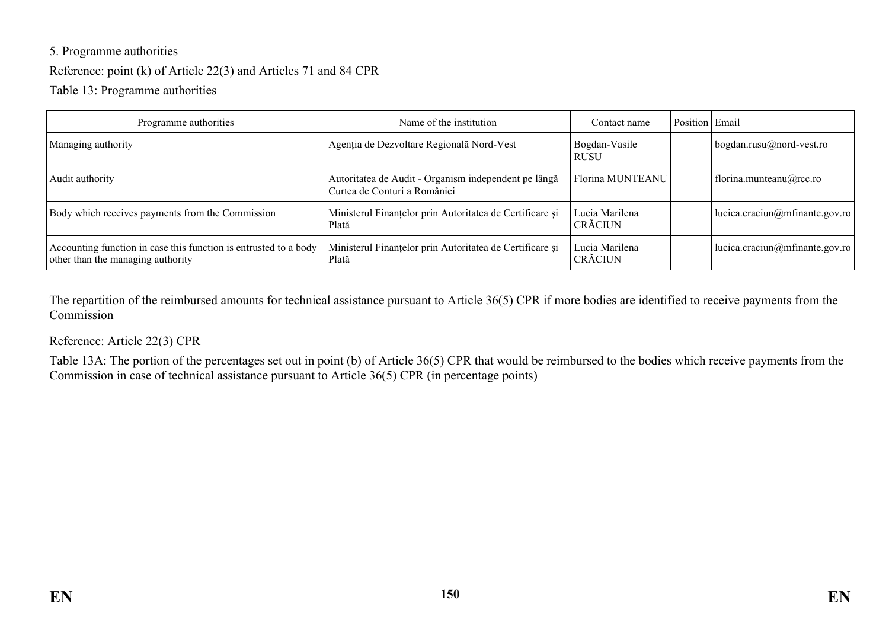5. Programme authorities

Reference: point (k) of Article 22(3) and Articles 71 and 84 CPR

Table 13: Programme authorities

| Programme authorities | Name of the institution | Contact name | Position | Email |
|---|---|---|---|---|
| Managing authority | Agenția de Dezvoltare Regională Nord-Vest | Bogdan-Vasile RUSU | | bogdan.rusu@nord-vest.ro |
| Audit authority | Autoritatea de Audit - Organism independent pe lângă Curtea de Conturi a României | Florina MUNTEANU | | florina.munteanu@rcc.ro |
| Body which receives payments from the Commission | Ministerul Finanțelor prin Autoritatea de Certificare și Plată | Lucia Marilena CRĂCIUN | | lucica.craciun@mfinante.gov.ro |
| Accounting function in case this function is entrusted to a body other than the managing authority | Ministerul Finanțelor prin Autoritatea de Certificare și Plată | Lucia Marilena CRĂCIUN | | lucica.craciun@mfinante.gov.ro |

The repartition of the reimbursed amounts for technical assistance pursuant to Article 36(5) CPR if more bodies are identified to receive payments from the Commission

Reference: Article 22(3) CPR

Table 13A: The portion of the percentages set out in point (b) of Article 36(5) CPR that would be reimbursed to the bodies which receive payments from the Commission in case of technical assistance pursuant to Article 36(5) CPR (in percentage points)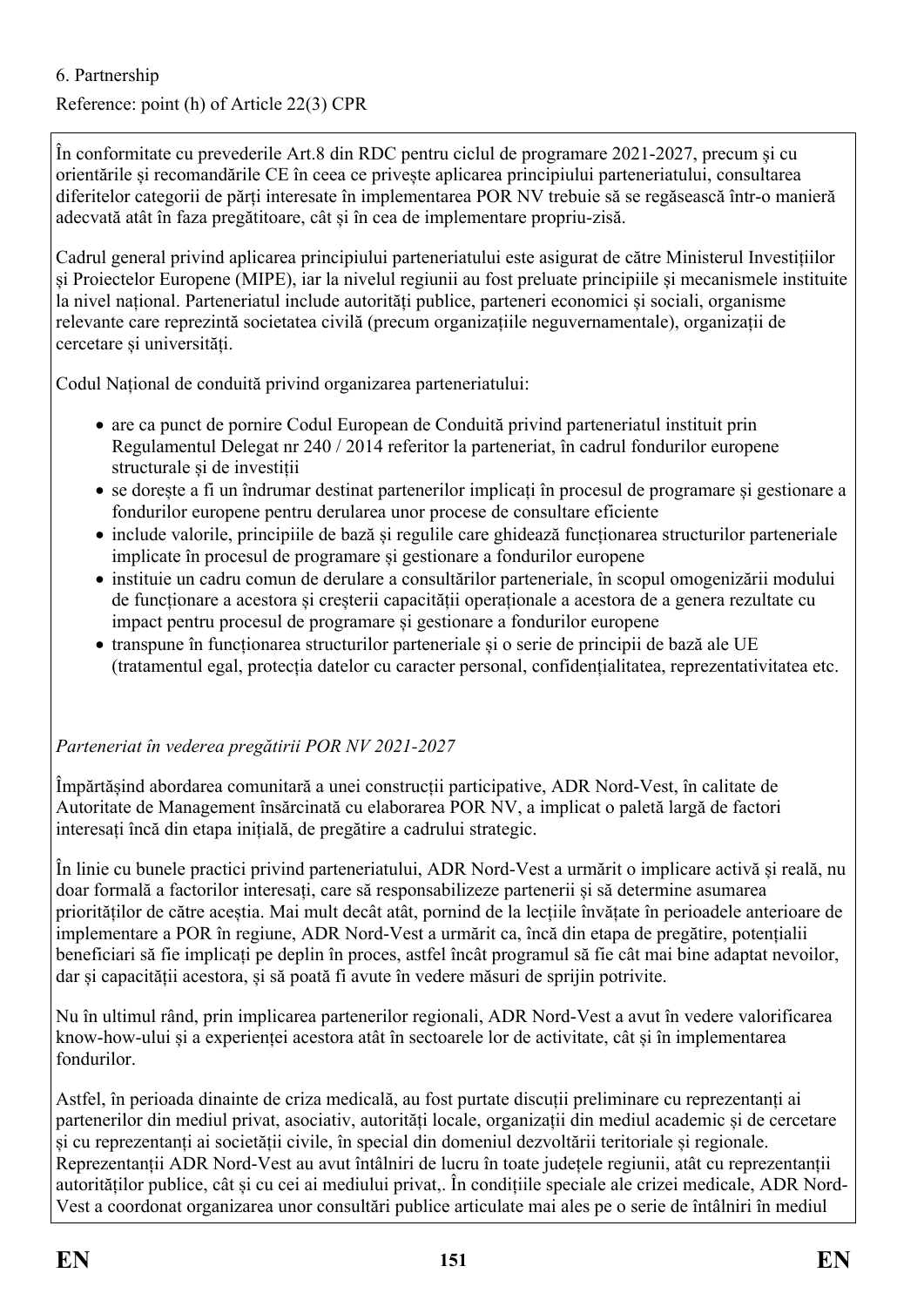6. Partnership

Reference: point (h) of Article 22(3) CPR

În conformitate cu prevederile Art.8 din RDC pentru ciclul de programare 2021-2027, precum și cu orientările și recomandările CE în ceea ce privește aplicarea principiului parteneriatului, consultarea diferitelor categorii de părți interesate în implementarea POR NV trebuie să se regăsească într-o manieră adecvată atât în faza pregătitoare, cât și în cea de implementare propriu-zisă.

Cadrul general privind aplicarea principiului parteneriatului este asigurat de către Ministerul Investițiilor și Proiectelor Europene (MIPE), iar la nivelul regiunii au fost preluate principiile și mecanismele instituite la nivel național. Parteneriatul include autorități publice, parteneri economici și sociali, organisme relevante care reprezintă societatea civilă (precum organizațiile neguvernamentale), organizații de cercetare și universități.

Codul Național de conduită privind organizarea parteneriatului:

- are ca punct de pornire Codul European de Conduită privind parteneriatul instituit prin Regulamentul Delegat nr 240 / 2014 referitor la parteneriat, în cadrul fondurilor europene structurale și de investiții
- se dorește a fi un îndrumar destinat partenerilor implicați în procesul de programare și gestionare a fondurilor europene pentru derularea unor procese de consultare eficiente
- include valorile, principiile de bază și regulile care ghidează funcționarea structurilor parteneriale implicate în procesul de programare și gestionare a fondurilor europene
- instituie un cadru comun de derulare a consultărilor parteneriale, în scopul omogenizării modului de funcționare a acestora și creșterii capacității operaționale a acestora de a genera rezultate cu impact pentru procesul de programare și gestionare a fondurilor europene
- transpune în funcționarea structurilor parteneriale și o serie de principii de bază ale UE (tratamentul egal, protecția datelor cu caracter personal, confidențialitatea, reprezentativitatea etc.

*Parteneriat în vederea pregătirii POR NV 2021-2027*

Împărtășind abordarea comunitară a unei construcții participative, ADR Nord-Vest, în calitate de Autoritate de Management însărcinată cu elaborarea POR NV, a implicat o paletă largă de factori interesați încă din etapa inițială, de pregătire a cadrului strategic.

În linie cu bunele practici privind parteneriatului, ADR Nord-Vest a urmărit o implicare activă și reală, nu doar formală a factorilor interesați, care să responsabilizeze partenerii și să determine asumarea priorităților de către aceștia. Mai mult decât atât, pornind de la lecțiile învățate în perioadele anterioare de implementare a POR în regiune, ADR Nord-Vest a urmărit ca, încă din etapa de pregătire, potențialii beneficiari să fie implicați pe deplin în proces, astfel încât programul să fie cât mai bine adaptat nevoilor, dar și capacității acestora, și să poată fi avute în vedere măsuri de sprijin potrivite.

Nu în ultimul rând, prin implicarea partenerilor regionali, ADR Nord-Vest a avut în vedere valorificarea know-how-ului și a experienței acestora atât în sectoarele lor de activitate, cât și în implementarea fondurilor.

Astfel, în perioada dinainte de criza medicală, au fost purtate discuții preliminare cu reprezentanți ai partenerilor din mediul privat, asociativ, autorități locale, organizații din mediul academic și de cercetare și cu reprezentanți ai societății civile, în special din domeniul dezvoltării teritoriale și regionale. Reprezentanții ADR Nord-Vest au avut întâlniri de lucru în toate județele regiunii, atât cu reprezentanții autorităților publice, cât și cu cei ai mediului privat,. În condițiile speciale ale crizei medicale, ADR Nord-Vest a coordonat organizarea unor consultări publice articulate mai ales pe o serie de întâlniri în mediul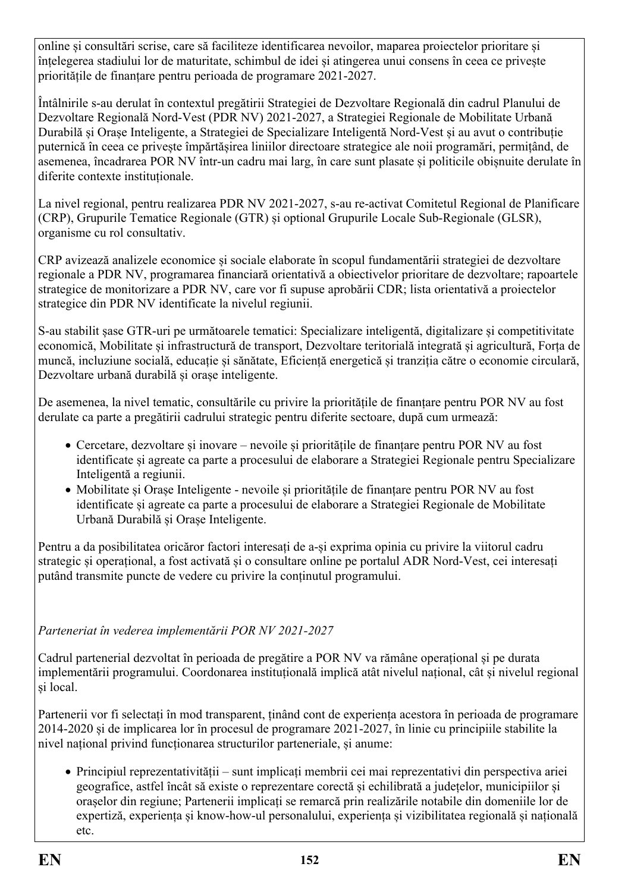online și consultări scrise, care să faciliteze identificarea nevoilor, maparea proiectelor prioritare și înțelegerea stadiului lor de maturitate, schimbul de idei și atingerea unui consens în ceea ce privește prioritățile de finanțare pentru perioada de programare 2021-2027.

Întâlnirile s-au derulat în contextul pregătirii Strategiei de Dezvoltare Regională din cadrul Planului de Dezvoltare Regională Nord-Vest (PDR NV) 2021-2027, a Strategiei Regionale de Mobilitate Urbană Durabilă și Orașe Inteligente, a Strategiei de Specializare Inteligentă Nord-Vest și au avut o contribuție puternică în ceea ce privește împărtășirea liniilor directoare strategice ale noii programări, permițând, de asemenea, încadrarea POR NV într-un cadru mai larg, în care sunt plasate și politicile obișnuite derulate în diferite contexte instituționale.

La nivel regional, pentru realizarea PDR NV 2021-2027, s-au re-activat Comitetul Regional de Planificare (CRP), Grupurile Tematice Regionale (GTR) și optional Grupurile Locale Sub-Regionale (GLSR), organisme cu rol consultativ.

CRP avizează analizele economice și sociale elaborate în scopul fundamentării strategiei de dezvoltare regionale a PDR NV, programarea financiară orientativă a obiectivelor prioritare de dezvoltare; rapoartele strategice de monitorizare a PDR NV, care vor fi supuse aprobării CDR; lista orientativă a proiectelor strategice din PDR NV identificate la nivelul regiunii.

S-au stabilit șase GTR-uri pe următoarele tematici: Specializare inteligentă, digitalizare și competitivitate economică, Mobilitate și infrastructură de transport, Dezvoltare teritorială integrată și agricultură, Forța de muncă, incluziune socială, educație și sănătate, Eficiență energetică și tranziția către o economie circulară, Dezvoltare urbană durabilă și orașe inteligente.

De asemenea, la nivel tematic, consultările cu privire la prioritățile de finanțare pentru POR NV au fost derulate ca parte a pregătirii cadrului strategic pentru diferite sectoare, după cum urmează:

- Cercetare, dezvoltare și inovare – nevoile și prioritățile de finanțare pentru POR NV au fost identificate și agreate ca parte a procesului de elaborare a Strategiei Regionale pentru Specializare Inteligentă a regiunii.
- Mobilitate și Orașe Inteligente - nevoile și prioritățile de finanțare pentru POR NV au fost identificate și agreate ca parte a procesului de elaborare a Strategiei Regionale de Mobilitate Urbană Durabilă și Orașe Inteligente.

Pentru a da posibilitatea oricăror factori interesați de a-și exprima opinia cu privire la viitorul cadru strategic și operațional, a fost activată și o consultare online pe portalul ADR Nord-Vest, cei interesați putând transmite puncte de vedere cu privire la conținutul programului.

*Parteneriat în vederea implementării POR NV 2021-2027*

Cadrul partenerial dezvoltat în perioada de pregătire a POR NV va rămâne operațional și pe durata implementării programului. Coordonarea instituțională implică atât nivelul național, cât și nivelul regional și local.

Partenerii vor fi selectați în mod transparent, ținând cont de experiența acestora în perioada de programare 2014-2020 și de implicarea lor în procesul de programare 2021-2027, în linie cu principiile stabilite la nivel național privind funcționarea structurilor parteneriale, și anume:

- Principiul reprezentativității – sunt implicați membrii cei mai reprezentativi din perspectiva ariei geografice, astfel încât să existe o reprezentare corectă și echilibrată a județelor, municipiilor și orașelor din regiune; Partenerii implicați se remarcă prin realizările notabile din domeniile lor de expertiză, experiența și know-how-ul personalului, experiența și vizibilitatea regională și națională etc.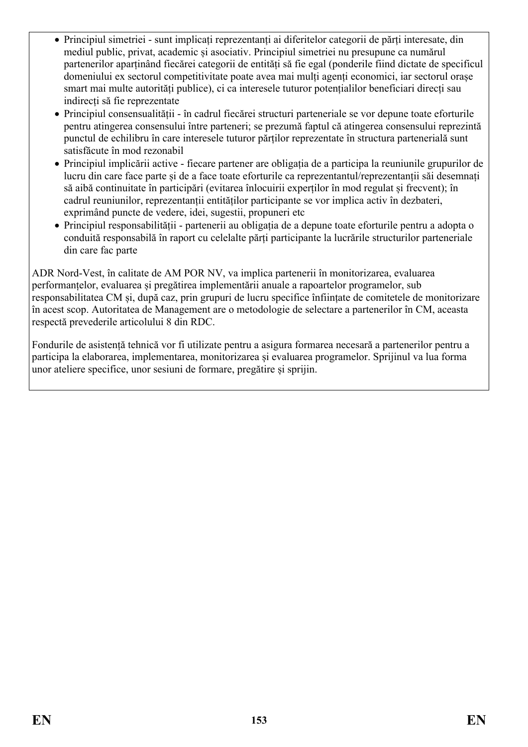- Principiul simetriei - sunt implicați reprezentanți ai diferitelor categorii de părți interesate, din mediul public, privat, academic și asociativ. Principiul simetriei nu presupune ca numărul partenerilor aparținând fiecărei categorii de entități să fie egal (ponderile fiind dictate de specificul domeniului ex sectorul competitivitate poate avea mai mulți agenți economici, iar sectorul orașe smart mai multe autorități publice), ci ca interesele tuturor potențialilor beneficiari direcți sau indirecți să fie reprezentate
- Principiul consensualității - în cadrul fiecărei structuri parteneriale se vor depune toate eforturile pentru atingerea consensului între parteneri; se prezumă faptul că atingerea consensului reprezintă punctul de echilibru în care interesele tuturor părților reprezentate în structura parteneriala sunt satisfăcute în mod rezonabil
- Principiul implicării active - fiecare partener are obligația de a participa la reuniunile grupurilor de lucru din care face parte și de a face toate eforturile ca reprezentantul/reprezentanții săi desemnați să aibă continuitate în participări (evitarea înlocuirii experților în mod regulat și frecvent); în cadrul reuniunilor, reprezentanții entităților participante se vor implica activ în dezbateri, exprimând puncte de vedere, idei, sugestii, propuneri etc
- Principiul responsabilității - partenerii au obligația de a depune toate eforturile pentru a adopta o conduită responsabilă în raport cu celelalte părți participante la lucrările structurilor parteneriale din care fac parte

ADR Nord-Vest, în calitate de AM POR NV, va implica partenerii în monitorizarea, evaluarea performanțelor, evaluarea și pregătirea implementării anuale a rapoartelor programelor, sub responsabilitatea CM și, după caz, prin grupuri de lucru specifice înființate de comitetele de monitorizare în acest scop. Autoritatea de Management are o metodologie de selectare a partenerilor în CM, aceasta respectă prevederile articolului 8 din RDC.

Fondurile de asistență tehnică vor fi utilizate pentru a asigura formarea necesară a partenerilor pentru a participa la elaborarea, implementarea, monitorizarea și evaluarea programelor. Sprijinul va lua forma unor ateliere specifice, unor sesiuni de formare, pregătire și sprijin.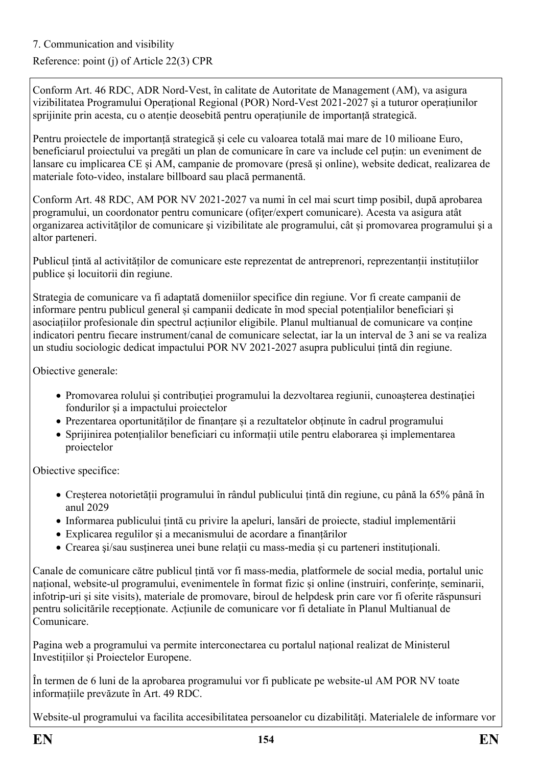7. Communication and visibility

Reference: point (j) of Article 22(3) CPR

Conform Art. 46 RDC, ADR Nord-Vest, în calitate de Autoritate de Management (AM), va asigura vizibilitatea Programului Operațional Regional (POR) Nord-Vest 2021-2027 și a tuturor operațiunilor sprijinite prin acesta, cu o atenție deosebită pentru operațiunile de importanță strategică.

Pentru proiectele de importanță strategică și cele cu valoarea totală mai mare de 10 milioane Euro, beneficiarul proiectului va pregăti un plan de comunicare în care va include cel puțin: un eveniment de lansare cu implicarea CE și AM, campanie de promovare (presă și online), website dedicat, realizarea de materiale foto-video, instalare billboard sau placă permanentă.

Conform Art. 48 RDC, AM POR NV 2021-2027 va numi în cel mai scurt timp posibil, după aprobarea programului, un coordonator pentru comunicare (ofiţer/expert comunicare). Acesta va asigura atât organizarea activităţilor de comunicare şi vizibilitate ale programului, cât și promovarea programului şi a altor parteneri.

Publicul țintă al activităților de comunicare este reprezentat de antreprenori, reprezentanții instituțiilor publice și locuitorii din regiune.

Strategia de comunicare va fi adaptată domeniilor specifice din regiune. Vor fi create campanii de informare pentru publicul general și campanii dedicate în mod special potențialilor beneficiari și asociațiilor profesionale din spectrul acțiunilor eligibile. Planul multianual de comunicare va conține indicatori pentru fiecare instrument/canal de comunicare selectat, iar la un interval de 3 ani se va realiza un studiu sociologic dedicat impactului POR NV 2021-2027 asupra publicului țintă din regiune.

Obiective generale:

- Promovarea rolului și contribuției programului la dezvoltarea regiunii, cunoaşterea destinaţiei fondurilor şi a impactului proiectelor
- Prezentarea oportunităților de finanțare și a rezultatelor obținute în cadrul programului
- Sprijinirea potențialilor beneficiari cu informații utile pentru elaborarea și implementarea proiectelor

Obiective specifice:

- Creșterea notorietății programului în rândul publicului țintă din regiune, cu până la 65% până în anul 2029
- Informarea publicului țintă cu privire la apeluri, lansări de proiecte, stadiul implementării
- Explicarea regulilor și a mecanismului de acordare a finanțărilor
- Crearea şi/sau susţinerea unei bune relații cu mass-media și cu parteneri instituționali.

Canale de comunicare către publicul țintă vor fi mass-media, platformele de social media, portalul unic național, website-ul programului, evenimentele în format fizic și online (instruiri, conferințe, seminarii, infotrip-uri și site visits), materiale de promovare, biroul de helpdesk prin care vor fi oferite răspunsuri pentru solicitările recepționate. Acțiunile de comunicare vor fi detaliate în Planul Multianual de Comunicare.

Pagina web a programului va permite interconectarea cu portalul național realizat de Ministerul Investițiilor și Proiectelor Europene.

În termen de 6 luni de la aprobarea programului vor fi publicate pe website-ul AM POR NV toate informațiile prevăzute în Art. 49 RDC.

Website-ul programului va facilita accesibilitatea persoanelor cu dizabilități. Materialele de informare vor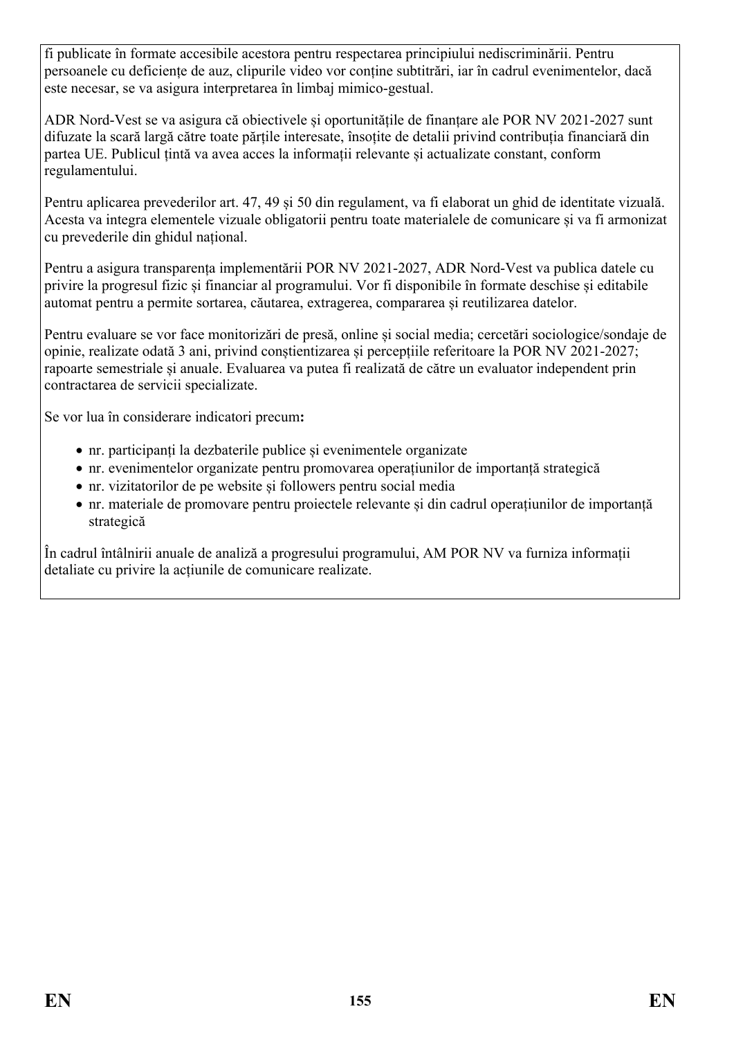fi publicate în formate accesibile acestora pentru respectarea principiului nediscriminării. Pentru persoanele cu deficiențe de auz, clipurile video vor conține subtitrări, iar în cadrul evenimentelor, dacă este necesar, se va asigura interpretarea în limbaj mimico-gestual.

ADR Nord-Vest se va asigura că obiectivele și oportunitățile de finanțare ale POR NV 2021-2027 sunt difuzate la scară largă către toate părțile interesate, însoțite de detalii privind contribuția financiară din partea UE. Publicul țintă va avea acces la informații relevante și actualizate constant, conform regulamentului.

Pentru aplicarea prevederilor art. 47, 49 și 50 din regulament, va fi elaborat un ghid de identitate vizuală. Acesta va integra elementele vizuale obligatorii pentru toate materialele de comunicare și va fi armonizat cu prevederile din ghidul național.

Pentru a asigura transparența implementării POR NV 2021-2027, ADR Nord-Vest va publica datele cu privire la progresul fizic și financiar al programului. Vor fi disponibile în formate deschise și editabile automat pentru a permite sortarea, căutarea, extragerea, compararea și reutilizarea datelor.

Pentru evaluare se vor face monitorizări de presă, online și social media; cercetări sociologice/sondaje de opinie, realizate odată 3 ani, privind conștientizarea și percepțiile referitoare la POR NV 2021-2027; rapoarte semestriale și anuale. Evaluarea va putea fi realizată de către un evaluator independent prin contractarea de servicii specializate.

Se vor lua în considerare indicatori precum**:**

- nr. participanți la dezbaterile publice și evenimentele organizate
- nr. evenimentelor organizate pentru promovarea operațiunilor de importanță strategică
- nr. vizitatorilor de pe website și followers pentru social media
- nr. materiale de promovare pentru proiectele relevante și din cadrul operațiunilor de importanță strategică

În cadrul întâlnirii anuale de analiză a progresului programului, AM POR NV va furniza informații detaliate cu privire la acțiunile de comunicare realizate.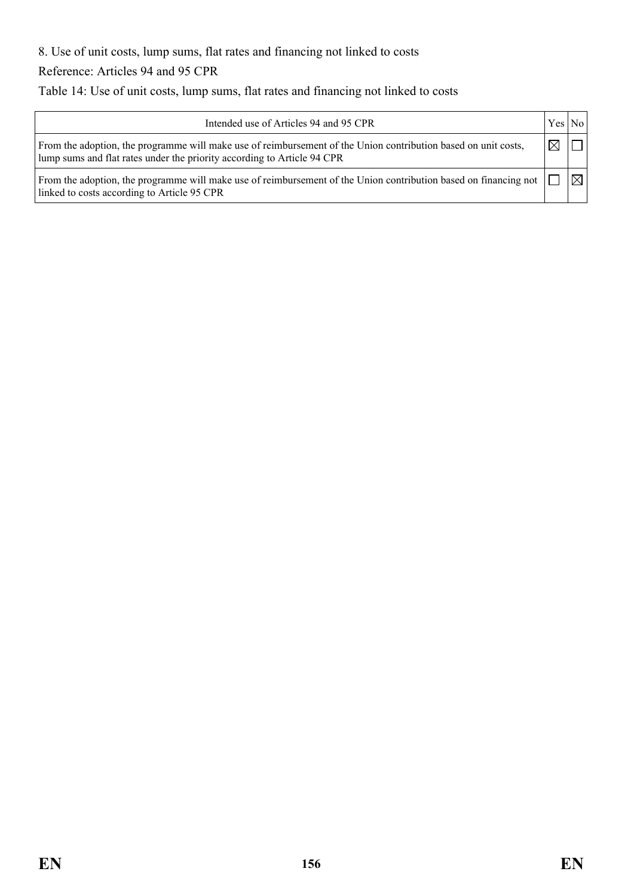8. Use of unit costs, lump sums, flat rates and financing not linked to costs

Reference: Articles 94 and 95 CPR

Table 14: Use of unit costs, lump sums, flat rates and financing not linked to costs

| Intended use of Articles 94 and 95 CPR | Yes | No |
|---|---|---|
| From the adoption, the programme will make use of reimbursement of the Union contribution based on unit costs, lump sums and flat rates under the priority according to Article 94 CPR | ☒ | ☐ |
| From the adoption, the programme will make use of reimbursement of the Union contribution based on financing not linked to costs according to Article 95 CPR | ☐ | ☒ |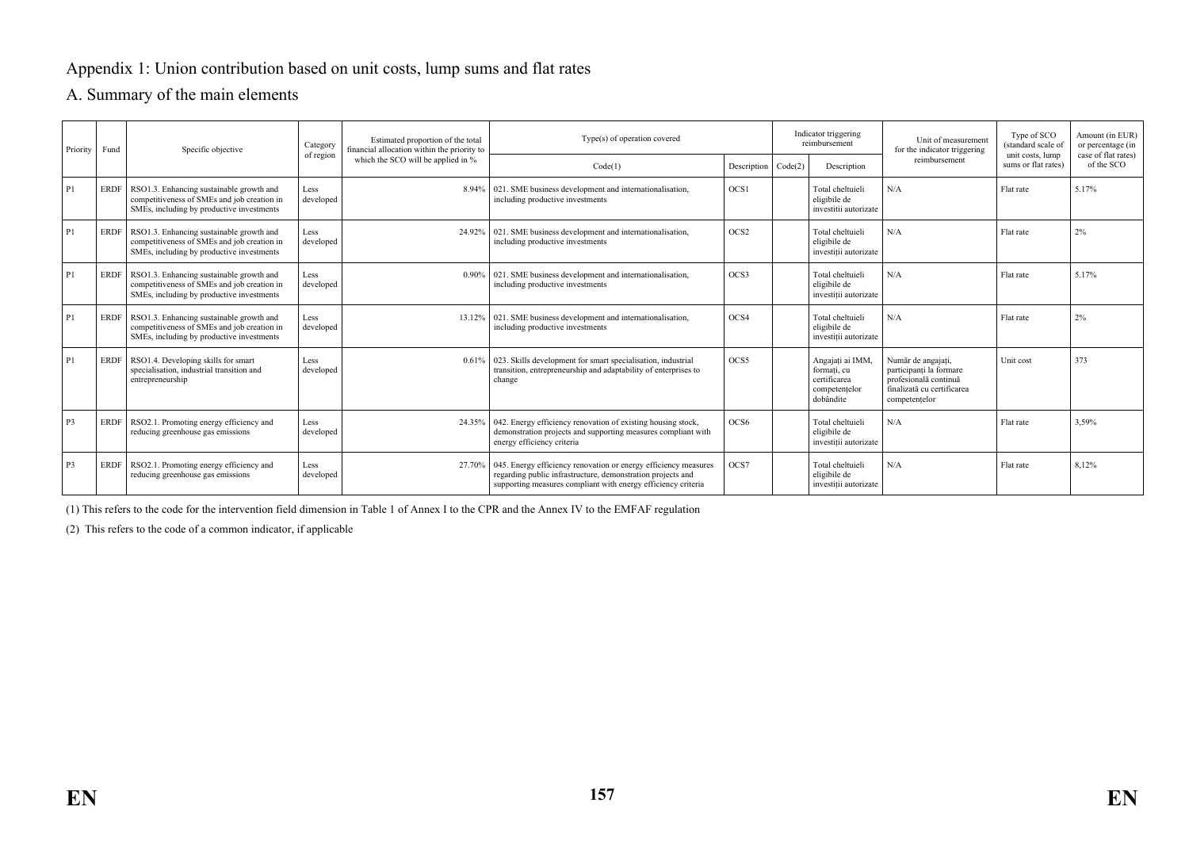# Appendix 1: Union contribution based on unit costs, lump sums and flat rates

## A. Summary of the main elements

| Priority | Fund | Specific objective | Category of region | Estimated proportion of the total financial allocation within the priority to which the SCO will be applied in % | Type(s) of operation covered | | Indicator triggering reimbursement | | Unit of measurement for the indicator triggering reimbursement | Type of SCO (standard scale of unit costs, lump sums or flat rates) | Amount (in EUR) or percentage (in case of flat rates) of the SCO |
|---|---|---|---|---|---|---|---|---|---|---|---|
| | | | | | Code(1) | Description | Code(2) | Description | | | |
| P1 | ERDF | RSO1.3. Enhancing sustainable growth and competitiveness of SMEs and job creation in SMEs, including by productive investments | Less developed | 8.94% | 021. SME business development and internationalisation, including productive investments | OCS1 | | Total cheltuieli eligibile de investitii autorizate | N/A | Flat rate | 5.17% |
| P1 | ERDF | RSO1.3. Enhancing sustainable growth and competitiveness of SMEs and job creation in SMEs, including by productive investments | Less developed | 24.92% | 021. SME business development and internationalisation, including productive investments | OCS2 | | Total cheltuieli eligibile de investiții autorizate | N/A | Flat rate | 2% |
| P1 | ERDF | RSO1.3. Enhancing sustainable growth and competitiveness of SMEs and job creation in SMEs, including by productive investments | Less developed | 0.90% | 021. SME business development and internationalisation, including productive investments | OCS3 | | Total cheltuieli eligibile de investiții autorizate | N/A | Flat rate | 5.17% |
| P1 | ERDF | RSO1.3. Enhancing sustainable growth and competitiveness of SMEs and job creation in SMEs, including by productive investments | Less developed | 13.12% | 021. SME business development and internationalisation, including productive investments | OCS4 | | Total cheltuieli eligibile de investiții autorizate | N/A | Flat rate | 2% |
| P1 | ERDF | RSO1.4. Developing skills for smart specialisation, industrial transition and entrepreneurship | Less developed | 0.61% | 023. Skills development for smart specialisation, industrial transition, entrepreneurship and adaptability of enterprises to change | OCS5 | | Angajați ai IMM, formați, cu certificarea competențelor dobândite | Număr de angajați, participanți la formare profesională continuă finalizată cu certificarea competențelor | Unit cost | 373 |
| P3 | ERDF | RSO2.1. Promoting energy efficiency and reducing greenhouse gas emissions | Less developed | 24.35% | 042. Energy efficiency renovation of existing housing stock, demonstration projects and supporting measures compliant with energy efficiency criteria | OCS6 | | Total cheltuieli eligibile de investiții autorizate | N/A | Flat rate | 3,59% |
| P3 | ERDF | RSO2.1. Promoting energy efficiency and reducing greenhouse gas emissions | Less developed | 27.70% | 045. Energy efficiency renovation or energy efficiency measures regarding public infrastructure, demonstration projects and supporting measures compliant with energy efficiency criteria | OCS7 | | Total cheltuieli eligibile de investiții autorizate | N/A | Flat rate | 8,12% |

(1) This refers to the code for the intervention field dimension in Table 1 of Annex I to the CPR and the Annex IV to the EMFAF regulation

(2) This refers to the code of a common indicator, if applicable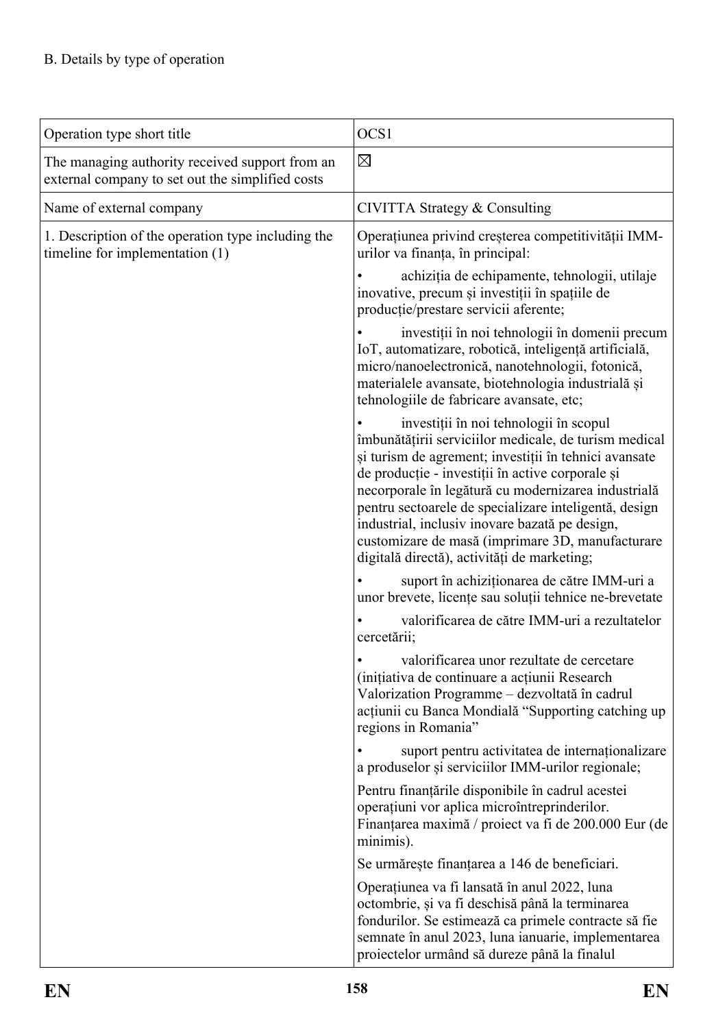B. Details by type of operation

| Operation type short title | OCS1 |
|---|---|
| The managing authority received support from an external company to set out the simplified costs | ☒ |
| Name of external company | CIVITTA Strategy & Consulting |
| 1. Description of the operation type including the timeline for implementation (1) | Operațiunea privind creșterea competitivității IMM-urilor va finanța, în principal:<br>• achiziția de echipamente, tehnologii, utilaje inovative, precum și investiții în spațiile de producție/prestare servicii aferente;<br>• investiții în noi tehnologii în domenii precum IoT, automatizare, robotică, inteligență artificială, micro/nanoelectronică, nanotehnologii, fotonică, materialele avansate, biotehnologia industrială și tehnologiile de fabricare avansate, etc;<br>• investiții în noi tehnologii în scopul îmbunătățirii serviciilor medicale, de turism medical și turism de agrement; investiții în tehnici avansate de producție - investiții în active corporale și necorporale în legătură cu modernizarea industrială pentru sectoarele de specializare inteligentă, design industrial, inclusiv inovare bazată pe design, customizare de masă (imprimare 3D, manufacturare digitală directă), activități de marketing;<br>• suport în achiziționarea de către IMM-uri a unor brevete, licențe sau soluții tehnice ne-brevetate<br>• valorificarea de către IMM-uri a rezultatelor cercetării;<br>• valorificarea unor rezultate de cercetare (inițiativa de continuare a acțiunii Research Valorization Programme – dezvoltată în cadrul acțiunii cu Banca Mondială "Supporting catching up regions in Romania"<br>• suport pentru activitatea de internaționalizare a produselor și serviciilor IMM-urilor regionale;<br>Pentru finanțările disponibile în cadrul acestei operațiuni vor aplica microîntreprinderilor. Finanțarea maximă / proiect va fi de 200.000 Eur (de minimis).<br>Se urmărește finanțarea a 146 de beneficiari.<br>Operațiunea va fi lansată în anul 2022, luna octombrie, și va fi deschisă până la terminarea fondurilor. Se estimează ca primele contracte să fie semnate în anul 2023, luna ianuarie, implementarea proiectelor urmând să dureze până la finalul |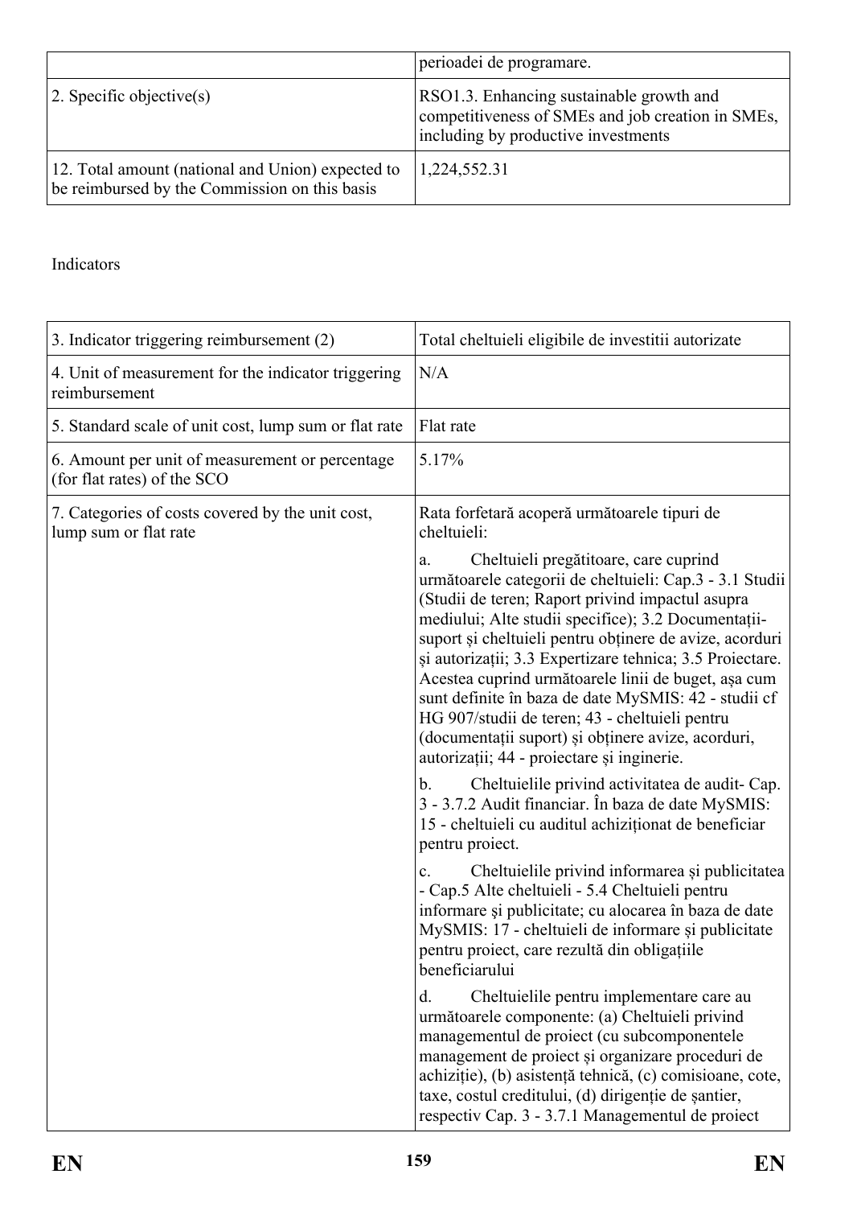| | |
|---|---|
| | perioadei de programare. |
| 2. Specific objective(s) | RSO1.3. Enhancing sustainable growth and competitiveness of SMEs and job creation in SMEs, including by productive investments |
| 12. Total amount (national and Union) expected to be reimbursed by the Commission on this basis | 1,224,552.31 |

Indicators

| | |
|---|---|
| 3. Indicator triggering reimbursement (2) | Total cheltuieli eligibile de investitii autorizate |
| 4. Unit of measurement for the indicator triggering reimbursement | N/A |
| 5. Standard scale of unit cost, lump sum or flat rate | Flat rate |
| 6. Amount per unit of measurement or percentage (for flat rates) of the SCO | 5.17% |
| 7. Categories of costs covered by the unit cost, lump sum or flat rate | Rata forfetară acoperă următoarele tipuri de cheltuieli:<br><br>a. Cheltuieli pregătitoare, care cuprind următoarele categorii de cheltuieli: Cap.3 - 3.1 Studii (Studii de teren; Raport privind impactul asupra mediului; Alte studii specifice); 3.2 Documentații-suport și cheltuieli pentru obținere de avize, acorduri și autorizații; 3.3 Expertizare tehnica; 3.5 Proiectare. Acestea cuprind următoarele linii de buget, așa cum sunt definite în baza de date MySMIS: 42 - studii cf HG 907/studii de teren; 43 - cheltuieli pentru (documentații suport) și obținere avize, acorduri, autorizații; 44 - proiectare și inginerie.<br><br>b. Cheltuielile privind activitatea de audit- Cap. 3 - 3.7.2 Audit financiar. În baza de date MySMIS: 15 - cheltuieli cu auditul achiziționat de beneficiar pentru proiect.<br><br>c. Cheltuielile privind informarea și publicitatea - Cap.5 Alte cheltuieli - 5.4 Cheltuieli pentru informare şi publicitate; cu alocarea în baza de date MySMIS: 17 - cheltuieli de informare și publicitate pentru proiect, care rezultă din obligațiile beneficiarului<br><br>d. Cheltuielile pentru implementare care au următoarele componente: (a) Cheltuieli privind managementul de proiect (cu subcomponentele management de proiect și organizare proceduri de achiziție), (b) asistență tehnică, (c) comisioane, cote, taxe, costul creditului, (d) dirigenție de șantier, respectiv Cap. 3 - 3.7.1 Managementul de proiect |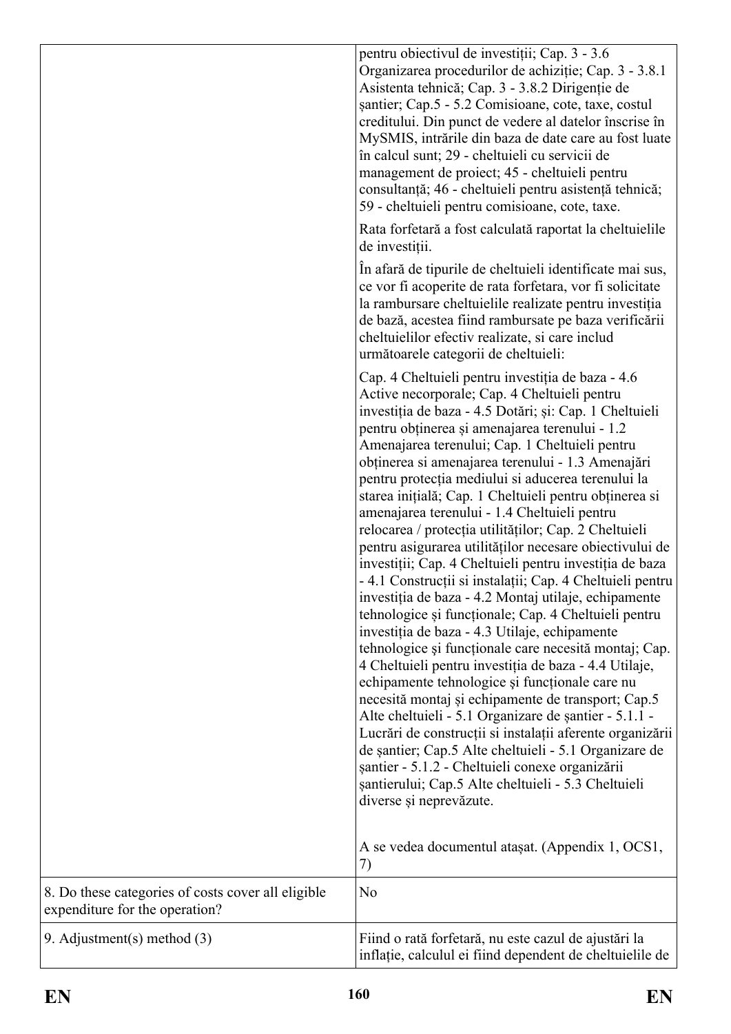| | |
|---|---|
| | pentru obiectivul de investiții; Cap. 3 - 3.6 Organizarea procedurilor de achiziție; Cap. 3 - 3.8.1 Asistenta tehnică; Cap. 3 - 3.8.2 Dirigenție de șantier; Cap.5 - 5.2 Comisioane, cote, taxe, costul creditului. Din punct de vedere al datelor înscrise în MySMIS, intrările din baza de date care au fost luate în calcul sunt; 29 - cheltuieli cu servicii de management de proiect; 45 - cheltuieli pentru consultanță; 46 - cheltuieli pentru asistență tehnică; 59 - cheltuieli pentru comisioane, cote, taxe.<br><br>Rata forfetară a fost calculată raportat la cheltuielile de investiții.<br><br>În afară de tipurile de cheltuieli identificate mai sus, ce vor fi acoperite de rata forfetara, vor fi solicitate la rambursare cheltuielile realizate pentru investiția de bază, acestea fiind rambursate pe baza verificării cheltuielilor efectiv realizate, si care includ următoarele categorii de cheltuieli:<br><br>Cap. 4 Cheltuieli pentru investiția de baza - 4.6 Active necorporale; Cap. 4 Cheltuieli pentru investiția de baza - 4.5 Dotări; și: Cap. 1 Cheltuieli pentru obținerea și amenajarea terenului - 1.2 Amenajarea terenului; Cap. 1 Cheltuieli pentru obținerea si amenajarea terenului - 1.3 Amenajări pentru protecția mediului si aducerea terenului la starea inițială; Cap. 1 Cheltuieli pentru obținerea si amenajarea terenului - 1.4 Cheltuieli pentru relocarea / protecția utilităților; Cap. 2 Cheltuieli pentru asigurarea utilităților necesare obiectivului de investiții; Cap. 4 Cheltuieli pentru investiția de baza - 4.1 Construcții si instalații; Cap. 4 Cheltuieli pentru investiția de baza - 4.2 Montaj utilaje, echipamente tehnologice și funcționale; Cap. 4 Cheltuieli pentru investiția de baza - 4.3 Utilaje, echipamente tehnologice și funcționale care necesită montaj; Cap. 4 Cheltuieli pentru investiția de baza - 4.4 Utilaje, echipamente tehnologice și funcționale care nu necesită montaj și echipamente de transport; Cap.5 Alte cheltuieli - 5.1 Organizare de șantier - 5.1.1 - Lucrări de construcții si instalații aferente organizării de șantier; Cap.5 Alte cheltuieli - 5.1 Organizare de șantier - 5.1.2 - Cheltuieli conexe organizării șantierului; Cap.5 Alte cheltuieli - 5.3 Cheltuieli diverse și neprevăzute.<br><br>A se vedea documentul atașat. (Appendix 1, OCS1, 7) |
| 8. Do these categories of costs cover all eligible expenditure for the operation? | No |
| 9. Adjustment(s) method (3) | Fiind o rată forfetară, nu este cazul de ajustări la inflație, calculul ei fiind dependent de cheltuielile de |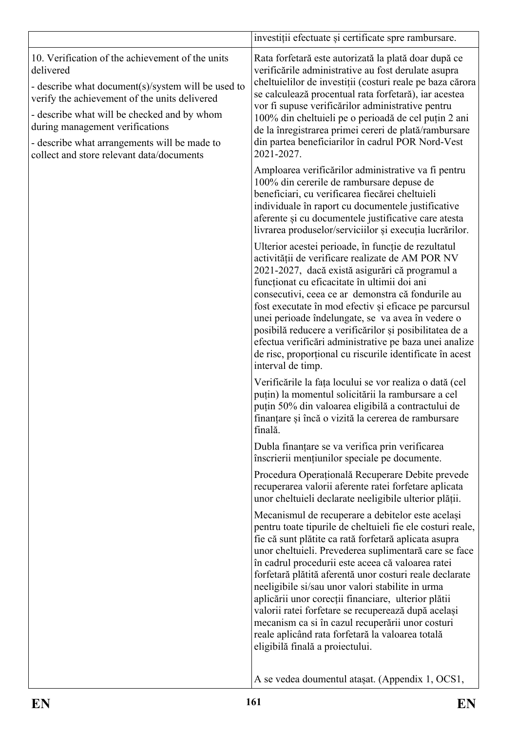| | |
|---|---|
| | investiții efectuate și certificate spre rambursare. |
| 10. Verification of the achievement of the units delivered<br><br>- describe what document(s)/system will be used to verify the achievement of the units delivered<br><br>- describe what will be checked and by whom during management verifications<br><br>- describe what arrangements will be made to collect and store relevant data/documents | Rata forfetară este autorizată la plată doar după ce verificările administrative au fost derulate asupra cheltuielilor de investiții (costuri reale pe baza cărora se calculează procentual rata forfetară), iar acestea vor fi supuse verificărilor administrative pentru 100% din cheltuieli pe o perioadă de cel puțin 2 ani de la înregistrarea primei cereri de plată/rambursare din partea beneficiarilor în cadrul POR Nord-Vest 2021-2027.<br><br>Amploarea verificărilor administrative va fi pentru 100% din cererile de rambursare depuse de beneficiari, cu verificarea fiecărei cheltuieli individuale în raport cu documentele justificative aferente și cu documentele justificative care atesta livrarea produselor/serviciilor și execuția lucrărilor.<br><br>Ulterior acestei perioade, în funcție de rezultatul activității de verificare realizate de AM POR NV 2021-2027, dacă există asigurări că programul a funcționat cu eficacitate în ultimii doi ani consecutivi, ceea ce ar demonstra că fondurile au fost executate în mod efectiv și eficace pe parcursul unei perioade îndelungate, se va avea în vedere o posibilă reducere a verificărilor și posibilitatea de a efectua verificări administrative pe baza unei analize de risc, proporțional cu riscurile identificate în acest interval de timp.<br><br>Verificările la fața locului se vor realiza o dată (cel puțin) la momentul solicitării la rambursare a cel puțin 50% din valoarea eligibilă a contractului de finanțare și încă o vizită la cererea de rambursare finală.<br><br>Dubla finanțare se va verifica prin verificarea înscrierii mențiunilor speciale pe documente.<br><br>Procedura Operațională Recuperare Debite prevede recuperarea valorii aferente ratei forfetare aplicata unor cheltuieli declarate neeligibile ulterior plății.<br><br>Mecanismul de recuperare a debitelor este același pentru toate tipurile de cheltuieli fie ele costuri reale, fie că sunt plătite ca rată forfetară aplicata asupra unor cheltuieli. Prevederea suplimentară care se face în cadrul procedurii este aceea că valoarea ratei forfetară plătită aferentă unor costuri reale declarate neeligibile si/sau unor valori stabilite in urma aplicării unor corecții financiare, ulterior plătii valorii ratei forfetare se recuperează după același mecanism ca si în cazul recuperării unor costuri reale aplicând rata forfetară la valoarea totală eligibilă finală a proiectului.<br><br>A se vedea doumentul atașat. (Appendix 1, OCS1, |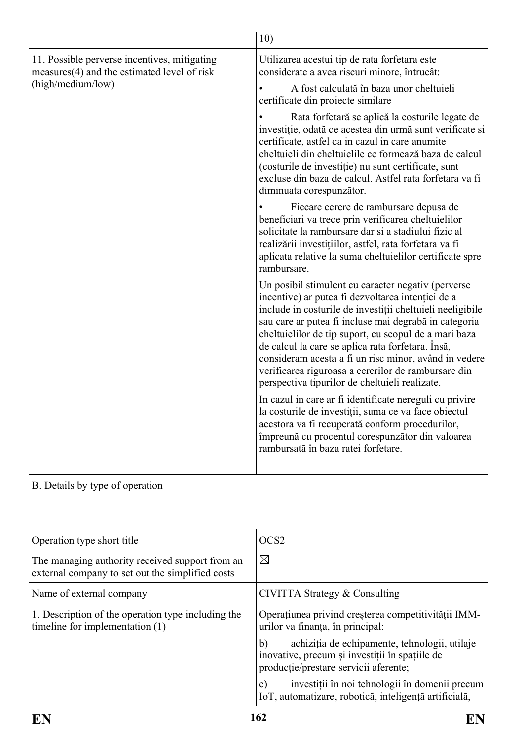|  | 10) |
| --- | --- |
| 11. Possible perverse incentives, mitigating measures(4) and the estimated level of risk (high/medium/low) | Utilizarea acestui tip de rata forfetara este considerate a avea riscuri minore, întrucât:<br>• A fost calculată în baza unor cheltuieli certificate din proiecte similare<br>• Rata forfetară se aplică la costurile legate de investiție, odată ce acestea din urmă sunt verificate si certificate, astfel ca in cazul in care anumite cheltuieli din cheltuielile ce formează baza de calcul (costurile de investiție) nu sunt certificate, sunt excluse din baza de calcul. Astfel rata forfetara va fi diminuata corespunzător.<br>• Fiecare cerere de rambursare depusa de beneficiari va trece prin verificarea cheltuielilor solicitate la rambursare dar si a stadiului fizic al realizării investițiilor, astfel, rata forfetara va fi aplicata relative la suma cheltuielilor certificate spre rambursare.<br>Un posibil stimulent cu caracter negativ (perverse incentive) ar putea fi dezvoltarea intenției de a include in costurile de investiții cheltuieli neeligibile sau care ar putea fi incluse mai degrabă in categoria cheltuielilor de tip suport, cu scopul de a mari baza de calcul la care se aplica rata forfetara. Însă, consideram acesta a fi un risc minor, având in vedere verificarea riguroasa a cererilor de rambursare din perspectiva tipurilor de cheltuieli realizate.<br>In cazul in care ar fi identificate nereguli cu privire la costurile de investiții, suma ce va face obiectul acestora va fi recuperată conform procedurilor, împreună cu procentul corespunzător din valoarea rambursată în baza ratei forfetare. |

B. Details by type of operation

| Operation type short title | OCS2 |
| --- | --- |
| The managing authority received support from an external company to set out the simplified costs | ☒ |
| Name of external company | CIVITTA Strategy & Consulting |
| 1. Description of the operation type including the timeline for implementation (1) | Operațiunea privind creșterea competitivității IMM-urilor va finanța, în principal:<br>b) achiziția de echipamente, tehnologii, utilaje inovative, precum și investiții în spațiile de producție/prestare servicii aferente;<br>c) investiții în noi tehnologii în domenii precum IoT, automatizare, robotică, inteligență artificială, |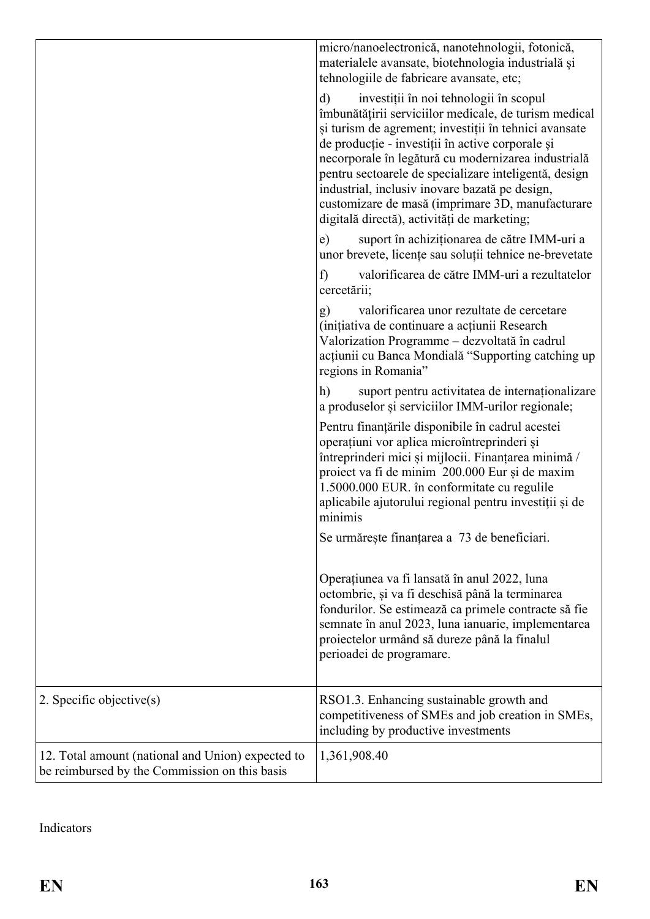| | |
|---|---|
| | micro/nanoelectronică, nanotehnologii, fotonică, materialele avansate, biotehnologia industrială și tehnologiile de fabricare avansate, etc;<br><br>d) investiții în noi tehnologii în scopul îmbunătățirii serviciilor medicale, de turism medical și turism de agrement; investiții în tehnici avansate de producție - investiții în active corporale și necorporale în legătură cu modernizarea industrială pentru sectoarele de specializare inteligentă, design industrial, inclusiv inovare bazată pe design, customizare de masă (imprimare 3D, manufacturare digitală directă), activități de marketing;<br><br>e) suport în achiziționarea de către IMM-uri a unor brevete, licențe sau soluții tehnice ne-brevetate<br><br>f) valorificarea de către IMM-uri a rezultatelor cercetării;<br><br>g) valorificarea unor rezultate de cercetare (inițiativa de continuare a acțiunii Research Valorization Programme – dezvoltată în cadrul acțiunii cu Banca Mondială "Supporting catching up regions in Romania"<br><br>h) suport pentru activitatea de internaționalizare a produselor și serviciilor IMM-urilor regionale;<br><br>Pentru finanțările disponibile în cadrul acestei operațiuni vor aplica microîntreprinderi și întreprinderi mici și mijlocii. Finanțarea minimă / proiect va fi de minim 200.000 Eur și de maxim 1.5000.000 EUR. în conformitate cu regulile aplicabile ajutorului regional pentru investiții și de minimis<br><br>Se urmărește finanțarea a 73 de beneficiari.<br><br>Operațiunea va fi lansată în anul 2022, luna octombrie, și va fi deschisă până la terminarea fondurilor. Se estimează ca primele contracte să fie semnate în anul 2023, luna ianuarie, implementarea proiectelor urmând să dureze până la finalul perioadei de programare. |
| 2. Specific objective(s) | RSO1.3. Enhancing sustainable growth and competitiveness of SMEs and job creation in SMEs, including by productive investments |
| 12. Total amount (national and Union) expected to be reimbursed by the Commission on this basis | 1,361,908.40 |

Indicators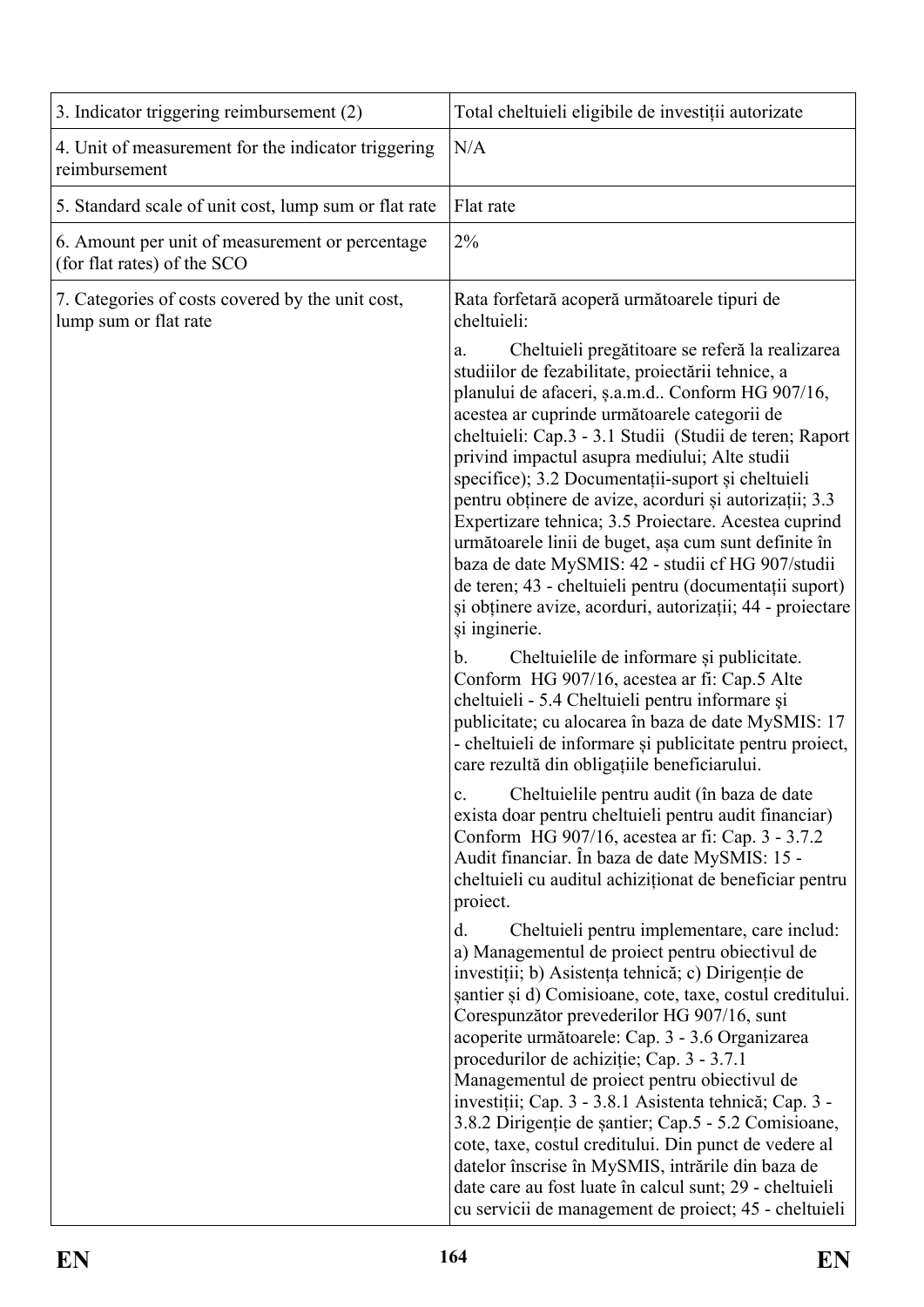| | |
|---|---|
| 3. Indicator triggering reimbursement (2) | Total cheltuieli eligibile de investiții autorizate |
| 4. Unit of measurement for the indicator triggering reimbursement | N/A |
| 5. Standard scale of unit cost, lump sum or flat rate | Flat rate |
| 6. Amount per unit of measurement or percentage (for flat rates) of the SCO | 2% |
| 7. Categories of costs covered by the unit cost, lump sum or flat rate | Rata forfetară acoperă următoarele tipuri de cheltuieli:<br><br>a. Cheltuieli pregătitoare se referă la realizarea studiilor de fezabilitate, proiectării tehnice, a planului de afaceri, ș.a.m.d.. Conform HG 907/16, acestea ar cuprinde următoarele categorii de cheltuieli: Cap.3 - 3.1 Studii (Studii de teren; Raport privind impactul asupra mediului; Alte studii specifice); 3.2 Documentații-suport și cheltuieli pentru obținere de avize, acorduri și autorizații; 3.3 Expertizare tehnica; 3.5 Proiectare. Acestea cuprind următoarele linii de buget, așa cum sunt definite în baza de date MySMIS: 42 - studii cf HG 907/studii de teren; 43 - cheltuieli pentru (documentații suport) și obținere avize, acorduri, autorizații; 44 - proiectare și inginerie.<br><br>b. Cheltuielile de informare și publicitate. Conform HG 907/16, acestea ar fi: Cap.5 Alte cheltuieli - 5.4 Cheltuieli pentru informare şi publicitate; cu alocarea în baza de date MySMIS: 17 - cheltuieli de informare și publicitate pentru proiect, care rezultă din obligațiile beneficiarului.<br><br>c. Cheltuielile pentru audit (în baza de date exista doar pentru cheltuieli pentru audit financiar) Conform HG 907/16, acestea ar fi: Cap. 3 - 3.7.2 Audit financiar. În baza de date MySMIS: 15 - cheltuieli cu auditul achiziționat de beneficiar pentru proiect.<br><br>d. Cheltuieli pentru implementare, care includ: a) Managementul de proiect pentru obiectivul de investiții; b) Asistența tehnică; c) Dirigenție de șantier și d) Comisioane, cote, taxe, costul creditului. Corespunzător prevederilor HG 907/16, sunt acoperite următoarele: Cap. 3 - 3.6 Organizarea procedurilor de achiziție; Cap. 3 - 3.7.1 Managementul de proiect pentru obiectivul de investiții; Cap. 3 - 3.8.1 Asistenta tehnică; Cap. 3 - 3.8.2 Dirigenție de șantier; Cap.5 - 5.2 Comisioane, cote, taxe, costul creditului. Din punct de vedere al datelor înscrise în MySMIS, intrările din baza de date care au fost luate în calcul sunt; 29 - cheltuieli cu servicii de management de proiect; 45 - cheltuieli |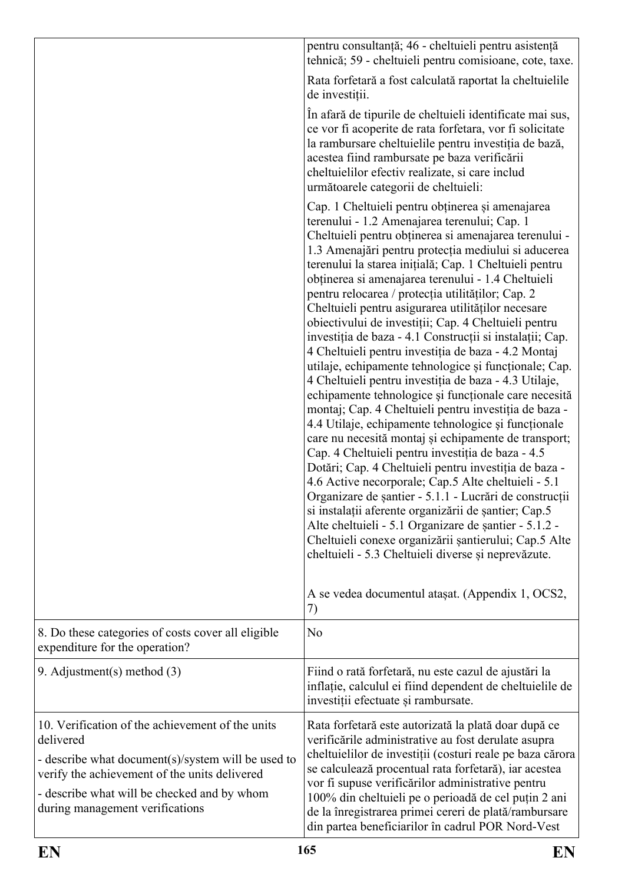| | |
|---|---|
| | pentru consultanță; 46 - cheltuieli pentru asistență tehnică; 59 - cheltuieli pentru comisioane, cote, taxe.<br><br>Rata forfetară a fost calculată raportat la cheltuielile de investiții.<br><br>În afară de tipurile de cheltuieli identificate mai sus, ce vor fi acoperite de rata forfetara, vor fi solicitate la rambursare cheltuielile pentru investiția de bază, acestea fiind rambursate pe baza verificării cheltuielilor efectiv realizate, si care includ următoarele categorii de cheltuieli:<br><br>Cap. 1 Cheltuieli pentru obținerea și amenajarea terenului - 1.2 Amenajarea terenului; Cap. 1 Cheltuieli pentru obținerea si amenajarea terenului - 1.3 Amenajări pentru protecția mediului si aducerea terenului la starea inițială; Cap. 1 Cheltuieli pentru obținerea si amenajarea terenului - 1.4 Cheltuieli pentru relocarea / protecția utilităților; Cap. 2 Cheltuieli pentru asigurarea utilităților necesare obiectivului de investiții; Cap. 4 Cheltuieli pentru investiția de baza - 4.1 Construcții si instalații; Cap. 4 Cheltuieli pentru investiția de baza - 4.2 Montaj utilaje, echipamente tehnologice și funcționale; Cap. 4 Cheltuieli pentru investiția de baza - 4.3 Utilaje, echipamente tehnologice și funcționale care necesită montaj; Cap. 4 Cheltuieli pentru investiția de baza - 4.4 Utilaje, echipamente tehnologice și funcționale care nu necesită montaj și echipamente de transport; Cap. 4 Cheltuieli pentru investiția de baza - 4.5 Dotări; Cap. 4 Cheltuieli pentru investiția de baza - 4.6 Active necorporale; Cap.5 Alte cheltuieli - 5.1 Organizare de șantier - 5.1.1 - Lucrări de construcții si instalații aferente organizării de șantier; Cap.5 Alte cheltuieli - 5.1 Organizare de șantier - 5.1.2 - Cheltuieli conexe organizării șantierului; Cap.5 Alte cheltuieli - 5.3 Cheltuieli diverse și neprevăzute.<br><br>A se vedea documentul atașat. (Appendix 1, OCS2, 7) |
| 8. Do these categories of costs cover all eligible expenditure for the operation? | No |
| 9. Adjustment(s) method (3) | Fiind o rată forfetară, nu este cazul de ajustări la inflație, calculul ei fiind dependent de cheltuielile de investiții efectuate și rambursate. |
| 10. Verification of the achievement of the units delivered<br><br>- describe what document(s)/system will be used to verify the achievement of the units delivered<br><br>- describe what will be checked and by whom during management verifications | Rata forfetară este autorizată la plată doar după ce verificările administrative au fost derulate asupra cheltuielilor de investiții (costuri reale pe baza cărora se calculează procentual rata forfetară), iar acestea vor fi supuse verificărilor administrative pentru 100% din cheltuieli pe o perioadă de cel puțin 2 ani de la înregistrarea primei cereri de plată/rambursare din partea beneficiarilor în cadrul POR Nord-Vest |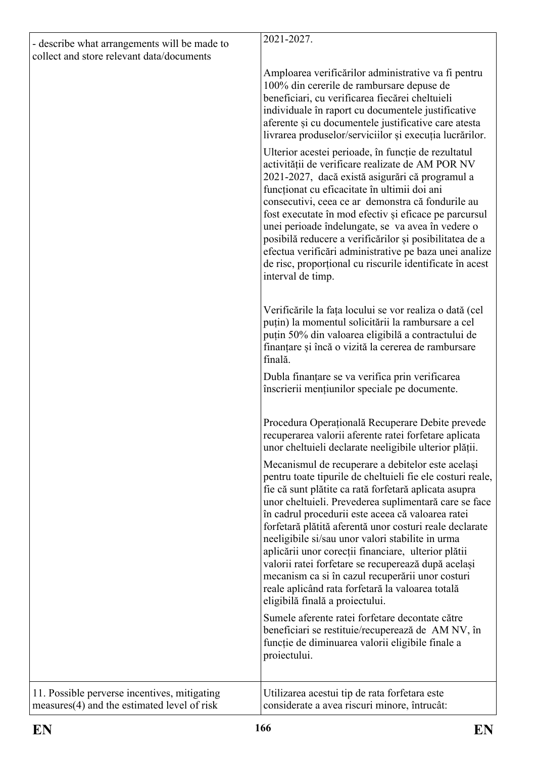| - describe what arrangements will be made to collect and store relevant data/documents | 2021-2027.<br><br>Amploarea verificărilor administrative va fi pentru 100% din cererile de rambursare depuse de beneficiari, cu verificarea fiecărei cheltuieli individuale în raport cu documentele justificative aferente și cu documentele justificative care atesta livrarea produselor/serviciilor și execuția lucrărilor.<br><br>Ulterior acestei perioade, în funcție de rezultatul activității de verificare realizate de AM POR NV 2021-2027, dacă există asigurări că programul a funcționat cu eficacitate în ultimii doi ani consecutivi, ceea ce ar demonstra că fondurile au fost executate în mod efectiv și eficace pe parcursul unei perioade îndelungate, se va avea în vedere o posibilă reducere a verificărilor și posibilitatea de a efectua verificări administrative pe baza unei analize de risc, proporțional cu riscurile identificate în acest interval de timp.<br><br>Verificările la fața locului se vor realiza o dată (cel puțin) la momentul solicitării la rambursare a cel puțin 50% din valoarea eligibilă a contractului de finanțare și încă o vizită la cererea de rambursare finală.<br><br>Dubla finanțare se va verifica prin verificarea înscrierii mențiunilor speciale pe documente.<br><br>Procedura Operațională Recuperare Debite prevede recuperarea valorii aferente ratei forfetare aplicata unor cheltuieli declarate neeligibile ulterior plății.<br><br>Mecanismul de recuperare a debitelor este același pentru toate tipurile de cheltuieli fie ele costuri reale, fie că sunt plătite ca rată forfetară aplicata asupra unor cheltuieli. Prevederea suplimentară care se face în cadrul procedurii este aceea că valoarea ratei forfetară plătită aferentă unor costuri reale declarate neeligibile si/sau unor valori stabilite in urma aplicării unor corecții financiare, ulterior plătii valorii ratei forfetare se recuperează după același mecanism ca si în cazul recuperării unor costuri reale aplicând rata forfetară la valoarea totală eligibilă finală a proiectului.<br><br>Sumele aferente ratei forfetare decontate către beneficiari se restituie/recuperează de AM NV, în funcție de diminuarea valorii eligibile finale a proiectului. |
|---|---|
| 11. Possible perverse incentives, mitigating measures(4) and the estimated level of risk | Utilizarea acestui tip de rata forfetara este considerate a avea riscuri minore, întrucât: |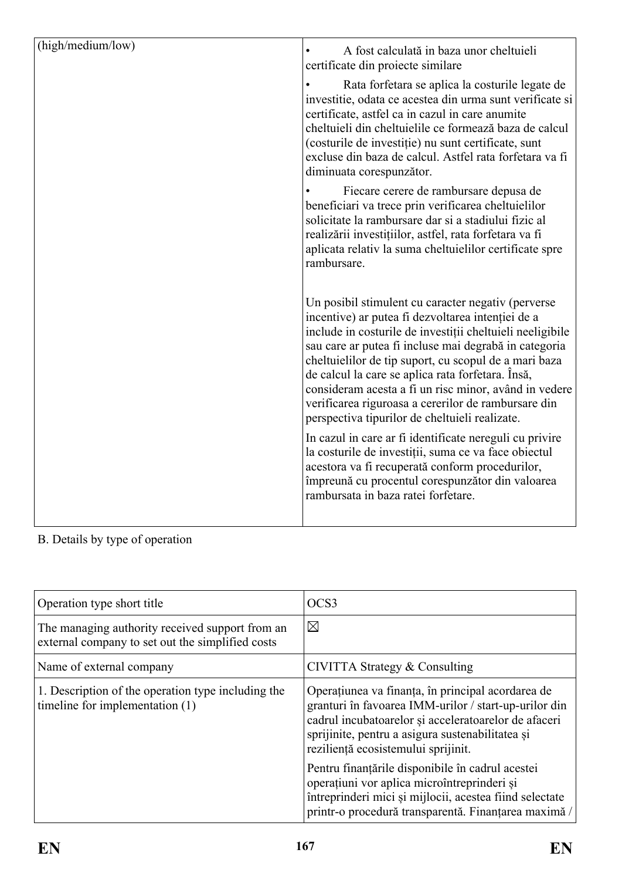| (high/medium/low) | • A fost calculată in baza unor cheltuieli certificate din proiecte similare<br>• Rata forfetara se aplica la costurile legate de investitie, odata ce acestea din urma sunt verificate si certificate, astfel ca in cazul in care anumite cheltuieli din cheltuielile ce formează baza de calcul (costurile de investiție) nu sunt certificate, sunt excluse din baza de calcul. Astfel rata forfetara va fi diminuata corespunzător.<br>• Fiecare cerere de rambursare depusa de beneficiari va trece prin verificarea cheltuielilor solicitate la rambursare dar si a stadiului fizic al realizării investițiilor, astfel, rata forfetara va fi aplicata relativ la suma cheltuielilor certificate spre rambursare.<br><br>Un posibil stimulent cu caracter negativ (perverse incentive) ar putea fi dezvoltarea intenției de a include in costurile de investiții cheltuieli neeligibile sau care ar putea fi incluse mai degrabă in categoria cheltuielilor de tip suport, cu scopul de a mari baza de calcul la care se aplica rata forfetara. Însă, consideram acesta a fi un risc minor, având in vedere verificarea riguroasa a cererilor de rambursare din perspectiva tipurilor de cheltuieli realizate.<br>In cazul in care ar fi identificate nereguli cu privire la costurile de investiții, suma ce va face obiectul acestora va fi recuperată conform procedurilor, împreună cu procentul corespunzător din valoarea rambursata in baza ratei forfetare. |
|---|---|

B. Details by type of operation

| Operation type short title | OCS3 |
|---|---|
| The managing authority received support from an external company to set out the simplified costs | ☒ |
| Name of external company | CIVITTA Strategy & Consulting |
| 1. Description of the operation type including the timeline for implementation (1) | Operațiunea va finanța, în principal acordarea de granturi în favoarea IMM-urilor / start-up-urilor din cadrul incubatoarelor și acceleratoarelor de afaceri sprijinite, pentru a asigura sustenabilitatea și reziliență ecosistemului sprijinit.<br>Pentru finanțările disponibile în cadrul acestei operațiuni vor aplica microîntreprinderi și întreprinderi mici și mijlocii, acestea fiind selectate printr-o procedură transparentă. Finanțarea maximă / |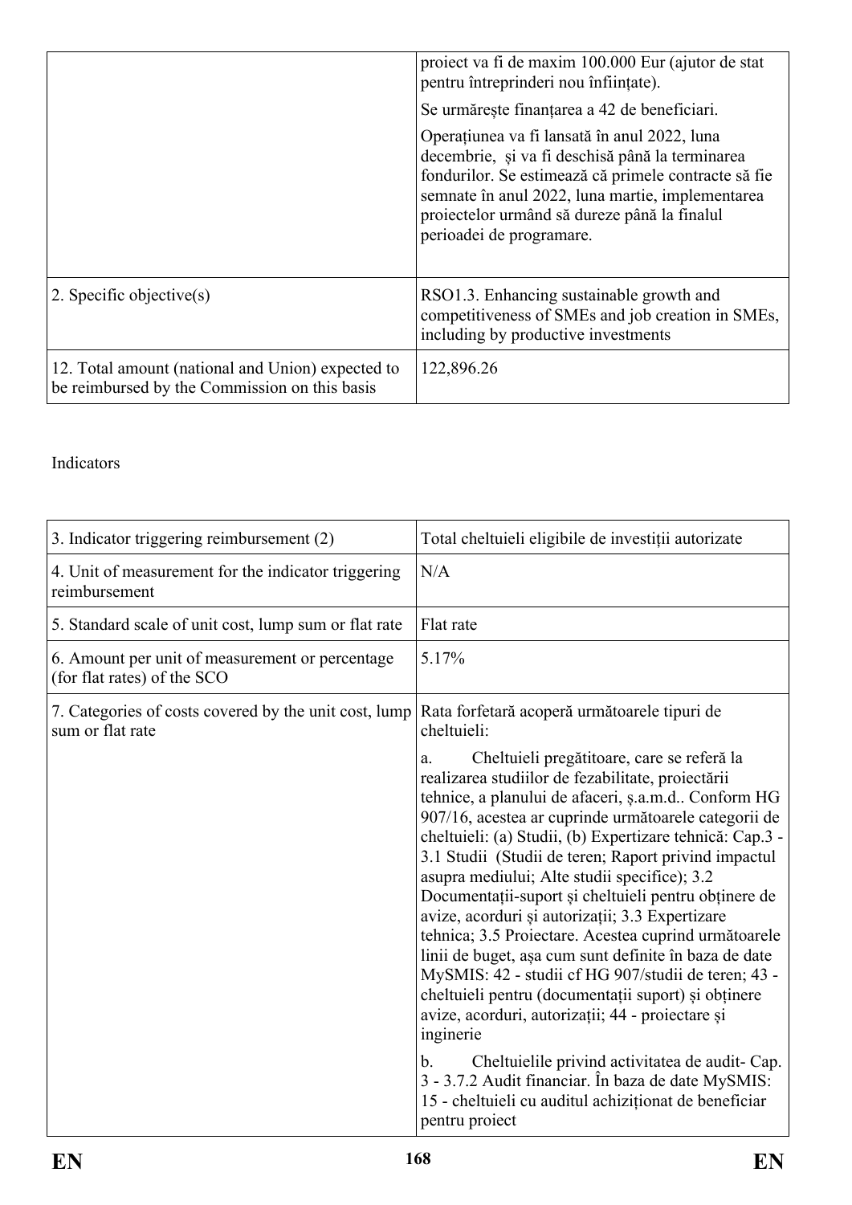| | |
|---|---|
| | proiect va fi de maxim 100.000 Eur (ajutor de stat pentru întreprinderi nou înființate).<br><br>Se urmărește finanțarea a 42 de beneficiari.<br><br>Operațiunea va fi lansată în anul 2022, luna decembrie, și va fi deschisă până la terminarea fondurilor. Se estimează că primele contracte să fie semnate în anul 2022, luna martie, implementarea proiectelor urmând să dureze până la finalul perioadei de programare. |
| 2. Specific objective(s) | RSO1.3. Enhancing sustainable growth and competitiveness of SMEs and job creation in SMEs, including by productive investments |
| 12. Total amount (national and Union) expected to be reimbursed by the Commission on this basis | 122,896.26 |

Indicators

| | |
|---|---|
| 3. Indicator triggering reimbursement (2) | Total cheltuieli eligibile de investiții autorizate |
| 4. Unit of measurement for the indicator triggering reimbursement | N/A |
| 5. Standard scale of unit cost, lump sum or flat rate | Flat rate |
| 6. Amount per unit of measurement or percentage (for flat rates) of the SCO | 5.17% |
| 7. Categories of costs covered by the unit cost, lump sum or flat rate | Rata forfetară acoperă următoarele tipuri de cheltuieli:<br><br>a. Cheltuieli pregătitoare, care se referă la realizarea studiilor de fezabilitate, proiectării tehnice, a planului de afaceri, ș.a.m.d.. Conform HG 907/16, acestea ar cuprinde următoarele categorii de cheltuieli: (a) Studii, (b) Expertizare tehnică: Cap.3 - 3.1 Studii (Studii de teren; Raport privind impactul asupra mediului; Alte studii specifice); 3.2 Documentații-suport și cheltuieli pentru obținere de avize, acorduri și autorizații; 3.3 Expertizare tehnica; 3.5 Proiectare. Acestea cuprind următoarele linii de buget, așa cum sunt definite în baza de date MySMIS: 42 - studii cf HG 907/studii de teren; 43 - cheltuieli pentru (documentații suport) și obținere avize, acorduri, autorizații; 44 - proiectare și inginerie<br><br>b. Cheltuielile privind activitatea de audit- Cap. 3 - 3.7.2 Audit financiar. În baza de date MySMIS: 15 - cheltuieli cu auditul achiziționat de beneficiar pentru proiect |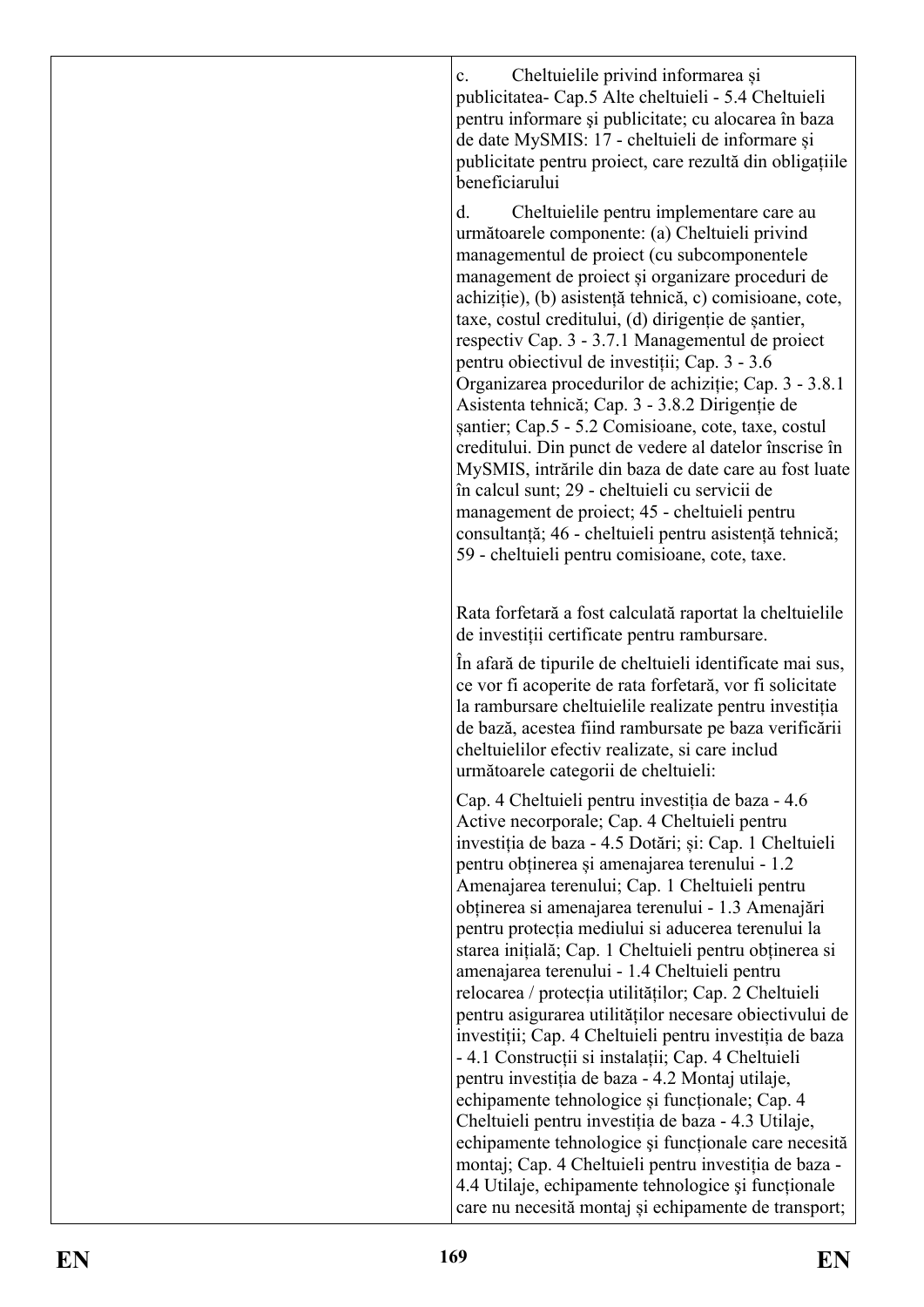| | |
|---|---|
| | c. Cheltuielile privind informarea și publicitatea- Cap.5 Alte cheltuieli - 5.4 Cheltuieli pentru informare şi publicitate; cu alocarea în baza de date MySMIS: 17 - cheltuieli de informare și publicitate pentru proiect, care rezultă din obligațiile beneficiarului<br><br>d. Cheltuielile pentru implementare care au următoarele componente: (a) Cheltuieli privind managementul de proiect (cu subcomponentele management de proiect și organizare proceduri de achiziție), (b) asistență tehnică, c) comisioane, cote, taxe, costul creditului, (d) dirigenție de șantier, respectiv Cap. 3 - 3.7.1 Managementul de proiect pentru obiectivul de investiții; Cap. 3 - 3.6 Organizarea procedurilor de achiziție; Cap. 3 - 3.8.1 Asistenta tehnică; Cap. 3 - 3.8.2 Dirigenție de șantier; Cap.5 - 5.2 Comisioane, cote, taxe, costul creditului. Din punct de vedere al datelor înscrise în MySMIS, intrările din baza de date care au fost luate în calcul sunt; 29 - cheltuieli cu servicii de management de proiect; 45 - cheltuieli pentru consultanță; 46 - cheltuieli pentru asistență tehnică; 59 - cheltuieli pentru comisioane, cote, taxe.<br><br>Rata forfetară a fost calculată raportat la cheltuielile de investiții certificate pentru rambursare.<br><br>În afară de tipurile de cheltuieli identificate mai sus, ce vor fi acoperite de rata forfetară, vor fi solicitate la rambursare cheltuielile realizate pentru investiția de bază, acestea fiind rambursate pe baza verificării cheltuielilor efectiv realizate, si care includ următoarele categorii de cheltuieli:<br><br>Cap. 4 Cheltuieli pentru investiția de baza - 4.6 Active necorporale; Cap. 4 Cheltuieli pentru investiția de baza - 4.5 Dotări; și: Cap. 1 Cheltuieli pentru obținerea și amenajarea terenului - 1.2 Amenajarea terenului; Cap. 1 Cheltuieli pentru obținerea si amenajarea terenului - 1.3 Amenajări pentru protecția mediului si aducerea terenului la starea inițială; Cap. 1 Cheltuieli pentru obținerea si amenajarea terenului - 1.4 Cheltuieli pentru relocarea / protecția utilităților; Cap. 2 Cheltuieli pentru asigurarea utilităților necesare obiectivului de investiții; Cap. 4 Cheltuieli pentru investiția de baza - 4.1 Construcții si instalații; Cap. 4 Cheltuieli pentru investiția de baza - 4.2 Montaj utilaje, echipamente tehnologice și funcționale; Cap. 4 Cheltuieli pentru investiția de baza - 4.3 Utilaje, echipamente tehnologice şi funcționale care necesită montaj; Cap. 4 Cheltuieli pentru investiția de baza - 4.4 Utilaje, echipamente tehnologice și funcționale care nu necesită montaj și echipamente de transport; |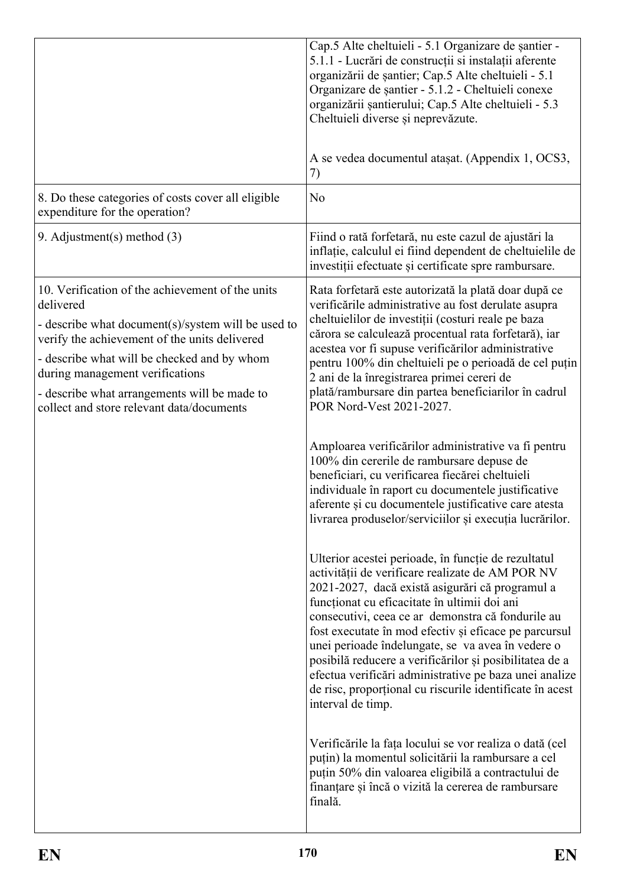| | |
|---|---|
| | Cap.5 Alte cheltuieli - 5.1 Organizare de șantier - 5.1.1 - Lucrări de construcții si instalații aferente organizării de șantier; Cap.5 Alte cheltuieli - 5.1 Organizare de șantier - 5.1.2 - Cheltuieli conexe organizării șantierului; Cap.5 Alte cheltuieli - 5.3 Cheltuieli diverse și neprevăzute.<br><br>A se vedea documentul atașat. (Appendix 1, OCS3, 7) |
| 8. Do these categories of costs cover all eligible expenditure for the operation? | No |
| 9. Adjustment(s) method (3) | Fiind o rată forfetară, nu este cazul de ajustări la inflație, calculul ei fiind dependent de cheltuielile de investiții efectuate și certificate spre rambursare. |
| 10. Verification of the achievement of the units delivered<br>- describe what document(s)/system will be used to verify the achievement of the units delivered<br>- describe what will be checked and by whom during management verifications<br>- describe what arrangements will be made to collect and store relevant data/documents | Rata forfetară este autorizată la plată doar după ce verificările administrative au fost derulate asupra cheltuielilor de investiții (costuri reale pe baza cărora se calculează procentual rata forfetară), iar acestea vor fi supuse verificărilor administrative pentru 100% din cheltuieli pe o perioadă de cel puțin 2 ani de la înregistrarea primei cereri de plată/rambursare din partea beneficiarilor în cadrul POR Nord-Vest 2021-2027.<br><br>Amploarea verificărilor administrative va fi pentru 100% din cererile de rambursare depuse de beneficiari, cu verificarea fiecărei cheltuieli individuale în raport cu documentele justificative aferente și cu documentele justificative care atesta livrarea produselor/serviciilor și execuția lucrărilor.<br><br>Ulterior acestei perioade, în funcție de rezultatul activității de verificare realizate de AM POR NV 2021-2027, dacă există asigurări că programul a funcționat cu eficacitate în ultimii doi ani consecutivi, ceea ce ar demonstra că fondurile au fost executate în mod efectiv și eficace pe parcursul unei perioade îndelungate, se va avea în vedere o posibilă reducere a verificărilor și posibilitatea de a efectua verificări administrative pe baza unei analize de risc, proporțional cu riscurile identificate în acest interval de timp.<br><br>Verificările la fața locului se vor realiza o dată (cel puțin) la momentul solicitării la rambursare a cel puțin 50% din valoarea eligibilă a contractului de finanțare și încă o vizită la cererea de rambursare finală. |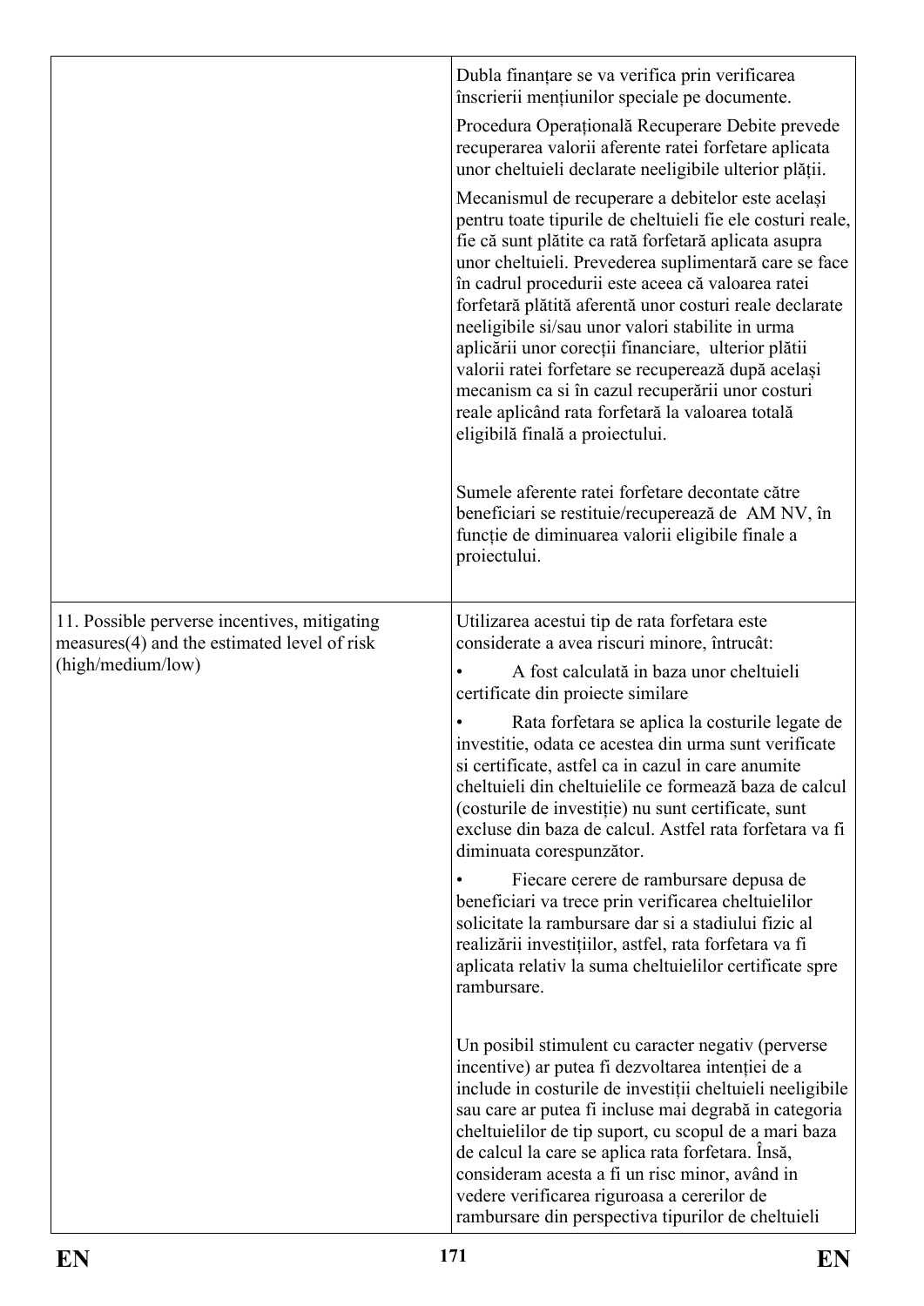| | |
|---|---|
| | Dubla finanțare se va verifica prin verificarea înscrierii mențiunilor speciale pe documente.<br><br>Procedura Operațională Recuperare Debite prevede recuperarea valorii aferente ratei forfetare aplicata unor cheltuieli declarate neeligibile ulterior plății.<br><br>Mecanismul de recuperare a debitelor este același pentru toate tipurile de cheltuieli fie ele costuri reale, fie că sunt plătite ca rată forfetară aplicata asupra unor cheltuieli. Prevederea suplimentară care se face în cadrul procedurii este aceea că valoarea ratei forfetară plătită aferentă unor costuri reale declarate neeligibile si/sau unor valori stabilite in urma aplicării unor corecții financiare, ulterior plătii valorii ratei forfetare se recuperează după același mecanism ca si în cazul recuperării unor costuri reale aplicând rata forfetară la valoarea totală eligibilă finală a proiectului.<br><br>Sumele aferente ratei forfetare decontate către beneficiari se restituie/recuperează de AM NV, în funcție de diminuarea valorii eligibile finale a proiectului. |
| 11. Possible perverse incentives, mitigating measures(4) and the estimated level of risk (high/medium/low) | Utilizarea acestui tip de rata forfetara este considerate a avea riscuri minore, întrucât:<br><br>• A fost calculată in baza unor cheltuieli certificate din proiecte similare<br><br>• Rata forfetara se aplica la costurile legate de investitie, odata ce acestea din urma sunt verificate si certificate, astfel ca in cazul in care anumite cheltuieli din cheltuielile ce formează baza de calcul (costurile de investiție) nu sunt certificate, sunt excluse din baza de calcul. Astfel rata forfetara va fi diminuata corespunzător.<br><br>• Fiecare cerere de rambursare depusa de beneficiari va trece prin verificarea cheltuielilor solicitate la rambursare dar si a stadiului fizic al realizării investițiilor, astfel, rata forfetara va fi aplicata relativ la suma cheltuielilor certificate spre rambursare.<br><br>Un posibil stimulent cu caracter negativ (perverse incentive) ar putea fi dezvoltarea intenției de a include in costurile de investiții cheltuieli neeligibile sau care ar putea fi incluse mai degrabă in categoria cheltuielilor de tip suport, cu scopul de a mari baza de calcul la care se aplica rata forfetara. Însă, consideram acesta a fi un risc minor, având in vedere verificarea riguroasa a cererilor de rambursare din perspectiva tipurilor de cheltuieli |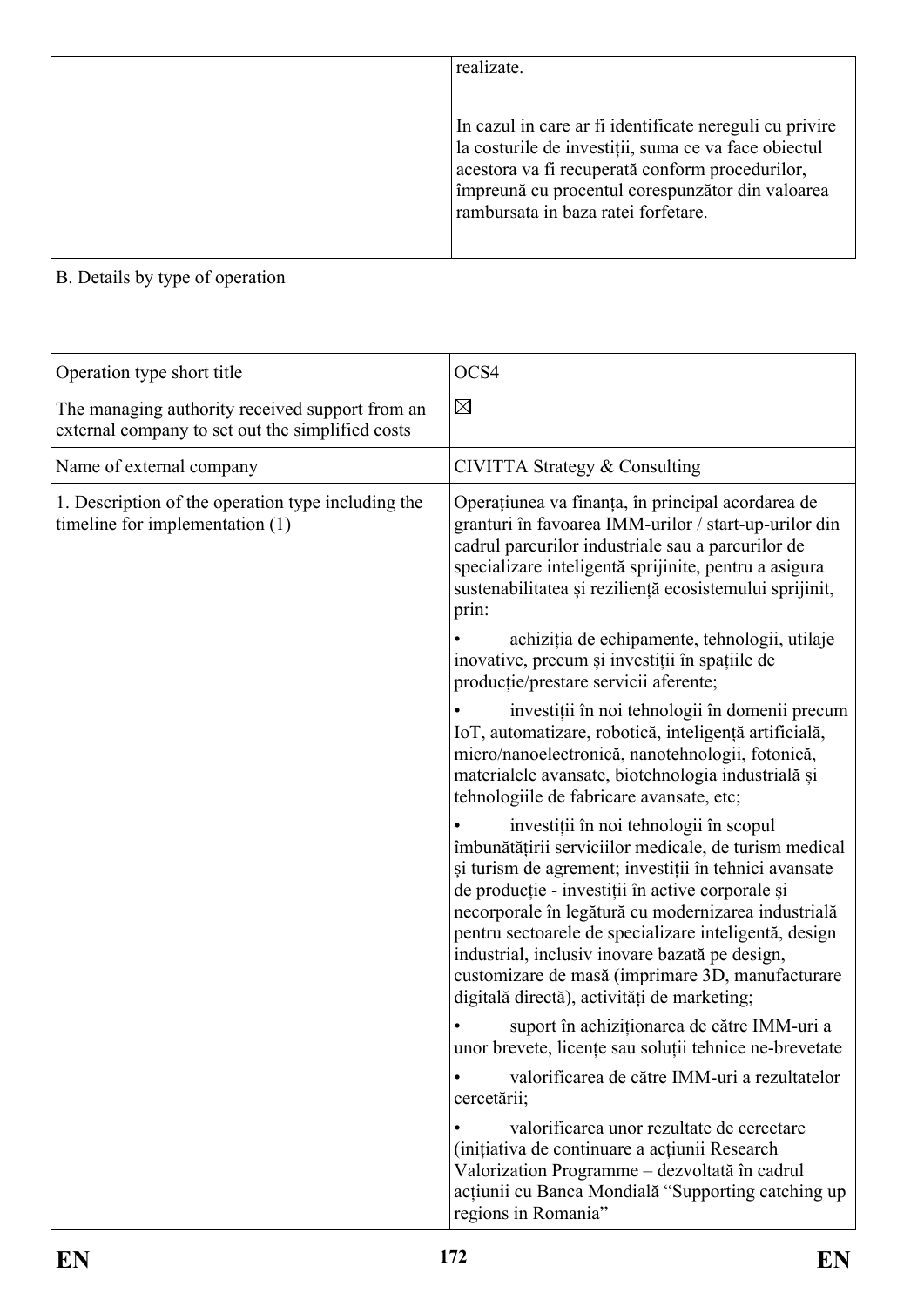| | |
|---|---|
| | realizate.<br><br>In cazul in care ar fi identificate nereguli cu privire la costurile de investiții, suma ce va face obiectul acestora va fi recuperată conform procedurilor, împreună cu procentul corespunzător din valoarea rambursata in baza ratei forfetare. |

B. Details by type of operation

| | |
|---|---|
| Operation type short title | OCS4 |
| The managing authority received support from an external company to set out the simplified costs | ☒ |
| Name of external company | CIVITTA Strategy & Consulting |
| 1. Description of the operation type including the timeline for implementation (1) | Operațiunea va finanța, în principal acordarea de granturi în favoarea IMM-urilor / start-up-urilor din cadrul parcurilor industriale sau a parcurilor de specializare inteligentă sprijinite, pentru a asigura sustenabilitatea și reziliență ecosistemului sprijinit, prin:<br><br>• achiziția de echipamente, tehnologii, utilaje inovative, precum și investiții în spațiile de producție/prestare servicii aferente;<br><br>• investiții în noi tehnologii în domenii precum IoT, automatizare, robotică, inteligență artificială, micro/nanoelectronică, nanotehnologii, fotonică, materialele avansate, biotehnologia industrială și tehnologiile de fabricare avansate, etc;<br><br>• investiții în noi tehnologii în scopul îmbunătățirii serviciilor medicale, de turism medical și turism de agrement; investiții în tehnici avansate de producție - investiții în active corporale și necorporale în legătură cu modernizarea industrială pentru sectoarele de specializare inteligentă, design industrial, inclusiv inovare bazată pe design, customizare de masă (imprimare 3D, manufacturare digitală directă), activități de marketing;<br><br>• suport în achiziționarea de către IMM-uri a unor brevete, licențe sau soluții tehnice ne-brevetate<br><br>• valorificarea de către IMM-uri a rezultatelor cercetării;<br><br>• valorificarea unor rezultate de cercetare (inițiativa de continuare a acțiunii Research Valorization Programme – dezvoltată în cadrul acțiunii cu Banca Mondială "Supporting catching up regions in Romania" |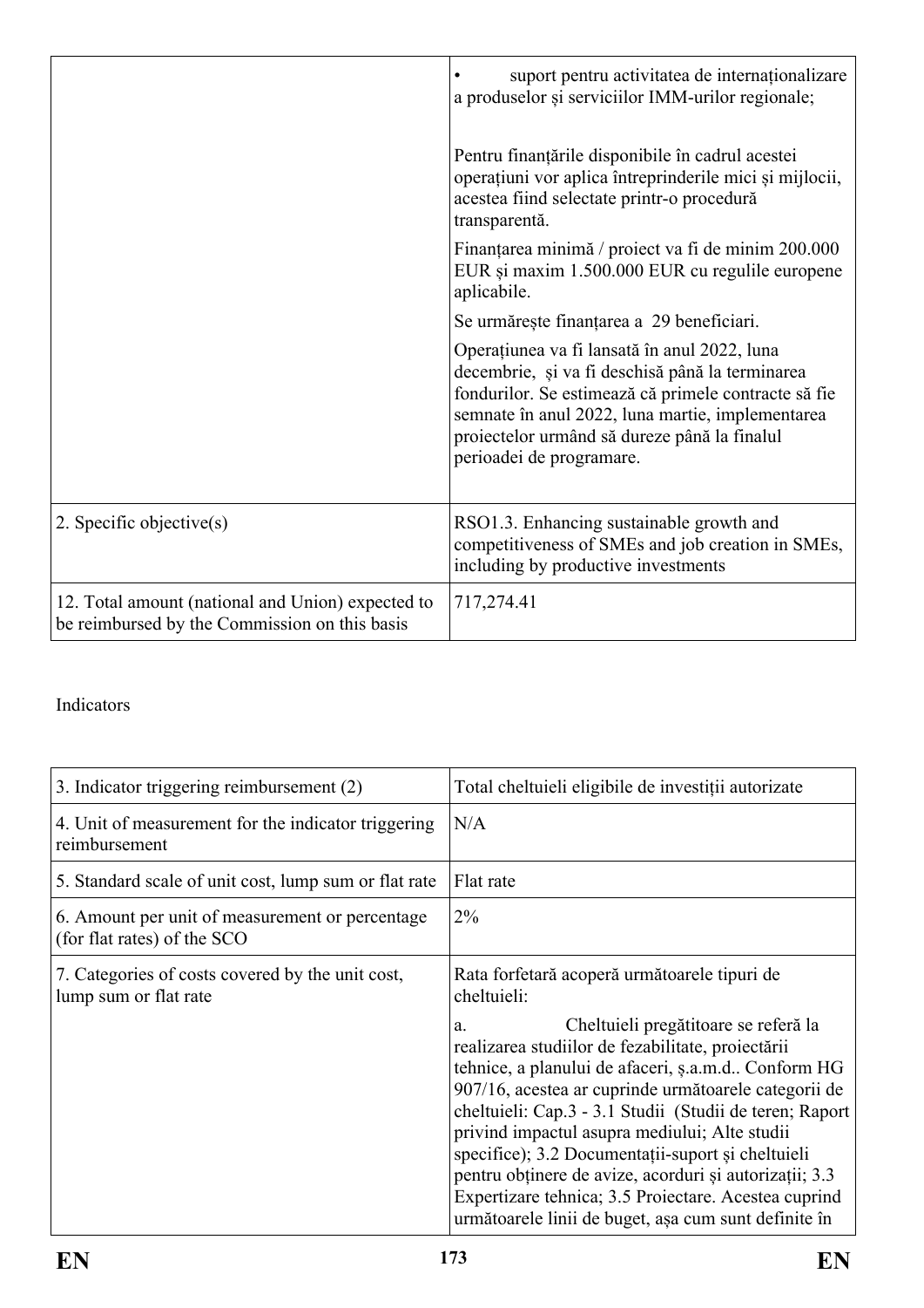| | |
|---|---|
| | • suport pentru activitatea de internaționalizare a produselor și serviciilor IMM-urilor regionale;<br><br>Pentru finanțările disponibile în cadrul acestei operațiuni vor aplica întreprinderile mici și mijlocii, acestea fiind selectate printr-o procedură transparentă.<br><br>Finanțarea minimă / proiect va fi de minim 200.000 EUR și maxim 1.500.000 EUR cu regulile europene aplicabile.<br><br>Se urmărește finanțarea a 29 beneficiari.<br><br>Operațiunea va fi lansată în anul 2022, luna decembrie, și va fi deschisă până la terminarea fondurilor. Se estimează că primele contracte să fie semnate în anul 2022, luna martie, implementarea proiectelor urmând să dureze până la finalul perioadei de programare. |
| 2. Specific objective(s) | RSO1.3. Enhancing sustainable growth and competitiveness of SMEs and job creation in SMEs, including by productive investments |
| 12. Total amount (national and Union) expected to be reimbursed by the Commission on this basis | 717,274.41 |

Indicators

| | |
|---|---|
| 3. Indicator triggering reimbursement (2) | Total cheltuieli eligibile de investiții autorizate |
| 4. Unit of measurement for the indicator triggering reimbursement | N/A |
| 5. Standard scale of unit cost, lump sum or flat rate | Flat rate |
| 6. Amount per unit of measurement or percentage (for flat rates) of the SCO | 2% |
| 7. Categories of costs covered by the unit cost, lump sum or flat rate | Rata forfetară acoperă următoarele tipuri de cheltuieli:<br><br>a. Cheltuieli pregătitoare se referă la realizarea studiilor de fezabilitate, proiectării tehnice, a planului de afaceri, ș.a.m.d.. Conform HG 907/16, acestea ar cuprinde următoarele categorii de cheltuieli: Cap.3 - 3.1 Studii (Studii de teren; Raport privind impactul asupra mediului; Alte studii specifice); 3.2 Documentații-suport și cheltuieli pentru obținere de avize, acorduri și autorizații; 3.3 Expertizare tehnica; 3.5 Proiectare. Acestea cuprind următoarele linii de buget, așa cum sunt definite în |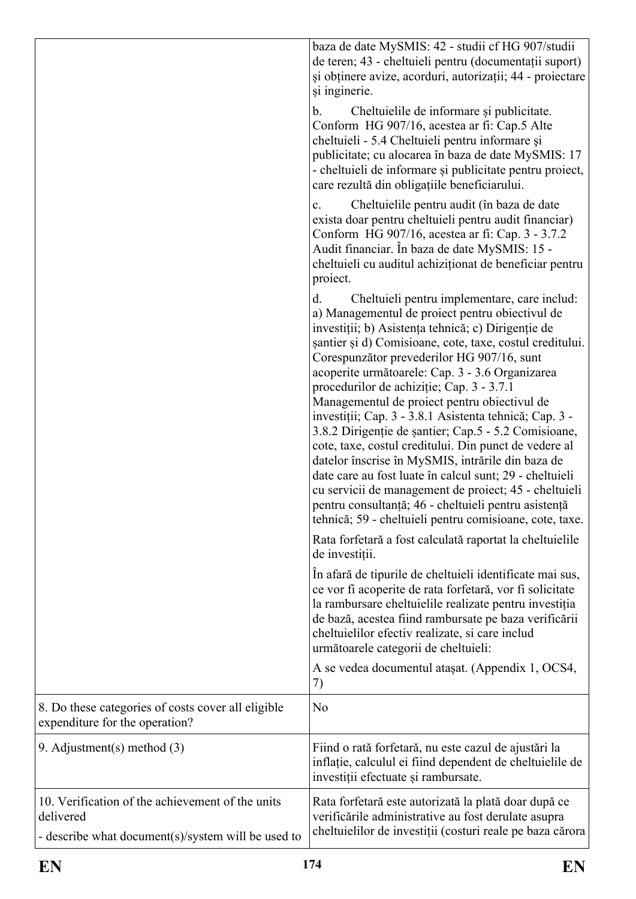| | |
|---|---|
| | baza de date MySMIS: 42 - studii cf HG 907/studii de teren; 43 - cheltuieli pentru (documentații suport) și obținere avize, acorduri, autorizații; 44 - proiectare și inginerie.<br><br>b. Cheltuielile de informare și publicitate. Conform HG 907/16, acestea ar fi: Cap.5 Alte cheltuieli - 5.4 Cheltuieli pentru informare şi publicitate; cu alocarea în baza de date MySMIS: 17 - cheltuieli de informare și publicitate pentru proiect, care rezultă din obligațiile beneficiarului.<br><br>c. Cheltuielile pentru audit (în baza de date exista doar pentru cheltuieli pentru audit financiar) Conform HG 907/16, acestea ar fi: Cap. 3 - 3.7.2 Audit financiar. În baza de date MySMIS: 15 - cheltuieli cu auditul achiziționat de beneficiar pentru proiect.<br><br>d. Cheltuieli pentru implementare, care includ: a) Managementul de proiect pentru obiectivul de investiții; b) Asistența tehnică; c) Dirigenție de șantier și d) Comisioane, cote, taxe, costul creditului. Corespunzător prevederilor HG 907/16, sunt acoperite următoarele: Cap. 3 - 3.6 Organizarea procedurilor de achiziție; Cap. 3 - 3.7.1 Managementul de proiect pentru obiectivul de investiții; Cap. 3 - 3.8.1 Asistenta tehnică; Cap. 3 - 3.8.2 Dirigenție de șantier; Cap.5 - 5.2 Comisioane, cote, taxe, costul creditului. Din punct de vedere al datelor înscrise în MySMIS, intrările din baza de date care au fost luate în calcul sunt; 29 - cheltuieli cu servicii de management de proiect; 45 - cheltuieli pentru consultanță; 46 - cheltuieli pentru asistență tehnică; 59 - cheltuieli pentru comisioane, cote, taxe.<br><br>Rata forfetară a fost calculată raportat la cheltuielile de investiții.<br><br>În afară de tipurile de cheltuieli identificate mai sus, ce vor fi acoperite de rata forfetară, vor fi solicitate la rambursare cheltuielile realizate pentru investiția de bază, acestea fiind rambursate pe baza verificării cheltuielilor efectiv realizate, si care includ următoarele categorii de cheltuieli:<br><br>A se vedea documentul atașat. (Appendix 1, OCS4, 7) |
| 8. Do these categories of costs cover all eligible expenditure for the operation? | No |
| 9. Adjustment(s) method (3) | Fiind o rată forfetară, nu este cazul de ajustări la inflație, calculul ei fiind dependent de cheltuielile de investiții efectuate și rambursate. |
| 10. Verification of the achievement of the units delivered<br>- describe what document(s)/system will be used to | Rata forfetară este autorizată la plată doar după ce verificările administrative au fost derulate asupra cheltuielilor de investiții (costuri reale pe baza cărora |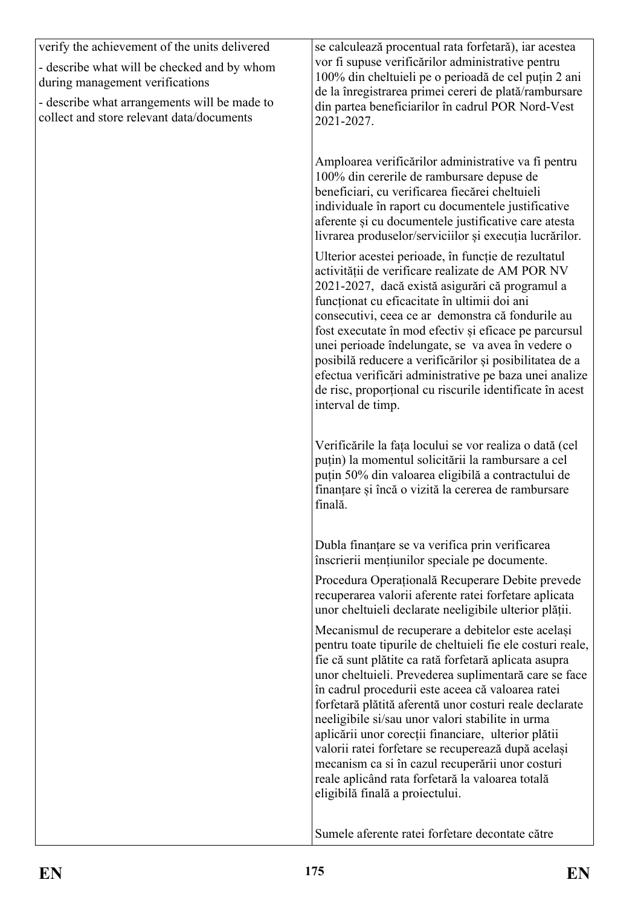| | |
|---|---|
| verify the achievement of the units delivered<br><br>- describe what will be checked and by whom during management verifications<br><br>- describe what arrangements will be made to collect and store relevant data/documents | se calculează procentual rata forfetară), iar acestea vor fi supuse verificărilor administrative pentru 100% din cheltuieli pe o perioadă de cel puțin 2 ani de la înregistrarea primei cereri de plată/rambursare din partea beneficiarilor în cadrul POR Nord-Vest 2021-2027.<br><br>Amploarea verificărilor administrative va fi pentru 100% din cererile de rambursare depuse de beneficiari, cu verificarea fiecărei cheltuieli individuale în raport cu documentele justificative aferente și cu documentele justificative care atesta livrarea produselor/serviciilor și execuția lucrărilor.<br><br>Ulterior acestei perioade, în funcție de rezultatul activității de verificare realizate de AM POR NV 2021-2027, dacă există asigurări că programul a funcționat cu eficacitate în ultimii doi ani consecutivi, ceea ce ar demonstra că fondurile au fost executate în mod efectiv și eficace pe parcursul unei perioade îndelungate, se va avea în vedere o posibilă reducere a verificărilor și posibilitatea de a efectua verificări administrative pe baza unei analize de risc, proporțional cu riscurile identificate în acest interval de timp.<br><br>Verificările la fața locului se vor realiza o dată (cel puțin) la momentul solicitării la rambursare a cel puțin 50% din valoarea eligibilă a contractului de finanțare și încă o vizită la cererea de rambursare finală.<br><br>Dubla finanțare se va verifica prin verificarea înscrierii mențiunilor speciale pe documente.<br><br>Procedura Operațională Recuperare Debite prevede recuperarea valorii aferente ratei forfetare aplicata unor cheltuieli declarate neeligibile ulterior plății.<br><br>Mecanismul de recuperare a debitelor este același pentru toate tipurile de cheltuieli fie ele costuri reale, fie că sunt plătite ca rată forfetară aplicata asupra unor cheltuieli. Prevederea suplimentară care se face în cadrul procedurii este aceea că valoarea ratei forfetară plătită aferentă unor costuri reale declarate neeligibile si/sau unor valori stabilite in urma aplicării unor corecții financiare, ulterior plății valorii ratei forfetare se recuperează după același mecanism ca si în cazul recuperării unor costuri reale aplicând rata forfetară la valoarea totală eligibilă finală a proiectului.<br><br>Sumele aferente ratei forfetare decontate către |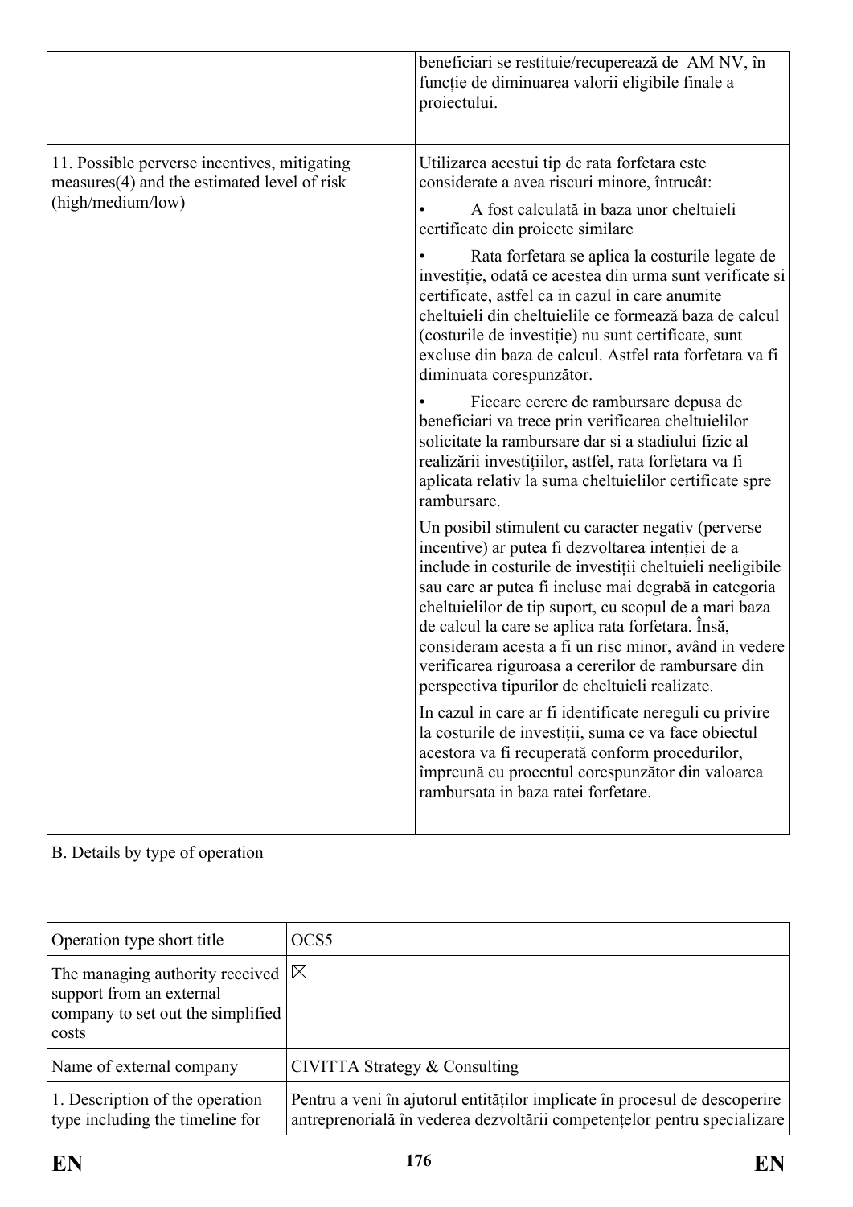| | |
|---|---|
| | beneficiari se restituie/recuperează de AM NV, în funcție de diminuarea valorii eligibile finale a proiectului. |
| 11. Possible perverse incentives, mitigating measures(4) and the estimated level of risk (high/medium/low) | Utilizarea acestui tip de rata forfetara este considerate a avea riscuri minore, întrucât:<br>• A fost calculată in baza unor cheltuieli certificate din proiecte similare<br>• Rata forfetara se aplica la costurile legate de investiție, odată ce acestea din urma sunt verificate si certificate, astfel ca in cazul in care anumite cheltuieli din cheltuielile ce formează baza de calcul (costurile de investiție) nu sunt certificate, sunt excluse din baza de calcul. Astfel rata forfetara va fi diminuata corespunzător.<br>• Fiecare cerere de rambursare depusa de beneficiari va trece prin verificarea cheltuielilor solicitate la rambursare dar si a stadiului fizic al realizării investițiilor, astfel, rata forfetara va fi aplicata relativ la suma cheltuielilor certificate spre rambursare.<br>Un posibil stimulent cu caracter negativ (perverse incentive) ar putea fi dezvoltarea intenției de a include in costurile de investiții cheltuieli neeligibile sau care ar putea fi incluse mai degrabă in categoria cheltuielilor de tip suport, cu scopul de a mari baza de calcul la care se aplica rata forfetara. Însă, consideram acesta a fi un risc minor, având in vedere verificarea riguroasa a cererilor de rambursare din perspectiva tipurilor de cheltuieli realizate.<br>In cazul in care ar fi identificate nereguli cu privire la costurile de investiții, suma ce va face obiectul acestora va fi recuperată conform procedurilor, împreună cu procentul corespunzător din valoarea rambursata in baza ratei forfetare. |

B. Details by type of operation

| | |
|---|---|
| Operation type short title | OCS5 |
| The managing authority received support from an external company to set out the simplified costs | ☒ |
| Name of external company | CIVITTA Strategy & Consulting |
| 1. Description of the operation type including the timeline for | Pentru a veni în ajutorul entităților implicate în procesul de descoperire antreprenorială în vederea dezvoltării competențelor pentru specializare |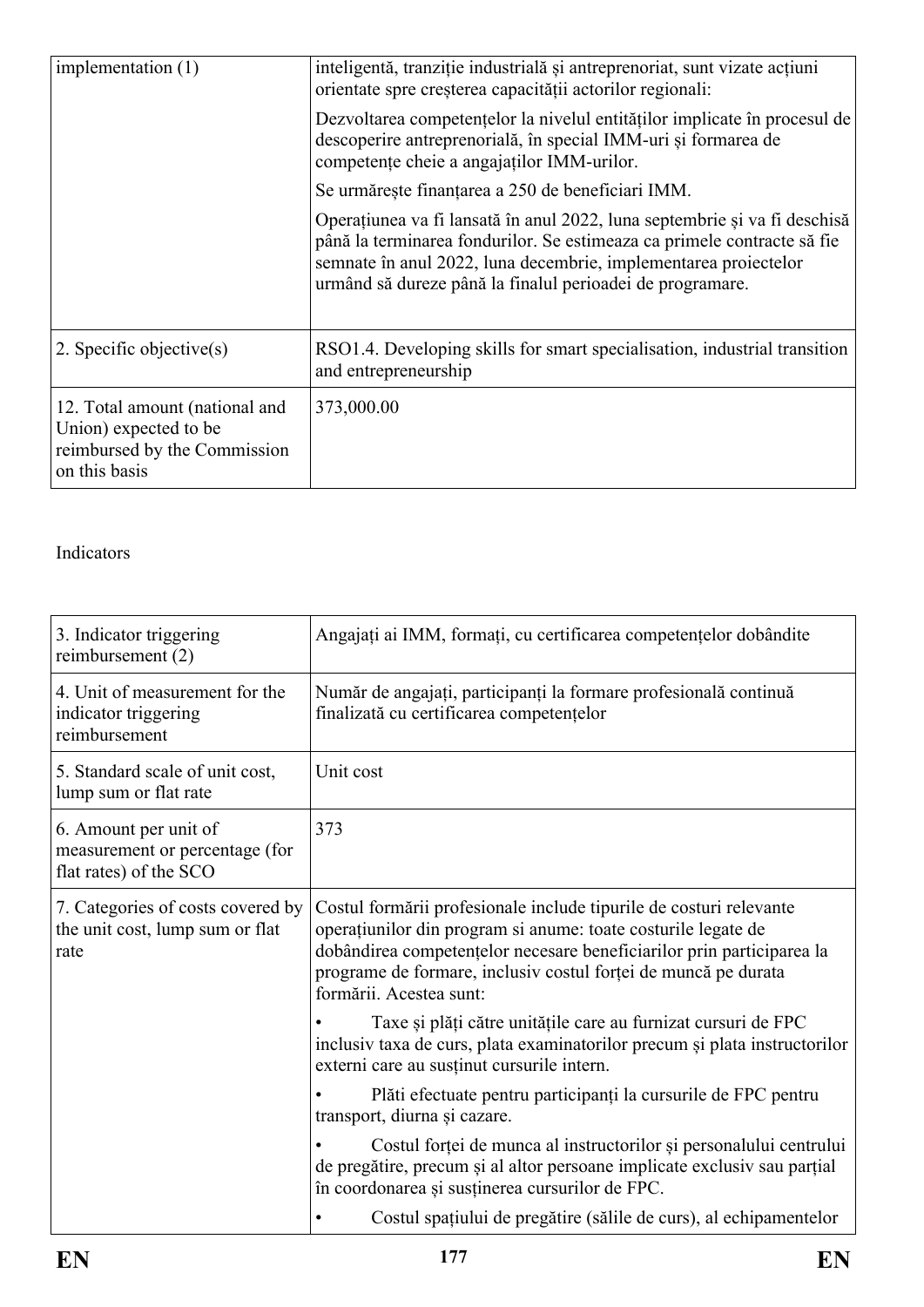| | |
|---|---|
| implementation (1) | inteligentă, tranziție industrială și antreprenoriat, sunt vizate acțiuni orientate spre creșterea capacității actorilor regionali:<br><br>Dezvoltarea competențelor la nivelul entităților implicate în procesul de descoperire antreprenorială, în special IMM-uri și formarea de competențe cheie a angajaților IMM-urilor.<br><br>Se urmărește finanțarea a 250 de beneficiari IMM.<br><br>Operațiunea va fi lansată în anul 2022, luna septembrie și va fi deschisă până la terminarea fondurilor. Se estimeaza ca primele contracte să fie semnate în anul 2022, luna decembrie, implementarea proiectelor urmând să dureze până la finalul perioadei de programare. |
| 2. Specific objective(s) | RSO1.4. Developing skills for smart specialisation, industrial transition and entrepreneurship |
| 12. Total amount (national and Union) expected to be reimbursed by the Commission on this basis | 373,000.00 |

Indicators

| | |
|---|---|
| 3. Indicator triggering reimbursement (2) | Angajați ai IMM, formați, cu certificarea competențelor dobândite |
| 4. Unit of measurement for the indicator triggering reimbursement | Număr de angajați, participanți la formare profesională continuă finalizată cu certificarea competențelor |
| 5. Standard scale of unit cost, lump sum or flat rate | Unit cost |
| 6. Amount per unit of measurement or percentage (for flat rates) of the SCO | 373 |
| 7. Categories of costs covered by the unit cost, lump sum or flat rate | Costul formării profesionale include tipurile de costuri relevante operațiunilor din program si anume: toate costurile legate de dobândirea competențelor necesare beneficiarilor prin participarea la programe de formare, inclusiv costul forței de muncă pe durata formării. Acestea sunt:<br><br>• Taxe și plăți către unitățile care au furnizat cursuri de FPC inclusiv taxa de curs, plata examinatorilor precum și plata instructorilor externi care au susținut cursurile intern.<br><br>• Plăti efectuate pentru participanți la cursurile de FPC pentru transport, diurna și cazare.<br><br>• Costul forței de munca al instructorilor și personalului centrului de pregătire, precum și al altor persoane implicate exclusiv sau parțial în coordonarea și susținerea cursurilor de FPC.<br><br>• Costul spațiului de pregătire (sălile de curs), al echipamentelor |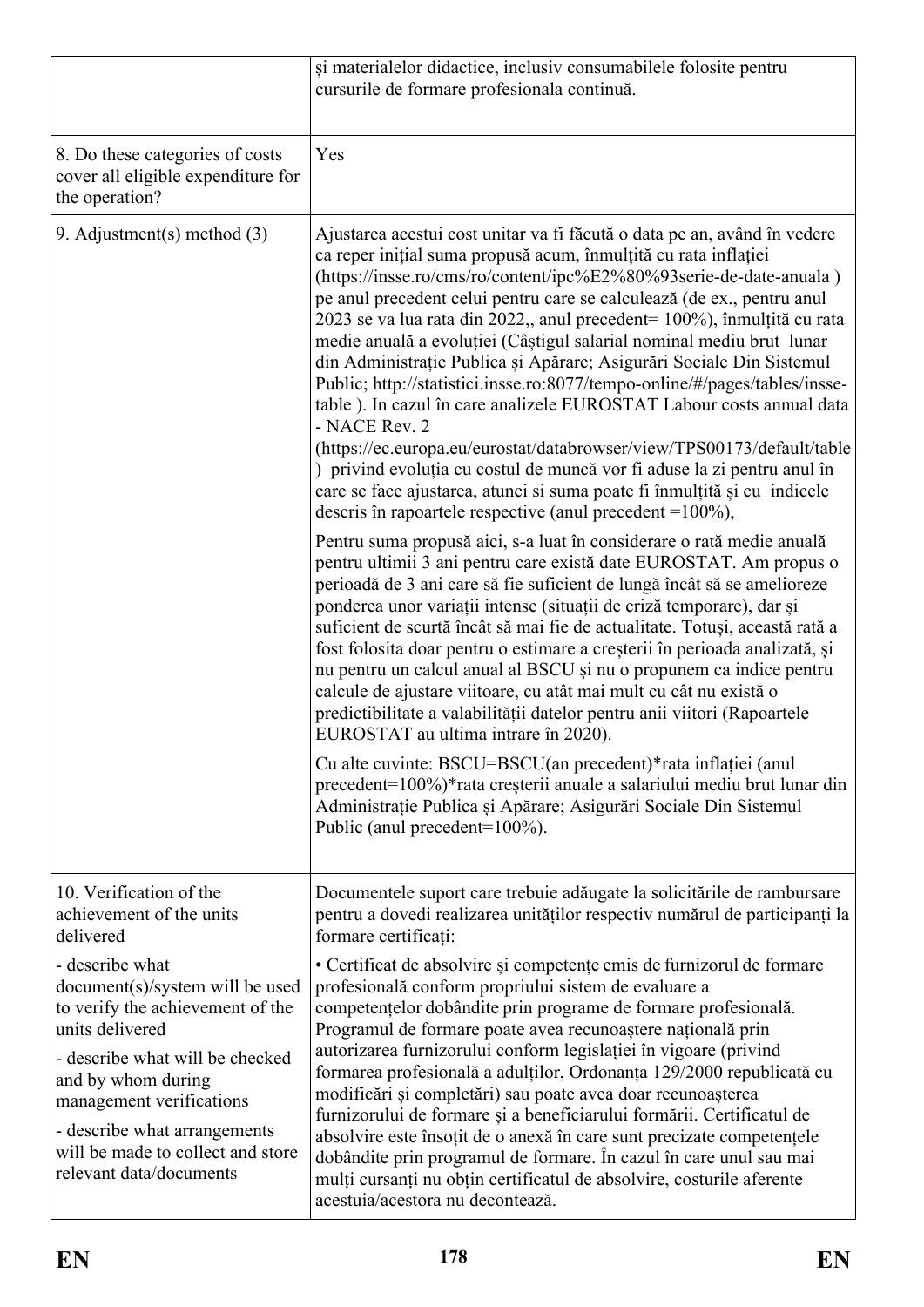| | |
|---|---|
| | și materialelor didactice, inclusiv consumabilele folosite pentru cursurile de formare profesionala continuă. |
| 8. Do these categories of costs cover all eligible expenditure for the operation? | Yes |
| 9. Adjustment(s) method (3) | Ajustarea acestui cost unitar va fi făcută o data pe an, având în vedere ca reper inițial suma propusă acum, înmulțită cu rata inflației (https://insse.ro/cms/ro/content/ipc%E2%80%93serie-de-date-anuala ) pe anul precedent celui pentru care se calculează (de ex., pentru anul 2023 se va lua rata din 2022,, anul precedent= 100%), înmulțită cu rata medie anuală a evoluției (Câștigul salarial nominal mediu brut lunar din Administrație Publica și Apărare; Asigurări Sociale Din Sistemul Public; http://statistici.insse.ro:8077/tempo-online/#/pages/tables/insse-table ). In cazul în care analizele EUROSTAT Labour costs annual data - NACE Rev. 2 (https://ec.europa.eu/eurostat/databrowser/view/TPS00173/default/table ) privind evoluția cu costul de muncă vor fi aduse la zi pentru anul în care se face ajustarea, atunci si suma poate fi înmulțită și cu indicele descris în rapoartele respective (anul precedent =100%),<br><br>Pentru suma propusă aici, s-a luat în considerare o rată medie anuală pentru ultimii 3 ani pentru care există date EUROSTAT. Am propus o perioadă de 3 ani care să fie suficient de lungă încât să se amelioreze ponderea unor variații intense (situații de criză temporare), dar și suficient de scurtă încât să mai fie de actualitate. Totuși, această rată a fost folosita doar pentru o estimare a creșterii în perioada analizată, și nu pentru un calcul anual al BSCU și nu o propunem ca indice pentru calcule de ajustare viitoare, cu atât mai mult cu cât nu există o predictibilitate a valabilității datelor pentru anii viitori (Rapoartele EUROSTAT au ultima intrare în 2020).<br><br>Cu alte cuvinte: BSCU=BSCU(an precedent)*rata inflației (anul precedent=100%)*rata creșterii anuale a salariului mediu brut lunar din Administrație Publica și Apărare; Asigurări Sociale Din Sistemul Public (anul precedent=100%). |
| 10. Verification of the achievement of the units delivered<br><br>- describe what document(s)/system will be used to verify the achievement of the units delivered<br><br>- describe what will be checked and by whom during management verifications<br><br>- describe what arrangements will be made to collect and store relevant data/documents | Documentele suport care trebuie adăugate la solicitările de rambursare pentru a dovedi realizarea unităților respectiv numărul de participanți la formare certificați:<br><br>• Certificat de absolvire și competențe emis de furnizorul de formare profesională conform propriului sistem de evaluare a competențelor dobândite prin programe de formare profesională. Programul de formare poate avea recunoaștere națională prin autorizarea furnizorului conform legislației în vigoare (privind formarea profesională a adulților, Ordonanța 129/2000 republicată cu modificări și completări) sau poate avea doar recunoașterea furnizorului de formare și a beneficiarului formării. Certificatul de absolvire este însoțit de o anexă în care sunt precizate competențele dobândite prin programul de formare. În cazul în care unul sau mai mulți cursanți nu obțin certificatul de absolvire, costurile aferente acestuia/acestora nu decontează. |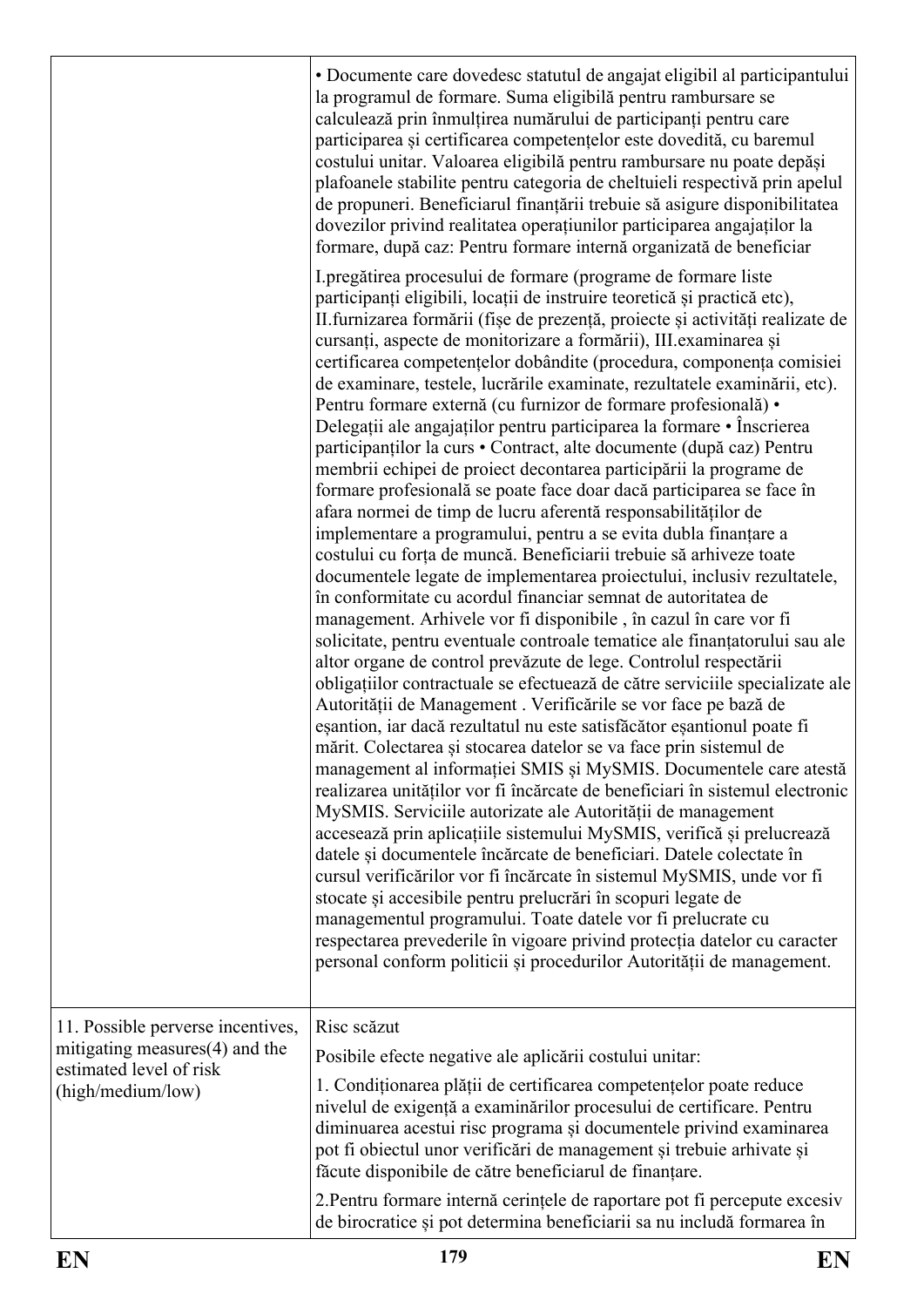| | |
|---|---|
| | • Documente care dovedesc statutul de angajat eligibil al participantului la programul de formare. Suma eligibilă pentru rambursare se calculează prin înmulțirea numărului de participanți pentru care participarea și certificarea competențelor este dovedită, cu baremul costului unitar. Valoarea eligibilă pentru rambursare nu poate depăși plafoanele stabilite pentru categoria de cheltuieli respectivă prin apelul de propuneri. Beneficiarul finanțării trebuie să asigure disponibilitatea dovezilor privind realitatea operațiunilor participarea angajaților la formare, după caz: Pentru formare internă organizată de beneficiar<br><br>I.pregătirea procesului de formare (programe de formare liste participanți eligibili, locații de instruire teoretică și practică etc), II.furnizarea formării (fișe de prezență, proiecte și activități realizate de cursanți, aspecte de monitorizare a formării), III.examinarea și certificarea competențelor dobândite (procedura, componența comisiei de examinare, testele, lucrările examinate, rezultatele examinării, etc). Pentru formare externă (cu furnizor de formare profesională) • Delegații ale angajaților pentru participarea la formare • Înscrierea participanților la curs • Contract, alte documente (după caz) Pentru membrii echipei de proiect decontarea participării la programe de formare profesională se poate face doar dacă participarea se face în afara normei de timp de lucru aferentă responsabilităților de implementare a programului, pentru a se evita dubla finanțare a costului cu forța de muncă. Beneficiarii trebuie să arhiveze toate documentele legate de implementarea proiectului, inclusiv rezultatele, în conformitate cu acordul financiar semnat de autoritatea de management. Arhivele vor fi disponibile , în cazul în care vor fi solicitate, pentru eventuale controale tematice ale finanțatorului sau ale altor organe de control prevăzute de lege. Controlul respectării obligațiilor contractuale se efectuează de către serviciile specializate ale Autorității de Management . Verificările se vor face pe bază de eșantion, iar dacă rezultatul nu este satisfăcător eșantionul poate fi mărit. Colectarea și stocarea datelor se va face prin sistemul de management al informației SMIS și MySMIS. Documentele care atestă realizarea unităților vor fi încărcate de beneficiari în sistemul electronic MySMIS. Serviciile autorizate ale Autorității de management accesează prin aplicațiile sistemului MySMIS, verifică și prelucrează datele și documentele încărcate de beneficiari. Datele colectate în cursul verificărilor vor fi încărcate în sistemul MySMIS, unde vor fi stocate și accesibile pentru prelucrări în scopuri legate de managementul programului. Toate datele vor fi prelucrate cu respectarea prevederile în vigoare privind protecția datelor cu caracter personal conform politicii și procedurilor Autorității de management. |
| 11. Possible perverse incentives, mitigating measures(4) and the estimated level of risk (high/medium/low) | Risc scăzut<br><br>Posibile efecte negative ale aplicării costului unitar:<br><br>1. Condiționarea plății de certificarea competențelor poate reduce nivelul de exigență a examinărilor procesului de certificare. Pentru diminuarea acestui risc programa și documentele privind examinarea pot fi obiectul unor verificări de management și trebuie arhivate și făcute disponibile de către beneficiarul de finanțare.<br><br>2.Pentru formare internă cerințele de raportare pot fi percepute excesiv de birocratice și pot determina beneficiarii sa nu includă formarea în |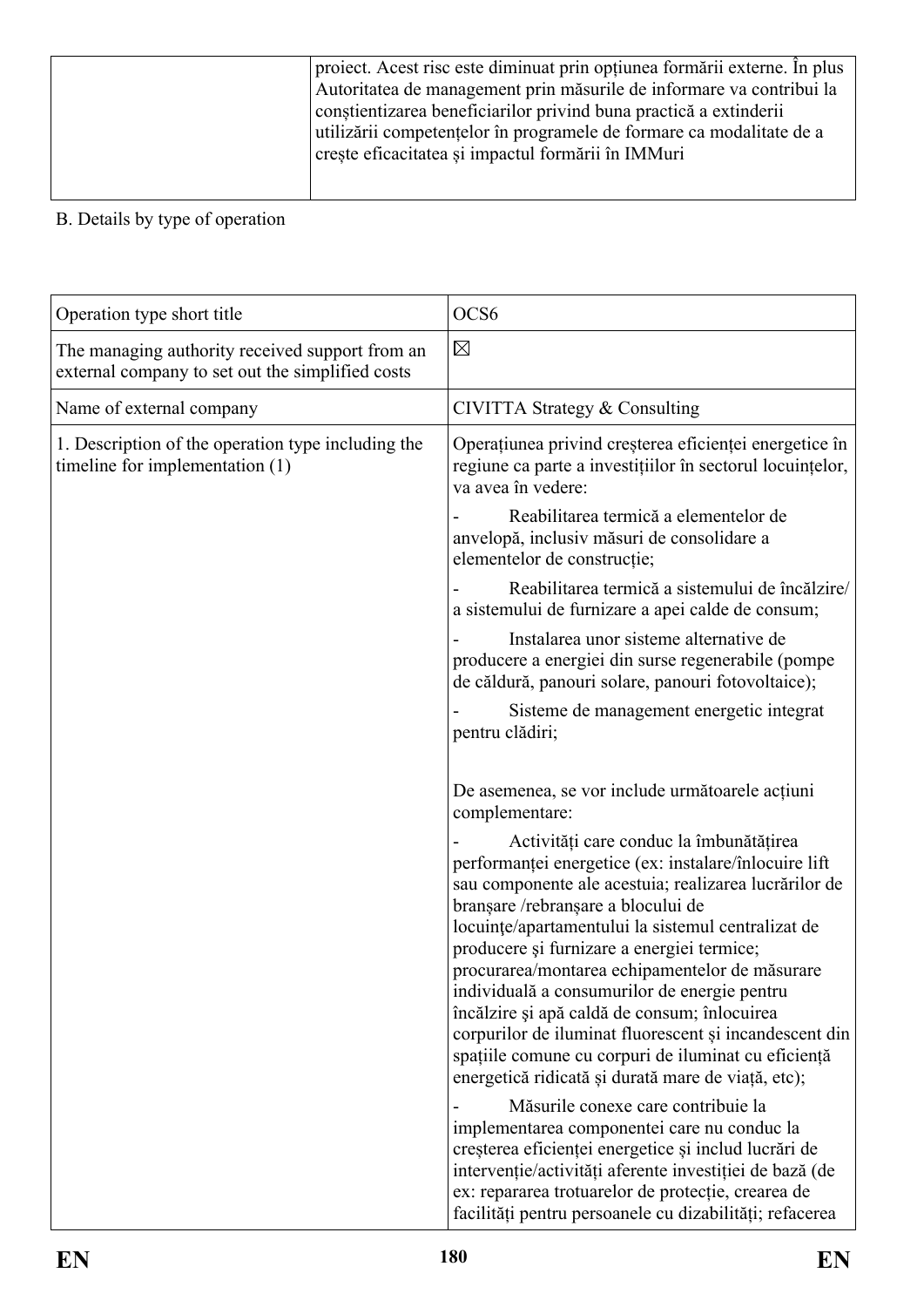| | proiect. Acest risc este diminuat prin opțiunea formării externe. În plus Autoritatea de management prin măsurile de informare va contribui la conștientizarea beneficiarilor privind buna practică a extinderii utilizării competențelor în programele de formare ca modalitate de a crește eficacitatea și impactul formării în IMMuri |
|---|---|

B. Details by type of operation

| Operation type short title | OCS6 |
|---|---|
| The managing authority received support from an external company to set out the simplified costs | ☒ |
| Name of external company | CIVITTA Strategy & Consulting |
| 1. Description of the operation type including the timeline for implementation (1) | Operațiunea privind creșterea eficienței energetice în regiune ca parte a investițiilor în sectorul locuințelor, va avea în vedere:<br>- Reabilitarea termică a elementelor de anvelopă, inclusiv măsuri de consolidare a elementelor de construcție;<br>- Reabilitarea termică a sistemului de încălzire/ a sistemului de furnizare a apei calde de consum;<br>- Instalarea unor sisteme alternative de producere a energiei din surse regenerabile (pompe de căldură, panouri solare, panouri fotovoltaice);<br>- Sisteme de management energetic integrat pentru clădiri;<br><br>De asemenea, se vor include următoarele acțiuni complementare:<br>- Activități care conduc la îmbunătățirea performanței energetice (ex: instalare/înlocuire lift sau componente ale acestuia; realizarea lucrărilor de branșare /rebranșare a blocului de locuințe/apartamentului la sistemul centralizat de producere şi furnizare a energiei termice; procurarea/montarea echipamentelor de măsurare individuală a consumurilor de energie pentru încălzire și apă caldă de consum; înlocuirea corpurilor de iluminat fluorescent și incandescent din spațiile comune cu corpuri de iluminat cu eficiență energetică ridicată și durată mare de viață, etc);<br>- Măsurile conexe care contribuie la implementarea componentei care nu conduc la creșterea eficienței energetice și includ lucrări de intervenție/activități aferente investiției de bază (de ex: repararea trotuarelor de protecție, crearea de facilități pentru persoanele cu dizabilități; refacerea |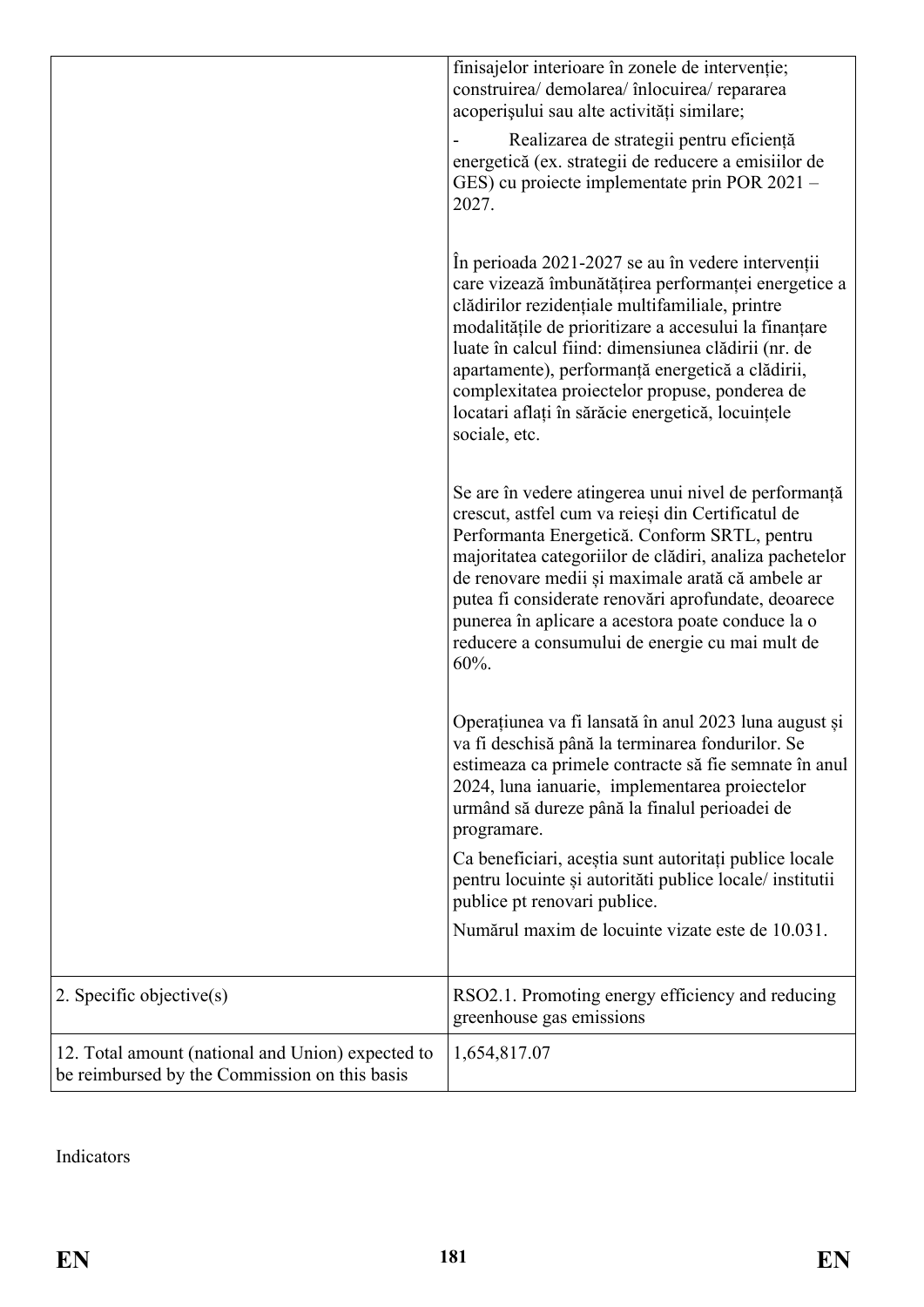| | |
|---|---|
| | finisajelor interioare în zonele de intervenție; construirea/ demolarea/ înlocuirea/ repararea acoperișului sau alte activități similare;<br><br>- Realizarea de strategii pentru eficiență energetică (ex. strategii de reducere a emisiilor de GES) cu proiecte implementate prin POR 2021 – 2027.<br><br>În perioada 2021-2027 se au în vedere intervenții care vizează îmbunătățirea performanței energetice a clădirilor rezidențiale multifamiliale, printre modalitățile de prioritizare a accesului la finanțare luate în calcul fiind: dimensiunea clădirii (nr. de apartamente), performanță energetică a clădirii, complexitatea proiectelor propuse, ponderea de locatari aflați în sărăcie energetică, locuințele sociale, etc.<br><br>Se are în vedere atingerea unui nivel de performanță crescut, astfel cum va reieși din Certificatul de Performanta Energetică. Conform SRTL, pentru majoritatea categoriilor de clădiri, analiza pachetelor de renovare medii și maximale arată că ambele ar putea fi considerate renovări aprofundate, deoarece punerea în aplicare a acestora poate conduce la o reducere a consumului de energie cu mai mult de 60%.<br><br>Operațiunea va fi lansată în anul 2023 luna august și va fi deschisă până la terminarea fondurilor. Se estimeaza ca primele contracte să fie semnate în anul 2024, luna ianuarie, implementarea proiectelor urmând să dureze până la finalul perioadei de programare.<br><br>Ca beneficiari, aceștia sunt autorități publice locale pentru locuinte și autorități publice locale/ institutii publice pt renovari publice.<br><br>Numărul maxim de locuinte vizate este de 10.031. |
| 2. Specific objective(s) | RSO2.1. Promoting energy efficiency and reducing greenhouse gas emissions |
| 12. Total amount (national and Union) expected to be reimbursed by the Commission on this basis | 1,654,817.07 |

Indicators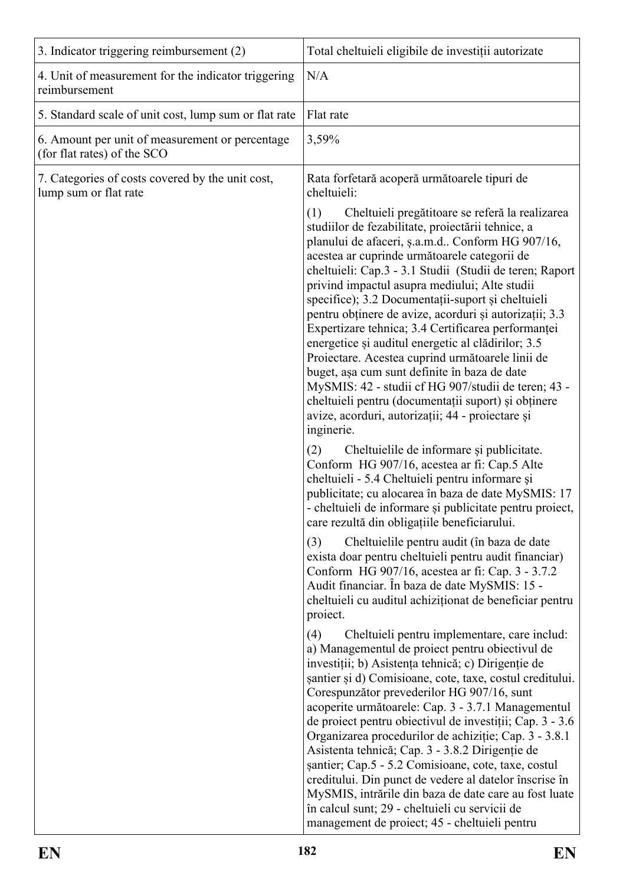| 3. Indicator triggering reimbursement (2) | Total cheltuieli eligibile de investiții autorizate |
|---|---|
| 4. Unit of measurement for the indicator triggering reimbursement | N/A |
| 5. Standard scale of unit cost, lump sum or flat rate | Flat rate |
| 6. Amount per unit of measurement or percentage (for flat rates) of the SCO | 3,59% |
| 7. Categories of costs covered by the unit cost, lump sum or flat rate | Rata forfetară acoperă următoarele tipuri de cheltuieli:<br><br>(1) Cheltuieli pregătitoare se referă la realizarea studiilor de fezabilitate, proiectării tehnice, a planului de afaceri, ș.a.m.d.. Conform HG 907/16, acestea ar cuprinde următoarele categorii de cheltuieli: Cap.3 - 3.1 Studii (Studii de teren; Raport privind impactul asupra mediului; Alte studii specifice); 3.2 Documentații-suport și cheltuieli pentru obținere de avize, acorduri și autorizații; 3.3 Expertizare tehnica; 3.4 Certificarea performanței energetice și auditul energetic al clădirilor; 3.5 Proiectare. Acestea cuprind următoarele linii de buget, așa cum sunt definite în baza de date MySMIS: 42 - studii cf HG 907/studii de teren; 43 - cheltuieli pentru (documentații suport) și obținere avize, acorduri, autorizații; 44 - proiectare și inginerie.<br><br>(2) Cheltuielile de informare și publicitate. Conform HG 907/16, acestea ar fi: Cap.5 Alte cheltuieli - 5.4 Cheltuieli pentru informare şi publicitate; cu alocarea în baza de date MySMIS: 17 - cheltuieli de informare și publicitate pentru proiect, care rezultă din obligațiile beneficiarului.<br><br>(3) Cheltuielile pentru audit (în baza de date exista doar pentru cheltuieli pentru audit financiar) Conform HG 907/16, acestea ar fi: Cap. 3 - 3.7.2 Audit financiar. În baza de date MySMIS: 15 - cheltuieli cu auditul achiziționat de beneficiar pentru proiect.<br><br>(4) Cheltuieli pentru implementare, care includ: a) Managementul de proiect pentru obiectivul de investiții; b) Asistența tehnică; c) Dirigenție de șantier și d) Comisioane, cote, taxe, costul creditului. Corespunzător prevederilor HG 907/16, sunt acoperite următoarele: Cap. 3 - 3.7.1 Managementul de proiect pentru obiectivul de investiții; Cap. 3 - 3.6 Organizarea procedurilor de achiziție; Cap. 3 - 3.8.1 Asistenta tehnică; Cap. 3 - 3.8.2 Dirigenție de șantier; Cap.5 - 5.2 Comisioane, cote, taxe, costul creditului. Din punct de vedere al datelor înscrise în MySMIS, intrările din baza de date care au fost luate în calcul sunt; 29 - cheltuieli cu servicii de management de proiect; 45 - cheltuieli pentru |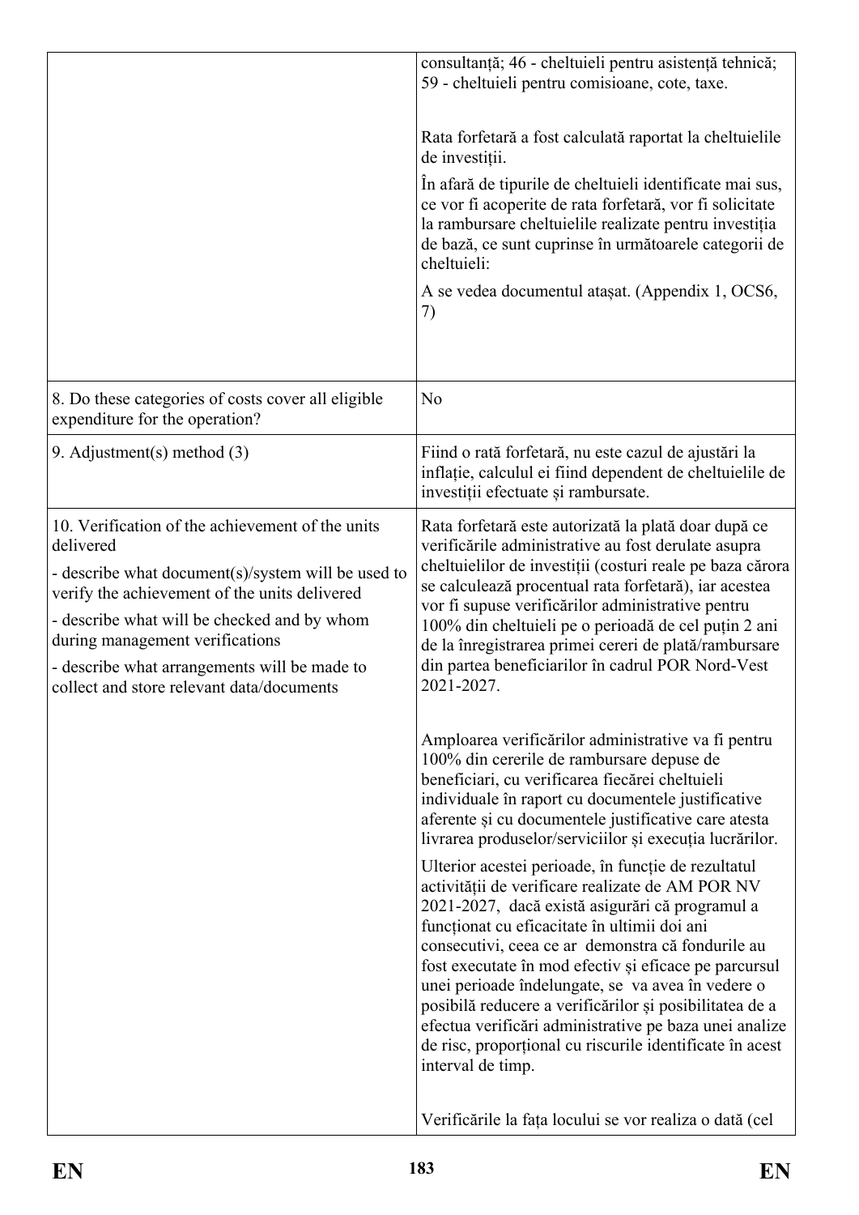| | |
|---|---|
| | consultanță; 46 - cheltuieli pentru asistență tehnică; 59 - cheltuieli pentru comisioane, cote, taxe.<br><br>Rata forfetară a fost calculată raportat la cheltuielile de investiții.<br><br>În afară de tipurile de cheltuieli identificate mai sus, ce vor fi acoperite de rata forfetară, vor fi solicitate la rambursare cheltuielile realizate pentru investiția de bază, ce sunt cuprinse în următoarele categorii de cheltuieli:<br><br>A se vedea documentul atașat. (Appendix 1, OCS6, 7) |
| 8. Do these categories of costs cover all eligible expenditure for the operation? | No |
| 9. Adjustment(s) method (3) | Fiind o rată forfetară, nu este cazul de ajustări la inflație, calculul ei fiind dependent de cheltuielile de investiții efectuate și rambursate. |
| 10. Verification of the achievement of the units delivered<br><br>- describe what document(s)/system will be used to verify the achievement of the units delivered<br><br>- describe what will be checked and by whom during management verifications<br><br>- describe what arrangements will be made to collect and store relevant data/documents | Rata forfetară este autorizată la plată doar după ce verificările administrative au fost derulate asupra cheltuielilor de investiții (costuri reale pe baza cărora se calculează procentual rata forfetară), iar acestea vor fi supuse verificărilor administrative pentru 100% din cheltuieli pe o perioadă de cel puțin 2 ani de la înregistrarea primei cereri de plată/rambursare din partea beneficiarilor în cadrul POR Nord-Vest 2021-2027.<br><br>Amploarea verificărilor administrative va fi pentru 100% din cererile de rambursare depuse de beneficiari, cu verificarea fiecărei cheltuieli individuale în raport cu documentele justificative aferente și cu documentele justificative care atesta livrarea produselor/serviciilor și execuția lucrărilor.<br><br>Ulterior acestei perioade, în funcție de rezultatul activității de verificare realizate de AM POR NV 2021-2027, dacă există asigurări că programul a funcționat cu eficacitate în ultimii doi ani consecutivi, ceea ce ar demonstra că fondurile au fost executate în mod efectiv și eficace pe parcursul unei perioade îndelungate, se va avea în vedere o posibilă reducere a verificărilor și posibilitatea de a efectua verificări administrative pe baza unei analize de risc, proporțional cu riscurile identificate în acest interval de timp.<br><br>Verificările la fața locului se vor realiza o dată (cel |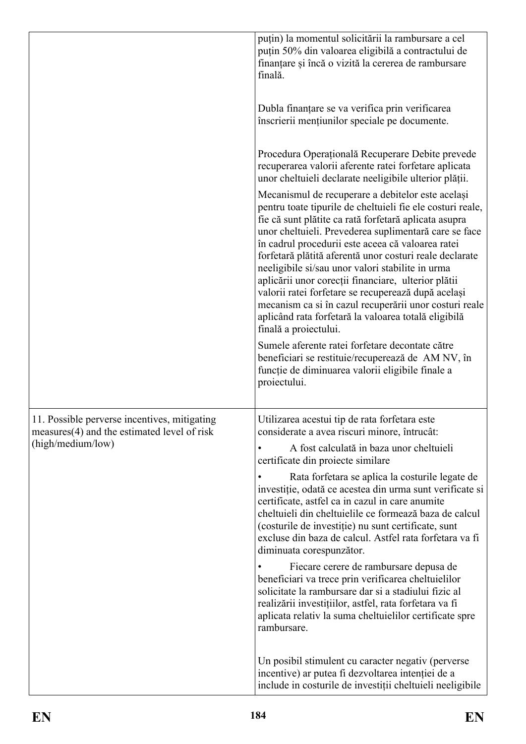| | |
|---|---|
| | puțin) la momentul solicitării la rambursare a cel puțin 50% din valoarea eligibilă a contractului de finanțare și încă o vizită la cererea de rambursare finală.<br><br>Dubla finanțare se va verifica prin verificarea înscrierii mențiunilor speciale pe documente.<br><br>Procedura Operațională Recuperare Debite prevede recuperarea valorii aferente ratei forfetare aplicata unor cheltuieli declarate neeligibile ulterior plății.<br><br>Mecanismul de recuperare a debitelor este același pentru toate tipurile de cheltuieli fie ele costuri reale, fie că sunt plătite ca rată forfetară aplicata asupra unor cheltuieli. Prevederea suplimentară care se face în cadrul procedurii este aceea că valoarea ratei forfetară plătită aferentă unor costuri reale declarate neeligibile si/sau unor valori stabilite in urma aplicării unor corecții financiare, ulterior plătii valorii ratei forfetare se recuperează după același mecanism ca si în cazul recuperării unor costuri reale aplicând rata forfetară la valoarea totală eligibilă finală a proiectului.<br><br>Sumele aferente ratei forfetare decontate către beneficiari se restituie/recuperează de AM NV, în funcție de diminuarea valorii eligibile finale a proiectului. |
| 11. Possible perverse incentives, mitigating measures(4) and the estimated level of risk (high/medium/low) | Utilizarea acestui tip de rata forfetara este considerate a avea riscuri minore, întrucât:<br><br>• A fost calculată in baza unor cheltuieli certificate din proiecte similare<br><br>• Rata forfetara se aplica la costurile legate de investiție, odată ce acestea din urma sunt verificate si certificate, astfel ca in cazul in care anumite cheltuieli din cheltuielile ce formează baza de calcul (costurile de investiție) nu sunt certificate, sunt excluse din baza de calcul. Astfel rata forfetara va fi diminuata corespunzător.<br><br>• Fiecare cerere de rambursare depusa de beneficiari va trece prin verificarea cheltuielilor solicitate la rambursare dar si a stadiului fizic al realizării investițiilor, astfel, rata forfetara va fi aplicata relativ la suma cheltuielilor certificate spre rambursare.<br><br>Un posibil stimulent cu caracter negativ (perverse incentive) ar putea fi dezvoltarea intenției de a include in costurile de investiții cheltuieli neeligibile |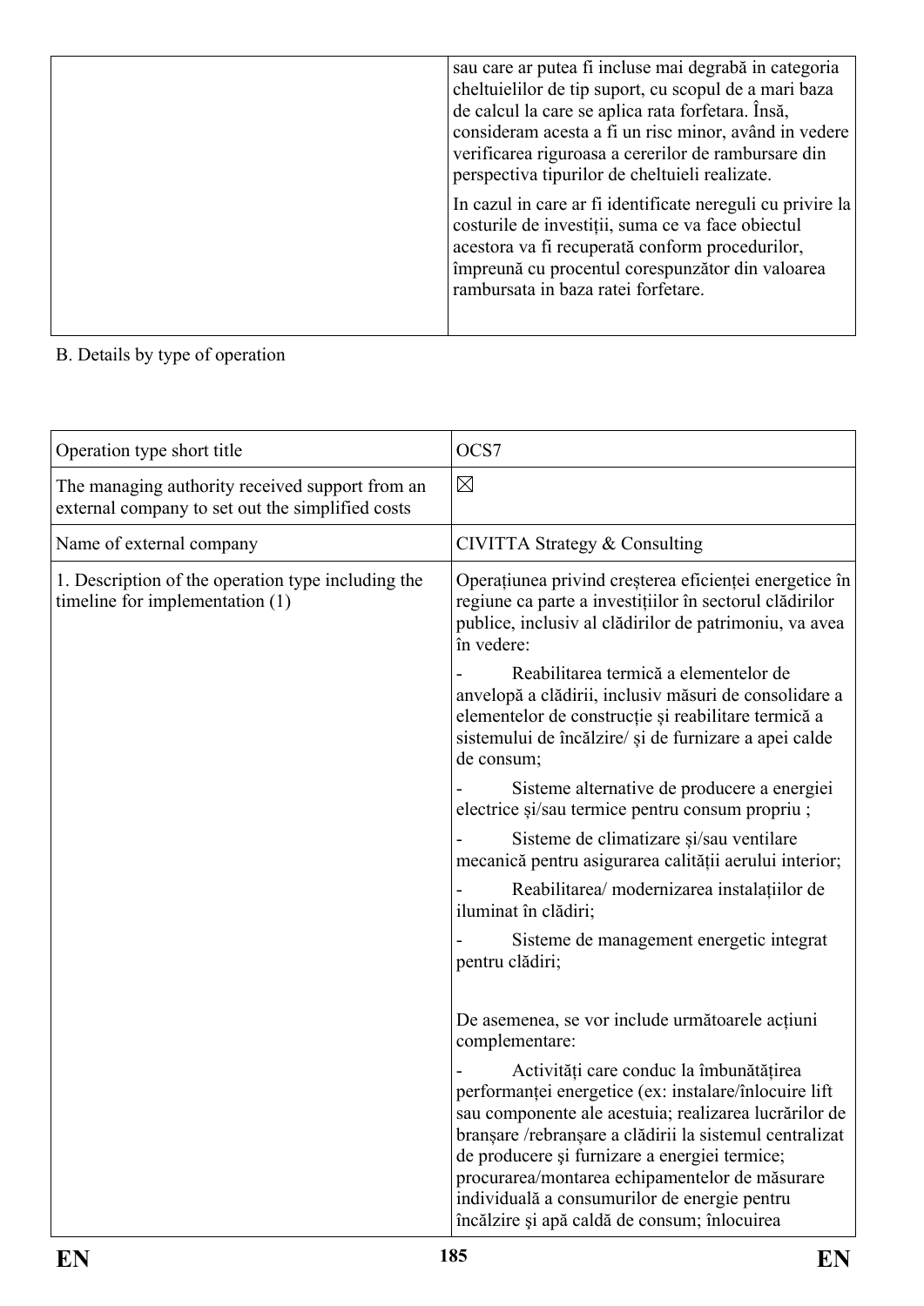| | |
|---|---|
| | sau care ar putea fi incluse mai degrabă in categoria cheltuielilor de tip suport, cu scopul de a mari baza de calcul la care se aplica rata forfetara. Însă, consideram acesta a fi un risc minor, având in vedere verificarea riguroasa a cererilor de rambursare din perspectiva tipurilor de cheltuieli realizate.<br><br>In cazul in care ar fi identificate nereguli cu privire la costurile de investiții, suma ce va face obiectul acestora va fi recuperată conform procedurilor, împreună cu procentul corespunzător din valoarea rambursata in baza ratei forfetare. |

B. Details by type of operation

| | |
|---|---|
| Operation type short title | OCS7 |
| The managing authority received support from an external company to set out the simplified costs | ☒ |
| Name of external company | CIVITTA Strategy & Consulting |
| 1. Description of the operation type including the timeline for implementation (1) | Operațiunea privind creșterea eficienței energetice în regiune ca parte a investițiilor în sectorul clădirilor publice, inclusiv al clădirilor de patrimoniu, va avea în vedere:<br><br>- Reabilitarea termică a elementelor de anvelopă a clădirii, inclusiv măsuri de consolidare a elementelor de construcție și reabilitare termică a sistemului de încălzire/ și de furnizare a apei calde de consum;<br><br>- Sisteme alternative de producere a energiei electrice și/sau termice pentru consum propriu ;<br><br>- Sisteme de climatizare și/sau ventilare mecanică pentru asigurarea calității aerului interior;<br><br>- Reabilitarea/ modernizarea instalațiilor de iluminat în clădiri;<br><br>- Sisteme de management energetic integrat pentru clădiri;<br><br>De asemenea, se vor include următoarele acțiuni complementare:<br><br>- Activități care conduc la îmbunătățirea performanței energetice (ex: instalare/înlocuire lift sau componente ale acestuia; realizarea lucrărilor de branșare /rebranșare a clădirii la sistemul centralizat de producere şi furnizare a energiei termice; procurarea/montarea echipamentelor de măsurare individuală a consumurilor de energie pentru încălzire și apă caldă de consum; înlocuirea |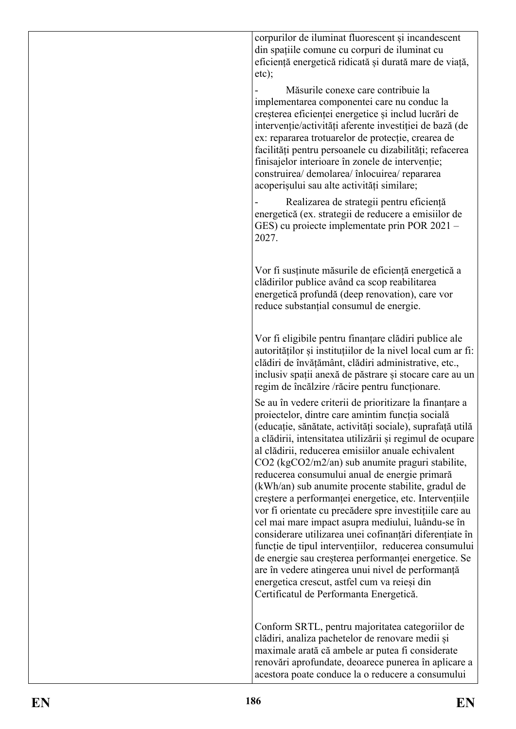| | corpurilor de iluminat fluorescent și incandescent din spațiile comune cu corpuri de iluminat cu eficiență energetică ridicată și durată mare de viață, etc);<br><br>- Măsurile conexe care contribuie la implementarea componentei care nu conduc la creșterea eficienței energetice și includ lucrări de intervenție/activități aferente investiției de bază (de ex: repararea trotuarelor de protecție, crearea de facilități pentru persoanele cu dizabilități; refacerea finisajelor interioare în zonele de intervenție; construirea/ demolarea/ înlocuirea/ repararea acoperișului sau alte activități similare;<br><br>- Realizarea de strategii pentru eficiență energetică (ex. strategii de reducere a emisiilor de GES) cu proiecte implementate prin POR 2021 – 2027.<br><br>Vor fi susținute măsurile de eficiență energetică a clădirilor publice având ca scop reabilitarea energetică profundă (deep renovation), care vor reduce substanțial consumul de energie.<br><br>Vor fi eligibile pentru finanțare clădiri publice ale autorităților și instituțiilor de la nivel local cum ar fi: clădiri de învățământ, clădiri administrative, etc., inclusiv spații anexă de păstrare și stocare care au un regim de încălzire /răcire pentru funcționare.<br><br>Se au în vedere criterii de prioritizare la finanțare a proiectelor, dintre care amintim funcția socială (educație, sănătate, activități sociale), suprafață utilă a clădirii, intensitatea utilizării și regimul de ocupare al clădirii, reducerea emisiilor anuale echivalent $CO_2$ ($kgCO_2/m^2/an$) sub anumite praguri stabilite, reducerea consumului anual de energie primară (kWh/an) sub anumite procente stabilite, gradul de creștere a performanței energetice, etc. Intervențiile vor fi orientate cu precădere spre investițiile care au cel mai mare impact asupra mediului, luându-se în considerare utilizarea unei cofinanțări diferențiate în funcție de tipul intervențiilor, reducerea consumului de energie sau creșterea performanței energetice. Se are în vedere atingerea unui nivel de performanță energetica crescut, astfel cum va reieși din Certificatul de Performanta Energetică.<br><br>Conform SRTL, pentru majoritatea categoriilor de clădiri, analiza pachetelor de renovare medii și maximale arată că ambele ar putea fi considerate renovări aprofundate, deoarece punerea în aplicare a acestora poate conduce la o reducere a consumului |
|---|---|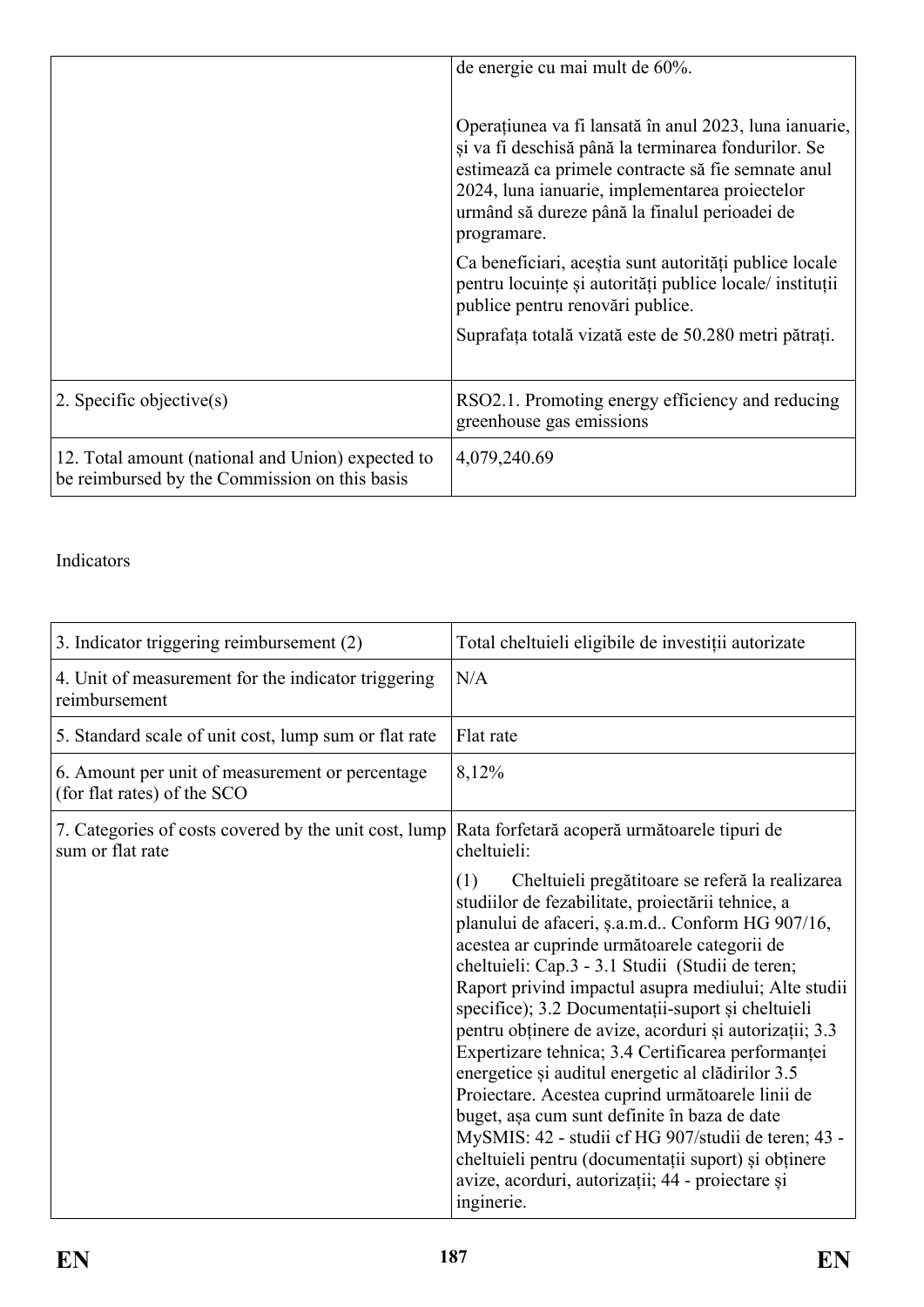| | |
|---|---|
| | de energie cu mai mult de 60%.<br><br>Operațiunea va fi lansată în anul 2023, luna ianuarie, și va fi deschisă până la terminarea fondurilor. Se estimează ca primele contracte să fie semnate anul 2024, luna ianuarie, implementarea proiectelor urmând să dureze până la finalul perioadei de programare.<br><br>Ca beneficiari, aceștia sunt autorități publice locale pentru locuințe și autorități publice locale/ instituții publice pentru renovări publice.<br><br>Suprafața totală vizată este de 50.280 metri pătrați. |
| 2. Specific objective(s) | RSO2.1. Promoting energy efficiency and reducing greenhouse gas emissions |
| 12. Total amount (national and Union) expected to be reimbursed by the Commission on this basis | 4,079,240.69 |

Indicators

| | |
|---|---|
| 3. Indicator triggering reimbursement (2) | Total cheltuieli eligibile de investiții autorizate |
| 4. Unit of measurement for the indicator triggering reimbursement | N/A |
| 5. Standard scale of unit cost, lump sum or flat rate | Flat rate |
| 6. Amount per unit of measurement or percentage (for flat rates) of the SCO | 8,12% |
| 7. Categories of costs covered by the unit cost, lump sum or flat rate | Rata forfetară acoperă următoarele tipuri de cheltuieli:<br><br>(1) Cheltuieli pregătitoare se referă la realizarea studiilor de fezabilitate, proiectării tehnice, a planului de afaceri, ș.a.m.d.. Conform HG 907/16, acestea ar cuprinde următoarele categorii de cheltuieli: Cap.3 - 3.1 Studii (Studii de teren; Raport privind impactul asupra mediului; Alte studii specifice); 3.2 Documentații-suport și cheltuieli pentru obținere de avize, acorduri și autorizații; 3.3 Expertizare tehnica; 3.4 Certificarea performanței energetice și auditul energetic al clădirilor 3.5 Proiectare. Acestea cuprind următoarele linii de buget, așa cum sunt definite în baza de date MySMIS: 42 - studii cf HG 907/studii de teren; 43 - cheltuieli pentru (documentații suport) și obținere avize, acorduri, autorizații; 44 - proiectare și inginerie. |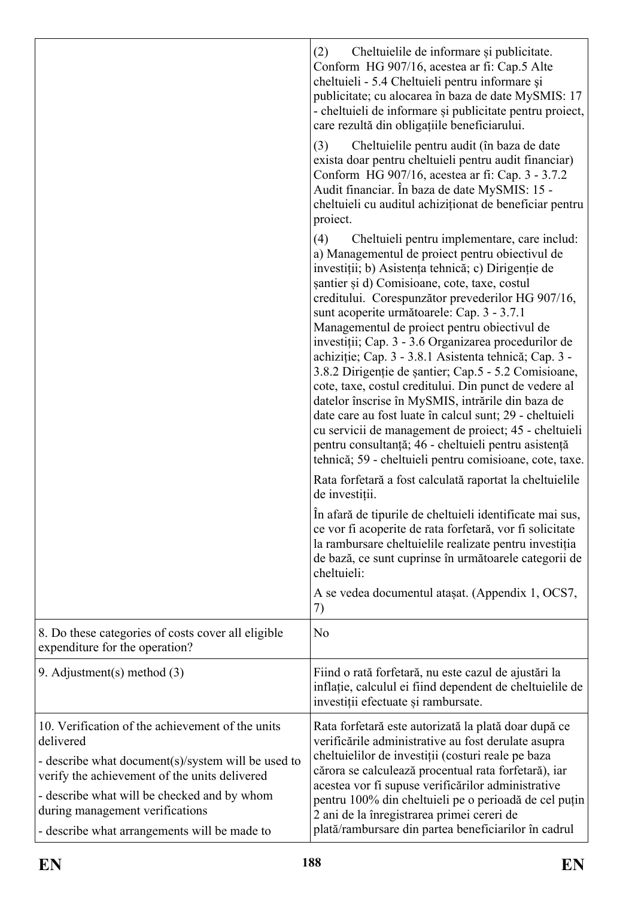| | |
|---|---|
| | (2) Cheltuielile de informare și publicitate. Conform HG 907/16, acestea ar fi: Cap.5 Alte cheltuieli - 5.4 Cheltuieli pentru informare şi publicitate; cu alocarea în baza de date MySMIS: 17 - cheltuieli de informare și publicitate pentru proiect, care rezultă din obligațiile beneficiarului.<br><br>(3) Cheltuielile pentru audit (în baza de date exista doar pentru cheltuieli pentru audit financiar) Conform HG 907/16, acestea ar fi: Cap. 3 - 3.7.2 Audit financiar. În baza de date MySMIS: 15 - cheltuieli cu auditul achiziționat de beneficiar pentru proiect.<br><br>(4) Cheltuieli pentru implementare, care includ: a) Managementul de proiect pentru obiectivul de investiții; b) Asistența tehnică; c) Dirigenție de șantier și d) Comisioane, cote, taxe, costul creditului. Corespunzător prevederilor HG 907/16, sunt acoperite următoarele: Cap. 3 - 3.7.1 Managementul de proiect pentru obiectivul de investiții; Cap. 3 - 3.6 Organizarea procedurilor de achiziție; Cap. 3 - 3.8.1 Asistenta tehnică; Cap. 3 - 3.8.2 Dirigenție de șantier; Cap.5 - 5.2 Comisioane, cote, taxe, costul creditului. Din punct de vedere al datelor înscrise în MySMIS, intrările din baza de date care au fost luate în calcul sunt; 29 - cheltuieli cu servicii de management de proiect; 45 - cheltuieli pentru consultanță; 46 - cheltuieli pentru asistență tehnică; 59 - cheltuieli pentru comisioane, cote, taxe.<br><br>Rata forfetară a fost calculată raportat la cheltuielile de investiții.<br><br>În afară de tipurile de cheltuieli identificate mai sus, ce vor fi acoperite de rata forfetară, vor fi solicitate la rambursare cheltuielile realizate pentru investiția de bază, ce sunt cuprinse în următoarele categorii de cheltuieli:<br><br>A se vedea documentul atașat. (Appendix 1, OCS7, 7) |
| 8. Do these categories of costs cover all eligible expenditure for the operation? | No |
| 9. Adjustment(s) method (3) | Fiind o rată forfetară, nu este cazul de ajustări la inflație, calculul ei fiind dependent de cheltuielile de investiții efectuate și rambursate. |
| 10. Verification of the achievement of the units delivered<br><br>- describe what document(s)/system will be used to verify the achievement of the units delivered<br><br>- describe what will be checked and by whom during management verifications<br><br>- describe what arrangements will be made to | Rata forfetară este autorizată la plată doar după ce verificările administrative au fost derulate asupra cheltuielilor de investiții (costuri reale pe baza cărora se calculează procentual rata forfetară), iar acestea vor fi supuse verificărilor administrative pentru 100% din cheltuieli pe o perioadă de cel puțin 2 ani de la înregistrarea primei cereri de plată/rambursare din partea beneficiarilor în cadrul |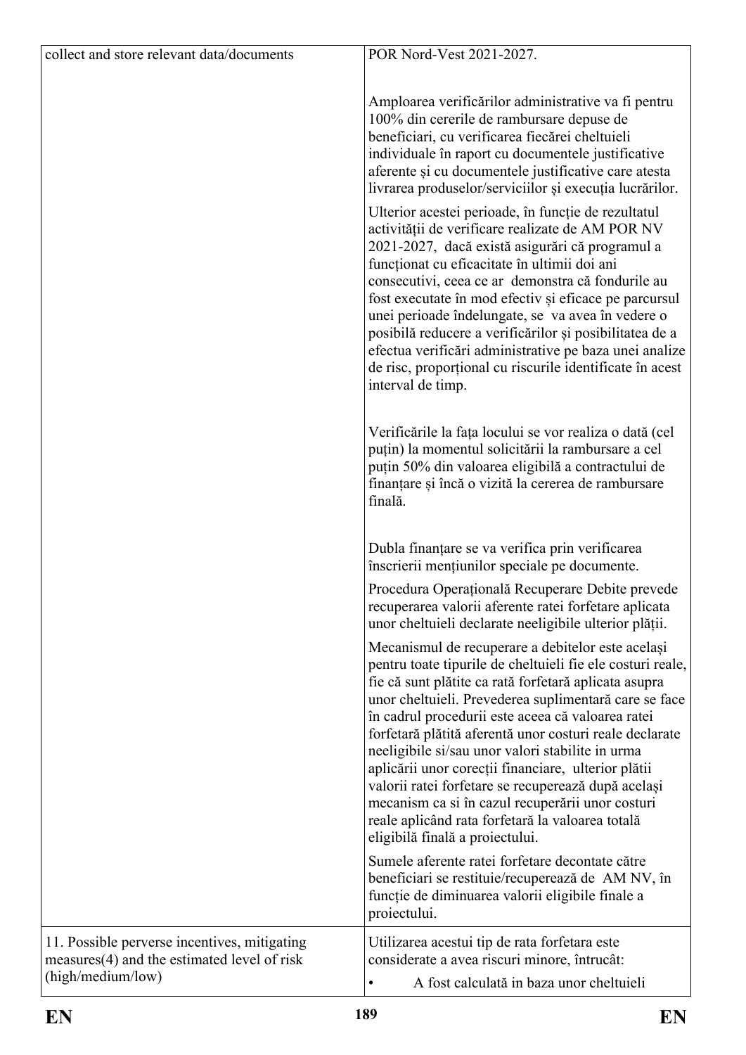| collect and store relevant data/documents | POR Nord-Vest 2021-2027.<br><br>Amploarea verificărilor administrative va fi pentru 100% din cererile de rambursare depuse de beneficiari, cu verificarea fiecărei cheltuieli individuale în raport cu documentele justificative aferente și cu documentele justificative care atesta livrarea produselor/serviciilor și execuția lucrărilor.<br><br>Ulterior acestei perioade, în funcție de rezultatul activității de verificare realizate de AM POR NV 2021-2027, dacă există asigurări că programul a funcționat cu eficacitate în ultimii doi ani consecutivi, ceea ce ar demonstra că fondurile au fost executate în mod efectiv și eficace pe parcursul unei perioade îndelungate, se va avea în vedere o posibilă reducere a verificărilor și posibilitatea de a efectua verificări administrative pe baza unei analize de risc, proporțional cu riscurile identificate în acest interval de timp.<br><br>Verificările la fața locului se vor realiza o dată (cel puțin) la momentul solicitării la rambursare a cel puțin 50% din valoarea eligibilă a contractului de finanțare și încă o vizită la cererea de rambursare finală.<br><br>Dubla finanțare se va verifica prin verificarea înscrierii mențiunilor speciale pe documente.<br><br>Procedura Operațională Recuperare Debite prevede recuperarea valorii aferente ratei forfetare aplicata unor cheltuieli declarate neeligibile ulterior plății.<br><br>Mecanismul de recuperare a debitelor este același pentru toate tipurile de cheltuieli fie ele costuri reale, fie că sunt plătite ca rată forfetară aplicata asupra unor cheltuieli. Prevederea suplimentară care se face în cadrul procedurii este aceea că valoarea ratei forfetară plătită aferentă unor costuri reale declarate neeligibile si/sau unor valori stabilite in urma aplicării unor corecții financiare, ulterior plătii valorii ratei forfetare se recuperează după același mecanism ca si în cazul recuperării unor costuri reale aplicând rata forfetară la valoarea totală eligibilă finală a proiectului.<br><br>Sumele aferente ratei forfetare decontate către beneficiari se restituie/recuperează de AM NV, în funcție de diminuarea valorii eligibile finale a proiectului. |
|---|---|
| 11. Possible perverse incentives, mitigating measures(4) and the estimated level of risk (high/medium/low) | Utilizarea acestui tip de rata forfetara este considerate a avea riscuri minore, întrucât:<br>• A fost calculată in baza unor cheltuieli |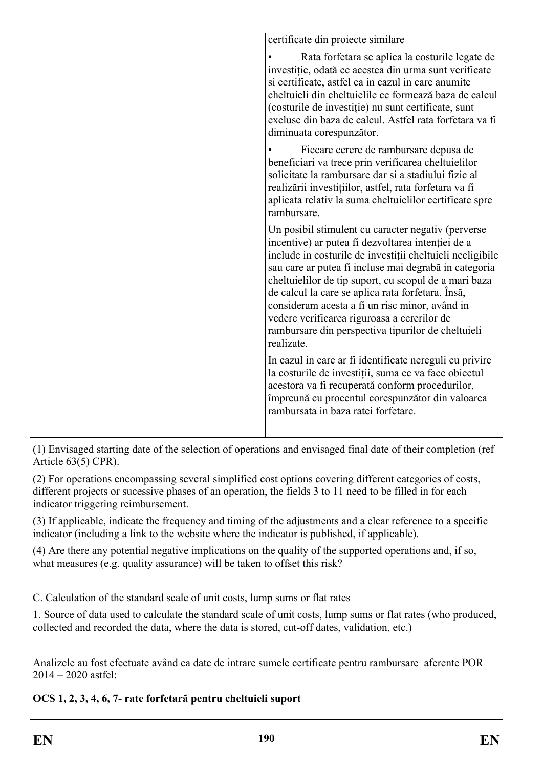|  | certificate din proiecte similare<br><br>• Rata forfetara se aplica la costurile legate de investiție, odată ce acestea din urma sunt verificate si certificate, astfel ca in cazul in care anumite cheltuieli din cheltuielile ce formează baza de calcul (costurile de investiție) nu sunt certificate, sunt excluse din baza de calcul. Astfel rata forfetara va fi diminuata corespunzător.<br><br>• Fiecare cerere de rambursare depusa de beneficiari va trece prin verificarea cheltuielilor solicitate la rambursare dar si a stadiului fizic al realizării investițiilor, astfel, rata forfetara va fi aplicata relativ la suma cheltuielilor certificate spre rambursare.<br><br>Un posibil stimulent cu caracter negativ (perverse incentive) ar putea fi dezvoltarea intenției de a include in costurile de investiții cheltuieli neeligibile sau care ar putea fi incluse mai degrabă in categoria cheltuielilor de tip suport, cu scopul de a mari baza de calcul la care se aplica rata forfetara. Însă, consideram acesta a fi un risc minor, având in vedere verificarea riguroasa a cererilor de rambursare din perspectiva tipurilor de cheltuieli realizate.<br><br>In cazul in care ar fi identificate nereguli cu privire la costurile de investiții, suma ce va face obiectul acestora va fi recuperată conform procedurilor, împreună cu procentul corespunzător din valoarea rambursata in baza ratei forfetare. |
|---|---|

(1) Envisaged starting date of the selection of operations and envisaged final date of their completion (ref Article 63(5) CPR).

(2) For operations encompassing several simplified cost options covering different categories of costs, different projects or sucessive phases of an operation, the fields 3 to 11 need to be filled in for each indicator triggering reimbursement.

(3) If applicable, indicate the frequency and timing of the adjustments and a clear reference to a specific indicator (including a link to the website where the indicator is published, if applicable).

(4) Are there any potential negative implications on the quality of the supported operations and, if so, what measures (e.g. quality assurance) will be taken to offset this risk?

C. Calculation of the standard scale of unit costs, lump sums or flat rates

1. Source of data used to calculate the standard scale of unit costs, lump sums or flat rates (who produced, collected and recorded the data, where the data is stored, cut-off dates, validation, etc.)

| Analizele au fost efectuate având ca date de intrare sumele certificate pentru rambursare aferente POR 2014 – 2020 astfel:<br><br>**OCS 1, 2, 3, 4, 6, 7- rate forfetară pentru cheltuieli suport** |
|---|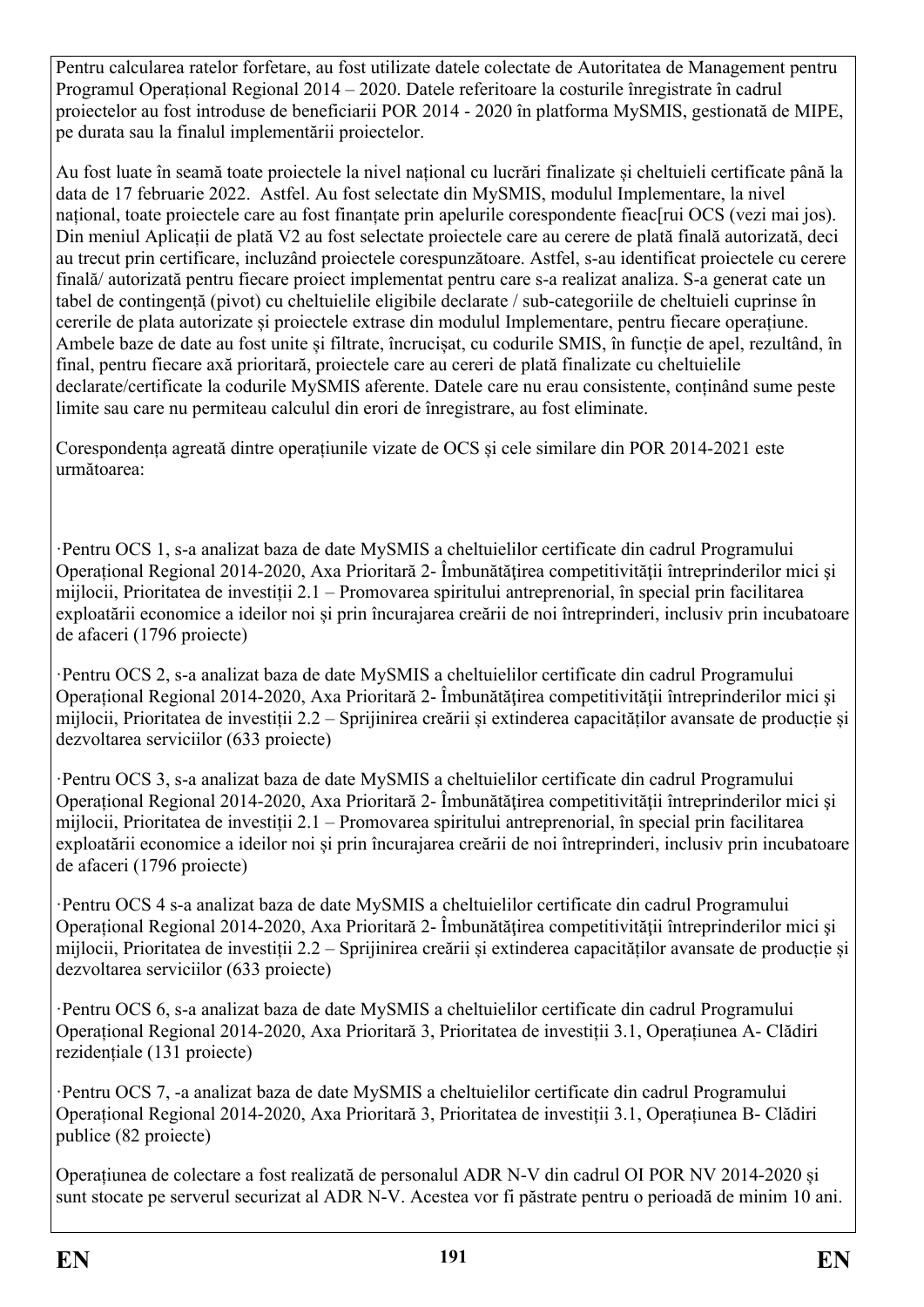Pentru calcularea ratelor forfetare, au fost utilizate datele colectate de Autoritatea de Management pentru Programul Operațional Regional 2014 – 2020. Datele referitoare la costurile înregistrate în cadrul proiectelor au fost introduse de beneficiarii POR 2014 - 2020 în platforma MySMIS, gestionată de MIPE, pe durata sau la finalul implementării proiectelor.

Au fost luate în seamă toate proiectele la nivel național cu lucrări finalizate și cheltuieli certificate până la data de 17 februarie 2022. Astfel. Au fost selectate din MySMIS, modulul Implementare, la nivel național, toate proiectele care au fost finanțate prin apelurile corespondente fieac[rui OCS (vezi mai jos). Din meniul Aplicații de plată V2 au fost selectate proiectele care au cerere de plată finală autorizată, deci au trecut prin certificare, incluzând proiectele corespunzătoare. Astfel, s-au identificat proiectele cu cerere finală/ autorizată pentru fiecare proiect implementat pentru care s-a realizat analiza. S-a generat cate un tabel de contingență (pivot) cu cheltuielile eligibile declarate / sub-categoriile de cheltuieli cuprinse în cererile de plata autorizate și proiectele extrase din modulul Implementare, pentru fiecare operațiune. Ambele baze de date au fost unite și filtrate, încrucișat, cu codurile SMIS, în funcție de apel, rezultând, în final, pentru fiecare axă prioritară, proiectele care au cereri de plată finalizate cu cheltuielile declarate/certificate la codurile MySMIS aferente. Datele care nu erau consistente, conținând sume peste limite sau care nu permiteau calculul din erori de înregistrare, au fost eliminate.

Corespondența agreată dintre operațiunile vizate de OCS și cele similare din POR 2014-2021 este următoarea:

·Pentru OCS 1, s-a analizat baza de date MySMIS a cheltuielilor certificate din cadrul Programului Operațional Regional 2014-2020, Axa Prioritară 2- Îmbunătățirea competitivității întreprinderilor mici şi mijlocii, Prioritatea de investiții 2.1 – Promovarea spiritului antreprenorial, în special prin facilitarea exploatării economice a ideilor noi și prin încurajarea creării de noi întreprinderi, inclusiv prin incubatoare de afaceri (1796 proiecte)

·Pentru OCS 2, s-a analizat baza de date MySMIS a cheltuielilor certificate din cadrul Programului Operațional Regional 2014-2020, Axa Prioritară 2- Îmbunătățirea competitivității întreprinderilor mici şi mijlocii, Prioritatea de investiții 2.2 – Sprijinirea creării și extinderea capacităților avansate de producție și dezvoltarea serviciilor (633 proiecte)

·Pentru OCS 3, s-a analizat baza de date MySMIS a cheltuielilor certificate din cadrul Programului Operațional Regional 2014-2020, Axa Prioritară 2- Îmbunătățirea competitivității întreprinderilor mici şi mijlocii, Prioritatea de investiții 2.1 – Promovarea spiritului antreprenorial, în special prin facilitarea exploatării economice a ideilor noi și prin încurajarea creării de noi întreprinderi, inclusiv prin incubatoare de afaceri (1796 proiecte)

·Pentru OCS 4 s-a analizat baza de date MySMIS a cheltuielilor certificate din cadrul Programului Operațional Regional 2014-2020, Axa Prioritară 2- Îmbunătățirea competitivității întreprinderilor mici şi mijlocii, Prioritatea de investiții 2.2 – Sprijinirea creării și extinderea capacităților avansate de producție și dezvoltarea serviciilor (633 proiecte)

·Pentru OCS 6, s-a analizat baza de date MySMIS a cheltuielilor certificate din cadrul Programului Operațional Regional 2014-2020, Axa Prioritară 3, Prioritatea de investiții 3.1, Operațiunea A- Clădiri rezidențiale (131 proiecte)

·Pentru OCS 7, -a analizat baza de date MySMIS a cheltuielilor certificate din cadrul Programului Operațional Regional 2014-2020, Axa Prioritară 3, Prioritatea de investiții 3.1, Operațiunea B- Clădiri publice (82 proiecte)

Operațiunea de colectare a fost realizată de personalul ADR N-V din cadrul OI POR NV 2014-2020 și sunt stocate pe serverul securizat al ADR N-V. Acestea vor fi păstrate pentru o perioadă de minim 10 ani.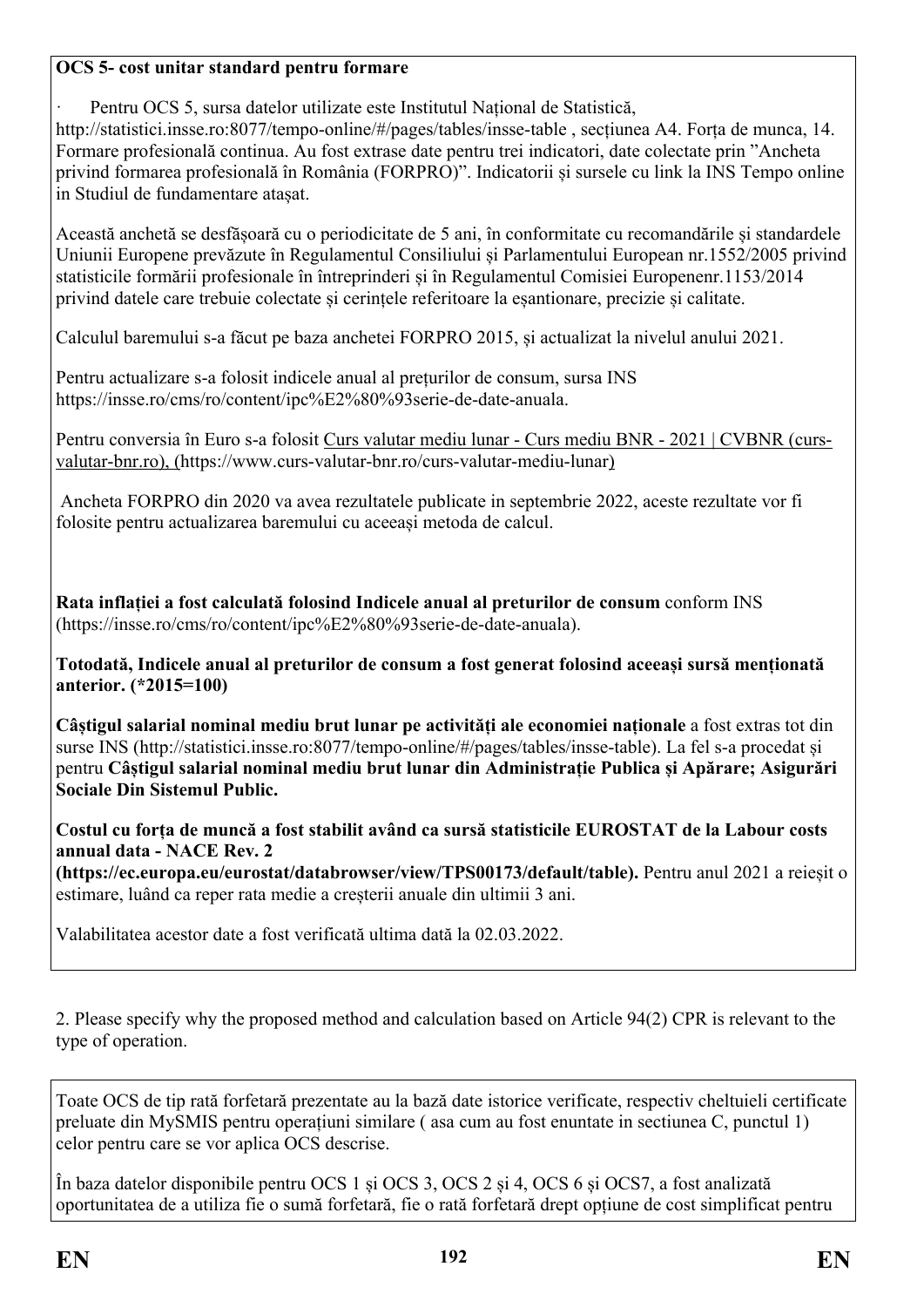**OCS 5- cost unitar standard pentru formare**

· Pentru OCS 5, sursa datelor utilizate este Institutul Național de Statistică, http://statistici.insse.ro:8077/tempo-online/#/pages/tables/insse-table , secțiunea A4. Forța de munca, 14. Formare profesională continua. Au fost extrase date pentru trei indicatori, date colectate prin ”Ancheta privind formarea profesională în România (FORPRO)”. Indicatorii și sursele cu link la INS Tempo online in Studiul de fundamentare atașat.

Această anchetă se desfășoară cu o periodicitate de 5 ani, în conformitate cu recomandările și standardele Uniunii Europene prevăzute în Regulamentul Consiliului și Parlamentului European nr.1552/2005 privind statisticile formării profesionale în întreprinderi și în Regulamentul Comisiei Europenenr.1153/2014 privind datele care trebuie colectate și cerințele referitoare la eșantionare, precizie și calitate.

Calculul baremului s-a făcut pe baza anchetei FORPRO 2015, și actualizat la nivelul anului 2021.

Pentru actualizare s-a folosit indicele anual al prețurilor de consum, sursa INS https://insse.ro/cms/ro/content/ipc%E2%80%93serie-de-date-anuala.

Pentru conversia în Euro s-a folosit Curs valutar mediu lunar - Curs mediu BNR - 2021 | CVBNR (curs-valutar-bnr.ro), (https://www.curs-valutar-bnr.ro/curs-valutar-mediu-lunar)

Ancheta FORPRO din 2020 va avea rezultatele publicate in septembrie 2022, aceste rezultate vor fi folosite pentru actualizarea baremului cu aceeași metoda de calcul.

**Rata inflației a fost calculată folosind Indicele anual al preturilor de consum** conform INS (https://insse.ro/cms/ro/content/ipc%E2%80%93serie-de-date-anuala).

**Totodată, Indicele anual al preturilor de consum a fost generat folosind aceeași sursă menționată anterior. (*2015=100)**

**Câștigul salarial nominal mediu brut lunar pe activități ale economiei naționale** a fost extras tot din surse INS (http://statistici.insse.ro:8077/tempo-online/#/pages/tables/insse-table). La fel s-a procedat și pentru **Câștigul salarial nominal mediu brut lunar din Administrație Publica și Apărare; Asigurări Sociale Din Sistemul Public.**

**Costul cu forța de muncă a fost stabilit având ca sursă statisticile EUROSTAT de la Labour costs annual data - NACE Rev. 2 (https://ec.europa.eu/eurostat/databrowser/view/TPS00173/default/table).** Pentru anul 2021 a reieșit o estimare, luând ca reper rata medie a creșterii anuale din ultimii 3 ani.

Valabilitatea acestor date a fost verificată ultima dată la 02.03.2022.

2. Please specify why the proposed method and calculation based on Article 94(2) CPR is relevant to the type of operation.

Toate OCS de tip rată forfetară prezentate au la bază date istorice verificate, respectiv cheltuieli certificate preluate din MySMIS pentru operațiuni similare ( asa cum au fost enuntate in sectiunea C, punctul 1) celor pentru care se vor aplica OCS descrise.

În baza datelor disponibile pentru OCS 1 și OCS 3, OCS 2 și 4, OCS 6 și OCS7, a fost analizată oportunitatea de a utiliza fie o sumă forfetară, fie o rată forfetară drept opțiune de cost simplificat pentru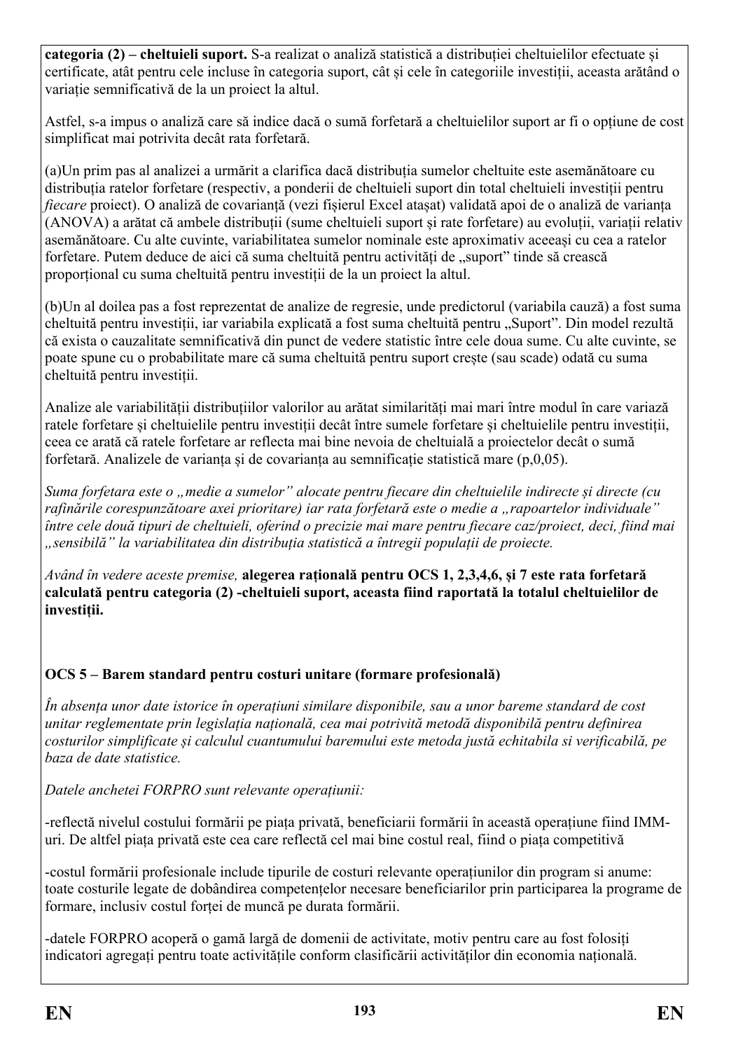**categoria (2) – cheltuieli suport.** S-a realizat o analiză statistică a distribuției cheltuielilor efectuate și certificate, atât pentru cele incluse în categoria suport, cât și cele în categoriile investiții, aceasta arătând o variație semnificativă de la un proiect la altul.

Astfel, s-a impus o analiză care să indice dacă o sumă forfetară a cheltuielilor suport ar fi o opțiune de cost simplificat mai potrivita decât rata forfetară.

(a)Un prim pas al analizei a urmărit a clarifica dacă distribuția sumelor cheltuite este asemănătoare cu distribuția ratelor forfetare (respectiv, a ponderii de cheltuieli suport din total cheltuieli investiții pentru *fiecare* proiect). O analiză de covarianță (vezi fișierul Excel atașat) validată apoi de o analiză de varianța (ANOVA) a arătat că ambele distribuții (sume cheltuieli suport și rate forfetare) au evoluții, variații relativ asemănătoare. Cu alte cuvinte, variabilitatea sumelor nominale este aproximativ aceeași cu cea a ratelor forfetare. Putem deduce de aici că suma cheltuită pentru activități de „suport" tinde să crească proporțional cu suma cheltuită pentru investiții de la un proiect la altul.

(b)Un al doilea pas a fost reprezentat de analize de regresie, unde predictorul (variabila cauză) a fost suma cheltuită pentru investiții, iar variabila explicată a fost suma cheltuită pentru „Suport". Din model rezultă că exista o cauzalitate semnificativă din punct de vedere statistic între cele doua sume. Cu alte cuvinte, se poate spune cu o probabilitate mare că suma cheltuită pentru suport crește (sau scade) odată cu suma cheltuită pentru investiții.

Analize ale variabilității distribuțiilor valorilor au arătat similarități mai mari între modul în care variază ratele forfetare și cheltuielile pentru investiții decât între sumele forfetare și cheltuielile pentru investiţii, ceea ce arată că ratele forfetare ar reflecta mai bine nevoia de cheltuială a proiectelor decât o sumă forfetară. Analizele de varianța și de covarianța au semnificație statistică mare (p,0,05).

*Suma forfetara este o „medie a sumelor" alocate pentru fiecare din cheltuielile indirecte și directe (cu rafinările corespunzătoare axei prioritare) iar rata forfetară este o medie a „rapoartelor individuale" între cele două tipuri de cheltuieli, oferind o precizie mai mare pentru fiecare caz/proiect, deci, fiind mai „sensibilă" la variabilitatea din distribuția statistică a întregii populații de proiecte.*

*Având în vedere aceste premise,* **alegerea rațională pentru OCS 1, 2,3,4,6, și 7 este rata forfetară calculată pentru categoria (2) -cheltuieli suport, aceasta fiind raportată la totalul cheltuielilor de investiții.**

**OCS 5 – Barem standard pentru costuri unitare (formare profesională)**

*În absența unor date istorice în operațiuni similare disponibile, sau a unor bareme standard de cost unitar reglementate prin legislația națională, cea mai potrivită metodă disponibilă pentru definirea costurilor simplificate și calculul cuantumului baremului este metoda justă echitabila si verificabilă, pe baza de date statistice.*

*Datele anchetei FORPRO sunt relevante operațiunii:*

-reflectă nivelul costului formării pe piața privată, beneficiarii formării în această operațiune fiind IMM-uri. De altfel piața privată este cea care reflectă cel mai bine costul real, fiind o piața competitivă

-costul formării profesionale include tipurile de costuri relevante operațiunilor din program si anume: toate costurile legate de dobândirea competențelor necesare beneficiarilor prin participarea la programe de formare, inclusiv costul forței de muncă pe durata formării.

-datele FORPRO acoperă o gamă largă de domenii de activitate, motiv pentru care au fost folosiți indicatori agregați pentru toate activitățile conform clasificării activităților din economia națională.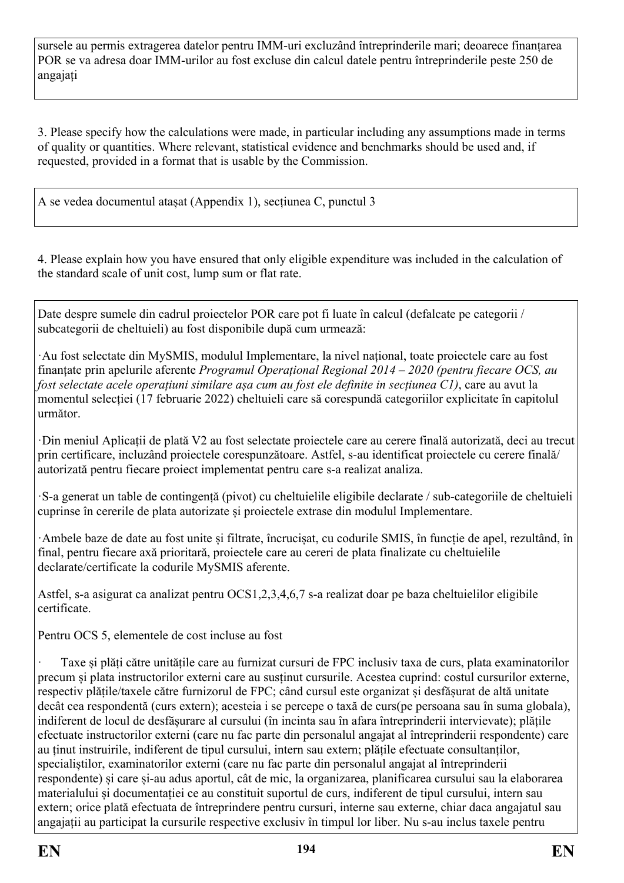sursele au permis extragerea datelor pentru IMM-uri excluzând întreprinderile mari; deoarece finanțarea POR se va adresa doar IMM-urilor au fost excluse din calcul datele pentru întreprinderile peste 250 de angajați

3. Please specify how the calculations were made, in particular including any assumptions made in terms of quality or quantities. Where relevant, statistical evidence and benchmarks should be used and, if requested, provided in a format that is usable by the Commission.

A se vedea documentul atașat (Appendix 1), secțiunea C, punctul 3

4. Please explain how you have ensured that only eligible expenditure was included in the calculation of the standard scale of unit cost, lump sum or flat rate.

Date despre sumele din cadrul proiectelor POR care pot fi luate în calcul (defalcate pe categorii / subcategorii de cheltuieli) au fost disponibile după cum urmează:

·Au fost selectate din MySMIS, modulul Implementare, la nivel național, toate proiectele care au fost finanțate prin apelurile aferente *Programul Operațional Regional 2014 – 2020 (pentru fiecare OCS, au fost selectate acele operațiuni similare așa cum au fost ele definite in secțiunea C1)*, care au avut la momentul selecției (17 februarie 2022) cheltuieli care să corespundă categoriilor explicitate în capitolul următor.

·Din meniul Aplicații de plată V2 au fost selectate proiectele care au cerere finală autorizată, deci au trecut prin certificare, incluzând proiectele corespunzătoare. Astfel, s-au identificat proiectele cu cerere finală/ autorizată pentru fiecare proiect implementat pentru care s-a realizat analiza.

·S-a generat un table de contingență (pivot) cu cheltuielile eligibile declarate / sub-categoriile de cheltuieli cuprinse în cererile de plata autorizate și proiectele extrase din modulul Implementare.

·Ambele baze de date au fost unite și filtrate, încrucișat, cu codurile SMIS, în funcție de apel, rezultând, în final, pentru fiecare axă prioritară, proiectele care au cereri de plata finalizate cu cheltuielile declarate/certificate la codurile MySMIS aferente.

Astfel, s-a asigurat ca analizat pentru OCS1,2,3,4,6,7 s-a realizat doar pe baza cheltuielilor eligibile certificate.

Pentru OCS 5, elementele de cost incluse au fost

· Taxe și plăți către unitățile care au furnizat cursuri de FPC inclusiv taxa de curs, plata examinatorilor precum și plata instructorilor externi care au susținut cursurile. Acestea cuprind: costul cursurilor externe, respectiv plățile/taxele către furnizorul de FPC; când cursul este organizat și desfășurat de altă unitate decât cea respondentă (curs extern); acesteia i se percepe o taxă de curs(pe persoana sau în suma globala), indiferent de locul de desfășurare al cursului (în incinta sau în afara întreprinderii intervievate); plățile efectuate instructorilor externi (care nu fac parte din personalul angajat al întreprinderii respondente) care au ținut instruirile, indiferent de tipul cursului, intern sau extern; plățile efectuate consultanților, specialiștilor, examinatorilor externi (care nu fac parte din personalul angajat al întreprinderii respondente) și care și-au adus aportul, cât de mic, la organizarea, planificarea cursului sau la elaborarea materialului și documentației ce au constituit suportul de curs, indiferent de tipul cursului, intern sau extern; orice plată efectuata de întreprindere pentru cursuri, interne sau externe, chiar daca angajatul sau angajații au participat la cursurile respective exclusiv în timpul lor liber. Nu s-au inclus taxele pentru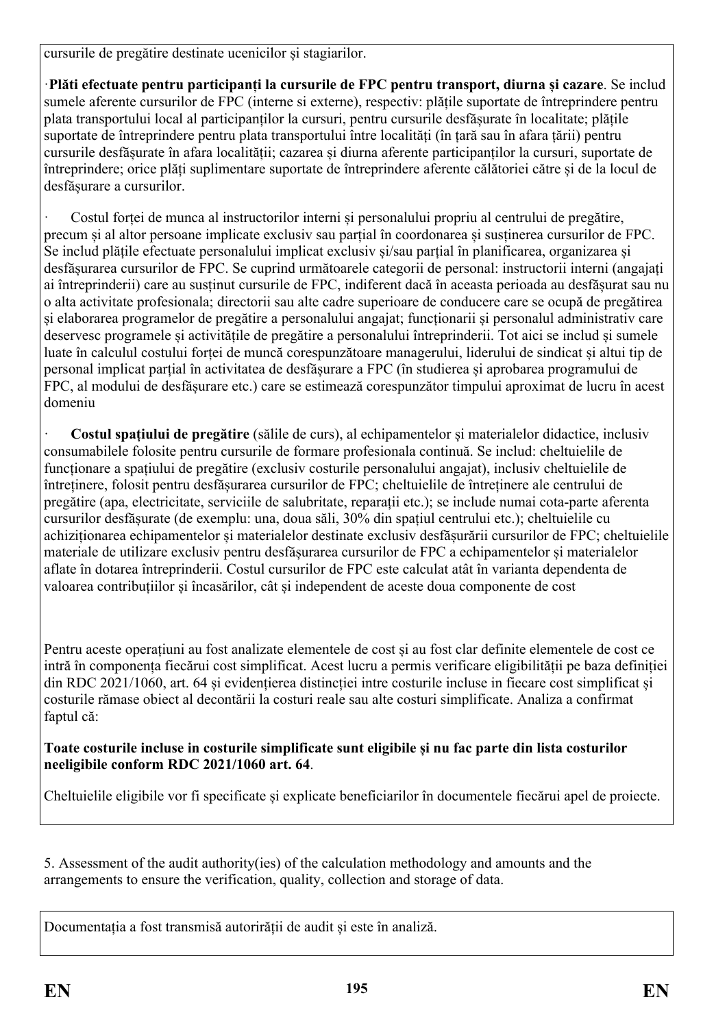cursurile de pregătire destinate ucenicilor și stagiarilor.

·**Plăți efectuate pentru participanți la cursurile de FPC pentru transport, diurna și cazare**. Se includ sumele aferente cursurilor de FPC (interne si externe), respectiv: plățile suportate de întreprindere pentru plata transportului local al participanților la cursuri, pentru cursurile desfășurate în localitate; plățile suportate de întreprindere pentru plata transportului între localități (în țară sau în afara țării) pentru cursurile desfășurate în afara localității; cazarea și diurna aferente participanților la cursuri, suportate de întreprindere; orice plăți suplimentare suportate de întreprindere aferente călătoriei către și de la locul de desfășurare a cursurilor.

· Costul forței de munca al instructorilor interni și personalului propriu al centrului de pregătire, precum și al altor persoane implicate exclusiv sau parțial în coordonarea și susținerea cursurilor de FPC. Se includ plățile efectuate personalului implicat exclusiv și/sau parțial în planificarea, organizarea și desfășurarea cursurilor de FPC. Se cuprind următoarele categorii de personal: instructorii interni (angajați ai întreprinderii) care au susținut cursurile de FPC, indiferent dacă în aceasta perioada au desfășurat sau nu o alta activitate profesionala; directorii sau alte cadre superioare de conducere care se ocupă de pregătirea și elaborarea programelor de pregătire a personalului angajat; funcționarii și personalul administrativ care deservesc programele și activitățile de pregătire a personalului întreprinderii. Tot aici se includ și sumele luate în calculul costului forței de muncă corespunzătoare managerului, liderului de sindicat și altui tip de personal implicat parțial în activitatea de desfășurare a FPC (în studierea și aprobarea programului de FPC, al modului de desfășurare etc.) care se estimează corespunzător timpului aproximat de lucru în acest domeniu

· **Costul spațiului de pregătire** (sălile de curs), al echipamentelor și materialelor didactice, inclusiv consumabilele folosite pentru cursurile de formare profesionala continuă. Se includ: cheltuielile de funcționare a spațiului de pregătire (exclusiv costurile personalului angajat), inclusiv cheltuielile de întreținere, folosit pentru desfășurarea cursurilor de FPC; cheltuielile de întreținere ale centrului de pregătire (apa, electricitate, serviciile de salubritate, reparații etc.); se include numai cota-parte aferenta cursurilor desfășurate (de exemplu: una, doua săli, 30% din spațiul centrului etc.); cheltuielile cu achiziționarea echipamentelor și materialelor destinate exclusiv desfășurării cursurilor de FPC; cheltuielile materiale de utilizare exclusiv pentru desfășurarea cursurilor de FPC a echipamentelor și materialelor aflate în dotarea întreprinderii. Costul cursurilor de FPC este calculat atât în varianta dependenta de valoarea contribuțiilor și încasărilor, cât și independent de aceste doua componente de cost

Pentru aceste operațiuni au fost analizate elementele de cost și au fost clar definite elementele de cost ce intră în componența fiecărui cost simplificat. Acest lucru a permis verificare eligibilității pe baza definiției din RDC 2021/1060, art. 64 și evidențierea distincției intre costurile incluse in fiecare cost simplificat și costurile rămase obiect al decontării la costuri reale sau alte costuri simplificate. Analiza a confirmat faptul că:

**Toate costurile incluse in costurile simplificate sunt eligibile și nu fac parte din lista costurilor neeligibile conform RDC 2021/1060 art. 64**.

Cheltuielile eligibile vor fi specificate și explicate beneficiarilor în documentele fiecărui apel de proiecte.

5. Assessment of the audit authority(ies) of the calculation methodology and amounts and the arrangements to ensure the verification, quality, collection and storage of data.

Documentația a fost transmisă autorirății de audit și este în analiză.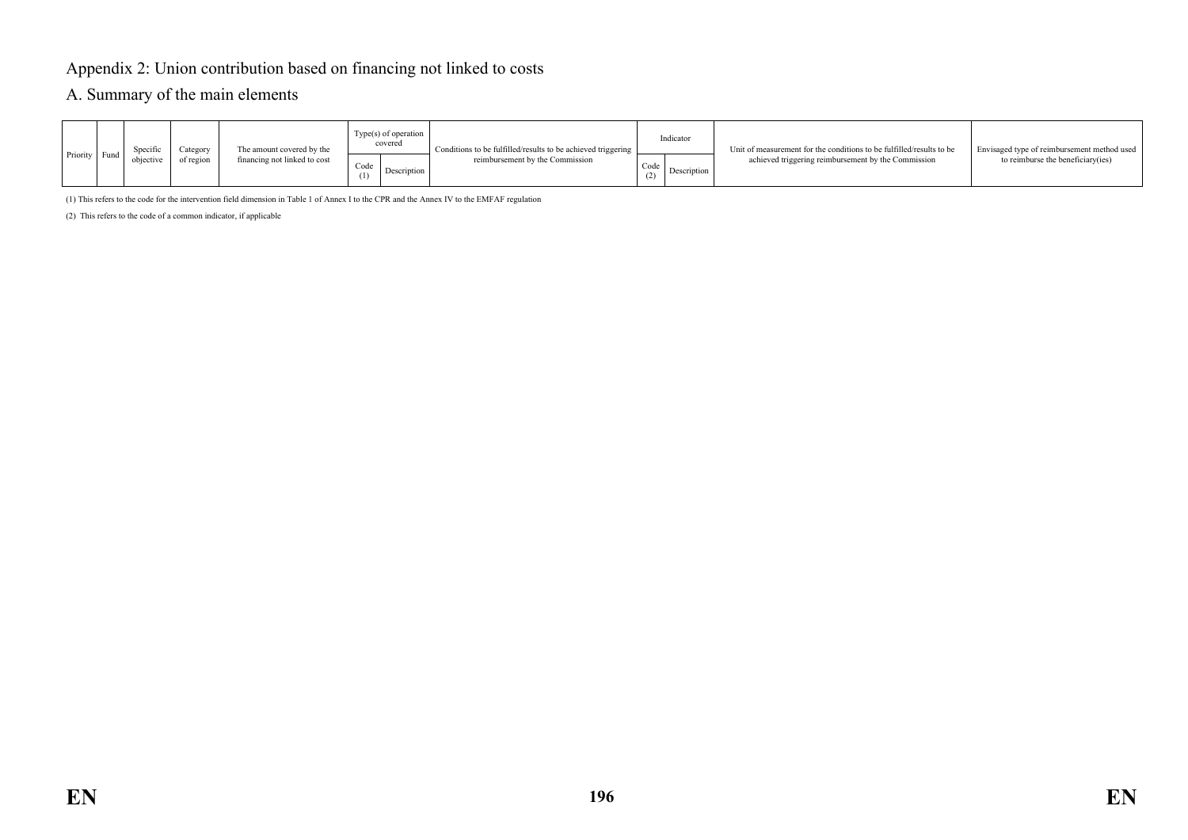## Appendix 2: Union contribution based on financing not linked to costs

### A. Summary of the main elements

| Priority | Fund | Specific objective | Category of region | The amount covered by the financing not linked to cost | Type(s) of operation covered | | Conditions to be fulfilled/results to be achieved triggering reimbursement by the Commission | Indicator | | Unit of measurement for the conditions to be fulfilled/results to be achieved triggering reimbursement by the Commission | Envisaged type of reimbursement method used to reimburse the beneficiary(ies) |
|---|---|---|---|---|---|---|---|---|---|---|---|
| | | | | | Code (1) | Description | | Code (2) | Description | | |

(1) This refers to the code for the intervention field dimension in Table 1 of Annex I to the CPR and the Annex IV to the EMFAF regulation

(2) This refers to the code of a common indicator, if applicable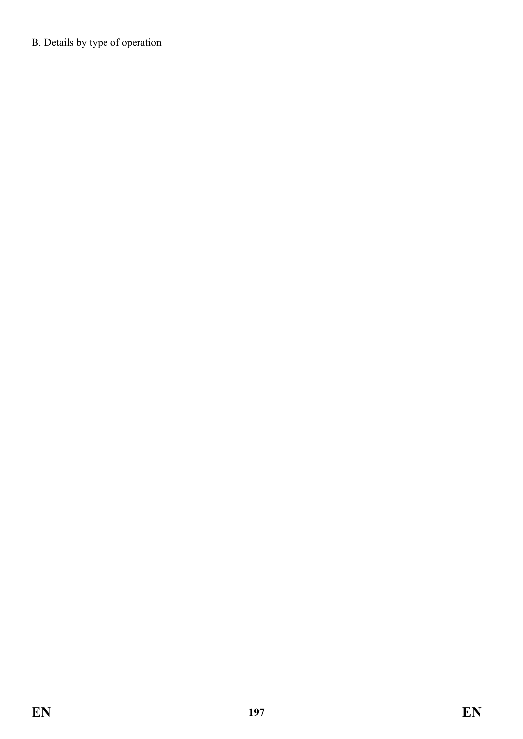B. Details by type of operation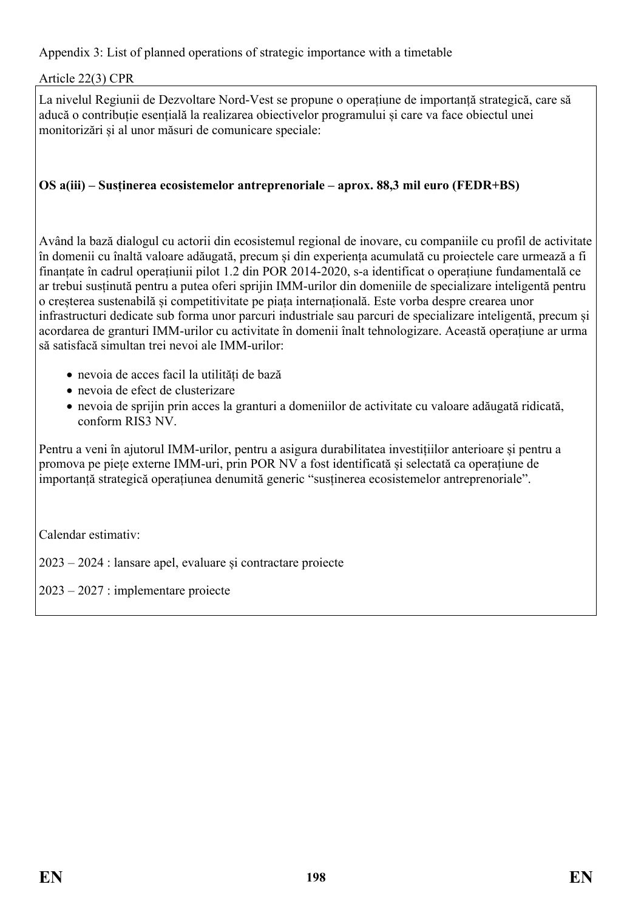Appendix 3: List of planned operations of strategic importance with a timetable

Article 22(3) CPR

La nivelul Regiunii de Dezvoltare Nord-Vest se propune o operațiune de importanță strategică, care să aducă o contribuție esențială la realizarea obiectivelor programului și care va face obiectul unei monitorizări și al unor măsuri de comunicare speciale:

**OS a(iii) – Susținerea ecosistemelor antreprenoriale – aprox. 88,3 mil euro (FEDR+BS)**

Având la bază dialogul cu actorii din ecosistemul regional de inovare, cu companiile cu profil de activitate în domenii cu înaltă valoare adăugată, precum și din experiența acumulată cu proiectele care urmează a fi finanțate în cadrul operațiunii pilot 1.2 din POR 2014-2020, s-a identificat o operațiune fundamentală ce ar trebui susținută pentru a putea oferi sprijin IMM-urilor din domeniile de specializare inteligentă pentru o creșterea sustenabilă și competitivitate pe piața internațională. Este vorba despre crearea unor infrastructuri dedicate sub forma unor parcuri industriale sau parcuri de specializare inteligentă, precum și acordarea de granturi IMM-urilor cu activitate în domenii înalt tehnologizare. Această operațiune ar urma să satisfacă simultan trei nevoi ale IMM-urilor:

- nevoia de acces facil la utilități de bază
- nevoia de efect de clusterizare
- nevoia de sprijin prin acces la granturi a domeniilor de activitate cu valoare adăugată ridicată, conform RIS3 NV.

Pentru a veni în ajutorul IMM-urilor, pentru a asigura durabilitatea investițiilor anterioare și pentru a promova pe piețe externe IMM-uri, prin POR NV a fost identificată și selectată ca operațiune de importanță strategică operațiunea denumită generic "susținerea ecosistemelor antreprenoriale".

Calendar estimativ:

2023 – 2024 : lansare apel, evaluare și contractare proiecte

2023 – 2027 : implementare proiecte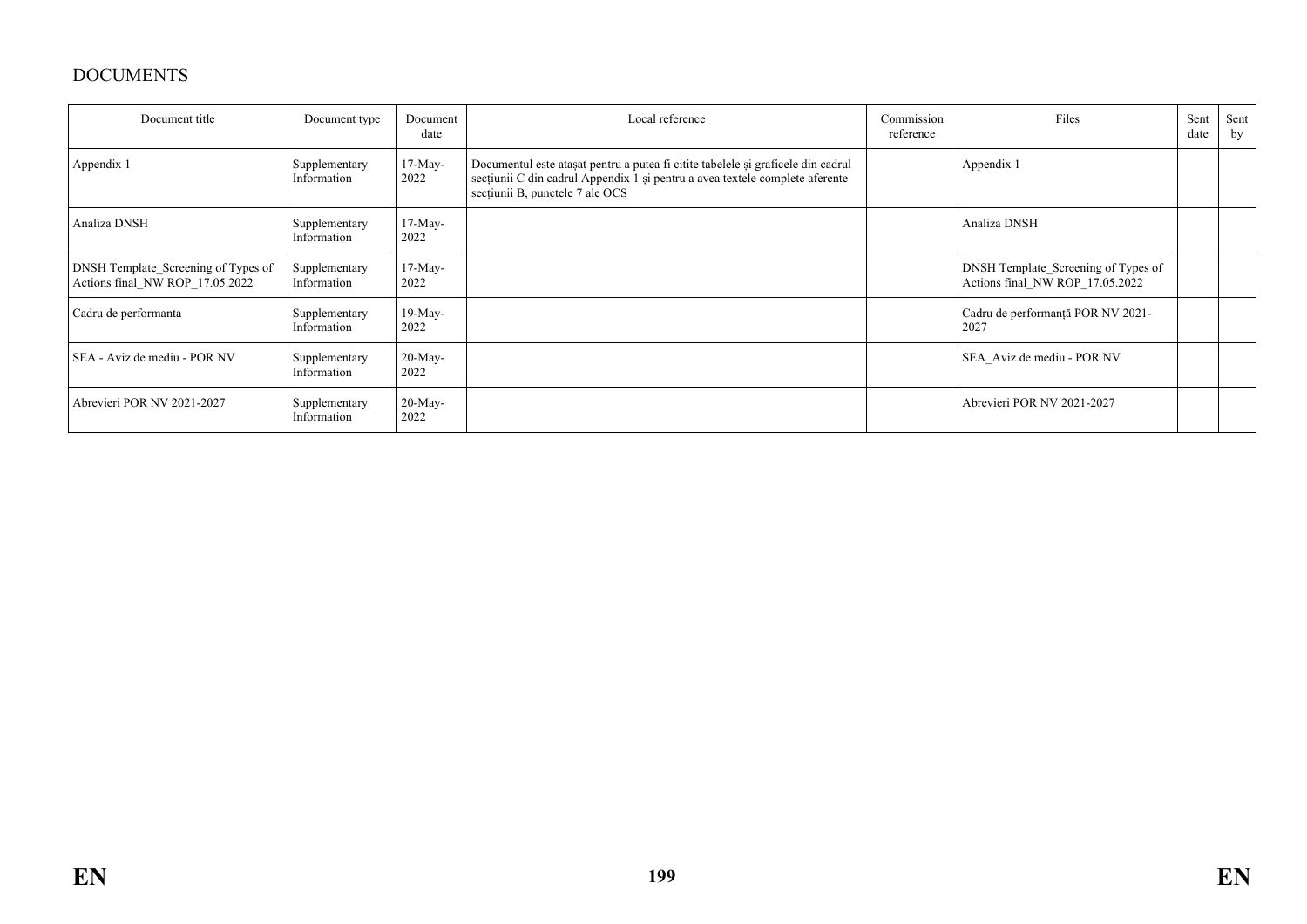## DOCUMENTS

| Document title | Document type | Document date | Local reference | Commission reference | Files | Sent date | Sent by |
|---|---|---|---|---|---|---|---|
| Appendix 1 | Supplementary Information | 17-May-2022 | Documentul este atașat pentru a putea fi citite tabelele și graficele din cadrul secțiunii C din cadrul Appendix 1 și pentru a avea textele complete aferente secțiunii B, punctele 7 ale OCS | | Appendix 1 | | |
| Analiza DNSH | Supplementary Information | 17-May-2022 | | | Analiza DNSH | | |
| DNSH Template_Screening of Types of Actions final_NW ROP_17.05.2022 | Supplementary Information | 17-May-2022 | | | DNSH Template_Screening of Types of Actions final_NW ROP_17.05.2022 | | |
| Cadru de performanta | Supplementary Information | 19-May-2022 | | | Cadru de performanță POR NV 2021-2027 | | |
| SEA - Aviz de mediu - POR NV | Supplementary Information | 20-May-2022 | | | SEA_Aviz de mediu - POR NV | | |
| Abrevieri POR NV 2021-2027 | Supplementary Information | 20-May-2022 | | | Abrevieri POR NV 2021-2027 | | |